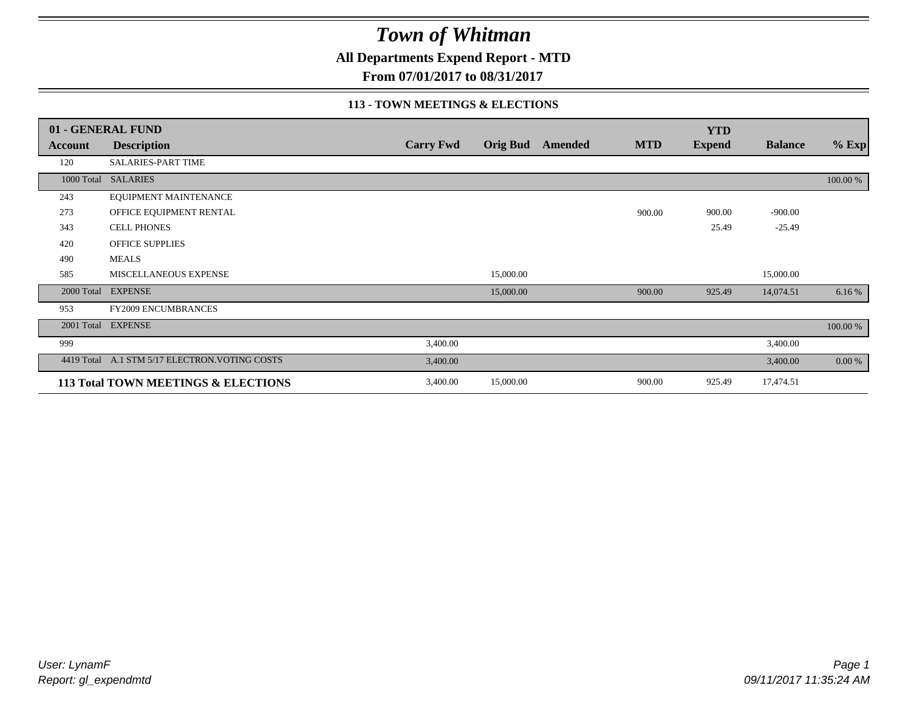# *Town of Whitman*

**All Departments Expend Report - MTD**

**From 07/01/2017 to 08/31/2017**

### 113 - TOWN MEETINGS & ELECTIONS

| Account | Description | Carry Fwd | Orig Bud | Amended | MTD | YTD Expend | Balance | % Exp |
|---|---|---|---|---|---|---|---|---|
| 120 | SALARIES-PART TIME | | | | | | | |
| 1000 Total | SALARIES | | | | | | | 100.00 % |
| 243 | EQUIPMENT MAINTENANCE | | | | | | | |
| 273 | OFFICE EQUIPMENT RENTAL | | | | 900.00 | 900.00 | -900.00 | |
| 343 | CELL PHONES | | | | | 25.49 | -25.49 | |
| 420 | OFFICE SUPPLIES | | | | | | | |
| 490 | MEALS | | | | | | | |
| 585 | MISCELLANEOUS EXPENSE | | 15,000.00 | | | | 15,000.00 | |
| 2000 Total | EXPENSE | | 15,000.00 | | 900.00 | 925.49 | 14,074.51 | 6.16 % |
| 953 | FY2009 ENCUMBRANCES | | | | | | | |
| 2001 Total | EXPENSE | | | | | | | 100.00 % |
| 999 | | 3,400.00 | | | | | 3,400.00 | |
| 4419 Total | A.1 STM 5/17 ELECTRON.VOTING COSTS | 3,400.00 | | | | | 3,400.00 | 0.00 % |
| **113 Total** | **TOWN MEETINGS & ELECTIONS** | 3,400.00 | 15,000.00 | | 900.00 | 925.49 | 17,474.51 | |

*User: LynamF*
*Report: gl_expendmtd*

*09/11/2017 11:35:24 AM*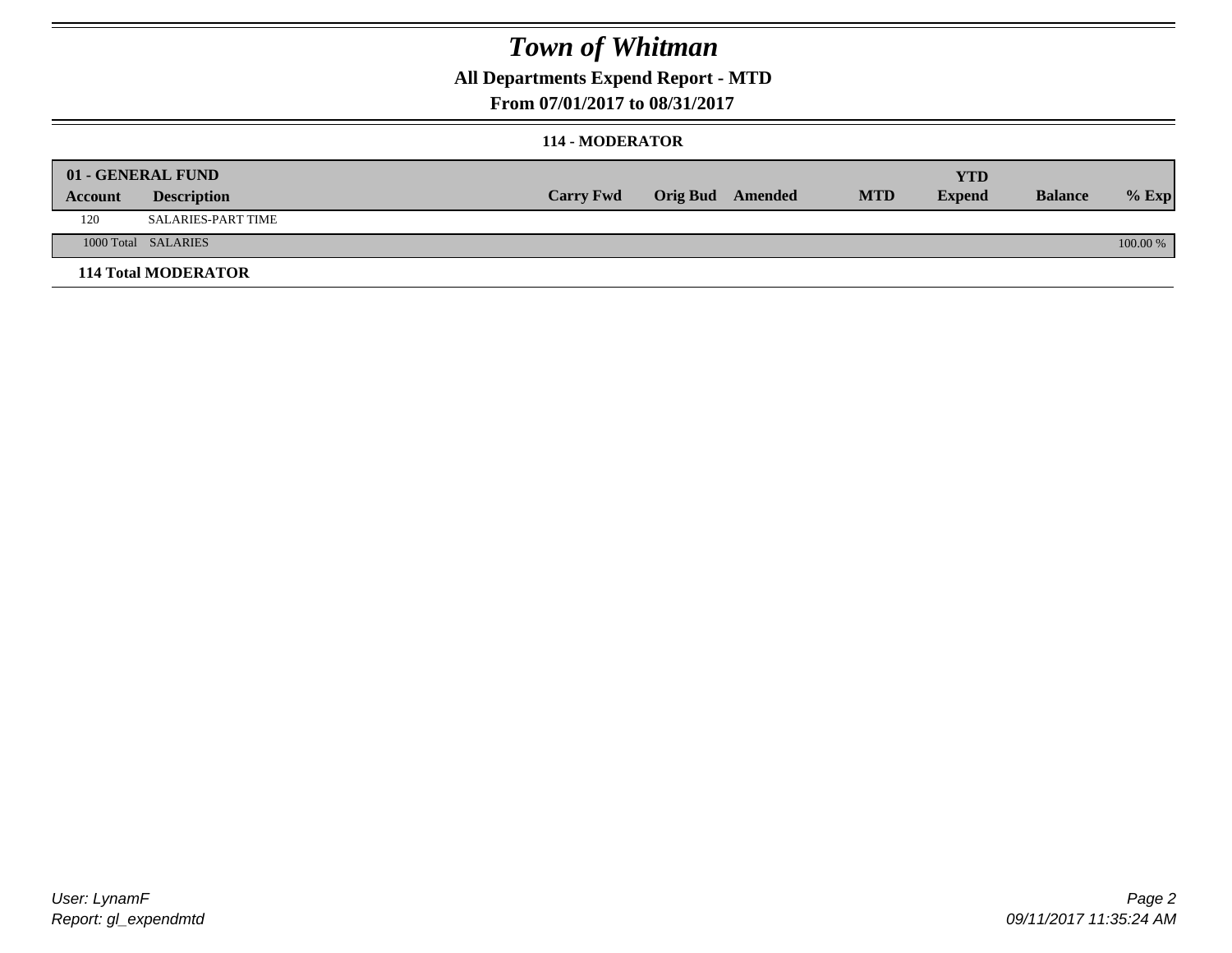# *Town of Whitman*

## All Departments Expend Report - MTD

### From 07/01/2017 to 08/31/2017

#### 114 - MODERATOR

| 01 - GENERAL FUND | | | | | | YTD | | |
|---|---|---|---|---|---|---|---|---|
| **Account** | **Description** | **Carry Fwd** | **Orig Bud** | **Amended** | **MTD** | **Expend** | **Balance** | **% Exp** |
| 120 | SALARIES-PART TIME | | | | | | | |
| 1000 Total | SALARIES | | | | | | | 100.00 % |
| **114 Total MODERATOR** | | | | | | | | |

*User: LynamF*
*Report: gl_expendmtd*
*09/11/2017 11:35:24 AM*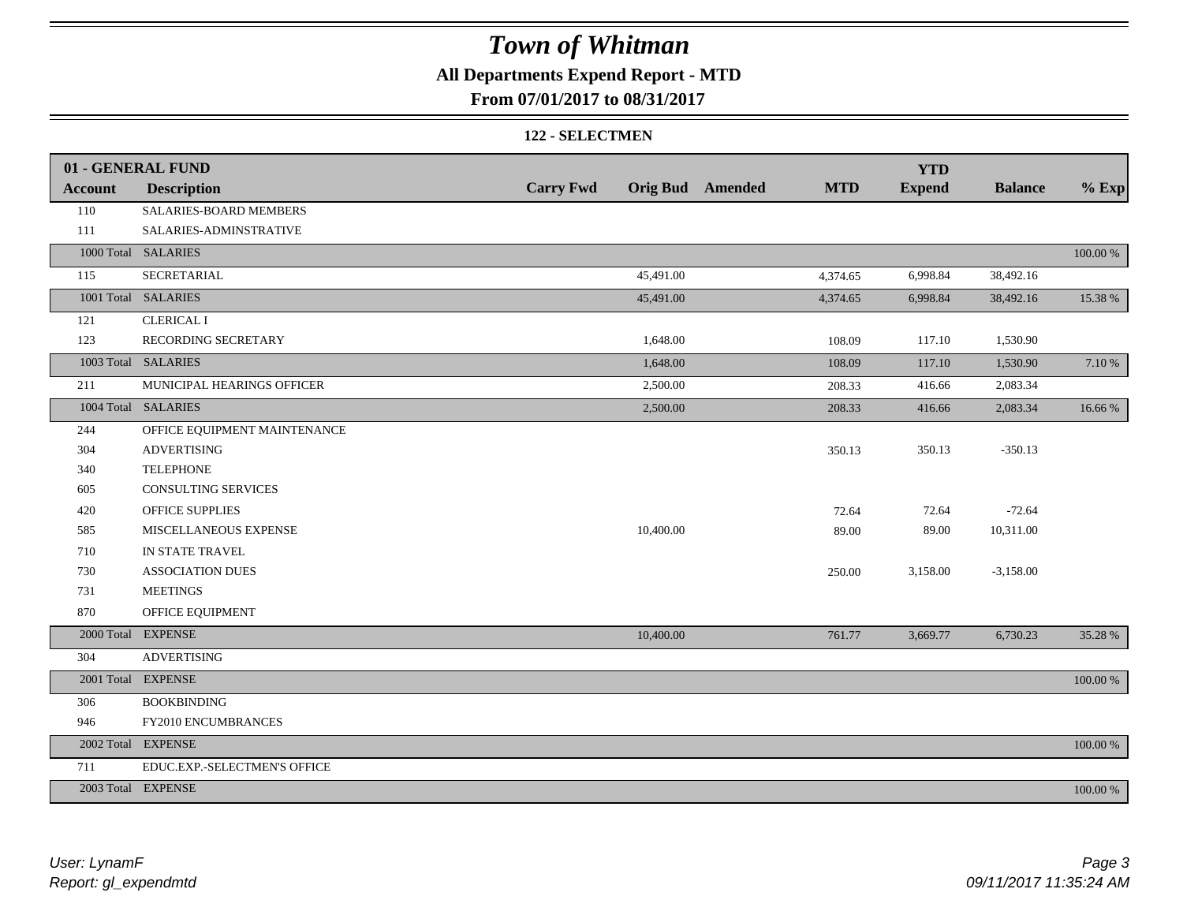# Town of Whitman

## All Departments Expend Report - MTD

### From 07/01/2017 to 08/31/2017

#### 122 - SELECTMEN

| 01 - GENERAL FUND | | | | | | YTD | | |
|---|---|---|---|---|---|---|---|---|
| **Account** | **Description** | **Carry Fwd** | **Orig Bud** | **Amended** | **MTD** | **Expend** | **Balance** | **% Exp** |
| 110 | SALARIES-BOARD MEMBERS | | | | | | | |
| 111 | SALARIES-ADMINSTRATIVE | | | | | | | |
| 1000 Total | SALARIES | | | | | | | 100.00 % |
| 115 | SECRETARIAL | | 45,491.00 | | 4,374.65 | 6,998.84 | 38,492.16 | |
| 1001 Total | SALARIES | | 45,491.00 | | 4,374.65 | 6,998.84 | 38,492.16 | 15.38 % |
| 121 | CLERICAL I | | | | | | | |
| 123 | RECORDING SECRETARY | | 1,648.00 | | 108.09 | 117.10 | 1,530.90 | |
| 1003 Total | SALARIES | | 1,648.00 | | 108.09 | 117.10 | 1,530.90 | 7.10 % |
| 211 | MUNICIPAL HEARINGS OFFICER | | 2,500.00 | | 208.33 | 416.66 | 2,083.34 | |
| 1004 Total | SALARIES | | 2,500.00 | | 208.33 | 416.66 | 2,083.34 | 16.66 % |
| 244 | OFFICE EQUIPMENT MAINTENANCE | | | | | | | |
| 304 | ADVERTISING | | | | 350.13 | 350.13 | -350.13 | |
| 340 | TELEPHONE | | | | | | | |
| 605 | CONSULTING SERVICES | | | | | | | |
| 420 | OFFICE SUPPLIES | | | | 72.64 | 72.64 | -72.64 | |
| 585 | MISCELLANEOUS EXPENSE | | 10,400.00 | | 89.00 | 89.00 | 10,311.00 | |
| 710 | IN STATE TRAVEL | | | | | | | |
| 730 | ASSOCIATION DUES | | | | 250.00 | 3,158.00 | -3,158.00 | |
| 731 | MEETINGS | | | | | | | |
| 870 | OFFICE EQUIPMENT | | | | | | | |
| 2000 Total | EXPENSE | | 10,400.00 | | 761.77 | 3,669.77 | 6,730.23 | 35.28 % |
| 304 | ADVERTISING | | | | | | | |
| 2001 Total | EXPENSE | | | | | | | 100.00 % |
| 306 | BOOKBINDING | | | | | | | |
| 946 | FY2010 ENCUMBRANCES | | | | | | | |
| 2002 Total | EXPENSE | | | | | | | 100.00 % |
| 711 | EDUC.EXP.-SELECTMEN'S OFFICE | | | | | | | |
| 2003 Total | EXPENSE | | | | | | | 100.00 % |

*User: LynamF*
*Report: gl_expendmtd*

*09/11/2017 11:35:24 AM*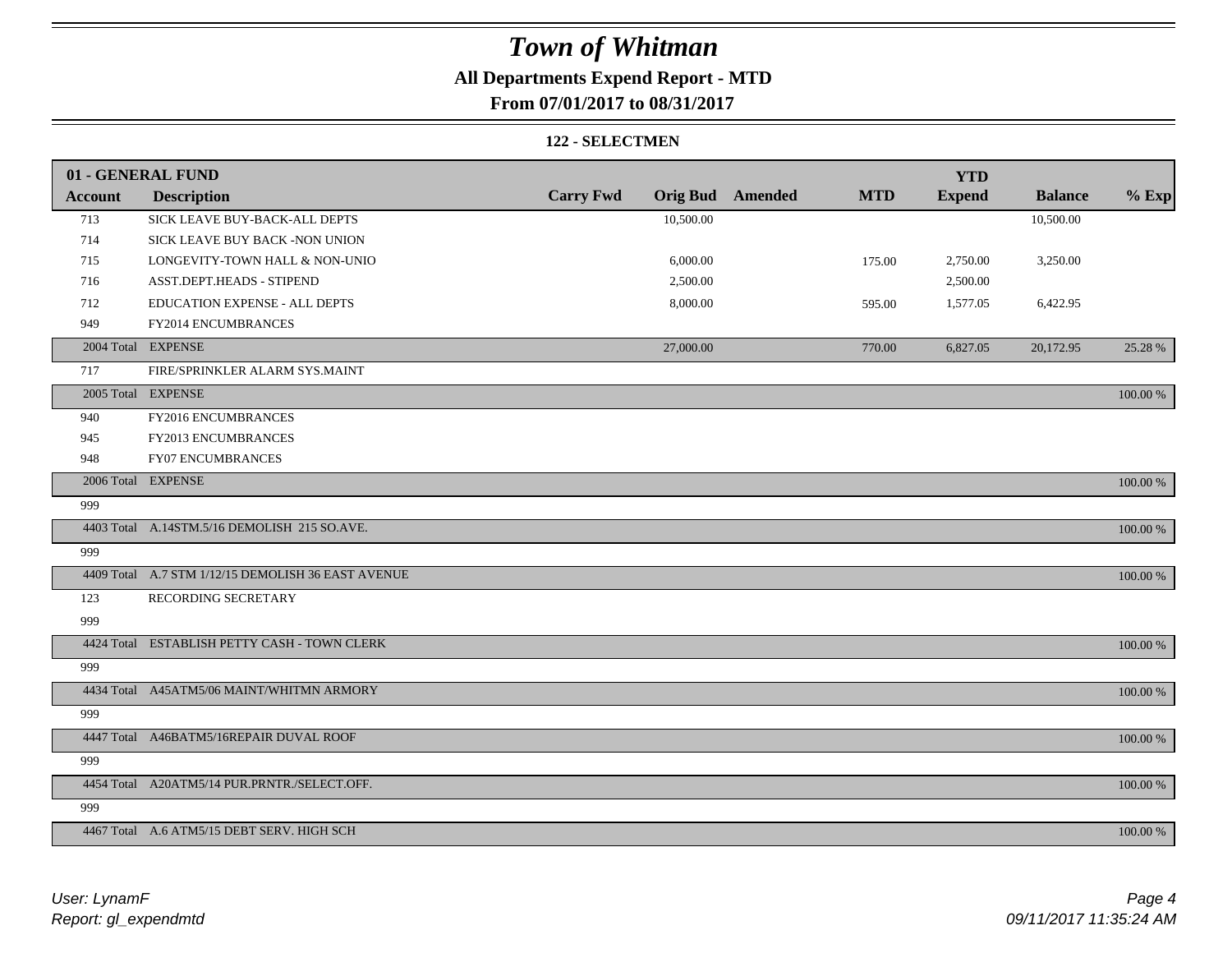# Town of Whitman

## All Departments Expend Report - MTD

### From 07/01/2017 to 08/31/2017

#### 122 - SELECTMEN

| 01 - GENERAL FUND | | | | | | YTD | | |
|---|---|---|---|---|---|---|---|---|
| **Account** | **Description** | **Carry Fwd** | **Orig Bud** | **Amended** | **MTD** | **Expend** | **Balance** | **% Exp** |
| 713 | SICK LEAVE BUY-BACK-ALL DEPTS | | 10,500.00 | | | | 10,500.00 | |
| 714 | SICK LEAVE BUY BACK -NON UNION | | | | | | | |
| 715 | LONGEVITY-TOWN HALL & NON-UNIO | | 6,000.00 | | 175.00 | 2,750.00 | 3,250.00 | |
| 716 | ASST.DEPT.HEADS - STIPEND | | 2,500.00 | | | 2,500.00 | | |
| 712 | EDUCATION EXPENSE - ALL DEPTS | | 8,000.00 | | 595.00 | 1,577.05 | 6,422.95 | |
| 949 | FY2014 ENCUMBRANCES | | | | | | | |
| 2004 Total | EXPENSE | | 27,000.00 | | 770.00 | 6,827.05 | 20,172.95 | 25.28 % |
| 717 | FIRE/SPRINKLER ALARM SYS.MAINT | | | | | | | |
| 2005 Total | EXPENSE | | | | | | | 100.00 % |
| 940 | FY2016 ENCUMBRANCES | | | | | | | |
| 945 | FY2013 ENCUMBRANCES | | | | | | | |
| 948 | FY07 ENCUMBRANCES | | | | | | | |
| 2006 Total | EXPENSE | | | | | | | 100.00 % |
| 999 | | | | | | | | |
| 4403 Total | A.14STM.5/16 DEMOLISH 215 SO.AVE. | | | | | | | 100.00 % |
| 999 | | | | | | | | |
| 4409 Total | A.7 STM 1/12/15 DEMOLISH 36 EAST AVENUE | | | | | | | 100.00 % |
| 123 | RECORDING SECRETARY | | | | | | | |
| 999 | | | | | | | | |
| 4424 Total | ESTABLISH PETTY CASH - TOWN CLERK | | | | | | | 100.00 % |
| 999 | | | | | | | | |
| 4434 Total | A45ATM5/06 MAINT/WHITMN ARMORY | | | | | | | 100.00 % |
| 999 | | | | | | | | |
| 4447 Total | A46BATM5/16REPAIR DUVAL ROOF | | | | | | | 100.00 % |
| 999 | | | | | | | | |
| 4454 Total | A20ATM5/14 PUR.PRNTR./SELECT.OFF. | | | | | | | 100.00 % |
| 999 | | | | | | | | |
| 4467 Total | A.6 ATM5/15 DEBT SERV. HIGH SCH | | | | | | | 100.00 % |

*User: LynamF*
*Report: gl_expendmtd*

*09/11/2017 11:35:24 AM*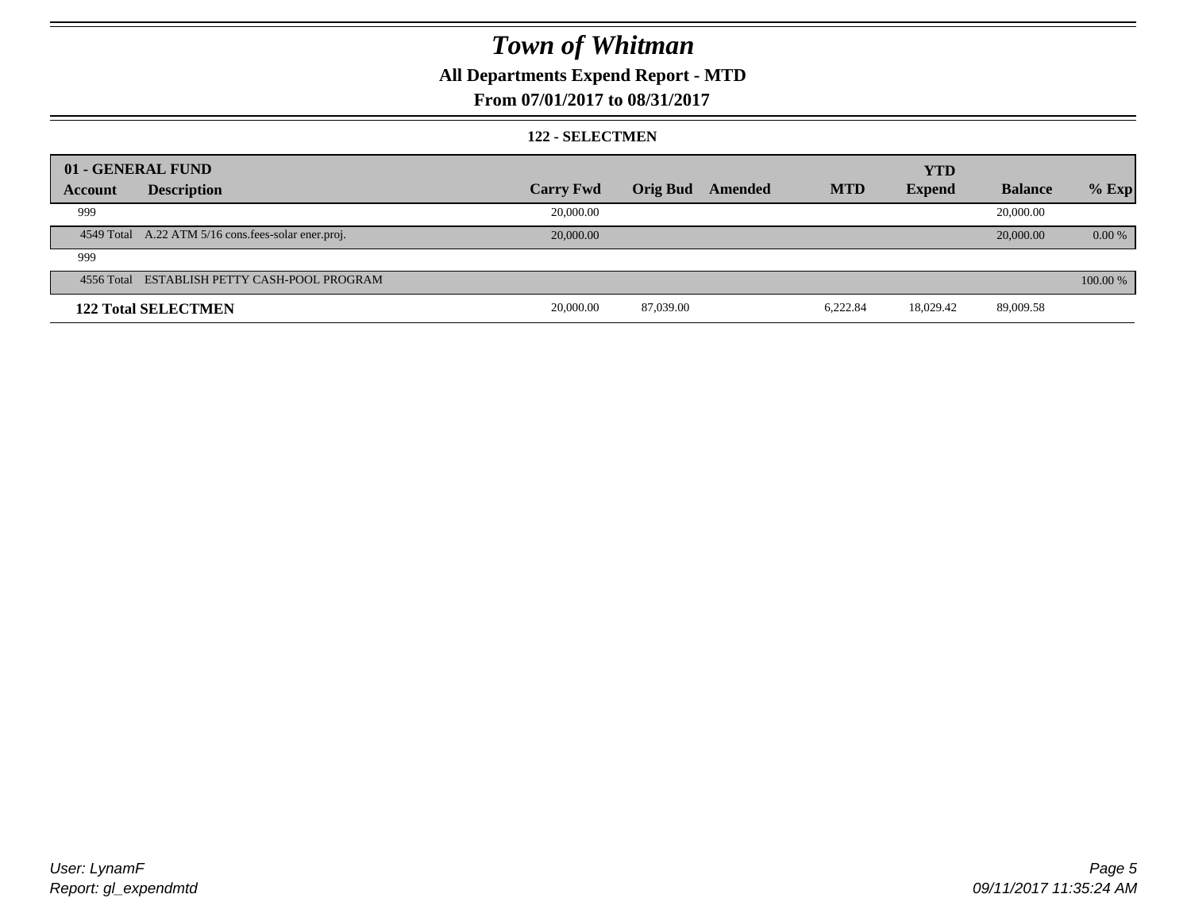# Town of Whitman

## All Departments Expend Report - MTD

### From 07/01/2017 to 08/31/2017

#### 122 - SELECTMEN

| 01 - GENERAL FUND | | | | | | YTD | | |
|---|---|---|---|---|---|---|---|---|
| **Account** | **Description** | **Carry Fwd** | **Orig Bud** | **Amended** | **MTD** | **Expend** | **Balance** | **% Exp** |
| 999 | | 20,000.00 | | | | | 20,000.00 | |
| 4549 Total | A.22 ATM 5/16 cons.fees-solar ener.proj. | 20,000.00 | | | | | 20,000.00 | 0.00 % |
| 999 | | | | | | | | |
| 4556 Total | ESTABLISH PETTY CASH-POOL PROGRAM | | | | | | | 100.00 % |
| **122 Total SELECTMEN** | | 20,000.00 | 87,039.00 | | 6,222.84 | 18,029.42 | 89,009.58 | |

*User: LynamF*
*Report: gl_expendmtd*

*09/11/2017 11:35:24 AM*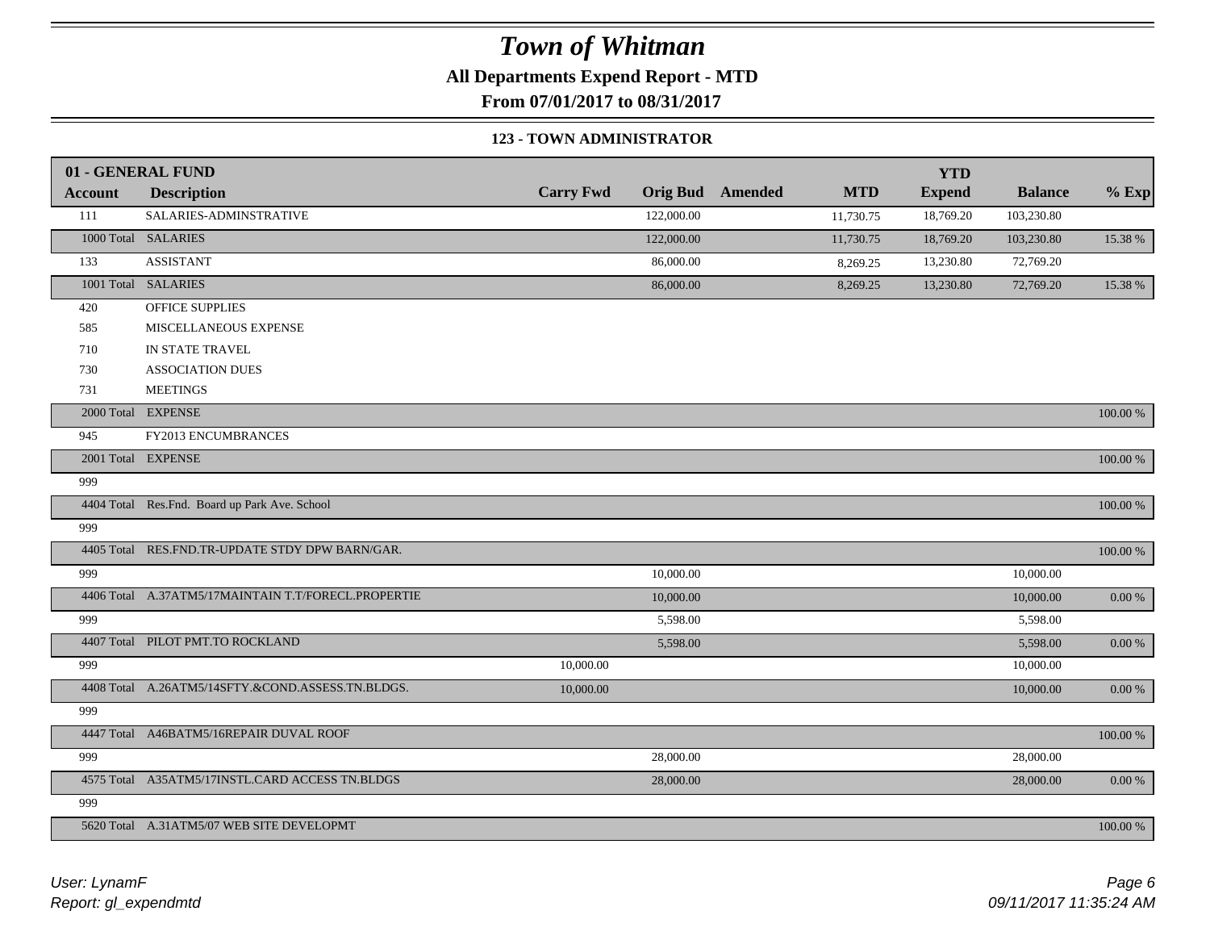# Town of Whitman

## All Departments Expend Report - MTD

### From 07/01/2017 to 08/31/2017

#### 123 - TOWN ADMINISTRATOR

| 01 - GENERAL FUND | | | | | | YTD | | |
|---|---|---|---|---|---|---|---|---|
| **Account** | **Description** | **Carry Fwd** | **Orig Bud** | **Amended** | **MTD** | **Expend** | **Balance** | **% Exp** |
| 111 | SALARIES-ADMINSTRATIVE | | 122,000.00 | | 11,730.75 | 18,769.20 | 103,230.80 | |
| 1000 Total | SALARIES | | 122,000.00 | | 11,730.75 | 18,769.20 | 103,230.80 | 15.38 % |
| 133 | ASSISTANT | | 86,000.00 | | 8,269.25 | 13,230.80 | 72,769.20 | |
| 1001 Total | SALARIES | | 86,000.00 | | 8,269.25 | 13,230.80 | 72,769.20 | 15.38 % |
| 420 | OFFICE SUPPLIES | | | | | | | |
| 585 | MISCELLANEOUS EXPENSE | | | | | | | |
| 710 | IN STATE TRAVEL | | | | | | | |
| 730 | ASSOCIATION DUES | | | | | | | |
| 731 | MEETINGS | | | | | | | |
| 2000 Total | EXPENSE | | | | | | | 100.00 % |
| 945 | FY2013 ENCUMBRANCES | | | | | | | |
| 2001 Total | EXPENSE | | | | | | | 100.00 % |
| 999 | | | | | | | | |
| 4404 Total | Res.Fnd. Board up Park Ave. School | | | | | | | 100.00 % |
| 999 | | | | | | | | |
| 4405 Total | RES.FND.TR-UPDATE STDY DPW BARN/GAR. | | | | | | | 100.00 % |
| 999 | | | 10,000.00 | | | | 10,000.00 | |
| 4406 Total | A.37ATM5/17MAINTAIN T.T/FORECL.PROPERTIE | | 10,000.00 | | | | 10,000.00 | 0.00 % |
| 999 | | | 5,598.00 | | | | 5,598.00 | |
| 4407 Total | PILOT PMT.TO ROCKLAND | | 5,598.00 | | | | 5,598.00 | 0.00 % |
| 999 | | 10,000.00 | | | | | 10,000.00 | |
| 4408 Total | A.26ATM5/14SFTY.&COND.ASSESS.TN.BLDGS. | 10,000.00 | | | | | 10,000.00 | 0.00 % |
| 999 | | | | | | | | |
| 4447 Total | A46BATM5/16REPAIR DUVAL ROOF | | | | | | | 100.00 % |
| 999 | | | 28,000.00 | | | | 28,000.00 | |
| 4575 Total | A35ATM5/17INSTL.CARD ACCESS TN.BLDGS | | 28,000.00 | | | | 28,000.00 | 0.00 % |
| 999 | | | | | | | | |
| 5620 Total | A.31ATM5/07 WEB SITE DEVELOPMT | | | | | | | 100.00 % |

*User: LynamF*
*Report: gl_expendmtd*

*09/11/2017 11:35:24 AM*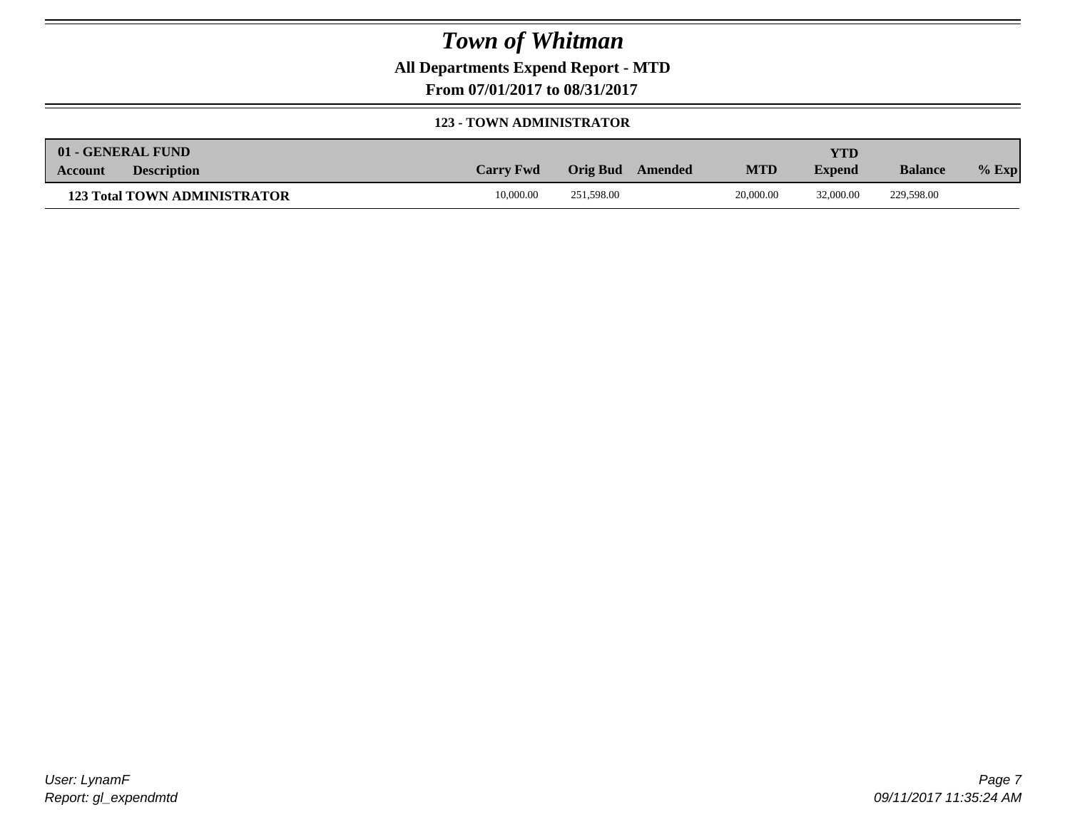# Town of Whitman

**All Departments Expend Report - MTD**

**From 07/01/2017 to 08/31/2017**

**123 - TOWN ADMINISTRATOR**

| 01 - GENERAL FUND<br>Account | Description | Carry Fwd | Orig Bud | Amended | MTD | YTD Expend | Balance | % Exp |
|---|---|---|---|---|---|---|---|---|
| **123 Total TOWN ADMINISTRATOR** | | 10,000.00 | 251,598.00 | | 20,000.00 | 32,000.00 | 229,598.00 | |

*User: LynamF*
*Report: gl_expendmtd*

*09/11/2017 11:35:24 AM*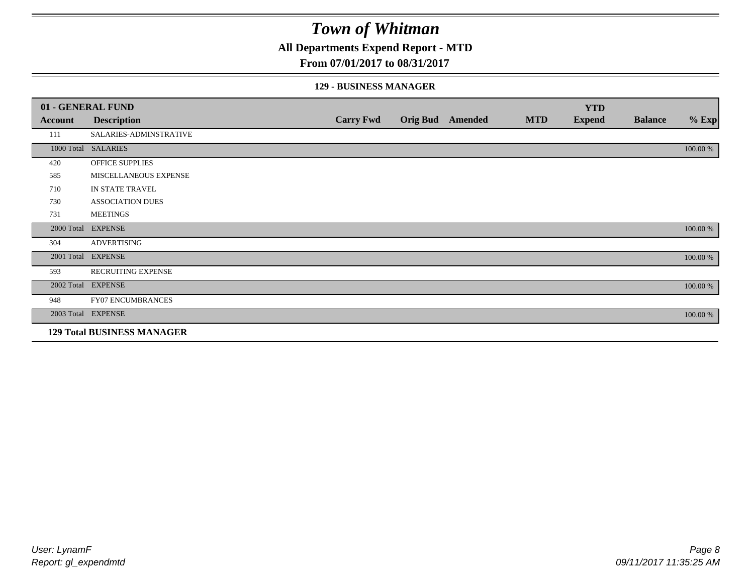# Town of Whitman

## All Departments Expend Report - MTD

### From 07/01/2017 to 08/31/2017

#### 129 - BUSINESS MANAGER

| 01 - GENERAL FUND | | | | | | YTD | | |
|---|---|---|---|---|---|---|---|---|
| **Account** | **Description** | **Carry Fwd** | **Orig Bud** | **Amended** | **MTD** | **Expend** | **Balance** | **% Exp** |
| 111 | SALARIES-ADMINSTRATIVE | | | | | | | |
| 1000 Total | SALARIES | | | | | | | 100.00 % |
| 420 | OFFICE SUPPLIES | | | | | | | |
| 585 | MISCELLANEOUS EXPENSE | | | | | | | |
| 710 | IN STATE TRAVEL | | | | | | | |
| 730 | ASSOCIATION DUES | | | | | | | |
| 731 | MEETINGS | | | | | | | |
| 2000 Total | EXPENSE | | | | | | | 100.00 % |
| 304 | ADVERTISING | | | | | | | |
| 2001 Total | EXPENSE | | | | | | | 100.00 % |
| 593 | RECRUITING EXPENSE | | | | | | | |
| 2002 Total | EXPENSE | | | | | | | 100.00 % |
| 948 | FY07 ENCUMBRANCES | | | | | | | |
| 2003 Total | EXPENSE | | | | | | | 100.00 % |
| **129 Total BUSINESS MANAGER** | | | | | | | | |

*User: LynamF*
*Report: gl_expendmtd*

*09/11/2017 11:35:25 AM*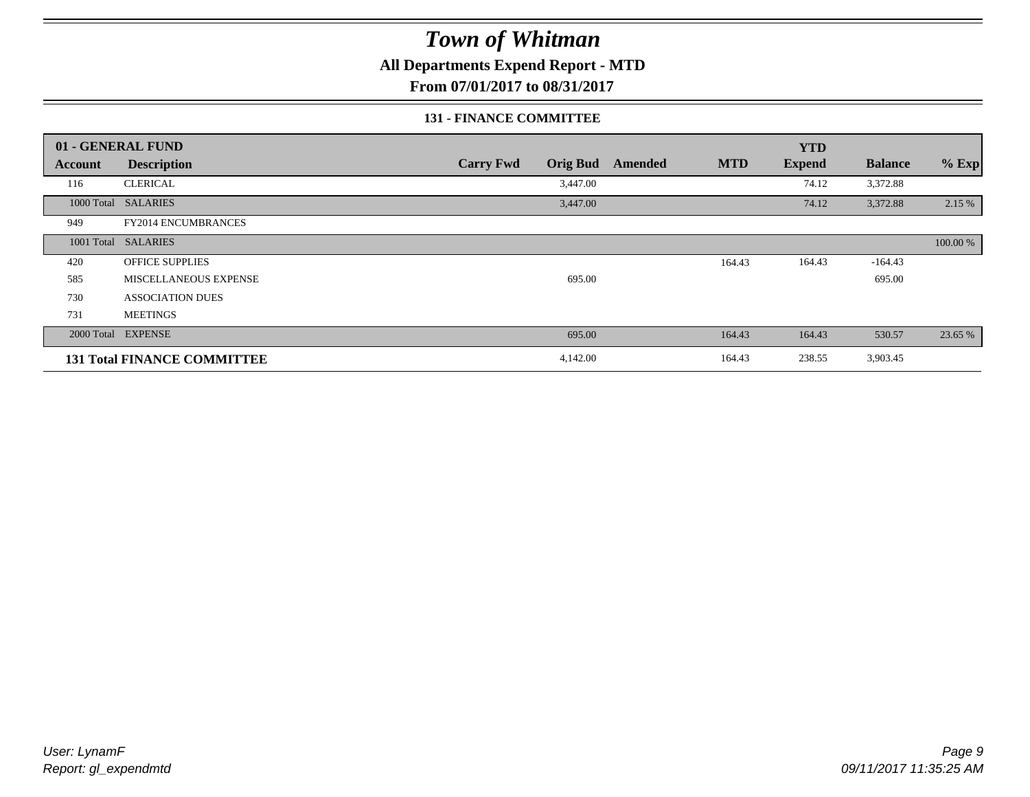# *Town of Whitman*

**All Departments Expend Report - MTD**

**From 07/01/2017 to 08/31/2017**

### 131 - FINANCE COMMITTEE

| 01 - GENERAL FUND | | | | | | YTD | | |
|---|---|---|---|---|---|---|---|---|
| **Account** | **Description** | **Carry Fwd** | **Orig Bud** | **Amended** | **MTD** | **Expend** | **Balance** | **% Exp** |
| 116 | CLERICAL | | 3,447.00 | | | 74.12 | 3,372.88 | |
| 1000 Total | SALARIES | | 3,447.00 | | | 74.12 | 3,372.88 | 2.15 % |
| 949 | FY2014 ENCUMBRANCES | | | | | | | |
| 1001 Total | SALARIES | | | | | | | 100.00 % |
| 420 | OFFICE SUPPLIES | | | | 164.43 | 164.43 | -164.43 | |
| 585 | MISCELLANEOUS EXPENSE | | 695.00 | | | | 695.00 | |
| 730 | ASSOCIATION DUES | | | | | | | |
| 731 | MEETINGS | | | | | | | |
| 2000 Total | EXPENSE | | 695.00 | | 164.43 | 164.43 | 530.57 | 23.65 % |
| **131 Total FINANCE COMMITTEE** | | | 4,142.00 | | 164.43 | 238.55 | 3,903.45 | |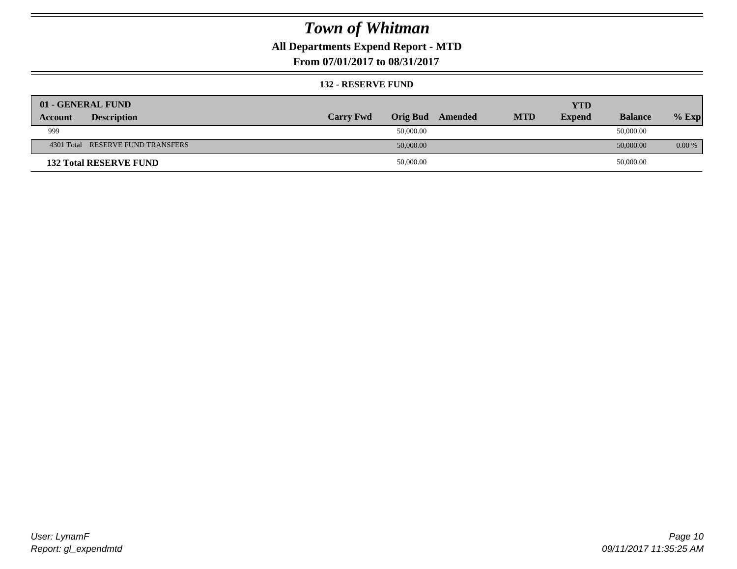# Town of Whitman

**All Departments Expend Report - MTD**

**From 07/01/2017 to 08/31/2017**

**132 - RESERVE FUND**

| 01 - GENERAL FUND | | | | | | YTD | | |
|---|---|---|---|---|---|---|---|---|
| **Account** | **Description** | **Carry Fwd** | **Orig Bud** | **Amended** | **MTD** | **Expend** | **Balance** | **% Exp** |
| 999 | | | 50,000.00 | | | | 50,000.00 | |
| 4301 Total | RESERVE FUND TRANSFERS | | 50,000.00 | | | | 50,000.00 | 0.00 % |
| **132 Total RESERVE FUND** | | | 50,000.00 | | | | 50,000.00 | |

*User: LynamF*
*Report: gl_expendmtd*

*09/11/2017 11:35:25 AM*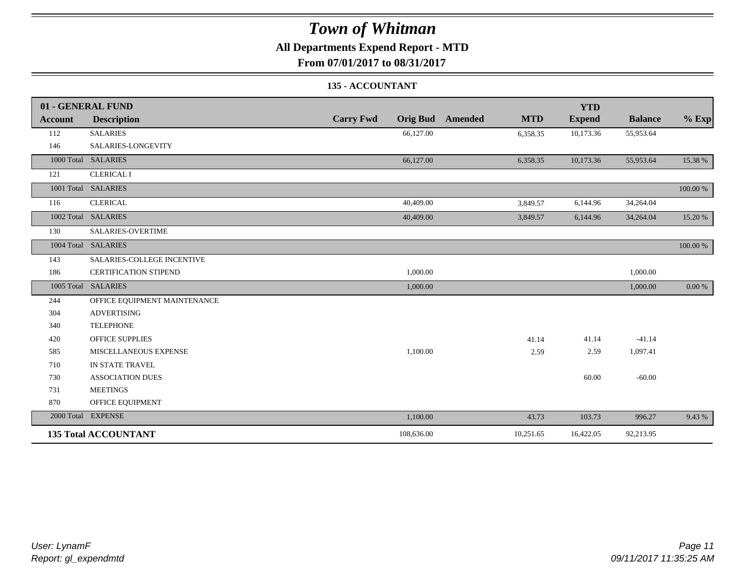# Town of Whitman

**All Departments Expend Report - MTD**

**From 07/01/2017 to 08/31/2017**

**135 - ACCOUNTANT**

| 01 - GENERAL FUND | | | | | | YTD | | |
|---|---|---|---|---|---|---|---|---|
| **Account** | **Description** | **Carry Fwd** | **Orig Bud** | **Amended** | **MTD** | **Expend** | **Balance** | **% Exp** |
| 112 | SALARIES | | 66,127.00 | | 6,358.35 | 10,173.36 | 55,953.64 | |
| 146 | SALARIES-LONGEVITY | | | | | | | |
| 1000 Total | SALARIES | | 66,127.00 | | 6,358.35 | 10,173.36 | 55,953.64 | 15.38 % |
| 121 | CLERICAL I | | | | | | | |
| 1001 Total | SALARIES | | | | | | | 100.00 % |
| 116 | CLERICAL | | 40,409.00 | | 3,849.57 | 6,144.96 | 34,264.04 | |
| 1002 Total | SALARIES | | 40,409.00 | | 3,849.57 | 6,144.96 | 34,264.04 | 15.20 % |
| 130 | SALARIES-OVERTIME | | | | | | | |
| 1004 Total | SALARIES | | | | | | | 100.00 % |
| 143 | SALARIES-COLLEGE INCENTIVE | | | | | | | |
| 186 | CERTIFICATION STIPEND | | 1,000.00 | | | | 1,000.00 | |
| 1005 Total | SALARIES | | 1,000.00 | | | | 1,000.00 | 0.00 % |
| 244 | OFFICE EQUIPMENT MAINTENANCE | | | | | | | |
| 304 | ADVERTISING | | | | | | | |
| 340 | TELEPHONE | | | | | | | |
| 420 | OFFICE SUPPLIES | | | | 41.14 | 41.14 | -41.14 | |
| 585 | MISCELLANEOUS EXPENSE | | 1,100.00 | | 2.59 | 2.59 | 1,097.41 | |
| 710 | IN STATE TRAVEL | | | | | | | |
| 730 | ASSOCIATION DUES | | | | | 60.00 | -60.00 | |
| 731 | MEETINGS | | | | | | | |
| 870 | OFFICE EQUIPMENT | | | | | | | |
| 2000 Total | EXPENSE | | 1,100.00 | | 43.73 | 103.73 | 996.27 | 9.43 % |
| **135 Total ACCOUNTANT** | | | 108,636.00 | | 10,251.65 | 16,422.05 | 92,213.95 | |

*User: LynamF*
*Report: gl_expendmtd*

*09/11/2017 11:35:25 AM*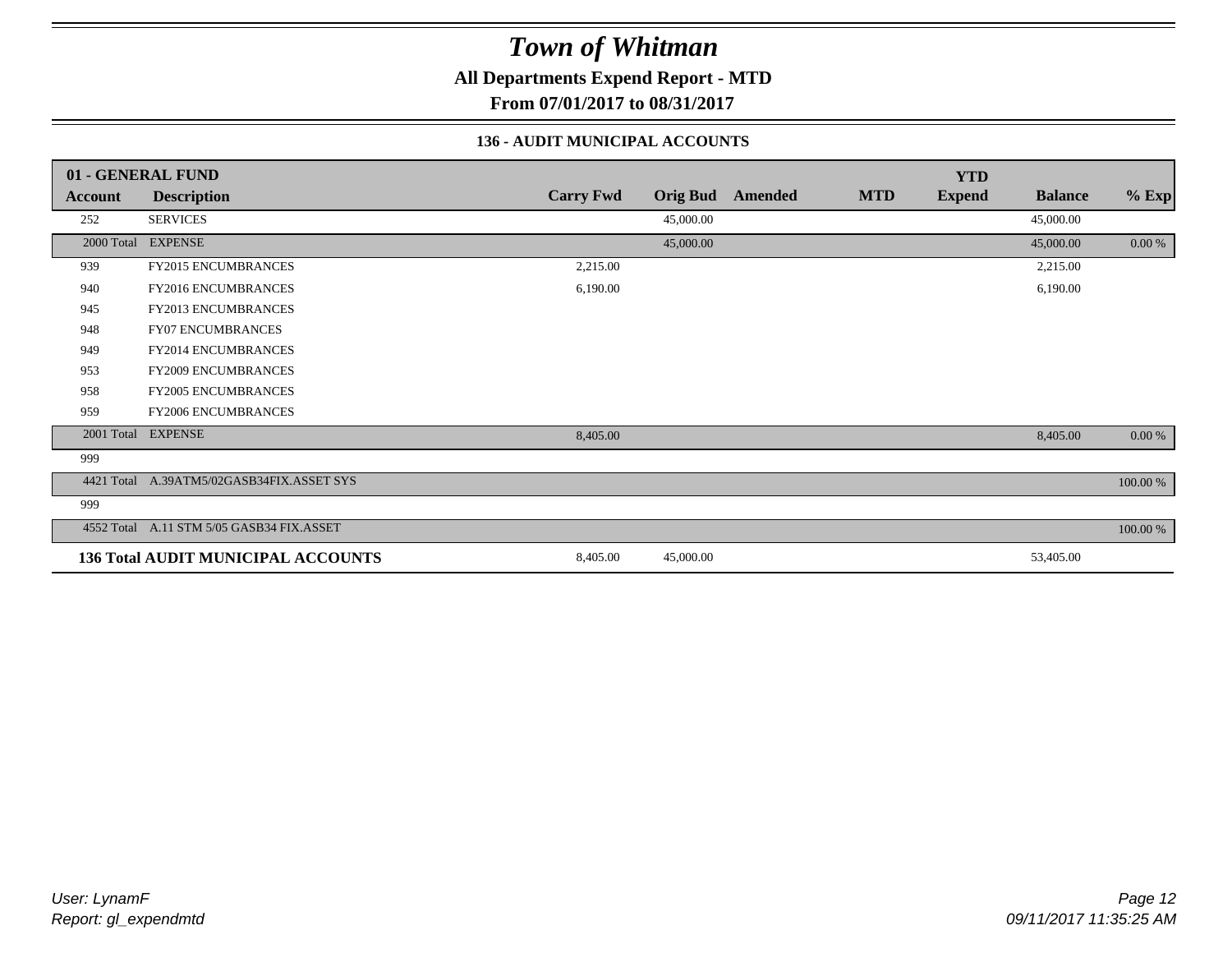# Town of Whitman

**All Departments Expend Report - MTD**

**From 07/01/2017 to 08/31/2017**

### 136 - AUDIT MUNICIPAL ACCOUNTS

| 01 - GENERAL FUND | | | | | | YTD | | |
|---|---|---|---|---|---|---|---|---|
| **Account** | **Description** | **Carry Fwd** | **Orig Bud** | **Amended** | **MTD** | **Expend** | **Balance** | **% Exp** |
| 252 | SERVICES | | 45,000.00 | | | | 45,000.00 | |
| 2000 Total | EXPENSE | | 45,000.00 | | | | 45,000.00 | 0.00 % |
| 939 | FY2015 ENCUMBRANCES | 2,215.00 | | | | | 2,215.00 | |
| 940 | FY2016 ENCUMBRANCES | 6,190.00 | | | | | 6,190.00 | |
| 945 | FY2013 ENCUMBRANCES | | | | | | | |
| 948 | FY07 ENCUMBRANCES | | | | | | | |
| 949 | FY2014 ENCUMBRANCES | | | | | | | |
| 953 | FY2009 ENCUMBRANCES | | | | | | | |
| 958 | FY2005 ENCUMBRANCES | | | | | | | |
| 959 | FY2006 ENCUMBRANCES | | | | | | | |
| 2001 Total | EXPENSE | 8,405.00 | | | | | 8,405.00 | 0.00 % |
| 999 | | | | | | | | |
| 4421 Total | A.39ATM5/02GASB34FIX.ASSET SYS | | | | | | | 100.00 % |
| 999 | | | | | | | | |
| 4552 Total | A.11 STM 5/05 GASB34 FIX.ASSET | | | | | | | 100.00 % |
| **136 Total AUDIT MUNICIPAL ACCOUNTS** | | 8,405.00 | 45,000.00 | | | | 53,405.00 | |

*User: LynamF*
*Report: gl_expendmtd*

*09/11/2017 11:35:25 AM*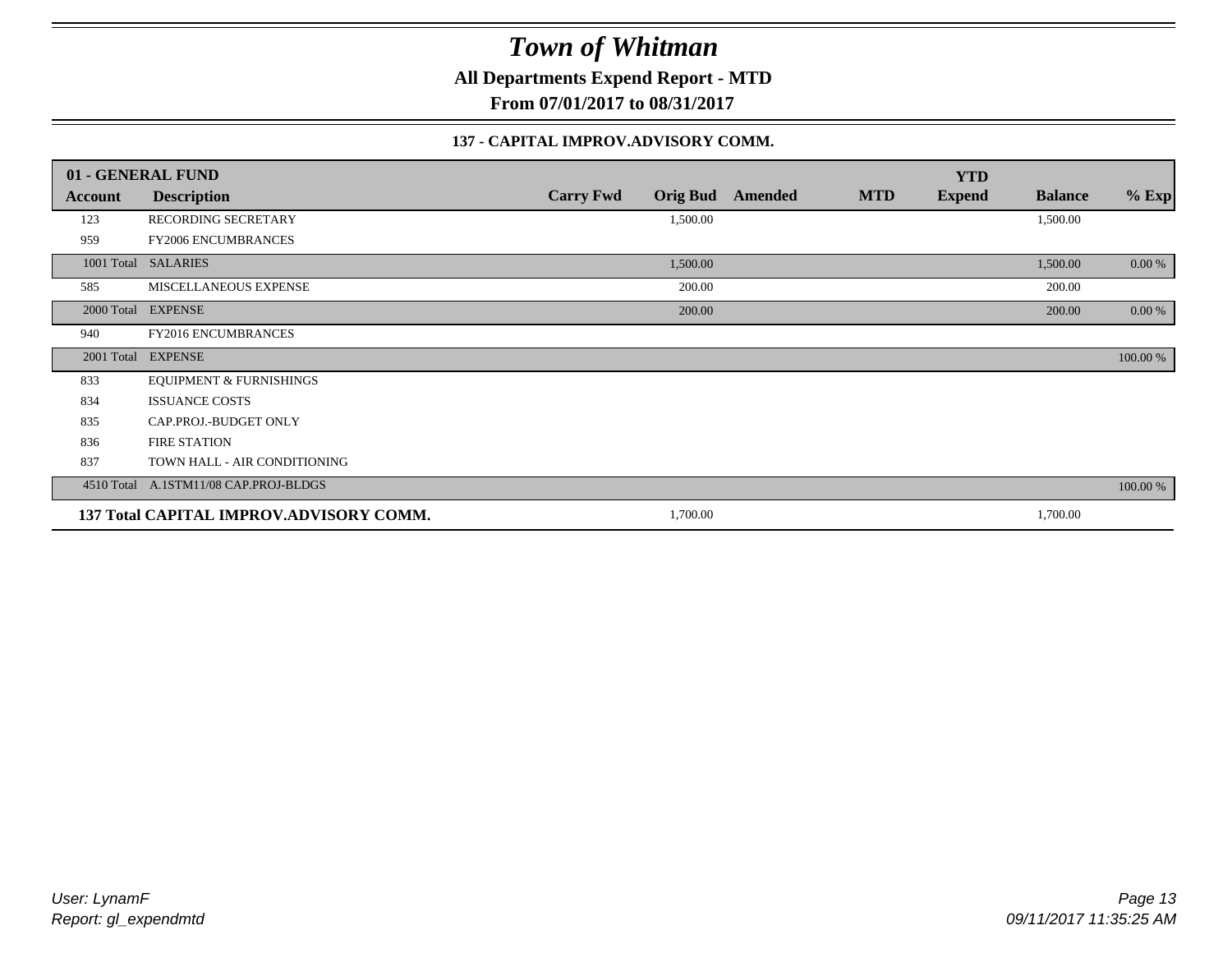# Town of Whitman

**All Departments Expend Report - MTD**

**From 07/01/2017 to 08/31/2017**

### 137 - CAPITAL IMPROV.ADVISORY COMM.

| 01 - GENERAL FUND | | | | | | | | |
|---|---|---|---|---|---|---|---|---|
| **Account** | **Description** | **Carry Fwd** | **Orig Bud** | **Amended** | **MTD** | **YTD Expend** | **Balance** | **% Exp** |
| 123 | RECORDING SECRETARY | | 1,500.00 | | | | 1,500.00 | |
| 959 | FY2006 ENCUMBRANCES | | | | | | | |
| 1001 Total | SALARIES | | 1,500.00 | | | | 1,500.00 | 0.00 % |
| 585 | MISCELLANEOUS EXPENSE | | 200.00 | | | | 200.00 | |
| 2000 Total | EXPENSE | | 200.00 | | | | 200.00 | 0.00 % |
| 940 | FY2016 ENCUMBRANCES | | | | | | | |
| 2001 Total | EXPENSE | | | | | | | 100.00 % |
| 833 | EQUIPMENT & FURNISHINGS | | | | | | | |
| 834 | ISSUANCE COSTS | | | | | | | |
| 835 | CAP.PROJ.-BUDGET ONLY | | | | | | | |
| 836 | FIRE STATION | | | | | | | |
| 837 | TOWN HALL - AIR CONDITIONING | | | | | | | |
| 4510 Total | A.1STM11/08 CAP.PROJ-BLDGS | | | | | | | 100.00 % |
| **137 Total** | **CAPITAL IMPROV.ADVISORY COMM.** | | 1,700.00 | | | | 1,700.00 | |

*User: LynamF*
*Report: gl_expendmtd*

*09/11/2017 11:35:25 AM*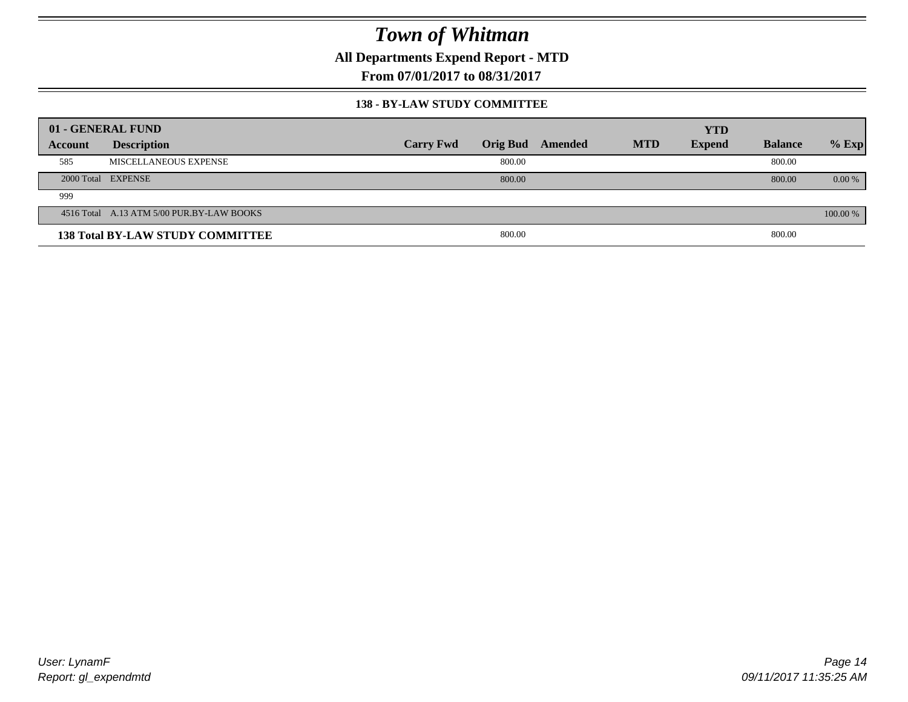# Town of Whitman

**All Departments Expend Report - MTD**

**From 07/01/2017 to 08/31/2017**

### 138 - BY-LAW STUDY COMMITTEE

| 01 - GENERAL FUND | | | | | | | | |
|---|---|---|---|---|---|---|---|---|
| **Account** | **Description** | **Carry Fwd** | **Orig Bud** | **Amended** | **MTD** | **YTD Expend** | **Balance** | **% Exp** |
| 585 | MISCELLANEOUS EXPENSE | | 800.00 | | | | 800.00 | |
| 2000 Total | EXPENSE | | 800.00 | | | | 800.00 | 0.00 % |
| 999 | | | | | | | | |
| 4516 Total | A.13 ATM 5/00 PUR.BY-LAW BOOKS | | | | | | | 100.00 % |
| **138 Total BY-LAW STUDY COMMITTEE** | | | 800.00 | | | | 800.00 | |

*User: LynamF*
*Report: gl_expendmtd*

*09/11/2017 11:35:25 AM*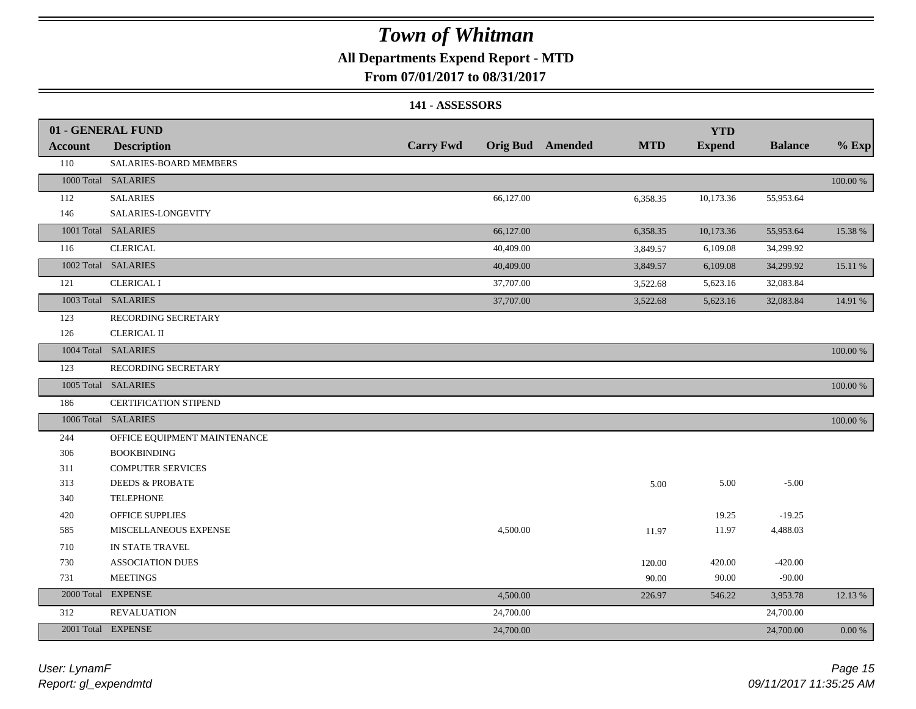# Town of Whitman

**All Departments Expend Report - MTD**

**From 07/01/2017 to 08/31/2017**

**141 - ASSESSORS**

| 01 - GENERAL FUND | | | | | | | | |
|---|---|---|---|---|---|---|---|---|
| **Account** | **Description** | **Carry Fwd** | **Orig Bud** | **Amended** | **MTD** | **YTD Expend** | **Balance** | **% Exp** |
| 110 | SALARIES-BOARD MEMBERS | | | | | | | |
| 1000 Total | SALARIES | | | | | | | 100.00 % |
| 112 | SALARIES | | 66,127.00 | | 6,358.35 | 10,173.36 | 55,953.64 | |
| 146 | SALARIES-LONGEVITY | | | | | | | |
| 1001 Total | SALARIES | | 66,127.00 | | 6,358.35 | 10,173.36 | 55,953.64 | 15.38 % |
| 116 | CLERICAL | | 40,409.00 | | 3,849.57 | 6,109.08 | 34,299.92 | |
| 1002 Total | SALARIES | | 40,409.00 | | 3,849.57 | 6,109.08 | 34,299.92 | 15.11 % |
| 121 | CLERICAL I | | 37,707.00 | | 3,522.68 | 5,623.16 | 32,083.84 | |
| 1003 Total | SALARIES | | 37,707.00 | | 3,522.68 | 5,623.16 | 32,083.84 | 14.91 % |
| 123 | RECORDING SECRETARY | | | | | | | |
| 126 | CLERICAL II | | | | | | | |
| 1004 Total | SALARIES | | | | | | | 100.00 % |
| 123 | RECORDING SECRETARY | | | | | | | |
| 1005 Total | SALARIES | | | | | | | 100.00 % |
| 186 | CERTIFICATION STIPEND | | | | | | | |
| 1006 Total | SALARIES | | | | | | | 100.00 % |
| 244 | OFFICE EQUIPMENT MAINTENANCE | | | | | | | |
| 306 | BOOKBINDING | | | | | | | |
| 311 | COMPUTER SERVICES | | | | | | | |
| 313 | DEEDS & PROBATE | | | | 5.00 | 5.00 | -5.00 | |
| 340 | TELEPHONE | | | | | | | |
| 420 | OFFICE SUPPLIES | | | | | 19.25 | -19.25 | |
| 585 | MISCELLANEOUS EXPENSE | | 4,500.00 | | 11.97 | 11.97 | 4,488.03 | |
| 710 | IN STATE TRAVEL | | | | | | | |
| 730 | ASSOCIATION DUES | | | | 120.00 | 420.00 | -420.00 | |
| 731 | MEETINGS | | | | 90.00 | 90.00 | -90.00 | |
| 2000 Total | EXPENSE | | 4,500.00 | | 226.97 | 546.22 | 3,953.78 | 12.13 % |
| 312 | REVALUATION | | 24,700.00 | | | | 24,700.00 | |
| 2001 Total | EXPENSE | | 24,700.00 | | | | 24,700.00 | 0.00 % |

*User: LynamF*
*Report: gl_expendmtd*

*09/11/2017 11:35:25 AM*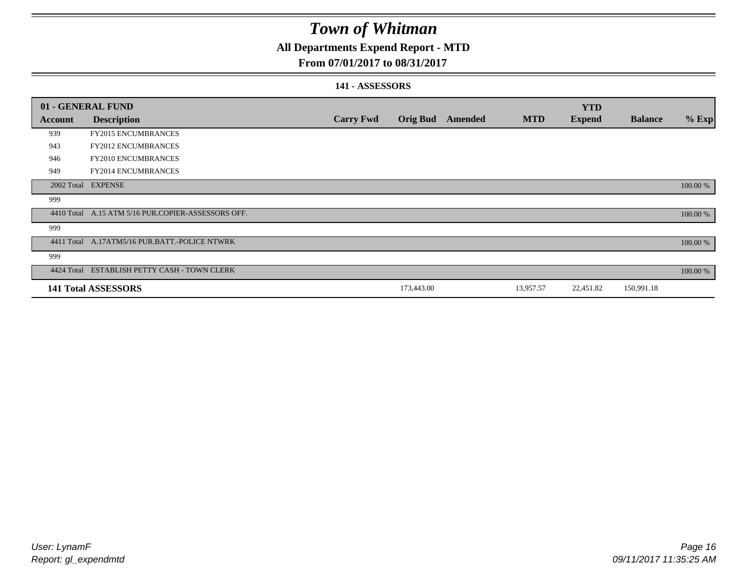# Town of Whitman

## All Departments Expend Report - MTD

### From 07/01/2017 to 08/31/2017

#### 141 - ASSESSORS

| 01 - GENERAL FUND | | | | | | YTD | | |
|---|---|---|---|---|---|---|---|---|
| **Account** | **Description** | **Carry Fwd** | **Orig Bud** | **Amended** | **MTD** | **Expend** | **Balance** | **% Exp** |
| 939 | FY2015 ENCUMBRANCES | | | | | | | |
| 943 | FY2012 ENCUMBRANCES | | | | | | | |
| 946 | FY2010 ENCUMBRANCES | | | | | | | |
| 949 | FY2014 ENCUMBRANCES | | | | | | | |
| 2002 Total | EXPENSE | | | | | | | 100.00 % |
| 999 | | | | | | | | |
| 4410 Total | A.15 ATM 5/16 PUR.COPIER-ASSESSORS OFF. | | | | | | | 100.00 % |
| 999 | | | | | | | | |
| 4411 Total | A.17ATM5/16 PUR.BATT.-POLICE NTWRK | | | | | | | 100.00 % |
| 999 | | | | | | | | |
| 4424 Total | ESTABLISH PETTY CASH - TOWN CLERK | | | | | | | 100.00 % |
| **141 Total ASSESSORS** | | | 173,443.00 | | 13,957.57 | 22,451.82 | 150,991.18 | |

*User: LynamF*
*Report: gl_expendmtd*

*09/11/2017 11:35:25 AM*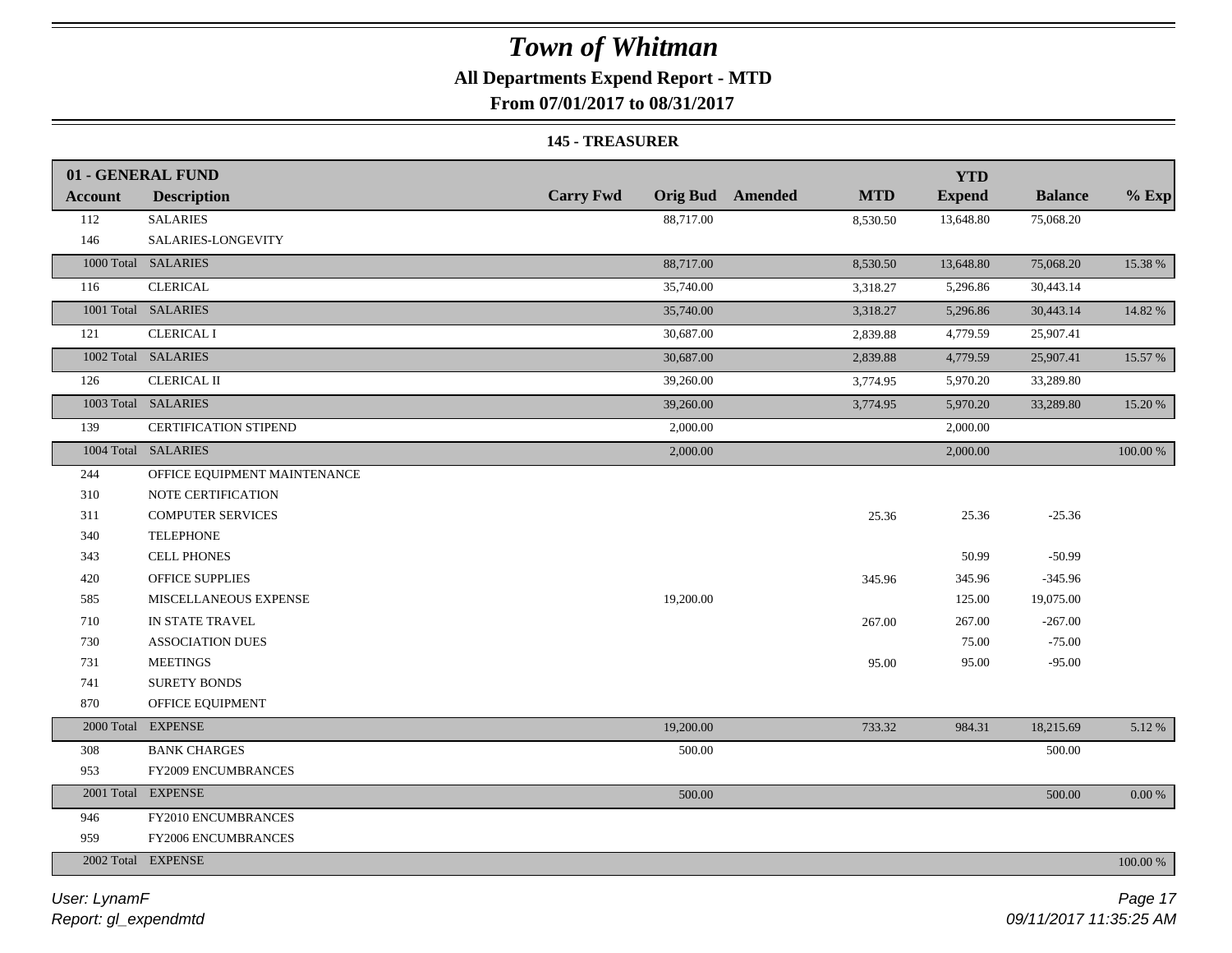# Town of Whitman

**All Departments Expend Report - MTD**

**From 07/01/2017 to 08/31/2017**

**145 - TREASURER**

| 01 - GENERAL FUND | | | | | | | | |
|---|---|---|---|---|---|---|---|---|
| **Account** | **Description** | **Carry Fwd** | **Orig Bud** | **Amended** | **MTD** | **YTD Expend** | **Balance** | **% Exp** |
| 112 | SALARIES | | 88,717.00 | | 8,530.50 | 13,648.80 | 75,068.20 | |
| 146 | SALARIES-LONGEVITY | | | | | | | |
| 1000 Total | SALARIES | | 88,717.00 | | 8,530.50 | 13,648.80 | 75,068.20 | 15.38 % |
| 116 | CLERICAL | | 35,740.00 | | 3,318.27 | 5,296.86 | 30,443.14 | |
| 1001 Total | SALARIES | | 35,740.00 | | 3,318.27 | 5,296.86 | 30,443.14 | 14.82 % |
| 121 | CLERICAL I | | 30,687.00 | | 2,839.88 | 4,779.59 | 25,907.41 | |
| 1002 Total | SALARIES | | 30,687.00 | | 2,839.88 | 4,779.59 | 25,907.41 | 15.57 % |
| 126 | CLERICAL II | | 39,260.00 | | 3,774.95 | 5,970.20 | 33,289.80 | |
| 1003 Total | SALARIES | | 39,260.00 | | 3,774.95 | 5,970.20 | 33,289.80 | 15.20 % |
| 139 | CERTIFICATION STIPEND | | 2,000.00 | | | 2,000.00 | | |
| 1004 Total | SALARIES | | 2,000.00 | | | 2,000.00 | | 100.00 % |
| 244 | OFFICE EQUIPMENT MAINTENANCE | | | | | | | |
| 310 | NOTE CERTIFICATION | | | | | | | |
| 311 | COMPUTER SERVICES | | | | 25.36 | 25.36 | -25.36 | |
| 340 | TELEPHONE | | | | | | | |
| 343 | CELL PHONES | | | | | 50.99 | -50.99 | |
| 420 | OFFICE SUPPLIES | | | | 345.96 | 345.96 | -345.96 | |
| 585 | MISCELLANEOUS EXPENSE | | 19,200.00 | | | 125.00 | 19,075.00 | |
| 710 | IN STATE TRAVEL | | | | 267.00 | 267.00 | -267.00 | |
| 730 | ASSOCIATION DUES | | | | | 75.00 | -75.00 | |
| 731 | MEETINGS | | | | 95.00 | 95.00 | -95.00 | |
| 741 | SURETY BONDS | | | | | | | |
| 870 | OFFICE EQUIPMENT | | | | | | | |
| 2000 Total | EXPENSE | | 19,200.00 | | 733.32 | 984.31 | 18,215.69 | 5.12 % |
| 308 | BANK CHARGES | | 500.00 | | | | 500.00 | |
| 953 | FY2009 ENCUMBRANCES | | | | | | | |
| 2001 Total | EXPENSE | | 500.00 | | | | 500.00 | 0.00 % |
| 946 | FY2010 ENCUMBRANCES | | | | | | | |
| 959 | FY2006 ENCUMBRANCES | | | | | | | |
| 2002 Total | EXPENSE | | | | | | | 100.00 % |

*User: LynamF*

*Report: gl_expendmtd*

*09/11/2017 11:35:25 AM*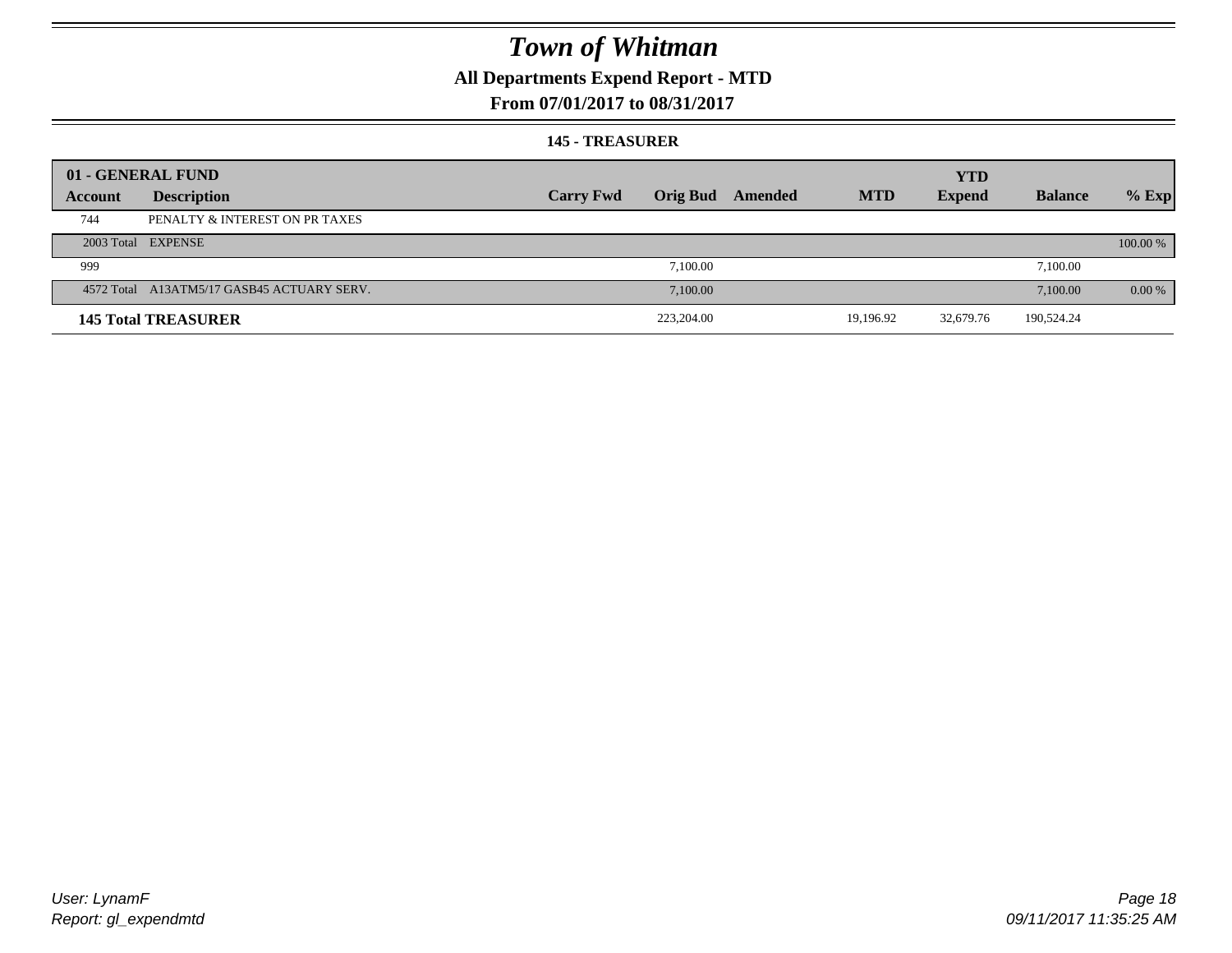# *Town of Whitman*

**All Departments Expend Report - MTD**

**From 07/01/2017 to 08/31/2017**

**145 - TREASURER**

| 01 - GENERAL FUND | | | | | | YTD | | |
|---|---|---|---|---|---|---|---|---|
| **Account** | **Description** | **Carry Fwd** | **Orig Bud** | **Amended** | **MTD** | **Expend** | **Balance** | **% Exp** |
| 744 | PENALTY & INTEREST ON PR TAXES | | | | | | | |
| 2003 Total | EXPENSE | | | | | | | 100.00 % |
| 999 | | | 7,100.00 | | | | 7,100.00 | |
| 4572 Total | A13ATM5/17 GASB45 ACTUARY SERV. | | 7,100.00 | | | | 7,100.00 | 0.00 % |
| **145 Total TREASURER** | | | 223,204.00 | | 19,196.92 | 32,679.76 | 190,524.24 | |

*User: LynamF*
*Report: gl_expendmtd*

*09/11/2017 11:35:25 AM*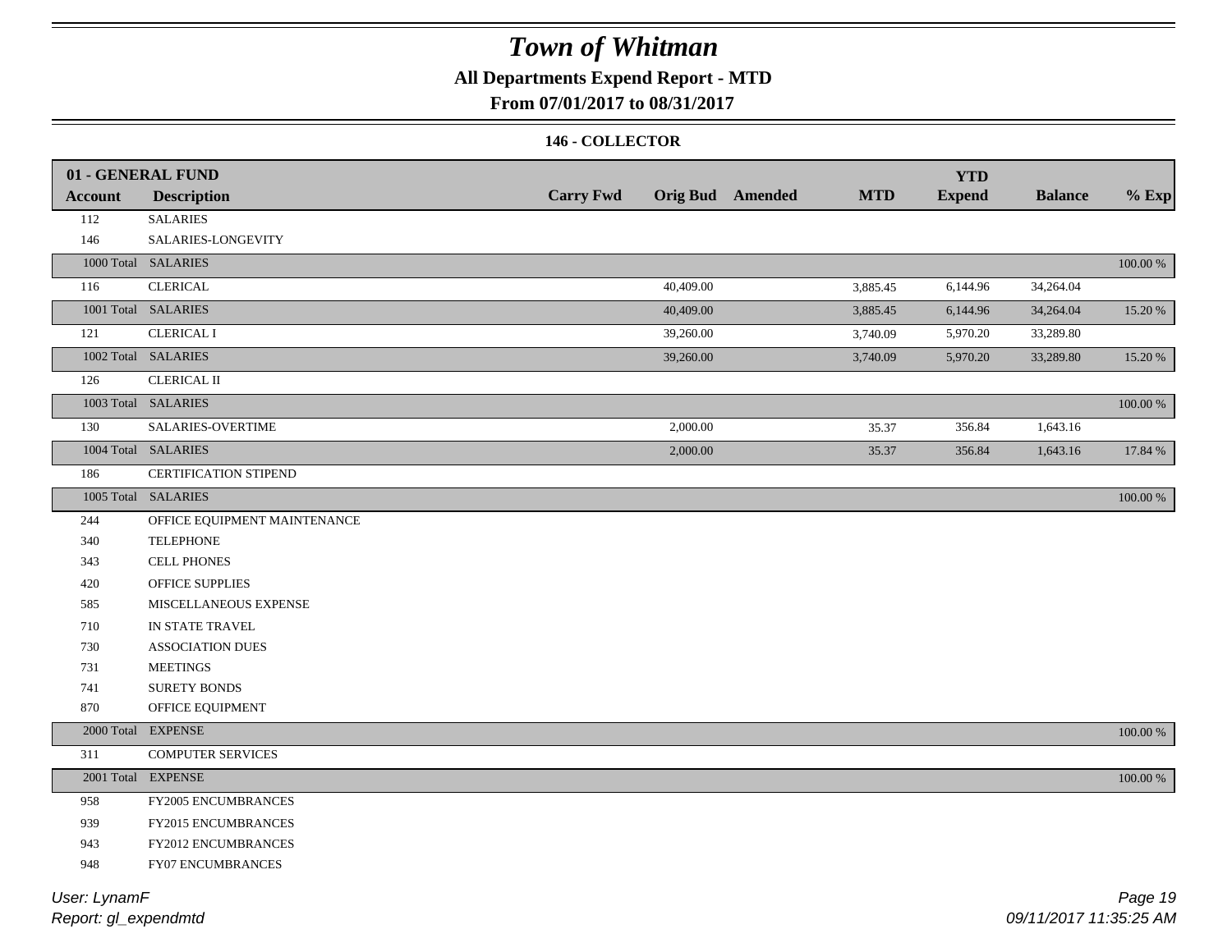# Town of Whitman

**All Departments Expend Report - MTD**

**From 07/01/2017 to 08/31/2017**

**146 - COLLECTOR**

| 01 - GENERAL FUND | | | | | | | | |
|---|---|---|---|---|---|---|---|---|
| **Account** | **Description** | **Carry Fwd** | **Orig Bud** | **Amended** | **MTD** | **YTD Expend** | **Balance** | **% Exp** |
| 112 | SALARIES | | | | | | | |
| 146 | SALARIES-LONGEVITY | | | | | | | |
| 1000 Total | SALARIES | | | | | | | 100.00 % |
| 116 | CLERICAL | | 40,409.00 | | 3,885.45 | 6,144.96 | 34,264.04 | |
| 1001 Total | SALARIES | | 40,409.00 | | 3,885.45 | 6,144.96 | 34,264.04 | 15.20 % |
| 121 | CLERICAL I | | 39,260.00 | | 3,740.09 | 5,970.20 | 33,289.80 | |
| 1002 Total | SALARIES | | 39,260.00 | | 3,740.09 | 5,970.20 | 33,289.80 | 15.20 % |
| 126 | CLERICAL II | | | | | | | |
| 1003 Total | SALARIES | | | | | | | 100.00 % |
| 130 | SALARIES-OVERTIME | | 2,000.00 | | 35.37 | 356.84 | 1,643.16 | |
| 1004 Total | SALARIES | | 2,000.00 | | 35.37 | 356.84 | 1,643.16 | 17.84 % |
| 186 | CERTIFICATION STIPEND | | | | | | | |
| 1005 Total | SALARIES | | | | | | | 100.00 % |
| 244 | OFFICE EQUIPMENT MAINTENANCE | | | | | | | |
| 340 | TELEPHONE | | | | | | | |
| 343 | CELL PHONES | | | | | | | |
| 420 | OFFICE SUPPLIES | | | | | | | |
| 585 | MISCELLANEOUS EXPENSE | | | | | | | |
| 710 | IN STATE TRAVEL | | | | | | | |
| 730 | ASSOCIATION DUES | | | | | | | |
| 731 | MEETINGS | | | | | | | |
| 741 | SURETY BONDS | | | | | | | |
| 870 | OFFICE EQUIPMENT | | | | | | | |
| 2000 Total | EXPENSE | | | | | | | 100.00 % |
| 311 | COMPUTER SERVICES | | | | | | | |
| 2001 Total | EXPENSE | | | | | | | 100.00 % |
| 958 | FY2005 ENCUMBRANCES | | | | | | | |
| 939 | FY2015 ENCUMBRANCES | | | | | | | |
| 943 | FY2012 ENCUMBRANCES | | | | | | | |
| 948 | FY07 ENCUMBRANCES | | | | | | | |

*User: LynamF*
*Report: gl_expendmtd*

*09/11/2017 11:35:25 AM*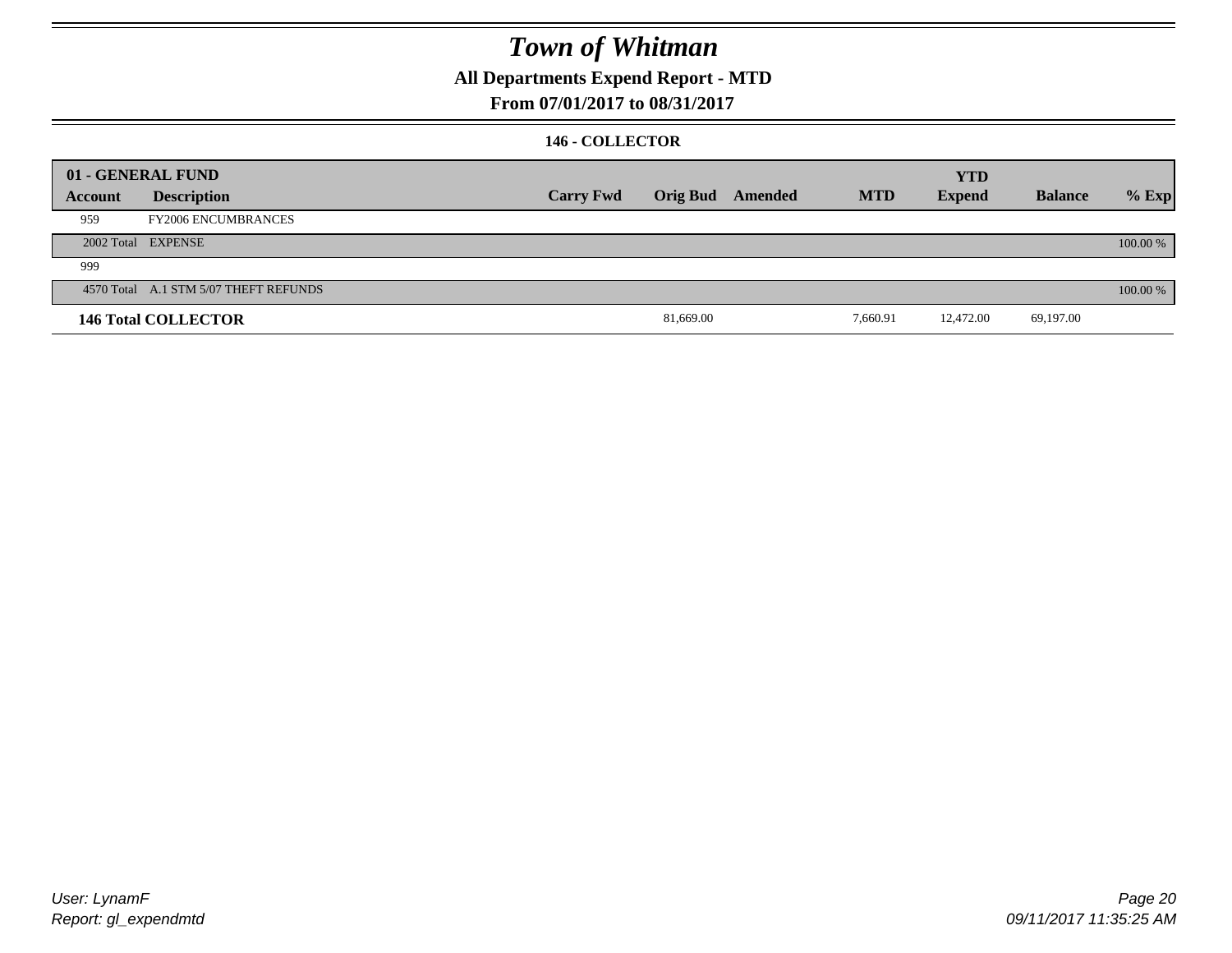# Town of Whitman

## All Departments Expend Report - MTD

### From 07/01/2017 to 08/31/2017

#### 146 - COLLECTOR

| 01 - GENERAL FUND | | | | | | YTD | | |
|---|---|---|---|---|---|---|---|---|
| Account | Description | Carry Fwd | Orig Bud | Amended | MTD | Expend | Balance | % Exp |
| 959 | FY2006 ENCUMBRANCES | | | | | | | |
| 2002 Total | EXPENSE | | | | | | | 100.00 % |
| 999 | | | | | | | | |
| 4570 Total | A.1 STM 5/07 THEFT REFUNDS | | | | | | | 100.00 % |
| **146 Total COLLECTOR** | | | 81,669.00 | | 7,660.91 | 12,472.00 | 69,197.00 | |

User: LynamF
Report: gl_expendmtd

09/11/2017 11:35:25 AM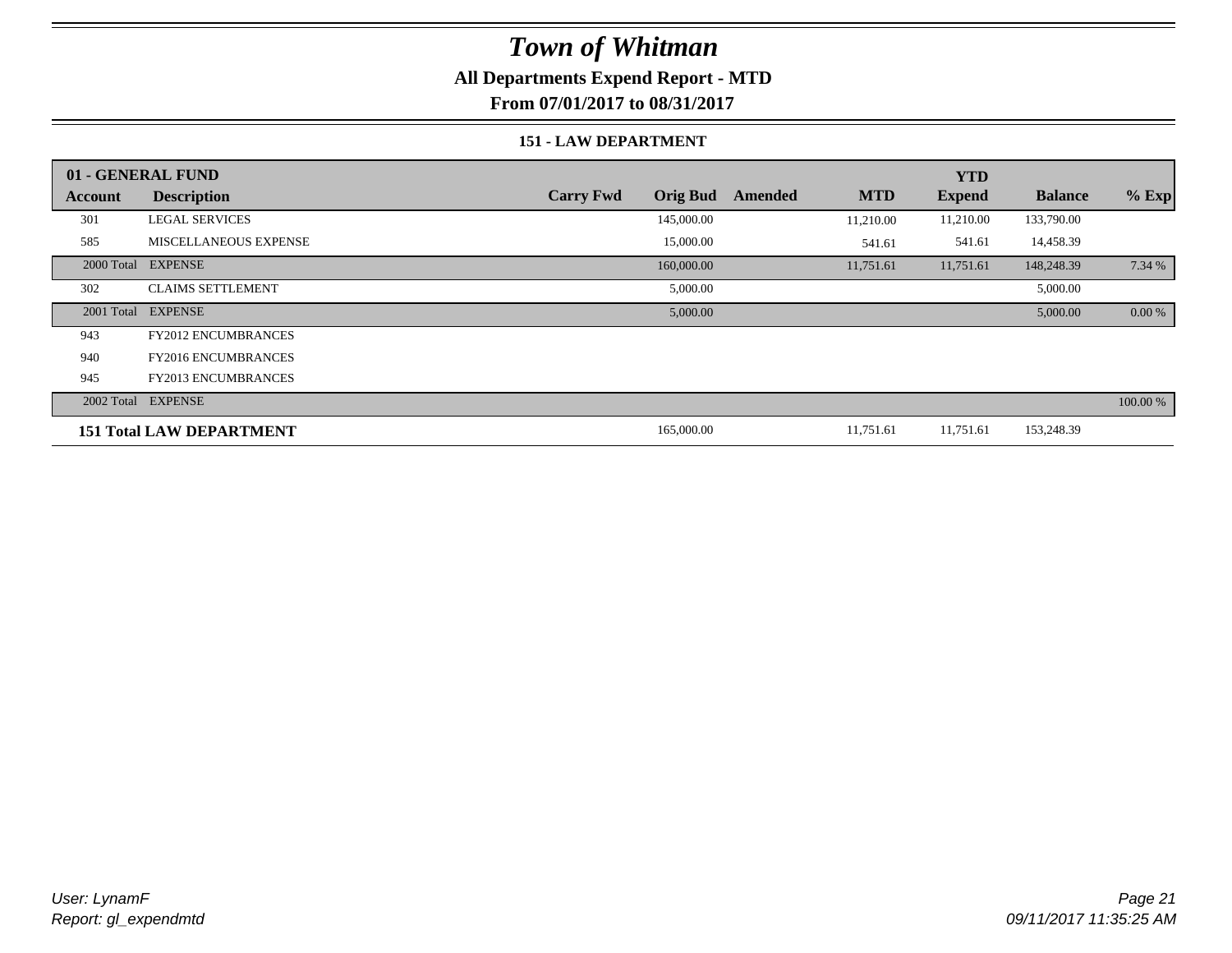# Town of Whitman

**All Departments Expend Report - MTD**

**From 07/01/2017 to 08/31/2017**

**151 - LAW DEPARTMENT**

| 01 - GENERAL FUND | | | | | | YTD | | |
|---|---|---|---|---|---|---|---|---|
| **Account** | **Description** | **Carry Fwd** | **Orig Bud** | **Amended** | **MTD** | **Expend** | **Balance** | **% Exp** |
| 301 | LEGAL SERVICES | | 145,000.00 | | 11,210.00 | 11,210.00 | 133,790.00 | |
| 585 | MISCELLANEOUS EXPENSE | | 15,000.00 | | 541.61 | 541.61 | 14,458.39 | |
| 2000 Total | EXPENSE | | 160,000.00 | | 11,751.61 | 11,751.61 | 148,248.39 | 7.34 % |
| 302 | CLAIMS SETTLEMENT | | 5,000.00 | | | | 5,000.00 | |
| 2001 Total | EXPENSE | | 5,000.00 | | | | 5,000.00 | 0.00 % |
| 943 | FY2012 ENCUMBRANCES | | | | | | | |
| 940 | FY2016 ENCUMBRANCES | | | | | | | |
| 945 | FY2013 ENCUMBRANCES | | | | | | | |
| 2002 Total | EXPENSE | | | | | | | 100.00 % |
| **151 Total LAW DEPARTMENT** | | | 165,000.00 | | 11,751.61 | 11,751.61 | 153,248.39 | |

*User: LynamF*
*Report: gl_expendmtd*

*09/11/2017 11:35:25 AM*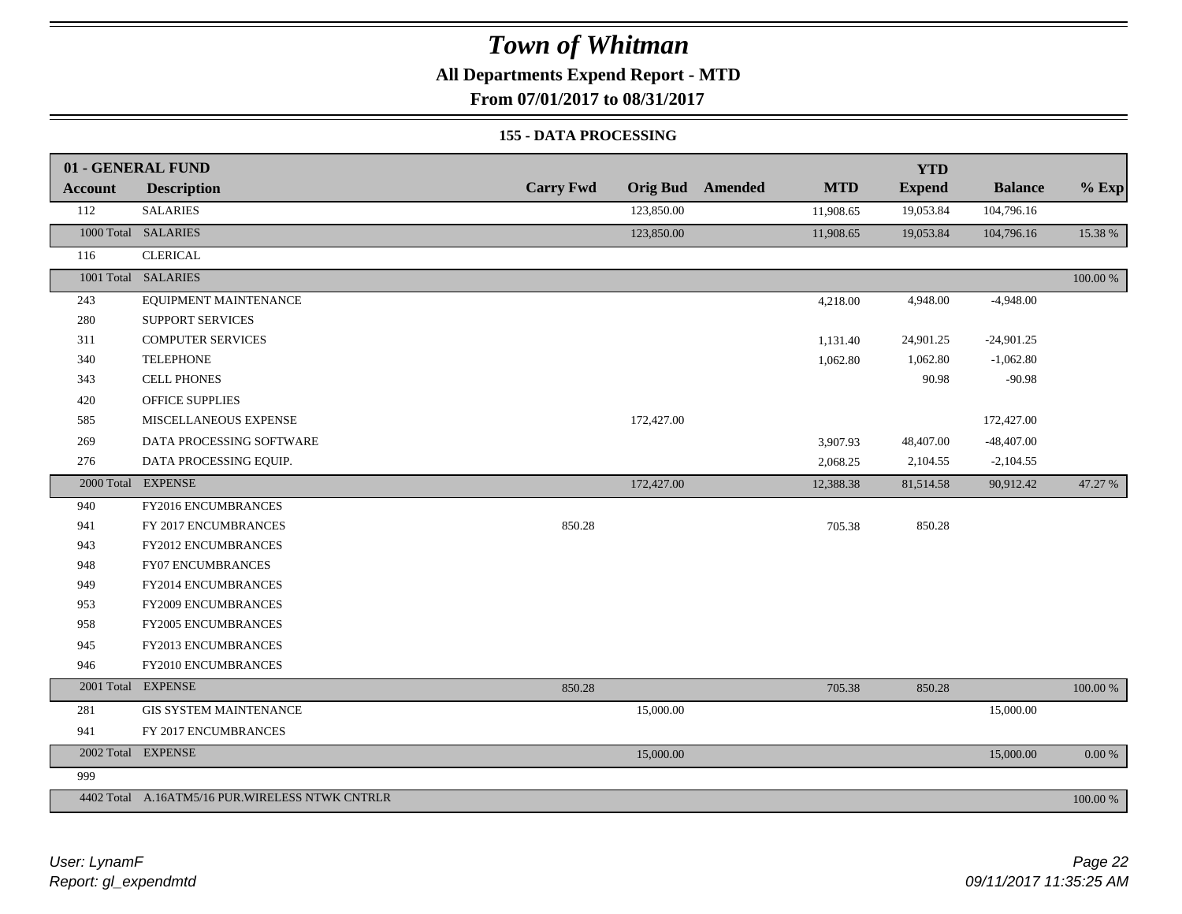# Town of Whitman

**All Departments Expend Report - MTD**

**From 07/01/2017 to 08/31/2017**

**155 - DATA PROCESSING**

| 01 - GENERAL FUND | | | | | | YTD | | |
|---|---|---|---|---|---|---|---|---|
| **Account** | **Description** | **Carry Fwd** | **Orig Bud** | **Amended** | **MTD** | **Expend** | **Balance** | **% Exp** |
| 112 | SALARIES | | 123,850.00 | | 11,908.65 | 19,053.84 | 104,796.16 | |
| 1000 Total | SALARIES | | 123,850.00 | | 11,908.65 | 19,053.84 | 104,796.16 | 15.38 % |
| 116 | CLERICAL | | | | | | | |
| 1001 Total | SALARIES | | | | | | | 100.00 % |
| 243 | EQUIPMENT MAINTENANCE | | | | 4,218.00 | 4,948.00 | -4,948.00 | |
| 280 | SUPPORT SERVICES | | | | | | | |
| 311 | COMPUTER SERVICES | | | | 1,131.40 | 24,901.25 | -24,901.25 | |
| 340 | TELEPHONE | | | | 1,062.80 | 1,062.80 | -1,062.80 | |
| 343 | CELL PHONES | | | | | 90.98 | -90.98 | |
| 420 | OFFICE SUPPLIES | | | | | | | |
| 585 | MISCELLANEOUS EXPENSE | | 172,427.00 | | | | 172,427.00 | |
| 269 | DATA PROCESSING SOFTWARE | | | | 3,907.93 | 48,407.00 | -48,407.00 | |
| 276 | DATA PROCESSING EQUIP. | | | | 2,068.25 | 2,104.55 | -2,104.55 | |
| 2000 Total | EXPENSE | | 172,427.00 | | 12,388.38 | 81,514.58 | 90,912.42 | 47.27 % |
| 940 | FY2016 ENCUMBRANCES | | | | | | | |
| 941 | FY 2017 ENCUMBRANCES | 850.28 | | | 705.38 | 850.28 | | |
| 943 | FY2012 ENCUMBRANCES | | | | | | | |
| 948 | FY07 ENCUMBRANCES | | | | | | | |
| 949 | FY2014 ENCUMBRANCES | | | | | | | |
| 953 | FY2009 ENCUMBRANCES | | | | | | | |
| 958 | FY2005 ENCUMBRANCES | | | | | | | |
| 945 | FY2013 ENCUMBRANCES | | | | | | | |
| 946 | FY2010 ENCUMBRANCES | | | | | | | |
| 2001 Total | EXPENSE | 850.28 | | | 705.38 | 850.28 | | 100.00 % |
| 281 | GIS SYSTEM MAINTENANCE | | 15,000.00 | | | | 15,000.00 | |
| 941 | FY 2017 ENCUMBRANCES | | | | | | | |
| 2002 Total | EXPENSE | | 15,000.00 | | | | 15,000.00 | 0.00 % |
| 999 | | | | | | | | |
| 4402 Total | A.16ATM5/16 PUR.WIRELESS NTWK CNTRLR | | | | | | | 100.00 % |

*User: LynamF*
*Report: gl_expendmtd*

*09/11/2017 11:35:25 AM*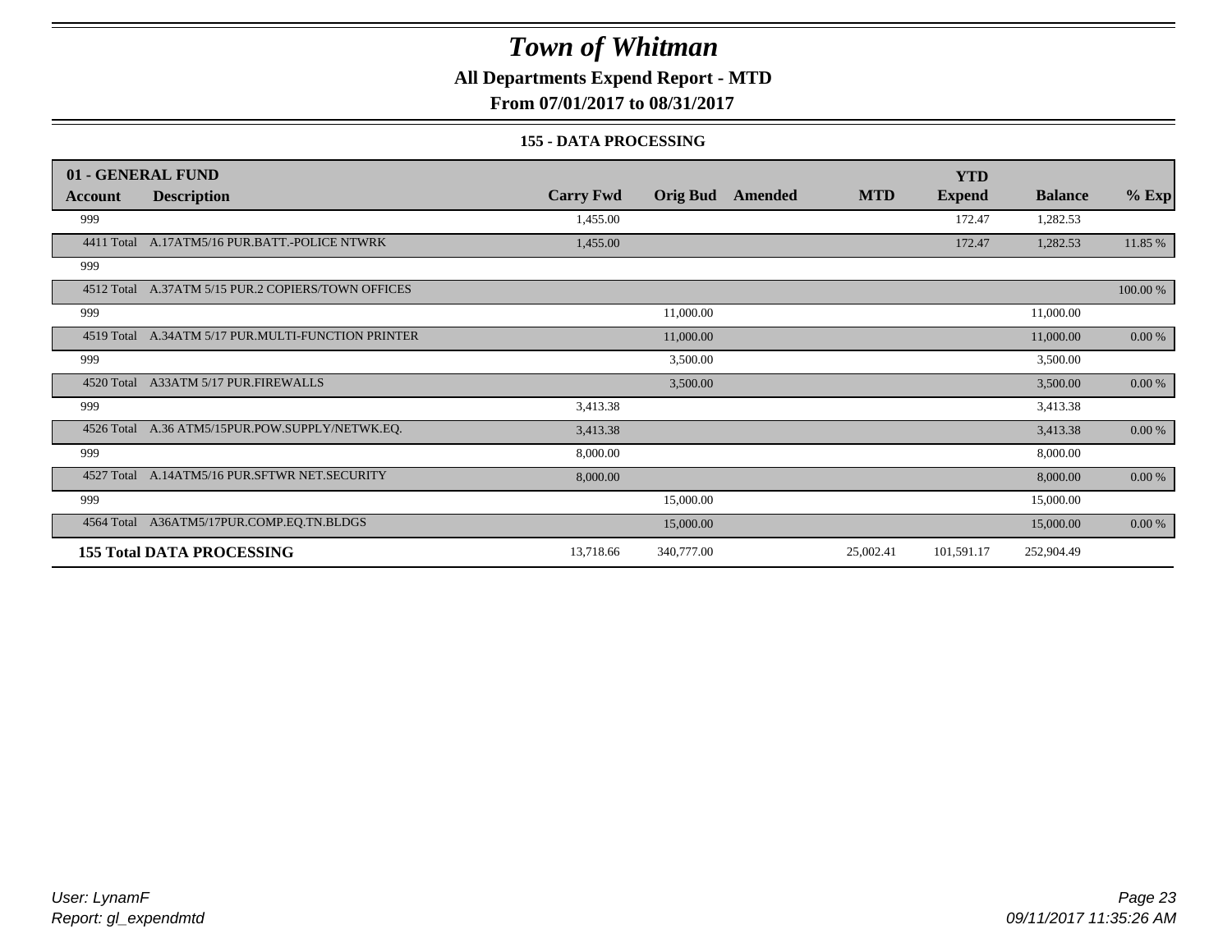# Town of Whitman

**All Departments Expend Report - MTD**

**From 07/01/2017 to 08/31/2017**

**155 - DATA PROCESSING**

| 01 - GENERAL FUND | | | | | | YTD | | |
|---|---|---|---|---|---|---|---|---|
| **Account** | **Description** | **Carry Fwd** | **Orig Bud** | **Amended** | **MTD** | **Expend** | **Balance** | **% Exp** |
| 999 | | 1,455.00 | | | | 172.47 | 1,282.53 | |
| 4411 Total | A.17ATM5/16 PUR.BATT.-POLICE NTWRK | 1,455.00 | | | | 172.47 | 1,282.53 | 11.85 % |
| 999 | | | | | | | | |
| 4512 Total | A.37ATM 5/15 PUR.2 COPIERS/TOWN OFFICES | | | | | | | 100.00 % |
| 999 | | | 11,000.00 | | | | 11,000.00 | |
| 4519 Total | A.34ATM 5/17 PUR.MULTI-FUNCTION PRINTER | | 11,000.00 | | | | 11,000.00 | 0.00 % |
| 999 | | | 3,500.00 | | | | 3,500.00 | |
| 4520 Total | A33ATM 5/17 PUR.FIREWALLS | | 3,500.00 | | | | 3,500.00 | 0.00 % |
| 999 | | 3,413.38 | | | | | 3,413.38 | |
| 4526 Total | A.36 ATM5/15PUR.POW.SUPPLY/NETWK.EQ. | 3,413.38 | | | | | 3,413.38 | 0.00 % |
| 999 | | 8,000.00 | | | | | 8,000.00 | |
| 4527 Total | A.14ATM5/16 PUR.SFTWR NET.SECURITY | 8,000.00 | | | | | 8,000.00 | 0.00 % |
| 999 | | | 15,000.00 | | | | 15,000.00 | |
| 4564 Total | A36ATM5/17PUR.COMP.EQ.TN.BLDGS | | 15,000.00 | | | | 15,000.00 | 0.00 % |
| **155 Total DATA PROCESSING** | | 13,718.66 | 340,777.00 | | 25,002.41 | 101,591.17 | 252,904.49 | |

*User: LynamF*
*Report: gl_expendmtd*

*09/11/2017 11:35:26 AM*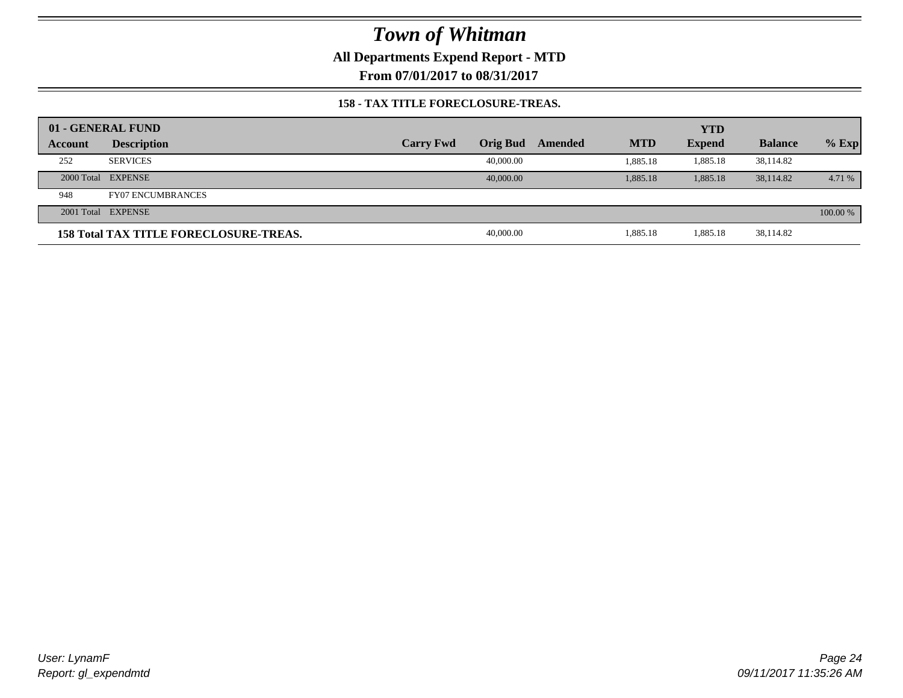# Town of Whitman

**All Departments Expend Report - MTD**

**From 07/01/2017 to 08/31/2017**

**158 - TAX TITLE FORECLOSURE-TREAS.**

| 01 - GENERAL FUND | | | | | | YTD | | |
|---|---|---|---|---|---|---|---|---|
| **Account** | **Description** | **Carry Fwd** | **Orig Bud** | **Amended** | **MTD** | **Expend** | **Balance** | **% Exp** |
| 252 | SERVICES | | 40,000.00 | | 1,885.18 | 1,885.18 | 38,114.82 | |
| 2000 Total | EXPENSE | | 40,000.00 | | 1,885.18 | 1,885.18 | 38,114.82 | 4.71 % |
| 948 | FY07 ENCUMBRANCES | | | | | | | |
| 2001 Total | EXPENSE | | | | | | | 100.00 % |
| **158 Total TAX TITLE FORECLOSURE-TREAS.** | | | 40,000.00 | | 1,885.18 | 1,885.18 | 38,114.82 | |

*User: LynamF*
*Report: gl_expendmtd*

*09/11/2017 11:35:26 AM*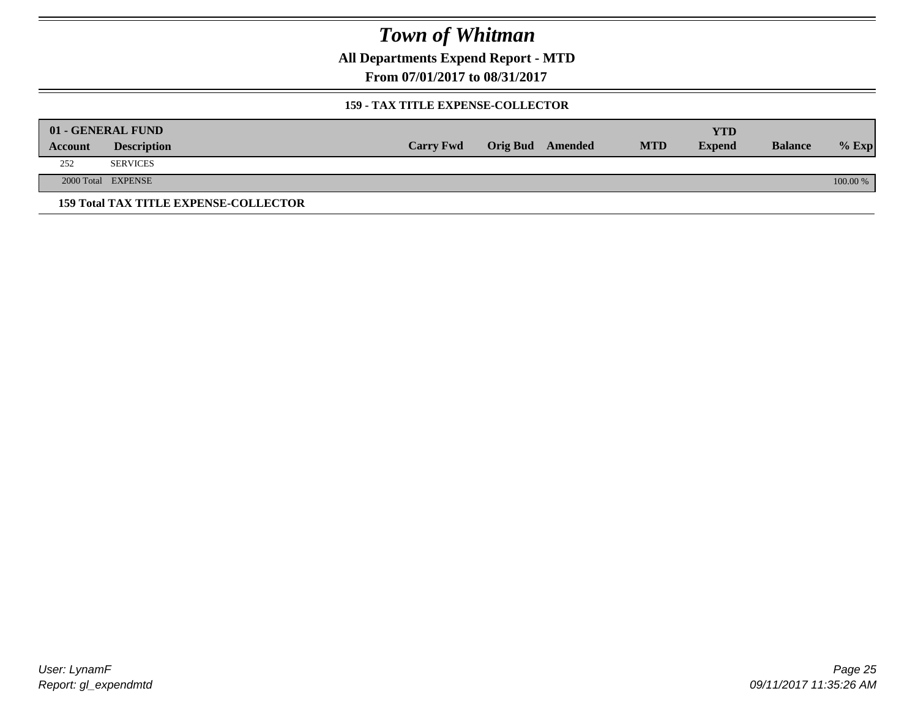# Town of Whitman

**All Departments Expend Report - MTD**

**From 07/01/2017 to 08/31/2017**

**159 - TAX TITLE EXPENSE-COLLECTOR**

| 01 - GENERAL FUND | | | | | | YTD | | |
|---|---|---|---|---|---|---|---|---|
| **Account** | **Description** | **Carry Fwd** | **Orig Bud** | **Amended** | **MTD** | **Expend** | **Balance** | **% Exp** |
| 252 | SERVICES | | | | | | | |
| 2000 Total | EXPENSE | | | | | | | 100.00 % |

**159 Total TAX TITLE EXPENSE-COLLECTOR**

*User: LynamF*
*Report: gl_expendmtd*

*09/11/2017 11:35:26 AM*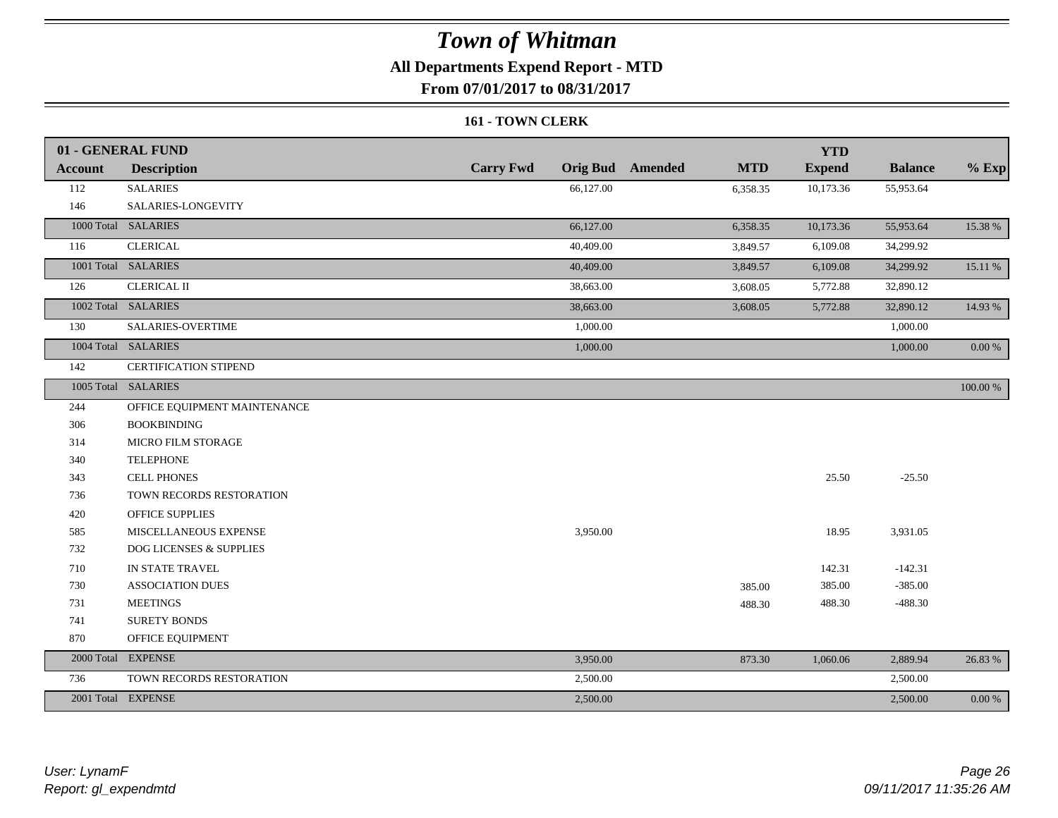# Town of Whitman

**All Departments Expend Report - MTD**

**From 07/01/2017 to 08/31/2017**

### 161 - TOWN CLERK

| 01 - GENERAL FUND | | | | | | | | |
|---|---|---|---|---|---|---|---|---|
| **Account** | **Description** | **Carry Fwd** | **Orig Bud** | **Amended** | **MTD** | **YTD Expend** | **Balance** | **% Exp** |
| 112 | SALARIES | | 66,127.00 | | 6,358.35 | 10,173.36 | 55,953.64 | |
| 146 | SALARIES-LONGEVITY | | | | | | | |
| 1000 Total | SALARIES | | 66,127.00 | | 6,358.35 | 10,173.36 | 55,953.64 | 15.38 % |
| 116 | CLERICAL | | 40,409.00 | | 3,849.57 | 6,109.08 | 34,299.92 | |
| 1001 Total | SALARIES | | 40,409.00 | | 3,849.57 | 6,109.08 | 34,299.92 | 15.11 % |
| 126 | CLERICAL II | | 38,663.00 | | 3,608.05 | 5,772.88 | 32,890.12 | |
| 1002 Total | SALARIES | | 38,663.00 | | 3,608.05 | 5,772.88 | 32,890.12 | 14.93 % |
| 130 | SALARIES-OVERTIME | | 1,000.00 | | | | 1,000.00 | |
| 1004 Total | SALARIES | | 1,000.00 | | | | 1,000.00 | 0.00 % |
| 142 | CERTIFICATION STIPEND | | | | | | | |
| 1005 Total | SALARIES | | | | | | | 100.00 % |
| 244 | OFFICE EQUIPMENT MAINTENANCE | | | | | | | |
| 306 | BOOKBINDING | | | | | | | |
| 314 | MICRO FILM STORAGE | | | | | | | |
| 340 | TELEPHONE | | | | | | | |
| 343 | CELL PHONES | | | | | 25.50 | -25.50 | |
| 736 | TOWN RECORDS RESTORATION | | | | | | | |
| 420 | OFFICE SUPPLIES | | | | | | | |
| 585 | MISCELLANEOUS EXPENSE | | 3,950.00 | | | 18.95 | 3,931.05 | |
| 732 | DOG LICENSES & SUPPLIES | | | | | | | |
| 710 | IN STATE TRAVEL | | | | | 142.31 | -142.31 | |
| 730 | ASSOCIATION DUES | | | | 385.00 | 385.00 | -385.00 | |
| 731 | MEETINGS | | | | 488.30 | 488.30 | -488.30 | |
| 741 | SURETY BONDS | | | | | | | |
| 870 | OFFICE EQUIPMENT | | | | | | | |
| 2000 Total | EXPENSE | | 3,950.00 | | 873.30 | 1,060.06 | 2,889.94 | 26.83 % |
| 736 | TOWN RECORDS RESTORATION | | 2,500.00 | | | | 2,500.00 | |
| 2001 Total | EXPENSE | | 2,500.00 | | | | 2,500.00 | 0.00 % |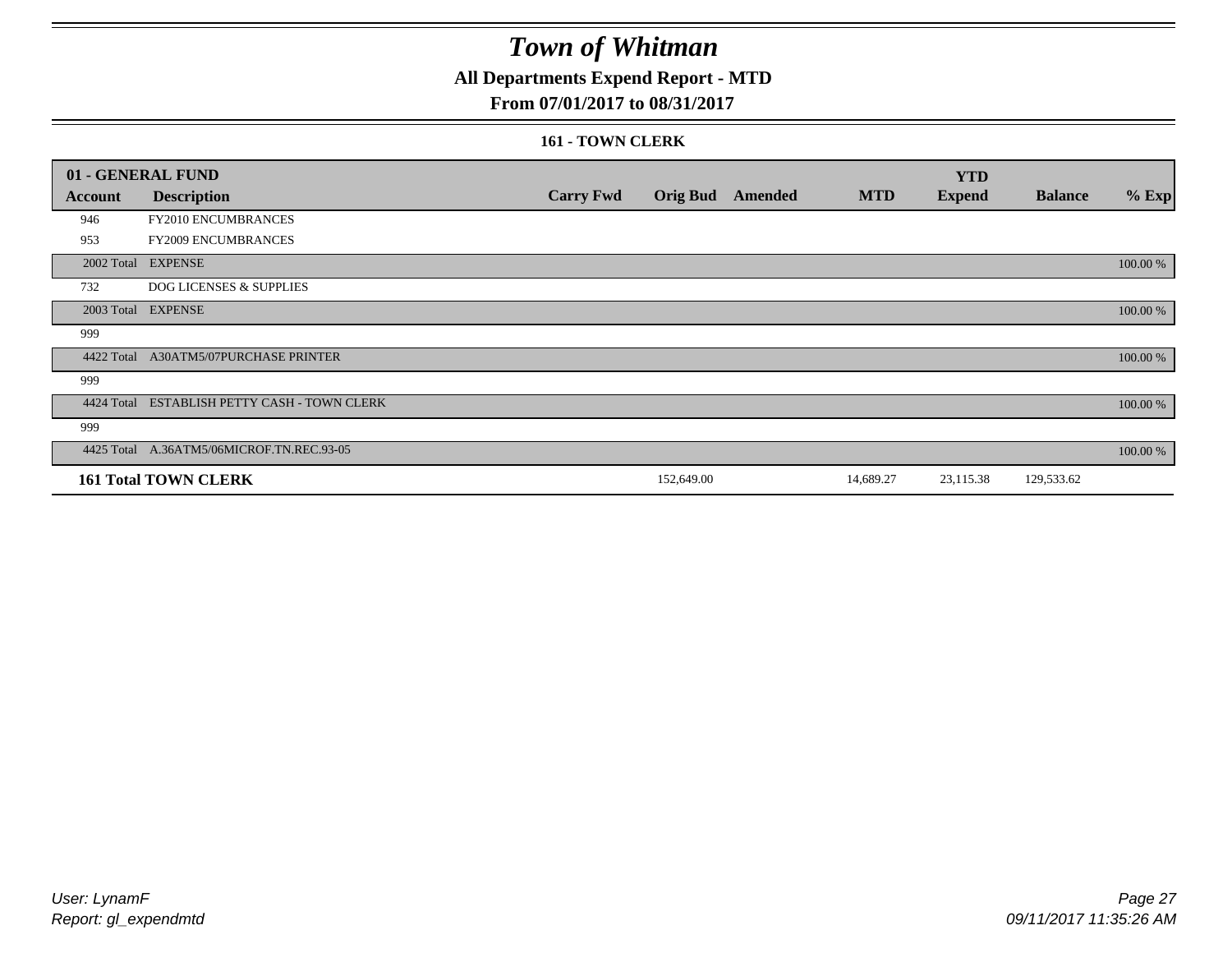# Town of Whitman

## All Departments Expend Report - MTD

### From 07/01/2017 to 08/31/2017

#### 161 - TOWN CLERK

| 01 - GENERAL FUND | | | | | | YTD | | |
|---|---|---|---|---|---|---|---|---|
| **Account** | **Description** | **Carry Fwd** | **Orig Bud** | **Amended** | **MTD** | **Expend** | **Balance** | **% Exp** |
| 946 | FY2010 ENCUMBRANCES | | | | | | | |
| 953 | FY2009 ENCUMBRANCES | | | | | | | |
| 2002 Total | EXPENSE | | | | | | | 100.00 % |
| 732 | DOG LICENSES & SUPPLIES | | | | | | | |
| 2003 Total | EXPENSE | | | | | | | 100.00 % |
| 999 | | | | | | | | |
| 4422 Total | A30ATM5/07PURCHASE PRINTER | | | | | | | 100.00 % |
| 999 | | | | | | | | |
| 4424 Total | ESTABLISH PETTY CASH - TOWN CLERK | | | | | | | 100.00 % |
| 999 | | | | | | | | |
| 4425 Total | A.36ATM5/06MICROF.TN.REC.93-05 | | | | | | | 100.00 % |
| **161 Total TOWN CLERK** | | | 152,649.00 | | 14,689.27 | 23,115.38 | 129,533.62 | |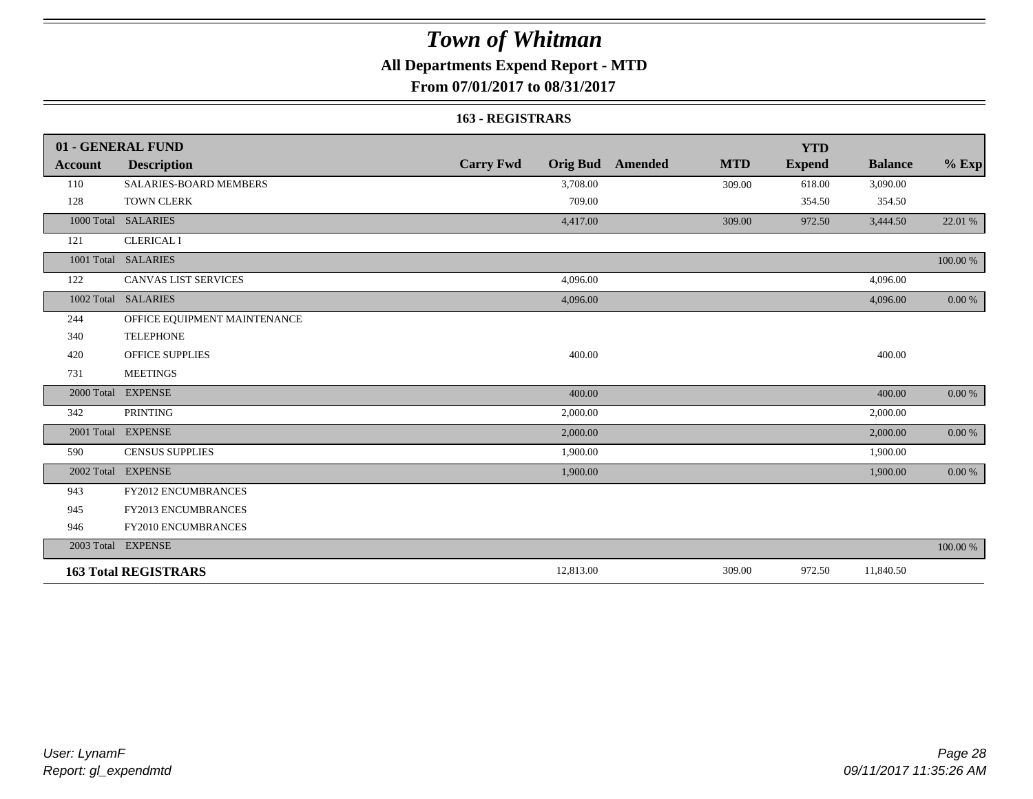# Town of Whitman

## All Departments Expend Report - MTD

### From 07/01/2017 to 08/31/2017

#### 163 - REGISTRARS

| 01 - GENERAL FUND | | | | | | YTD | | |
|---|---|---|---|---|---|---|---|---|
| **Account** | **Description** | **Carry Fwd** | **Orig Bud** | **Amended** | **MTD** | **Expend** | **Balance** | **% Exp** |
| 110 | SALARIES-BOARD MEMBERS | | 3,708.00 | | 309.00 | 618.00 | 3,090.00 | |
| 128 | TOWN CLERK | | 709.00 | | | 354.50 | 354.50 | |
| 1000 Total | SALARIES | | 4,417.00 | | 309.00 | 972.50 | 3,444.50 | 22.01 % |
| 121 | CLERICAL I | | | | | | | |
| 1001 Total | SALARIES | | | | | | | 100.00 % |
| 122 | CANVAS LIST SERVICES | | 4,096.00 | | | | 4,096.00 | |
| 1002 Total | SALARIES | | 4,096.00 | | | | 4,096.00 | 0.00 % |
| 244 | OFFICE EQUIPMENT MAINTENANCE | | | | | | | |
| 340 | TELEPHONE | | | | | | | |
| 420 | OFFICE SUPPLIES | | 400.00 | | | | 400.00 | |
| 731 | MEETINGS | | | | | | | |
| 2000 Total | EXPENSE | | 400.00 | | | | 400.00 | 0.00 % |
| 342 | PRINTING | | 2,000.00 | | | | 2,000.00 | |
| 2001 Total | EXPENSE | | 2,000.00 | | | | 2,000.00 | 0.00 % |
| 590 | CENSUS SUPPLIES | | 1,900.00 | | | | 1,900.00 | |
| 2002 Total | EXPENSE | | 1,900.00 | | | | 1,900.00 | 0.00 % |
| 943 | FY2012 ENCUMBRANCES | | | | | | | |
| 945 | FY2013 ENCUMBRANCES | | | | | | | |
| 946 | FY2010 ENCUMBRANCES | | | | | | | |
| 2003 Total | EXPENSE | | | | | | | 100.00 % |
| **163 Total REGISTRARS** | | | 12,813.00 | | 309.00 | 972.50 | 11,840.50 | |

*User: LynamF*
*Report: gl_expendmtd*

*09/11/2017 11:35:26 AM*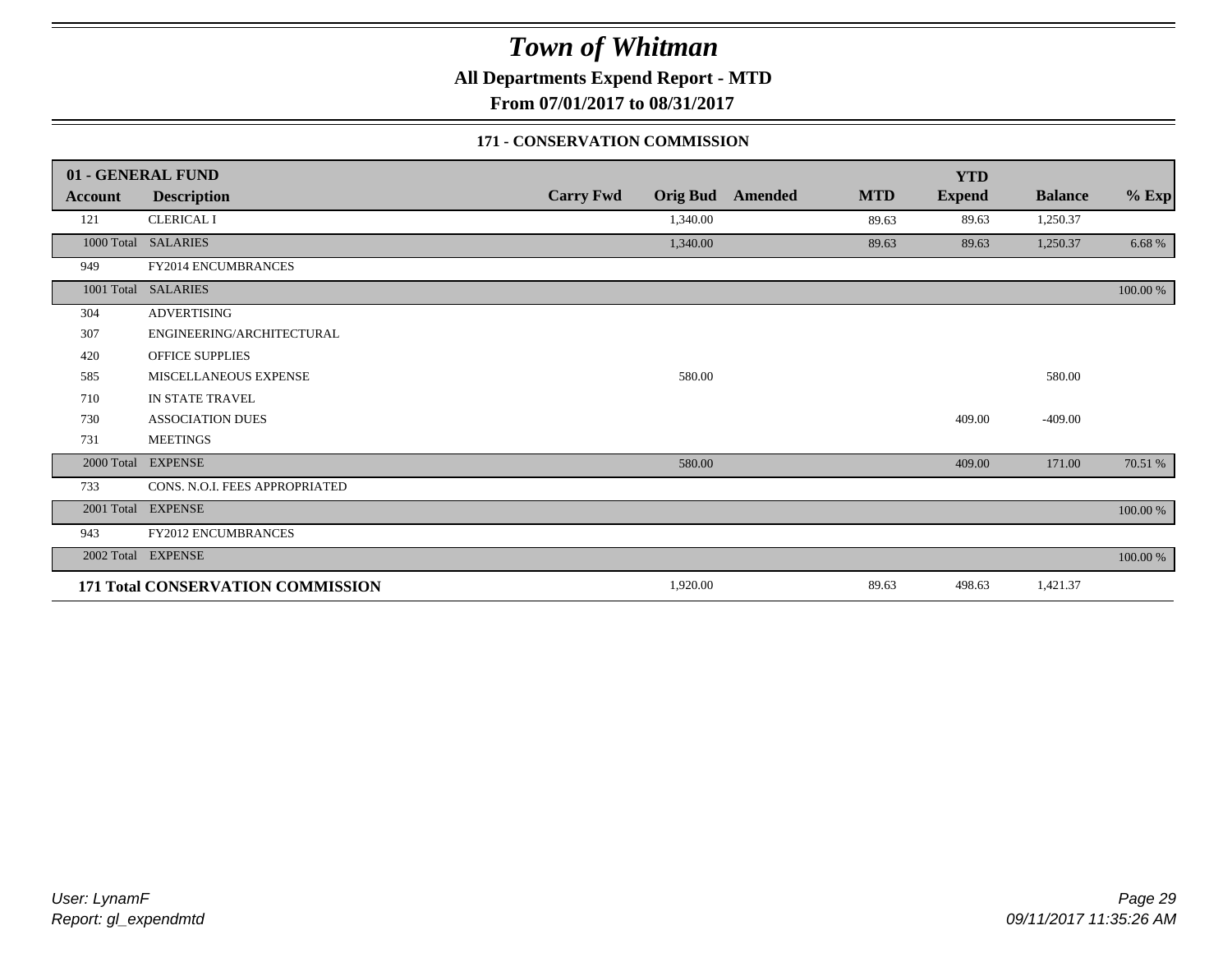# Town of Whitman

**All Departments Expend Report - MTD**

**From 07/01/2017 to 08/31/2017**

### 171 - CONSERVATION COMMISSION

| 01 - GENERAL FUND | | | | | | YTD | | |
|---|---|---|---|---|---|---|---|---|
| **Account** | **Description** | **Carry Fwd** | **Orig Bud** | **Amended** | **MTD** | **Expend** | **Balance** | **% Exp** |
| 121 | CLERICAL I | | 1,340.00 | | 89.63 | 89.63 | 1,250.37 | |
| 1000 Total | SALARIES | | 1,340.00 | | 89.63 | 89.63 | 1,250.37 | 6.68 % |
| 949 | FY2014 ENCUMBRANCES | | | | | | | |
| 1001 Total | SALARIES | | | | | | | 100.00 % |
| 304 | ADVERTISING | | | | | | | |
| 307 | ENGINEERING/ARCHITECTURAL | | | | | | | |
| 420 | OFFICE SUPPLIES | | | | | | | |
| 585 | MISCELLANEOUS EXPENSE | | 580.00 | | | | 580.00 | |
| 710 | IN STATE TRAVEL | | | | | | | |
| 730 | ASSOCIATION DUES | | | | | 409.00 | -409.00 | |
| 731 | MEETINGS | | | | | | | |
| 2000 Total | EXPENSE | | 580.00 | | | 409.00 | 171.00 | 70.51 % |
| 733 | CONS. N.O.I. FEES APPROPRIATED | | | | | | | |
| 2001 Total | EXPENSE | | | | | | | 100.00 % |
| 943 | FY2012 ENCUMBRANCES | | | | | | | |
| 2002 Total | EXPENSE | | | | | | | 100.00 % |
| **171 Total CONSERVATION COMMISSION** | | | 1,920.00 | | 89.63 | 498.63 | 1,421.37 | |

User: LynamF
Report: gl_expendmtd

09/11/2017 11:35:26 AM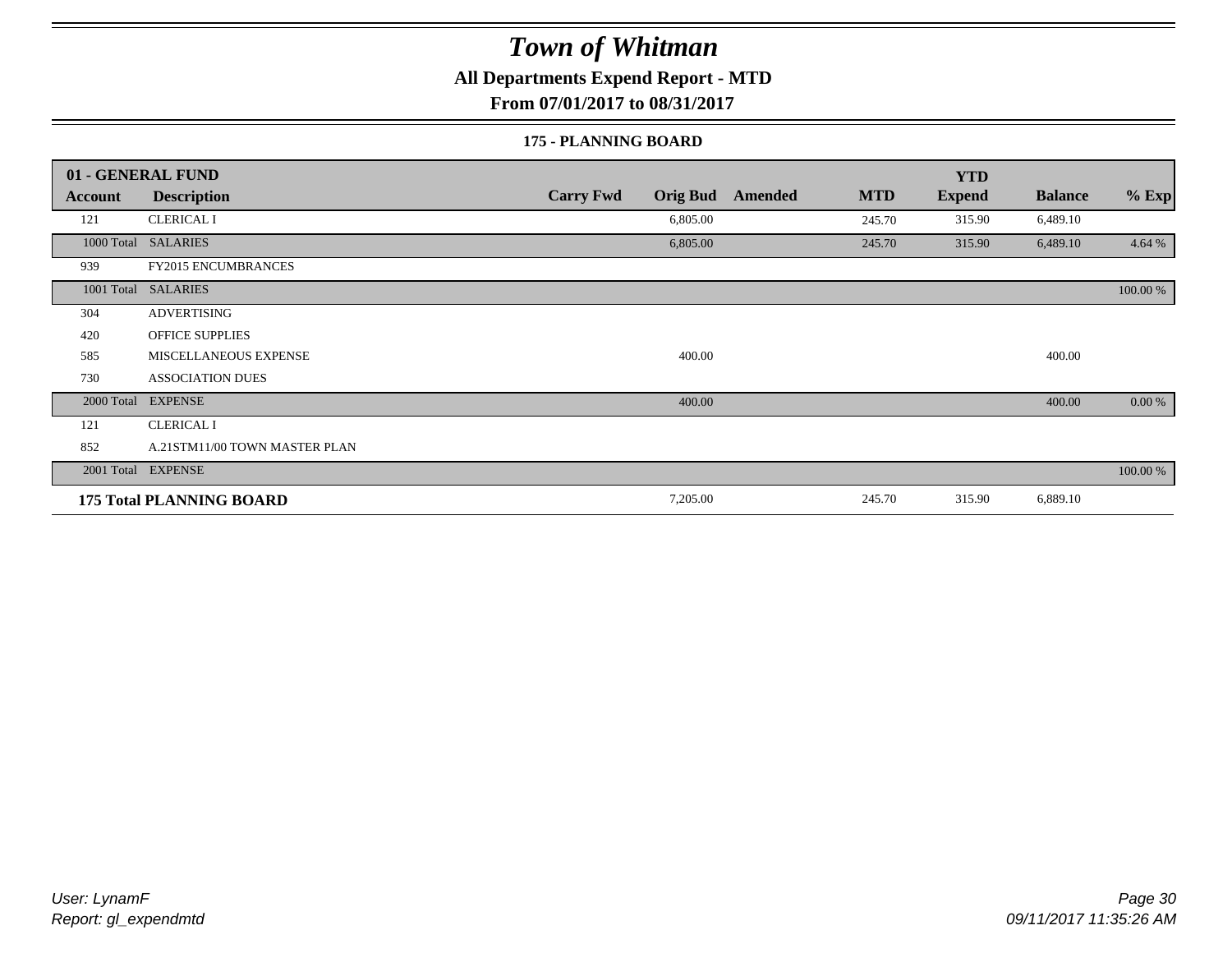# Town of Whitman

## All Departments Expend Report - MTD

## From 07/01/2017 to 08/31/2017

### 175 - PLANNING BOARD

| 01 - GENERAL FUND | | | | | | YTD | | |
|---|---|---|---|---|---|---|---|---|
| Account | Description | Carry Fwd | Orig Bud | Amended | MTD | Expend | Balance | % Exp |
| 121 | CLERICAL I | | 6,805.00 | | 245.70 | 315.90 | 6,489.10 | |
| 1000 Total | SALARIES | | 6,805.00 | | 245.70 | 315.90 | 6,489.10 | 4.64 % |
| 939 | FY2015 ENCUMBRANCES | | | | | | | |
| 1001 Total | SALARIES | | | | | | | 100.00 % |
| 304 | ADVERTISING | | | | | | | |
| 420 | OFFICE SUPPLIES | | | | | | | |
| 585 | MISCELLANEOUS EXPENSE | | 400.00 | | | | 400.00 | |
| 730 | ASSOCIATION DUES | | | | | | | |
| 2000 Total | EXPENSE | | 400.00 | | | | 400.00 | 0.00 % |
| 121 | CLERICAL I | | | | | | | |
| 852 | A.21STM11/00 TOWN MASTER PLAN | | | | | | | |
| 2001 Total | EXPENSE | | | | | | | 100.00 % |
| **175 Total PLANNING BOARD** | | | 7,205.00 | | 245.70 | 315.90 | 6,889.10 | |

*User: LynamF*
*Report: gl_expendmtd*

*09/11/2017 11:35:26 AM*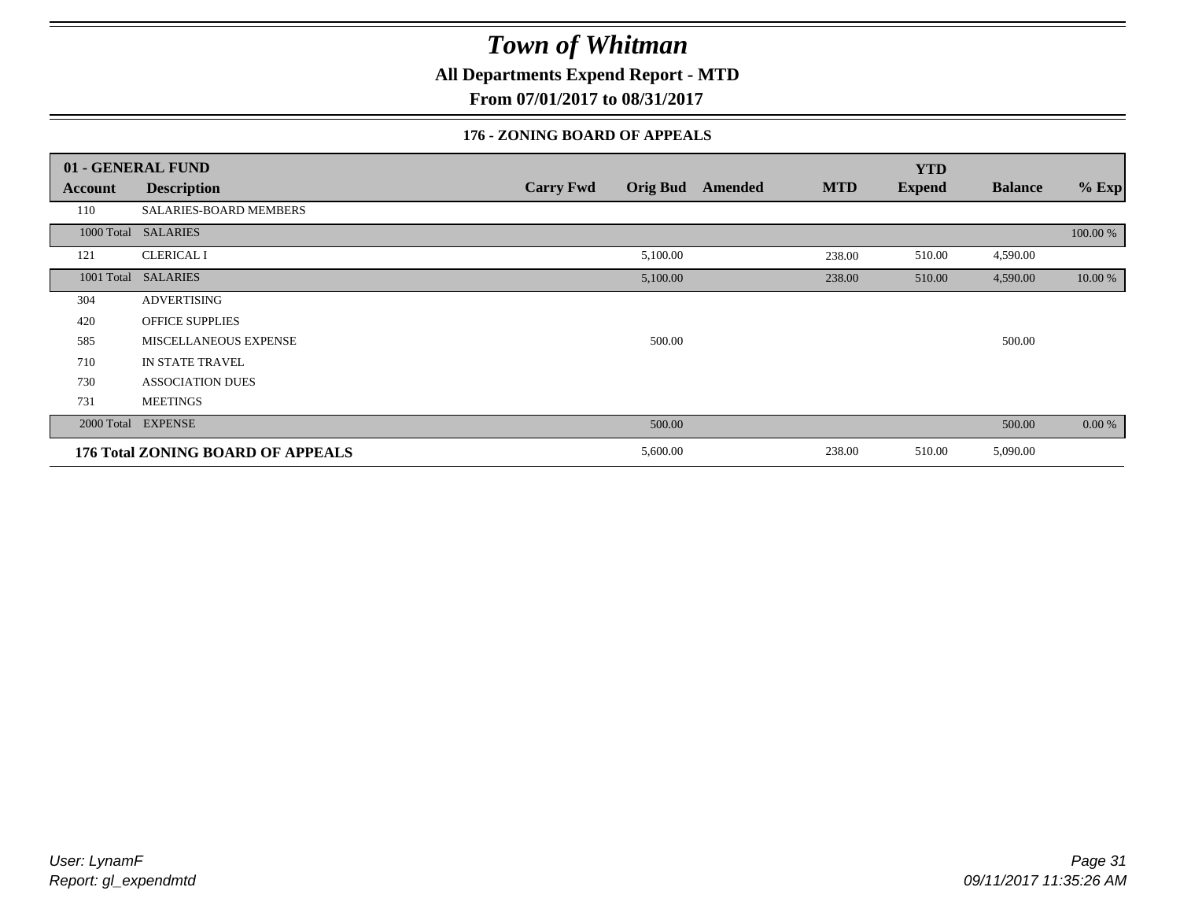# Town of Whitman

**All Departments Expend Report - MTD**

**From 07/01/2017 to 08/31/2017**

### 176 - ZONING BOARD OF APPEALS

| 01 - GENERAL FUND | | | | | | YTD | | |
|---|---|---|---|---|---|---|---|---|
| **Account** | **Description** | **Carry Fwd** | **Orig Bud** | **Amended** | **MTD** | **Expend** | **Balance** | **% Exp** |
| 110 | SALARIES-BOARD MEMBERS | | | | | | | |
| 1000 Total | SALARIES | | | | | | | 100.00 % |
| 121 | CLERICAL I | | 5,100.00 | | 238.00 | 510.00 | 4,590.00 | |
| 1001 Total | SALARIES | | 5,100.00 | | 238.00 | 510.00 | 4,590.00 | 10.00 % |
| 304 | ADVERTISING | | | | | | | |
| 420 | OFFICE SUPPLIES | | | | | | | |
| 585 | MISCELLANEOUS EXPENSE | | 500.00 | | | | 500.00 | |
| 710 | IN STATE TRAVEL | | | | | | | |
| 730 | ASSOCIATION DUES | | | | | | | |
| 731 | MEETINGS | | | | | | | |
| 2000 Total | EXPENSE | | 500.00 | | | | 500.00 | 0.00 % |
| **176 Total ZONING BOARD OF APPEALS** | | | 5,600.00 | | 238.00 | 510.00 | 5,090.00 | |

*User: LynamF*
*Report: gl_expendmtd*

*09/11/2017 11:35:26 AM*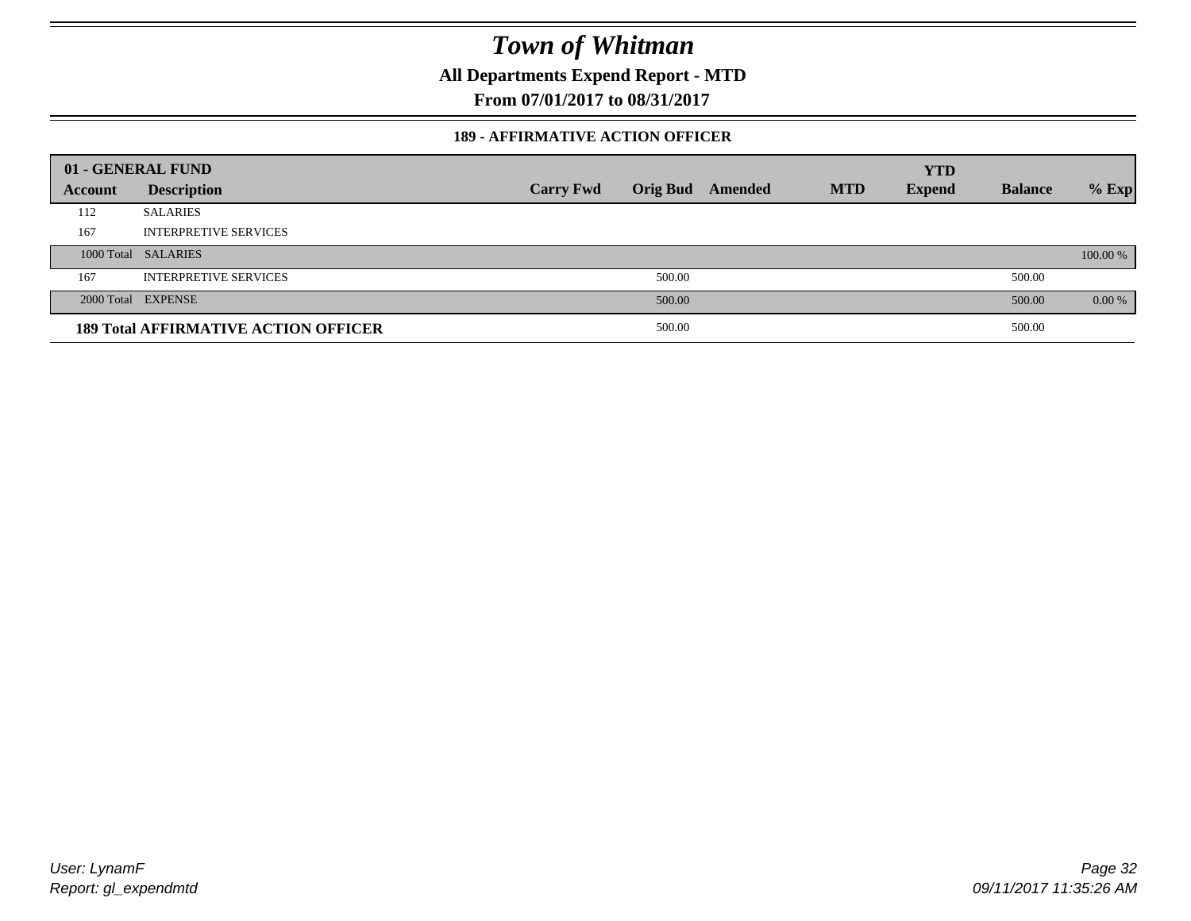# Town of Whitman

**All Departments Expend Report - MTD**

**From 07/01/2017 to 08/31/2017**

### 189 - AFFIRMATIVE ACTION OFFICER

| 01 - GENERAL FUND | | | | | | YTD | | |
|---|---|---|---|---|---|---|---|---|
| **Account** | **Description** | **Carry Fwd** | **Orig Bud** | **Amended** | **MTD** | **Expend** | **Balance** | **% Exp** |
| 112 | SALARIES | | | | | | | |
| 167 | INTERPRETIVE SERVICES | | | | | | | |
| 1000 Total | SALARIES | | | | | | | 100.00 % |
| 167 | INTERPRETIVE SERVICES | | 500.00 | | | | 500.00 | |
| 2000 Total | EXPENSE | | 500.00 | | | | 500.00 | 0.00 % |
| **189 Total AFFIRMATIVE ACTION OFFICER** | | | 500.00 | | | | 500.00 | |

*User: LynamF*
*Report: gl_expendmtd*

*09/11/2017 11:35:26 AM*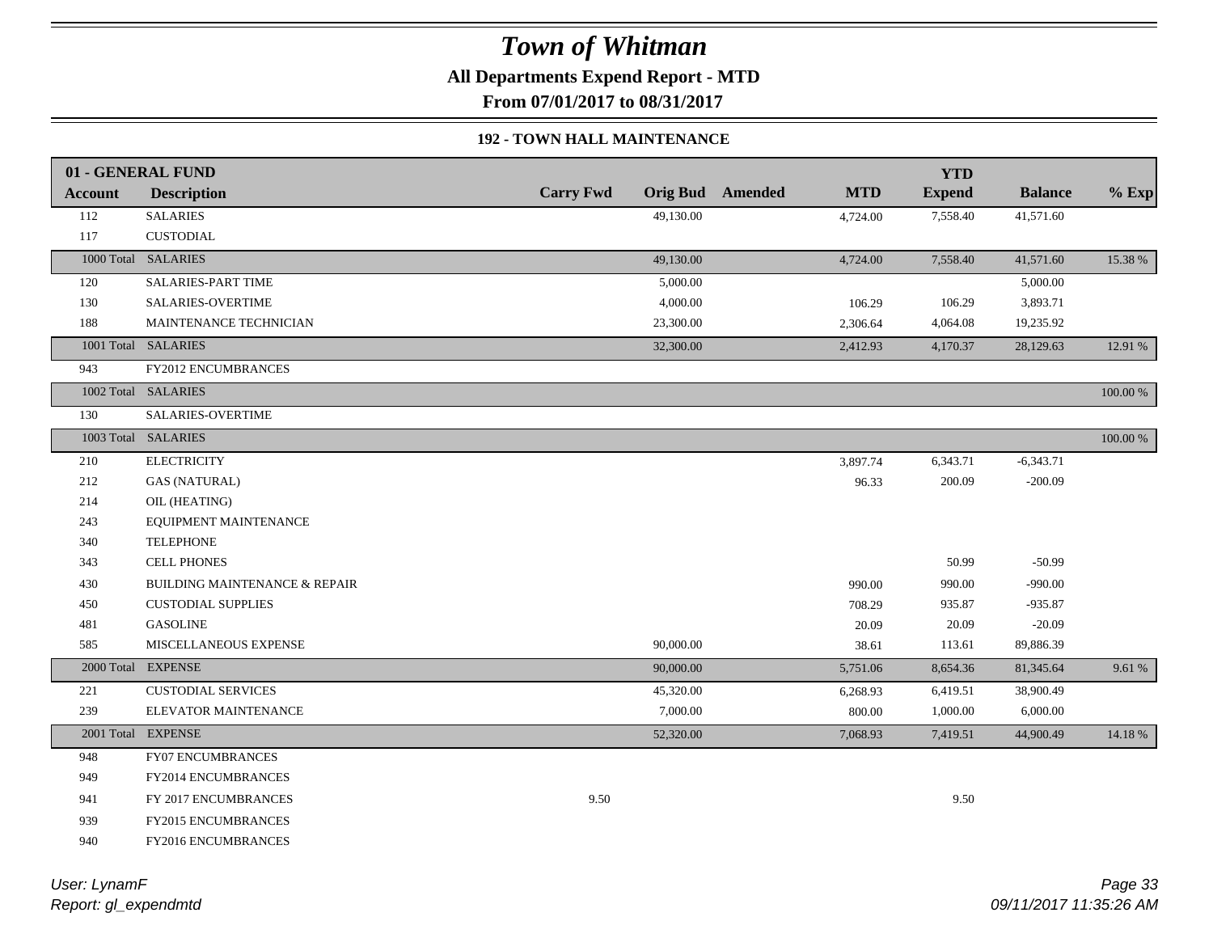# *Town of Whitman*

**All Departments Expend Report - MTD**

**From 07/01/2017 to 08/31/2017**

**192 - TOWN HALL MAINTENANCE**

| 01 - GENERAL FUND | | | | | | YTD | | |
|---|---|---|---|---|---|---|---|---|
| **Account** | **Description** | **Carry Fwd** | **Orig Bud** | **Amended** | **MTD** | **Expend** | **Balance** | **% Exp** |
| 112 | SALARIES | | 49,130.00 | | 4,724.00 | 7,558.40 | 41,571.60 | |
| 117 | CUSTODIAL | | | | | | | |
| 1000 Total | SALARIES | | 49,130.00 | | 4,724.00 | 7,558.40 | 41,571.60 | 15.38 % |
| 120 | SALARIES-PART TIME | | 5,000.00 | | | | 5,000.00 | |
| 130 | SALARIES-OVERTIME | | 4,000.00 | | 106.29 | 106.29 | 3,893.71 | |
| 188 | MAINTENANCE TECHNICIAN | | 23,300.00 | | 2,306.64 | 4,064.08 | 19,235.92 | |
| 1001 Total | SALARIES | | 32,300.00 | | 2,412.93 | 4,170.37 | 28,129.63 | 12.91 % |
| 943 | FY2012 ENCUMBRANCES | | | | | | | |
| 1002 Total | SALARIES | | | | | | | 100.00 % |
| 130 | SALARIES-OVERTIME | | | | | | | |
| 1003 Total | SALARIES | | | | | | | 100.00 % |
| 210 | ELECTRICITY | | | | 3,897.74 | 6,343.71 | -6,343.71 | |
| 212 | GAS (NATURAL) | | | | 96.33 | 200.09 | -200.09 | |
| 214 | OIL (HEATING) | | | | | | | |
| 243 | EQUIPMENT MAINTENANCE | | | | | | | |
| 340 | TELEPHONE | | | | | | | |
| 343 | CELL PHONES | | | | | 50.99 | -50.99 | |
| 430 | BUILDING MAINTENANCE & REPAIR | | | | 990.00 | 990.00 | -990.00 | |
| 450 | CUSTODIAL SUPPLIES | | | | 708.29 | 935.87 | -935.87 | |
| 481 | GASOLINE | | | | 20.09 | 20.09 | -20.09 | |
| 585 | MISCELLANEOUS EXPENSE | | 90,000.00 | | 38.61 | 113.61 | 89,886.39 | |
| 2000 Total | EXPENSE | | 90,000.00 | | 5,751.06 | 8,654.36 | 81,345.64 | 9.61 % |
| 221 | CUSTODIAL SERVICES | | 45,320.00 | | 6,268.93 | 6,419.51 | 38,900.49 | |
| 239 | ELEVATOR MAINTENANCE | | 7,000.00 | | 800.00 | 1,000.00 | 6,000.00 | |
| 2001 Total | EXPENSE | | 52,320.00 | | 7,068.93 | 7,419.51 | 44,900.49 | 14.18 % |
| 948 | FY07 ENCUMBRANCES | | | | | | | |
| 949 | FY2014 ENCUMBRANCES | | | | | | | |
| 941 | FY 2017 ENCUMBRANCES | 9.50 | | | | 9.50 | | |
| 939 | FY2015 ENCUMBRANCES | | | | | | | |
| 940 | FY2016 ENCUMBRANCES | | | | | | | |

*User: LynamF*
*Report: gl_expendmtd*

*09/11/2017 11:35:26 AM*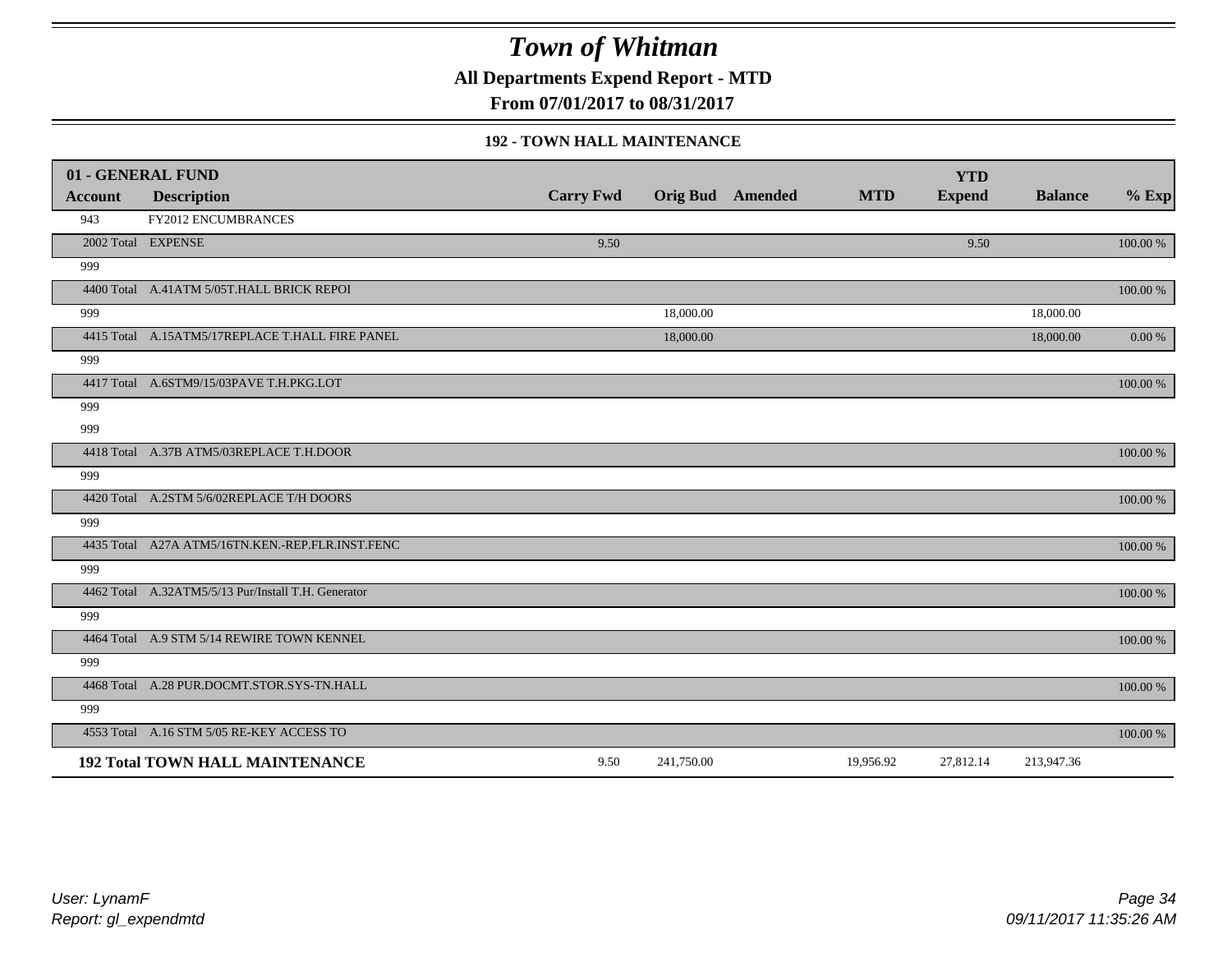# Town of Whitman

**All Departments Expend Report - MTD**

**From 07/01/2017 to 08/31/2017**

### 192 - TOWN HALL MAINTENANCE

| 01 - GENERAL FUND | | | | | | YTD | | |
|---|---|---|---|---|---|---|---|---|
| **Account** | **Description** | **Carry Fwd** | **Orig Bud** | **Amended** | **MTD** | **Expend** | **Balance** | **% Exp** |
| 943 | FY2012 ENCUMBRANCES | | | | | | | |
| 2002 Total | EXPENSE | 9.50 | | | | 9.50 | | 100.00 % |
| 999 | | | | | | | | |
| 4400 Total | A.41ATM 5/05T.HALL BRICK REPOI | | | | | | | 100.00 % |
| 999 | | | 18,000.00 | | | | 18,000.00 | |
| 4415 Total | A.15ATM5/17REPLACE T.HALL FIRE PANEL | | 18,000.00 | | | | 18,000.00 | 0.00 % |
| 999 | | | | | | | | |
| 4417 Total | A.6STM9/15/03PAVE T.H.PKG.LOT | | | | | | | 100.00 % |
| 999 | | | | | | | | |
| 999 | | | | | | | | |
| 4418 Total | A.37B ATM5/03REPLACE T.H.DOOR | | | | | | | 100.00 % |
| 999 | | | | | | | | |
| 4420 Total | A.2STM 5/6/02REPLACE T/H DOORS | | | | | | | 100.00 % |
| 999 | | | | | | | | |
| 4435 Total | A27A ATM5/16TN.KEN.-REP.FLR.INST.FENC | | | | | | | 100.00 % |
| 999 | | | | | | | | |
| 4462 Total | A.32ATM5/5/13 Pur/Install T.H. Generator | | | | | | | 100.00 % |
| 999 | | | | | | | | |
| 4464 Total | A.9 STM 5/14 REWIRE TOWN KENNEL | | | | | | | 100.00 % |
| 999 | | | | | | | | |
| 4468 Total | A.28 PUR.DOCMT.STOR.SYS-TN.HALL | | | | | | | 100.00 % |
| 999 | | | | | | | | |
| 4553 Total | A.16 STM 5/05 RE-KEY ACCESS TO | | | | | | | 100.00 % |
| **192 Total** | **TOWN HALL MAINTENANCE** | 9.50 | 241,750.00 | | 19,956.92 | 27,812.14 | 213,947.36 | |

*User: LynamF*
*Report: gl_expendmtd*

*09/11/2017 11:35:26 AM*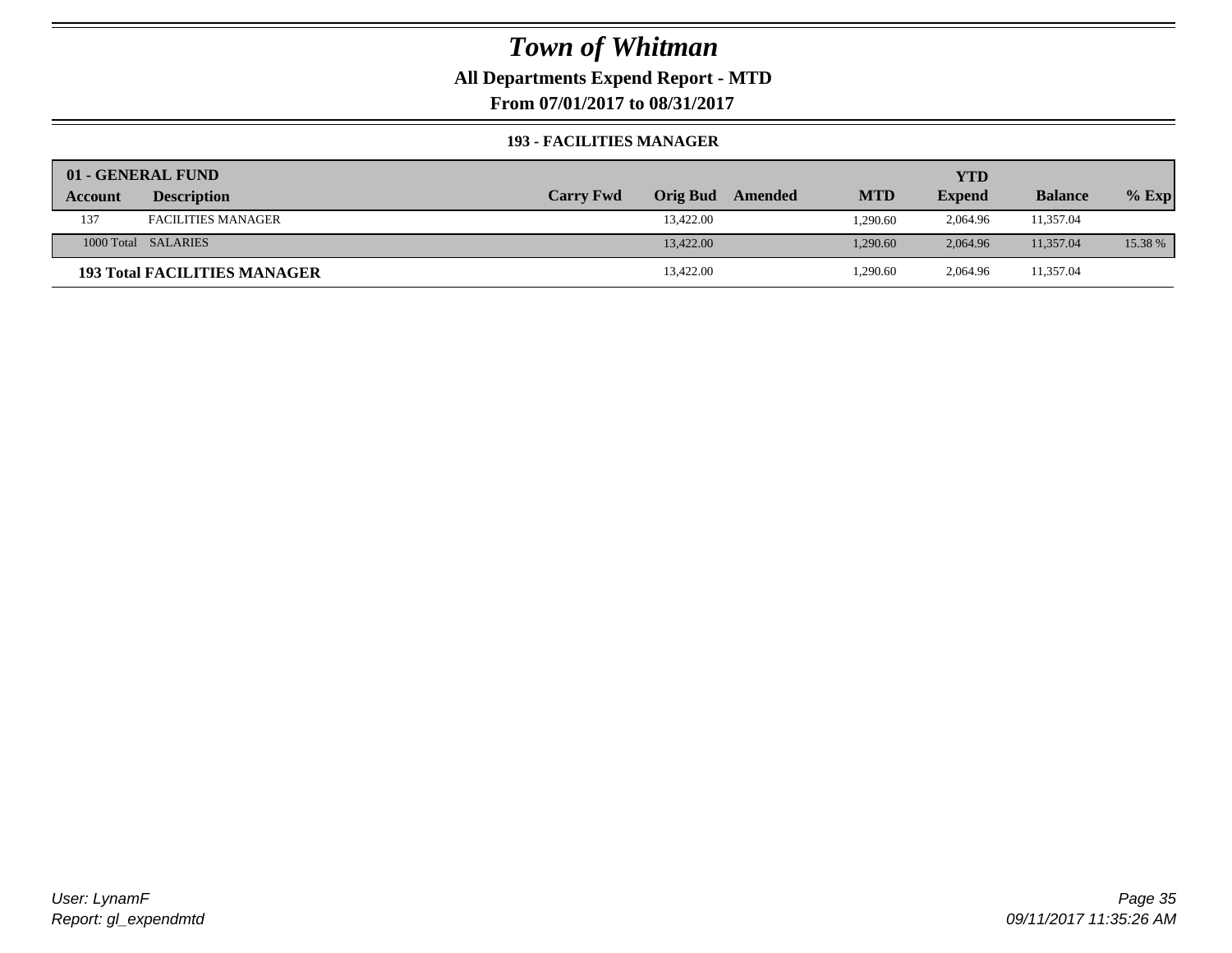# *Town of Whitman*

**All Departments Expend Report - MTD**

**From 07/01/2017 to 08/31/2017**

**193 - FACILITIES MANAGER**

| 01 - GENERAL FUND | | | | | | YTD | | |
|---|---|---|---|---|---|---|---|---|
| Account | Description | Carry Fwd | Orig Bud | Amended | MTD | Expend | Balance | % Exp |
| 137 | FACILITIES MANAGER | | 13,422.00 | | 1,290.60 | 2,064.96 | 11,357.04 | |
| 1000 Total | SALARIES | | 13,422.00 | | 1,290.60 | 2,064.96 | 11,357.04 | 15.38 % |
| **193 Total FACILITIES MANAGER** | | | 13,422.00 | | 1,290.60 | 2,064.96 | 11,357.04 | |

*User: LynamF*
*Report: gl_expendmtd*

*09/11/2017 11:35:26 AM*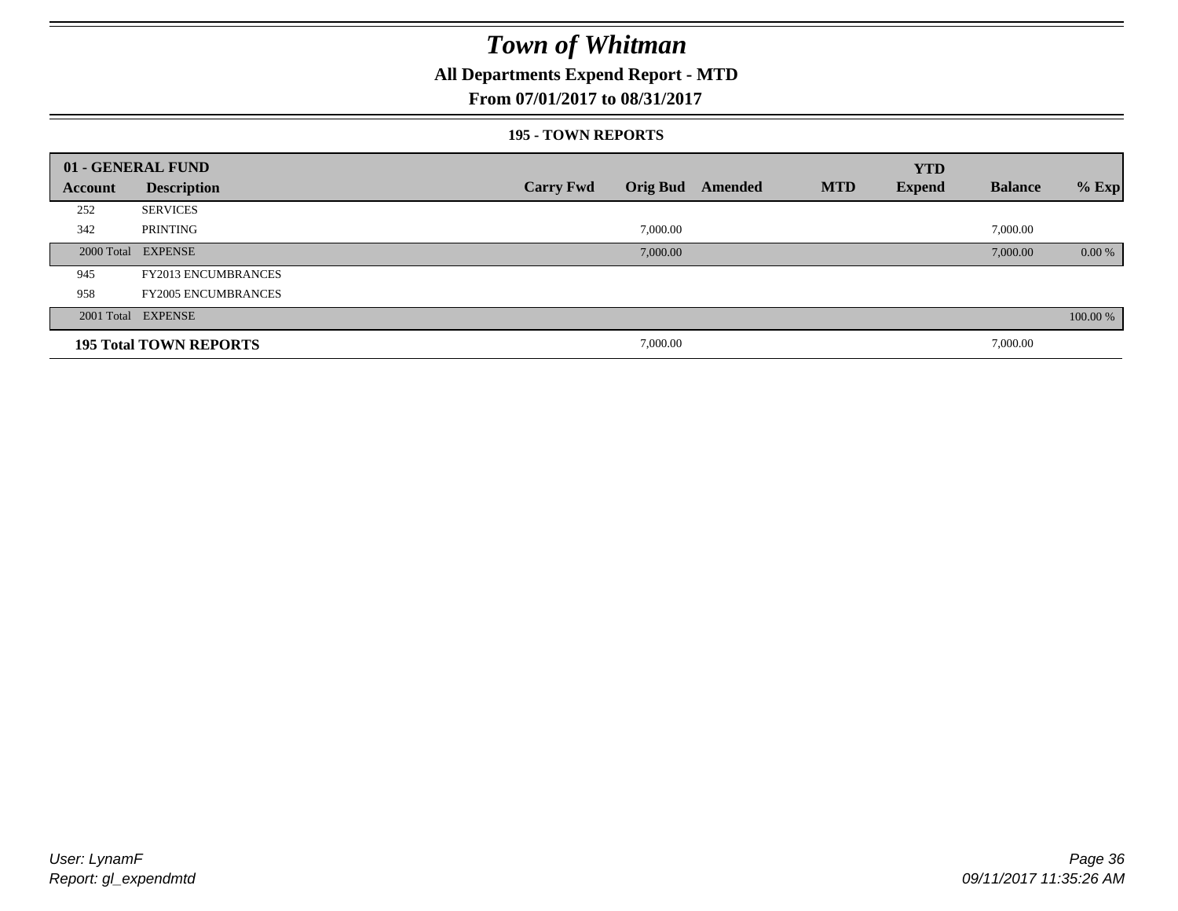# Town of Whitman

**All Departments Expend Report - MTD**

**From 07/01/2017 to 08/31/2017**

**195 - TOWN REPORTS**

| 01 - GENERAL FUND | | | | | | YTD | | |
|---|---|---|---|---|---|---|---|---|
| Account | Description | Carry Fwd | Orig Bud | Amended | MTD | Expend | Balance | % Exp |
| 252 | SERVICES | | | | | | | |
| 342 | PRINTING | | 7,000.00 | | | | 7,000.00 | |
| 2000 Total | EXPENSE | | 7,000.00 | | | | 7,000.00 | 0.00 % |
| 945 | FY2013 ENCUMBRANCES | | | | | | | |
| 958 | FY2005 ENCUMBRANCES | | | | | | | |
| 2001 Total | EXPENSE | | | | | | | 100.00 % |
| **195 Total TOWN REPORTS** | | | 7,000.00 | | | | 7,000.00 | |

*User: LynamF*
*Report: gl_expendmtd*

*09/11/2017 11:35:26 AM*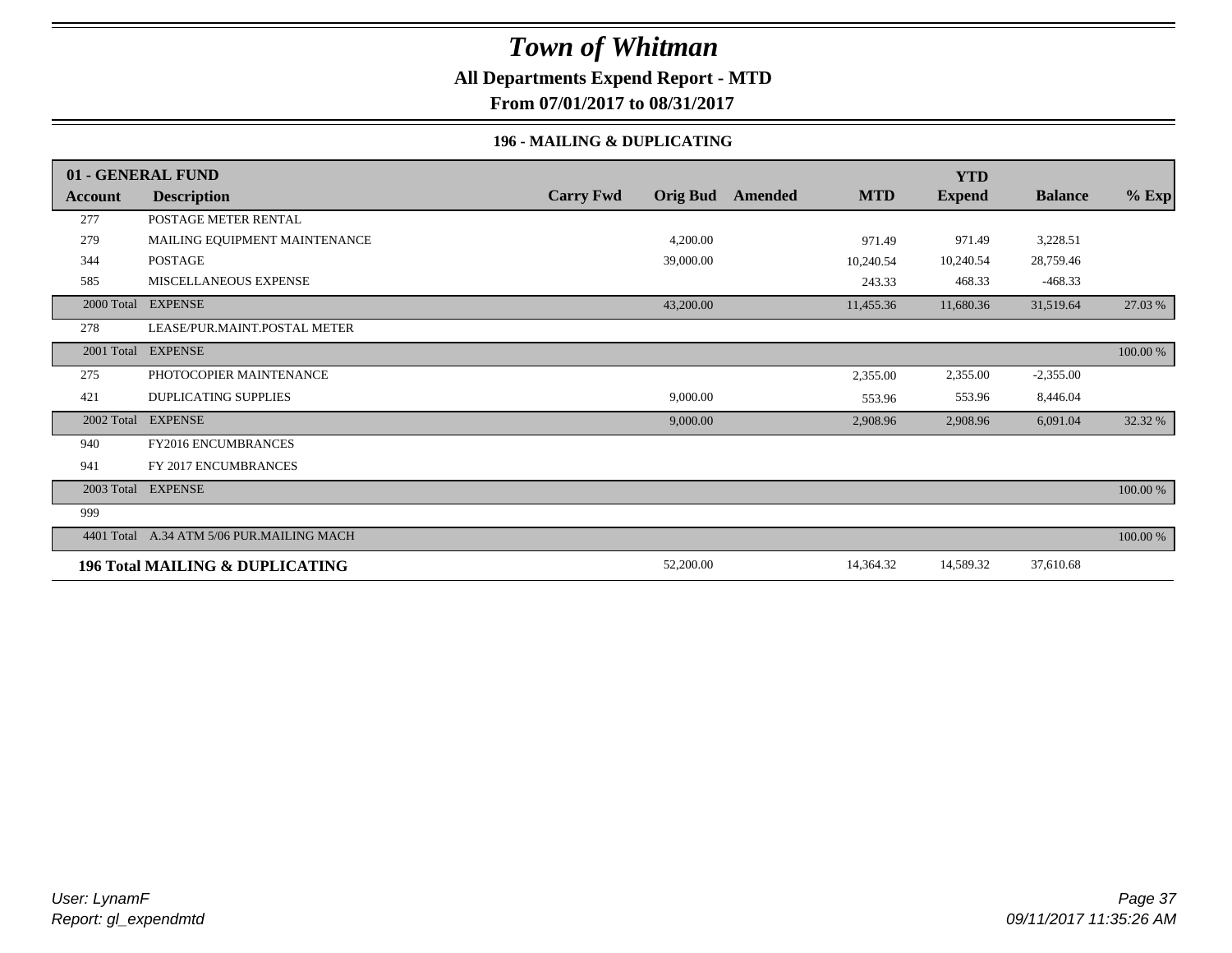# *Town of Whitman*

**All Departments Expend Report - MTD**

**From 07/01/2017 to 08/31/2017**

### 196 - MAILING & DUPLICATING

| 01 - GENERAL FUND | | | | | | YTD | | |
|---|---|---|---|---|---|---|---|---|
| **Account** | **Description** | **Carry Fwd** | **Orig Bud** | **Amended** | **MTD** | **Expend** | **Balance** | **% Exp** |
| 277 | POSTAGE METER RENTAL | | | | | | | |
| 279 | MAILING EQUIPMENT MAINTENANCE | | 4,200.00 | | 971.49 | 971.49 | 3,228.51 | |
| 344 | POSTAGE | | 39,000.00 | | 10,240.54 | 10,240.54 | 28,759.46 | |
| 585 | MISCELLANEOUS EXPENSE | | | | 243.33 | 468.33 | -468.33 | |
| 2000 Total | EXPENSE | | 43,200.00 | | 11,455.36 | 11,680.36 | 31,519.64 | 27.03 % |
| 278 | LEASE/PUR.MAINT.POSTAL METER | | | | | | | |
| 2001 Total | EXPENSE | | | | | | | 100.00 % |
| 275 | PHOTOCOPIER MAINTENANCE | | | | 2,355.00 | 2,355.00 | -2,355.00 | |
| 421 | DUPLICATING SUPPLIES | | 9,000.00 | | 553.96 | 553.96 | 8,446.04 | |
| 2002 Total | EXPENSE | | 9,000.00 | | 2,908.96 | 2,908.96 | 6,091.04 | 32.32 % |
| 940 | FY2016 ENCUMBRANCES | | | | | | | |
| 941 | FY 2017 ENCUMBRANCES | | | | | | | |
| 2003 Total | EXPENSE | | | | | | | 100.00 % |
| 999 | | | | | | | | |
| 4401 Total | A.34 ATM 5/06 PUR.MAILING MACH | | | | | | | 100.00 % |
| **196 Total MAILING & DUPLICATING** | | | 52,200.00 | | 14,364.32 | 14,589.32 | 37,610.68 | |

*User: LynamF*
*Report: gl_expendmtd*

*09/11/2017 11:35:26 AM*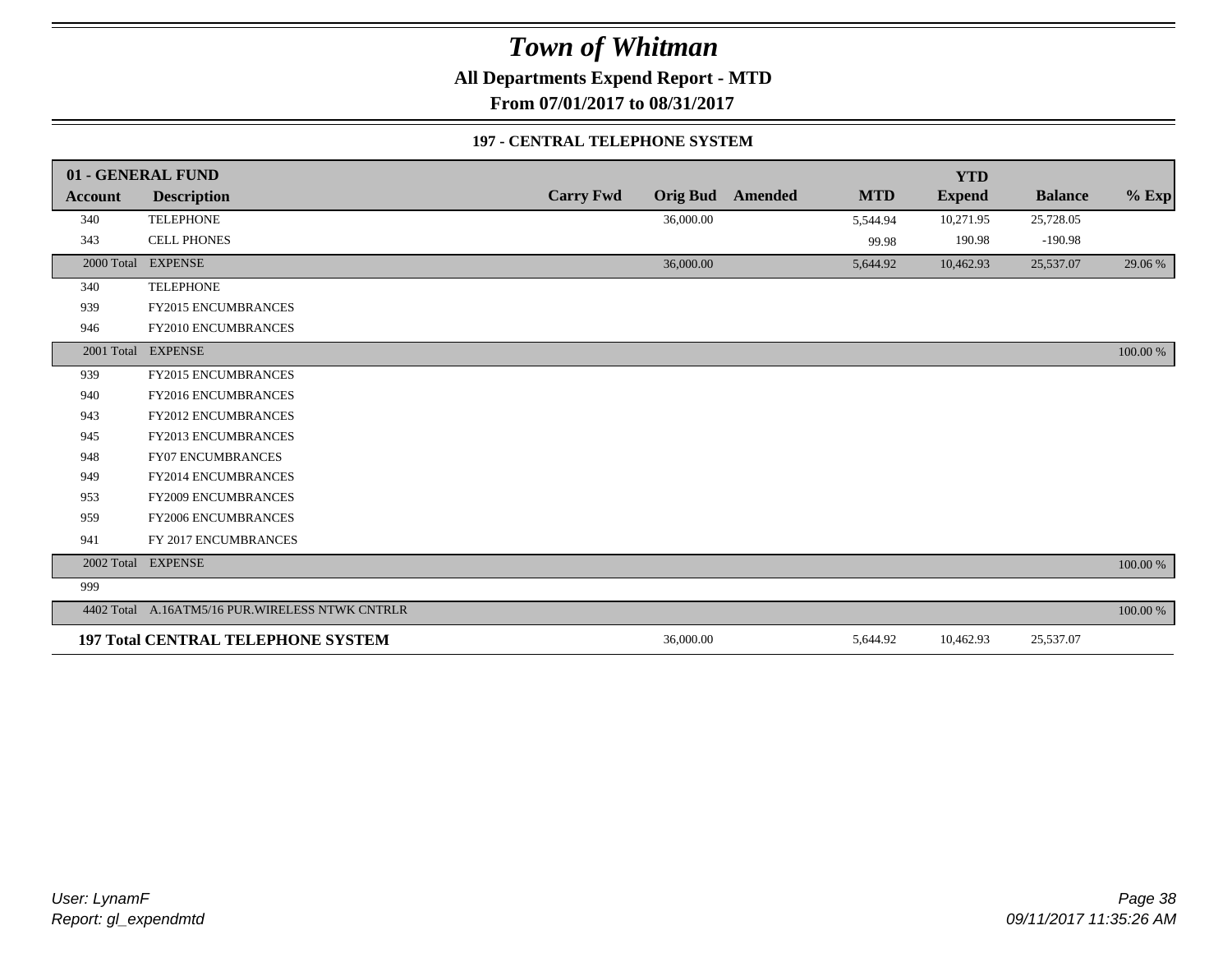# Town of Whitman

**All Departments Expend Report - MTD**

**From 07/01/2017 to 08/31/2017**

**197 - CENTRAL TELEPHONE SYSTEM**

| 01 - GENERAL FUND | | | | | | YTD | | |
|---|---|---|---|---|---|---|---|---|
| **Account** | **Description** | **Carry Fwd** | **Orig Bud** | **Amended** | **MTD** | **Expend** | **Balance** | **% Exp** |
| 340 | TELEPHONE | | 36,000.00 | | 5,544.94 | 10,271.95 | 25,728.05 | |
| 343 | CELL PHONES | | | | 99.98 | 190.98 | -190.98 | |
| 2000 Total | EXPENSE | | 36,000.00 | | 5,644.92 | 10,462.93 | 25,537.07 | 29.06 % |
| 340 | TELEPHONE | | | | | | | |
| 939 | FY2015 ENCUMBRANCES | | | | | | | |
| 946 | FY2010 ENCUMBRANCES | | | | | | | |
| 2001 Total | EXPENSE | | | | | | | 100.00 % |
| 939 | FY2015 ENCUMBRANCES | | | | | | | |
| 940 | FY2016 ENCUMBRANCES | | | | | | | |
| 943 | FY2012 ENCUMBRANCES | | | | | | | |
| 945 | FY2013 ENCUMBRANCES | | | | | | | |
| 948 | FY07 ENCUMBRANCES | | | | | | | |
| 949 | FY2014 ENCUMBRANCES | | | | | | | |
| 953 | FY2009 ENCUMBRANCES | | | | | | | |
| 959 | FY2006 ENCUMBRANCES | | | | | | | |
| 941 | FY 2017 ENCUMBRANCES | | | | | | | |
| 2002 Total | EXPENSE | | | | | | | 100.00 % |
| 999 | | | | | | | | |
| 4402 Total | A.16ATM5/16 PUR.WIRELESS NTWK CNTRLR | | | | | | | 100.00 % |
| **197 Total** | **CENTRAL TELEPHONE SYSTEM** | | 36,000.00 | | 5,644.92 | 10,462.93 | 25,537.07 | |

*User: LynamF*
*Report: gl_expendmtd*

*09/11/2017 11:35:26 AM*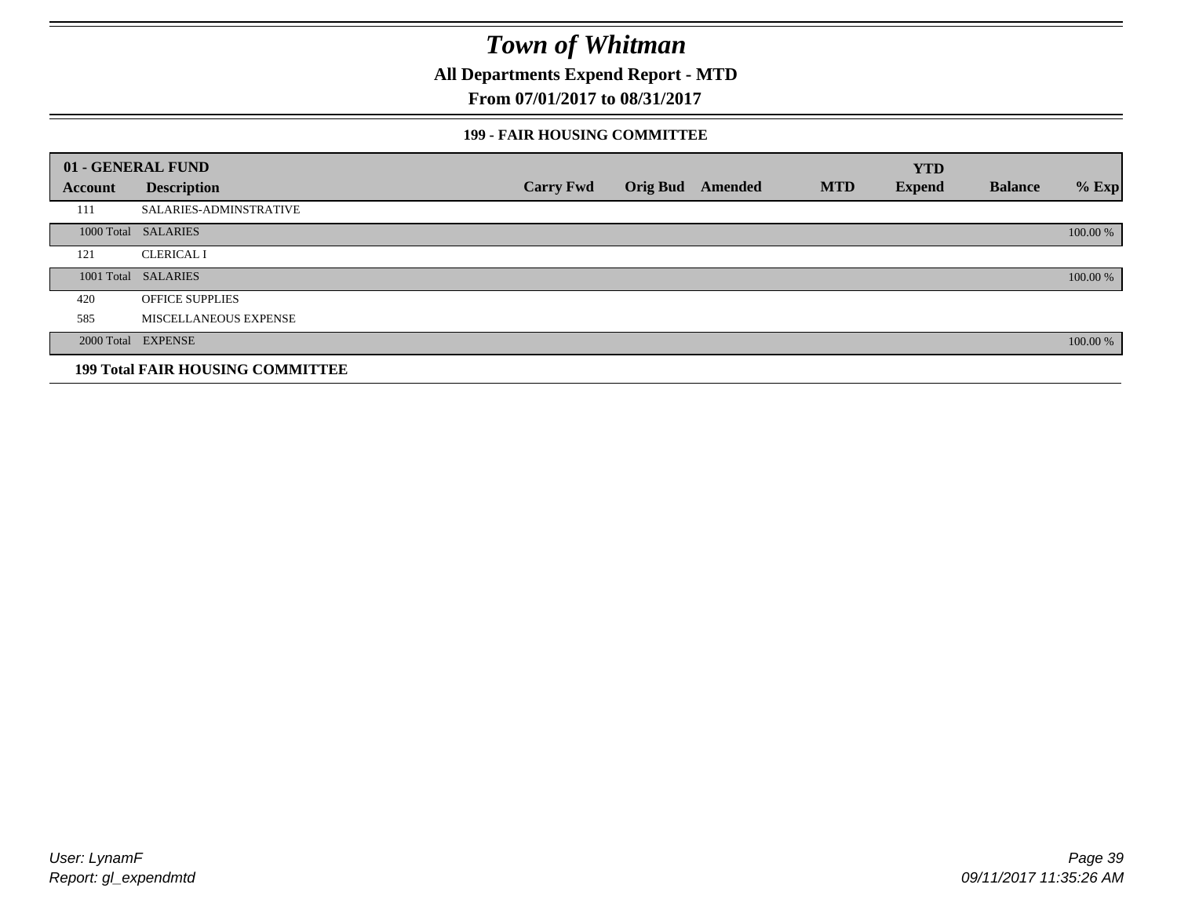# Town of Whitman

**All Departments Expend Report - MTD**

**From 07/01/2017 to 08/31/2017**

**199 - FAIR HOUSING COMMITTEE**

| 01 - GENERAL FUND | | | | | | YTD | | |
|---|---|---|---|---|---|---|---|---|
| **Account** | **Description** | **Carry Fwd** | **Orig Bud** | **Amended** | **MTD** | **Expend** | **Balance** | **% Exp** |
| 111 | SALARIES-ADMINSTRATIVE | | | | | | | |
| 1000 Total | SALARIES | | | | | | | 100.00 % |
| 121 | CLERICAL I | | | | | | | |
| 1001 Total | SALARIES | | | | | | | 100.00 % |
| 420 | OFFICE SUPPLIES | | | | | | | |
| 585 | MISCELLANEOUS EXPENSE | | | | | | | |
| 2000 Total | EXPENSE | | | | | | | 100.00 % |

**199 Total FAIR HOUSING COMMITTEE**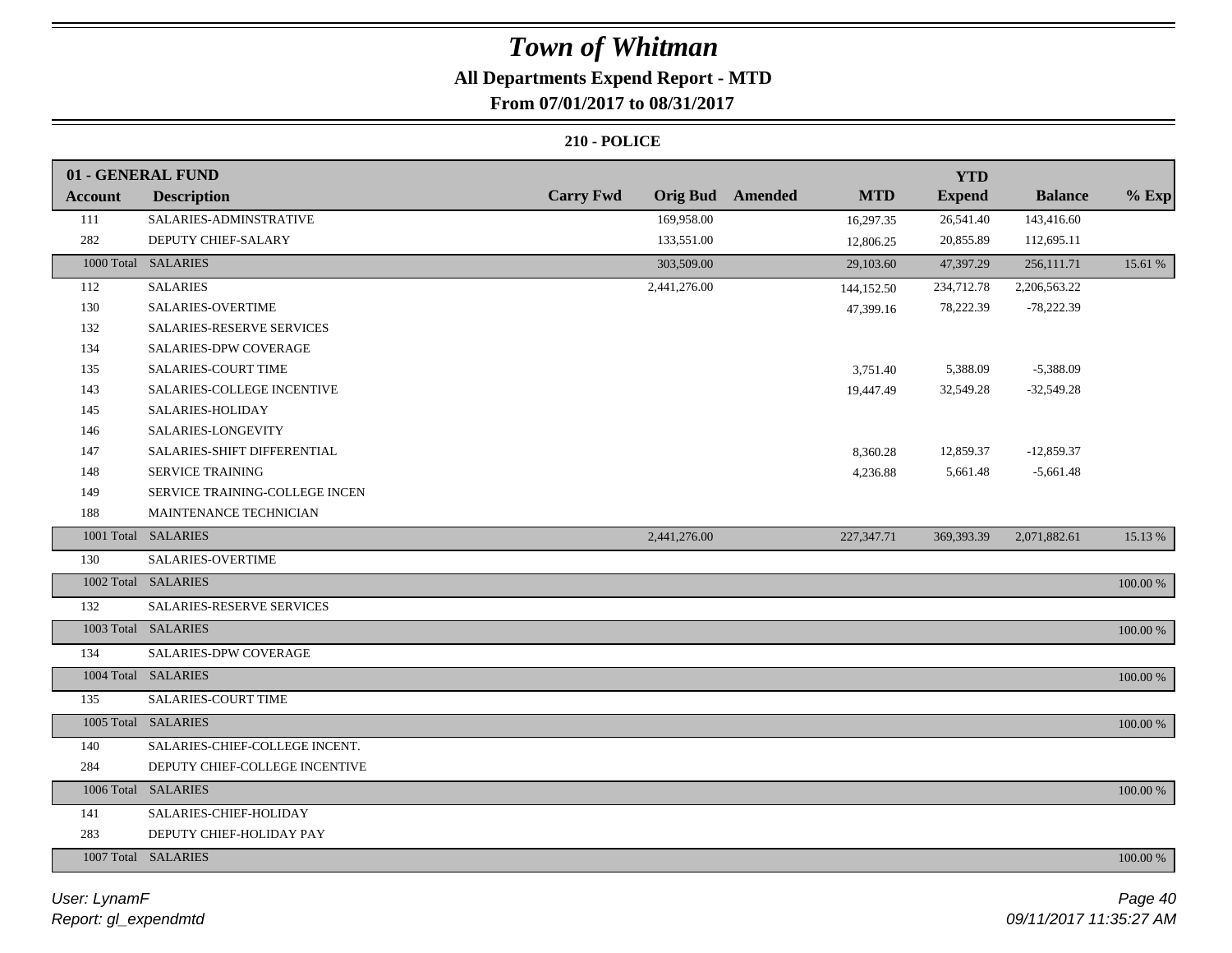# Town of Whitman

## All Departments Expend Report - MTD

### From 07/01/2017 to 08/31/2017

### 210 - POLICE

| 01 - GENERAL FUND | | | | | | YTD | | |
|---|---|---|---|---|---|---|---|---|
| Account | Description | Carry Fwd | Orig Bud | Amended | MTD | Expend | Balance | % Exp |
| 111 | SALARIES-ADMINSTRATIVE | | 169,958.00 | | 16,297.35 | 26,541.40 | 143,416.60 | |
| 282 | DEPUTY CHIEF-SALARY | | 133,551.00 | | 12,806.25 | 20,855.89 | 112,695.11 | |
| 1000 Total | SALARIES | | 303,509.00 | | 29,103.60 | 47,397.29 | 256,111.71 | 15.61 % |
| 112 | SALARIES | | 2,441,276.00 | | 144,152.50 | 234,712.78 | 2,206,563.22 | |
| 130 | SALARIES-OVERTIME | | | | 47,399.16 | 78,222.39 | -78,222.39 | |
| 132 | SALARIES-RESERVE SERVICES | | | | | | | |
| 134 | SALARIES-DPW COVERAGE | | | | | | | |
| 135 | SALARIES-COURT TIME | | | | 3,751.40 | 5,388.09 | -5,388.09 | |
| 143 | SALARIES-COLLEGE INCENTIVE | | | | 19,447.49 | 32,549.28 | -32,549.28 | |
| 145 | SALARIES-HOLIDAY | | | | | | | |
| 146 | SALARIES-LONGEVITY | | | | | | | |
| 147 | SALARIES-SHIFT DIFFERENTIAL | | | | 8,360.28 | 12,859.37 | -12,859.37 | |
| 148 | SERVICE TRAINING | | | | 4,236.88 | 5,661.48 | -5,661.48 | |
| 149 | SERVICE TRAINING-COLLEGE INCEN | | | | | | | |
| 188 | MAINTENANCE TECHNICIAN | | | | | | | |
| 1001 Total | SALARIES | | 2,441,276.00 | | 227,347.71 | 369,393.39 | 2,071,882.61 | 15.13 % |
| 130 | SALARIES-OVERTIME | | | | | | | |
| 1002 Total | SALARIES | | | | | | | 100.00 % |
| 132 | SALARIES-RESERVE SERVICES | | | | | | | |
| 1003 Total | SALARIES | | | | | | | 100.00 % |
| 134 | SALARIES-DPW COVERAGE | | | | | | | |
| 1004 Total | SALARIES | | | | | | | 100.00 % |
| 135 | SALARIES-COURT TIME | | | | | | | |
| 1005 Total | SALARIES | | | | | | | 100.00 % |
| 140 | SALARIES-CHIEF-COLLEGE INCENT. | | | | | | | |
| 284 | DEPUTY CHIEF-COLLEGE INCENTIVE | | | | | | | |
| 1006 Total | SALARIES | | | | | | | 100.00 % |
| 141 | SALARIES-CHIEF-HOLIDAY | | | | | | | |
| 283 | DEPUTY CHIEF-HOLIDAY PAY | | | | | | | |
| 1007 Total | SALARIES | | | | | | | 100.00 % |

*User: LynamF*
*Report: gl_expendmtd*
*09/11/2017 11:35:27 AM*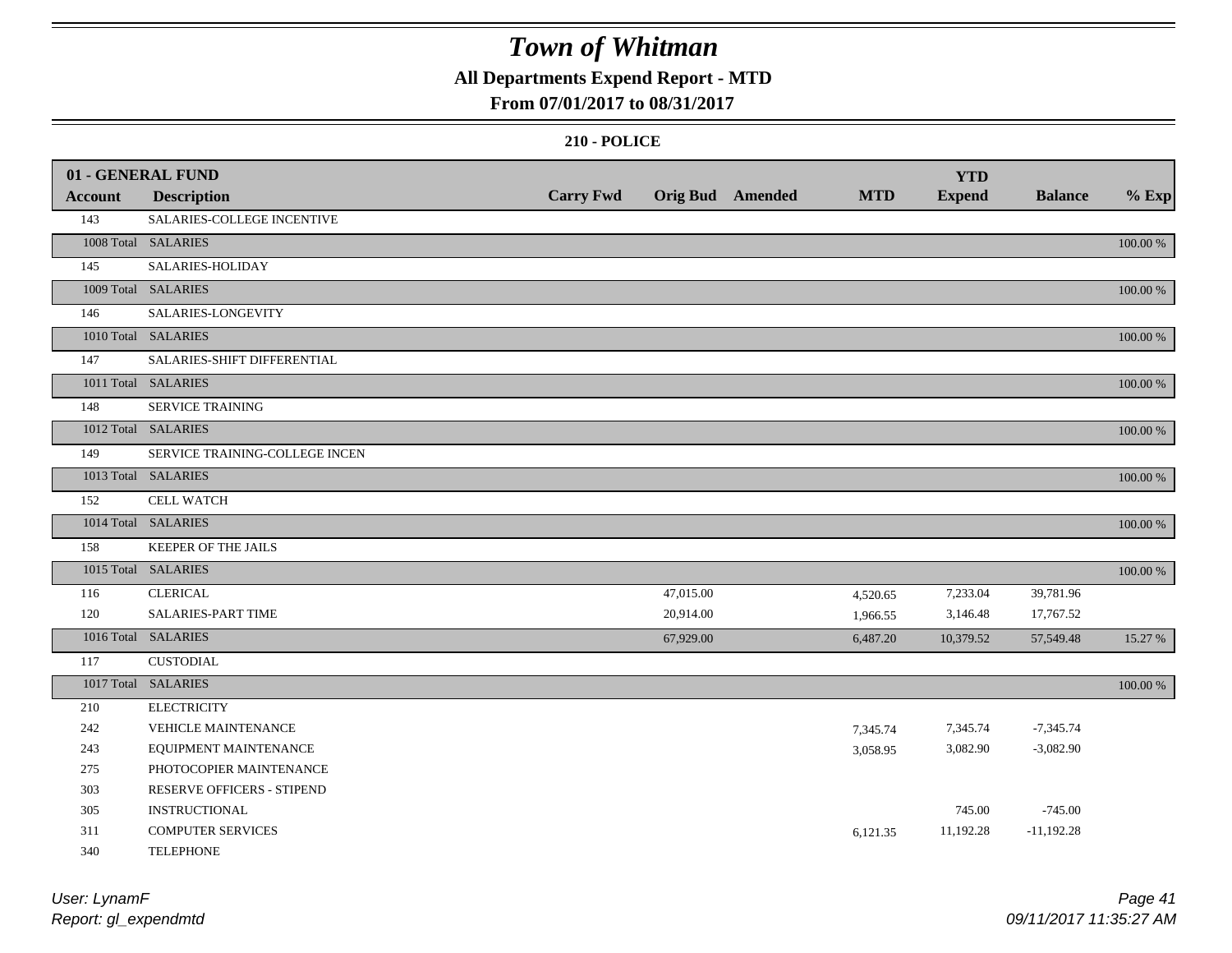# Town of Whitman

## All Departments Expend Report - MTD

## From 07/01/2017 to 08/31/2017

### 210 - POLICE

| 01 - GENERAL FUND | | | | | | YTD | | |
|---|---|---|---|---|---|---|---|---|
| Account | Description | Carry Fwd | Orig Bud | Amended | MTD | Expend | Balance | % Exp |
| 143 | SALARIES-COLLEGE INCENTIVE | | | | | | | |
| 1008 Total | SALARIES | | | | | | | 100.00 % |
| 145 | SALARIES-HOLIDAY | | | | | | | |
| 1009 Total | SALARIES | | | | | | | 100.00 % |
| 146 | SALARIES-LONGEVITY | | | | | | | |
| 1010 Total | SALARIES | | | | | | | 100.00 % |
| 147 | SALARIES-SHIFT DIFFERENTIAL | | | | | | | |
| 1011 Total | SALARIES | | | | | | | 100.00 % |
| 148 | SERVICE TRAINING | | | | | | | |
| 1012 Total | SALARIES | | | | | | | 100.00 % |
| 149 | SERVICE TRAINING-COLLEGE INCEN | | | | | | | |
| 1013 Total | SALARIES | | | | | | | 100.00 % |
| 152 | CELL WATCH | | | | | | | |
| 1014 Total | SALARIES | | | | | | | 100.00 % |
| 158 | KEEPER OF THE JAILS | | | | | | | |
| 1015 Total | SALARIES | | | | | | | 100.00 % |
| 116 | CLERICAL | | 47,015.00 | | 4,520.65 | 7,233.04 | 39,781.96 | |
| 120 | SALARIES-PART TIME | | 20,914.00 | | 1,966.55 | 3,146.48 | 17,767.52 | |
| 1016 Total | SALARIES | | 67,929.00 | | 6,487.20 | 10,379.52 | 57,549.48 | 15.27 % |
| 117 | CUSTODIAL | | | | | | | |
| 1017 Total | SALARIES | | | | | | | 100.00 % |
| 210 | ELECTRICITY | | | | | | | |
| 242 | VEHICLE MAINTENANCE | | | | 7,345.74 | 7,345.74 | -7,345.74 | |
| 243 | EQUIPMENT MAINTENANCE | | | | 3,058.95 | 3,082.90 | -3,082.90 | |
| 275 | PHOTOCOPIER MAINTENANCE | | | | | | | |
| 303 | RESERVE OFFICERS - STIPEND | | | | | | | |
| 305 | INSTRUCTIONAL | | | | | 745.00 | -745.00 | |
| 311 | COMPUTER SERVICES | | | | 6,121.35 | 11,192.28 | -11,192.28 | |
| 340 | TELEPHONE | | | | | | | |

*User: LynamF*

*Report: gl_expendmtd*

*09/11/2017 11:35:27 AM*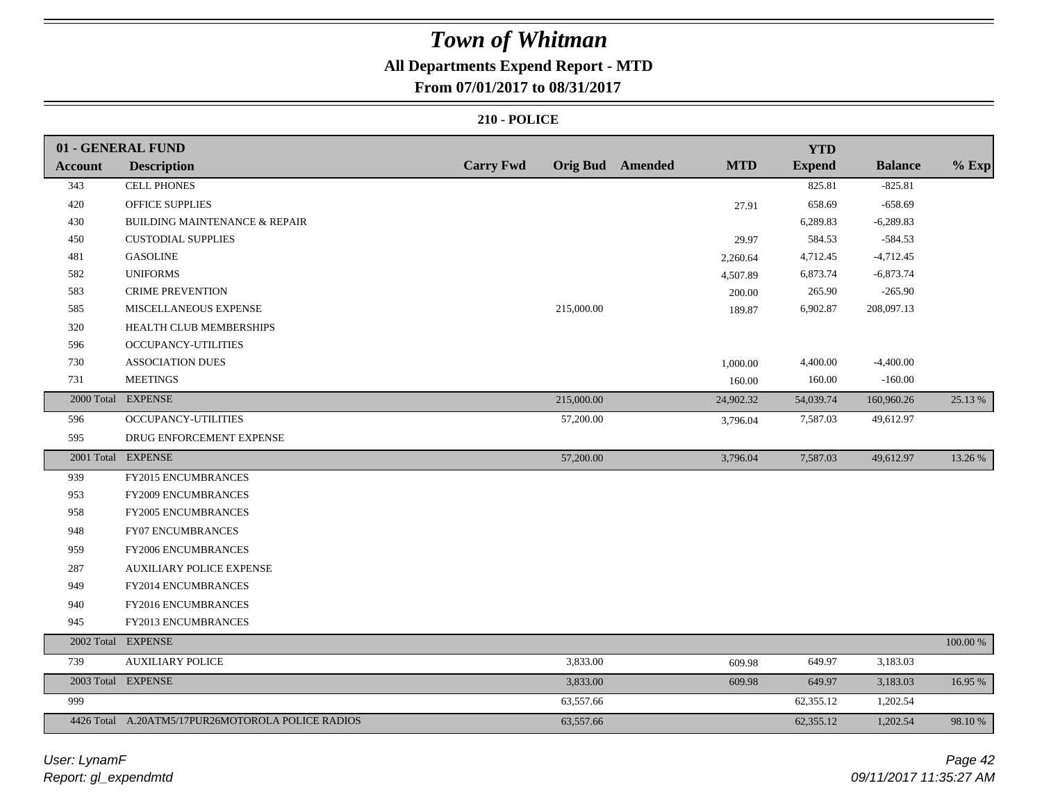# Town of Whitman

## All Departments Expend Report - MTD

### From 07/01/2017 to 08/31/2017

#### 210 - POLICE

| 01 - GENERAL FUND | | | | | | YTD | | |
|---|---|---|---|---|---|---|---|---|
| **Account** | **Description** | **Carry Fwd** | **Orig Bud** | **Amended** | **MTD** | **Expend** | **Balance** | **% Exp** |
| 343 | CELL PHONES | | | | | 825.81 | -825.81 | |
| 420 | OFFICE SUPPLIES | | | | 27.91 | 658.69 | -658.69 | |
| 430 | BUILDING MAINTENANCE & REPAIR | | | | | 6,289.83 | -6,289.83 | |
| 450 | CUSTODIAL SUPPLIES | | | | 29.97 | 584.53 | -584.53 | |
| 481 | GASOLINE | | | | 2,260.64 | 4,712.45 | -4,712.45 | |
| 582 | UNIFORMS | | | | 4,507.89 | 6,873.74 | -6,873.74 | |
| 583 | CRIME PREVENTION | | | | 200.00 | 265.90 | -265.90 | |
| 585 | MISCELLANEOUS EXPENSE | | 215,000.00 | | 189.87 | 6,902.87 | 208,097.13 | |
| 320 | HEALTH CLUB MEMBERSHIPS | | | | | | | |
| 596 | OCCUPANCY-UTILITIES | | | | | | | |
| 730 | ASSOCIATION DUES | | | | 1,000.00 | 4,400.00 | -4,400.00 | |
| 731 | MEETINGS | | | | 160.00 | 160.00 | -160.00 | |
| 2000 Total | EXPENSE | | 215,000.00 | | 24,902.32 | 54,039.74 | 160,960.26 | 25.13 % |
| 596 | OCCUPANCY-UTILITIES | | 57,200.00 | | 3,796.04 | 7,587.03 | 49,612.97 | |
| 595 | DRUG ENFORCEMENT EXPENSE | | | | | | | |
| 2001 Total | EXPENSE | | 57,200.00 | | 3,796.04 | 7,587.03 | 49,612.97 | 13.26 % |
| 939 | FY2015 ENCUMBRANCES | | | | | | | |
| 953 | FY2009 ENCUMBRANCES | | | | | | | |
| 958 | FY2005 ENCUMBRANCES | | | | | | | |
| 948 | FY07 ENCUMBRANCES | | | | | | | |
| 959 | FY2006 ENCUMBRANCES | | | | | | | |
| 287 | AUXILIARY POLICE EXPENSE | | | | | | | |
| 949 | FY2014 ENCUMBRANCES | | | | | | | |
| 940 | FY2016 ENCUMBRANCES | | | | | | | |
| 945 | FY2013 ENCUMBRANCES | | | | | | | |
| 2002 Total | EXPENSE | | | | | | | 100.00 % |
| 739 | AUXILIARY POLICE | | 3,833.00 | | 609.98 | 649.97 | 3,183.03 | |
| 2003 Total | EXPENSE | | 3,833.00 | | 609.98 | 649.97 | 3,183.03 | 16.95 % |
| 999 | | | 63,557.66 | | | 62,355.12 | 1,202.54 | |
| 4426 Total | A.20ATM5/17PUR26MOTOROLA POLICE RADIOS | | 63,557.66 | | | 62,355.12 | 1,202.54 | 98.10 % |

*User: LynamF*
*Report: gl_expendmtd*

*09/11/2017 11:35:27 AM*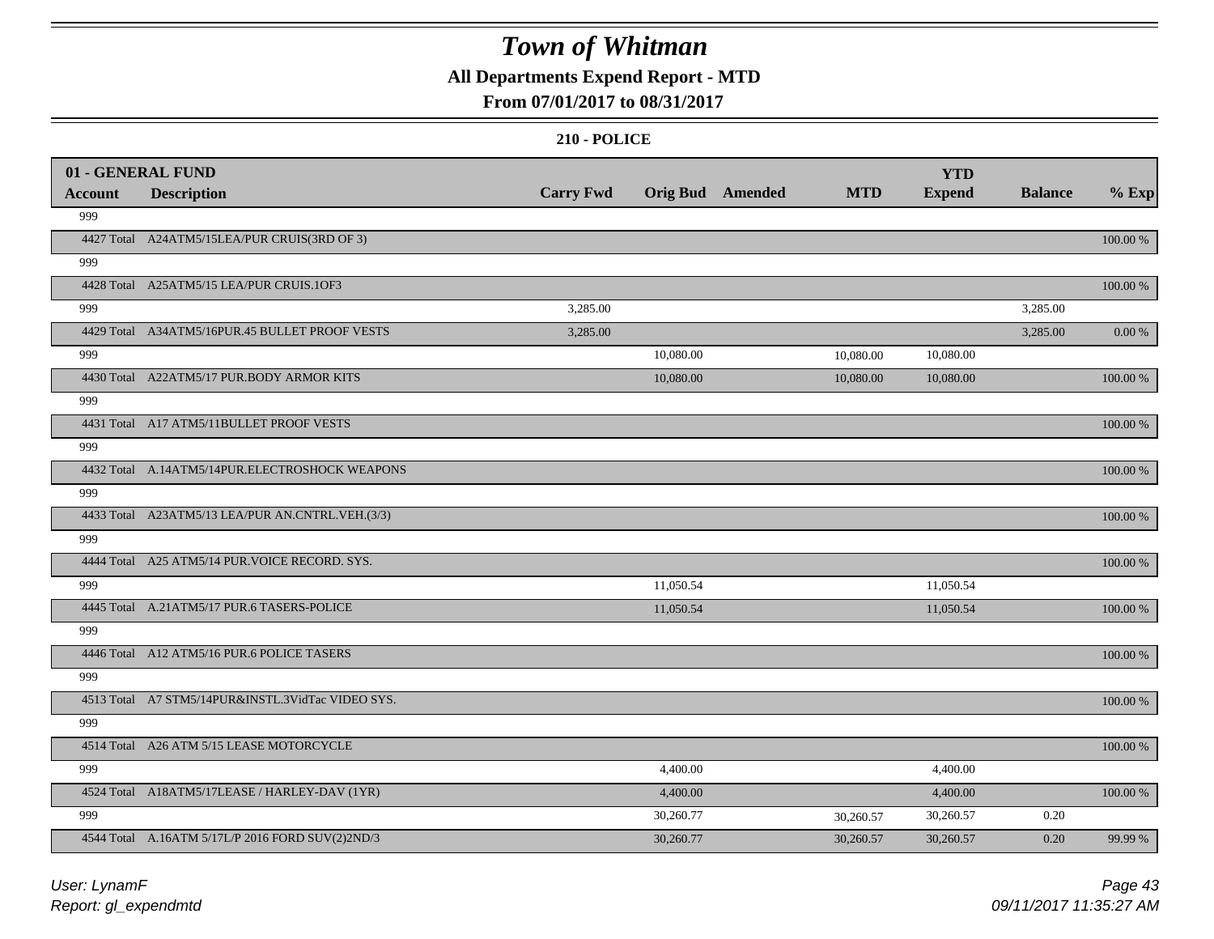# Town of Whitman

**All Departments Expend Report - MTD**

**From 07/01/2017 to 08/31/2017**

**210 - POLICE**

| 01 - GENERAL FUND | | | | | | YTD | | |
|---|---|---|---|---|---|---|---|---|
| **Account** | **Description** | **Carry Fwd** | **Orig Bud** | **Amended** | **MTD** | **Expend** | **Balance** | **% Exp** |
| 999 | | | | | | | | |
| 4427 Total | A24ATM5/15LEA/PUR CRUIS(3RD OF 3) | | | | | | | 100.00 % |
| 999 | | | | | | | | |
| 4428 Total | A25ATM5/15 LEA/PUR CRUIS.1OF3 | | | | | | | 100.00 % |
| 999 | | 3,285.00 | | | | | 3,285.00 | |
| 4429 Total | A34ATM5/16PUR.45 BULLET PROOF VESTS | 3,285.00 | | | | | 3,285.00 | 0.00 % |
| 999 | | | 10,080.00 | | 10,080.00 | 10,080.00 | | |
| 4430 Total | A22ATM5/17 PUR.BODY ARMOR KITS | | 10,080.00 | | 10,080.00 | 10,080.00 | | 100.00 % |
| 999 | | | | | | | | |
| 4431 Total | A17 ATM5/11BULLET PROOF VESTS | | | | | | | 100.00 % |
| 999 | | | | | | | | |
| 4432 Total | A.14ATM5/14PUR.ELECTROSHOCK WEAPONS | | | | | | | 100.00 % |
| 999 | | | | | | | | |
| 4433 Total | A23ATM5/13 LEA/PUR AN.CNTRL.VEH.(3/3) | | | | | | | 100.00 % |
| 999 | | | | | | | | |
| 4444 Total | A25 ATM5/14 PUR.VOICE RECORD. SYS. | | | | | | | 100.00 % |
| 999 | | | 11,050.54 | | | 11,050.54 | | |
| 4445 Total | A.21ATM5/17 PUR.6 TASERS-POLICE | | 11,050.54 | | | 11,050.54 | | 100.00 % |
| 999 | | | | | | | | |
| 4446 Total | A12 ATM5/16 PUR.6 POLICE TASERS | | | | | | | 100.00 % |
| 999 | | | | | | | | |
| 4513 Total | A7 STM5/14PUR&INSTL.3VidTac VIDEO SYS. | | | | | | | 100.00 % |
| 999 | | | | | | | | |
| 4514 Total | A26 ATM 5/15 LEASE MOTORCYCLE | | | | | | | 100.00 % |
| 999 | | | 4,400.00 | | | 4,400.00 | | |
| 4524 Total | A18ATM5/17LEASE / HARLEY-DAV (1YR) | | 4,400.00 | | | 4,400.00 | | 100.00 % |
| 999 | | | 30,260.77 | | 30,260.57 | 30,260.57 | 0.20 | |
| 4544 Total | A.16ATM 5/17L/P 2016 FORD SUV(2)2ND/3 | | 30,260.77 | | 30,260.57 | 30,260.57 | 0.20 | 99.99 % |

*User: LynamF*

*Report: gl_expendmtd*

*09/11/2017 11:35:27 AM*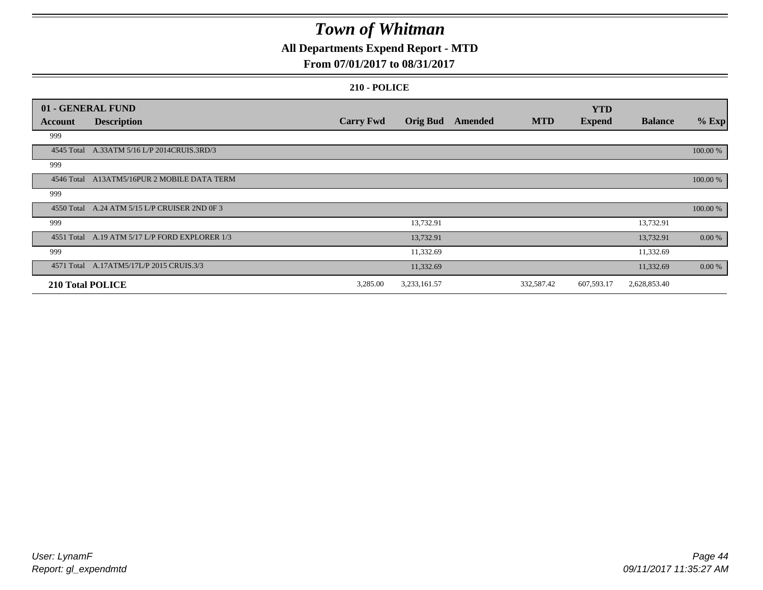# Town of Whitman

## All Departments Expend Report - MTD

### From 07/01/2017 to 08/31/2017

#### 210 - POLICE

| 01 - GENERAL FUND Account | Description | Carry Fwd | Orig Bud | Amended | MTD | YTD Expend | Balance | % Exp |
|---|---|---|---|---|---|---|---|---|
| 999 | | | | | | | | |
| 4545 Total | A.33ATM 5/16 L/P 2014CRUIS.3RD/3 | | | | | | | 100.00 % |
| 999 | | | | | | | | |
| 4546 Total | A13ATM5/16PUR 2 MOBILE DATA TERM | | | | | | | 100.00 % |
| 999 | | | | | | | | |
| 4550 Total | A.24 ATM 5/15 L/P CRUISER 2ND 0F 3 | | | | | | | 100.00 % |
| 999 | | | 13,732.91 | | | | 13,732.91 | |
| 4551 Total | A.19 ATM 5/17 L/P FORD EXPLORER 1/3 | | 13,732.91 | | | | 13,732.91 | 0.00 % |
| 999 | | | 11,332.69 | | | | 11,332.69 | |
| 4571 Total | A.17ATM5/17L/P 2015 CRUIS.3/3 | | 11,332.69 | | | | 11,332.69 | 0.00 % |
| **210 Total POLICE** | | 3,285.00 | 3,233,161.57 | | 332,587.42 | 607,593.17 | 2,628,853.40 | |

User: LynamF
Report: gl_expendmtd

09/11/2017 11:35:27 AM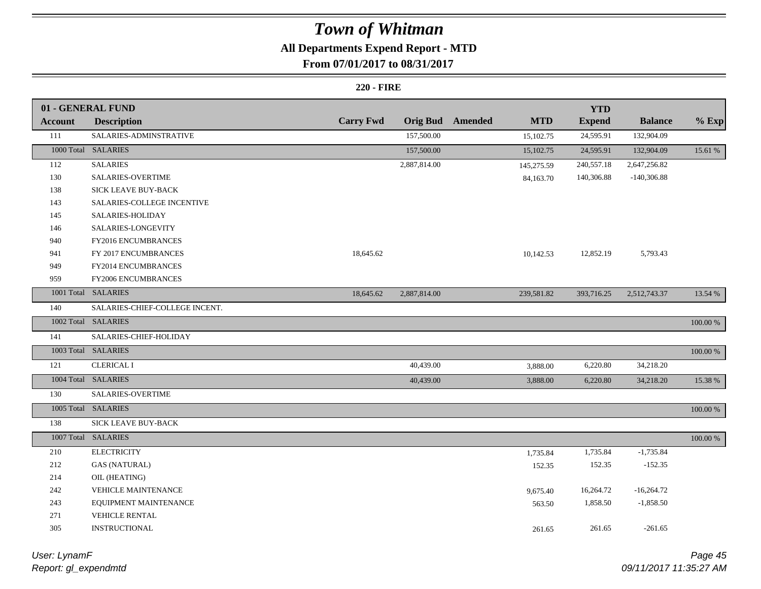# Town of Whitman

**All Departments Expend Report - MTD**

**From 07/01/2017 to 08/31/2017**

**220 - FIRE**

| Account | Description | Carry Fwd | Orig Bud | Amended | MTD | YTD Expend | Balance | % Exp |
|---|---|---|---|---|---|---|---|---|
| **01 - GENERAL FUND** | | | | | | | | |
| 111 | SALARIES-ADMINSTRATIVE | | 157,500.00 | | 15,102.75 | 24,595.91 | 132,904.09 | |
| 1000 Total | SALARIES | | 157,500.00 | | 15,102.75 | 24,595.91 | 132,904.09 | 15.61 % |
| 112 | SALARIES | | 2,887,814.00 | | 145,275.59 | 240,557.18 | 2,647,256.82 | |
| 130 | SALARIES-OVERTIME | | | | 84,163.70 | 140,306.88 | -140,306.88 | |
| 138 | SICK LEAVE BUY-BACK | | | | | | | |
| 143 | SALARIES-COLLEGE INCENTIVE | | | | | | | |
| 145 | SALARIES-HOLIDAY | | | | | | | |
| 146 | SALARIES-LONGEVITY | | | | | | | |
| 940 | FY2016 ENCUMBRANCES | | | | | | | |
| 941 | FY 2017 ENCUMBRANCES | 18,645.62 | | | 10,142.53 | 12,852.19 | 5,793.43 | |
| 949 | FY2014 ENCUMBRANCES | | | | | | | |
| 959 | FY2006 ENCUMBRANCES | | | | | | | |
| 1001 Total | SALARIES | 18,645.62 | 2,887,814.00 | | 239,581.82 | 393,716.25 | 2,512,743.37 | 13.54 % |
| 140 | SALARIES-CHIEF-COLLEGE INCENT. | | | | | | | |
| 1002 Total | SALARIES | | | | | | | 100.00 % |
| 141 | SALARIES-CHIEF-HOLIDAY | | | | | | | |
| 1003 Total | SALARIES | | | | | | | 100.00 % |
| 121 | CLERICAL I | | 40,439.00 | | 3,888.00 | 6,220.80 | 34,218.20 | |
| 1004 Total | SALARIES | | 40,439.00 | | 3,888.00 | 6,220.80 | 34,218.20 | 15.38 % |
| 130 | SALARIES-OVERTIME | | | | | | | |
| 1005 Total | SALARIES | | | | | | | 100.00 % |
| 138 | SICK LEAVE BUY-BACK | | | | | | | |
| 1007 Total | SALARIES | | | | | | | 100.00 % |
| 210 | ELECTRICITY | | | | 1,735.84 | 1,735.84 | -1,735.84 | |
| 212 | GAS (NATURAL) | | | | 152.35 | 152.35 | -152.35 | |
| 214 | OIL (HEATING) | | | | | | | |
| 242 | VEHICLE MAINTENANCE | | | | 9,675.40 | 16,264.72 | -16,264.72 | |
| 243 | EQUIPMENT MAINTENANCE | | | | 563.50 | 1,858.50 | -1,858.50 | |
| 271 | VEHICLE RENTAL | | | | | | | |
| 305 | INSTRUCTIONAL | | | | 261.65 | 261.65 | -261.65 | |

*User: LynamF*
*Report: gl_expendmtd*

*09/11/2017 11:35:27 AM*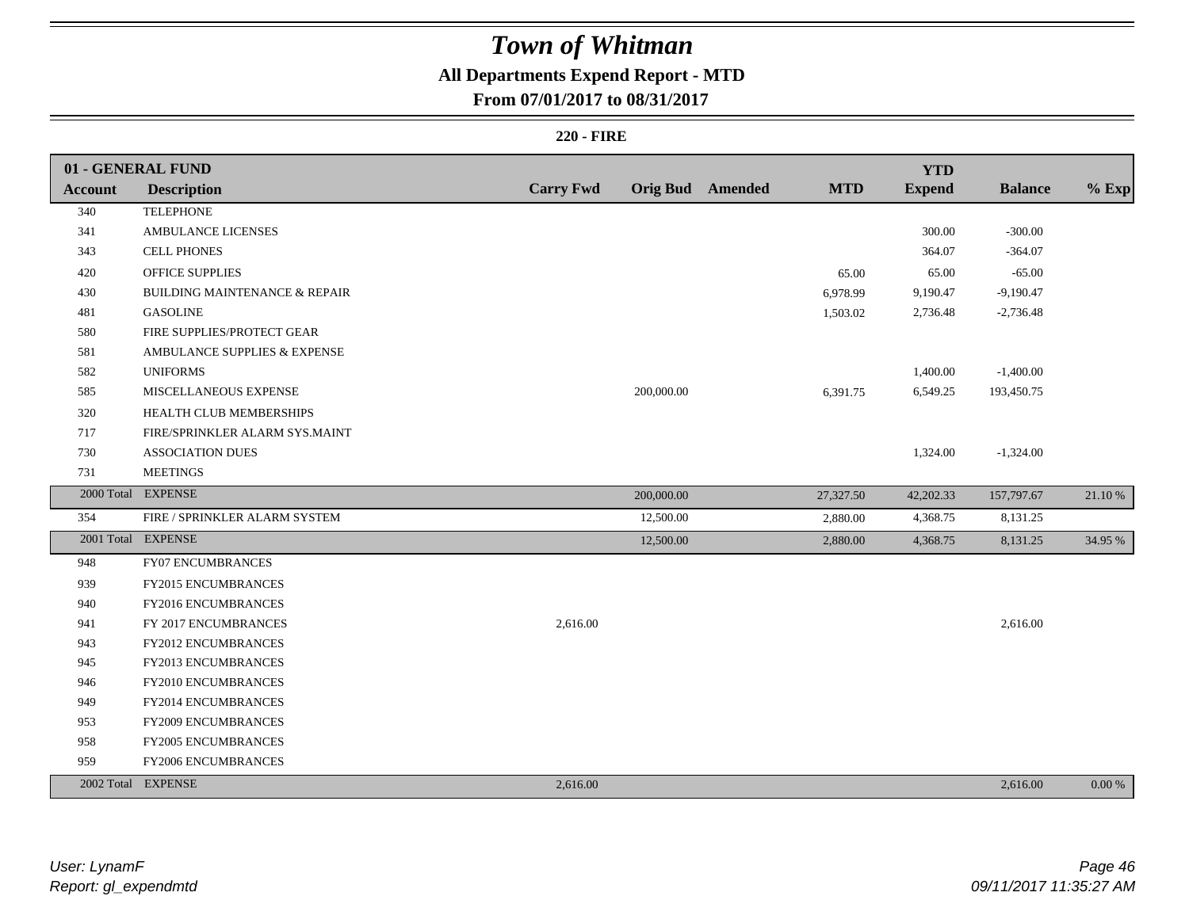# Town of Whitman

## All Departments Expend Report - MTD

### From 07/01/2017 to 08/31/2017

#### 220 - FIRE

| 01 - GENERAL FUND | | | | | | YTD | | |
|---|---|---|---|---|---|---|---|---|
| **Account** | **Description** | **Carry Fwd** | **Orig Bud** | **Amended** | **MTD** | **Expend** | **Balance** | **% Exp** |
| 340 | TELEPHONE | | | | | | | |
| 341 | AMBULANCE LICENSES | | | | | 300.00 | -300.00 | |
| 343 | CELL PHONES | | | | | 364.07 | -364.07 | |
| 420 | OFFICE SUPPLIES | | | | 65.00 | 65.00 | -65.00 | |
| 430 | BUILDING MAINTENANCE & REPAIR | | | | 6,978.99 | 9,190.47 | -9,190.47 | |
| 481 | GASOLINE | | | | 1,503.02 | 2,736.48 | -2,736.48 | |
| 580 | FIRE SUPPLIES/PROTECT GEAR | | | | | | | |
| 581 | AMBULANCE SUPPLIES & EXPENSE | | | | | | | |
| 582 | UNIFORMS | | | | | 1,400.00 | -1,400.00 | |
| 585 | MISCELLANEOUS EXPENSE | | 200,000.00 | | 6,391.75 | 6,549.25 | 193,450.75 | |
| 320 | HEALTH CLUB MEMBERSHIPS | | | | | | | |
| 717 | FIRE/SPRINKLER ALARM SYS.MAINT | | | | | | | |
| 730 | ASSOCIATION DUES | | | | | 1,324.00 | -1,324.00 | |
| 731 | MEETINGS | | | | | | | |
| 2000 Total | EXPENSE | | 200,000.00 | | 27,327.50 | 42,202.33 | 157,797.67 | 21.10 % |
| 354 | FIRE / SPRINKLER ALARM SYSTEM | | 12,500.00 | | 2,880.00 | 4,368.75 | 8,131.25 | |
| 2001 Total | EXPENSE | | 12,500.00 | | 2,880.00 | 4,368.75 | 8,131.25 | 34.95 % |
| 948 | FY07 ENCUMBRANCES | | | | | | | |
| 939 | FY2015 ENCUMBRANCES | | | | | | | |
| 940 | FY2016 ENCUMBRANCES | | | | | | | |
| 941 | FY 2017 ENCUMBRANCES | 2,616.00 | | | | | 2,616.00 | |
| 943 | FY2012 ENCUMBRANCES | | | | | | | |
| 945 | FY2013 ENCUMBRANCES | | | | | | | |
| 946 | FY2010 ENCUMBRANCES | | | | | | | |
| 949 | FY2014 ENCUMBRANCES | | | | | | | |
| 953 | FY2009 ENCUMBRANCES | | | | | | | |
| 958 | FY2005 ENCUMBRANCES | | | | | | | |
| 959 | FY2006 ENCUMBRANCES | | | | | | | |
| 2002 Total | EXPENSE | 2,616.00 | | | | | 2,616.00 | 0.00 % |

*User: LynamF*
*Report: gl_expendmtd*

*09/11/2017 11:35:27 AM*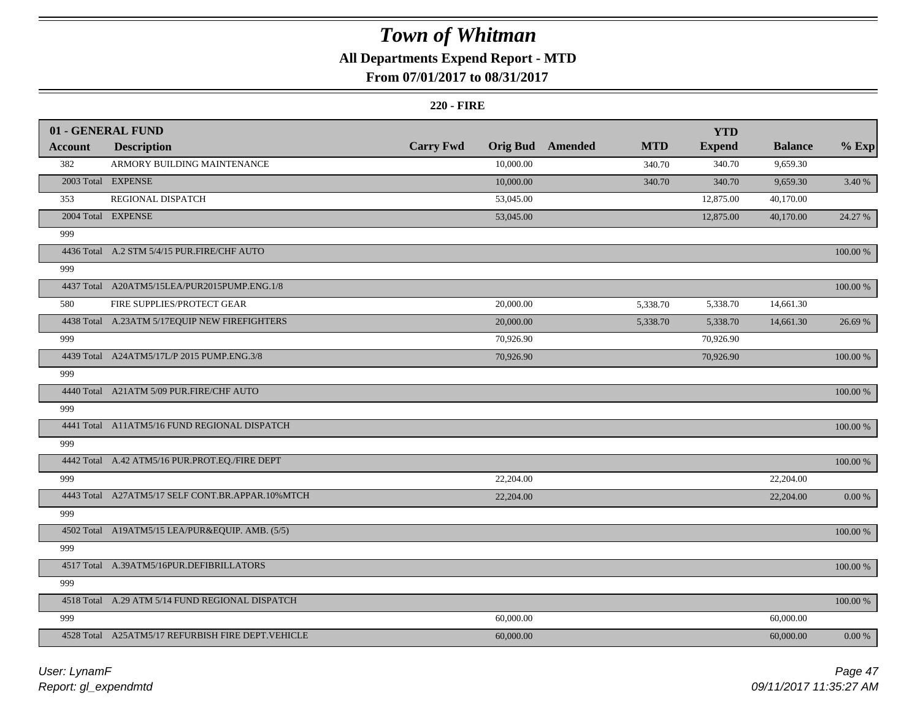# Town of Whitman

## All Departments Expend Report - MTD

### From 07/01/2017 to 08/31/2017

**220 - FIRE**

| **01 - GENERAL FUND** | | | | | | **YTD** | | |
|---|---|---|---|---|---|---|---|---|
| **Account** | **Description** | **Carry Fwd** | **Orig Bud** | **Amended** | **MTD** | **Expend** | **Balance** | **% Exp** |
| 382 | ARMORY BUILDING MAINTENANCE | | 10,000.00 | | 340.70 | 340.70 | 9,659.30 | |
| 2003 Total | EXPENSE | | 10,000.00 | | 340.70 | 340.70 | 9,659.30 | 3.40 % |
| 353 | REGIONAL DISPATCH | | 53,045.00 | | | 12,875.00 | 40,170.00 | |
| 2004 Total | EXPENSE | | 53,045.00 | | | 12,875.00 | 40,170.00 | 24.27 % |
| 999 | | | | | | | | |
| 4436 Total | A.2 STM 5/4/15 PUR.FIRE/CHF AUTO | | | | | | | 100.00 % |
| 999 | | | | | | | | |
| 4437 Total | A20ATM5/15LEA/PUR2015PUMP.ENG.1/8 | | | | | | | 100.00 % |
| 580 | FIRE SUPPLIES/PROTECT GEAR | | 20,000.00 | | 5,338.70 | 5,338.70 | 14,661.30 | |
| 4438 Total | A.23ATM 5/17EQUIP NEW FIREFIGHTERS | | 20,000.00 | | 5,338.70 | 5,338.70 | 14,661.30 | 26.69 % |
| 999 | | | 70,926.90 | | | 70,926.90 | | |
| 4439 Total | A24ATM5/17L/P 2015 PUMP.ENG.3/8 | | 70,926.90 | | | 70,926.90 | | 100.00 % |
| 999 | | | | | | | | |
| 4440 Total | A21ATM 5/09 PUR.FIRE/CHF AUTO | | | | | | | 100.00 % |
| 999 | | | | | | | | |
| 4441 Total | A11ATM5/16 FUND REGIONAL DISPATCH | | | | | | | 100.00 % |
| 999 | | | | | | | | |
| 4442 Total | A.42 ATM5/16 PUR.PROT.EQ./FIRE DEPT | | | | | | | 100.00 % |
| 999 | | | 22,204.00 | | | | 22,204.00 | |
| 4443 Total | A27ATM5/17 SELF CONT.BR.APPAR.10%MTCH | | 22,204.00 | | | | 22,204.00 | 0.00 % |
| 999 | | | | | | | | |
| 4502 Total | A19ATM5/15 LEA/PUR&EQUIP. AMB. (5/5) | | | | | | | 100.00 % |
| 999 | | | | | | | | |
| 4517 Total | A.39ATM5/16PUR.DEFIBRILLATORS | | | | | | | 100.00 % |
| 999 | | | | | | | | |
| 4518 Total | A.29 ATM 5/14 FUND REGIONAL DISPATCH | | | | | | | 100.00 % |
| 999 | | | 60,000.00 | | | | 60,000.00 | |
| 4528 Total | A25ATM5/17 REFURBISH FIRE DEPT.VEHICLE | | 60,000.00 | | | | 60,000.00 | 0.00 % |

*User: LynamF*
*Report: gl_expendmtd*
*09/11/2017 11:35:27 AM*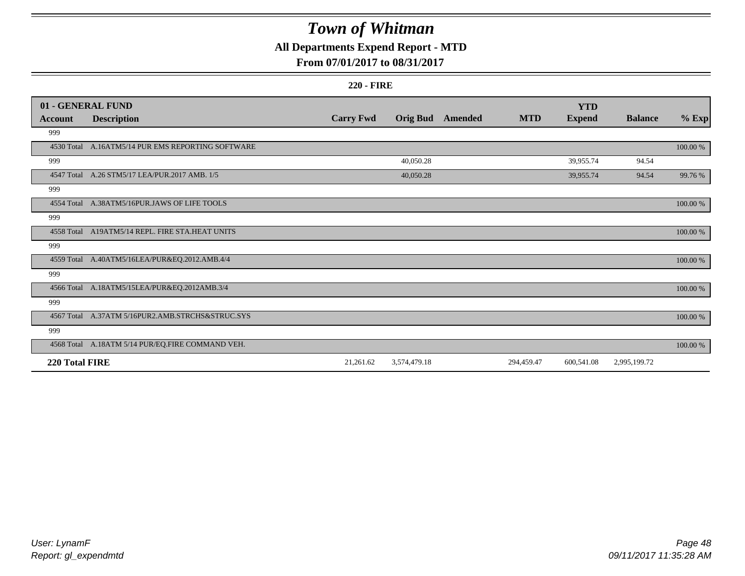# Town of Whitman

## All Departments Expend Report - MTD

### From 07/01/2017 to 08/31/2017

**220 - FIRE**

| 01 - GENERAL FUND | | | | | | | | |
|---|---|---|---|---|---|---|---|---|
| **Account** | **Description** | **Carry Fwd** | **Orig Bud** | **Amended** | **MTD** | **YTD Expend** | **Balance** | **% Exp** |
| 999 | | | | | | | | |
| 4530 Total | A.16ATM5/14 PUR EMS REPORTING SOFTWARE | | | | | | | 100.00 % |
| 999 | | | 40,050.28 | | | 39,955.74 | 94.54 | |
| 4547 Total | A.26 STM5/17 LEA/PUR.2017 AMB. 1/5 | | 40,050.28 | | | 39,955.74 | 94.54 | 99.76 % |
| 999 | | | | | | | | |
| 4554 Total | A.38ATM5/16PUR.JAWS OF LIFE TOOLS | | | | | | | 100.00 % |
| 999 | | | | | | | | |
| 4558 Total | A19ATM5/14 REPL. FIRE STA.HEAT UNITS | | | | | | | 100.00 % |
| 999 | | | | | | | | |
| 4559 Total | A.40ATM5/16LEA/PUR&EQ.2012.AMB.4/4 | | | | | | | 100.00 % |
| 999 | | | | | | | | |
| 4566 Total | A.18ATM5/15LEA/PUR&EQ.2012AMB.3/4 | | | | | | | 100.00 % |
| 999 | | | | | | | | |
| 4567 Total | A.37ATM 5/16PUR2.AMB.STRCHS&STRUC.SYS | | | | | | | 100.00 % |
| 999 | | | | | | | | |
| 4568 Total | A.18ATM 5/14 PUR/EQ.FIRE COMMAND VEH. | | | | | | | 100.00 % |
| **220 Total FIRE** | | 21,261.62 | 3,574,479.18 | | 294,459.47 | 600,541.08 | 2,995,199.72 | |

User: LynamF
Report: gl_expendmtd
09/11/2017 11:35:28 AM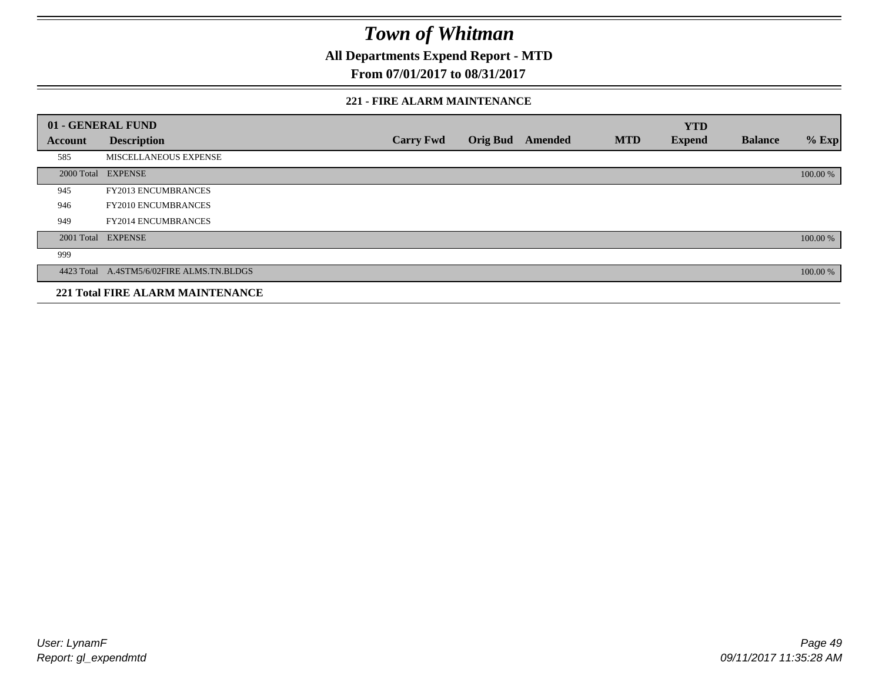# *Town of Whitman*

**All Departments Expend Report - MTD**

**From 07/01/2017 to 08/31/2017**

### 221 - FIRE ALARM MAINTENANCE

| 01 - GENERAL FUND | | | | | | YTD | | |
|---|---|---|---|---|---|---|---|---|
| **Account** | **Description** | **Carry Fwd** | **Orig Bud** | **Amended** | **MTD** | **Expend** | **Balance** | **% Exp** |
| 585 | MISCELLANEOUS EXPENSE | | | | | | | |
| 2000 Total | EXPENSE | | | | | | | 100.00 % |
| 945 | FY2013 ENCUMBRANCES | | | | | | | |
| 946 | FY2010 ENCUMBRANCES | | | | | | | |
| 949 | FY2014 ENCUMBRANCES | | | | | | | |
| 2001 Total | EXPENSE | | | | | | | 100.00 % |
| 999 | | | | | | | | |
| 4423 Total | A.4STM5/6/02FIRE ALMS.TN.BLDGS | | | | | | | 100.00 % |

**221 Total FIRE ALARM MAINTENANCE**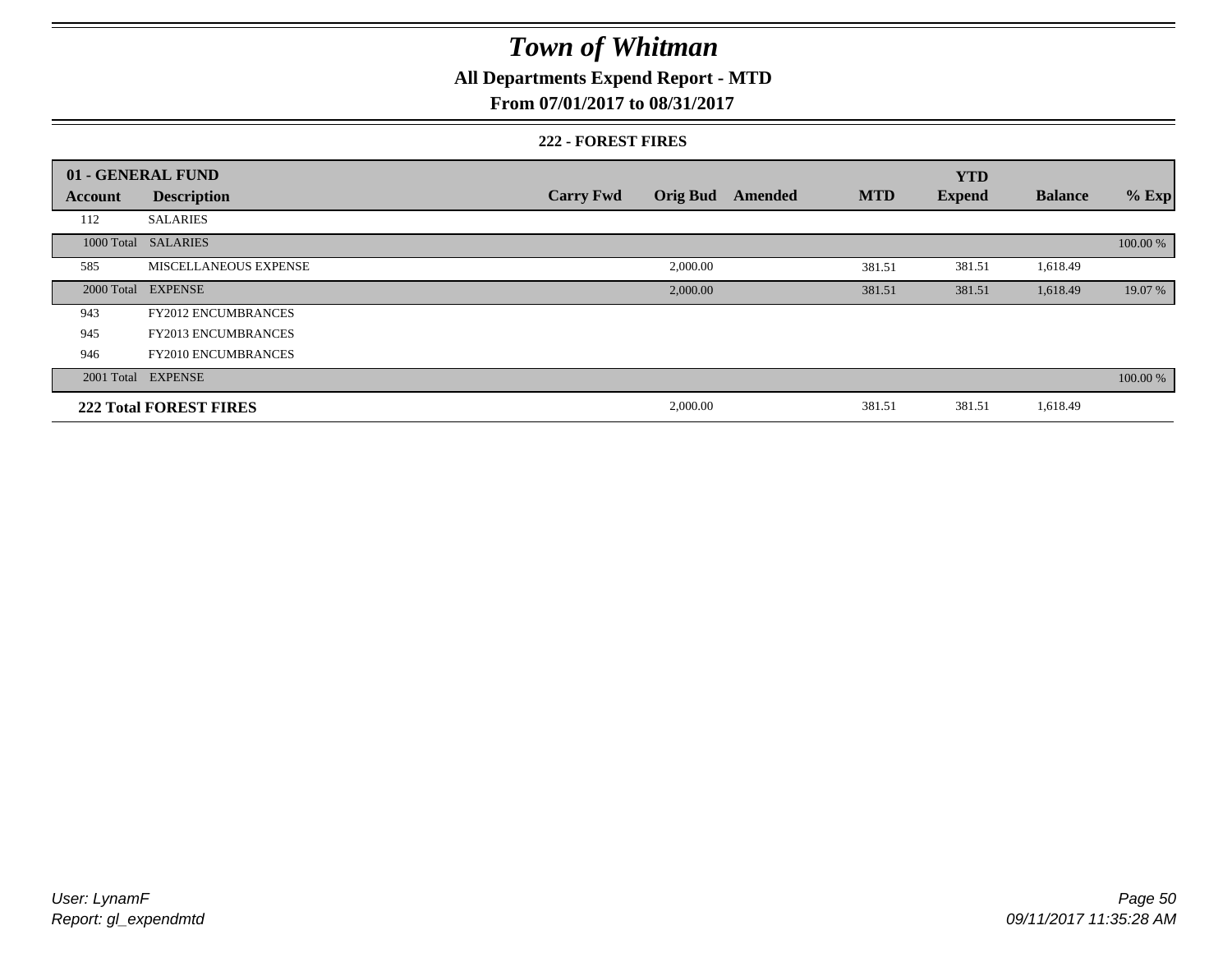# Town of Whitman

## All Departments Expend Report - MTD

## From 07/01/2017 to 08/31/2017

### 222 - FOREST FIRES

| 01 - GENERAL FUND | | | | | | YTD | | |
|---|---|---|---|---|---|---|---|---|
| **Account** | **Description** | **Carry Fwd** | **Orig Bud** | **Amended** | **MTD** | **Expend** | **Balance** | **% Exp** |
| 112 | SALARIES | | | | | | | |
| 1000 Total | SALARIES | | | | | | | 100.00 % |
| 585 | MISCELLANEOUS EXPENSE | | 2,000.00 | | 381.51 | 381.51 | 1,618.49 | |
| 2000 Total | EXPENSE | | 2,000.00 | | 381.51 | 381.51 | 1,618.49 | 19.07 % |
| 943 | FY2012 ENCUMBRANCES | | | | | | | |
| 945 | FY2013 ENCUMBRANCES | | | | | | | |
| 946 | FY2010 ENCUMBRANCES | | | | | | | |
| 2001 Total | EXPENSE | | | | | | | 100.00 % |
| **222 Total FOREST FIRES** | | | 2,000.00 | | 381.51 | 381.51 | 1,618.49 | |

*User: LynamF*
*Report: gl_expendmtd*

*09/11/2017 11:35:28 AM*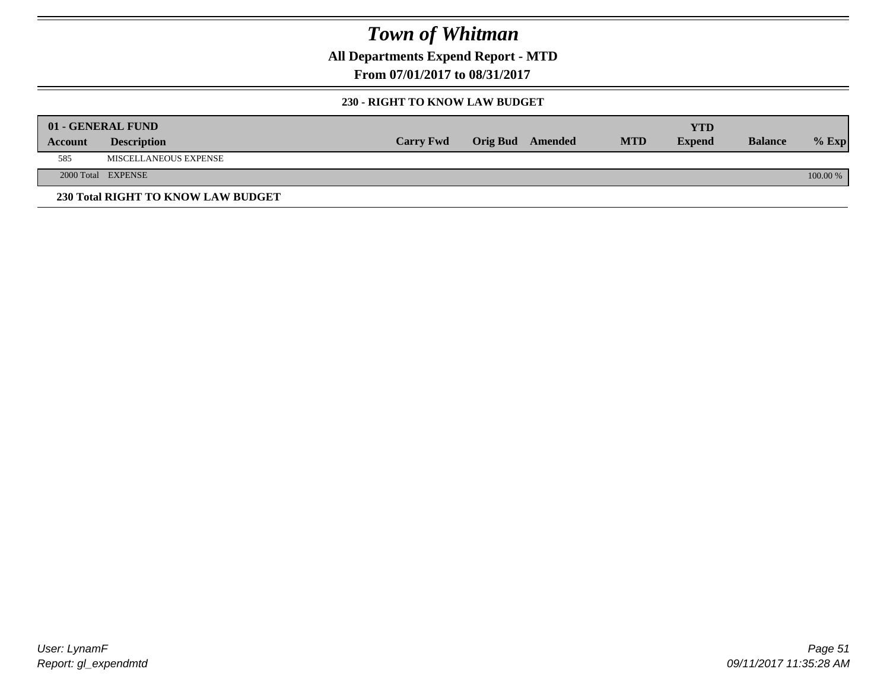# Town of Whitman

**All Departments Expend Report - MTD**

**From 07/01/2017 to 08/31/2017**

### 230 - RIGHT TO KNOW LAW BUDGET

| 01 - GENERAL FUND | | | | | | YTD | | |
|---|---|---|---|---|---|---|---|---|
| Account | Description | Carry Fwd | Orig Bud | Amended | MTD | Expend | Balance | % Exp |
| 585 | MISCELLANEOUS EXPENSE | | | | | | | |
| 2000 Total | EXPENSE | | | | | | | 100.00 % |

**230 Total RIGHT TO KNOW LAW BUDGET**

*User: LynamF*
*Report: gl_expendmtd*

*09/11/2017 11:35:28 AM*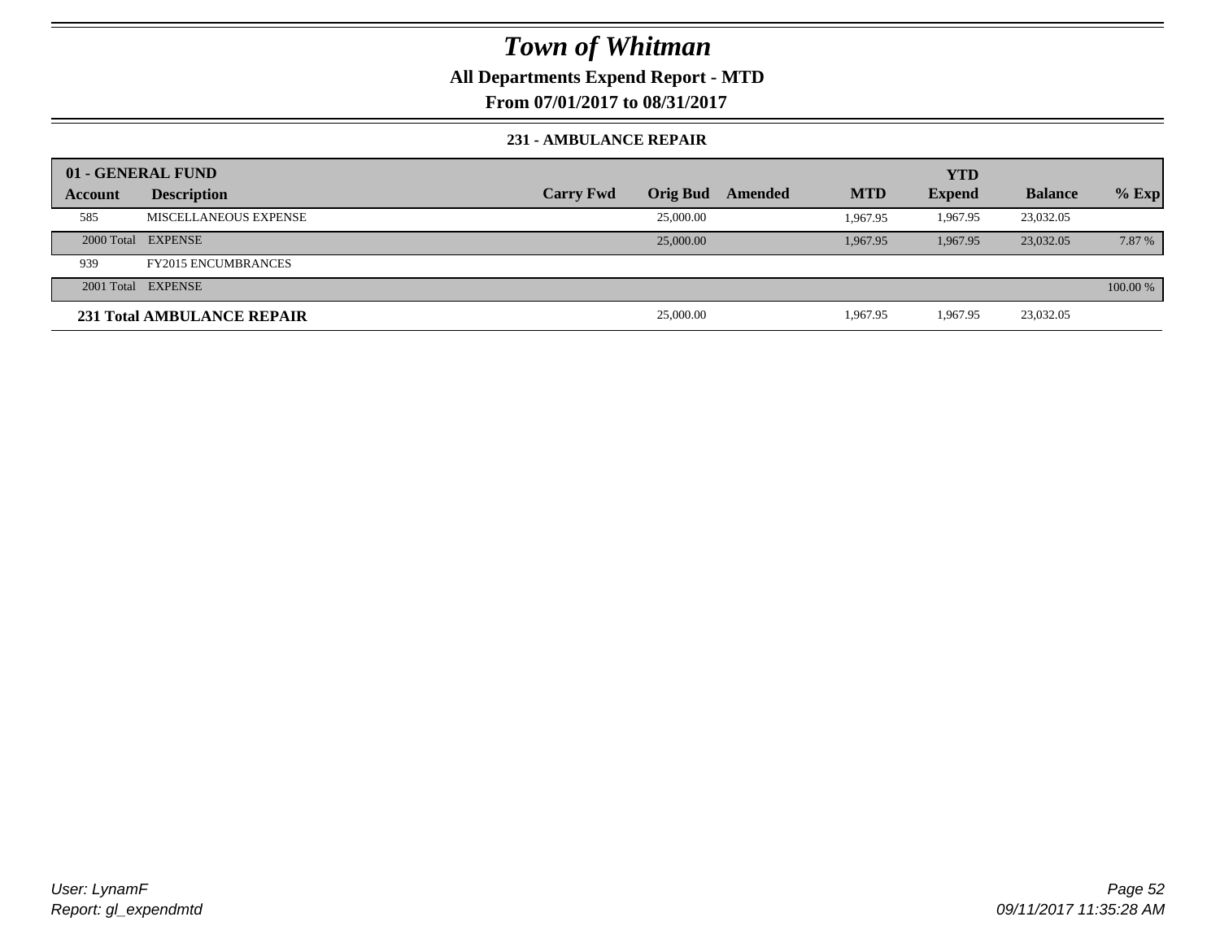# Town of Whitman

## All Departments Expend Report - MTD

### From 07/01/2017 to 08/31/2017

#### 231 - AMBULANCE REPAIR

| 01 - GENERAL FUND | | | | | | YTD | | |
|---|---|---|---|---|---|---|---|---|
| Account | Description | Carry Fwd | Orig Bud | Amended | MTD | Expend | Balance | % Exp |
| 585 | MISCELLANEOUS EXPENSE | | 25,000.00 | | 1,967.95 | 1,967.95 | 23,032.05 | |
| 2000 Total | EXPENSE | | 25,000.00 | | 1,967.95 | 1,967.95 | 23,032.05 | 7.87 % |
| 939 | FY2015 ENCUMBRANCES | | | | | | | |
| 2001 Total | EXPENSE | | | | | | | 100.00 % |
| **231 Total AMBULANCE REPAIR** | | | 25,000.00 | | 1,967.95 | 1,967.95 | 23,032.05 | |

User: LynamF
Report: gl_expendmtd

09/11/2017 11:35:28 AM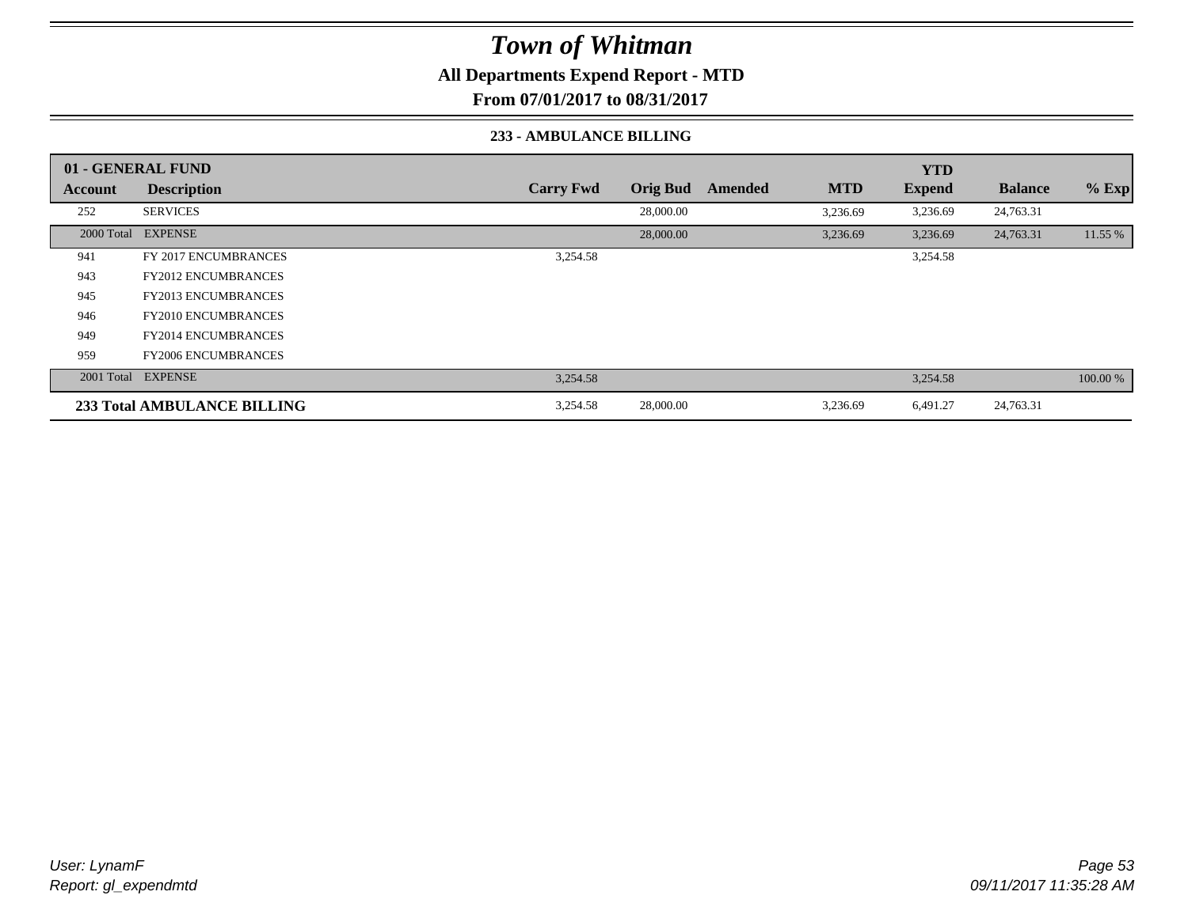# *Town of Whitman*

**All Departments Expend Report - MTD**

**From 07/01/2017 to 08/31/2017**

**233 - AMBULANCE BILLING**

| 01 - GENERAL FUND | | | | | | YTD | | |
|---|---|---|---|---|---|---|---|---|
| **Account** | **Description** | **Carry Fwd** | **Orig Bud** | **Amended** | **MTD** | **Expend** | **Balance** | **% Exp** |
| 252 | SERVICES | | 28,000.00 | | 3,236.69 | 3,236.69 | 24,763.31 | |
| 2000 Total | EXPENSE | | 28,000.00 | | 3,236.69 | 3,236.69 | 24,763.31 | 11.55 % |
| 941 | FY 2017 ENCUMBRANCES | 3,254.58 | | | | 3,254.58 | | |
| 943 | FY2012 ENCUMBRANCES | | | | | | | |
| 945 | FY2013 ENCUMBRANCES | | | | | | | |
| 946 | FY2010 ENCUMBRANCES | | | | | | | |
| 949 | FY2014 ENCUMBRANCES | | | | | | | |
| 959 | FY2006 ENCUMBRANCES | | | | | | | |
| 2001 Total | EXPENSE | 3,254.58 | | | | 3,254.58 | | 100.00 % |
| **233 Total AMBULANCE BILLING** | | 3,254.58 | 28,000.00 | | 3,236.69 | 6,491.27 | 24,763.31 | |

*User: LynamF*
*Report: gl_expendmtd*

*09/11/2017 11:35:28 AM*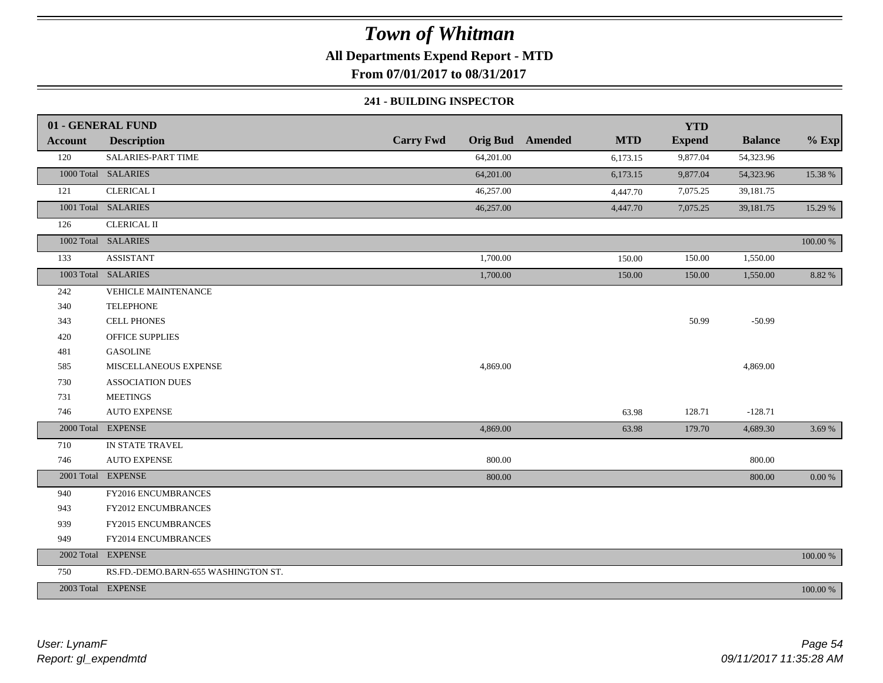# Town of Whitman

**All Departments Expend Report - MTD**

**From 07/01/2017 to 08/31/2017**

### 241 - BUILDING INSPECTOR

| 01 - GENERAL FUND | | | | | | | | |
|---|---|---|---|---|---|---|---|---|
| **Account** | **Description** | **Carry Fwd** | **Orig Bud** | **Amended** | **MTD** | **YTD Expend** | **Balance** | **% Exp** |
| 120 | SALARIES-PART TIME | | 64,201.00 | | 6,173.15 | 9,877.04 | 54,323.96 | |
| 1000 Total | SALARIES | | 64,201.00 | | 6,173.15 | 9,877.04 | 54,323.96 | 15.38 % |
| 121 | CLERICAL I | | 46,257.00 | | 4,447.70 | 7,075.25 | 39,181.75 | |
| 1001 Total | SALARIES | | 46,257.00 | | 4,447.70 | 7,075.25 | 39,181.75 | 15.29 % |
| 126 | CLERICAL II | | | | | | | |
| 1002 Total | SALARIES | | | | | | | 100.00 % |
| 133 | ASSISTANT | | 1,700.00 | | 150.00 | 150.00 | 1,550.00 | |
| 1003 Total | SALARIES | | 1,700.00 | | 150.00 | 150.00 | 1,550.00 | 8.82 % |
| 242 | VEHICLE MAINTENANCE | | | | | | | |
| 340 | TELEPHONE | | | | | | | |
| 343 | CELL PHONES | | | | | 50.99 | -50.99 | |
| 420 | OFFICE SUPPLIES | | | | | | | |
| 481 | GASOLINE | | | | | | | |
| 585 | MISCELLANEOUS EXPENSE | | 4,869.00 | | | | 4,869.00 | |
| 730 | ASSOCIATION DUES | | | | | | | |
| 731 | MEETINGS | | | | | | | |
| 746 | AUTO EXPENSE | | | | 63.98 | 128.71 | -128.71 | |
| 2000 Total | EXPENSE | | 4,869.00 | | 63.98 | 179.70 | 4,689.30 | 3.69 % |
| 710 | IN STATE TRAVEL | | | | | | | |
| 746 | AUTO EXPENSE | | 800.00 | | | | 800.00 | |
| 2001 Total | EXPENSE | | 800.00 | | | | 800.00 | 0.00 % |
| 940 | FY2016 ENCUMBRANCES | | | | | | | |
| 943 | FY2012 ENCUMBRANCES | | | | | | | |
| 939 | FY2015 ENCUMBRANCES | | | | | | | |
| 949 | FY2014 ENCUMBRANCES | | | | | | | |
| 2002 Total | EXPENSE | | | | | | | 100.00 % |
| 750 | RS.FD.-DEMO.BARN-655 WASHINGTON ST. | | | | | | | |
| 2003 Total | EXPENSE | | | | | | | 100.00 % |

*User: LynamF*
*Report: gl_expendmtd*

*09/11/2017 11:35:28 AM*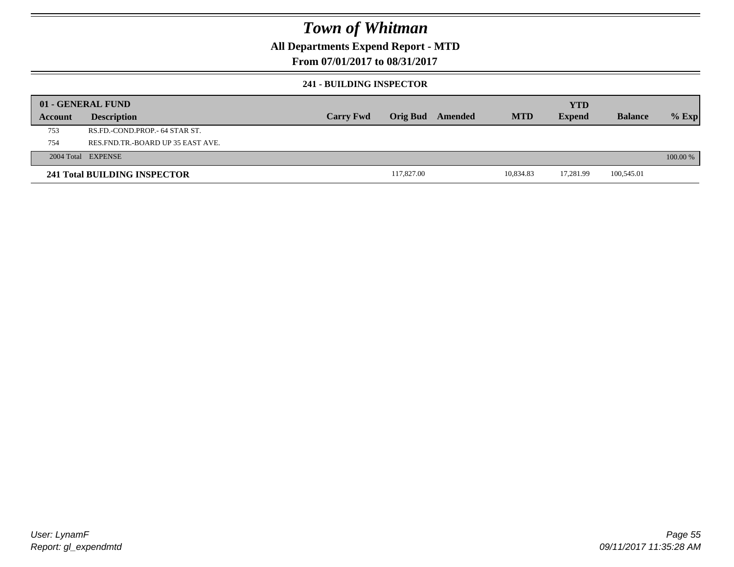# Town of Whitman

**All Departments Expend Report - MTD**

**From 07/01/2017 to 08/31/2017**

**241 - BUILDING INSPECTOR**

| 01 - GENERAL FUND | | | | | | YTD | | |
|---|---|---|---|---|---|---|---|---|
| Account | Description | Carry Fwd | Orig Bud | Amended | MTD | Expend | Balance | % Exp |
| 753 | RS.FD.-COND.PROP.- 64 STAR ST. | | | | | | | |
| 754 | RES.FND.TR.-BOARD UP 35 EAST AVE. | | | | | | | |
| 2004 Total | EXPENSE | | | | | | | 100.00 % |
| **241 Total BUILDING INSPECTOR** | | | 117,827.00 | | 10,834.83 | 17,281.99 | 100,545.01 | |

*User: LynamF*
*Report: gl_expendmtd*

*09/11/2017 11:35:28 AM*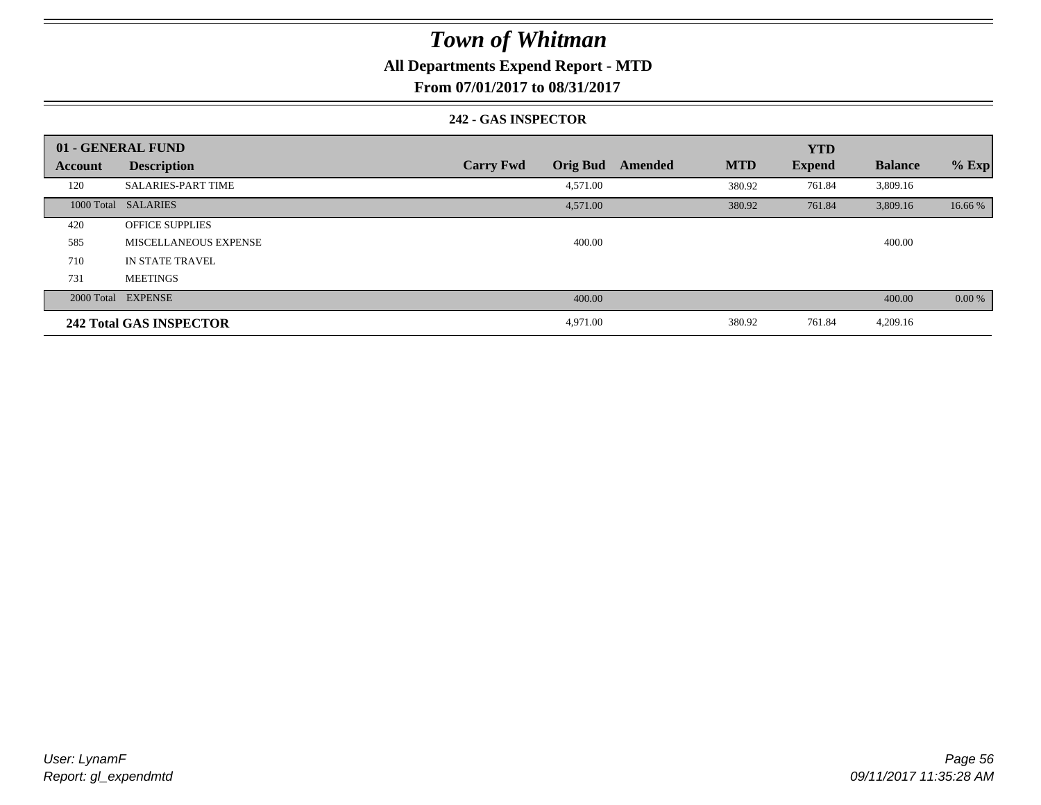# Town of Whitman

## All Departments Expend Report - MTD

### From 07/01/2017 to 08/31/2017

#### 242 - GAS INSPECTOR

| 01 - GENERAL FUND | | | | | | | | |
|---|---|---|---|---|---|---|---|---|
| **Account** | **Description** | **Carry Fwd** | **Orig Bud** | **Amended** | **MTD** | **YTD Expend** | **Balance** | **% Exp** |
| 120 | SALARIES-PART TIME | | 4,571.00 | | 380.92 | 761.84 | 3,809.16 | |
| 1000 Total | SALARIES | | 4,571.00 | | 380.92 | 761.84 | 3,809.16 | 16.66 % |
| 420 | OFFICE SUPPLIES | | | | | | | |
| 585 | MISCELLANEOUS EXPENSE | | 400.00 | | | | 400.00 | |
| 710 | IN STATE TRAVEL | | | | | | | |
| 731 | MEETINGS | | | | | | | |
| 2000 Total | EXPENSE | | 400.00 | | | | 400.00 | 0.00 % |
| **242 Total GAS INSPECTOR** | | | 4,971.00 | | 380.92 | 761.84 | 4,209.16 | |

*User: LynamF*
*Report: gl_expendmtd*

*09/11/2017 11:35:28 AM*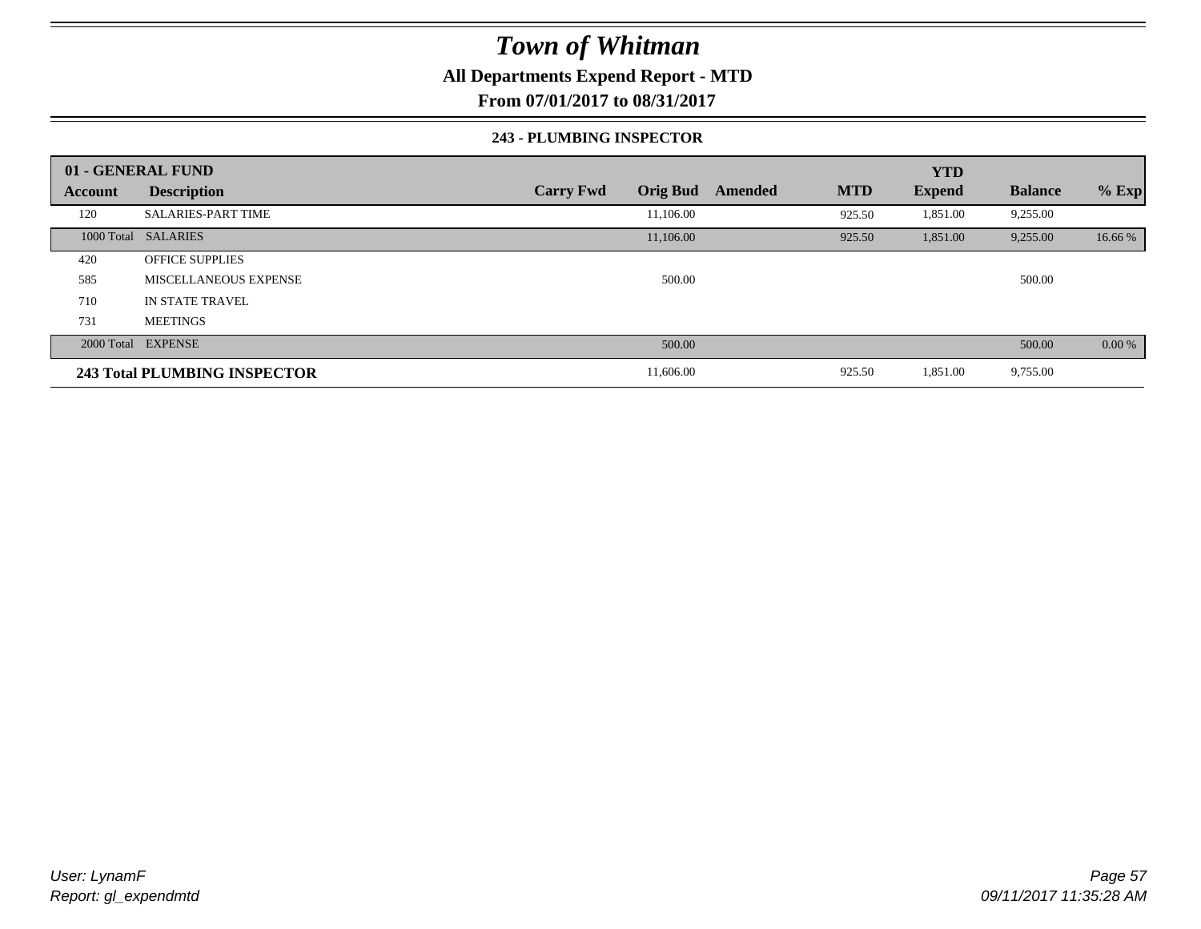# Town of Whitman

## All Departments Expend Report - MTD

### From 07/01/2017 to 08/31/2017

#### 243 - PLUMBING INSPECTOR

| 01 - GENERAL FUND | | | | | | YTD | | |
|---|---|---|---|---|---|---|---|---|
| Account | Description | Carry Fwd | Orig Bud | Amended | MTD | Expend | Balance | % Exp |
| 120 | SALARIES-PART TIME | | 11,106.00 | | 925.50 | 1,851.00 | 9,255.00 | |
| 1000 Total | SALARIES | | 11,106.00 | | 925.50 | 1,851.00 | 9,255.00 | 16.66 % |
| 420 | OFFICE SUPPLIES | | | | | | | |
| 585 | MISCELLANEOUS EXPENSE | | 500.00 | | | | 500.00 | |
| 710 | IN STATE TRAVEL | | | | | | | |
| 731 | MEETINGS | | | | | | | |
| 2000 Total | EXPENSE | | 500.00 | | | | 500.00 | 0.00 % |
| **243 Total PLUMBING INSPECTOR** | | | 11,606.00 | | 925.50 | 1,851.00 | 9,755.00 | |

*User: LynamF*
*Report: gl_expendmtd*

*09/11/2017 11:35:28 AM*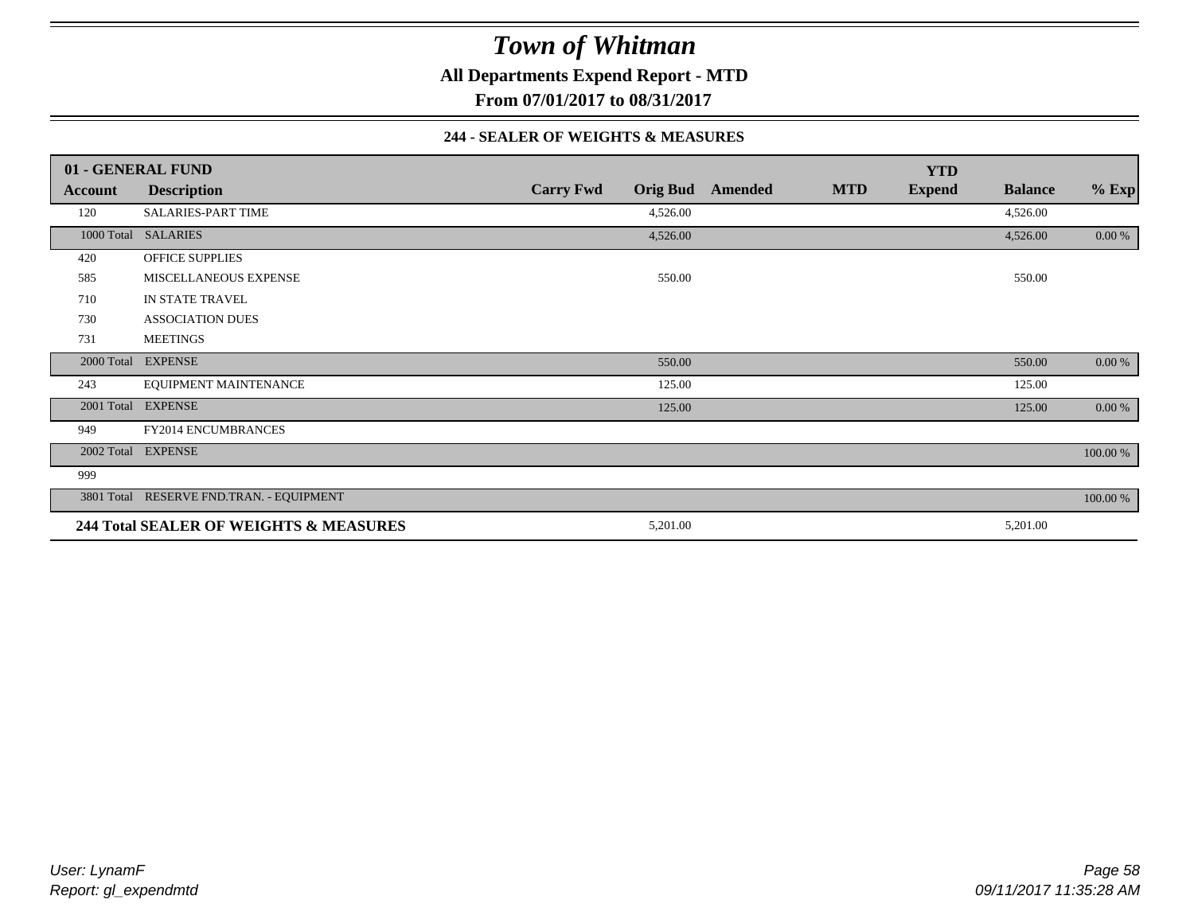# *Town of Whitman*

**All Departments Expend Report - MTD**

**From 07/01/2017 to 08/31/2017**

**244 - SEALER OF WEIGHTS & MEASURES**

| **01 - GENERAL FUND** | | | | | | **YTD** | | |
|---|---|---|---|---|---|---|---|---|
| **Account** | **Description** | **Carry Fwd** | **Orig Bud** | **Amended** | **MTD** | **Expend** | **Balance** | **% Exp** |
| 120 | SALARIES-PART TIME | | 4,526.00 | | | | 4,526.00 | |
| 1000 Total | SALARIES | | 4,526.00 | | | | 4,526.00 | 0.00 % |
| 420 | OFFICE SUPPLIES | | | | | | | |
| 585 | MISCELLANEOUS EXPENSE | | 550.00 | | | | 550.00 | |
| 710 | IN STATE TRAVEL | | | | | | | |
| 730 | ASSOCIATION DUES | | | | | | | |
| 731 | MEETINGS | | | | | | | |
| 2000 Total | EXPENSE | | 550.00 | | | | 550.00 | 0.00 % |
| 243 | EQUIPMENT MAINTENANCE | | 125.00 | | | | 125.00 | |
| 2001 Total | EXPENSE | | 125.00 | | | | 125.00 | 0.00 % |
| 949 | FY2014 ENCUMBRANCES | | | | | | | |
| 2002 Total | EXPENSE | | | | | | | 100.00 % |
| 999 | | | | | | | | |
| 3801 Total | RESERVE FND.TRAN. - EQUIPMENT | | | | | | | 100.00 % |
| **244 Total SEALER OF WEIGHTS & MEASURES** | | | 5,201.00 | | | | 5,201.00 | |

*User: LynamF*
*Report: gl_expendmtd*

*09/11/2017 11:35:28 AM*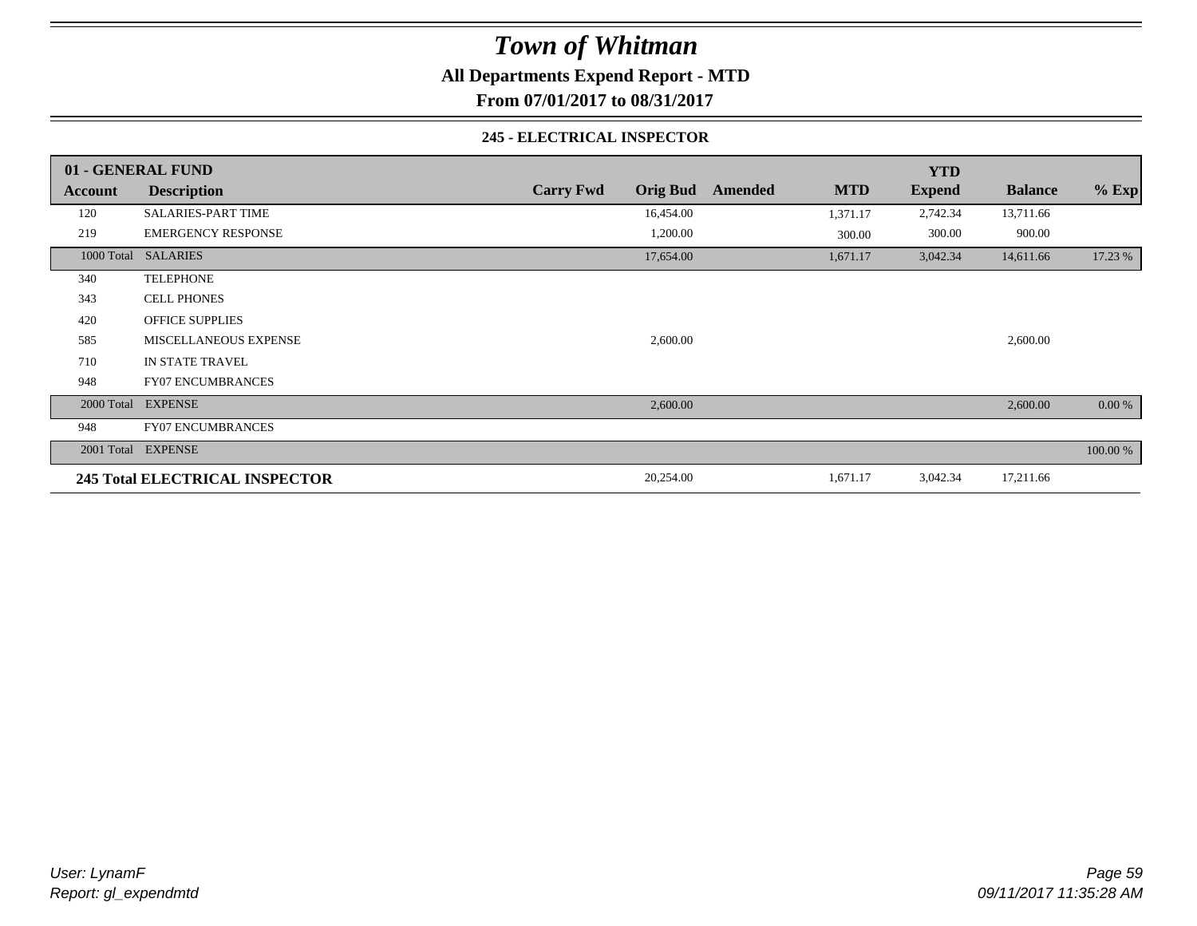# Town of Whitman

**All Departments Expend Report - MTD**

**From 07/01/2017 to 08/31/2017**

### 245 - ELECTRICAL INSPECTOR

| 01 - GENERAL FUND | | | | | | YTD | | |
|---|---|---|---|---|---|---|---|---|
| **Account** | **Description** | **Carry Fwd** | **Orig Bud** | **Amended** | **MTD** | **Expend** | **Balance** | **% Exp** |
| 120 | SALARIES-PART TIME | | 16,454.00 | | 1,371.17 | 2,742.34 | 13,711.66 | |
| 219 | EMERGENCY RESPONSE | | 1,200.00 | | 300.00 | 300.00 | 900.00 | |
| 1000 Total | SALARIES | | 17,654.00 | | 1,671.17 | 3,042.34 | 14,611.66 | 17.23 % |
| 340 | TELEPHONE | | | | | | | |
| 343 | CELL PHONES | | | | | | | |
| 420 | OFFICE SUPPLIES | | | | | | | |
| 585 | MISCELLANEOUS EXPENSE | | 2,600.00 | | | | 2,600.00 | |
| 710 | IN STATE TRAVEL | | | | | | | |
| 948 | FY07 ENCUMBRANCES | | | | | | | |
| 2000 Total | EXPENSE | | 2,600.00 | | | | 2,600.00 | 0.00 % |
| 948 | FY07 ENCUMBRANCES | | | | | | | |
| 2001 Total | EXPENSE | | | | | | | 100.00 % |
| **245 Total ELECTRICAL INSPECTOR** | | | 20,254.00 | | 1,671.17 | 3,042.34 | 17,211.66 | |

*User: LynamF*
*Report: gl_expendmtd*

*09/11/2017 11:35:28 AM*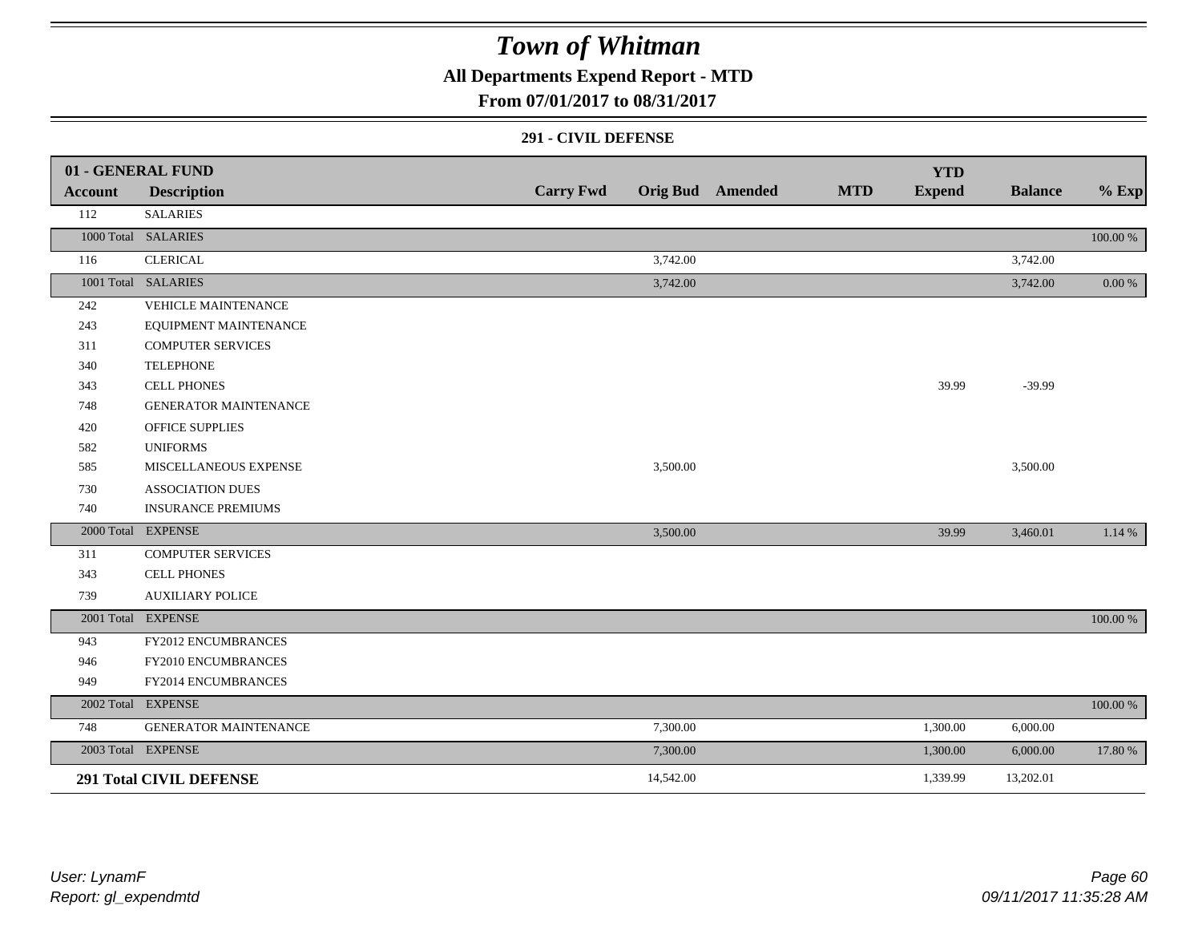# Town of Whitman

**All Departments Expend Report - MTD**

**From 07/01/2017 to 08/31/2017**

**291 - CIVIL DEFENSE**

| 01 - GENERAL FUND | | | | | | YTD | | |
|---|---|---|---|---|---|---|---|---|
| **Account** | **Description** | **Carry Fwd** | **Orig Bud** | **Amended** | **MTD** | **Expend** | **Balance** | **% Exp** |
| 112 | SALARIES | | | | | | | |
| 1000 Total | SALARIES | | | | | | | 100.00 % |
| 116 | CLERICAL | | 3,742.00 | | | | 3,742.00 | |
| 1001 Total | SALARIES | | 3,742.00 | | | | 3,742.00 | 0.00 % |
| 242 | VEHICLE MAINTENANCE | | | | | | | |
| 243 | EQUIPMENT MAINTENANCE | | | | | | | |
| 311 | COMPUTER SERVICES | | | | | | | |
| 340 | TELEPHONE | | | | | | | |
| 343 | CELL PHONES | | | | | 39.99 | -39.99 | |
| 748 | GENERATOR MAINTENANCE | | | | | | | |
| 420 | OFFICE SUPPLIES | | | | | | | |
| 582 | UNIFORMS | | | | | | | |
| 585 | MISCELLANEOUS EXPENSE | | 3,500.00 | | | | 3,500.00 | |
| 730 | ASSOCIATION DUES | | | | | | | |
| 740 | INSURANCE PREMIUMS | | | | | | | |
| 2000 Total | EXPENSE | | 3,500.00 | | | 39.99 | 3,460.01 | 1.14 % |
| 311 | COMPUTER SERVICES | | | | | | | |
| 343 | CELL PHONES | | | | | | | |
| 739 | AUXILIARY POLICE | | | | | | | |
| 2001 Total | EXPENSE | | | | | | | 100.00 % |
| 943 | FY2012 ENCUMBRANCES | | | | | | | |
| 946 | FY2010 ENCUMBRANCES | | | | | | | |
| 949 | FY2014 ENCUMBRANCES | | | | | | | |
| 2002 Total | EXPENSE | | | | | | | 100.00 % |
| 748 | GENERATOR MAINTENANCE | | 7,300.00 | | | 1,300.00 | 6,000.00 | |
| 2003 Total | EXPENSE | | 7,300.00 | | | 1,300.00 | 6,000.00 | 17.80 % |
| **291 Total CIVIL DEFENSE** | | | 14,542.00 | | | 1,339.99 | 13,202.01 | |

*User: LynamF*
*Report: gl_expendmtd*

*09/11/2017 11:35:28 AM*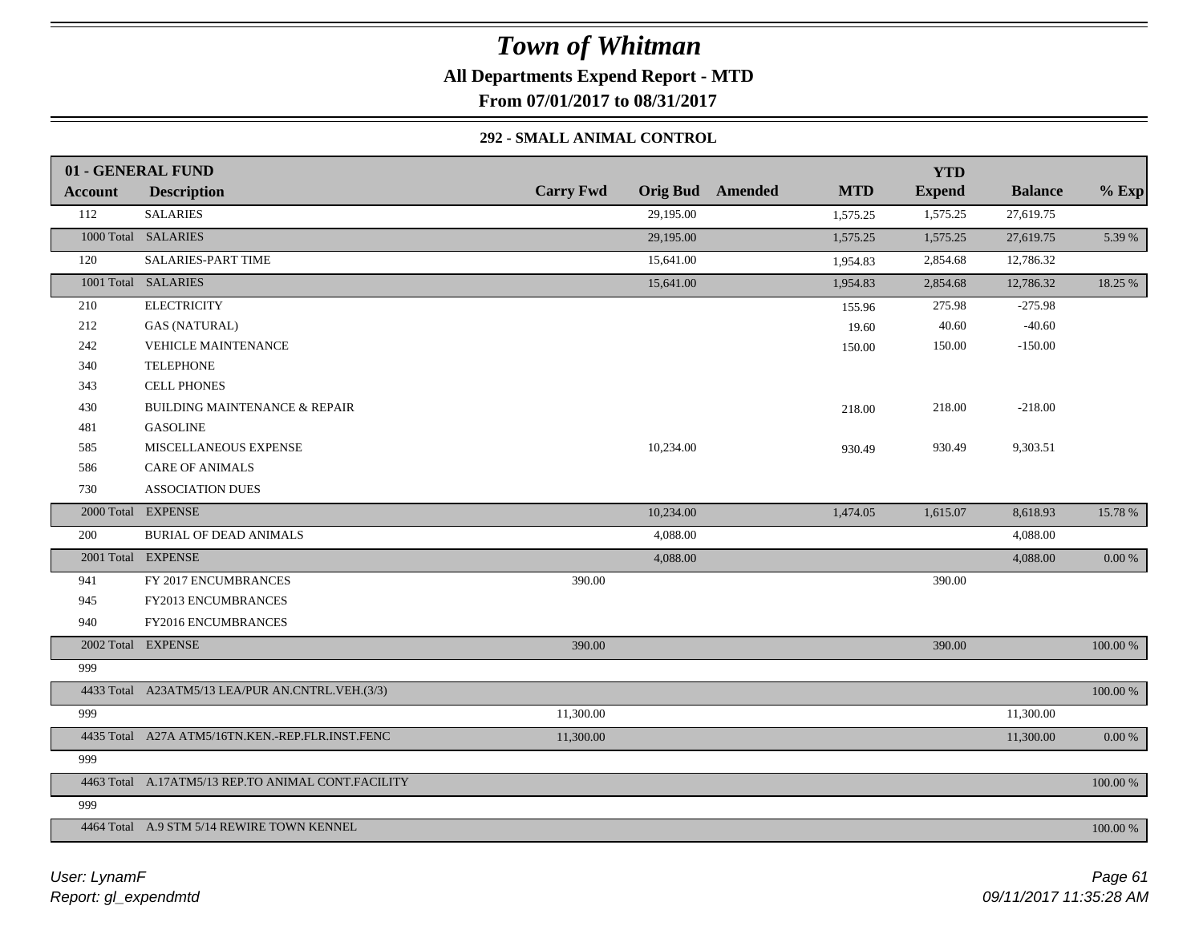# Town of Whitman

**All Departments Expend Report - MTD**

**From 07/01/2017 to 08/31/2017**

### 292 - SMALL ANIMAL CONTROL

| 01 - GENERAL FUND | | | | | | YTD | | |
|---|---|---|---|---|---|---|---|---|
| **Account** | **Description** | **Carry Fwd** | **Orig Bud** | **Amended** | **MTD** | **Expend** | **Balance** | **% Exp** |
| 112 | SALARIES | | 29,195.00 | | 1,575.25 | 1,575.25 | 27,619.75 | |
| 1000 Total | SALARIES | | 29,195.00 | | 1,575.25 | 1,575.25 | 27,619.75 | 5.39 % |
| 120 | SALARIES-PART TIME | | 15,641.00 | | 1,954.83 | 2,854.68 | 12,786.32 | |
| 1001 Total | SALARIES | | 15,641.00 | | 1,954.83 | 2,854.68 | 12,786.32 | 18.25 % |
| 210 | ELECTRICITY | | | | 155.96 | 275.98 | -275.98 | |
| 212 | GAS (NATURAL) | | | | 19.60 | 40.60 | -40.60 | |
| 242 | VEHICLE MAINTENANCE | | | | 150.00 | 150.00 | -150.00 | |
| 340 | TELEPHONE | | | | | | | |
| 343 | CELL PHONES | | | | | | | |
| 430 | BUILDING MAINTENANCE & REPAIR | | | | 218.00 | 218.00 | -218.00 | |
| 481 | GASOLINE | | | | | | | |
| 585 | MISCELLANEOUS EXPENSE | | 10,234.00 | | 930.49 | 930.49 | 9,303.51 | |
| 586 | CARE OF ANIMALS | | | | | | | |
| 730 | ASSOCIATION DUES | | | | | | | |
| 2000 Total | EXPENSE | | 10,234.00 | | 1,474.05 | 1,615.07 | 8,618.93 | 15.78 % |
| 200 | BURIAL OF DEAD ANIMALS | | 4,088.00 | | | | 4,088.00 | |
| 2001 Total | EXPENSE | | 4,088.00 | | | | 4,088.00 | 0.00 % |
| 941 | FY 2017 ENCUMBRANCES | 390.00 | | | | 390.00 | | |
| 945 | FY2013 ENCUMBRANCES | | | | | | | |
| 940 | FY2016 ENCUMBRANCES | | | | | | | |
| 2002 Total | EXPENSE | 390.00 | | | | 390.00 | | 100.00 % |
| 999 | | | | | | | | |
| 4433 Total | A23ATM5/13 LEA/PUR AN.CNTRL.VEH.(3/3) | | | | | | | 100.00 % |
| 999 | | 11,300.00 | | | | | 11,300.00 | |
| 4435 Total | A27A ATM5/16TN.KEN.-REP.FLR.INST.FENC | 11,300.00 | | | | | 11,300.00 | 0.00 % |
| 999 | | | | | | | | |
| 4463 Total | A.17ATM5/13 REP.TO ANIMAL CONT.FACILITY | | | | | | | 100.00 % |
| 999 | | | | | | | | |
| 4464 Total | A.9 STM 5/14 REWIRE TOWN KENNEL | | | | | | | 100.00 % |

*User: LynamF*
*Report: gl_expendmtd*

*09/11/2017 11:35:28 AM*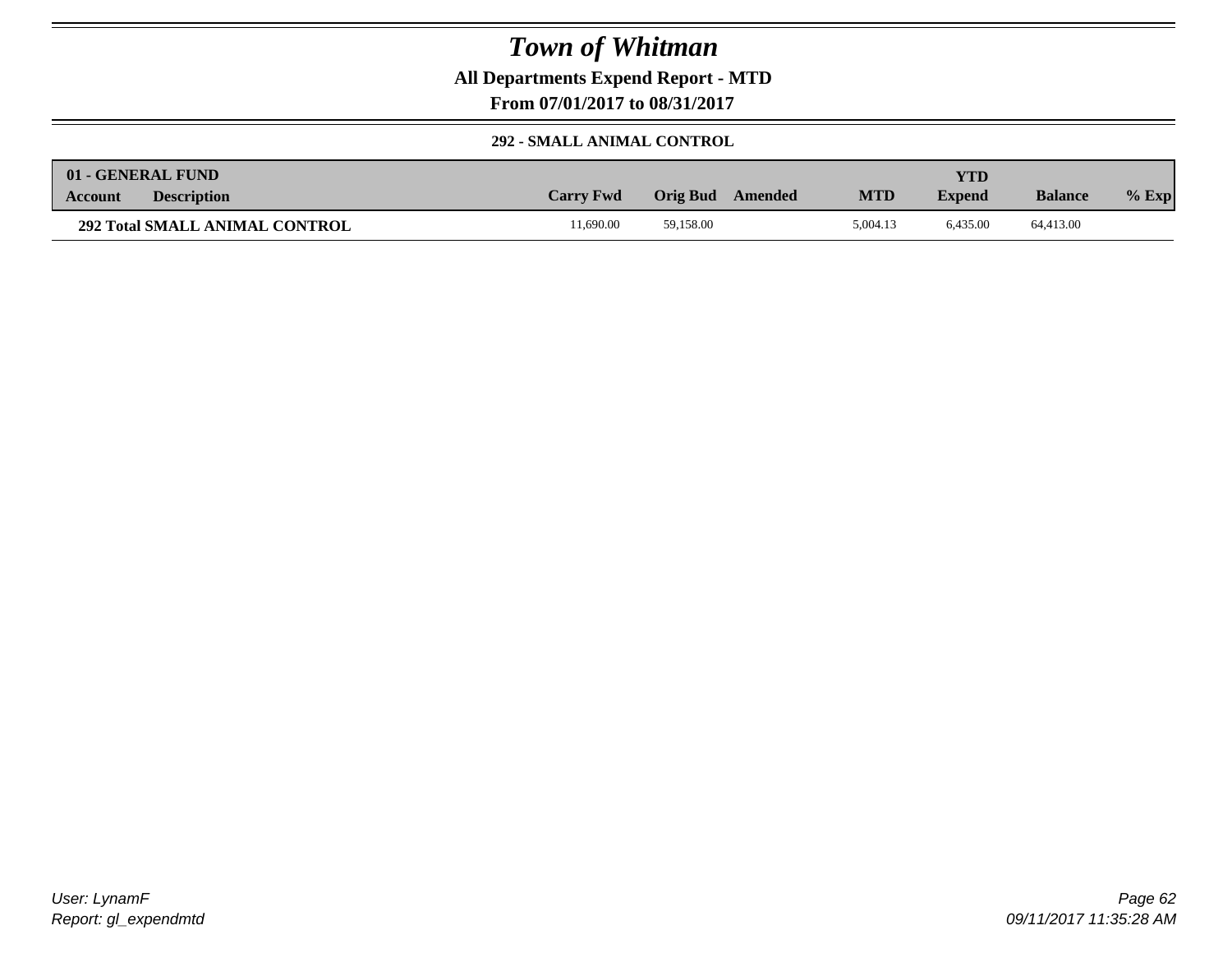# *Town of Whitman*

**All Departments Expend Report - MTD**

**From 07/01/2017 to 08/31/2017**

**292 - SMALL ANIMAL CONTROL**

| 01 - GENERAL FUND | | | | | | YTD | | |
|---|---|---|---|---|---|---|---|---|
| **Account** | **Description** | **Carry Fwd** | **Orig Bud** | **Amended** | **MTD** | **Expend** | **Balance** | **% Exp** |
| **292 Total SMALL ANIMAL CONTROL** | | 11,690.00 | 59,158.00 | | 5,004.13 | 6,435.00 | 64,413.00 | |

*User: LynamF*
*Report: gl_expendmtd*

*09/11/2017 11:35:28 AM*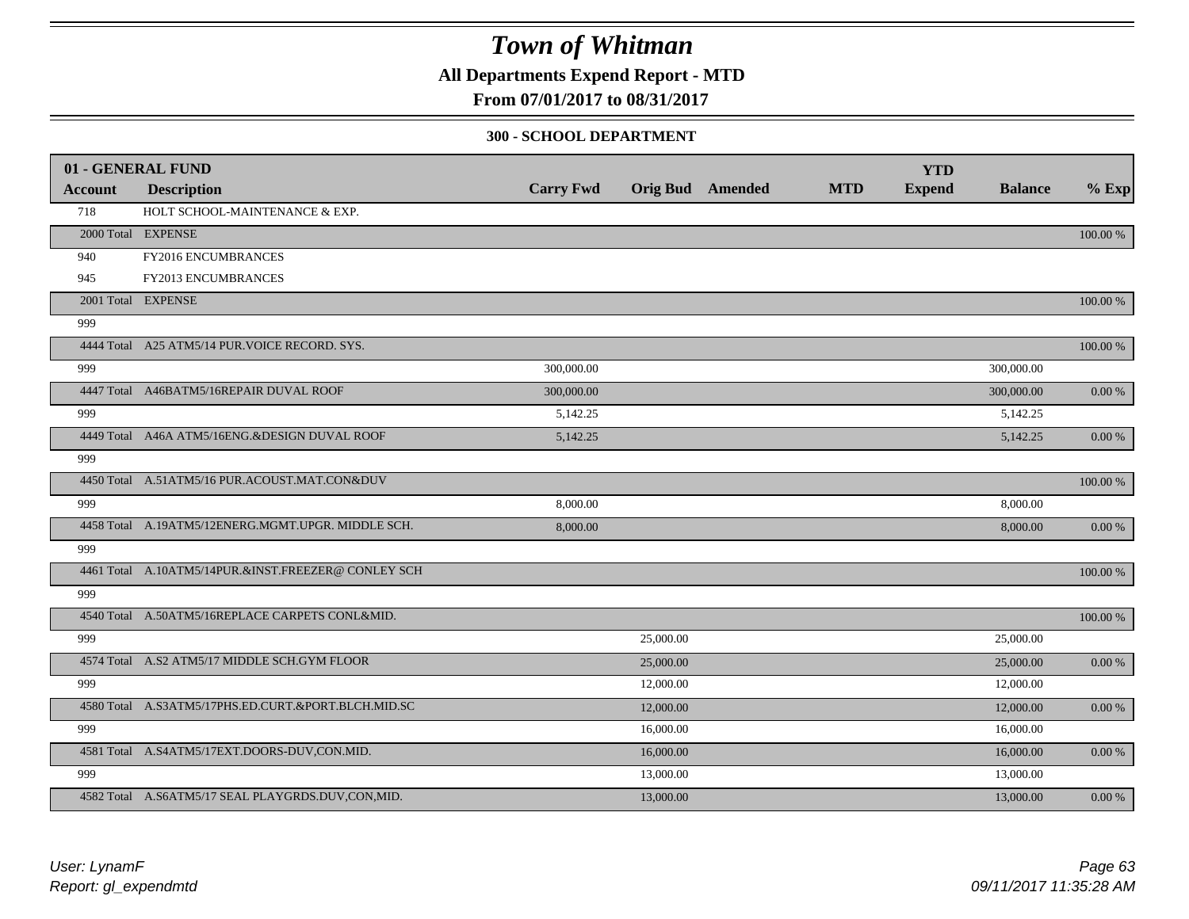# Town of Whitman

**All Departments Expend Report - MTD**

**From 07/01/2017 to 08/31/2017**

**300 - SCHOOL DEPARTMENT**

| 01 - GENERAL FUND | | | | | | YTD | | |
|---|---|---|---|---|---|---|---|---|
| **Account** | **Description** | **Carry Fwd** | **Orig Bud** | **Amended** | **MTD** | **Expend** | **Balance** | **% Exp** |
| 718 | HOLT SCHOOL-MAINTENANCE & EXP. | | | | | | | |
| 2000 Total | EXPENSE | | | | | | | 100.00 % |
| 940 | FY2016 ENCUMBRANCES | | | | | | | |
| 945 | FY2013 ENCUMBRANCES | | | | | | | |
| 2001 Total | EXPENSE | | | | | | | 100.00 % |
| 999 | | | | | | | | |
| 4444 Total | A25 ATM5/14 PUR.VOICE RECORD. SYS. | | | | | | | 100.00 % |
| 999 | | 300,000.00 | | | | | 300,000.00 | |
| 4447 Total | A46BATM5/16REPAIR DUVAL ROOF | 300,000.00 | | | | | 300,000.00 | 0.00 % |
| 999 | | 5,142.25 | | | | | 5,142.25 | |
| 4449 Total | A46A ATM5/16ENG.&DESIGN DUVAL ROOF | 5,142.25 | | | | | 5,142.25 | 0.00 % |
| 999 | | | | | | | | |
| 4450 Total | A.51ATM5/16 PUR.ACOUST.MAT.CON&DUV | | | | | | | 100.00 % |
| 999 | | 8,000.00 | | | | | 8,000.00 | |
| 4458 Total | A.19ATM5/12ENERG.MGMT.UPGR. MIDDLE SCH. | 8,000.00 | | | | | 8,000.00 | 0.00 % |
| 999 | | | | | | | | |
| 4461 Total | A.10ATM5/14PUR.&INST.FREEZER@ CONLEY SCH | | | | | | | 100.00 % |
| 999 | | | | | | | | |
| 4540 Total | A.50ATM5/16REPLACE CARPETS CONL&MID. | | | | | | | 100.00 % |
| 999 | | | 25,000.00 | | | | 25,000.00 | |
| 4574 Total | A.S2 ATM5/17 MIDDLE SCH.GYM FLOOR | | 25,000.00 | | | | 25,000.00 | 0.00 % |
| 999 | | | 12,000.00 | | | | 12,000.00 | |
| 4580 Total | A.S3ATM5/17PHS.ED.CURT.&PORT.BLCH.MID.SC | | 12,000.00 | | | | 12,000.00 | 0.00 % |
| 999 | | | 16,000.00 | | | | 16,000.00 | |
| 4581 Total | A.S4ATM5/17EXT.DOORS-DUV,CON.MID. | | 16,000.00 | | | | 16,000.00 | 0.00 % |
| 999 | | | 13,000.00 | | | | 13,000.00 | |
| 4582 Total | A.S6ATM5/17 SEAL PLAYGRDS.DUV,CON,MID. | | 13,000.00 | | | | 13,000.00 | 0.00 % |

*User: LynamF*
*Report: gl_expendmtd*

*09/11/2017 11:35:28 AM*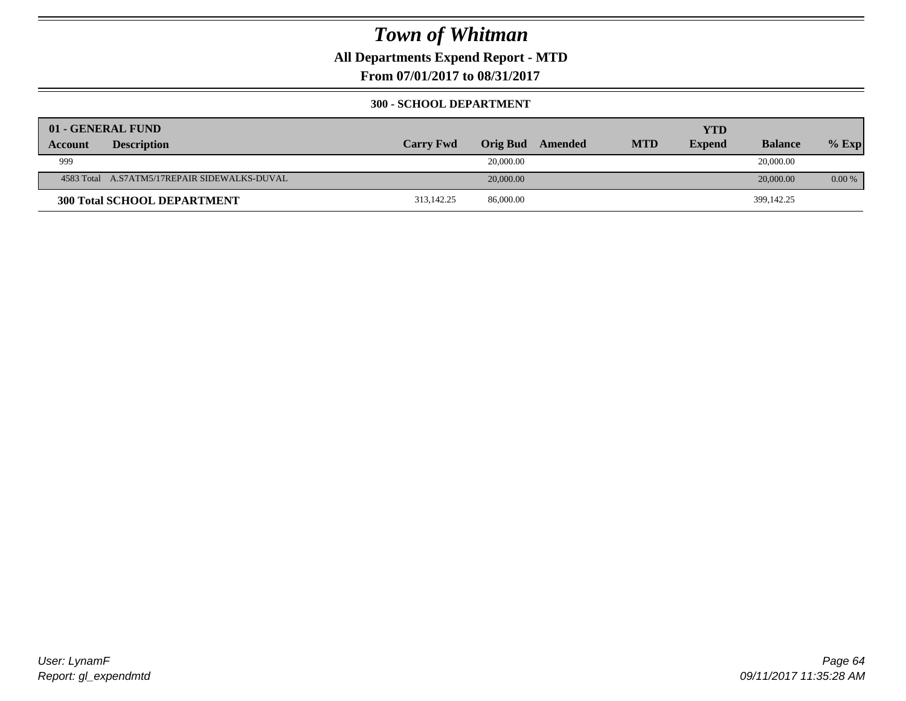# Town of Whitman

**All Departments Expend Report - MTD**

**From 07/01/2017 to 08/31/2017**

**300 - SCHOOL DEPARTMENT**

| 01 - GENERAL FUND | | | | | | | | |
|---|---|---|---|---|---|---|---|---|
| **Account** | **Description** | **Carry Fwd** | **Orig Bud** | **Amended** | **MTD** | **YTD Expend** | **Balance** | **% Exp** |
| 999 | | | 20,000.00 | | | | 20,000.00 | |
| 4583 Total | A.S7ATM5/17REPAIR SIDEWALKS-DUVAL | | 20,000.00 | | | | 20,000.00 | 0.00 % |
| **300 Total SCHOOL DEPARTMENT** | | 313,142.25 | 86,000.00 | | | | 399,142.25 | |

*User: LynamF*

*Report: gl_expendmtd*

*09/11/2017 11:35:28 AM*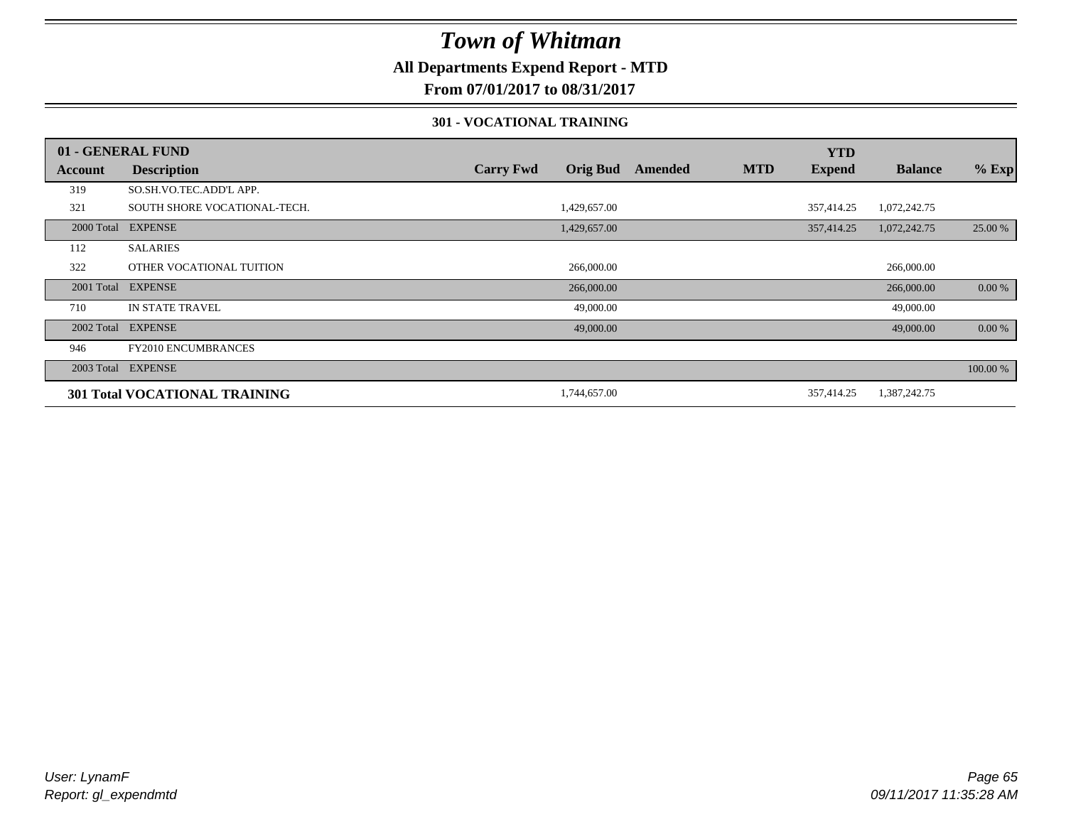# Town of Whitman

**All Departments Expend Report - MTD**

**From 07/01/2017 to 08/31/2017**

**301 - VOCATIONAL TRAINING**

| 01 - GENERAL FUND | | | | | | YTD | | |
|---|---|---|---|---|---|---|---|---|
| **Account** | **Description** | **Carry Fwd** | **Orig Bud** | **Amended** | **MTD** | **Expend** | **Balance** | **% Exp** |
| 319 | SO.SH.VO.TEC.ADD'L APP. | | | | | | | |
| 321 | SOUTH SHORE VOCATIONAL-TECH. | | 1,429,657.00 | | | 357,414.25 | 1,072,242.75 | |
| 2000 Total | EXPENSE | | 1,429,657.00 | | | 357,414.25 | 1,072,242.75 | 25.00 % |
| 112 | SALARIES | | | | | | | |
| 322 | OTHER VOCATIONAL TUITION | | 266,000.00 | | | | 266,000.00 | |
| 2001 Total | EXPENSE | | 266,000.00 | | | | 266,000.00 | 0.00 % |
| 710 | IN STATE TRAVEL | | 49,000.00 | | | | 49,000.00 | |
| 2002 Total | EXPENSE | | 49,000.00 | | | | 49,000.00 | 0.00 % |
| 946 | FY2010 ENCUMBRANCES | | | | | | | |
| 2003 Total | EXPENSE | | | | | | | 100.00 % |
| **301 Total VOCATIONAL TRAINING** | | | 1,744,657.00 | | | 357,414.25 | 1,387,242.75 | |

*User: LynamF*
*Report: gl_expendmtd*

*09/11/2017 11:35:28 AM*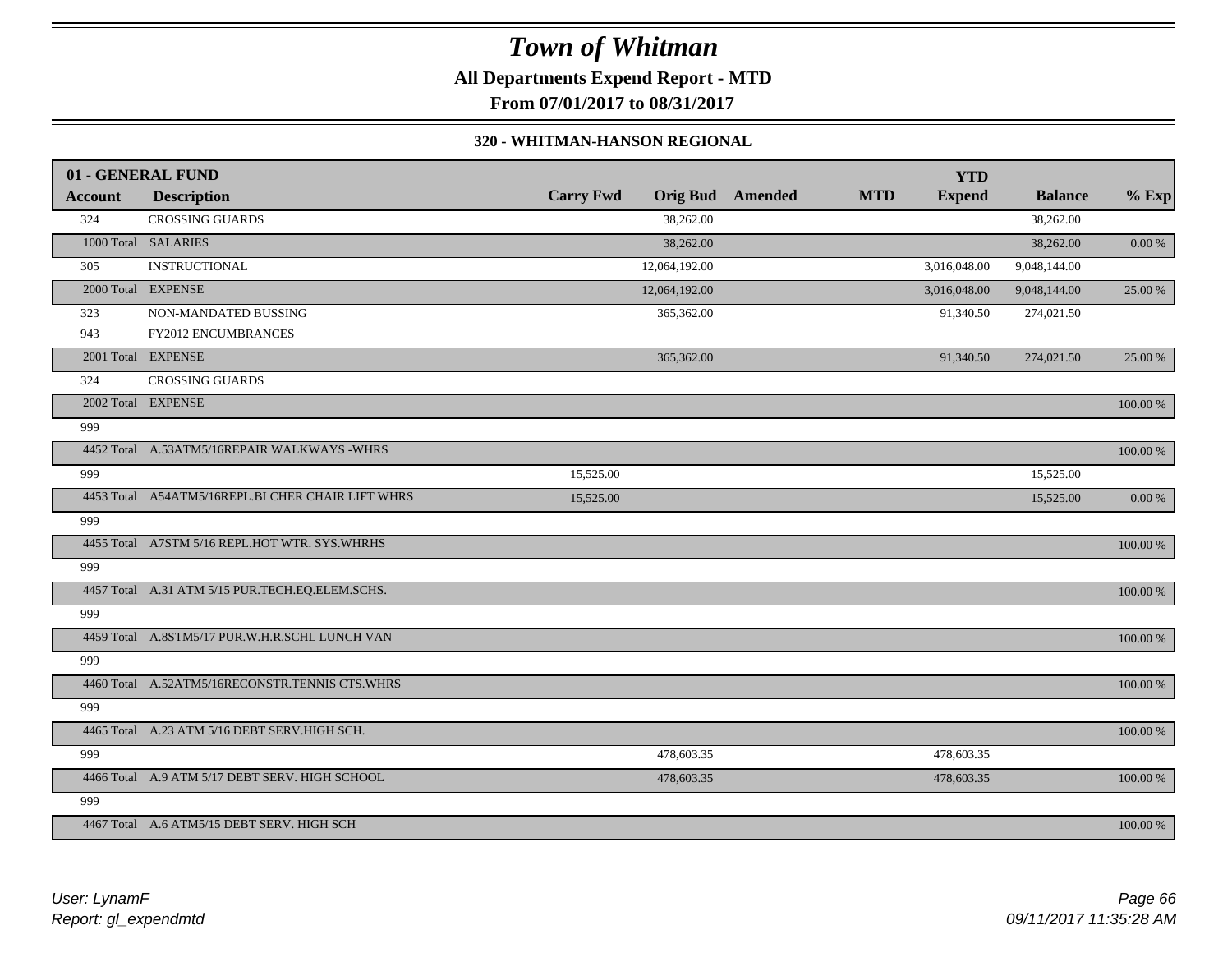# Town of Whitman

**All Departments Expend Report - MTD**

**From 07/01/2017 to 08/31/2017**

**320 - WHITMAN-HANSON REGIONAL**

| 01 - GENERAL FUND | | | | | | YTD | | |
|---|---|---|---|---|---|---|---|---|
| **Account** | **Description** | **Carry Fwd** | **Orig Bud** | **Amended** | **MTD** | **Expend** | **Balance** | **% Exp** |
| 324 | CROSSING GUARDS | | 38,262.00 | | | | 38,262.00 | |
| 1000 Total | SALARIES | | 38,262.00 | | | | 38,262.00 | 0.00 % |
| 305 | INSTRUCTIONAL | | 12,064,192.00 | | | 3,016,048.00 | 9,048,144.00 | |
| 2000 Total | EXPENSE | | 12,064,192.00 | | | 3,016,048.00 | 9,048,144.00 | 25.00 % |
| 323 | NON-MANDATED BUSSING | | 365,362.00 | | | 91,340.50 | 274,021.50 | |
| 943 | FY2012 ENCUMBRANCES | | | | | | | |
| 2001 Total | EXPENSE | | 365,362.00 | | | 91,340.50 | 274,021.50 | 25.00 % |
| 324 | CROSSING GUARDS | | | | | | | |
| 2002 Total | EXPENSE | | | | | | | 100.00 % |
| 999 | | | | | | | | |
| 4452 Total | A.53ATM5/16REPAIR WALKWAYS -WHRS | | | | | | | 100.00 % |
| 999 | | 15,525.00 | | | | | 15,525.00 | |
| 4453 Total | A54ATM5/16REPL.BLCHER CHAIR LIFT WHRS | 15,525.00 | | | | | 15,525.00 | 0.00 % |
| 999 | | | | | | | | |
| 4455 Total | A7STM 5/16 REPL.HOT WTR. SYS.WHRHS | | | | | | | 100.00 % |
| 999 | | | | | | | | |
| 4457 Total | A.31 ATM 5/15 PUR.TECH.EQ.ELEM.SCHS. | | | | | | | 100.00 % |
| 999 | | | | | | | | |
| 4459 Total | A.8STM5/17 PUR.W.H.R.SCHL LUNCH VAN | | | | | | | 100.00 % |
| 999 | | | | | | | | |
| 4460 Total | A.52ATM5/16RECONSTR.TENNIS CTS.WHRS | | | | | | | 100.00 % |
| 999 | | | | | | | | |
| 4465 Total | A.23 ATM 5/16 DEBT SERV.HIGH SCH. | | | | | | | 100.00 % |
| 999 | | | 478,603.35 | | | 478,603.35 | | |
| 4466 Total | A.9 ATM 5/17 DEBT SERV. HIGH SCHOOL | | 478,603.35 | | | 478,603.35 | | 100.00 % |
| 999 | | | | | | | | |
| 4467 Total | A.6 ATM5/15 DEBT SERV. HIGH SCH | | | | | | | 100.00 % |

*User: LynamF*
*Report: gl_expendmtd*

*09/11/2017 11:35:28 AM*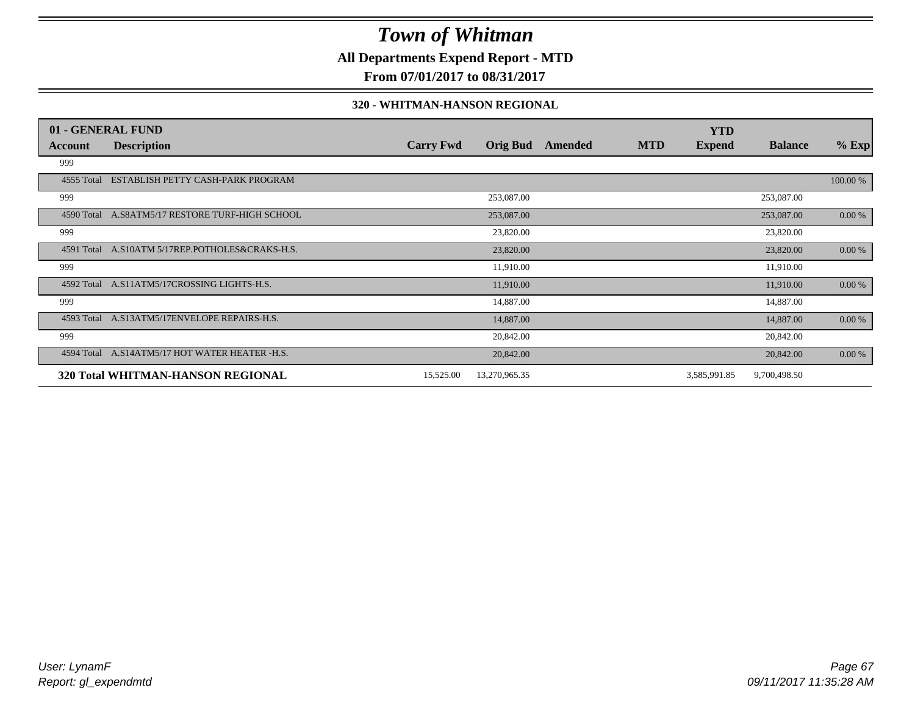# Town of Whitman

**All Departments Expend Report - MTD**

**From 07/01/2017 to 08/31/2017**

**320 - WHITMAN-HANSON REGIONAL**

| 01 - GENERAL FUND | | | | | | YTD | | |
|---|---|---|---|---|---|---|---|---|
| **Account** | **Description** | **Carry Fwd** | **Orig Bud** | **Amended** | **MTD** | **Expend** | **Balance** | **% Exp** |
| 999 | | | | | | | | |
| 4555 Total | ESTABLISH PETTY CASH-PARK PROGRAM | | | | | | | 100.00 % |
| 999 | | | 253,087.00 | | | | 253,087.00 | |
| 4590 Total | A.S8ATM5/17 RESTORE TURF-HIGH SCHOOL | | 253,087.00 | | | | 253,087.00 | 0.00 % |
| 999 | | | 23,820.00 | | | | 23,820.00 | |
| 4591 Total | A.S10ATM 5/17REP.POTHOLES&CRAKS-H.S. | | 23,820.00 | | | | 23,820.00 | 0.00 % |
| 999 | | | 11,910.00 | | | | 11,910.00 | |
| 4592 Total | A.S11ATM5/17CROSSING LIGHTS-H.S. | | 11,910.00 | | | | 11,910.00 | 0.00 % |
| 999 | | | 14,887.00 | | | | 14,887.00 | |
| 4593 Total | A.S13ATM5/17ENVELOPE REPAIRS-H.S. | | 14,887.00 | | | | 14,887.00 | 0.00 % |
| 999 | | | 20,842.00 | | | | 20,842.00 | |
| 4594 Total | A.S14ATM5/17 HOT WATER HEATER -H.S. | | 20,842.00 | | | | 20,842.00 | 0.00 % |
| **320 Total WHITMAN-HANSON REGIONAL** | | 15,525.00 | 13,270,965.35 | | | 3,585,991.85 | 9,700,498.50 | |

*User: LynamF*
*Report: gl_expendmtd*

*09/11/2017 11:35:28 AM*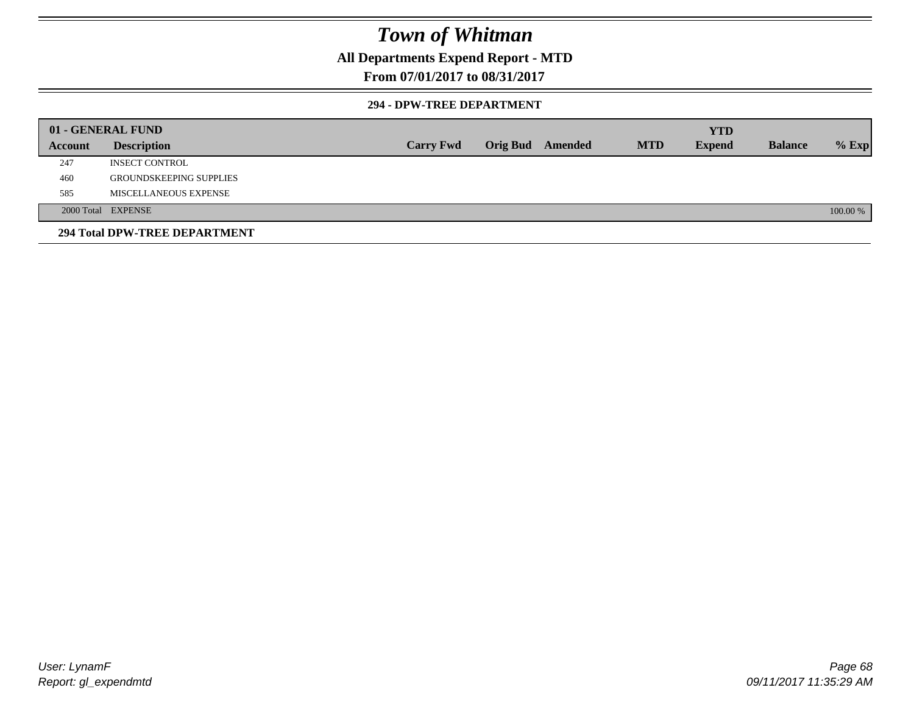# Town of Whitman

**All Departments Expend Report - MTD**

**From 07/01/2017 to 08/31/2017**

**294 - DPW-TREE DEPARTMENT**

| 01 - GENERAL FUND | | | | | | | | |
|---|---|---|---|---|---|---|---|---|
| **Account** | **Description** | **Carry Fwd** | **Orig Bud** | **Amended** | **MTD** | **YTD Expend** | **Balance** | **% Exp** |
| 247 | INSECT CONTROL | | | | | | | |
| 460 | GROUNDSKEEPING SUPPLIES | | | | | | | |
| 585 | MISCELLANEOUS EXPENSE | | | | | | | |
| 2000 Total | EXPENSE | | | | | | | 100.00 % |

**294 Total DPW-TREE DEPARTMENT**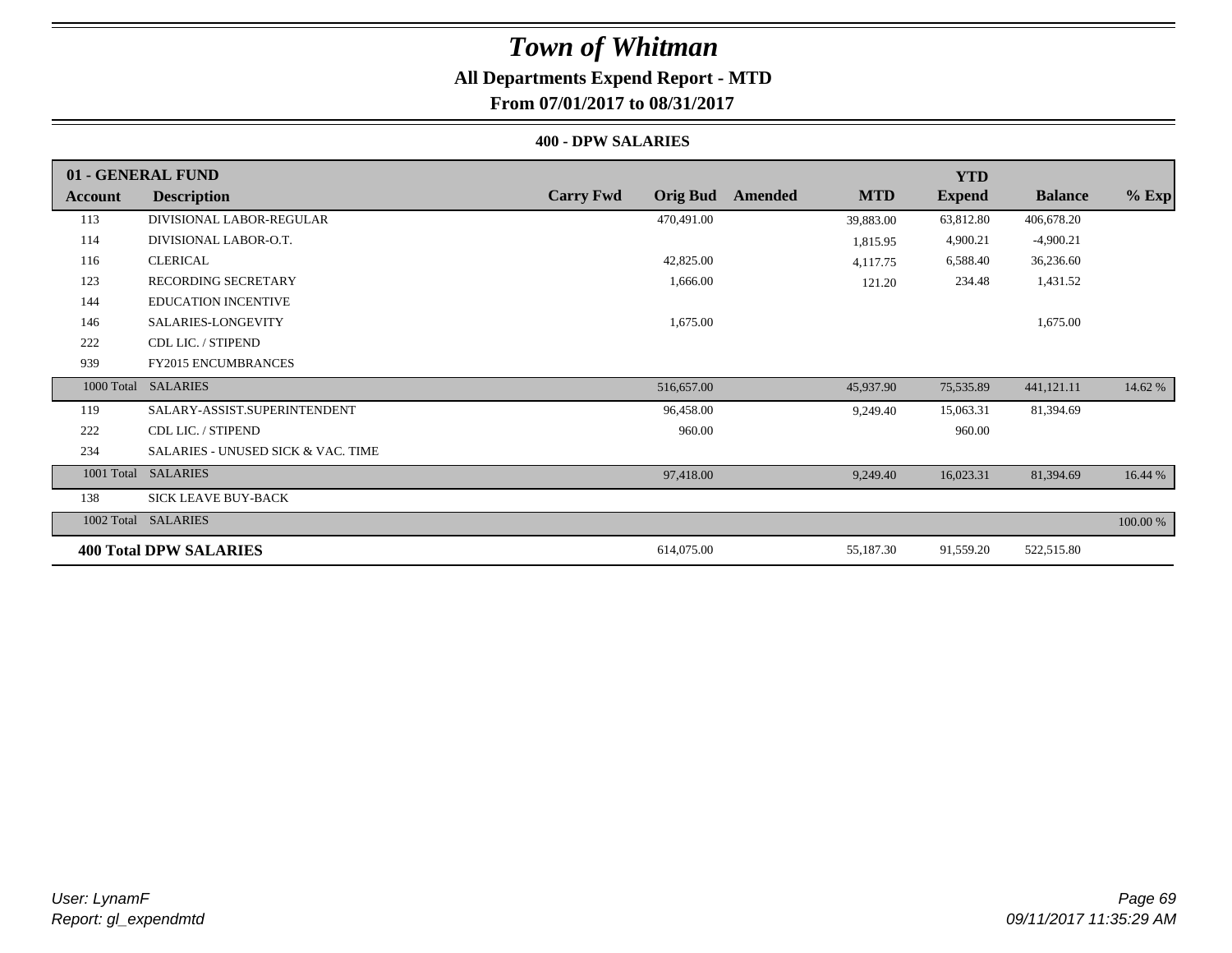# Town of Whitman

## All Departments Expend Report - MTD

### From 07/01/2017 to 08/31/2017

#### 400 - DPW SALARIES

| Account | Description | Carry Fwd | Orig Bud | Amended | MTD | YTD Expend | Balance | % Exp |
|---|---|---|---|---|---|---|---|---|
| **01 - GENERAL FUND** | | | | | | | | |
| 113 | DIVISIONAL LABOR-REGULAR | | 470,491.00 | | 39,883.00 | 63,812.80 | 406,678.20 | |
| 114 | DIVISIONAL LABOR-O.T. | | | | 1,815.95 | 4,900.21 | -4,900.21 | |
| 116 | CLERICAL | | 42,825.00 | | 4,117.75 | 6,588.40 | 36,236.60 | |
| 123 | RECORDING SECRETARY | | 1,666.00 | | 121.20 | 234.48 | 1,431.52 | |
| 144 | EDUCATION INCENTIVE | | | | | | | |
| 146 | SALARIES-LONGEVITY | | 1,675.00 | | | | 1,675.00 | |
| 222 | CDL LIC. / STIPEND | | | | | | | |
| 939 | FY2015 ENCUMBRANCES | | | | | | | |
| 1000 Total | SALARIES | | 516,657.00 | | 45,937.90 | 75,535.89 | 441,121.11 | 14.62 % |
| 119 | SALARY-ASSIST.SUPERINTENDENT | | 96,458.00 | | 9,249.40 | 15,063.31 | 81,394.69 | |
| 222 | CDL LIC. / STIPEND | | 960.00 | | | 960.00 | | |
| 234 | SALARIES - UNUSED SICK & VAC. TIME | | | | | | | |
| 1001 Total | SALARIES | | 97,418.00 | | 9,249.40 | 16,023.31 | 81,394.69 | 16.44 % |
| 138 | SICK LEAVE BUY-BACK | | | | | | | |
| 1002 Total | SALARIES | | | | | | | 100.00 % |
| **400 Total DPW SALARIES** | | | 614,075.00 | | 55,187.30 | 91,559.20 | 522,515.80 | |

*User: LynamF*
*Report: gl_expendmtd*

*09/11/2017 11:35:29 AM*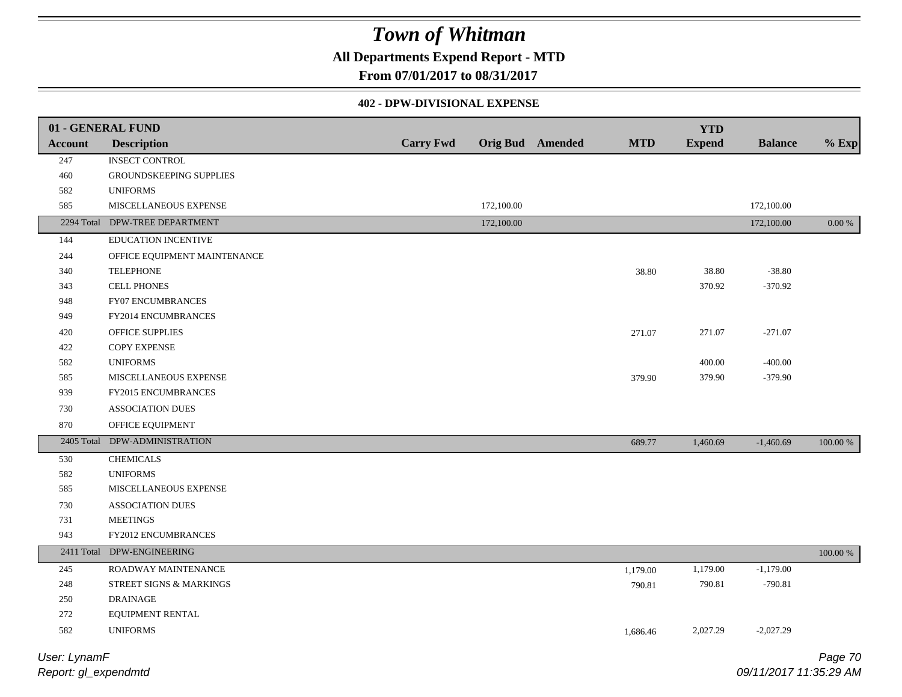# Town of Whitman

**All Departments Expend Report - MTD**

**From 07/01/2017 to 08/31/2017**

**402 - DPW-DIVISIONAL EXPENSE**

| 01 - GENERAL FUND | | | | | | YTD | | |
|---|---|---|---|---|---|---|---|---|
| Account | Description | Carry Fwd | Orig Bud | Amended | MTD | Expend | Balance | % Exp |
| 247 | INSECT CONTROL | | | | | | | |
| 460 | GROUNDSKEEPING SUPPLIES | | | | | | | |
| 582 | UNIFORMS | | | | | | | |
| 585 | MISCELLANEOUS EXPENSE | | 172,100.00 | | | | 172,100.00 | |
| 2294 Total | DPW-TREE DEPARTMENT | | 172,100.00 | | | | 172,100.00 | 0.00 % |
| 144 | EDUCATION INCENTIVE | | | | | | | |
| 244 | OFFICE EQUIPMENT MAINTENANCE | | | | | | | |
| 340 | TELEPHONE | | | | 38.80 | 38.80 | -38.80 | |
| 343 | CELL PHONES | | | | | 370.92 | -370.92 | |
| 948 | FY07 ENCUMBRANCES | | | | | | | |
| 949 | FY2014 ENCUMBRANCES | | | | | | | |
| 420 | OFFICE SUPPLIES | | | | 271.07 | 271.07 | -271.07 | |
| 422 | COPY EXPENSE | | | | | | | |
| 582 | UNIFORMS | | | | | 400.00 | -400.00 | |
| 585 | MISCELLANEOUS EXPENSE | | | | 379.90 | 379.90 | -379.90 | |
| 939 | FY2015 ENCUMBRANCES | | | | | | | |
| 730 | ASSOCIATION DUES | | | | | | | |
| 870 | OFFICE EQUIPMENT | | | | | | | |
| 2405 Total | DPW-ADMINISTRATION | | | | 689.77 | 1,460.69 | -1,460.69 | 100.00 % |
| 530 | CHEMICALS | | | | | | | |
| 582 | UNIFORMS | | | | | | | |
| 585 | MISCELLANEOUS EXPENSE | | | | | | | |
| 730 | ASSOCIATION DUES | | | | | | | |
| 731 | MEETINGS | | | | | | | |
| 943 | FY2012 ENCUMBRANCES | | | | | | | |
| 2411 Total | DPW-ENGINEERING | | | | | | | 100.00 % |
| 245 | ROADWAY MAINTENANCE | | | | 1,179.00 | 1,179.00 | -1,179.00 | |
| 248 | STREET SIGNS & MARKINGS | | | | 790.81 | 790.81 | -790.81 | |
| 250 | DRAINAGE | | | | | | | |
| 272 | EQUIPMENT RENTAL | | | | | | | |
| 582 | UNIFORMS | | | | 1,686.46 | 2,027.29 | -2,027.29 | |

User: LynamF

Report: gl_expendmtd

09/11/2017 11:35:29 AM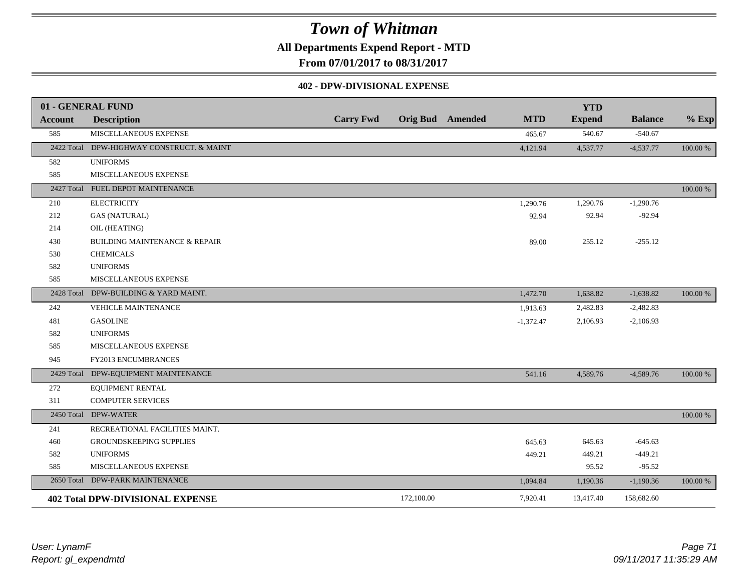# Town of Whitman

**All Departments Expend Report - MTD**

**From 07/01/2017 to 08/31/2017**

**402 - DPW-DIVISIONAL EXPENSE**

| 01 - GENERAL FUND | | | | | | | | |
|---|---|---|---|---|---|---|---|---|
| **Account** | **Description** | **Carry Fwd** | **Orig Bud** | **Amended** | **MTD** | **YTD Expend** | **Balance** | **% Exp** |
| 585 | MISCELLANEOUS EXPENSE | | | | 465.67 | 540.67 | -540.67 | |
| 2422 Total | DPW-HIGHWAY CONSTRUCT. & MAINT | | | | 4,121.94 | 4,537.77 | -4,537.77 | 100.00 % |
| 582 | UNIFORMS | | | | | | | |
| 585 | MISCELLANEOUS EXPENSE | | | | | | | |
| 2427 Total | FUEL DEPOT MAINTENANCE | | | | | | | 100.00 % |
| 210 | ELECTRICITY | | | | 1,290.76 | 1,290.76 | -1,290.76 | |
| 212 | GAS (NATURAL) | | | | 92.94 | 92.94 | -92.94 | |
| 214 | OIL (HEATING) | | | | | | | |
| 430 | BUILDING MAINTENANCE & REPAIR | | | | 89.00 | 255.12 | -255.12 | |
| 530 | CHEMICALS | | | | | | | |
| 582 | UNIFORMS | | | | | | | |
| 585 | MISCELLANEOUS EXPENSE | | | | | | | |
| 2428 Total | DPW-BUILDING & YARD MAINT. | | | | 1,472.70 | 1,638.82 | -1,638.82 | 100.00 % |
| 242 | VEHICLE MAINTENANCE | | | | 1,913.63 | 2,482.83 | -2,482.83 | |
| 481 | GASOLINE | | | | -1,372.47 | 2,106.93 | -2,106.93 | |
| 582 | UNIFORMS | | | | | | | |
| 585 | MISCELLANEOUS EXPENSE | | | | | | | |
| 945 | FY2013 ENCUMBRANCES | | | | | | | |
| 2429 Total | DPW-EQUIPMENT MAINTENANCE | | | | 541.16 | 4,589.76 | -4,589.76 | 100.00 % |
| 272 | EQUIPMENT RENTAL | | | | | | | |
| 311 | COMPUTER SERVICES | | | | | | | |
| 2450 Total | DPW-WATER | | | | | | | 100.00 % |
| 241 | RECREATIONAL FACILITIES MAINT. | | | | | | | |
| 460 | GROUNDSKEEPING SUPPLIES | | | | 645.63 | 645.63 | -645.63 | |
| 582 | UNIFORMS | | | | 449.21 | 449.21 | -449.21 | |
| 585 | MISCELLANEOUS EXPENSE | | | | | 95.52 | -95.52 | |
| 2650 Total | DPW-PARK MAINTENANCE | | | | 1,094.84 | 1,190.36 | -1,190.36 | 100.00 % |
| **402 Total DPW-DIVISIONAL EXPENSE** | | | 172,100.00 | | 7,920.41 | 13,417.40 | 158,682.60 | |

User: LynamF

Report: gl_expendmtd

09/11/2017 11:35:29 AM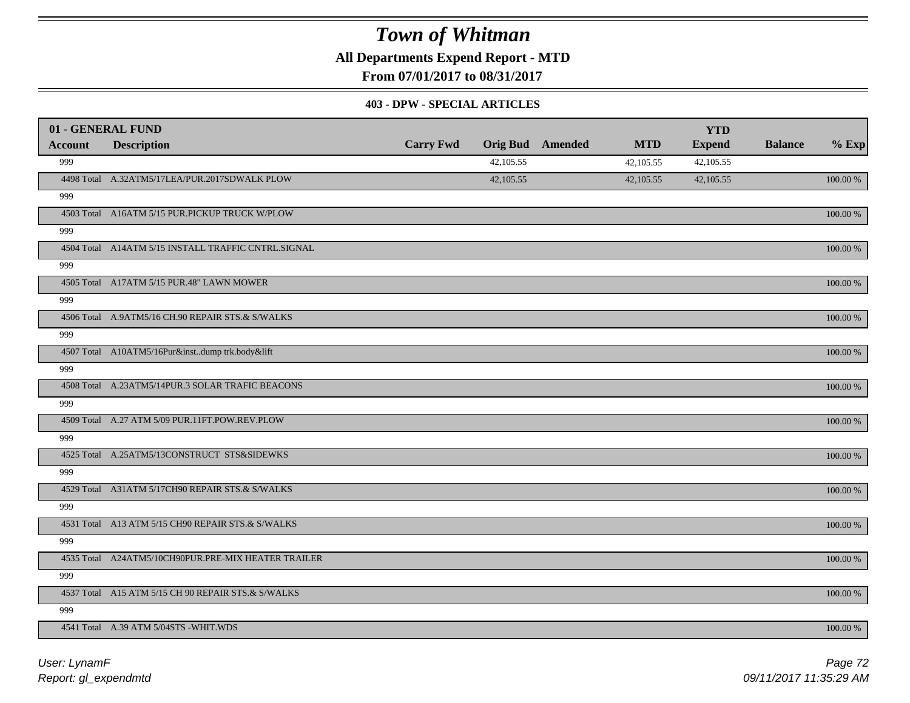# Town of Whitman

**All Departments Expend Report - MTD**

**From 07/01/2017 to 08/31/2017**

### 403 - DPW - SPECIAL ARTICLES

| 01 - GENERAL FUND | | | | | | YTD | | |
|---|---|---|---|---|---|---|---|---|
| **Account** | **Description** | **Carry Fwd** | **Orig Bud** | **Amended** | **MTD** | **Expend** | **Balance** | **% Exp** |
| 999 | | | 42,105.55 | | 42,105.55 | 42,105.55 | | |
| 4498 Total | A.32ATM5/17LEA/PUR.2017SDWALK PLOW | | 42,105.55 | | 42,105.55 | 42,105.55 | | 100.00 % |
| 999 | | | | | | | | |
| 4503 Total | A16ATM 5/15 PUR.PICKUP TRUCK W/PLOW | | | | | | | 100.00 % |
| 999 | | | | | | | | |
| 4504 Total | A14ATM 5/15 INSTALL TRAFFIC CNTRL.SIGNAL | | | | | | | 100.00 % |
| 999 | | | | | | | | |
| 4505 Total | A17ATM 5/15 PUR.48" LAWN MOWER | | | | | | | 100.00 % |
| 999 | | | | | | | | |
| 4506 Total | A.9ATM5/16 CH.90 REPAIR STS.& S/WALKS | | | | | | | 100.00 % |
| 999 | | | | | | | | |
| 4507 Total | A10ATM5/16Pur&inst..dump trk.body&lift | | | | | | | 100.00 % |
| 999 | | | | | | | | |
| 4508 Total | A.23ATM5/14PUR.3 SOLAR TRAFIC BEACONS | | | | | | | 100.00 % |
| 999 | | | | | | | | |
| 4509 Total | A.27 ATM 5/09 PUR.11FT.POW.REV.PLOW | | | | | | | 100.00 % |
| 999 | | | | | | | | |
| 4525 Total | A.25ATM5/13CONSTRUCT STS&SIDEWKS | | | | | | | 100.00 % |
| 999 | | | | | | | | |
| 4529 Total | A31ATM 5/17CH90 REPAIR STS.& S/WALKS | | | | | | | 100.00 % |
| 999 | | | | | | | | |
| 4531 Total | A13 ATM 5/15 CH90 REPAIR STS.& S/WALKS | | | | | | | 100.00 % |
| 999 | | | | | | | | |
| 4535 Total | A24ATM5/10CH90PUR.PRE-MIX HEATER TRAILER | | | | | | | 100.00 % |
| 999 | | | | | | | | |
| 4537 Total | A15 ATM 5/15 CH 90 REPAIR STS.& S/WALKS | | | | | | | 100.00 % |
| 999 | | | | | | | | |
| 4541 Total | A.39 ATM 5/04STS -WHIT.WDS | | | | | | | 100.00 % |

*User: LynamF*

*Report: gl_expendmtd*

*09/11/2017 11:35:29 AM*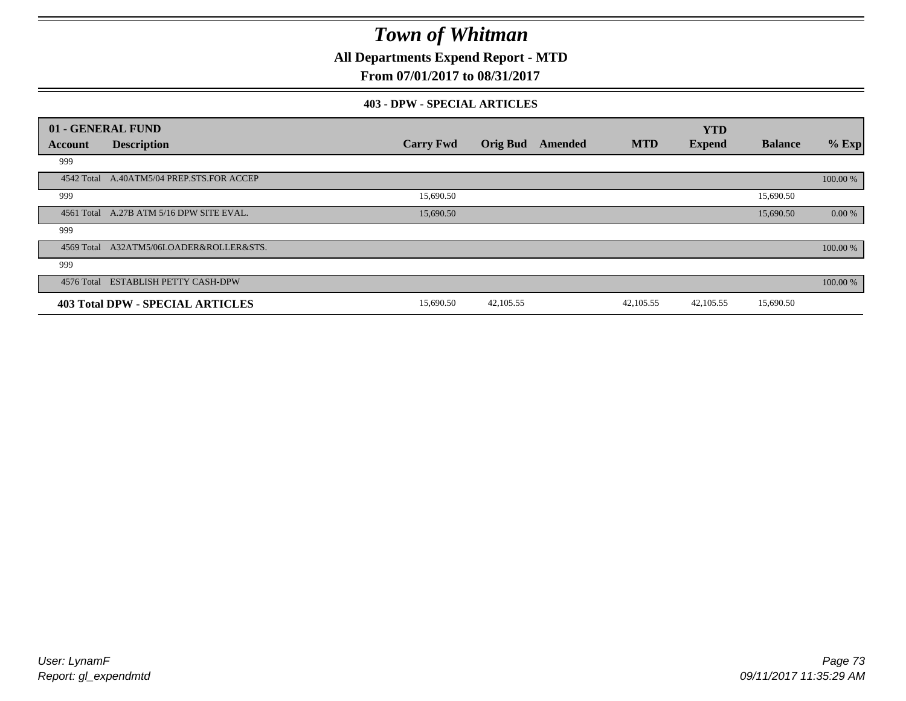# Town of Whitman

**All Departments Expend Report - MTD**

**From 07/01/2017 to 08/31/2017**

**403 - DPW - SPECIAL ARTICLES**

| 01 - GENERAL FUND | | | | | | YTD | | |
|---|---|---|---|---|---|---|---|---|
| **Account** | **Description** | **Carry Fwd** | **Orig Bud** | **Amended** | **MTD** | **Expend** | **Balance** | **% Exp** |
| 999 | | | | | | | | |
| 4542 Total | A.40ATM5/04 PREP.STS.FOR ACCEP | | | | | | | 100.00 % |
| 999 | | 15,690.50 | | | | | 15,690.50 | |
| 4561 Total | A.27B ATM 5/16 DPW SITE EVAL. | 15,690.50 | | | | | 15,690.50 | 0.00 % |
| 999 | | | | | | | | |
| 4569 Total | A32ATM5/06LOADER&ROLLER&STS. | | | | | | | 100.00 % |
| 999 | | | | | | | | |
| 4576 Total | ESTABLISH PETTY CASH-DPW | | | | | | | 100.00 % |
| **403 Total DPW - SPECIAL ARTICLES** | | 15,690.50 | 42,105.55 | | 42,105.55 | 42,105.55 | 15,690.50 | |

*User: LynamF*
*Report: gl_expendmtd*

*09/11/2017 11:35:29 AM*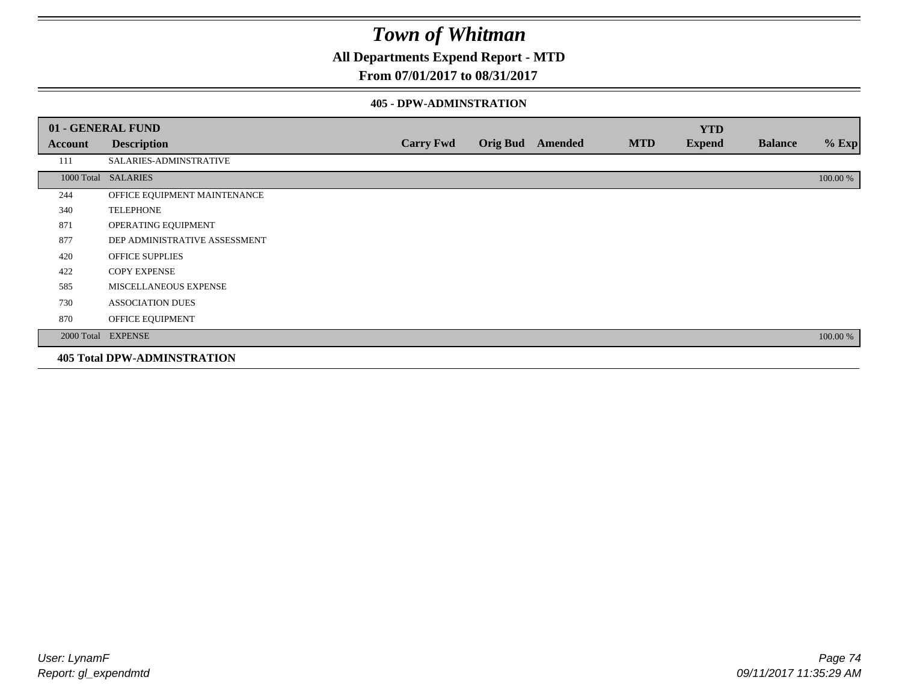# Town of Whitman

**All Departments Expend Report - MTD**

**From 07/01/2017 to 08/31/2017**

**405 - DPW-ADMINSTRATION**

| 01 - GENERAL FUND | | | | | | YTD | | |
|---|---|---|---|---|---|---|---|---|
| **Account** | **Description** | **Carry Fwd** | **Orig Bud** | **Amended** | **MTD** | **Expend** | **Balance** | **% Exp** |
| 111 | SALARIES-ADMINSTRATIVE | | | | | | | |
| 1000 Total | SALARIES | | | | | | | 100.00 % |
| 244 | OFFICE EQUIPMENT MAINTENANCE | | | | | | | |
| 340 | TELEPHONE | | | | | | | |
| 871 | OPERATING EQUIPMENT | | | | | | | |
| 877 | DEP ADMINISTRATIVE ASSESSMENT | | | | | | | |
| 420 | OFFICE SUPPLIES | | | | | | | |
| 422 | COPY EXPENSE | | | | | | | |
| 585 | MISCELLANEOUS EXPENSE | | | | | | | |
| 730 | ASSOCIATION DUES | | | | | | | |
| 870 | OFFICE EQUIPMENT | | | | | | | |
| 2000 Total | EXPENSE | | | | | | | 100.00 % |
| **405 Total DPW-ADMINSTRATION** | | | | | | | | |

*User: LynamF*
*Report: gl_expendmtd*

*09/11/2017 11:35:29 AM*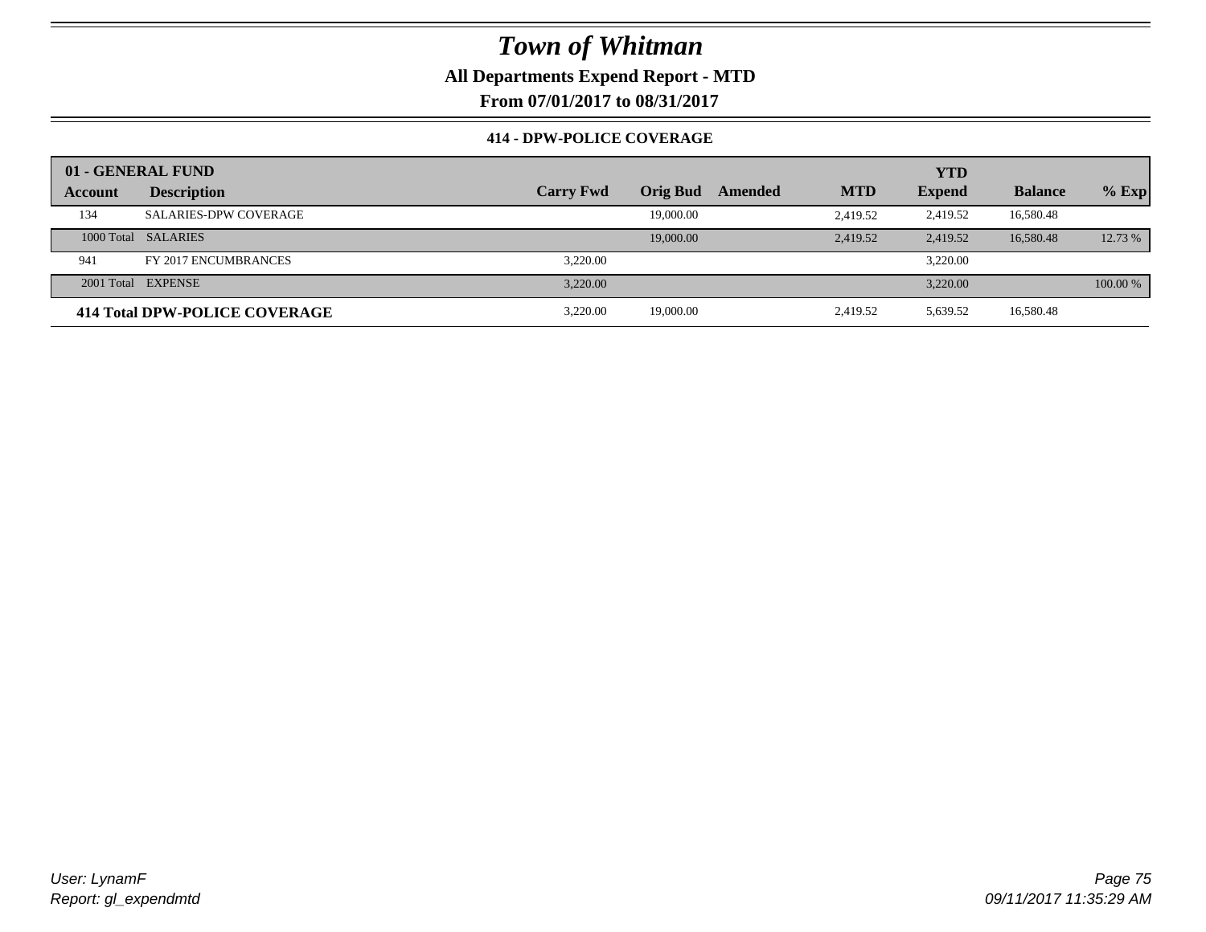# Town of Whitman

**All Departments Expend Report - MTD**

**From 07/01/2017 to 08/31/2017**

**414 - DPW-POLICE COVERAGE**

| 01 - GENERAL FUND | | | | | | YTD | | |
|---|---|---|---|---|---|---|---|---|
| **Account** | **Description** | **Carry Fwd** | **Orig Bud** | **Amended** | **MTD** | **Expend** | **Balance** | **% Exp** |
| 134 | SALARIES-DPW COVERAGE | | 19,000.00 | | 2,419.52 | 2,419.52 | 16,580.48 | |
| 1000 Total | SALARIES | | 19,000.00 | | 2,419.52 | 2,419.52 | 16,580.48 | 12.73 % |
| 941 | FY 2017 ENCUMBRANCES | 3,220.00 | | | | 3,220.00 | | |
| 2001 Total | EXPENSE | 3,220.00 | | | | 3,220.00 | | 100.00 % |
| **414 Total DPW-POLICE COVERAGE** | | 3,220.00 | 19,000.00 | | 2,419.52 | 5,639.52 | 16,580.48 | |

*User: LynamF*
*Report: gl_expendmtd*

*09/11/2017 11:35:29 AM*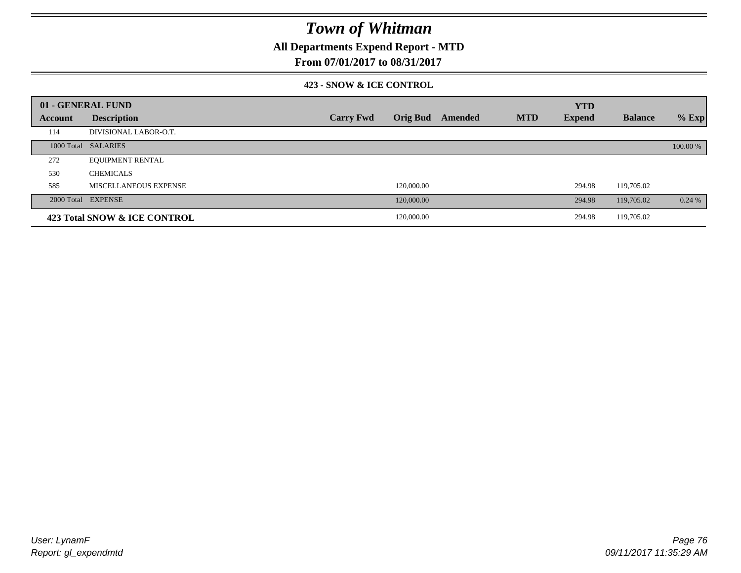# Town of Whitman

## All Departments Expend Report - MTD

### From 07/01/2017 to 08/31/2017

#### 423 - SNOW & ICE CONTROL

| 01 - GENERAL FUND | | | | | | YTD | | |
|---|---|---|---|---|---|---|---|---|
| **Account** | **Description** | **Carry Fwd** | **Orig Bud** | **Amended** | **MTD** | **Expend** | **Balance** | **% Exp** |
| 114 | DIVISIONAL LABOR-O.T. | | | | | | | |
| 1000 Total | SALARIES | | | | | | | 100.00 % |
| 272 | EQUIPMENT RENTAL | | | | | | | |
| 530 | CHEMICALS | | | | | | | |
| 585 | MISCELLANEOUS EXPENSE | | 120,000.00 | | | 294.98 | 119,705.02 | |
| 2000 Total | EXPENSE | | 120,000.00 | | | 294.98 | 119,705.02 | 0.24 % |
| **423 Total SNOW & ICE CONTROL** | | | 120,000.00 | | | 294.98 | 119,705.02 | |

*User: LynamF*
*Report: gl_expendmtd*

*09/11/2017 11:35:29 AM*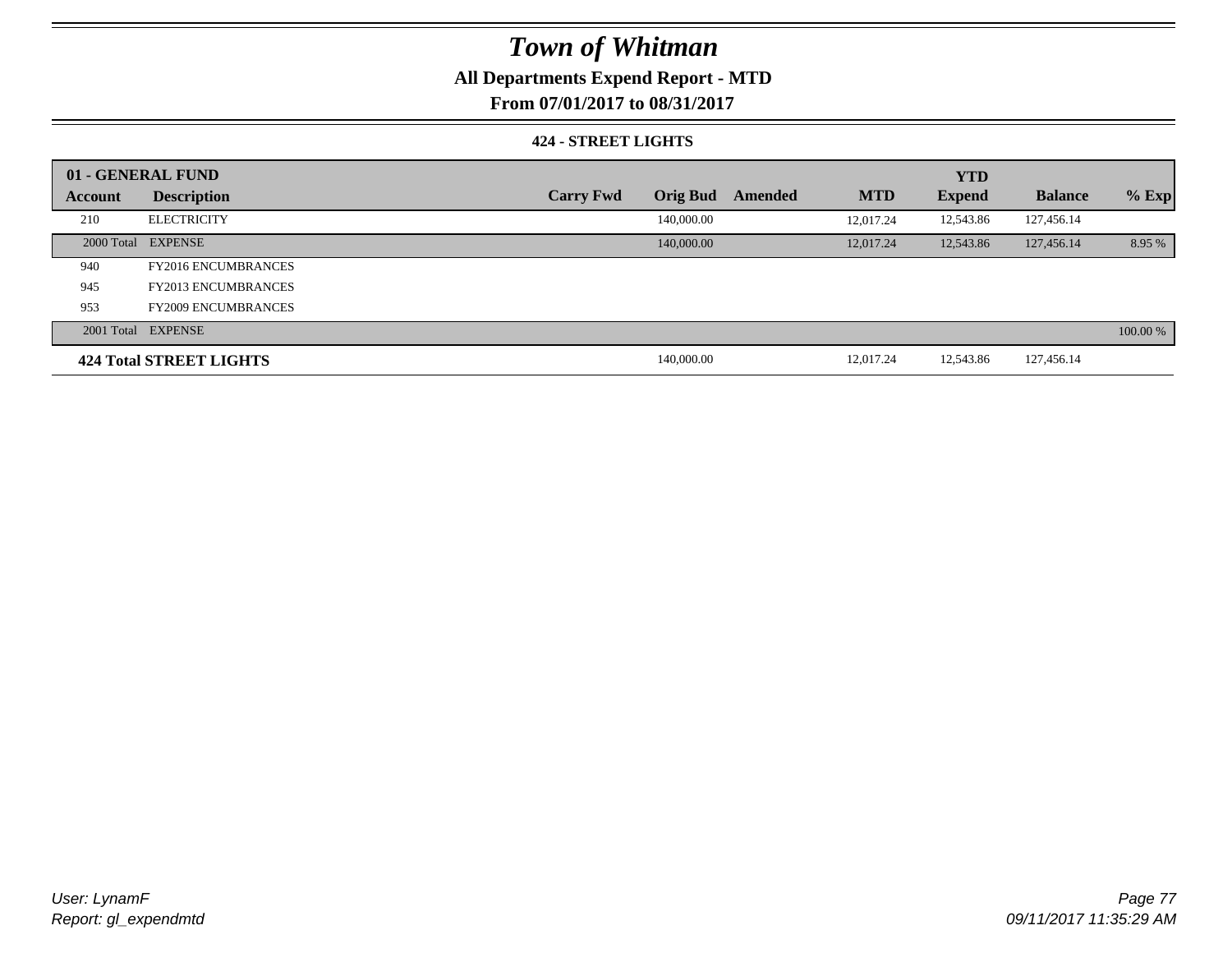# Town of Whitman

**All Departments Expend Report - MTD**

**From 07/01/2017 to 08/31/2017**

### 424 - STREET LIGHTS

| 01 - GENERAL FUND | | | | | | YTD | | |
|---|---|---|---|---|---|---|---|---|
| Account | Description | Carry Fwd | Orig Bud | Amended | MTD | Expend | Balance | % Exp |
| 210 | ELECTRICITY | | 140,000.00 | | 12,017.24 | 12,543.86 | 127,456.14 | |
| 2000 Total | EXPENSE | | 140,000.00 | | 12,017.24 | 12,543.86 | 127,456.14 | 8.95 % |
| 940 | FY2016 ENCUMBRANCES | | | | | | | |
| 945 | FY2013 ENCUMBRANCES | | | | | | | |
| 953 | FY2009 ENCUMBRANCES | | | | | | | |
| 2001 Total | EXPENSE | | | | | | | 100.00 % |
| **424 Total STREET LIGHTS** | | | 140,000.00 | | 12,017.24 | 12,543.86 | 127,456.14 | |

*User: LynamF*
*Report: gl_expendmtd*

*09/11/2017 11:35:29 AM*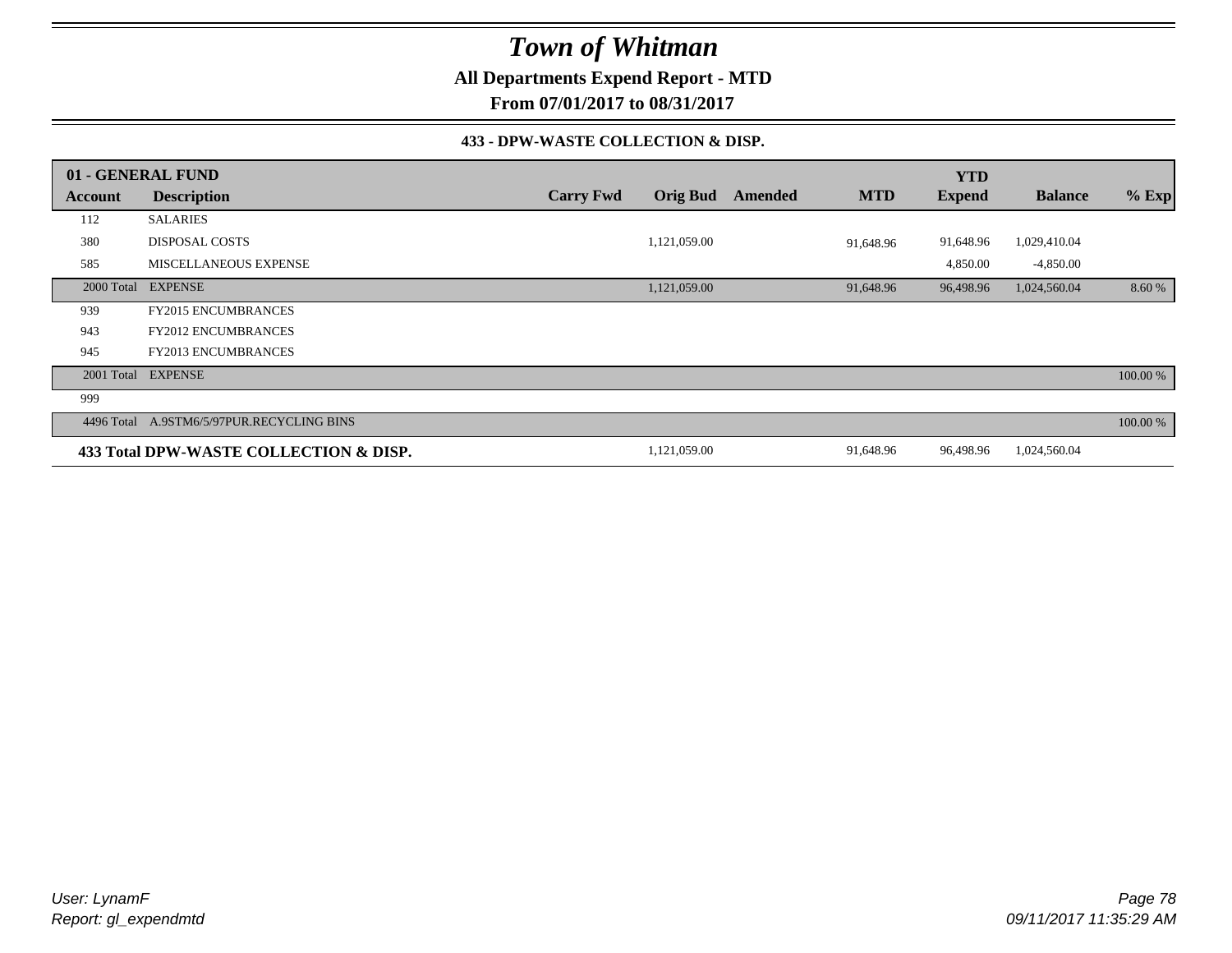# *Town of Whitman*

**All Departments Expend Report - MTD**

**From 07/01/2017 to 08/31/2017**

**433 - DPW-WASTE COLLECTION & DISP.**

| 01 - GENERAL FUND | | | | | | YTD | | |
|---|---|---|---|---|---|---|---|---|
| **Account** | **Description** | **Carry Fwd** | **Orig Bud** | **Amended** | **MTD** | **Expend** | **Balance** | **% Exp** |
| 112 | SALARIES | | | | | | | |
| 380 | DISPOSAL COSTS | | 1,121,059.00 | | 91,648.96 | 91,648.96 | 1,029,410.04 | |
| 585 | MISCELLANEOUS EXPENSE | | | | | 4,850.00 | -4,850.00 | |
| 2000 Total | EXPENSE | | 1,121,059.00 | | 91,648.96 | 96,498.96 | 1,024,560.04 | 8.60 % |
| 939 | FY2015 ENCUMBRANCES | | | | | | | |
| 943 | FY2012 ENCUMBRANCES | | | | | | | |
| 945 | FY2013 ENCUMBRANCES | | | | | | | |
| 2001 Total | EXPENSE | | | | | | | 100.00 % |
| 999 | | | | | | | | |
| 4496 Total | A.9STM6/5/97PUR.RECYCLING BINS | | | | | | | 100.00 % |
| **433 Total DPW-WASTE COLLECTION & DISP.** | | | 1,121,059.00 | | 91,648.96 | 96,498.96 | 1,024,560.04 | |

*User: LynamF*
*Report: gl_expendmtd*

*09/11/2017 11:35:29 AM*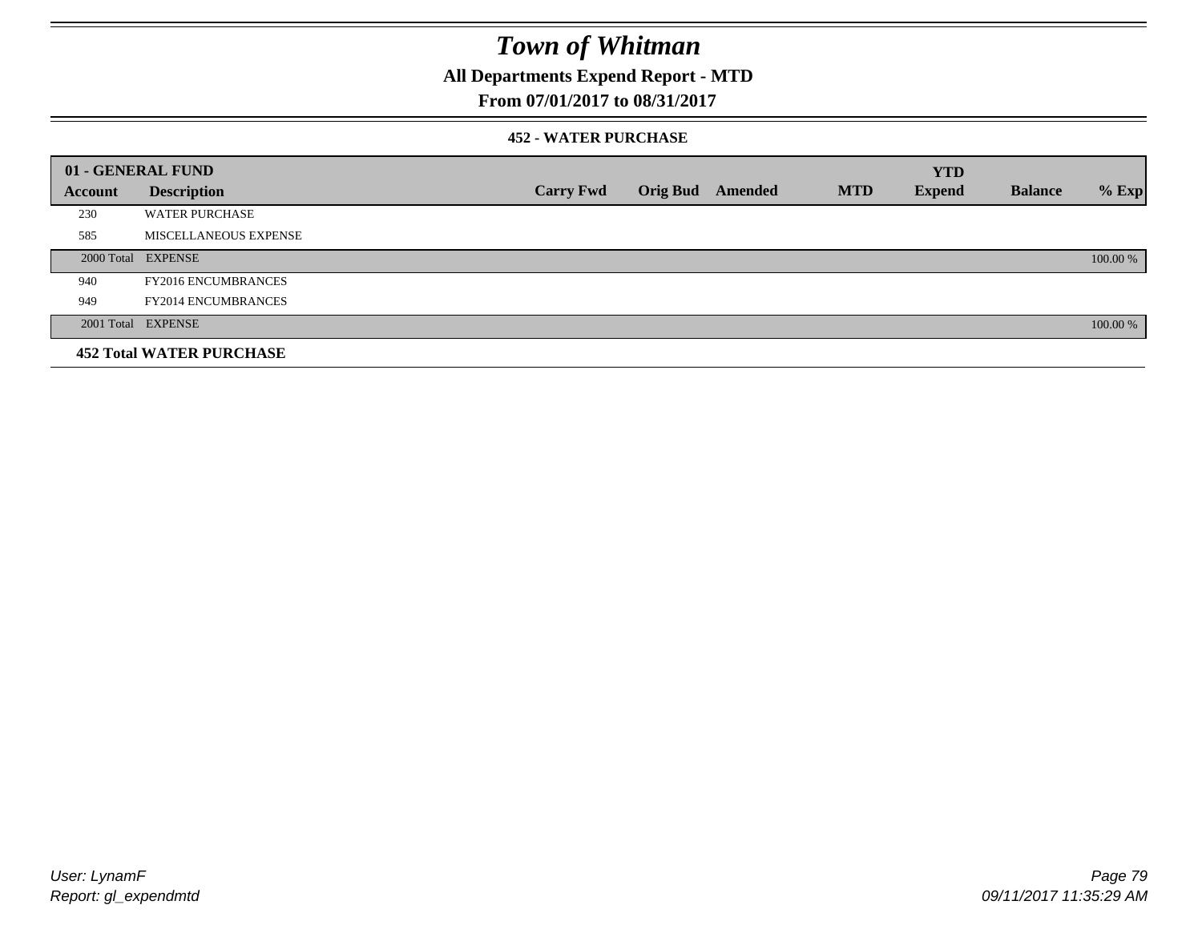# Town of Whitman

## All Departments Expend Report - MTD

### From 07/01/2017 to 08/31/2017

#### 452 - WATER PURCHASE

| 01 - GENERAL FUND | | | | | | YTD | | |
|---|---|---|---|---|---|---|---|---|
| **Account** | **Description** | **Carry Fwd** | **Orig Bud** | **Amended** | **MTD** | **Expend** | **Balance** | **% Exp** |
| 230 | WATER PURCHASE | | | | | | | |
| 585 | MISCELLANEOUS EXPENSE | | | | | | | |
| 2000 Total | EXPENSE | | | | | | | 100.00 % |
| 940 | FY2016 ENCUMBRANCES | | | | | | | |
| 949 | FY2014 ENCUMBRANCES | | | | | | | |
| 2001 Total | EXPENSE | | | | | | | 100.00 % |
| **452 Total WATER PURCHASE** | | | | | | | | |

*User: LynamF*
*Report: gl_expendmtd*

*09/11/2017 11:35:29 AM*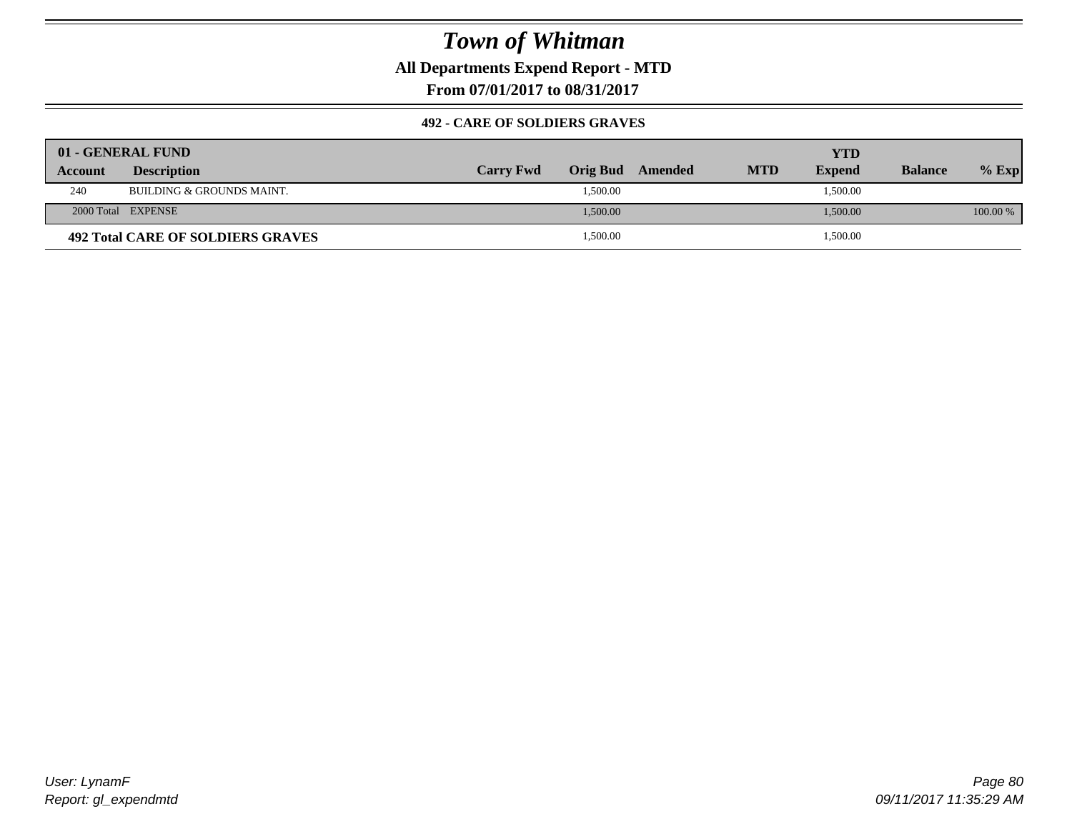# Town of Whitman

**All Departments Expend Report - MTD**

**From 07/01/2017 to 08/31/2017**

**492 - CARE OF SOLDIERS GRAVES**

| 01 - GENERAL FUND | | | | | | YTD | | |
|---|---|---|---|---|---|---|---|---|
| **Account** | **Description** | **Carry Fwd** | **Orig Bud** | **Amended** | **MTD** | **Expend** | **Balance** | **% Exp** |
| 240 | BUILDING & GROUNDS MAINT. | | 1,500.00 | | | 1,500.00 | | |
| 2000 Total | EXPENSE | | 1,500.00 | | | 1,500.00 | | 100.00 % |
| **492 Total CARE OF SOLDIERS GRAVES** | | | 1,500.00 | | | 1,500.00 | | |

User: LynamF
Report: gl_expendmtd

09/11/2017 11:35:29 AM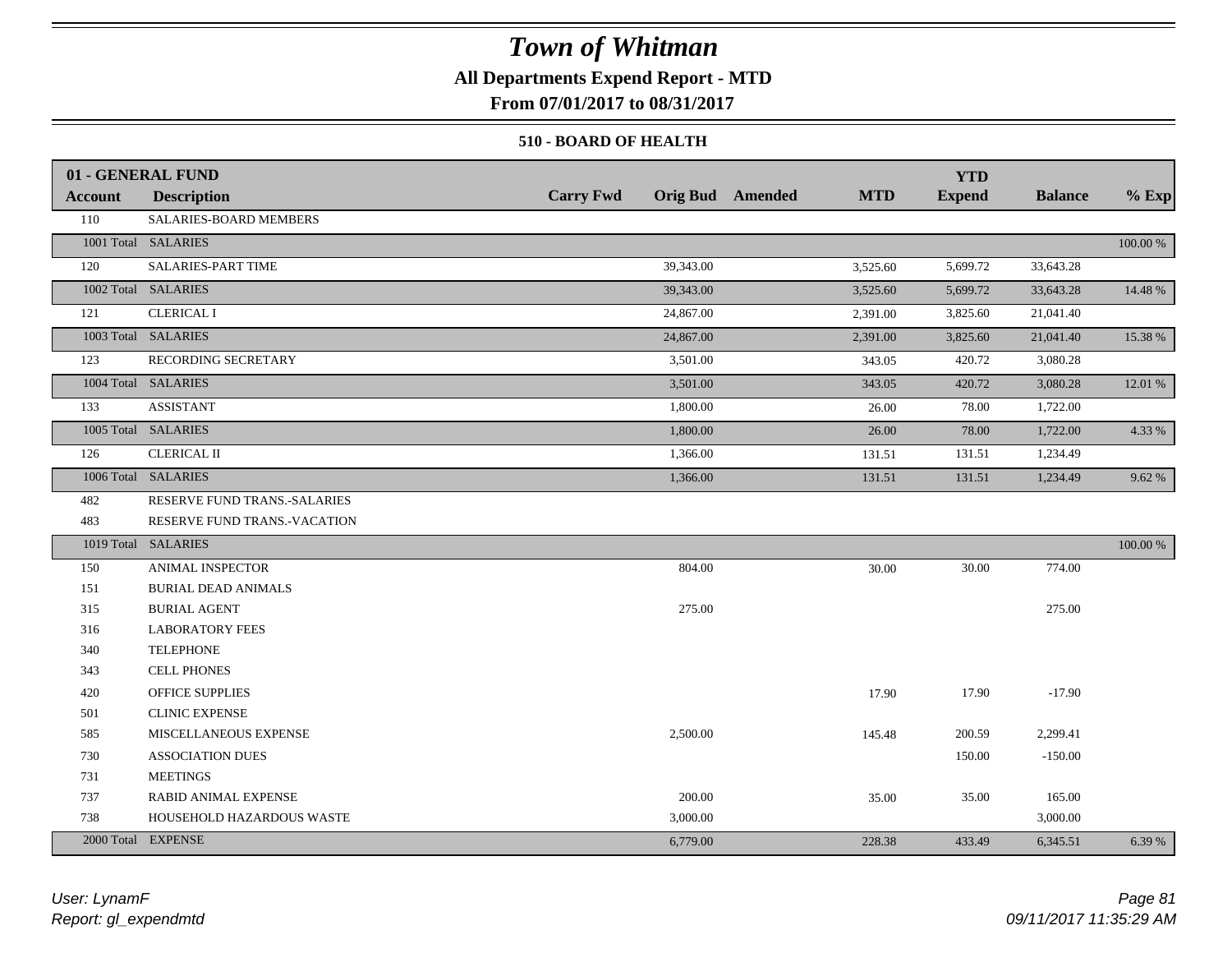# Town of Whitman

**All Departments Expend Report - MTD**

**From 07/01/2017 to 08/31/2017**

### 510 - BOARD OF HEALTH

| 01 - GENERAL FUND | | | | | | YTD | | |
|---|---|---|---|---|---|---|---|---|
| **Account** | **Description** | **Carry Fwd** | **Orig Bud** | **Amended** | **MTD** | **Expend** | **Balance** | **% Exp** |
| 110 | SALARIES-BOARD MEMBERS | | | | | | | |
| 1001 Total | SALARIES | | | | | | | 100.00 % |
| 120 | SALARIES-PART TIME | | 39,343.00 | | 3,525.60 | 5,699.72 | 33,643.28 | |
| 1002 Total | SALARIES | | 39,343.00 | | 3,525.60 | 5,699.72 | 33,643.28 | 14.48 % |
| 121 | CLERICAL I | | 24,867.00 | | 2,391.00 | 3,825.60 | 21,041.40 | |
| 1003 Total | SALARIES | | 24,867.00 | | 2,391.00 | 3,825.60 | 21,041.40 | 15.38 % |
| 123 | RECORDING SECRETARY | | 3,501.00 | | 343.05 | 420.72 | 3,080.28 | |
| 1004 Total | SALARIES | | 3,501.00 | | 343.05 | 420.72 | 3,080.28 | 12.01 % |
| 133 | ASSISTANT | | 1,800.00 | | 26.00 | 78.00 | 1,722.00 | |
| 1005 Total | SALARIES | | 1,800.00 | | 26.00 | 78.00 | 1,722.00 | 4.33 % |
| 126 | CLERICAL II | | 1,366.00 | | 131.51 | 131.51 | 1,234.49 | |
| 1006 Total | SALARIES | | 1,366.00 | | 131.51 | 131.51 | 1,234.49 | 9.62 % |
| 482 | RESERVE FUND TRANS.-SALARIES | | | | | | | |
| 483 | RESERVE FUND TRANS.-VACATION | | | | | | | |
| 1019 Total | SALARIES | | | | | | | 100.00 % |
| 150 | ANIMAL INSPECTOR | | 804.00 | | 30.00 | 30.00 | 774.00 | |
| 151 | BURIAL DEAD ANIMALS | | | | | | | |
| 315 | BURIAL AGENT | | 275.00 | | | | 275.00 | |
| 316 | LABORATORY FEES | | | | | | | |
| 340 | TELEPHONE | | | | | | | |
| 343 | CELL PHONES | | | | | | | |
| 420 | OFFICE SUPPLIES | | | | 17.90 | 17.90 | -17.90 | |
| 501 | CLINIC EXPENSE | | | | | | | |
| 585 | MISCELLANEOUS EXPENSE | | 2,500.00 | | 145.48 | 200.59 | 2,299.41 | |
| 730 | ASSOCIATION DUES | | | | | 150.00 | -150.00 | |
| 731 | MEETINGS | | | | | | | |
| 737 | RABID ANIMAL EXPENSE | | 200.00 | | 35.00 | 35.00 | 165.00 | |
| 738 | HOUSEHOLD HAZARDOUS WASTE | | 3,000.00 | | | | 3,000.00 | |
| 2000 Total | EXPENSE | | 6,779.00 | | 228.38 | 433.49 | 6,345.51 | 6.39 % |

*User: LynamF*
*Report: gl_expendmtd*

*09/11/2017 11:35:29 AM*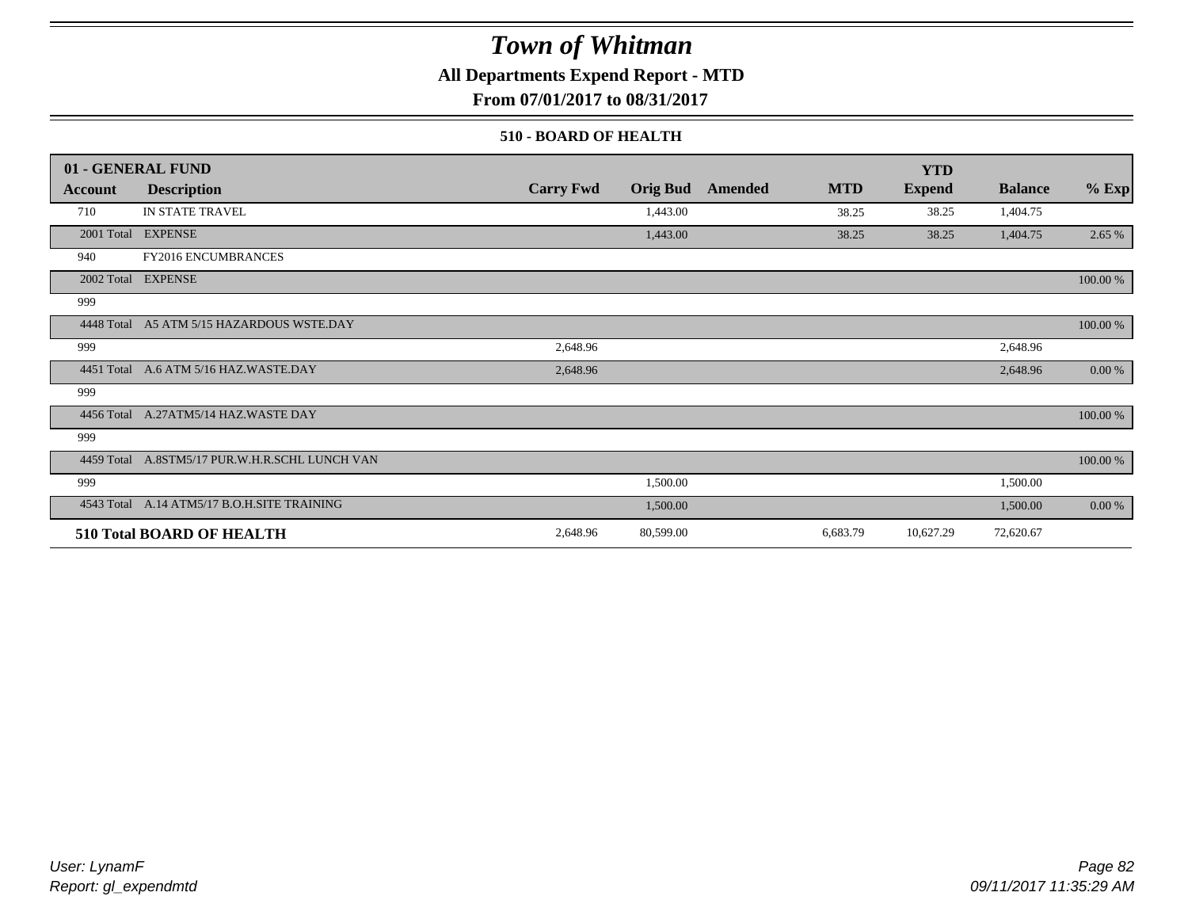# Town of Whitman

**All Departments Expend Report - MTD**

**From 07/01/2017 to 08/31/2017**

### 510 - BOARD OF HEALTH

| 01 - GENERAL FUND | | | | | | YTD | | |
|---|---|---|---|---|---|---|---|---|
| Account | Description | Carry Fwd | Orig Bud | Amended | MTD | Expend | Balance | % Exp |
| 710 | IN STATE TRAVEL | | 1,443.00 | | 38.25 | 38.25 | 1,404.75 | |
| 2001 Total | EXPENSE | | 1,443.00 | | 38.25 | 38.25 | 1,404.75 | 2.65 % |
| 940 | FY2016 ENCUMBRANCES | | | | | | | |
| 2002 Total | EXPENSE | | | | | | | 100.00 % |
| 999 | | | | | | | | |
| 4448 Total | A5 ATM 5/15 HAZARDOUS WSTE.DAY | | | | | | | 100.00 % |
| 999 | | 2,648.96 | | | | | 2,648.96 | |
| 4451 Total | A.6 ATM 5/16 HAZ.WASTE.DAY | 2,648.96 | | | | | 2,648.96 | 0.00 % |
| 999 | | | | | | | | |
| 4456 Total | A.27ATM5/14 HAZ.WASTE DAY | | | | | | | 100.00 % |
| 999 | | | | | | | | |
| 4459 Total | A.8STM5/17 PUR.W.H.R.SCHL LUNCH VAN | | | | | | | 100.00 % |
| 999 | | | 1,500.00 | | | | 1,500.00 | |
| 4543 Total | A.14 ATM5/17 B.O.H.SITE TRAINING | | 1,500.00 | | | | 1,500.00 | 0.00 % |
| **510 Total BOARD OF HEALTH** | | 2,648.96 | 80,599.00 | | 6,683.79 | 10,627.29 | 72,620.67 | |

*User: LynamF*
*Report: gl_expendmtd*

09/11/2017 11:35:29 AM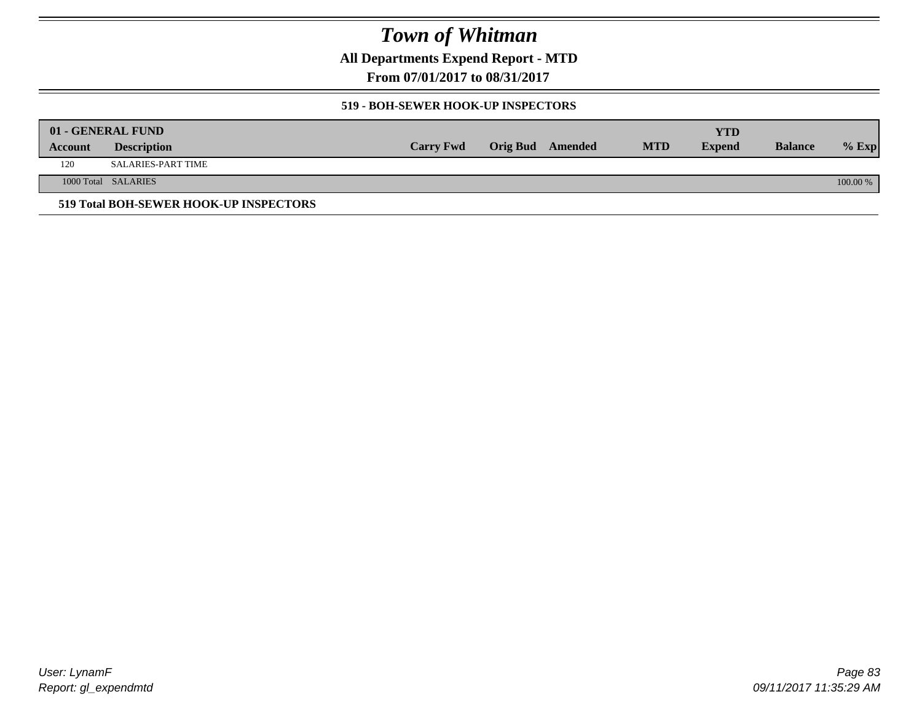# Town of Whitman

**All Departments Expend Report - MTD**

**From 07/01/2017 to 08/31/2017**

### 519 - BOH-SEWER HOOK-UP INSPECTORS

| 01 - GENERAL FUND | | | | | | YTD | | |
|---|---|---|---|---|---|---|---|---|
| **Account** | **Description** | **Carry Fwd** | **Orig Bud** | **Amended** | **MTD** | **Expend** | **Balance** | **% Exp** |
| 120 | SALARIES-PART TIME | | | | | | | |
| 1000 Total | SALARIES | | | | | | | 100.00 % |

**519 Total BOH-SEWER HOOK-UP INSPECTORS**

User: LynamF
Report: gl_expendmtd

09/11/2017 11:35:29 AM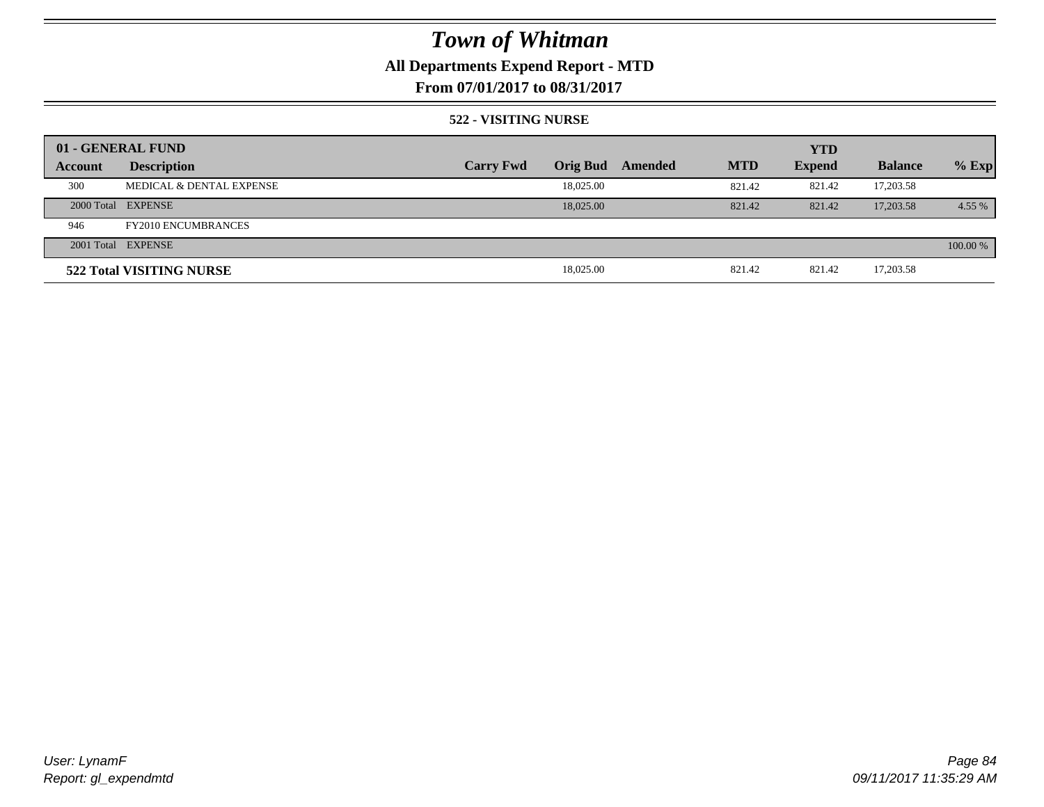# Town of Whitman

## All Departments Expend Report - MTD

## From 07/01/2017 to 08/31/2017

### 522 - VISITING NURSE

| 01 - GENERAL FUND | | | | | | YTD | | |
|---|---|---|---|---|---|---|---|---|
| Account | Description | Carry Fwd | Orig Bud | Amended | MTD | Expend | Balance | % Exp |
| 300 | MEDICAL & DENTAL EXPENSE | | 18,025.00 | | 821.42 | 821.42 | 17,203.58 | |
| 2000 Total | EXPENSE | | 18,025.00 | | 821.42 | 821.42 | 17,203.58 | 4.55 % |
| 946 | FY2010 ENCUMBRANCES | | | | | | | |
| 2001 Total | EXPENSE | | | | | | | 100.00 % |
| **522 Total VISITING NURSE** | | | 18,025.00 | | 821.42 | 821.42 | 17,203.58 | |

*User: LynamF*
*Report: gl_expendmtd*

*09/11/2017 11:35:29 AM*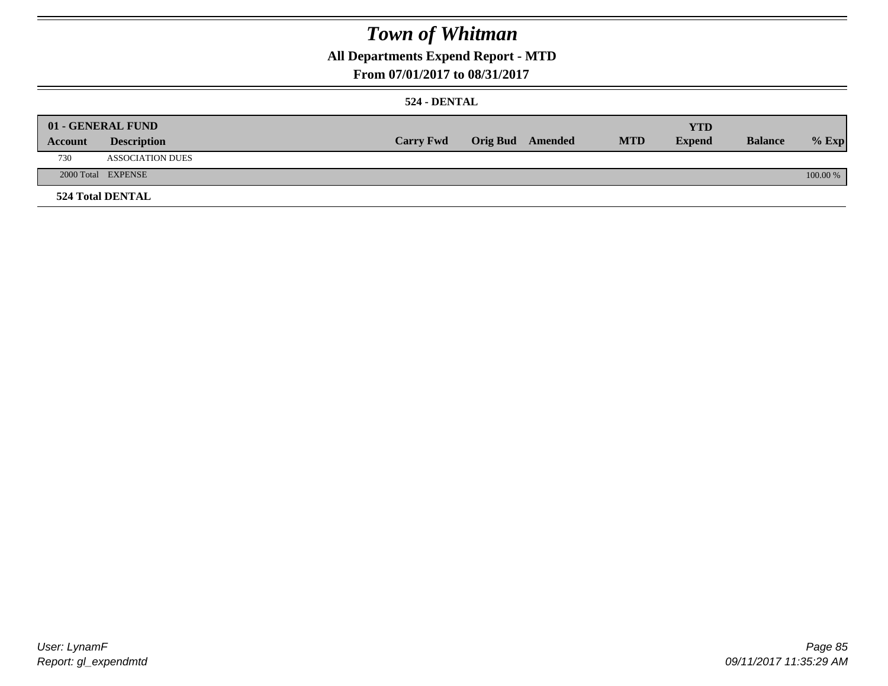# Town of Whitman

## All Departments Expend Report - MTD

### From 07/01/2017 to 08/31/2017

#### 524 - DENTAL

| 01 - GENERAL FUND | | | | | | YTD | | |
|---|---|---|---|---|---|---|---|---|
| **Account** | **Description** | **Carry Fwd** | **Orig Bud** | **Amended** | **MTD** | **Expend** | **Balance** | **% Exp** |
| 730 | ASSOCIATION DUES | | | | | | | |
| 2000 Total | EXPENSE | | | | | | | 100.00 % |

**524 Total DENTAL**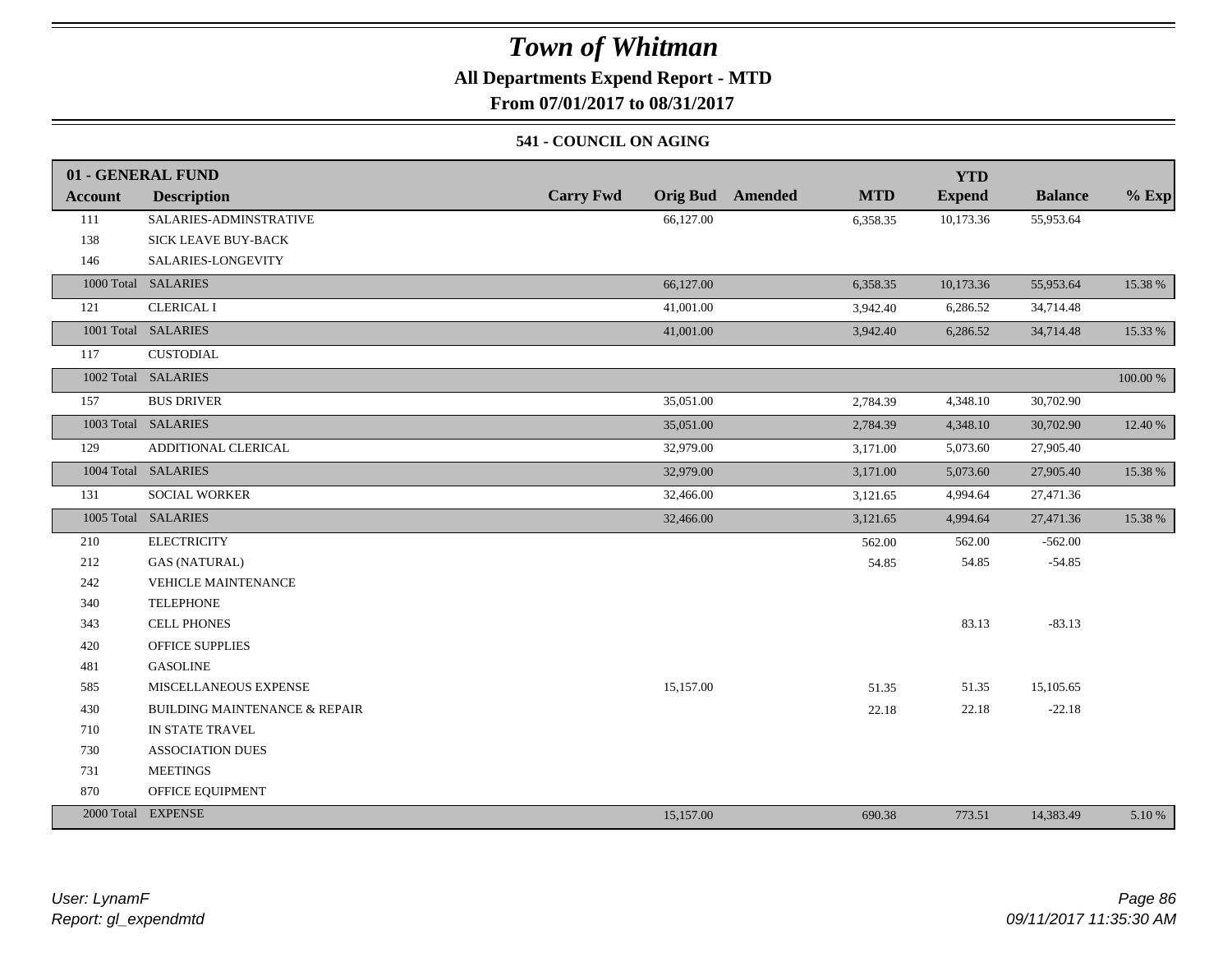# Town of Whitman

**All Departments Expend Report - MTD**

**From 07/01/2017 to 08/31/2017**

### 541 - COUNCIL ON AGING

| 01 - GENERAL FUND | | | | | | YTD | | |
|---|---|---|---|---|---|---|---|---|
| **Account** | **Description** | **Carry Fwd** | **Orig Bud** | **Amended** | **MTD** | **Expend** | **Balance** | **% Exp** |
| 111 | SALARIES-ADMINSTRATIVE | | 66,127.00 | | 6,358.35 | 10,173.36 | 55,953.64 | |
| 138 | SICK LEAVE BUY-BACK | | | | | | | |
| 146 | SALARIES-LONGEVITY | | | | | | | |
| 1000 Total | SALARIES | | 66,127.00 | | 6,358.35 | 10,173.36 | 55,953.64 | 15.38 % |
| 121 | CLERICAL I | | 41,001.00 | | 3,942.40 | 6,286.52 | 34,714.48 | |
| 1001 Total | SALARIES | | 41,001.00 | | 3,942.40 | 6,286.52 | 34,714.48 | 15.33 % |
| 117 | CUSTODIAL | | | | | | | |
| 1002 Total | SALARIES | | | | | | | 100.00 % |
| 157 | BUS DRIVER | | 35,051.00 | | 2,784.39 | 4,348.10 | 30,702.90 | |
| 1003 Total | SALARIES | | 35,051.00 | | 2,784.39 | 4,348.10 | 30,702.90 | 12.40 % |
| 129 | ADDITIONAL CLERICAL | | 32,979.00 | | 3,171.00 | 5,073.60 | 27,905.40 | |
| 1004 Total | SALARIES | | 32,979.00 | | 3,171.00 | 5,073.60 | 27,905.40 | 15.38 % |
| 131 | SOCIAL WORKER | | 32,466.00 | | 3,121.65 | 4,994.64 | 27,471.36 | |
| 1005 Total | SALARIES | | 32,466.00 | | 3,121.65 | 4,994.64 | 27,471.36 | 15.38 % |
| 210 | ELECTRICITY | | | | 562.00 | 562.00 | -562.00 | |
| 212 | GAS (NATURAL) | | | | 54.85 | 54.85 | -54.85 | |
| 242 | VEHICLE MAINTENANCE | | | | | | | |
| 340 | TELEPHONE | | | | | | | |
| 343 | CELL PHONES | | | | | 83.13 | -83.13 | |
| 420 | OFFICE SUPPLIES | | | | | | | |
| 481 | GASOLINE | | | | | | | |
| 585 | MISCELLANEOUS EXPENSE | | 15,157.00 | | 51.35 | 51.35 | 15,105.65 | |
| 430 | BUILDING MAINTENANCE & REPAIR | | | | 22.18 | 22.18 | -22.18 | |
| 710 | IN STATE TRAVEL | | | | | | | |
| 730 | ASSOCIATION DUES | | | | | | | |
| 731 | MEETINGS | | | | | | | |
| 870 | OFFICE EQUIPMENT | | | | | | | |
| 2000 Total | EXPENSE | | 15,157.00 | | 690.38 | 773.51 | 14,383.49 | 5.10 % |

*User: LynamF*
*Report: gl_expendmtd*

*09/11/2017 11:35:30 AM*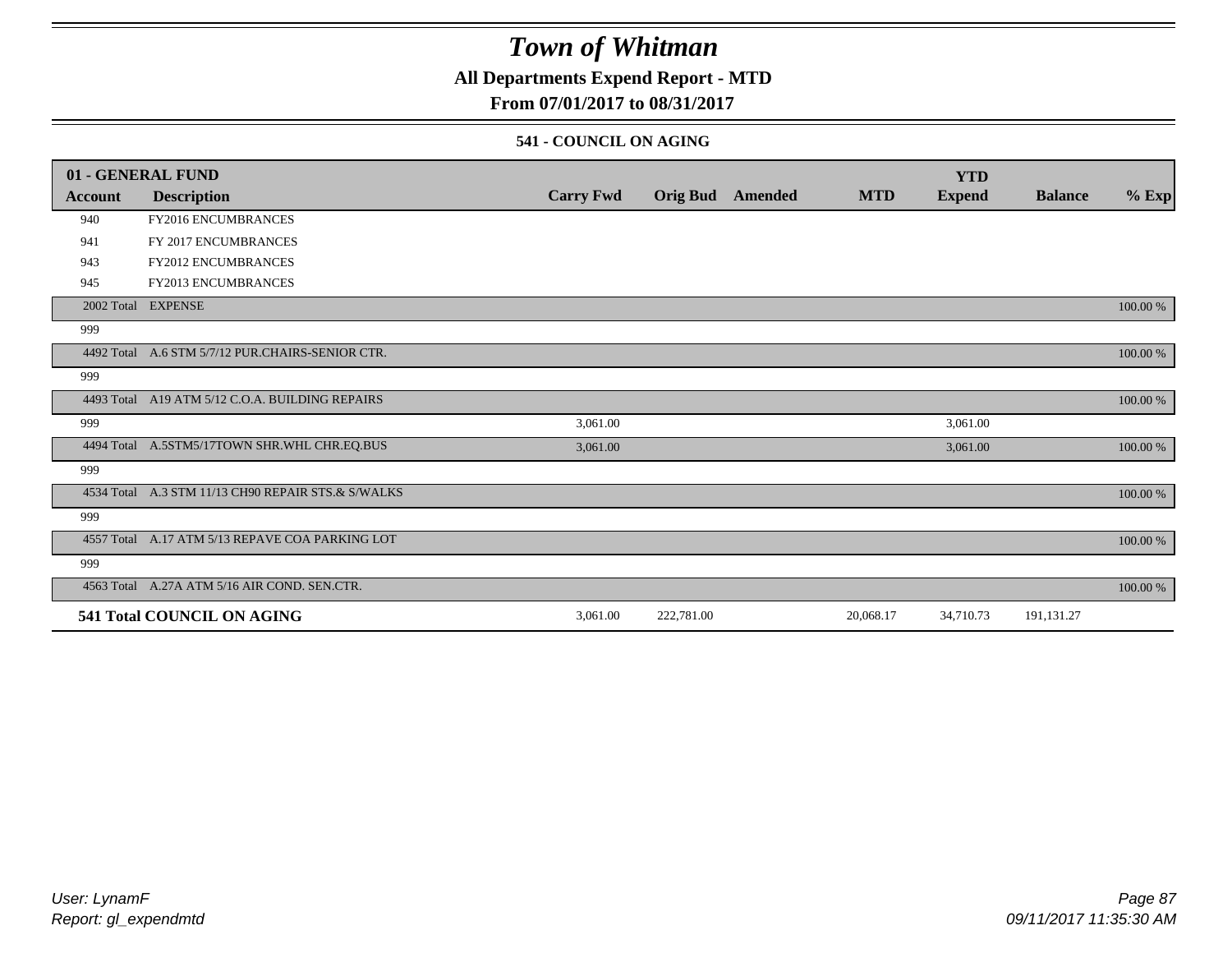# Town of Whitman

## All Departments Expend Report - MTD

### From 07/01/2017 to 08/31/2017

#### 541 - COUNCIL ON AGING

| 01 - GENERAL FUND | | | | | | YTD | | |
|---|---|---|---|---|---|---|---|---|
| **Account** | **Description** | **Carry Fwd** | **Orig Bud** | **Amended** | **MTD** | **Expend** | **Balance** | **% Exp** |
| 940 | FY2016 ENCUMBRANCES | | | | | | | |
| 941 | FY 2017 ENCUMBRANCES | | | | | | | |
| 943 | FY2012 ENCUMBRANCES | | | | | | | |
| 945 | FY2013 ENCUMBRANCES | | | | | | | |
| 2002 Total | EXPENSE | | | | | | | 100.00 % |
| 999 | | | | | | | | |
| 4492 Total | A.6 STM 5/7/12 PUR.CHAIRS-SENIOR CTR. | | | | | | | 100.00 % |
| 999 | | | | | | | | |
| 4493 Total | A19 ATM 5/12 C.O.A. BUILDING REPAIRS | | | | | | | 100.00 % |
| 999 | | 3,061.00 | | | | 3,061.00 | | |
| 4494 Total | A.5STM5/17TOWN SHR.WHL CHR.EQ.BUS | 3,061.00 | | | | 3,061.00 | | 100.00 % |
| 999 | | | | | | | | |
| 4534 Total | A.3 STM 11/13 CH90 REPAIR STS.& S/WALKS | | | | | | | 100.00 % |
| 999 | | | | | | | | |
| 4557 Total | A.17 ATM 5/13 REPAVE COA PARKING LOT | | | | | | | 100.00 % |
| 999 | | | | | | | | |
| 4563 Total | A.27A ATM 5/16 AIR COND. SEN.CTR. | | | | | | | 100.00 % |
| **541 Total COUNCIL ON AGING** | | 3,061.00 | 222,781.00 | | 20,068.17 | 34,710.73 | 191,131.27 | |

*User: LynamF*
*Report: gl_expendmtd*

*09/11/2017 11:35:30 AM*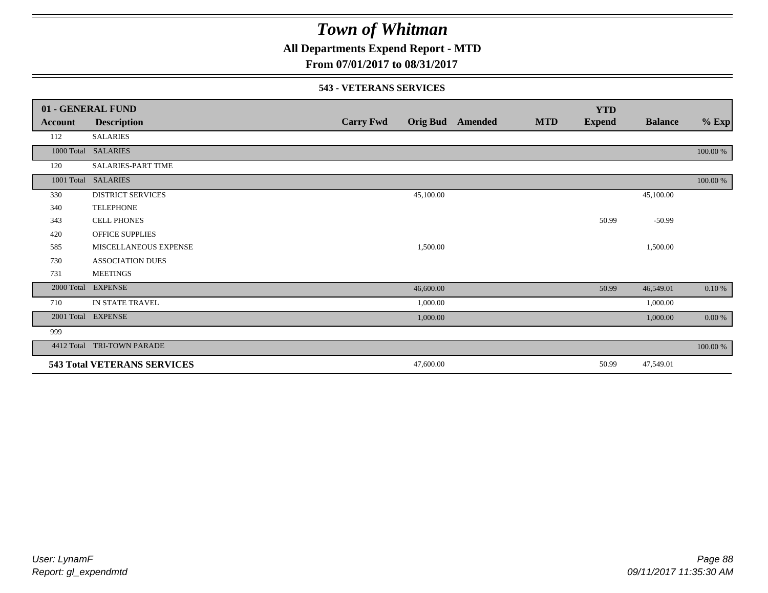# Town of Whitman

**All Departments Expend Report - MTD**

**From 07/01/2017 to 08/31/2017**

### 543 - VETERANS SERVICES

| Account | Description | Carry Fwd | Orig Bud | Amended | MTD | YTD Expend | Balance | % Exp |
|---|---|---|---|---|---|---|---|---|
| **01 - GENERAL FUND** | | | | | | | | |
| 112 | SALARIES | | | | | | | |
| 1000 Total | SALARIES | | | | | | | 100.00 % |
| 120 | SALARIES-PART TIME | | | | | | | |
| 1001 Total | SALARIES | | | | | | | 100.00 % |
| 330 | DISTRICT SERVICES | | 45,100.00 | | | | 45,100.00 | |
| 340 | TELEPHONE | | | | | | | |
| 343 | CELL PHONES | | | | | 50.99 | -50.99 | |
| 420 | OFFICE SUPPLIES | | | | | | | |
| 585 | MISCELLANEOUS EXPENSE | | 1,500.00 | | | | 1,500.00 | |
| 730 | ASSOCIATION DUES | | | | | | | |
| 731 | MEETINGS | | | | | | | |
| 2000 Total | EXPENSE | | 46,600.00 | | | 50.99 | 46,549.01 | 0.10 % |
| 710 | IN STATE TRAVEL | | 1,000.00 | | | | 1,000.00 | |
| 2001 Total | EXPENSE | | 1,000.00 | | | | 1,000.00 | 0.00 % |
| 999 | | | | | | | | |
| 4412 Total | TRI-TOWN PARADE | | | | | | | 100.00 % |
| **543 Total VETERANS SERVICES** | | | 47,600.00 | | | 50.99 | 47,549.01 | |

User: LynamF
Report: gl_expendmtd

09/11/2017 11:35:30 AM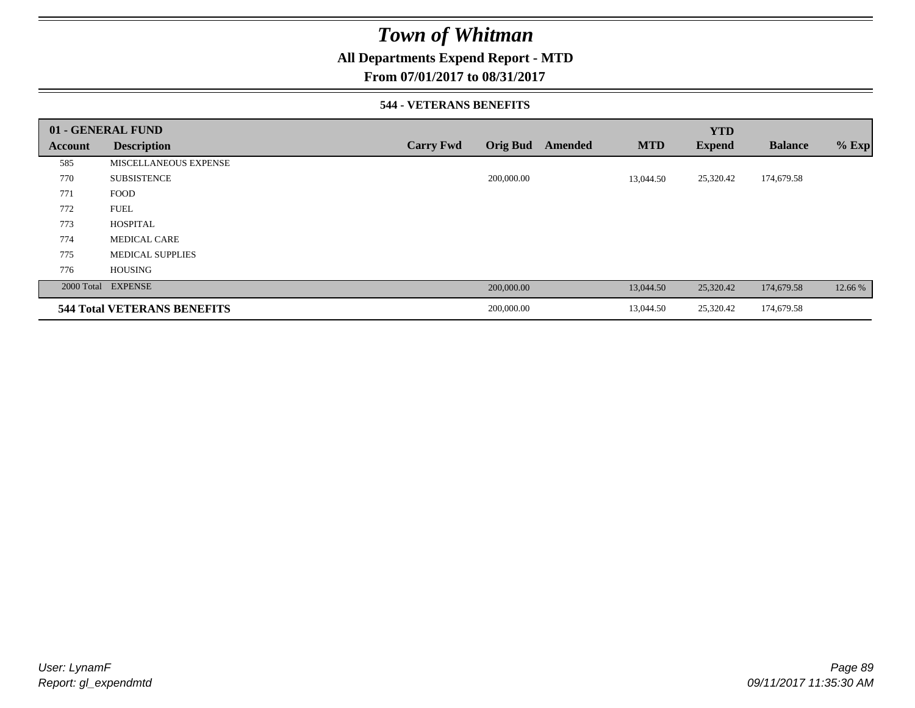# Town of Whitman

**All Departments Expend Report - MTD**

**From 07/01/2017 to 08/31/2017**

**544 - VETERANS BENEFITS**

| **01 - GENERAL FUND** | | | | | | | | | |
|---|---|---|---|---|---|---|---|---|---|
| **Account** | **Description** | **Carry Fwd** | **Orig Bud** | **Amended** | **MTD** | **YTD Expend** | **Balance** | **% Exp** |
| 585 | MISCELLANEOUS EXPENSE | | | | | | | |
| 770 | SUBSISTENCE | | 200,000.00 | | 13,044.50 | 25,320.42 | 174,679.58 | |
| 771 | FOOD | | | | | | | |
| 772 | FUEL | | | | | | | |
| 773 | HOSPITAL | | | | | | | |
| 774 | MEDICAL CARE | | | | | | | |
| 775 | MEDICAL SUPPLIES | | | | | | | |
| 776 | HOUSING | | | | | | | |
| 2000 Total | EXPENSE | | 200,000.00 | | 13,044.50 | 25,320.42 | 174,679.58 | 12.66 % |
| **544 Total VETERANS BENEFITS** | | | 200,000.00 | | 13,044.50 | 25,320.42 | 174,679.58 | |

*User: LynamF*
*Report: gl_expendmtd*

*09/11/2017 11:35:30 AM*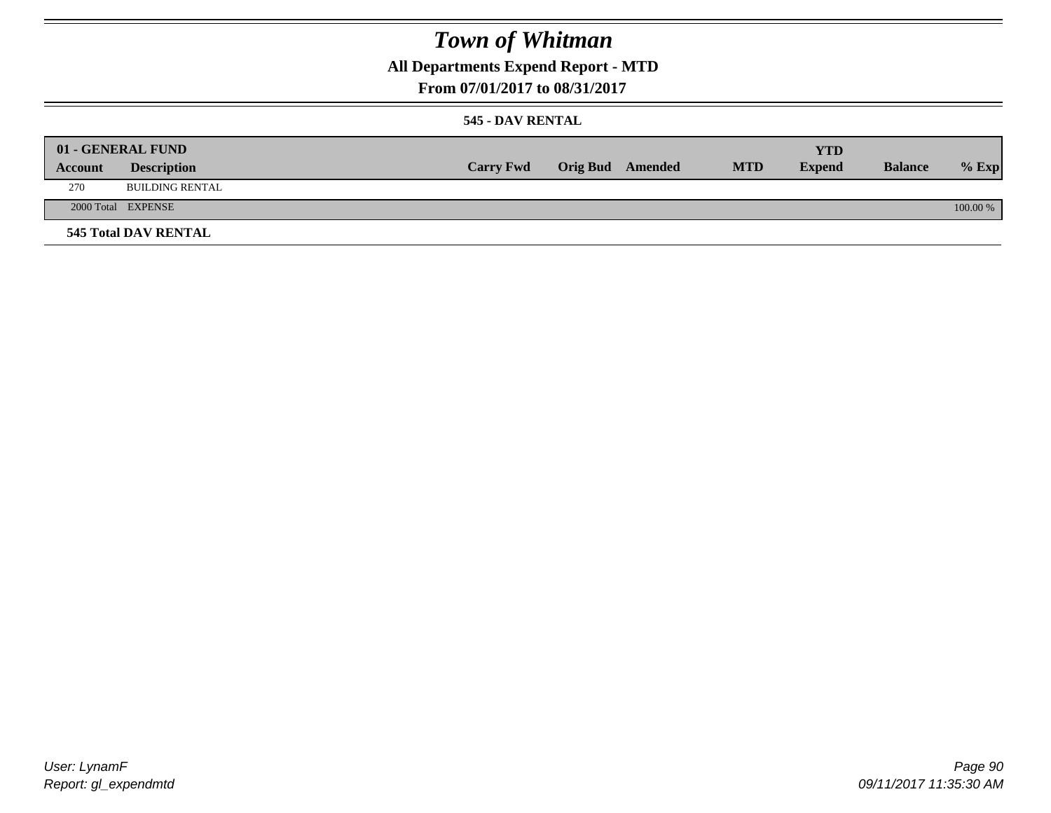# Town of Whitman

## All Departments Expend Report - MTD

### From 07/01/2017 to 08/31/2017

#### 545 - DAV RENTAL

| 01 - GENERAL FUND | | | | | | YTD | | |
|---|---|---|---|---|---|---|---|---|
| **Account** | **Description** | **Carry Fwd** | **Orig Bud** | **Amended** | **MTD** | **Expend** | **Balance** | **% Exp** |
| 270 | BUILDING RENTAL | | | | | | | |
| 2000 Total | EXPENSE | | | | | | | 100.00 % |

**545 Total DAV RENTAL**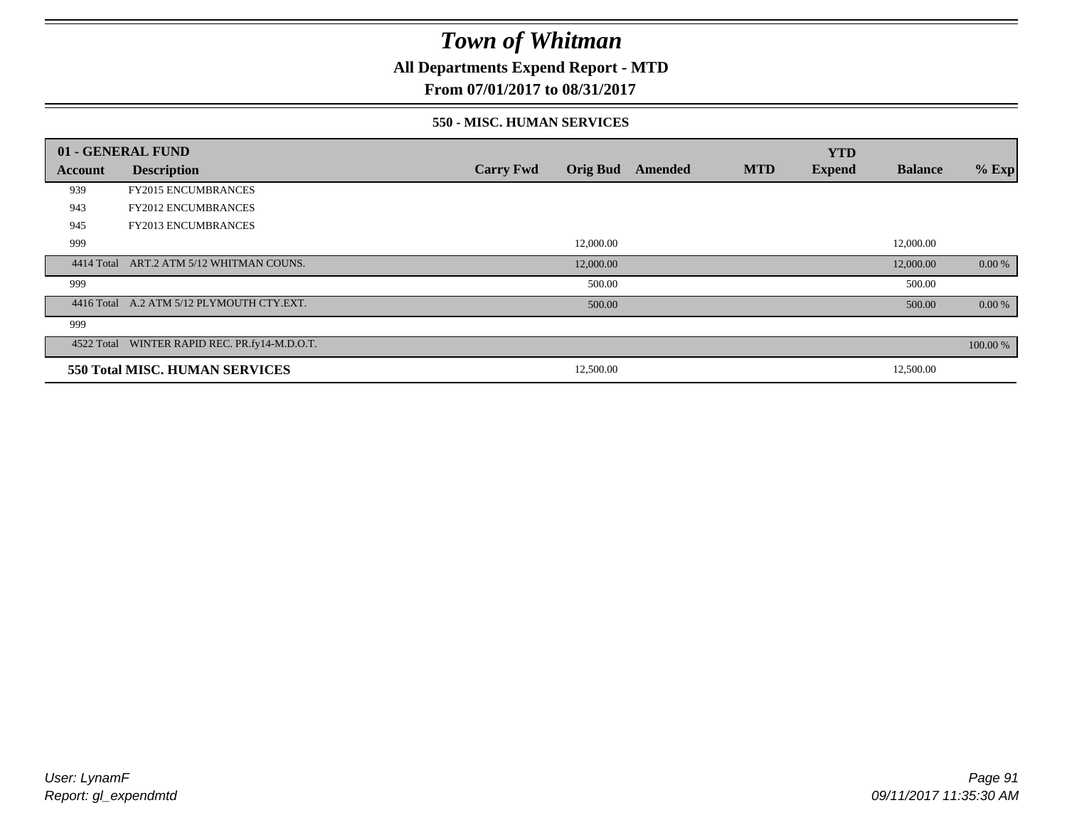# Town of Whitman

**All Departments Expend Report - MTD**

**From 07/01/2017 to 08/31/2017**

**550 - MISC. HUMAN SERVICES**

| 01 - GENERAL FUND | | | | | | YTD | | |
|---|---|---|---|---|---|---|---|---|
| Account | Description | Carry Fwd | Orig Bud | Amended | MTD | Expend | Balance | % Exp |
| 939 | FY2015 ENCUMBRANCES | | | | | | | |
| 943 | FY2012 ENCUMBRANCES | | | | | | | |
| 945 | FY2013 ENCUMBRANCES | | | | | | | |
| 999 | | | 12,000.00 | | | | 12,000.00 | |
| 4414 Total | ART.2 ATM 5/12 WHITMAN COUNS. | | 12,000.00 | | | | 12,000.00 | 0.00 % |
| 999 | | | 500.00 | | | | 500.00 | |
| 4416 Total | A.2 ATM 5/12 PLYMOUTH CTY.EXT. | | 500.00 | | | | 500.00 | 0.00 % |
| 999 | | | | | | | | |
| 4522 Total | WINTER RAPID REC. PR.fy14-M.D.O.T. | | | | | | | 100.00 % |
| **550 Total MISC. HUMAN SERVICES** | | | 12,500.00 | | | | 12,500.00 | |

*User: LynamF*
*Report: gl_expendmtd*

*09/11/2017 11:35:30 AM*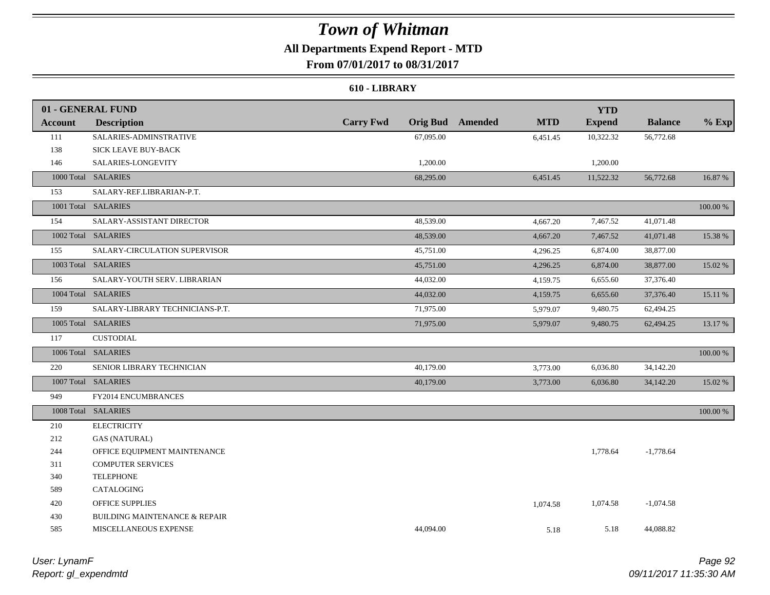# Town of Whitman

## All Departments Expend Report - MTD

### From 07/01/2017 to 08/31/2017

#### 610 - LIBRARY

| 01 - GENERAL FUND | | | | | | YTD | | |
|---|---|---|---|---|---|---|---|---|
| **Account** | **Description** | **Carry Fwd** | **Orig Bud** | **Amended** | **MTD** | **Expend** | **Balance** | **% Exp** |
| 111 | SALARIES-ADMINSTRATIVE | | 67,095.00 | | 6,451.45 | 10,322.32 | 56,772.68 | |
| 138 | SICK LEAVE BUY-BACK | | | | | | | |
| 146 | SALARIES-LONGEVITY | | 1,200.00 | | | 1,200.00 | | |
| 1000 Total | SALARIES | | 68,295.00 | | 6,451.45 | 11,522.32 | 56,772.68 | 16.87 % |
| 153 | SALARY-REF.LIBRARIAN-P.T. | | | | | | | |
| 1001 Total | SALARIES | | | | | | | 100.00 % |
| 154 | SALARY-ASSISTANT DIRECTOR | | 48,539.00 | | 4,667.20 | 7,467.52 | 41,071.48 | |
| 1002 Total | SALARIES | | 48,539.00 | | 4,667.20 | 7,467.52 | 41,071.48 | 15.38 % |
| 155 | SALARY-CIRCULATION SUPERVISOR | | 45,751.00 | | 4,296.25 | 6,874.00 | 38,877.00 | |
| 1003 Total | SALARIES | | 45,751.00 | | 4,296.25 | 6,874.00 | 38,877.00 | 15.02 % |
| 156 | SALARY-YOUTH SERV. LIBRARIAN | | 44,032.00 | | 4,159.75 | 6,655.60 | 37,376.40 | |
| 1004 Total | SALARIES | | 44,032.00 | | 4,159.75 | 6,655.60 | 37,376.40 | 15.11 % |
| 159 | SALARY-LIBRARY TECHNICIANS-P.T. | | 71,975.00 | | 5,979.07 | 9,480.75 | 62,494.25 | |
| 1005 Total | SALARIES | | 71,975.00 | | 5,979.07 | 9,480.75 | 62,494.25 | 13.17 % |
| 117 | CUSTODIAL | | | | | | | |
| 1006 Total | SALARIES | | | | | | | 100.00 % |
| 220 | SENIOR LIBRARY TECHNICIAN | | 40,179.00 | | 3,773.00 | 6,036.80 | 34,142.20 | |
| 1007 Total | SALARIES | | 40,179.00 | | 3,773.00 | 6,036.80 | 34,142.20 | 15.02 % |
| 949 | FY2014 ENCUMBRANCES | | | | | | | |
| 1008 Total | SALARIES | | | | | | | 100.00 % |
| 210 | ELECTRICITY | | | | | | | |
| 212 | GAS (NATURAL) | | | | | | | |
| 244 | OFFICE EQUIPMENT MAINTENANCE | | | | | 1,778.64 | -1,778.64 | |
| 311 | COMPUTER SERVICES | | | | | | | |
| 340 | TELEPHONE | | | | | | | |
| 589 | CATALOGING | | | | | | | |
| 420 | OFFICE SUPPLIES | | | | 1,074.58 | 1,074.58 | -1,074.58 | |
| 430 | BUILDING MAINTENANCE & REPAIR | | | | | | | |
| 585 | MISCELLANEOUS EXPENSE | | 44,094.00 | | 5.18 | 5.18 | 44,088.82 | |

User: LynamF
Report: gl_expendmtd

09/11/2017 11:35:30 AM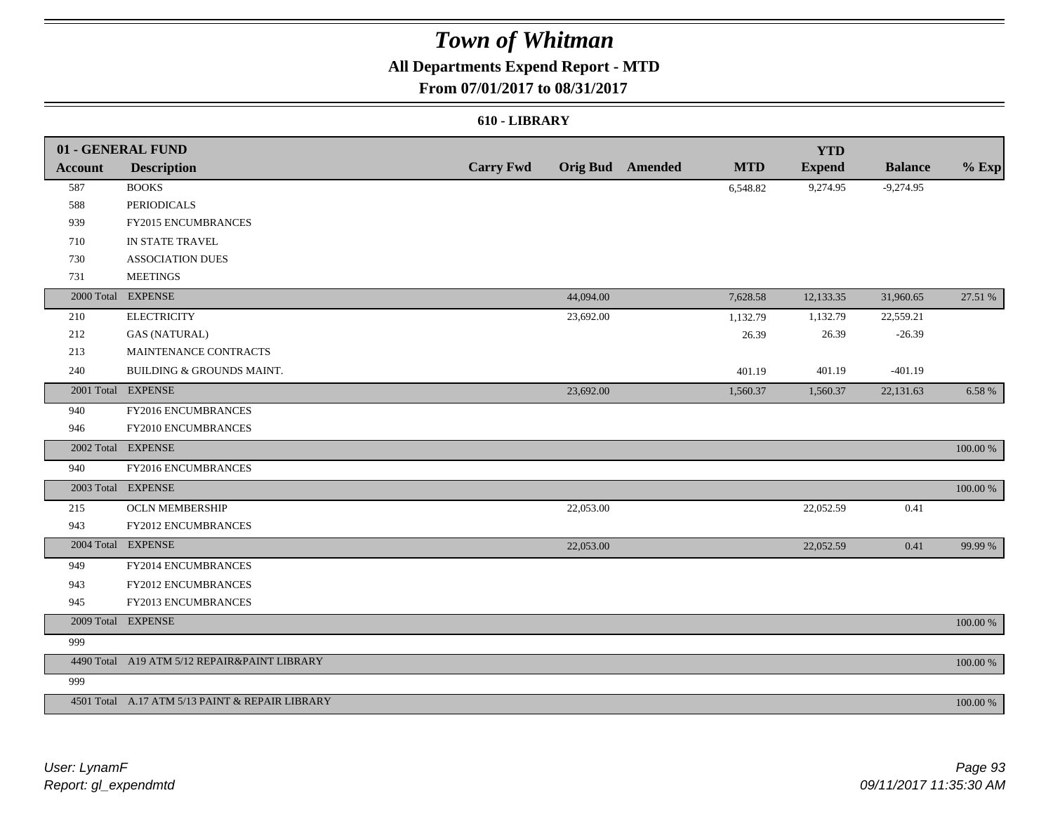# Town of Whitman

## All Departments Expend Report - MTD

### From 07/01/2017 to 08/31/2017

#### 610 - LIBRARY

| 01 - GENERAL FUND | | | | | | YTD | | |
|---|---|---|---|---|---|---|---|---|
| **Account** | **Description** | **Carry Fwd** | **Orig Bud** | **Amended** | **MTD** | **Expend** | **Balance** | **% Exp** |
| 587 | BOOKS | | | | 6,548.82 | 9,274.95 | -9,274.95 | |
| 588 | PERIODICALS | | | | | | | |
| 939 | FY2015 ENCUMBRANCES | | | | | | | |
| 710 | IN STATE TRAVEL | | | | | | | |
| 730 | ASSOCIATION DUES | | | | | | | |
| 731 | MEETINGS | | | | | | | |
| 2000 Total | EXPENSE | | 44,094.00 | | 7,628.58 | 12,133.35 | 31,960.65 | 27.51 % |
| 210 | ELECTRICITY | | 23,692.00 | | 1,132.79 | 1,132.79 | 22,559.21 | |
| 212 | GAS (NATURAL) | | | | 26.39 | 26.39 | -26.39 | |
| 213 | MAINTENANCE CONTRACTS | | | | | | | |
| 240 | BUILDING & GROUNDS MAINT. | | | | 401.19 | 401.19 | -401.19 | |
| 2001 Total | EXPENSE | | 23,692.00 | | 1,560.37 | 1,560.37 | 22,131.63 | 6.58 % |
| 940 | FY2016 ENCUMBRANCES | | | | | | | |
| 946 | FY2010 ENCUMBRANCES | | | | | | | |
| 2002 Total | EXPENSE | | | | | | | 100.00 % |
| 940 | FY2016 ENCUMBRANCES | | | | | | | |
| 2003 Total | EXPENSE | | | | | | | 100.00 % |
| 215 | OCLN MEMBERSHIP | | 22,053.00 | | | 22,052.59 | 0.41 | |
| 943 | FY2012 ENCUMBRANCES | | | | | | | |
| 2004 Total | EXPENSE | | 22,053.00 | | | 22,052.59 | 0.41 | 99.99 % |
| 949 | FY2014 ENCUMBRANCES | | | | | | | |
| 943 | FY2012 ENCUMBRANCES | | | | | | | |
| 945 | FY2013 ENCUMBRANCES | | | | | | | |
| 2009 Total | EXPENSE | | | | | | | 100.00 % |
| 999 | | | | | | | | |
| 4490 Total | A19 ATM 5/12 REPAIR&PAINT LIBRARY | | | | | | | 100.00 % |
| 999 | | | | | | | | |
| 4501 Total | A.17 ATM 5/13 PAINT & REPAIR LIBRARY | | | | | | | 100.00 % |

*User: LynamF*
*Report: gl_expendmtd*

*09/11/2017 11:35:30 AM*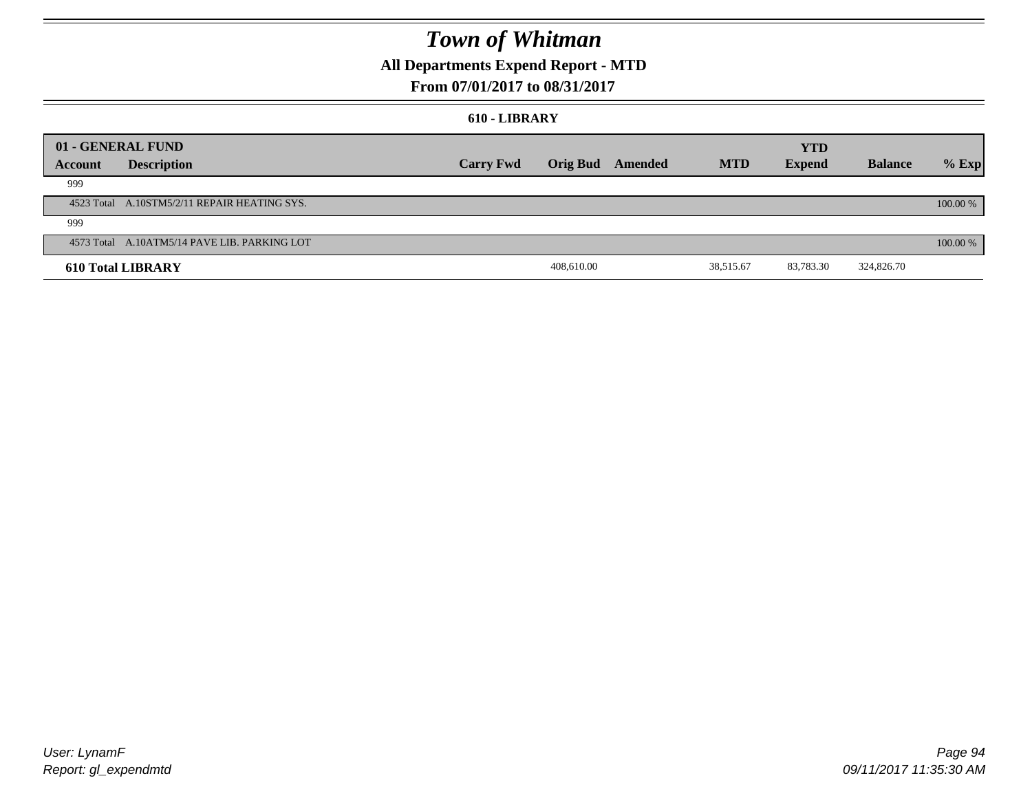# Town of Whitman

## All Departments Expend Report - MTD

### From 07/01/2017 to 08/31/2017

#### 610 - LIBRARY

| 01 - GENERAL FUND | | | | | | YTD | | |
|---|---|---|---|---|---|---|---|---|
| Account | Description | Carry Fwd | Orig Bud | Amended | MTD | Expend | Balance | % Exp |
| 999 | | | | | | | | |
| 4523 Total | A.10STM5/2/11 REPAIR HEATING SYS. | | | | | | | 100.00 % |
| 999 | | | | | | | | |
| 4573 Total | A.10ATM5/14 PAVE LIB. PARKING LOT | | | | | | | 100.00 % |
| **610 Total LIBRARY** | | | 408,610.00 | | 38,515.67 | 83,783.30 | 324,826.70 | |

*User: LynamF*
*Report: gl_expendmtd*

*09/11/2017 11:35:30 AM*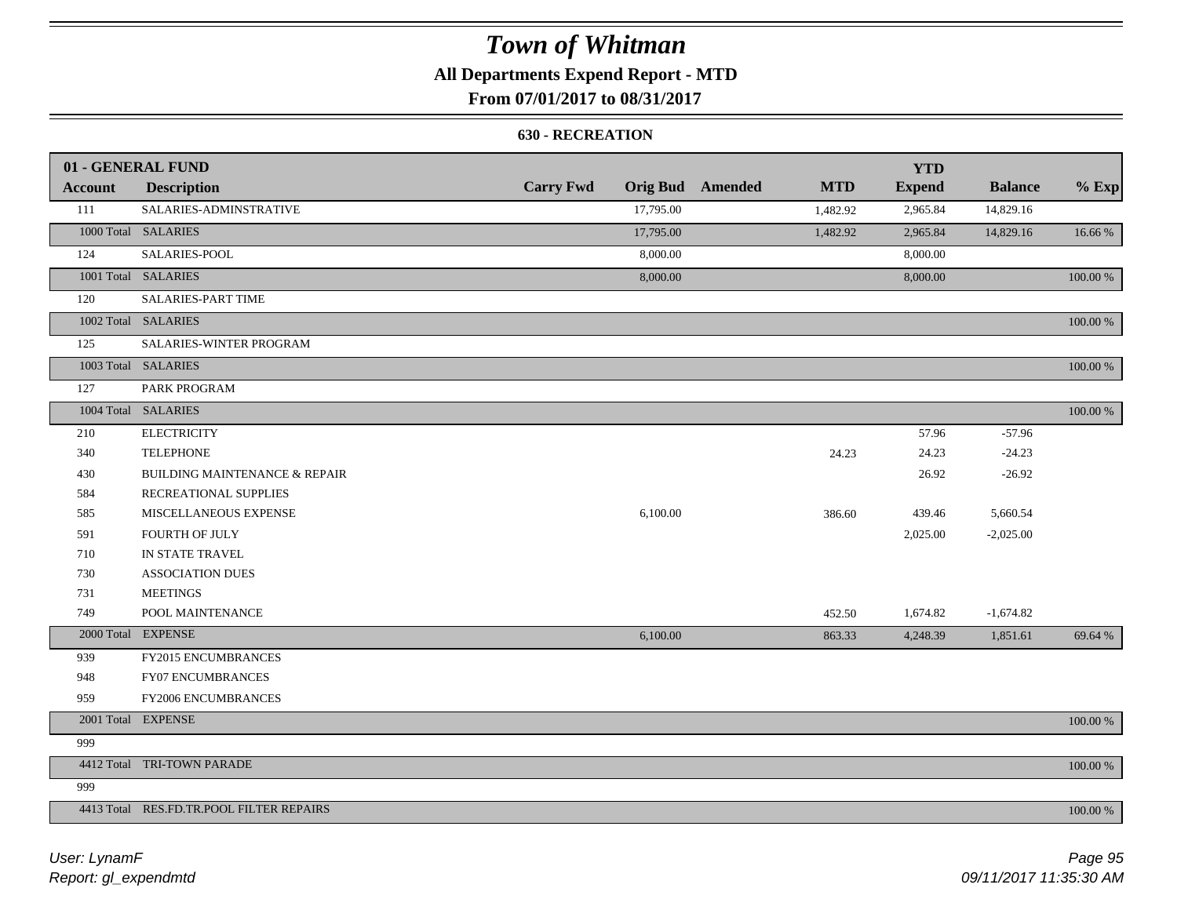# Town of Whitman

**All Departments Expend Report - MTD**

**From 07/01/2017 to 08/31/2017**

**630 - RECREATION**

| Account | Description | Carry Fwd | Orig Bud | Amended | MTD | YTD Expend | Balance | % Exp |
|---|---|---|---|---|---|---|---|---|
| **01 - GENERAL FUND** | | | | | | | | |
| 111 | SALARIES-ADMINSTRATIVE | | 17,795.00 | | 1,482.92 | 2,965.84 | 14,829.16 | |
| 1000 Total | SALARIES | | 17,795.00 | | 1,482.92 | 2,965.84 | 14,829.16 | 16.66 % |
| 124 | SALARIES-POOL | | 8,000.00 | | | 8,000.00 | | |
| 1001 Total | SALARIES | | 8,000.00 | | | 8,000.00 | | 100.00 % |
| 120 | SALARIES-PART TIME | | | | | | | |
| 1002 Total | SALARIES | | | | | | | 100.00 % |
| 125 | SALARIES-WINTER PROGRAM | | | | | | | |
| 1003 Total | SALARIES | | | | | | | 100.00 % |
| 127 | PARK PROGRAM | | | | | | | |
| 1004 Total | SALARIES | | | | | | | 100.00 % |
| 210 | ELECTRICITY | | | | | 57.96 | -57.96 | |
| 340 | TELEPHONE | | | | 24.23 | 24.23 | -24.23 | |
| 430 | BUILDING MAINTENANCE & REPAIR | | | | | 26.92 | -26.92 | |
| 584 | RECREATIONAL SUPPLIES | | | | | | | |
| 585 | MISCELLANEOUS EXPENSE | | 6,100.00 | | 386.60 | 439.46 | 5,660.54 | |
| 591 | FOURTH OF JULY | | | | | 2,025.00 | -2,025.00 | |
| 710 | IN STATE TRAVEL | | | | | | | |
| 730 | ASSOCIATION DUES | | | | | | | |
| 731 | MEETINGS | | | | | | | |
| 749 | POOL MAINTENANCE | | | | 452.50 | 1,674.82 | -1,674.82 | |
| 2000 Total | EXPENSE | | 6,100.00 | | 863.33 | 4,248.39 | 1,851.61 | 69.64 % |
| 939 | FY2015 ENCUMBRANCES | | | | | | | |
| 948 | FY07 ENCUMBRANCES | | | | | | | |
| 959 | FY2006 ENCUMBRANCES | | | | | | | |
| 2001 Total | EXPENSE | | | | | | | 100.00 % |
| 999 | | | | | | | | |
| 4412 Total | TRI-TOWN PARADE | | | | | | | 100.00 % |
| 999 | | | | | | | | |
| 4413 Total | RES.FD.TR.POOL FILTER REPAIRS | | | | | | | 100.00 % |

*User: LynamF*
*Report: gl_expendmtd*

*09/11/2017 11:35:30 AM*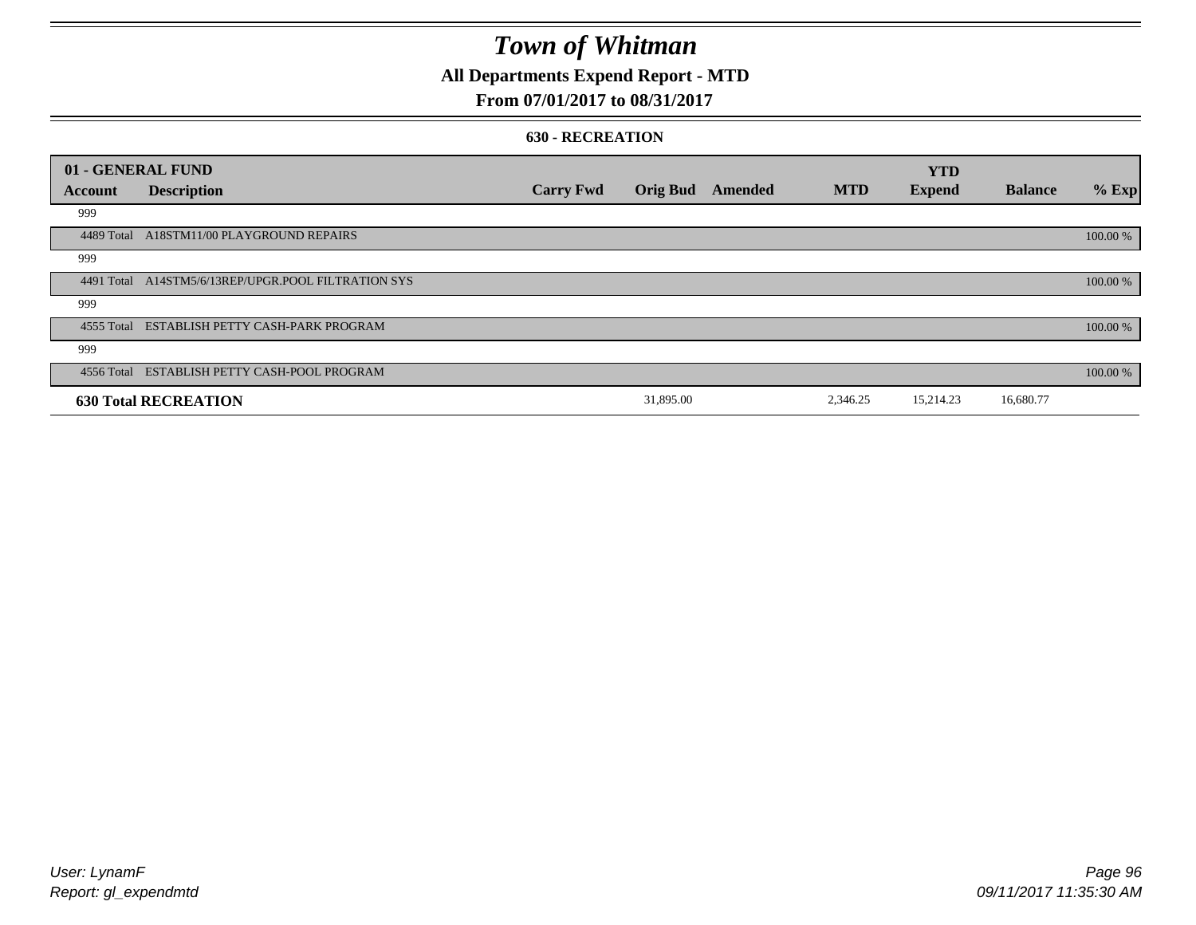# Town of Whitman

## All Departments Expend Report - MTD

### From 07/01/2017 to 08/31/2017

#### 630 - RECREATION

| 01 - GENERAL FUND | | | | | | YTD | | |
|---|---|---|---|---|---|---|---|---|
| **Account** | **Description** | **Carry Fwd** | **Orig Bud** | **Amended** | **MTD** | **Expend** | **Balance** | **% Exp** |
| 999 | | | | | | | | |
| 4489 Total | A18STM11/00 PLAYGROUND REPAIRS | | | | | | | 100.00 % |
| 999 | | | | | | | | |
| 4491 Total | A14STM5/6/13REP/UPGR.POOL FILTRATION SYS | | | | | | | 100.00 % |
| 999 | | | | | | | | |
| 4555 Total | ESTABLISH PETTY CASH-PARK PROGRAM | | | | | | | 100.00 % |
| 999 | | | | | | | | |
| 4556 Total | ESTABLISH PETTY CASH-POOL PROGRAM | | | | | | | 100.00 % |
| **630 Total RECREATION** | | | 31,895.00 | | 2,346.25 | 15,214.23 | 16,680.77 | |

User: LynamF

Report: gl_expendmtd

09/11/2017 11:35:30 AM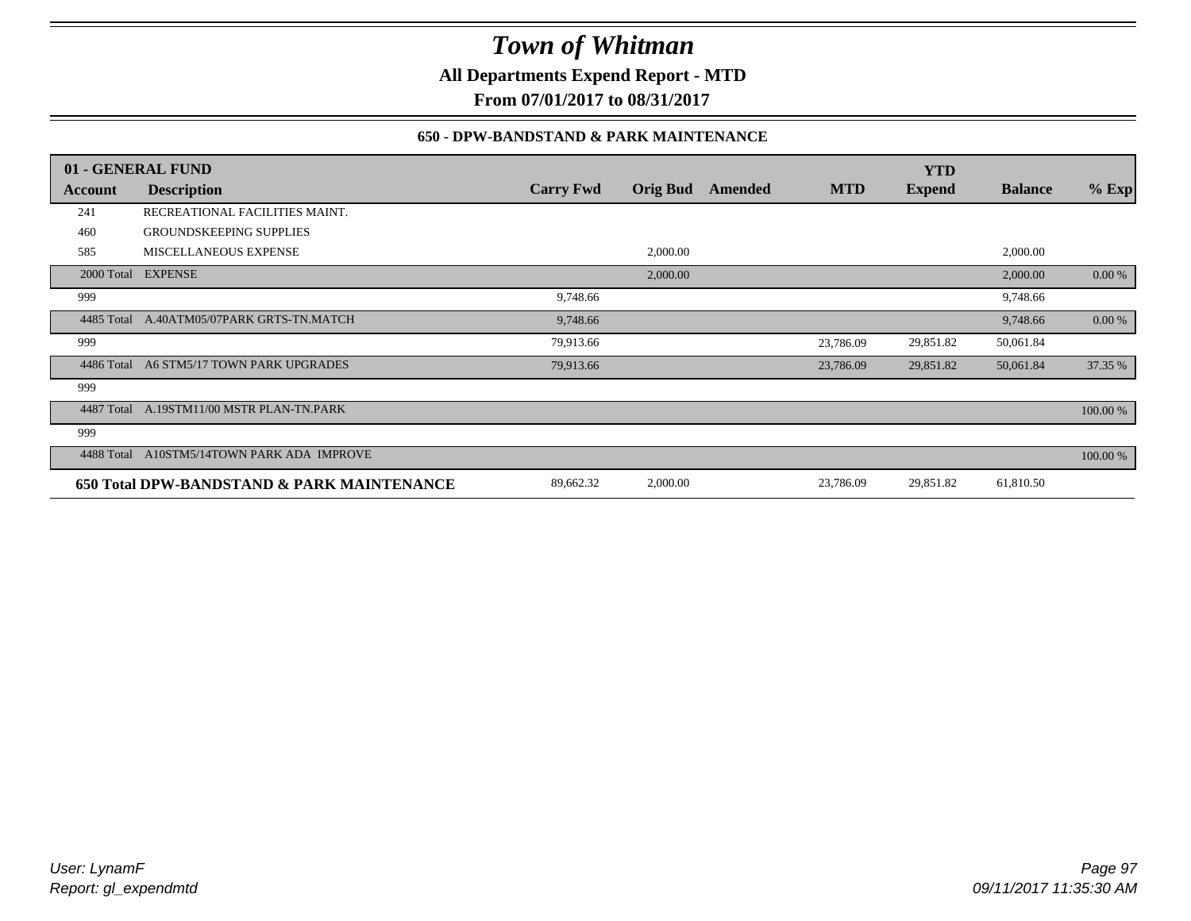# Town of Whitman

**All Departments Expend Report - MTD**

**From 07/01/2017 to 08/31/2017**

**650 - DPW-BANDSTAND & PARK MAINTENANCE**

| 01 - GENERAL FUND | | | | | | YTD | | |
|---|---|---|---|---|---|---|---|---|
| **Account** | **Description** | **Carry Fwd** | **Orig Bud** | **Amended** | **MTD** | **Expend** | **Balance** | **% Exp** |
| 241 | RECREATIONAL FACILITIES MAINT. | | | | | | | |
| 460 | GROUNDSKEEPING SUPPLIES | | | | | | | |
| 585 | MISCELLANEOUS EXPENSE | | 2,000.00 | | | | 2,000.00 | |
| 2000 Total | EXPENSE | | 2,000.00 | | | | 2,000.00 | 0.00 % |
| 999 | | 9,748.66 | | | | | 9,748.66 | |
| 4485 Total | A.40ATM05/07PARK GRTS-TN.MATCH | 9,748.66 | | | | | 9,748.66 | 0.00 % |
| 999 | | 79,913.66 | | | 23,786.09 | 29,851.82 | 50,061.84 | |
| 4486 Total | A6 STM5/17 TOWN PARK UPGRADES | 79,913.66 | | | 23,786.09 | 29,851.82 | 50,061.84 | 37.35 % |
| 999 | | | | | | | | |
| 4487 Total | A.19STM11/00 MSTR PLAN-TN.PARK | | | | | | | 100.00 % |
| 999 | | | | | | | | |
| 4488 Total | A10STM5/14TOWN PARK ADA IMPROVE | | | | | | | 100.00 % |
| **650 Total DPW-BANDSTAND & PARK MAINTENANCE** | | 89,662.32 | 2,000.00 | | 23,786.09 | 29,851.82 | 61,810.50 | |

*User: LynamF*
*Report: gl_expendmtd*

*09/11/2017 11:35:30 AM*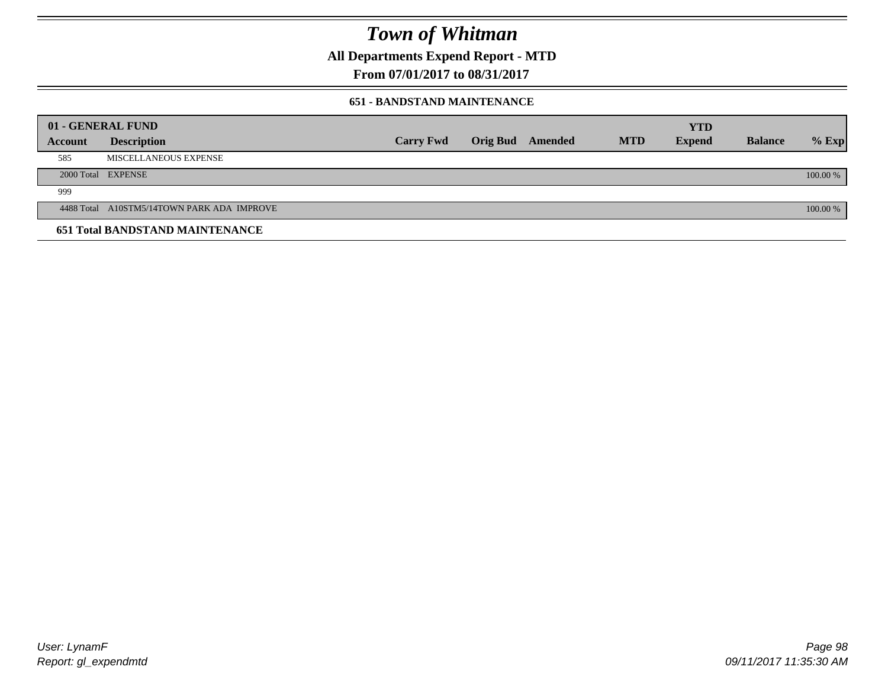# *Town of Whitman*

**All Departments Expend Report - MTD**

**From 07/01/2017 to 08/31/2017**

**651 - BANDSTAND MAINTENANCE**

| 01 - GENERAL FUND | | | | | | YTD | | |
|---|---|---|---|---|---|---|---|---|
| **Account** | **Description** | **Carry Fwd** | **Orig Bud** | **Amended** | **MTD** | **Expend** | **Balance** | **% Exp** |
| 585 | MISCELLANEOUS EXPENSE | | | | | | | |
| 2000 Total | EXPENSE | | | | | | | 100.00 % |
| 999 | | | | | | | | |
| 4488 Total | A10STM5/14TOWN PARK ADA IMPROVE | | | | | | | 100.00 % |
| **651 Total BANDSTAND MAINTENANCE** | | | | | | | | |

User: LynamF
Report: gl_expendmtd

09/11/2017 11:35:30 AM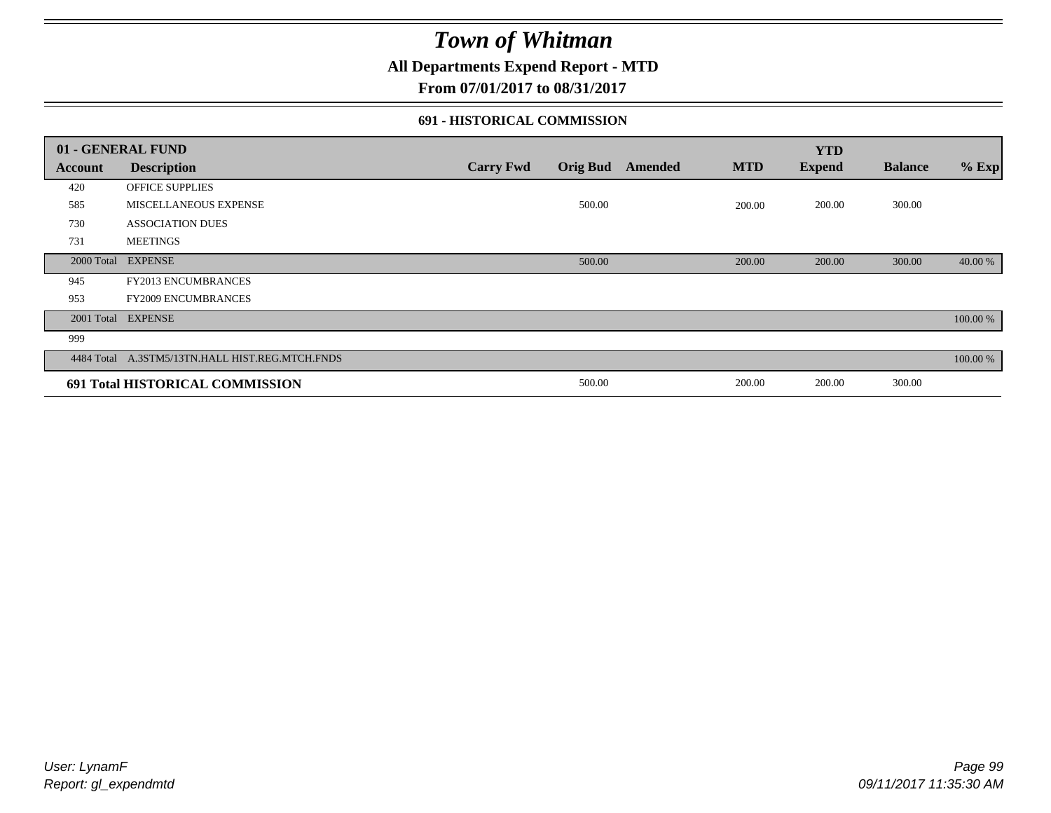# Town of Whitman

## All Departments Expend Report - MTD

## From 07/01/2017 to 08/31/2017

### 691 - HISTORICAL COMMISSION

| 01 - GENERAL FUND | | | | | | YTD | | |
|---|---|---|---|---|---|---|---|---|
| Account | Description | Carry Fwd | Orig Bud | Amended | MTD | Expend | Balance | % Exp |
| 420 | OFFICE SUPPLIES | | | | | | | |
| 585 | MISCELLANEOUS EXPENSE | | 500.00 | | 200.00 | 200.00 | 300.00 | |
| 730 | ASSOCIATION DUES | | | | | | | |
| 731 | MEETINGS | | | | | | | |
| 2000 Total | EXPENSE | | 500.00 | | 200.00 | 200.00 | 300.00 | 40.00 % |
| 945 | FY2013 ENCUMBRANCES | | | | | | | |
| 953 | FY2009 ENCUMBRANCES | | | | | | | |
| 2001 Total | EXPENSE | | | | | | | 100.00 % |
| 999 | | | | | | | | |
| 4484 Total | A.3STM5/13TN.HALL HIST.REG.MTCH.FNDS | | | | | | | 100.00 % |
| **691 Total HISTORICAL COMMISSION** | | | 500.00 | | 200.00 | 200.00 | 300.00 | |

*User: LynamF*
*Report: gl_expendmtd*

*09/11/2017 11:35:30 AM*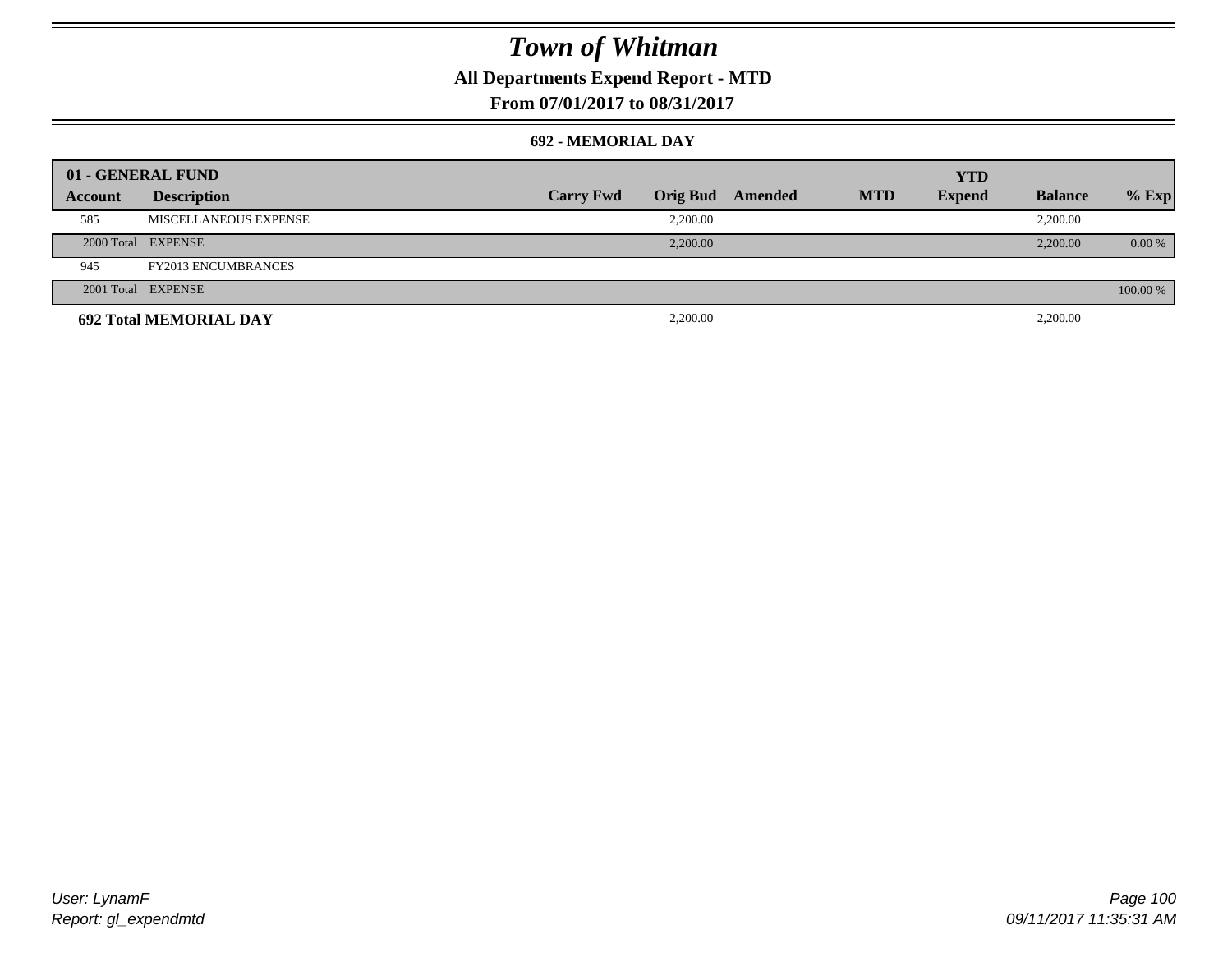# Town of Whitman

**All Departments Expend Report - MTD**

**From 07/01/2017 to 08/31/2017**

**692 - MEMORIAL DAY**

| 01 - GENERAL FUND | | | | | | | | |
|---|---|---|---|---|---|---|---|---|
| **Account** | **Description** | **Carry Fwd** | **Orig Bud** | **Amended** | **MTD** | **YTD Expend** | **Balance** | **% Exp** |
| 585 | MISCELLANEOUS EXPENSE | | 2,200.00 | | | | 2,200.00 | |
| 2000 Total | EXPENSE | | 2,200.00 | | | | 2,200.00 | 0.00 % |
| 945 | FY2013 ENCUMBRANCES | | | | | | | |
| 2001 Total | EXPENSE | | | | | | | 100.00 % |
| **692 Total MEMORIAL DAY** | | | 2,200.00 | | | | 2,200.00 | |

*User: LynamF*
*Report: gl_expendmtd*

*09/11/2017 11:35:31 AM*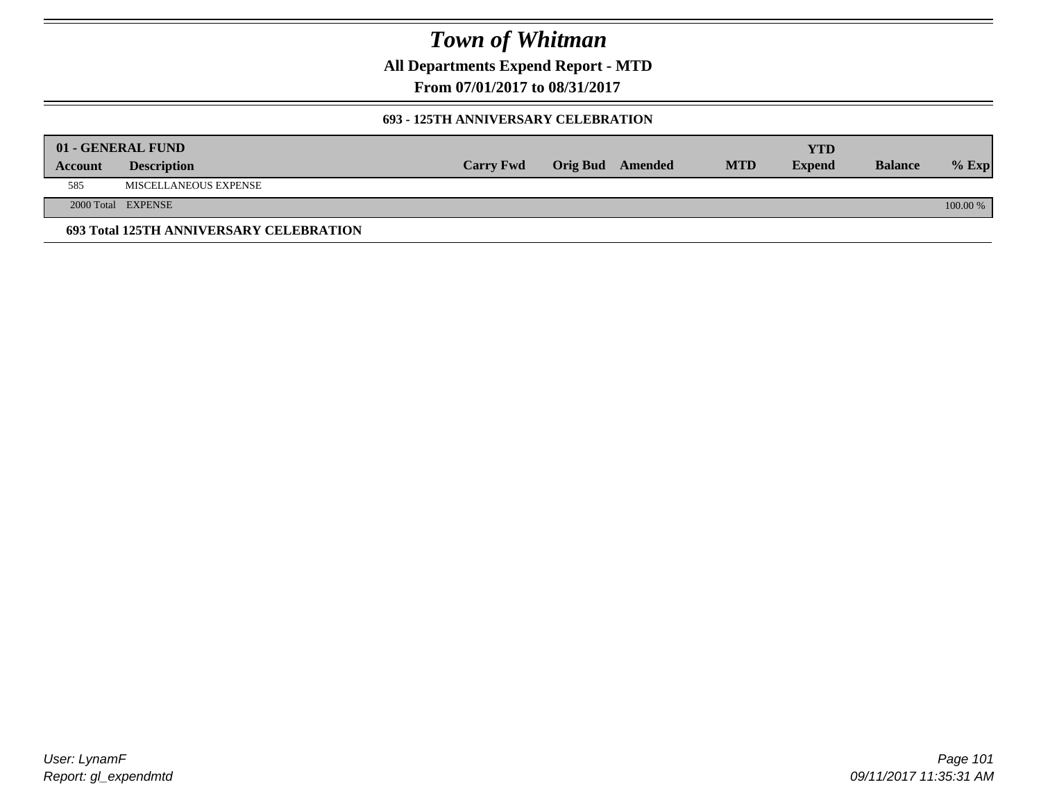# Town of Whitman

**All Departments Expend Report - MTD**

**From 07/01/2017 to 08/31/2017**

### 693 - 125TH ANNIVERSARY CELEBRATION

| 01 - GENERAL FUND | | | | | | | | |
|---|---|---|---|---|---|---|---|---|
| **Account** | **Description** | **Carry Fwd** | **Orig Bud** | **Amended** | **MTD** | **YTD Expend** | **Balance** | **% Exp** |
| 585 | MISCELLANEOUS EXPENSE | | | | | | | |
| 2000 Total | EXPENSE | | | | | | | 100.00 % |

**693 Total 125TH ANNIVERSARY CELEBRATION**

User: LynamF
Report: gl_expendmtd

09/11/2017 11:35:31 AM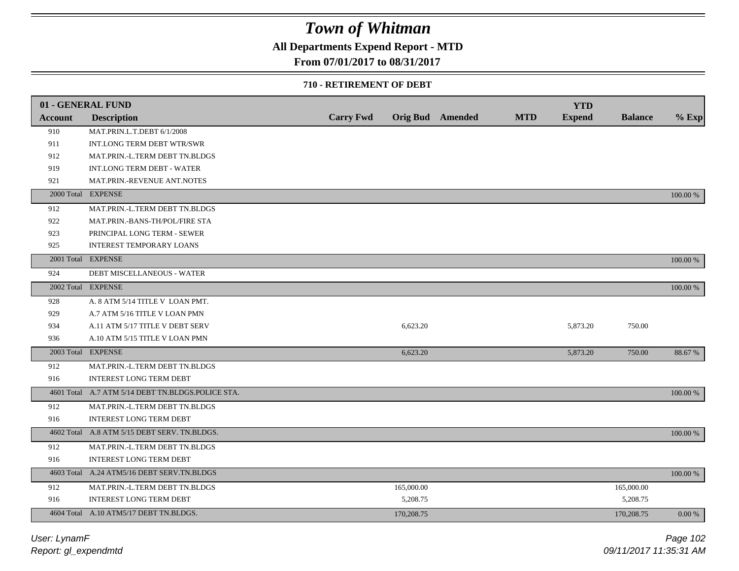# *Town of Whitman*

**All Departments Expend Report - MTD**

**From 07/01/2017 to 08/31/2017**

**710 - RETIREMENT OF DEBT**

| 01 - GENERAL FUND | | | | | | | | |
|---|---|---|---|---|---|---|---|---|
| **Account** | **Description** | **Carry Fwd** | **Orig Bud** | **Amended** | **MTD** | **YTD Expend** | **Balance** | **% Exp** |
| 910 | MAT.PRIN.L.T.DEBT 6/1/2008 | | | | | | | |
| 911 | INT.LONG TERM DEBT WTR/SWR | | | | | | | |
| 912 | MAT.PRIN.-L.TERM DEBT TN.BLDGS | | | | | | | |
| 919 | INT.LONG TERM DEBT - WATER | | | | | | | |
| 921 | MAT.PRIN.-REVENUE ANT.NOTES | | | | | | | |
| 2000 Total | EXPENSE | | | | | | | 100.00 % |
| 912 | MAT.PRIN.-L.TERM DEBT TN.BLDGS | | | | | | | |
| 922 | MAT.PRIN.-BANS-TH/POL/FIRE STA | | | | | | | |
| 923 | PRINCIPAL LONG TERM - SEWER | | | | | | | |
| 925 | INTEREST TEMPORARY LOANS | | | | | | | |
| 2001 Total | EXPENSE | | | | | | | 100.00 % |
| 924 | DEBT MISCELLANEOUS - WATER | | | | | | | |
| 2002 Total | EXPENSE | | | | | | | 100.00 % |
| 928 | A. 8 ATM 5/14 TITLE V LOAN PMT. | | | | | | | |
| 929 | A.7 ATM 5/16 TITLE V LOAN PMN | | | | | | | |
| 934 | A.11 ATM 5/17 TITLE V DEBT SERV | | 6,623.20 | | | 5,873.20 | 750.00 | |
| 936 | A.10 ATM 5/15 TITLE V LOAN PMN | | | | | | | |
| 2003 Total | EXPENSE | | 6,623.20 | | | 5,873.20 | 750.00 | 88.67 % |
| 912 | MAT.PRIN.-L.TERM DEBT TN.BLDGS | | | | | | | |
| 916 | INTEREST LONG TERM DEBT | | | | | | | |
| 4601 Total | A.7 ATM 5/14 DEBT TN.BLDGS.POLICE STA. | | | | | | | 100.00 % |
| 912 | MAT.PRIN.-L.TERM DEBT TN.BLDGS | | | | | | | |
| 916 | INTEREST LONG TERM DEBT | | | | | | | |
| 4602 Total | A.8 ATM 5/15 DEBT SERV. TN.BLDGS. | | | | | | | 100.00 % |
| 912 | MAT.PRIN.-L.TERM DEBT TN.BLDGS | | | | | | | |
| 916 | INTEREST LONG TERM DEBT | | | | | | | |
| 4603 Total | A.24 ATM5/16 DEBT SERV.TN.BLDGS | | | | | | | 100.00 % |
| 912 | MAT.PRIN.-L.TERM DEBT TN.BLDGS | | 165,000.00 | | | | 165,000.00 | |
| 916 | INTEREST LONG TERM DEBT | | 5,208.75 | | | | 5,208.75 | |
| 4604 Total | A.10 ATM5/17 DEBT TN.BLDGS. | | 170,208.75 | | | | 170,208.75 | 0.00 % |

*User: LynamF*
*Report: gl_expendmtd*

*09/11/2017 11:35:31 AM*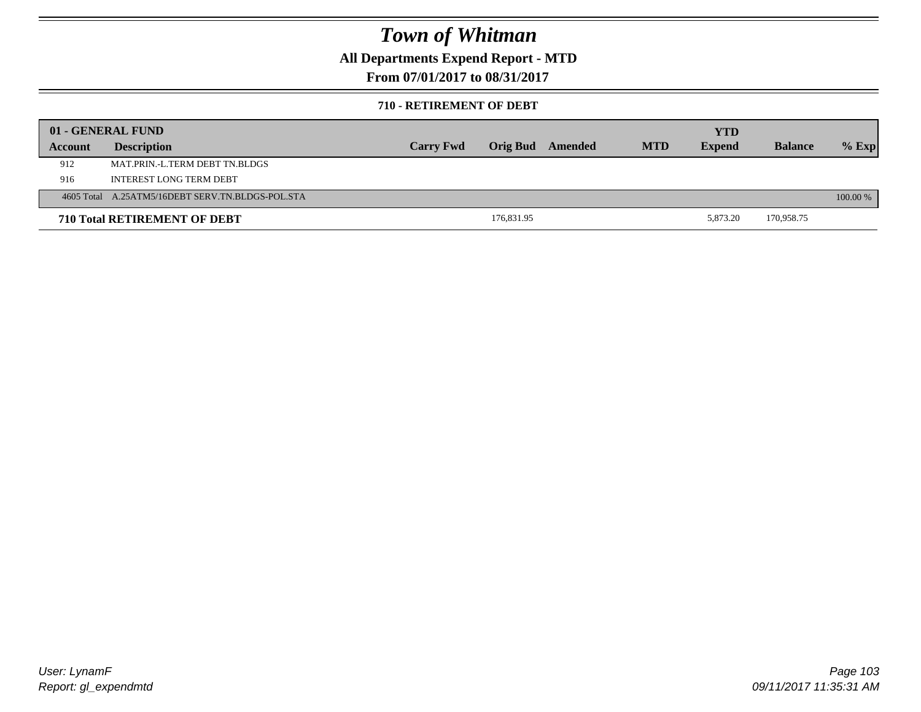# Town of Whitman

**All Departments Expend Report - MTD**

**From 07/01/2017 to 08/31/2017**

**710 - RETIREMENT OF DEBT**

| 01 - GENERAL FUND | | | | | | YTD | | |
|---|---|---|---|---|---|---|---|---|
| **Account** | **Description** | **Carry Fwd** | **Orig Bud** | **Amended** | **MTD** | **Expend** | **Balance** | **% Exp** |
| 912 | MAT.PRIN.-L.TERM DEBT TN.BLDGS | | | | | | | |
| 916 | INTEREST LONG TERM DEBT | | | | | | | |
| 4605 Total | A.25ATM5/16DEBT SERV.TN.BLDGS-POL.STA | | | | | | | 100.00 % |
| **710 Total RETIREMENT OF DEBT** | | | 176,831.95 | | | 5,873.20 | 170,958.75 | |

User: LynamF

Report: gl_expendmtd

09/11/2017 11:35:31 AM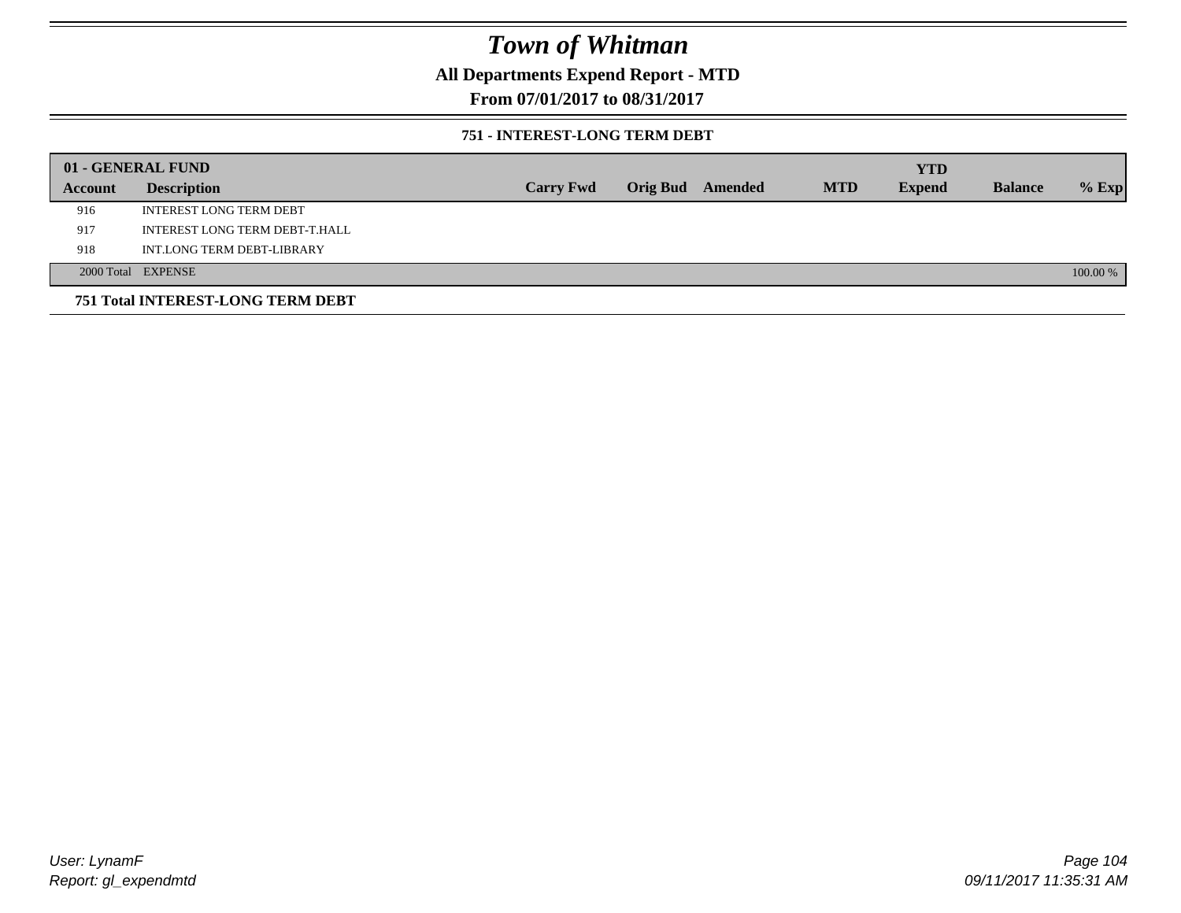# Town of Whitman

**All Departments Expend Report - MTD**

**From 07/01/2017 to 08/31/2017**

### 751 - INTEREST-LONG TERM DEBT

| 01 - GENERAL FUND | | | | | | YTD | | |
|---|---|---|---|---|---|---|---|---|
| **Account** | **Description** | **Carry Fwd** | **Orig Bud** | **Amended** | **MTD** | **Expend** | **Balance** | **% Exp** |
| 916 | INTEREST LONG TERM DEBT | | | | | | | |
| 917 | INTEREST LONG TERM DEBT-T.HALL | | | | | | | |
| 918 | INT.LONG TERM DEBT-LIBRARY | | | | | | | |
| 2000 Total | EXPENSE | | | | | | | 100.00 % |

**751 Total INTEREST-LONG TERM DEBT**

*User: LynamF*
*Report: gl_expendmtd*

*09/11/2017 11:35:31 AM*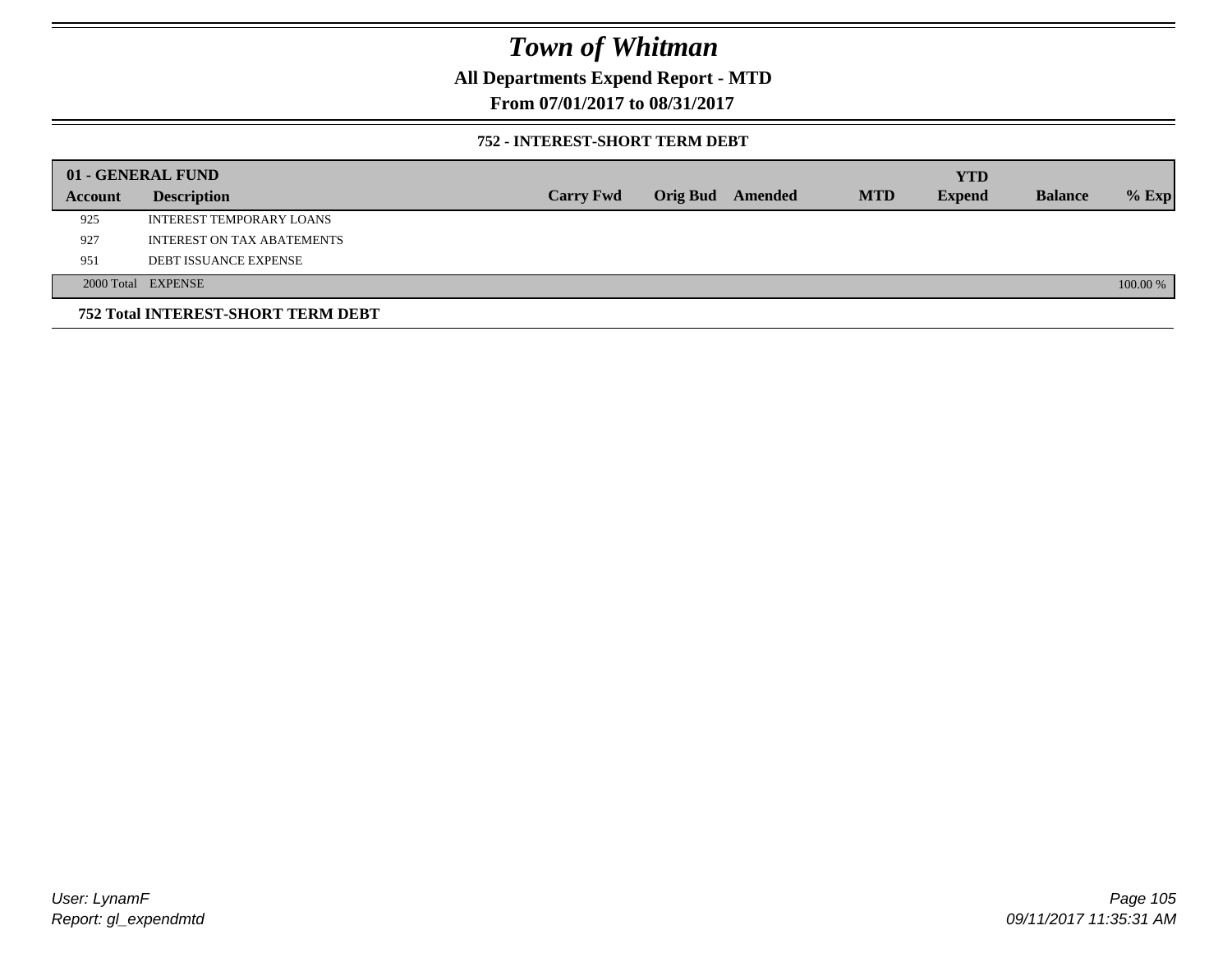# Town of Whitman

**All Departments Expend Report - MTD**

**From 07/01/2017 to 08/31/2017**

### 752 - INTEREST-SHORT TERM DEBT

| **01 - GENERAL FUND** | | | | | | | | |
|---|---|---|---|---|---|---|---|---|
| **Account** | **Description** | **Carry Fwd** | **Orig Bud** | **Amended** | **MTD** | **YTD Expend** | **Balance** | **% Exp** |
| 925 | INTEREST TEMPORARY LOANS | | | | | | | |
| 927 | INTEREST ON TAX ABATEMENTS | | | | | | | |
| 951 | DEBT ISSUANCE EXPENSE | | | | | | | |
| 2000 Total | EXPENSE | | | | | | | 100.00 % |

**752 Total INTEREST-SHORT TERM DEBT**

*User: LynamF*
*Report: gl_expendmtd*

*09/11/2017 11:35:31 AM*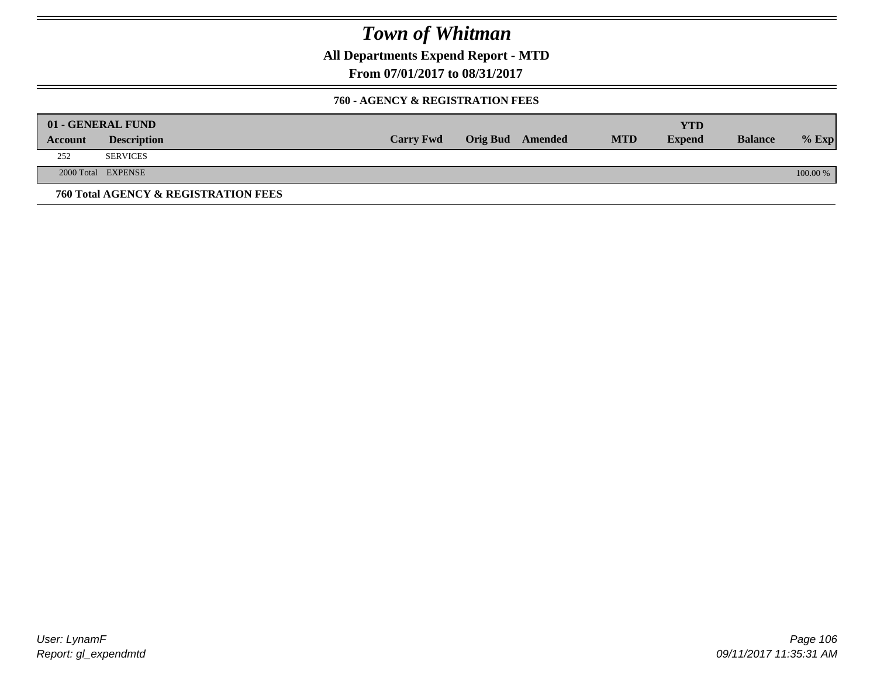# *Town of Whitman*

**All Departments Expend Report - MTD**

**From 07/01/2017 to 08/31/2017**

### 760 - AGENCY & REGISTRATION FEES

| 01 - GENERAL FUND | | | | | | YTD | | |
|---|---|---|---|---|---|---|---|---|
| **Account** | **Description** | **Carry Fwd** | **Orig Bud** | **Amended** | **MTD** | **Expend** | **Balance** | **% Exp** |
| 252 | SERVICES | | | | | | | |
| 2000 Total | EXPENSE | | | | | | | 100.00 % |

**760 Total AGENCY & REGISTRATION FEES**

*User: LynamF*

*Report: gl_expendmtd*

*09/11/2017 11:35:31 AM*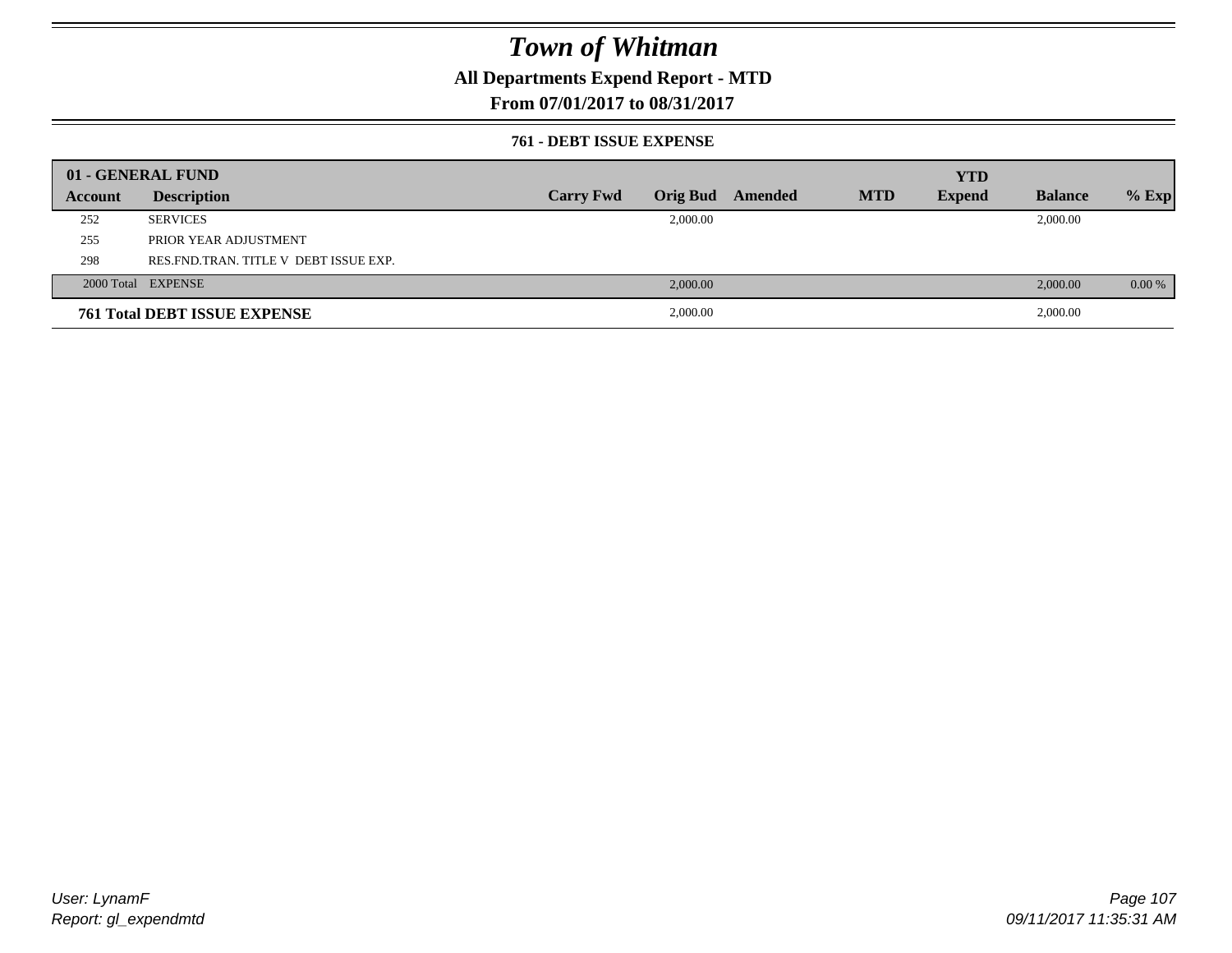# Town of Whitman

**All Departments Expend Report - MTD**

**From 07/01/2017 to 08/31/2017**

### 761 - DEBT ISSUE EXPENSE

| 01 - GENERAL FUND | | | | | | | | |
|---|---|---|---|---|---|---|---|---|
| **Account** | **Description** | **Carry Fwd** | **Orig Bud** | **Amended** | **MTD** | **YTD Expend** | **Balance** | **% Exp** |
| 252 | SERVICES | | 2,000.00 | | | | 2,000.00 | |
| 255 | PRIOR YEAR ADJUSTMENT | | | | | | | |
| 298 | RES.FND.TRAN. TITLE V DEBT ISSUE EXP. | | | | | | | |
| 2000 Total | EXPENSE | | 2,000.00 | | | | 2,000.00 | 0.00 % |
| **761 Total DEBT ISSUE EXPENSE** | | | 2,000.00 | | | | 2,000.00 | |

*User: LynamF*
*Report: gl_expendmtd*

*09/11/2017 11:35:31 AM*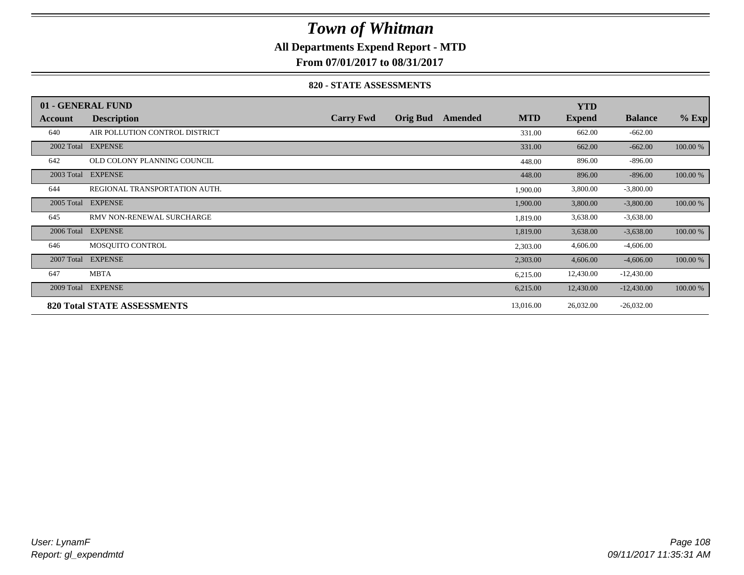# Town of Whitman

**All Departments Expend Report - MTD**

**From 07/01/2017 to 08/31/2017**

**820 - STATE ASSESSMENTS**

| 01 - GENERAL FUND | | | | | | YTD | | |
|---|---|---|---|---|---|---|---|---|
| **Account** | **Description** | **Carry Fwd** | **Orig Bud** | **Amended** | **MTD** | **Expend** | **Balance** | **% Exp** |
| 640 | AIR POLLUTION CONTROL DISTRICT | | | | 331.00 | 662.00 | -662.00 | |
| 2002 Total | EXPENSE | | | | 331.00 | 662.00 | -662.00 | 100.00 % |
| 642 | OLD COLONY PLANNING COUNCIL | | | | 448.00 | 896.00 | -896.00 | |
| 2003 Total | EXPENSE | | | | 448.00 | 896.00 | -896.00 | 100.00 % |
| 644 | REGIONAL TRANSPORTATION AUTH. | | | | 1,900.00 | 3,800.00 | -3,800.00 | |
| 2005 Total | EXPENSE | | | | 1,900.00 | 3,800.00 | -3,800.00 | 100.00 % |
| 645 | RMV NON-RENEWAL SURCHARGE | | | | 1,819.00 | 3,638.00 | -3,638.00 | |
| 2006 Total | EXPENSE | | | | 1,819.00 | 3,638.00 | -3,638.00 | 100.00 % |
| 646 | MOSQUITO CONTROL | | | | 2,303.00 | 4,606.00 | -4,606.00 | |
| 2007 Total | EXPENSE | | | | 2,303.00 | 4,606.00 | -4,606.00 | 100.00 % |
| 647 | MBTA | | | | 6,215.00 | 12,430.00 | -12,430.00 | |
| 2009 Total | EXPENSE | | | | 6,215.00 | 12,430.00 | -12,430.00 | 100.00 % |
| **820 Total STATE ASSESSMENTS** | | | | | 13,016.00 | 26,032.00 | -26,032.00 | |

User: LynamF
Report: gl_expendmtd

09/11/2017 11:35:31 AM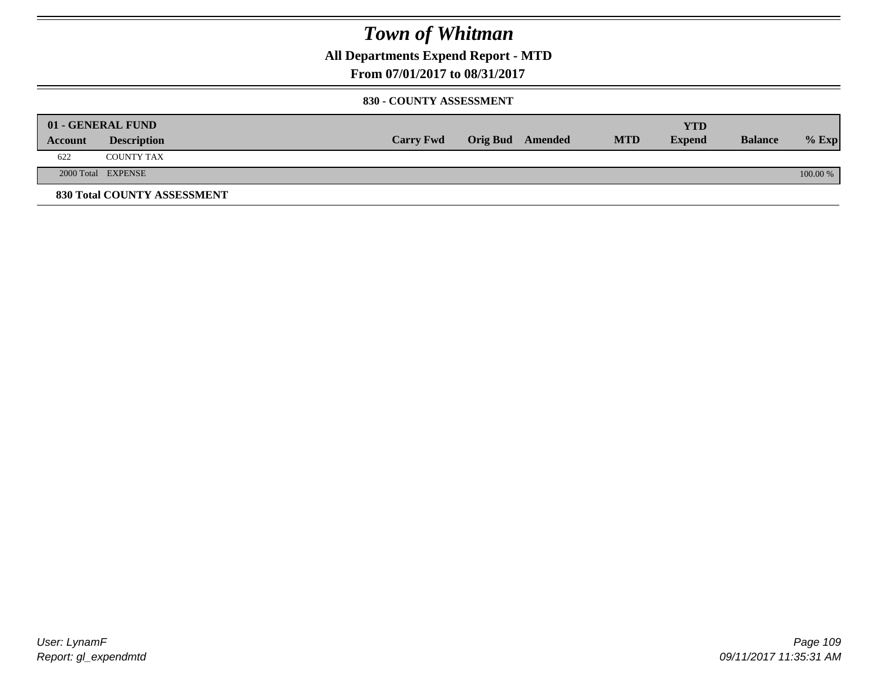# Town of Whitman

## All Departments Expend Report - MTD

### From 07/01/2017 to 08/31/2017

#### 830 - COUNTY ASSESSMENT

| 01 - GENERAL FUND | | | | | | YTD | | |
|---|---|---|---|---|---|---|---|---|
| **Account** | **Description** | **Carry Fwd** | **Orig Bud** | **Amended** | **MTD** | **Expend** | **Balance** | **% Exp** |
| 622 | COUNTY TAX | | | | | | | |
| 2000 Total | EXPENSE | | | | | | | 100.00 % |

**830 Total COUNTY ASSESSMENT**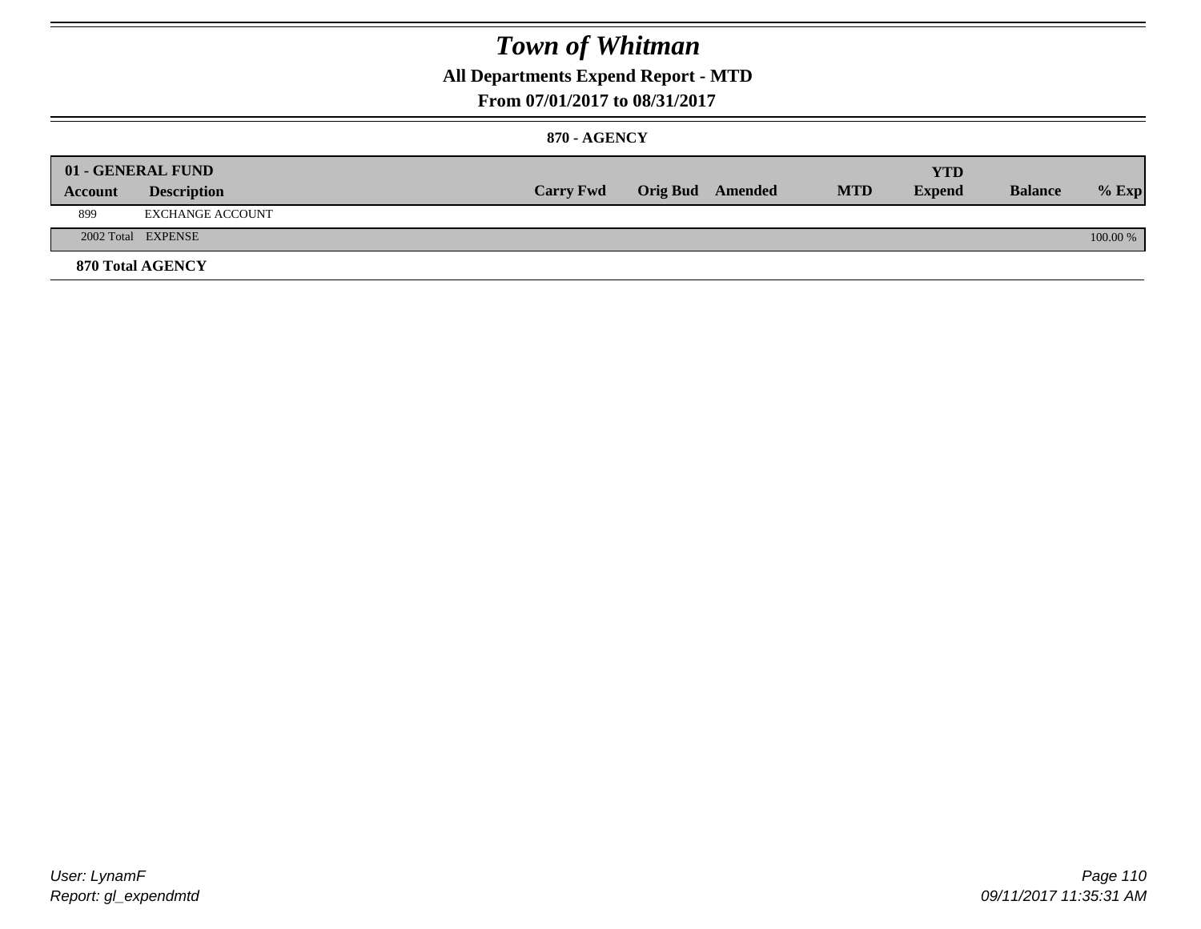# Town of Whitman

## All Departments Expend Report - MTD

## From 07/01/2017 to 08/31/2017

### 870 - AGENCY

| 01 - GENERAL FUND | | | | | | YTD | | |
|---|---|---|---|---|---|---|---|---|
| Account | Description | Carry Fwd | Orig Bud | Amended | MTD | Expend | Balance | % Exp |
| 899 | EXCHANGE ACCOUNT | | | | | | | |
| 2002 Total | EXPENSE | | | | | | | 100.00 % |

**870 Total AGENCY**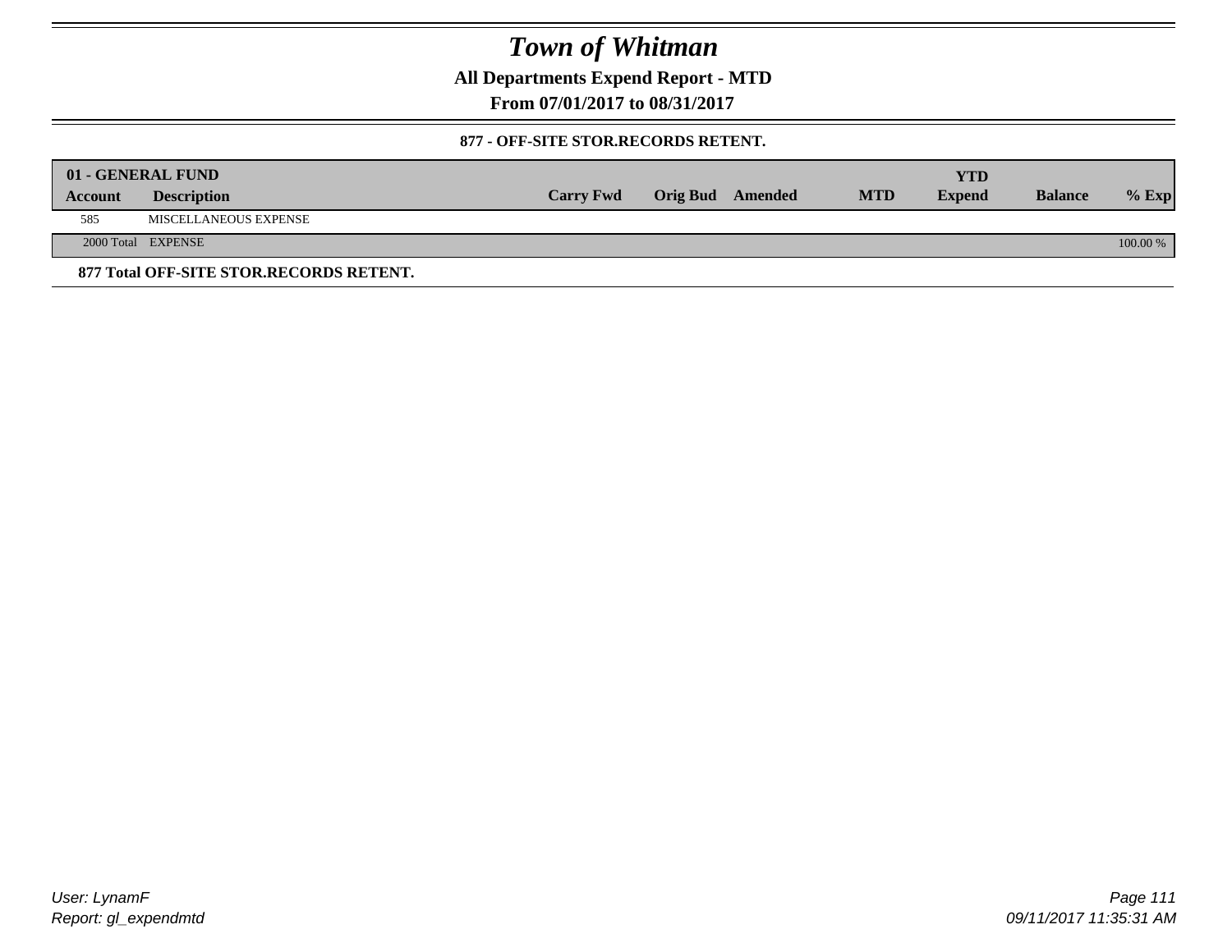# Town of Whitman

## All Departments Expend Report - MTD

## From 07/01/2017 to 08/31/2017

### 877 - OFF-SITE STOR.RECORDS RETENT.

| 01 - GENERAL FUND | | | | | | YTD | | |
|---|---|---|---|---|---|---|---|---|
| **Account** | **Description** | **Carry Fwd** | **Orig Bud** | **Amended** | **MTD** | **Expend** | **Balance** | **% Exp** |
| 585 | MISCELLANEOUS EXPENSE | | | | | | | |
| 2000 Total | EXPENSE | | | | | | | 100.00 % |

**877 Total OFF-SITE STOR.RECORDS RETENT.**

User: LynamF
Report: gl_expendmtd

09/11/2017 11:35:31 AM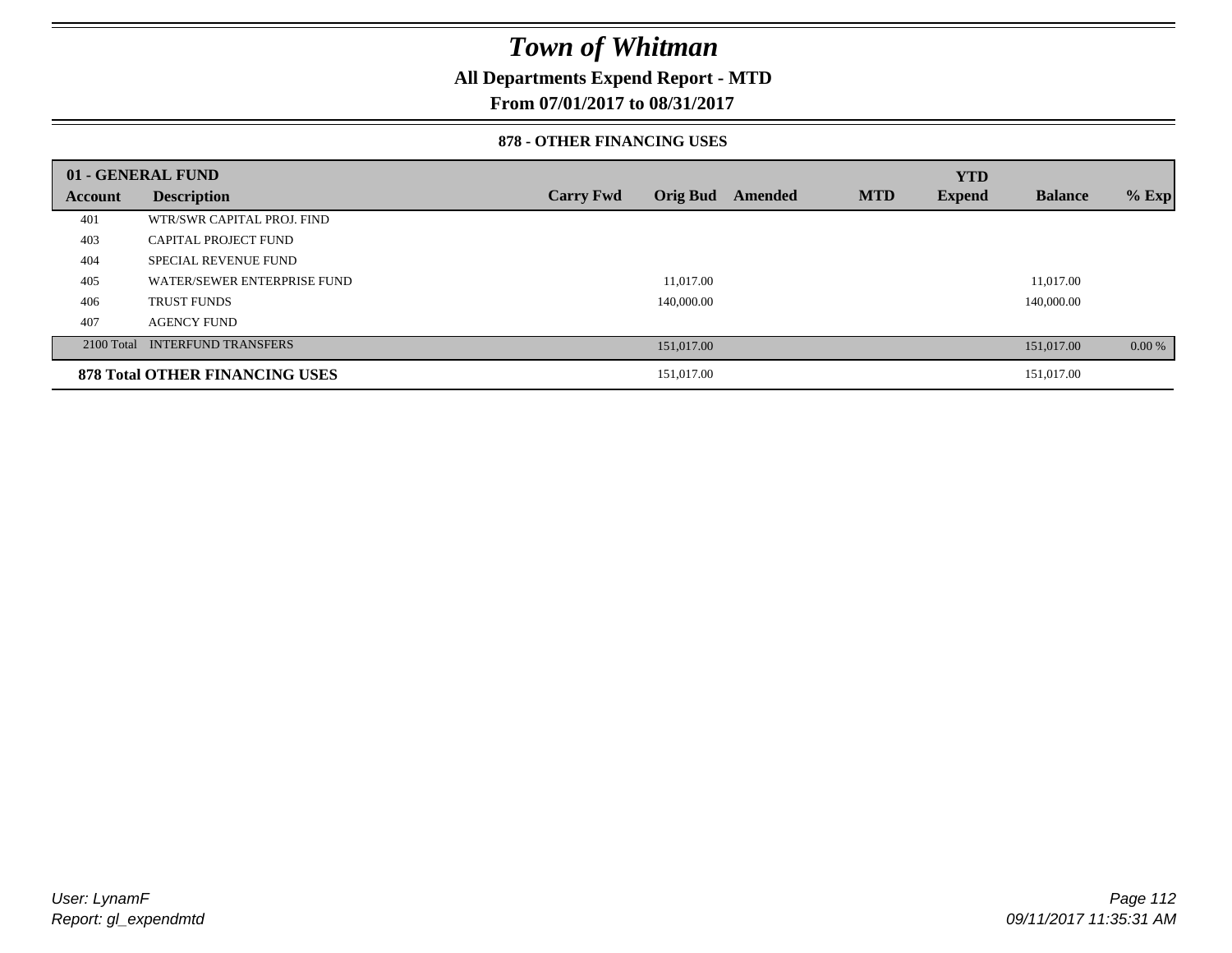# Town of Whitman

**All Departments Expend Report - MTD**

**From 07/01/2017 to 08/31/2017**

**878 - OTHER FINANCING USES**

| 01 - GENERAL FUND | | | | | | YTD | | |
|---|---|---|---|---|---|---|---|---|
| **Account** | **Description** | **Carry Fwd** | **Orig Bud** | **Amended** | **MTD** | **Expend** | **Balance** | **% Exp** |
| 401 | WTR/SWR CAPITAL PROJ. FIND | | | | | | | |
| 403 | CAPITAL PROJECT FUND | | | | | | | |
| 404 | SPECIAL REVENUE FUND | | | | | | | |
| 405 | WATER/SEWER ENTERPRISE FUND | | 11,017.00 | | | | 11,017.00 | |
| 406 | TRUST FUNDS | | 140,000.00 | | | | 140,000.00 | |
| 407 | AGENCY FUND | | | | | | | |
| 2100 Total | INTERFUND TRANSFERS | | 151,017.00 | | | | 151,017.00 | 0.00 % |
| **878 Total OTHER FINANCING USES** | | | 151,017.00 | | | | 151,017.00 | |

*User: LynamF*
*Report: gl_expendmtd*

*09/11/2017 11:35:31 AM*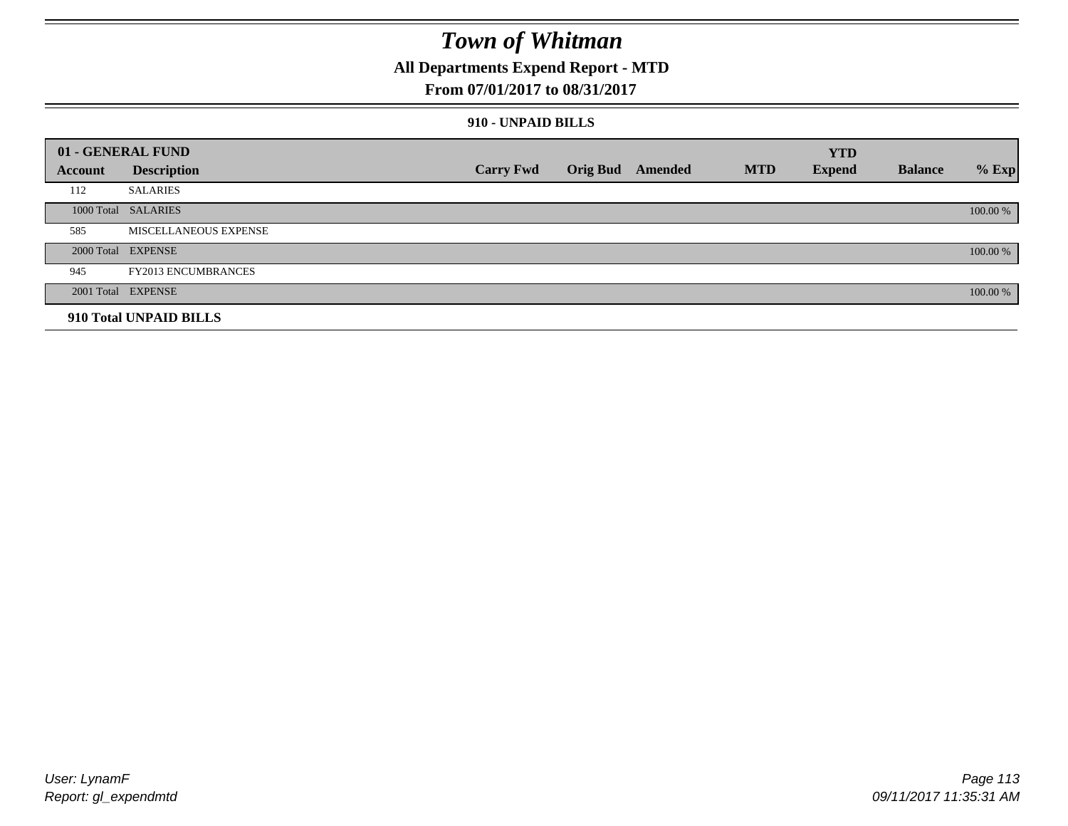# Town of Whitman

## All Departments Expend Report - MTD

### From 07/01/2017 to 08/31/2017

#### 910 - UNPAID BILLS

| 01 - GENERAL FUND | | | | | | YTD | | |
|---|---|---|---|---|---|---|---|---|
| **Account** | **Description** | **Carry Fwd** | **Orig Bud** | **Amended** | **MTD** | **Expend** | **Balance** | **% Exp** |
| 112 | SALARIES | | | | | | | |
| 1000 Total | SALARIES | | | | | | | 100.00 % |
| 585 | MISCELLANEOUS EXPENSE | | | | | | | |
| 2000 Total | EXPENSE | | | | | | | 100.00 % |
| 945 | FY2013 ENCUMBRANCES | | | | | | | |
| 2001 Total | EXPENSE | | | | | | | 100.00 % |
| **910 Total UNPAID BILLS** | | | | | | | | |

*User: LynamF*
*Report: gl_expendmtd*

*09/11/2017 11:35:31 AM*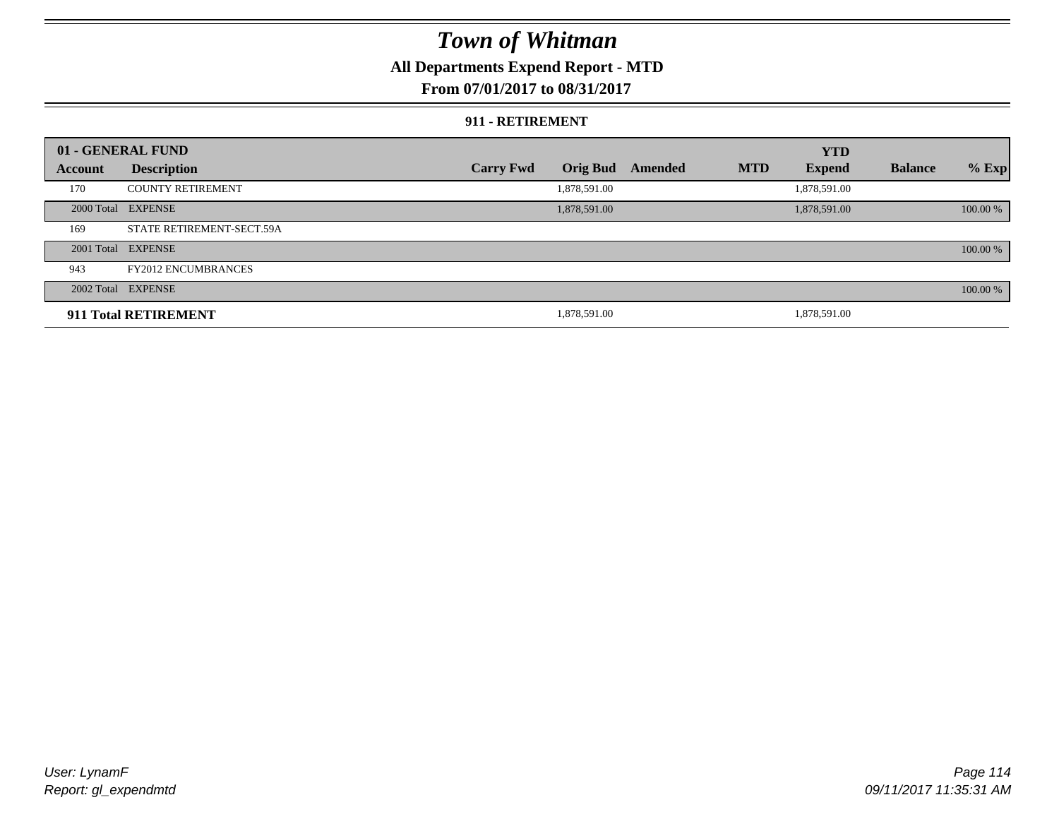# Town of Whitman

## All Departments Expend Report - MTD

### From 07/01/2017 to 08/31/2017

#### 911 - RETIREMENT

| Account | Description | Carry Fwd | Orig Bud | Amended | MTD | YTD Expend | Balance | % Exp |
|---|---|---|---|---|---|---|---|---|
| **01 - GENERAL FUND** | | | | | | | | |
| 170 | COUNTY RETIREMENT | | 1,878,591.00 | | | 1,878,591.00 | | |
| 2000 Total | EXPENSE | | 1,878,591.00 | | | 1,878,591.00 | | 100.00 % |
| 169 | STATE RETIREMENT-SECT.59A | | | | | | | |
| 2001 Total | EXPENSE | | | | | | | 100.00 % |
| 943 | FY2012 ENCUMBRANCES | | | | | | | |
| 2002 Total | EXPENSE | | | | | | | 100.00 % |
| **911 Total RETIREMENT** | | | 1,878,591.00 | | | 1,878,591.00 | | |

User: LynamF
Report: gl_expendmtd

09/11/2017 11:35:31 AM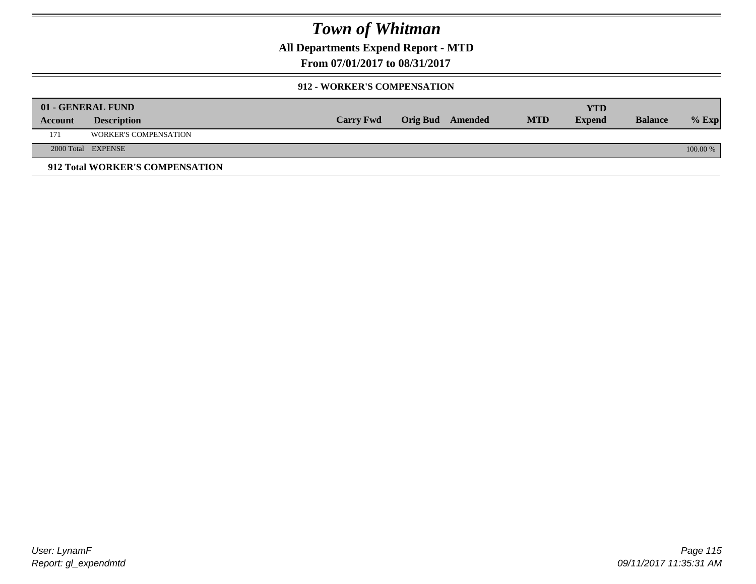# Town of Whitman

**All Departments Expend Report - MTD**

**From 07/01/2017 to 08/31/2017**

**912 - WORKER'S COMPENSATION**

| **01 - GENERAL FUND** | | | | | | | | |
|---|---|---|---|---|---|---|---|---|
| **Account** | **Description** | **Carry Fwd** | **Orig Bud** | **Amended** | **MTD** | **YTD Expend** | **Balance** | **% Exp** |
| 171 | WORKER'S COMPENSATION | | | | | | | |
| 2000 Total | EXPENSE | | | | | | | 100.00 % |

**912 Total WORKER'S COMPENSATION**

*User: LynamF*
*Report: gl_expendmtd*

*09/11/2017 11:35:31 AM*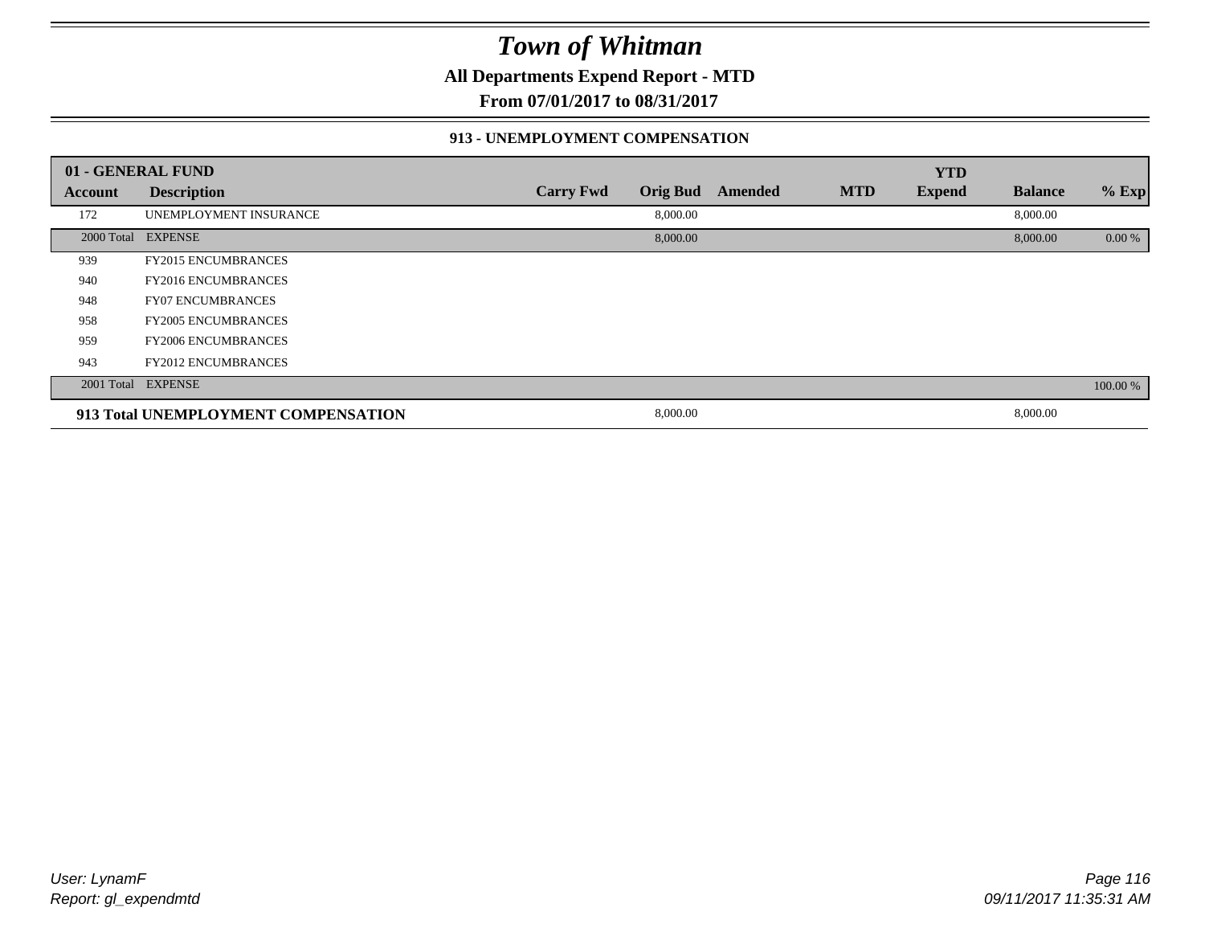# Town of Whitman

**All Departments Expend Report - MTD**

**From 07/01/2017 to 08/31/2017**

### 913 - UNEMPLOYMENT COMPENSATION

| 01 - GENERAL FUND | | | | | | YTD | | |
|---|---|---|---|---|---|---|---|---|
| **Account** | **Description** | **Carry Fwd** | **Orig Bud** | **Amended** | **MTD** | **Expend** | **Balance** | **% Exp** |
| 172 | UNEMPLOYMENT INSURANCE | | 8,000.00 | | | | 8,000.00 | |
| 2000 Total | EXPENSE | | 8,000.00 | | | | 8,000.00 | 0.00 % |
| 939 | FY2015 ENCUMBRANCES | | | | | | | |
| 940 | FY2016 ENCUMBRANCES | | | | | | | |
| 948 | FY07 ENCUMBRANCES | | | | | | | |
| 958 | FY2005 ENCUMBRANCES | | | | | | | |
| 959 | FY2006 ENCUMBRANCES | | | | | | | |
| 943 | FY2012 ENCUMBRANCES | | | | | | | |
| 2001 Total | EXPENSE | | | | | | | 100.00 % |
| **913 Total UNEMPLOYMENT COMPENSATION** | | | 8,000.00 | | | | 8,000.00 | |

*User: LynamF*

*Report: gl_expendmtd*

*09/11/2017 11:35:31 AM*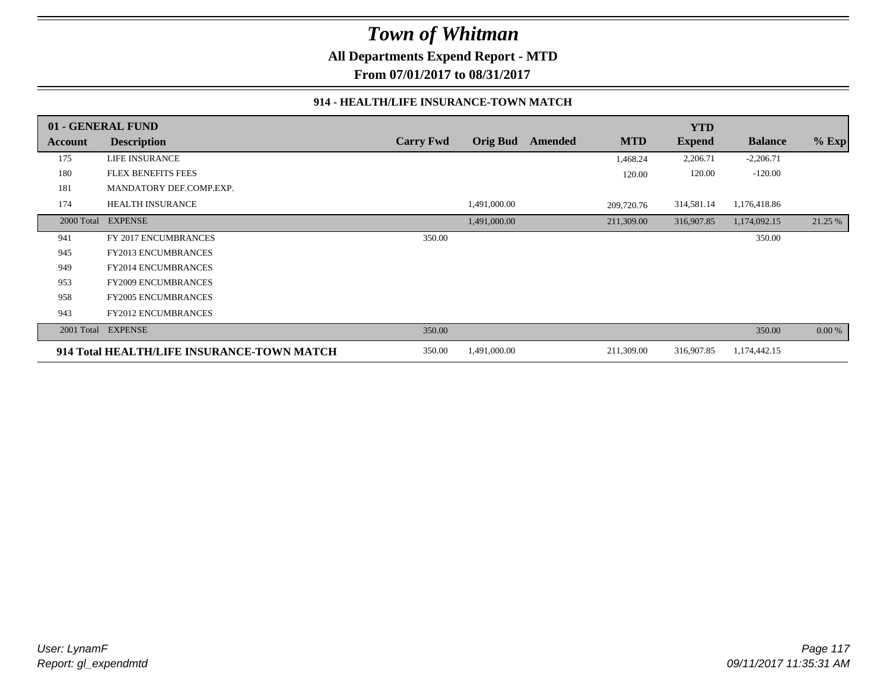# Town of Whitman

**All Departments Expend Report - MTD**

**From 07/01/2017 to 08/31/2017**

### 914 - HEALTH/LIFE INSURANCE-TOWN MATCH

| 01 - GENERAL FUND | | | | | | YTD | | |
|---|---|---|---|---|---|---|---|---|
| **Account** | **Description** | **Carry Fwd** | **Orig Bud** | **Amended** | **MTD** | **Expend** | **Balance** | **% Exp** |
| 175 | LIFE INSURANCE | | | | 1,468.24 | 2,206.71 | -2,206.71 | |
| 180 | FLEX BENEFITS FEES | | | | 120.00 | 120.00 | -120.00 | |
| 181 | MANDATORY DEF.COMP.EXP. | | | | | | | |
| 174 | HEALTH INSURANCE | | 1,491,000.00 | | 209,720.76 | 314,581.14 | 1,176,418.86 | |
| 2000 Total | EXPENSE | | 1,491,000.00 | | 211,309.00 | 316,907.85 | 1,174,092.15 | 21.25 % |
| 941 | FY 2017 ENCUMBRANCES | 350.00 | | | | | 350.00 | |
| 945 | FY2013 ENCUMBRANCES | | | | | | | |
| 949 | FY2014 ENCUMBRANCES | | | | | | | |
| 953 | FY2009 ENCUMBRANCES | | | | | | | |
| 958 | FY2005 ENCUMBRANCES | | | | | | | |
| 943 | FY2012 ENCUMBRANCES | | | | | | | |
| 2001 Total | EXPENSE | 350.00 | | | | | 350.00 | 0.00 % |
| **914 Total HEALTH/LIFE INSURANCE-TOWN MATCH** | | 350.00 | 1,491,000.00 | | 211,309.00 | 316,907.85 | 1,174,442.15 | |

*User: LynamF*
*Report: gl_expendmtd*

*09/11/2017 11:35:31 AM*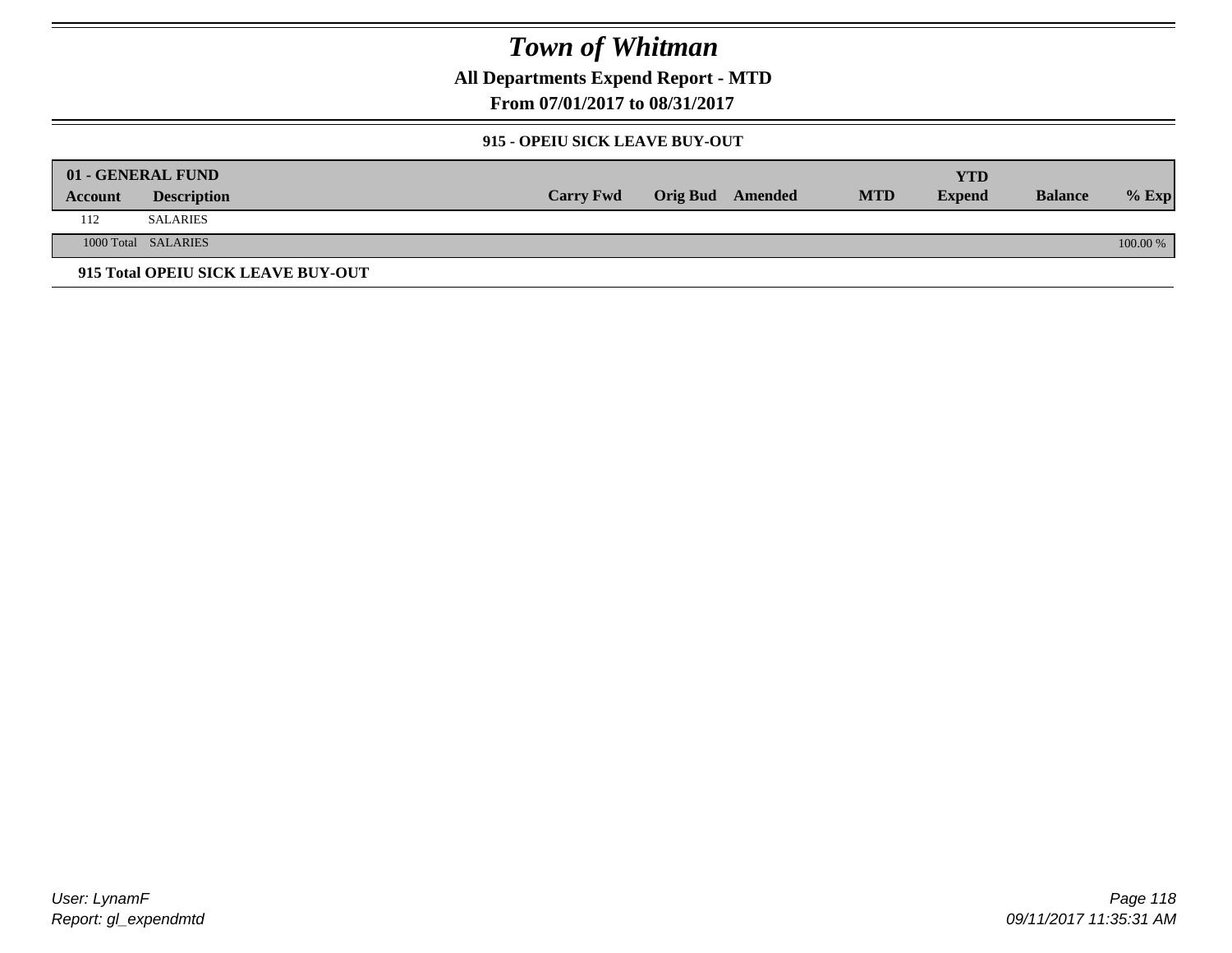# Town of Whitman

## All Departments Expend Report - MTD

## From 07/01/2017 to 08/31/2017

### 915 - OPEIU SICK LEAVE BUY-OUT

| 01 - GENERAL FUND<br>Account | Description | Carry Fwd | Orig Bud | Amended | MTD | YTD<br>Expend | Balance | % Exp |
|---|---|---|---|---|---|---|---|---|
| 112 | SALARIES | | | | | | | |
| 1000 Total | SALARIES | | | | | | | 100.00 % |

**915 Total OPEIU SICK LEAVE BUY-OUT**

User: LynamF
Report: gl_expendmtd

09/11/2017 11:35:31 AM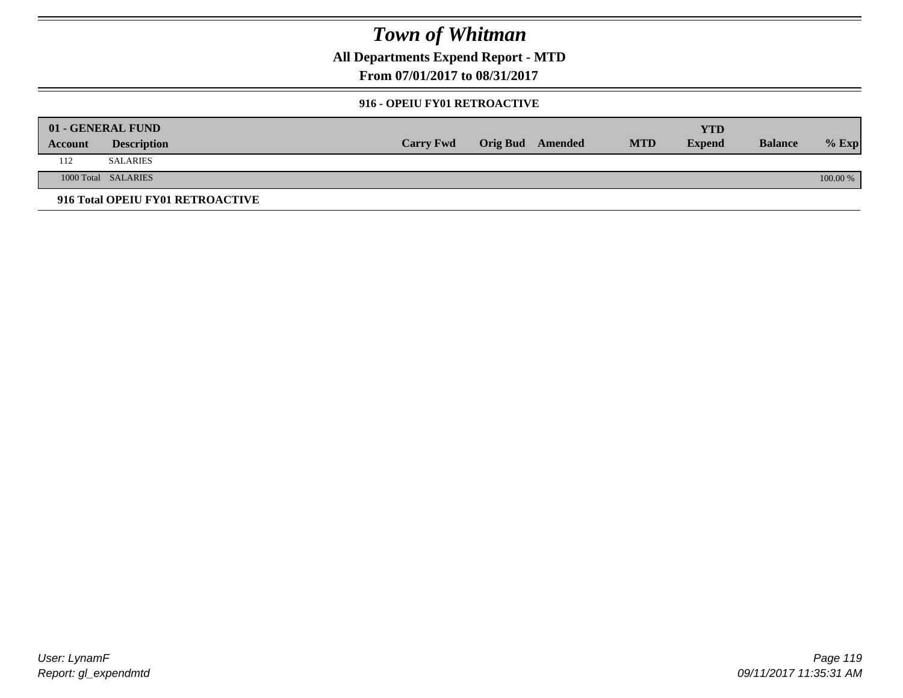# Town of Whitman

**All Departments Expend Report - MTD**

**From 07/01/2017 to 08/31/2017**

### 916 - OPEIU FY01 RETROACTIVE

| 01 - GENERAL FUND | | | | | | | | |
|---|---|---|---|---|---|---|---|---|
| **Account** | **Description** | **Carry Fwd** | **Orig Bud** | **Amended** | **MTD** | **YTD Expend** | **Balance** | **% Exp** |
| 112 | SALARIES | | | | | | | |
| 1000 Total | SALARIES | | | | | | | 100.00 % |

**916 Total OPEIU FY01 RETROACTIVE**

User: LynamF
Report: gl_expendmtd

09/11/2017 11:35:31 AM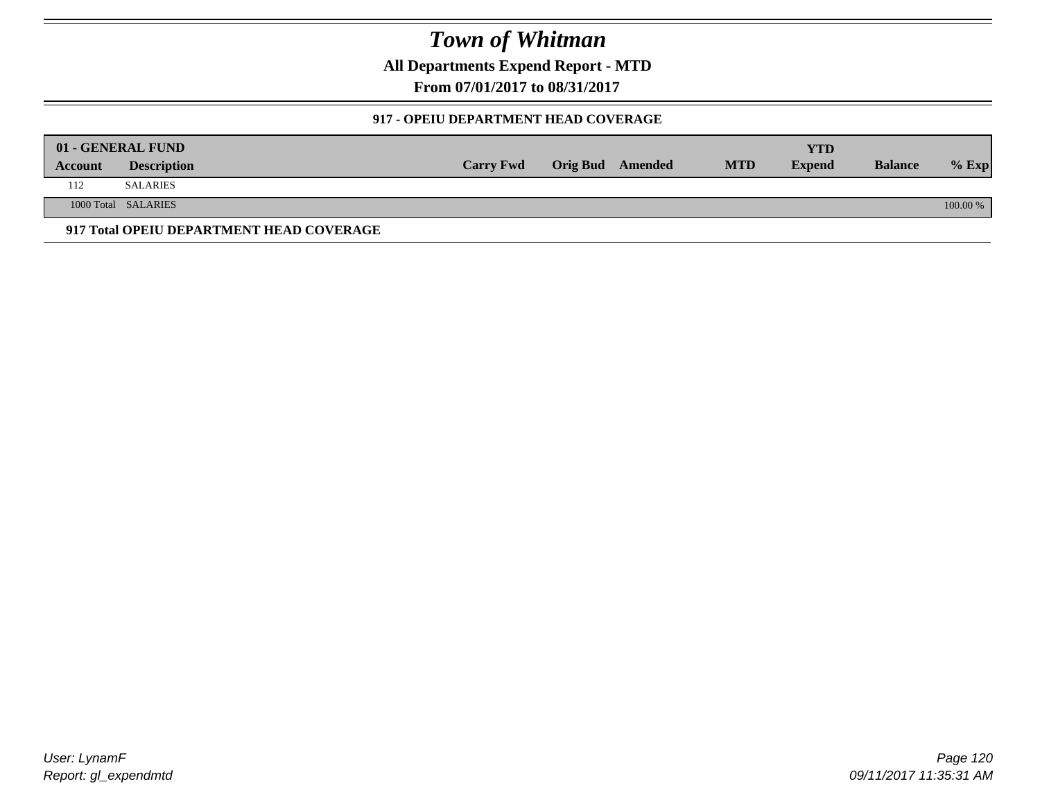# Town of Whitman

**All Departments Expend Report - MTD**

**From 07/01/2017 to 08/31/2017**

### 917 - OPEIU DEPARTMENT HEAD COVERAGE

| 01 - GENERAL FUND | | | | | | YTD | | |
|---|---|---|---|---|---|---|---|---|
| **Account** | **Description** | **Carry Fwd** | **Orig Bud** | **Amended** | **MTD** | **Expend** | **Balance** | **% Exp** |
| 112 | SALARIES | | | | | | | |
| 1000 Total | SALARIES | | | | | | | 100.00 % |

**917 Total OPEIU DEPARTMENT HEAD COVERAGE**

*User: LynamF*
*Report: gl_expendmtd*

*09/11/2017 11:35:31 AM*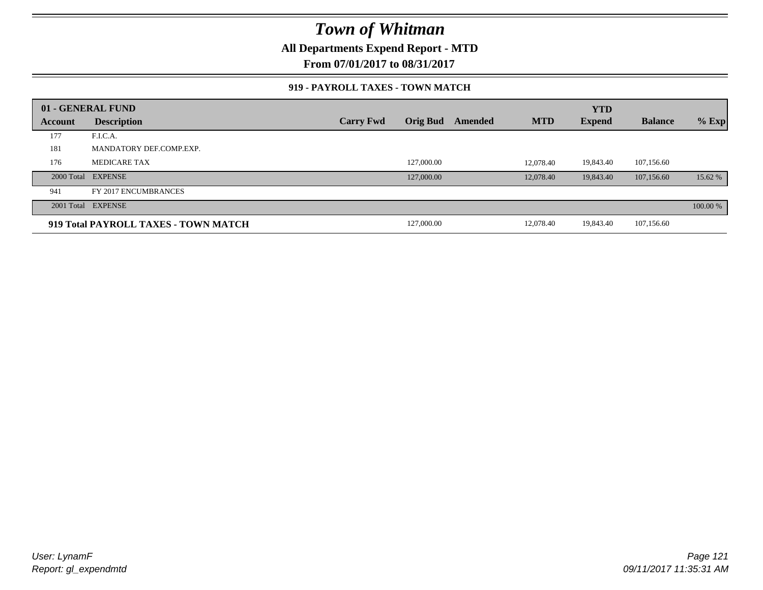# Town of Whitman

**All Departments Expend Report - MTD**

**From 07/01/2017 to 08/31/2017**

### 919 - PAYROLL TAXES - TOWN MATCH

| Account | Description | Carry Fwd | Orig Bud | Amended | MTD | YTD Expend | Balance | % Exp |
|---|---|---|---|---|---|---|---|---|
| **01 - GENERAL FUND** | | | | | | | | |
| 177 | F.I.C.A. | | | | | | | |
| 181 | MANDATORY DEF.COMP.EXP. | | | | | | | |
| 176 | MEDICARE TAX | | 127,000.00 | | 12,078.40 | 19,843.40 | 107,156.60 | |
| 2000 Total | EXPENSE | | 127,000.00 | | 12,078.40 | 19,843.40 | 107,156.60 | 15.62 % |
| 941 | FY 2017 ENCUMBRANCES | | | | | | | |
| 2001 Total | EXPENSE | | | | | | | 100.00 % |
| **919 Total PAYROLL TAXES - TOWN MATCH** | | | 127,000.00 | | 12,078.40 | 19,843.40 | 107,156.60 | |

*User: LynamF*
*Report: gl_expendmtd*

*09/11/2017 11:35:31 AM*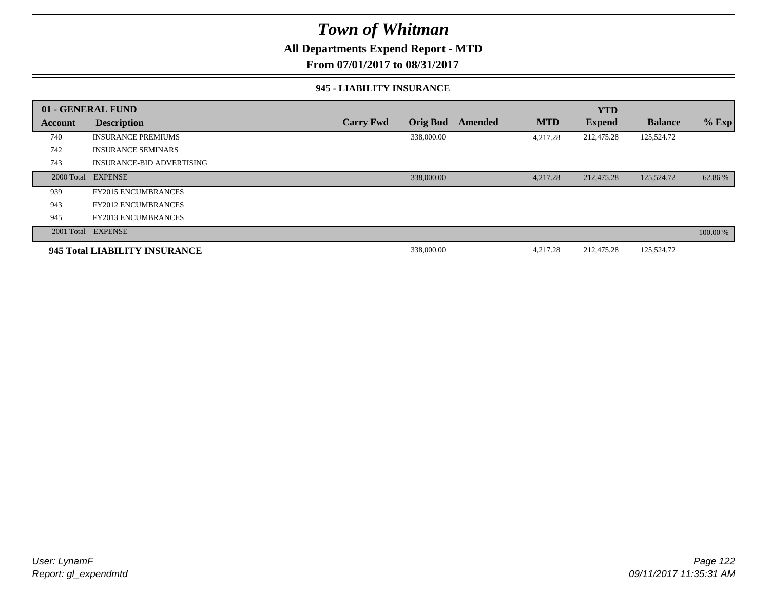# Town of Whitman

**All Departments Expend Report - MTD**

**From 07/01/2017 to 08/31/2017**

**945 - LIABILITY INSURANCE**

| Account | Description | Carry Fwd | Orig Bud | Amended | MTD | YTD Expend | Balance | % Exp |
|---|---|---|---|---|---|---|---|---|
| **01 - GENERAL FUND** | | | | | | | | |
| 740 | INSURANCE PREMIUMS | | 338,000.00 | | 4,217.28 | 212,475.28 | 125,524.72 | |
| 742 | INSURANCE SEMINARS | | | | | | | |
| 743 | INSURANCE-BID ADVERTISING | | | | | | | |
| 2000 Total | EXPENSE | | 338,000.00 | | 4,217.28 | 212,475.28 | 125,524.72 | 62.86 % |
| 939 | FY2015 ENCUMBRANCES | | | | | | | |
| 943 | FY2012 ENCUMBRANCES | | | | | | | |
| 945 | FY2013 ENCUMBRANCES | | | | | | | |
| 2001 Total | EXPENSE | | | | | | | 100.00 % |
| **945 Total LIABILITY INSURANCE** | | | 338,000.00 | | 4,217.28 | 212,475.28 | 125,524.72 | |

*User: LynamF*
*Report: gl_expendmtd*

*09/11/2017 11:35:31 AM*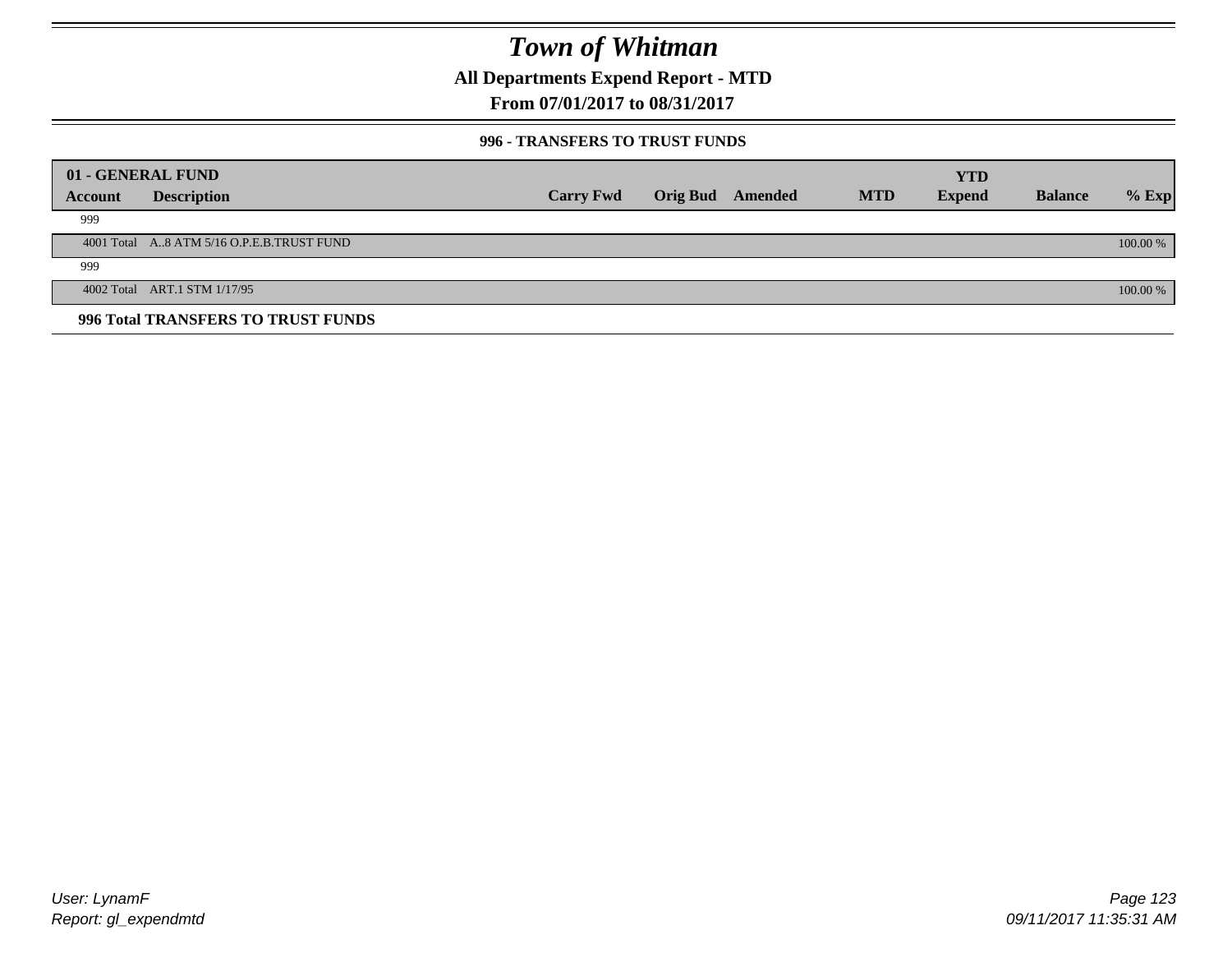# Town of Whitman

**All Departments Expend Report - MTD**

**From 07/01/2017 to 08/31/2017**

**996 - TRANSFERS TO TRUST FUNDS**

| 01 - GENERAL FUND | | | | | | YTD | | |
|---|---|---|---|---|---|---|---|---|
| **Account** | **Description** | **Carry Fwd** | **Orig Bud** | **Amended** | **MTD** | **Expend** | **Balance** | **% Exp** |
| 999 | | | | | | | | |
| 4001 Total | A..8 ATM 5/16 O.P.E.B.TRUST FUND | | | | | | | 100.00 % |
| 999 | | | | | | | | |
| 4002 Total | ART.1 STM 1/17/95 | | | | | | | 100.00 % |

**996 Total TRANSFERS TO TRUST FUNDS**

*User: LynamF*
*Report: gl_expendmtd*

*09/11/2017 11:35:31 AM*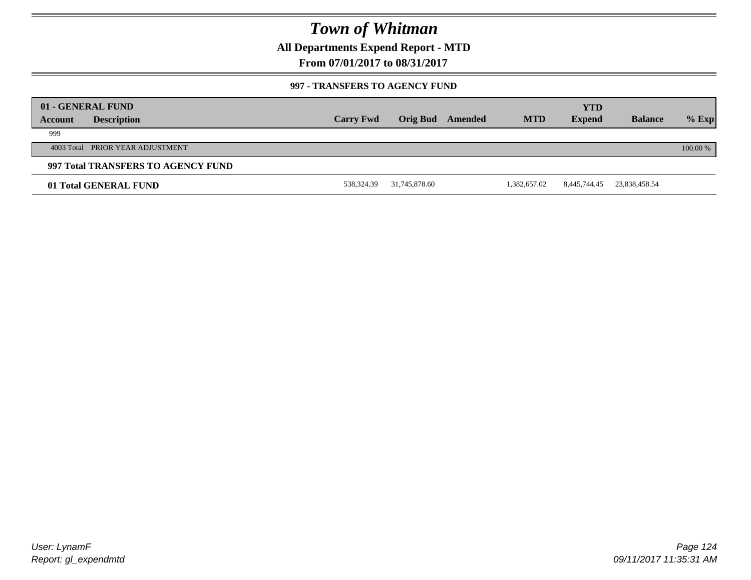# Town of Whitman

**All Departments Expend Report - MTD**

**From 07/01/2017 to 08/31/2017**

**997 - TRANSFERS TO AGENCY FUND**

| 01 - GENERAL FUND | | | | | | | | |
|---|---|---|---|---|---|---|---|---|
| **Account** | **Description** | **Carry Fwd** | **Orig Bud** | **Amended** | **MTD** | **YTD Expend** | **Balance** | **% Exp** |
| 999 | | | | | | | | |
| 4003 Total | PRIOR YEAR ADJUSTMENT | | | | | | | 100.00 % |
| **997 Total TRANSFERS TO AGENCY FUND** | | | | | | | | |
| **01 Total GENERAL FUND** | | 538,324.39 | 31,745,878.60 | | 1,382,657.02 | 8,445,744.45 | 23,838,458.54 | |

*User: LynamF*
*Report: gl_expendmtd*

*09/11/2017 11:35:31 AM*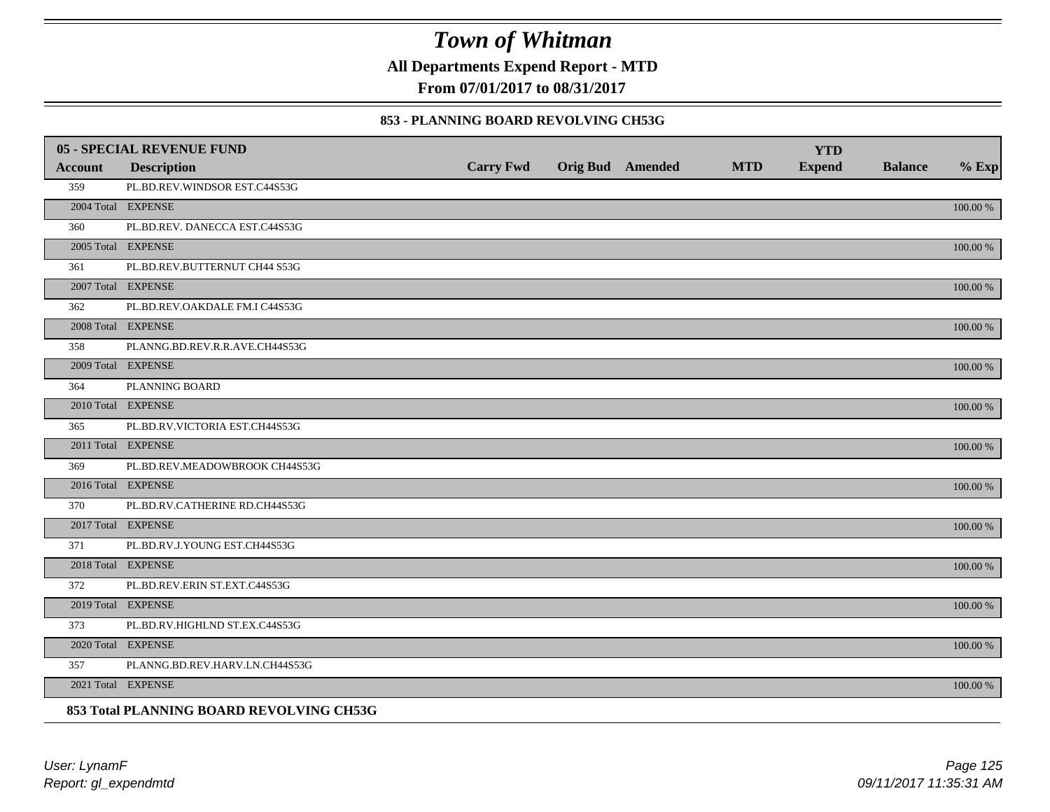# Town of Whitman

**All Departments Expend Report - MTD**

**From 07/01/2017 to 08/31/2017**

### 853 - PLANNING BOARD REVOLVING CH53G

| 05 - SPECIAL REVENUE FUND | | | | | | | | | |
|---|---|---|---|---|---|---|---|---|---|
| **Account** | **Description** | **Carry Fwd** | **Orig Bud** | **Amended** | **MTD** | **YTD Expend** | **Balance** | **% Exp** |
| 359 | PL.BD.REV.WINDSOR EST.C44S53G | | | | | | | |
| 2004 Total | EXPENSE | | | | | | | 100.00 % |
| 360 | PL.BD.REV. DANECCA EST.C44S53G | | | | | | | |
| 2005 Total | EXPENSE | | | | | | | 100.00 % |
| 361 | PL.BD.REV.BUTTERNUT CH44 S53G | | | | | | | |
| 2007 Total | EXPENSE | | | | | | | 100.00 % |
| 362 | PL.BD.REV.OAKDALE FM.I C44S53G | | | | | | | |
| 2008 Total | EXPENSE | | | | | | | 100.00 % |
| 358 | PLANNG.BD.REV.R.R.AVE.CH44S53G | | | | | | | |
| 2009 Total | EXPENSE | | | | | | | 100.00 % |
| 364 | PLANNING BOARD | | | | | | | |
| 2010 Total | EXPENSE | | | | | | | 100.00 % |
| 365 | PL.BD.RV.VICTORIA EST.CH44S53G | | | | | | | |
| 2011 Total | EXPENSE | | | | | | | 100.00 % |
| 369 | PL.BD.REV.MEADOWBROOK CH44S53G | | | | | | | |
| 2016 Total | EXPENSE | | | | | | | 100.00 % |
| 370 | PL.BD.RV.CATHERINE RD.CH44S53G | | | | | | | |
| 2017 Total | EXPENSE | | | | | | | 100.00 % |
| 371 | PL.BD.RV.J.YOUNG EST.CH44S53G | | | | | | | |
| 2018 Total | EXPENSE | | | | | | | 100.00 % |
| 372 | PL.BD.REV.ERIN ST.EXT.C44S53G | | | | | | | |
| 2019 Total | EXPENSE | | | | | | | 100.00 % |
| 373 | PL.BD.RV.HIGHLND ST.EX.C44S53G | | | | | | | |
| 2020 Total | EXPENSE | | | | | | | 100.00 % |
| 357 | PLANNG.BD.REV.HARV.LN.CH44S53G | | | | | | | |
| 2021 Total | EXPENSE | | | | | | | 100.00 % |

**853 Total PLANNING BOARD REVOLVING CH53G**

*User: LynamF*
*Report: gl_expendmtd*

*09/11/2017 11:35:31 AM*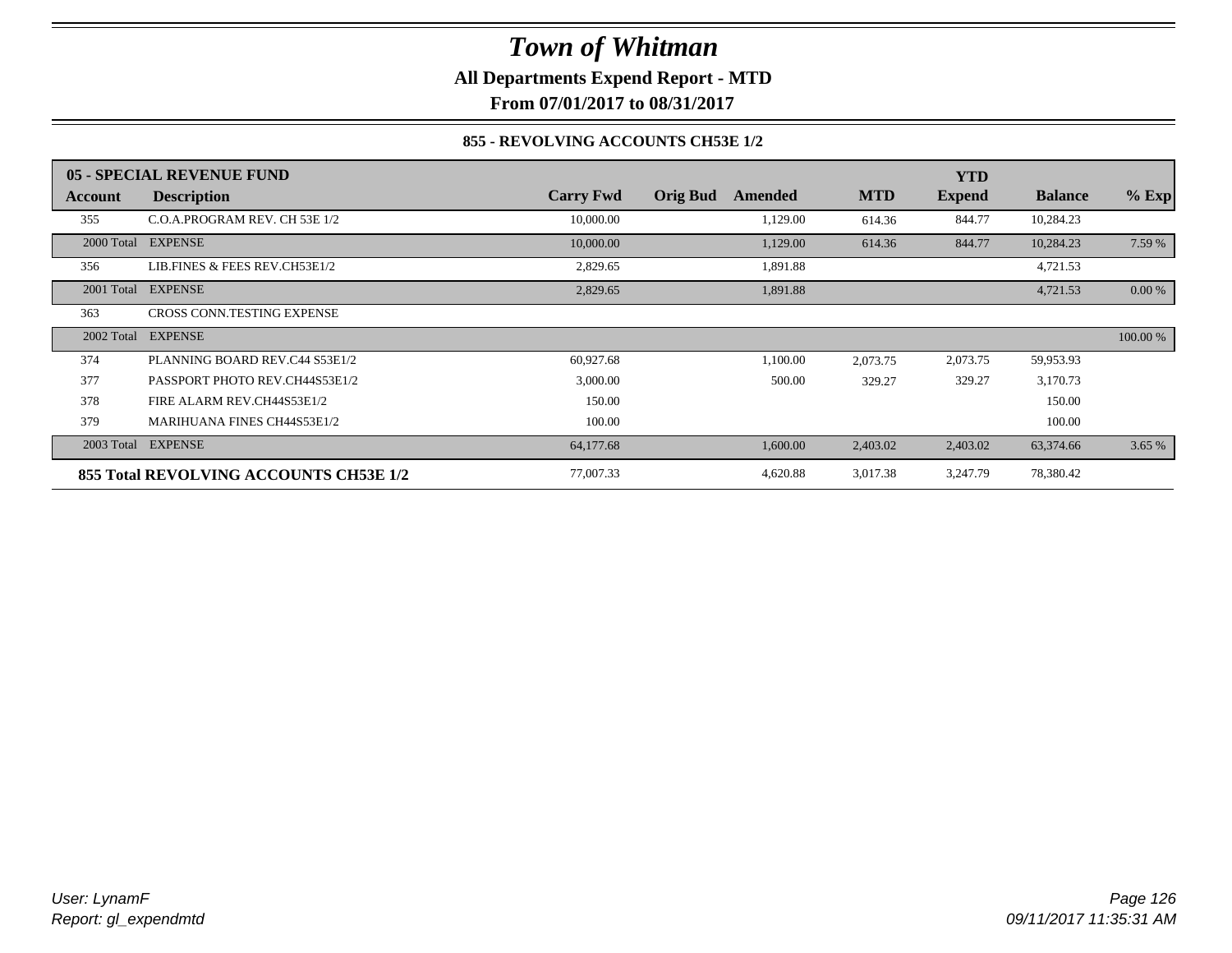# Town of Whitman

**All Departments Expend Report - MTD**

**From 07/01/2017 to 08/31/2017**

### 855 - REVOLVING ACCOUNTS CH53E 1/2

| 05 - SPECIAL REVENUE FUND | | | | | | | | |
|---|---|---|---|---|---|---|---|---|
| **Account** | **Description** | **Carry Fwd** | **Orig Bud** | **Amended** | **MTD** | **YTD Expend** | **Balance** | **% Exp** |
| 355 | C.O.A.PROGRAM REV. CH 53E 1/2 | 10,000.00 | | 1,129.00 | 614.36 | 844.77 | 10,284.23 | |
| 2000 Total | EXPENSE | 10,000.00 | | 1,129.00 | 614.36 | 844.77 | 10,284.23 | 7.59 % |
| 356 | LIB.FINES & FEES REV.CH53E1/2 | 2,829.65 | | 1,891.88 | | | 4,721.53 | |
| 2001 Total | EXPENSE | 2,829.65 | | 1,891.88 | | | 4,721.53 | 0.00 % |
| 363 | CROSS CONN.TESTING EXPENSE | | | | | | | |
| 2002 Total | EXPENSE | | | | | | | 100.00 % |
| 374 | PLANNING BOARD REV.C44 S53E1/2 | 60,927.68 | | 1,100.00 | 2,073.75 | 2,073.75 | 59,953.93 | |
| 377 | PASSPORT PHOTO REV.CH44S53E1/2 | 3,000.00 | | 500.00 | 329.27 | 329.27 | 3,170.73 | |
| 378 | FIRE ALARM REV.CH44S53E1/2 | 150.00 | | | | | 150.00 | |
| 379 | MARIHUANA FINES CH44S53E1/2 | 100.00 | | | | | 100.00 | |
| 2003 Total | EXPENSE | 64,177.68 | | 1,600.00 | 2,403.02 | 2,403.02 | 63,374.66 | 3.65 % |
| **855 Total REVOLVING ACCOUNTS CH53E 1/2** | | 77,007.33 | | 4,620.88 | 3,017.38 | 3,247.79 | 78,380.42 | |

*User: LynamF*
*Report: gl_expendmtd*

*09/11/2017 11:35:31 AM*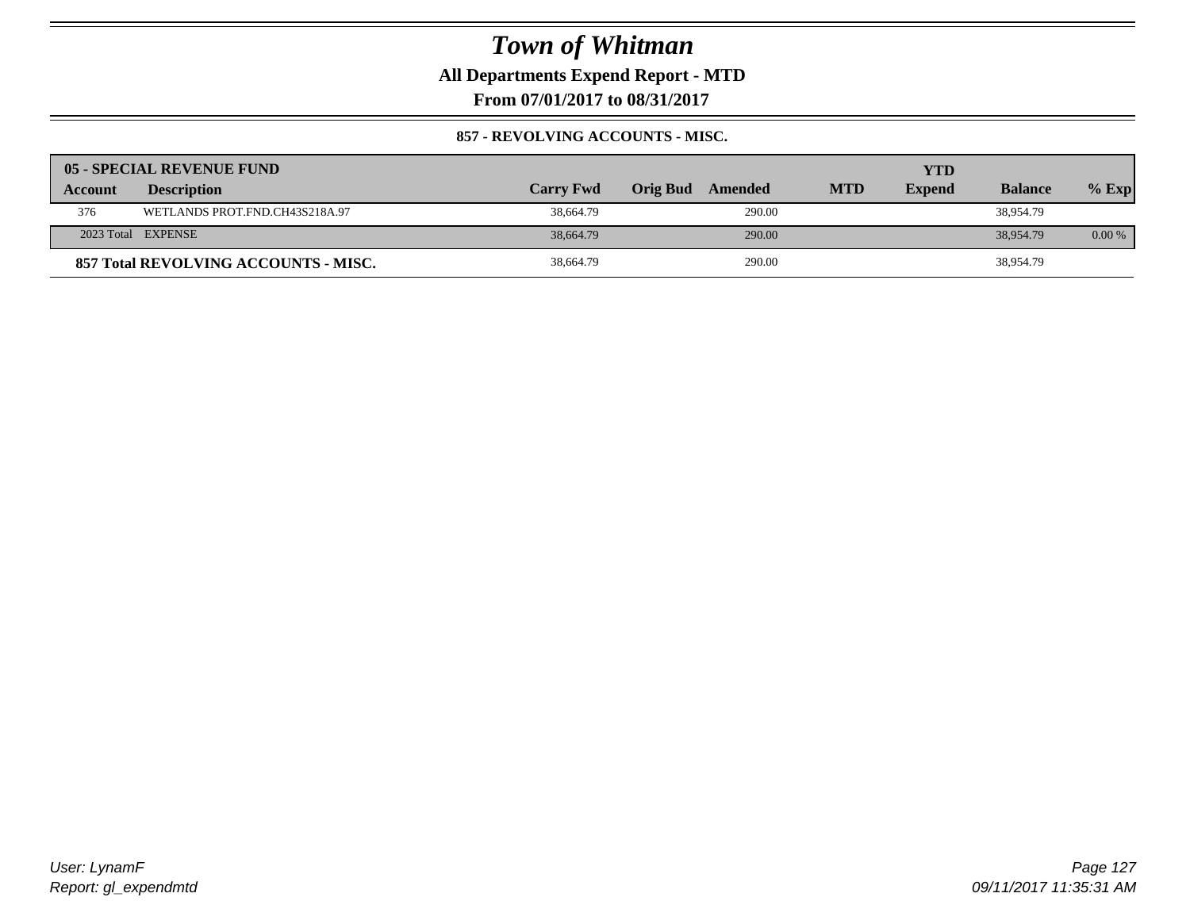# Town of Whitman

**All Departments Expend Report - MTD**

**From 07/01/2017 to 08/31/2017**

**857 - REVOLVING ACCOUNTS - MISC.**

| **05 - SPECIAL REVENUE FUND** | | | | | | | | |
|---|---|---|---|---|---|---|---|---|
| **Account** | **Description** | **Carry Fwd** | **Orig Bud** | **Amended** | **MTD** | **YTD Expend** | **Balance** | **% Exp** |
| 376 | WETLANDS PROT.FND.CH43S218A.97 | 38,664.79 | | 290.00 | | | 38,954.79 | |
| 2023 Total | EXPENSE | 38,664.79 | | 290.00 | | | 38,954.79 | 0.00 % |
| **857 Total REVOLVING ACCOUNTS - MISC.** | | 38,664.79 | | 290.00 | | | 38,954.79 | |

*User: LynamF*
*Report: gl_expendmtd*

*09/11/2017 11:35:31 AM*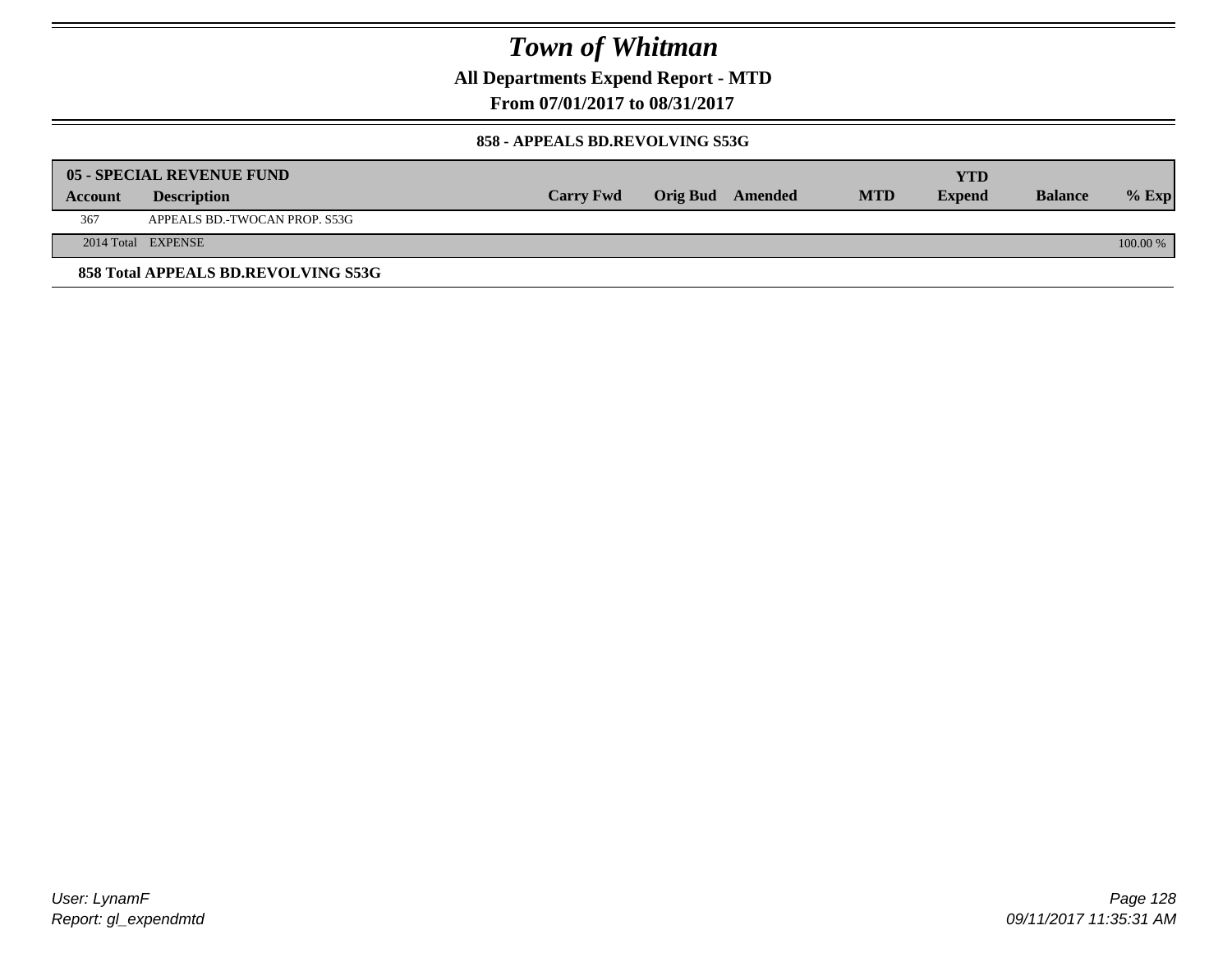# Town of Whitman

**All Departments Expend Report - MTD**

**From 07/01/2017 to 08/31/2017**

**858 - APPEALS BD.REVOLVING S53G**

| 05 - SPECIAL REVENUE FUND | | | | | | YTD | | |
|---|---|---|---|---|---|---|---|---|
| **Account** | **Description** | **Carry Fwd** | **Orig Bud** | **Amended** | **MTD** | **Expend** | **Balance** | **% Exp** |
| 367 | APPEALS BD.-TWOCAN PROP. S53G | | | | | | | |
| 2014 Total | EXPENSE | | | | | | | 100.00 % |

**858 Total APPEALS BD.REVOLVING S53G**

*User: LynamF*
*Report: gl_expendmtd*

*09/11/2017 11:35:31 AM*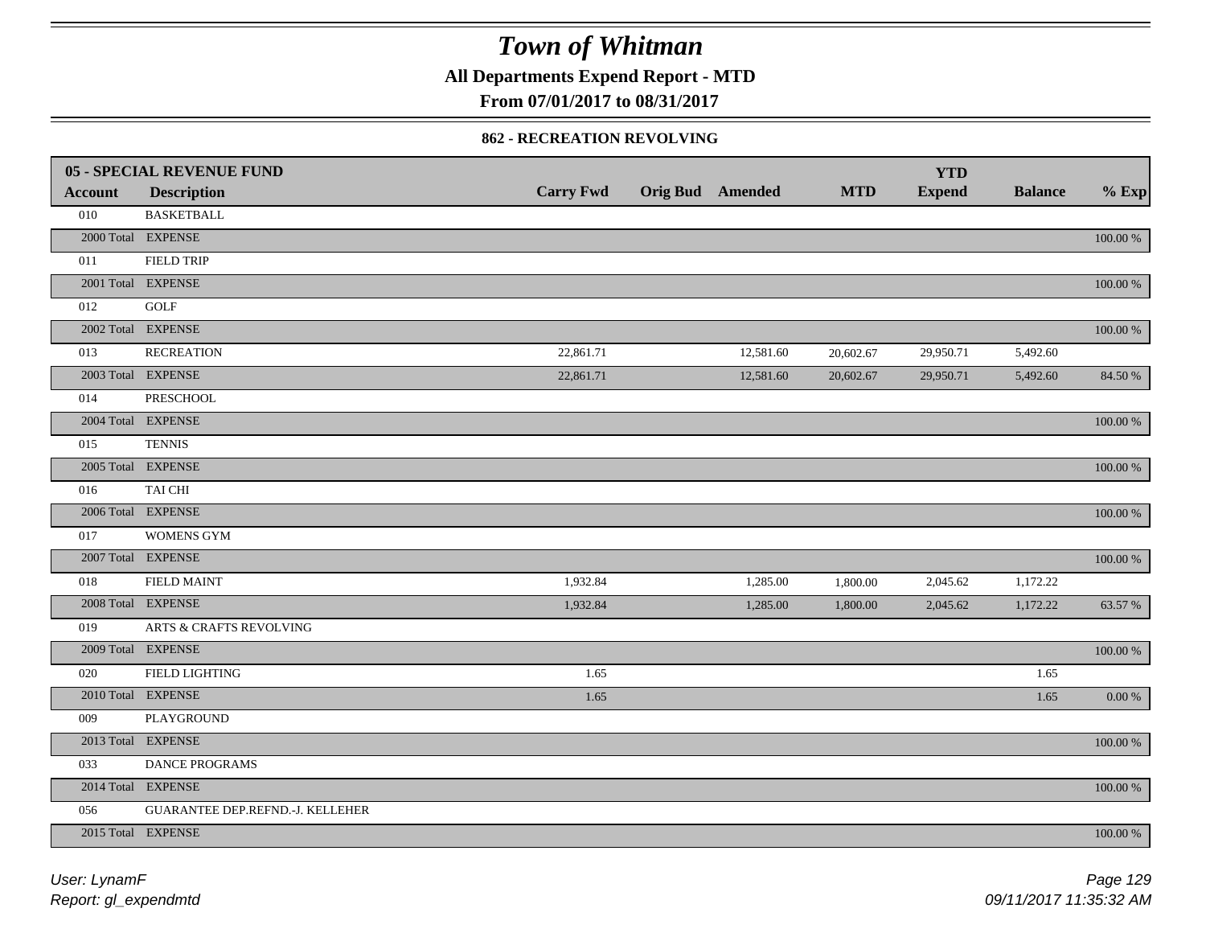# Town of Whitman

**All Departments Expend Report - MTD**

**From 07/01/2017 to 08/31/2017**

**862 - RECREATION REVOLVING**

| **05 - SPECIAL REVENUE FUND** | | | | | | | | |
|---|---|---|---|---|---|---|---|---|
| **Account** | **Description** | **Carry Fwd** | **Orig Bud** | **Amended** | **MTD** | **YTD Expend** | **Balance** | **% Exp** |
| 010 | BASKETBALL | | | | | | | |
| 2000 Total | EXPENSE | | | | | | | 100.00 % |
| 011 | FIELD TRIP | | | | | | | |
| 2001 Total | EXPENSE | | | | | | | 100.00 % |
| 012 | GOLF | | | | | | | |
| 2002 Total | EXPENSE | | | | | | | 100.00 % |
| 013 | RECREATION | 22,861.71 | | 12,581.60 | 20,602.67 | 29,950.71 | 5,492.60 | |
| 2003 Total | EXPENSE | 22,861.71 | | 12,581.60 | 20,602.67 | 29,950.71 | 5,492.60 | 84.50 % |
| 014 | PRESCHOOL | | | | | | | |
| 2004 Total | EXPENSE | | | | | | | 100.00 % |
| 015 | TENNIS | | | | | | | |
| 2005 Total | EXPENSE | | | | | | | 100.00 % |
| 016 | TAI CHI | | | | | | | |
| 2006 Total | EXPENSE | | | | | | | 100.00 % |
| 017 | WOMENS GYM | | | | | | | |
| 2007 Total | EXPENSE | | | | | | | 100.00 % |
| 018 | FIELD MAINT | 1,932.84 | | 1,285.00 | 1,800.00 | 2,045.62 | 1,172.22 | |
| 2008 Total | EXPENSE | 1,932.84 | | 1,285.00 | 1,800.00 | 2,045.62 | 1,172.22 | 63.57 % |
| 019 | ARTS & CRAFTS REVOLVING | | | | | | | |
| 2009 Total | EXPENSE | | | | | | | 100.00 % |
| 020 | FIELD LIGHTING | 1.65 | | | | | 1.65 | |
| 2010 Total | EXPENSE | 1.65 | | | | | 1.65 | 0.00 % |
| 009 | PLAYGROUND | | | | | | | |
| 2013 Total | EXPENSE | | | | | | | 100.00 % |
| 033 | DANCE PROGRAMS | | | | | | | |
| 2014 Total | EXPENSE | | | | | | | 100.00 % |
| 056 | GUARANTEE DEP.REFND.-J. KELLEHER | | | | | | | |
| 2015 Total | EXPENSE | | | | | | | 100.00 % |

*User: LynamF*
*Report: gl_expendmtd*

*09/11/2017 11:35:32 AM*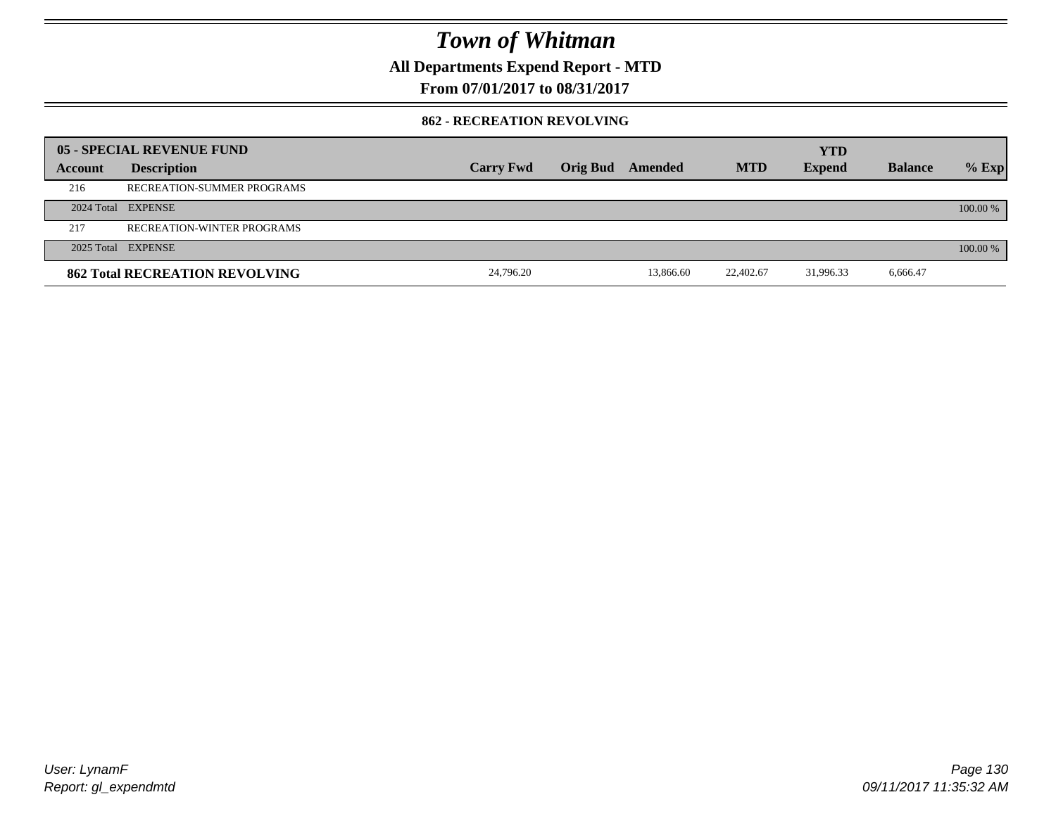# Town of Whitman

**All Departments Expend Report - MTD**

**From 07/01/2017 to 08/31/2017**

### 862 - RECREATION REVOLVING

| 05 - SPECIAL REVENUE FUND | | | | | | YTD | | |
|---|---|---|---|---|---|---|---|---|
| Account | Description | Carry Fwd | Orig Bud | Amended | MTD | Expend | Balance | % Exp |
| 216 | RECREATION-SUMMER PROGRAMS | | | | | | | |
| 2024 Total | EXPENSE | | | | | | | 100.00 % |
| 217 | RECREATION-WINTER PROGRAMS | | | | | | | |
| 2025 Total | EXPENSE | | | | | | | 100.00 % |
| **862 Total RECREATION REVOLVING** | | 24,796.20 | | 13,866.60 | 22,402.67 | 31,996.33 | 6,666.47 | |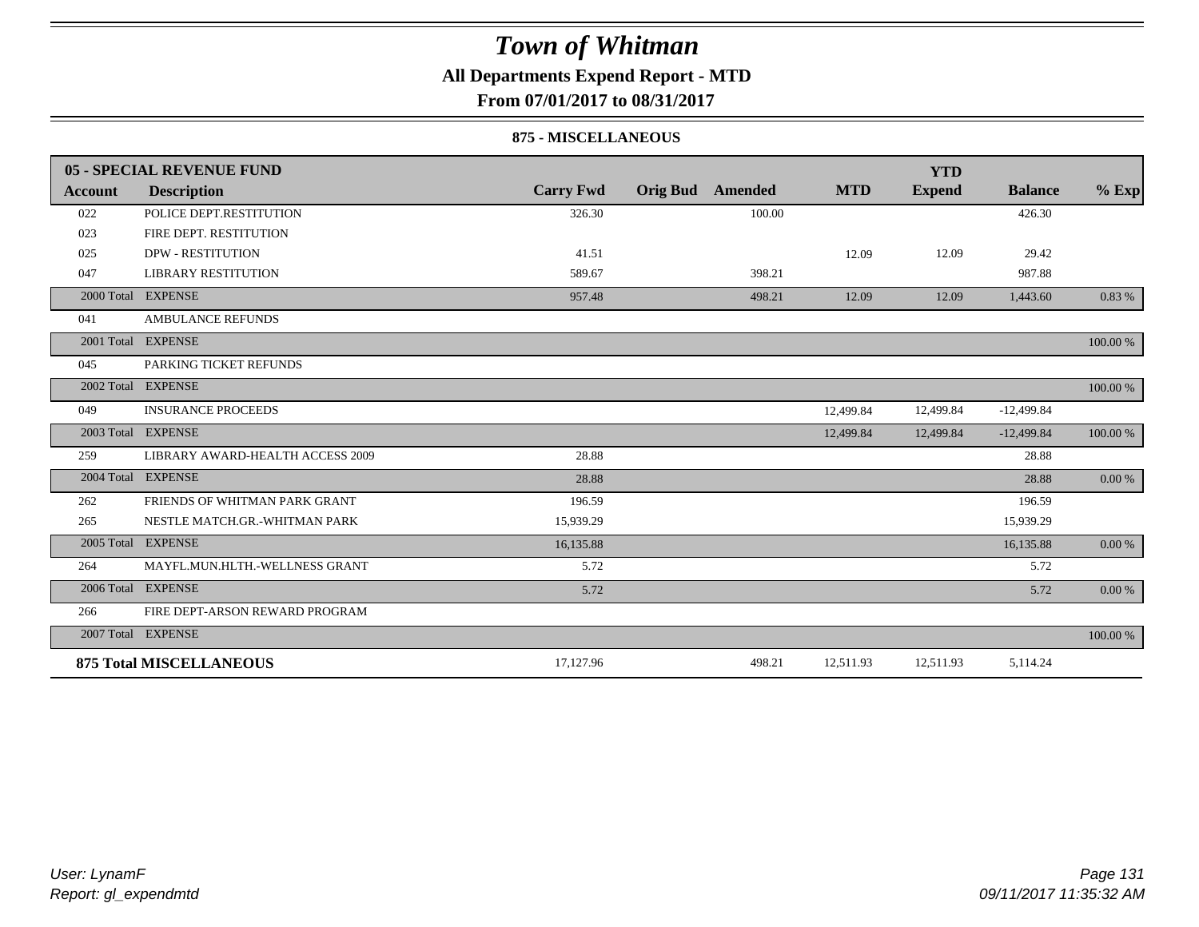# Town of Whitman

**All Departments Expend Report - MTD**

**From 07/01/2017 to 08/31/2017**

**875 - MISCELLANEOUS**

| 05 - SPECIAL REVENUE FUND | | | | | | YTD | | |
|---|---|---|---|---|---|---|---|---|
| **Account** | **Description** | **Carry Fwd** | **Orig Bud** | **Amended** | **MTD** | **Expend** | **Balance** | **% Exp** |
| 022 | POLICE DEPT.RESTITUTION | 326.30 | | 100.00 | | | 426.30 | |
| 023 | FIRE DEPT. RESTITUTION | | | | | | | |
| 025 | DPW - RESTITUTION | 41.51 | | | 12.09 | 12.09 | 29.42 | |
| 047 | LIBRARY RESTITUTION | 589.67 | | 398.21 | | | 987.88 | |
| 2000 Total | EXPENSE | 957.48 | | 498.21 | 12.09 | 12.09 | 1,443.60 | 0.83 % |
| 041 | AMBULANCE REFUNDS | | | | | | | |
| 2001 Total | EXPENSE | | | | | | | 100.00 % |
| 045 | PARKING TICKET REFUNDS | | | | | | | |
| 2002 Total | EXPENSE | | | | | | | 100.00 % |
| 049 | INSURANCE PROCEEDS | | | | 12,499.84 | 12,499.84 | -12,499.84 | |
| 2003 Total | EXPENSE | | | | 12,499.84 | 12,499.84 | -12,499.84 | 100.00 % |
| 259 | LIBRARY AWARD-HEALTH ACCESS 2009 | 28.88 | | | | | 28.88 | |
| 2004 Total | EXPENSE | 28.88 | | | | | 28.88 | 0.00 % |
| 262 | FRIENDS OF WHITMAN PARK GRANT | 196.59 | | | | | 196.59 | |
| 265 | NESTLE MATCH.GR.-WHITMAN PARK | 15,939.29 | | | | | 15,939.29 | |
| 2005 Total | EXPENSE | 16,135.88 | | | | | 16,135.88 | 0.00 % |
| 264 | MAYFL.MUN.HLTH.-WELLNESS GRANT | 5.72 | | | | | 5.72 | |
| 2006 Total | EXPENSE | 5.72 | | | | | 5.72 | 0.00 % |
| 266 | FIRE DEPT-ARSON REWARD PROGRAM | | | | | | | |
| 2007 Total | EXPENSE | | | | | | | 100.00 % |
| **875 Total MISCELLANEOUS** | | 17,127.96 | | 498.21 | 12,511.93 | 12,511.93 | 5,114.24 | |

*User: LynamF*
*Report: gl_expendmtd*

*09/11/2017 11:35:32 AM*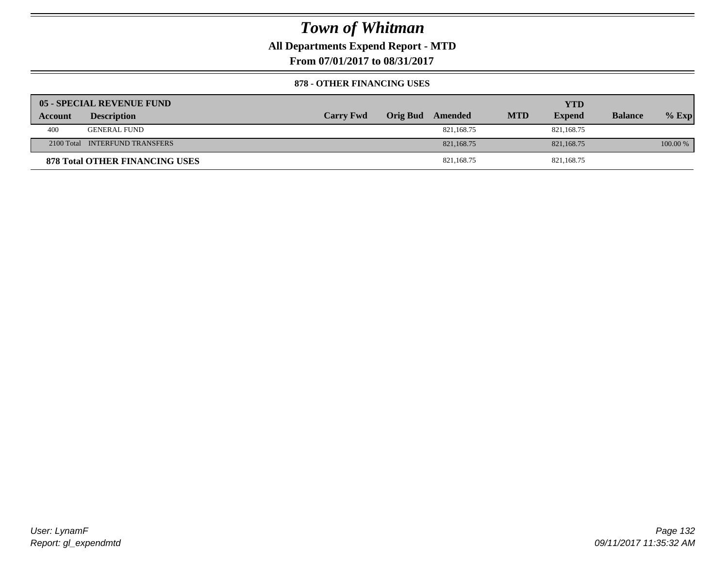# Town of Whitman

## All Departments Expend Report - MTD

### From 07/01/2017 to 08/31/2017

#### 878 - OTHER FINANCING USES

| 05 - SPECIAL REVENUE FUND | | | | | | YTD | | |
|---|---|---|---|---|---|---|---|---|
| Account | Description | Carry Fwd | Orig Bud | Amended | MTD | Expend | Balance | % Exp |
| 400 | GENERAL FUND | | | 821,168.75 | | 821,168.75 | | |
| 2100 Total | INTERFUND TRANSFERS | | | 821,168.75 | | 821,168.75 | | 100.00 % |
| **878 Total OTHER FINANCING USES** | | | | 821,168.75 | | 821,168.75 | | |

*User: LynamF*
*Report: gl_expendmtd*

*09/11/2017 11:35:32 AM*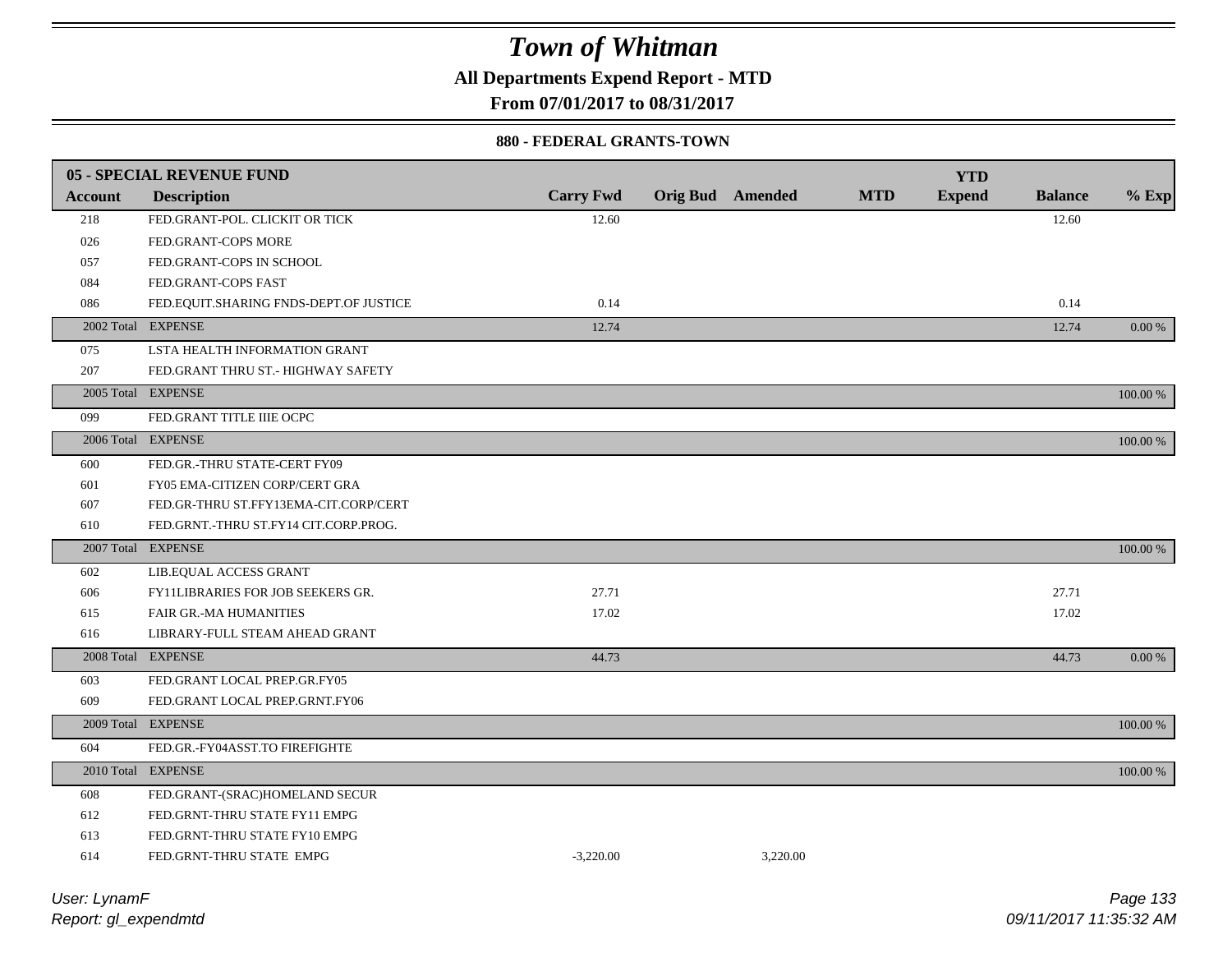# Town of Whitman

**All Departments Expend Report - MTD**

**From 07/01/2017 to 08/31/2017**

**880 - FEDERAL GRANTS-TOWN**

| 05 - SPECIAL REVENUE FUND | | | | | | YTD | | |
|---|---|---|---|---|---|---|---|---|
| **Account** | **Description** | **Carry Fwd** | **Orig Bud** | **Amended** | **MTD** | **Expend** | **Balance** | **% Exp** |
| 218 | FED.GRANT-POL. CLICKIT OR TICK | 12.60 | | | | | 12.60 | |
| 026 | FED.GRANT-COPS MORE | | | | | | | |
| 057 | FED.GRANT-COPS IN SCHOOL | | | | | | | |
| 084 | FED.GRANT-COPS FAST | | | | | | | |
| 086 | FED.EQUIT.SHARING FNDS-DEPT.OF JUSTICE | 0.14 | | | | | 0.14 | |
| 2002 Total | EXPENSE | 12.74 | | | | | 12.74 | 0.00 % |
| 075 | LSTA HEALTH INFORMATION GRANT | | | | | | | |
| 207 | FED.GRANT THRU ST.- HIGHWAY SAFETY | | | | | | | |
| 2005 Total | EXPENSE | | | | | | | 100.00 % |
| 099 | FED.GRANT TITLE IIIE OCPC | | | | | | | |
| 2006 Total | EXPENSE | | | | | | | 100.00 % |
| 600 | FED.GR.-THRU STATE-CERT FY09 | | | | | | | |
| 601 | FY05 EMA-CITIZEN CORP/CERT GRA | | | | | | | |
| 607 | FED.GR-THRU ST.FFY13EMA-CIT.CORP/CERT | | | | | | | |
| 610 | FED.GRNT.-THRU ST.FY14 CIT.CORP.PROG. | | | | | | | |
| 2007 Total | EXPENSE | | | | | | | 100.00 % |
| 602 | LIB.EQUAL ACCESS GRANT | | | | | | | |
| 606 | FY11LIBRARIES FOR JOB SEEKERS GR. | 27.71 | | | | | 27.71 | |
| 615 | FAIR GR.-MA HUMANITIES | 17.02 | | | | | 17.02 | |
| 616 | LIBRARY-FULL STEAM AHEAD GRANT | | | | | | | |
| 2008 Total | EXPENSE | 44.73 | | | | | 44.73 | 0.00 % |
| 603 | FED.GRANT LOCAL PREP.GR.FY05 | | | | | | | |
| 609 | FED.GRANT LOCAL PREP.GRNT.FY06 | | | | | | | |
| 2009 Total | EXPENSE | | | | | | | 100.00 % |
| 604 | FED.GR.-FY04ASST.TO FIREFIGHTE | | | | | | | |
| 2010 Total | EXPENSE | | | | | | | 100.00 % |
| 608 | FED.GRANT-(SRAC)HOMELAND SECUR | | | | | | | |
| 612 | FED.GRNT-THRU STATE FY11 EMPG | | | | | | | |
| 613 | FED.GRNT-THRU STATE FY10 EMPG | | | | | | | |
| 614 | FED.GRNT-THRU STATE EMPG | -3,220.00 | | 3,220.00 | | | | |

*Report: gl_expendmtd*

*User: LynamF*

*09/11/2017 11:35:32 AM*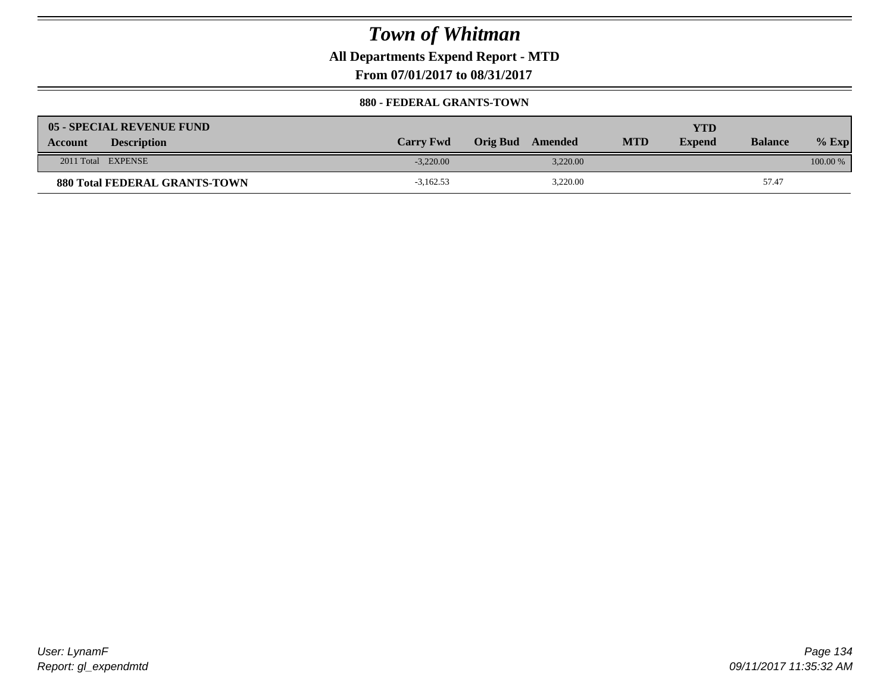# Town of Whitman

## All Departments Expend Report - MTD

### From 07/01/2017 to 08/31/2017

**880 - FEDERAL GRANTS-TOWN**

| 05 - SPECIAL REVENUE FUND | | | | | | YTD | | |
|---|---|---|---|---|---|---|---|---|
| **Account** | **Description** | **Carry Fwd** | **Orig Bud** | **Amended** | **MTD** | **Expend** | **Balance** | **% Exp** |
| 2011 Total | EXPENSE | -3,220.00 | | 3,220.00 | | | | 100.00 % |
| **880 Total FEDERAL GRANTS-TOWN** | | -3,162.53 | | 3,220.00 | | | 57.47 | |

User: LynamF
Report: gl_expendmtd

09/11/2017 11:35:32 AM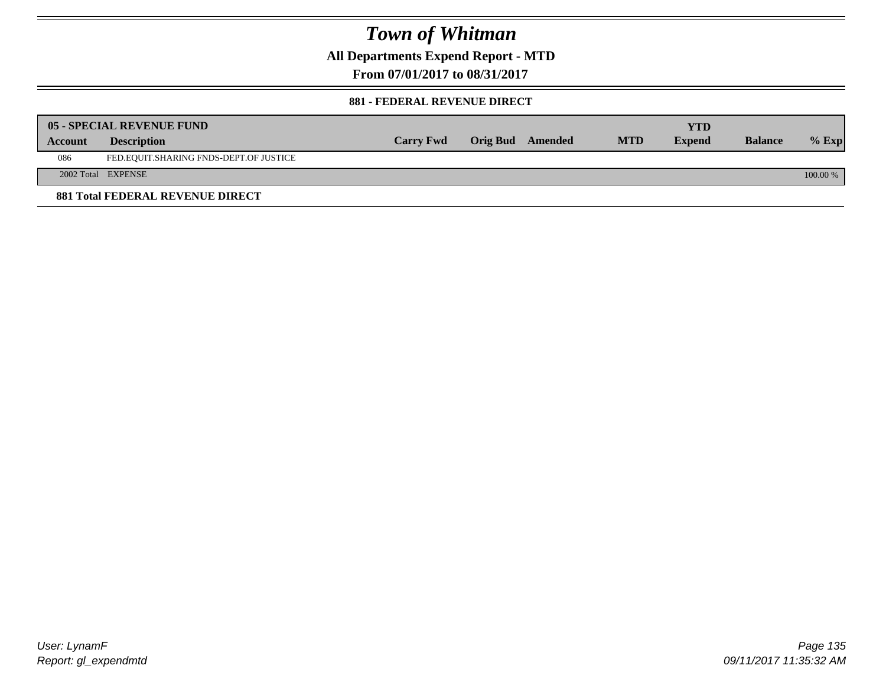# Town of Whitman

## All Departments Expend Report - MTD

## From 07/01/2017 to 08/31/2017

### 881 - FEDERAL REVENUE DIRECT

| 05 - SPECIAL REVENUE FUND | | | | | | YTD | | |
|---|---|---|---|---|---|---|---|---|
| **Account** | **Description** | **Carry Fwd** | **Orig Bud** | **Amended** | **MTD** | **Expend** | **Balance** | **% Exp** |
| 086 | FED.EQUIT.SHARING FNDS-DEPT.OF JUSTICE | | | | | | | |
| 2002 Total | EXPENSE | | | | | | | 100.00 % |

**881 Total FEDERAL REVENUE DIRECT**

User: LynamF
Report: gl_expendmtd

09/11/2017 11:35:32 AM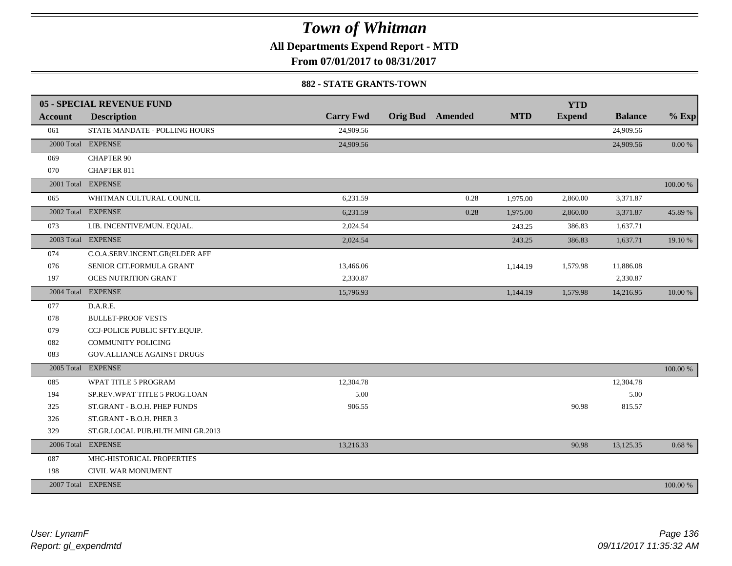# Town of Whitman

**All Departments Expend Report - MTD**

**From 07/01/2017 to 08/31/2017**

**882 - STATE GRANTS-TOWN**

| 05 - SPECIAL REVENUE FUND | | | | | | YTD | | |
|---|---|---|---|---|---|---|---|---|
| **Account** | **Description** | **Carry Fwd** | **Orig Bud** | **Amended** | **MTD** | **Expend** | **Balance** | **% Exp** |
| 061 | STATE MANDATE - POLLING HOURS | 24,909.56 | | | | | 24,909.56 | |
| 2000 Total | EXPENSE | 24,909.56 | | | | | 24,909.56 | 0.00 % |
| 069 | CHAPTER 90 | | | | | | | |
| 070 | CHAPTER 811 | | | | | | | |
| 2001 Total | EXPENSE | | | | | | | 100.00 % |
| 065 | WHITMAN CULTURAL COUNCIL | 6,231.59 | | 0.28 | 1,975.00 | 2,860.00 | 3,371.87 | |
| 2002 Total | EXPENSE | 6,231.59 | | 0.28 | 1,975.00 | 2,860.00 | 3,371.87 | 45.89 % |
| 073 | LIB. INCENTIVE/MUN. EQUAL. | 2,024.54 | | | 243.25 | 386.83 | 1,637.71 | |
| 2003 Total | EXPENSE | 2,024.54 | | | 243.25 | 386.83 | 1,637.71 | 19.10 % |
| 074 | C.O.A.SERV.INCENT.GR(ELDER AFF | | | | | | | |
| 076 | SENIOR CIT.FORMULA GRANT | 13,466.06 | | | 1,144.19 | 1,579.98 | 11,886.08 | |
| 197 | OCES NUTRITION GRANT | 2,330.87 | | | | | 2,330.87 | |
| 2004 Total | EXPENSE | 15,796.93 | | | 1,144.19 | 1,579.98 | 14,216.95 | 10.00 % |
| 077 | D.A.R.E. | | | | | | | |
| 078 | BULLET-PROOF VESTS | | | | | | | |
| 079 | CCJ-POLICE PUBLIC SFTY.EQUIP. | | | | | | | |
| 082 | COMMUNITY POLICING | | | | | | | |
| 083 | GOV.ALLIANCE AGAINST DRUGS | | | | | | | |
| 2005 Total | EXPENSE | | | | | | | 100.00 % |
| 085 | WPAT TITLE 5 PROGRAM | 12,304.78 | | | | | 12,304.78 | |
| 194 | SP.REV.WPAT TITLE 5 PROG.LOAN | 5.00 | | | | | 5.00 | |
| 325 | ST.GRANT - B.O.H. PHEP FUNDS | 906.55 | | | | 90.98 | 815.57 | |
| 326 | ST.GRANT - B.O.H. PHER 3 | | | | | | | |
| 329 | ST.GR.LOCAL PUB.HLTH.MINI GR.2013 | | | | | | | |
| 2006 Total | EXPENSE | 13,216.33 | | | | 90.98 | 13,125.35 | 0.68 % |
| 087 | MHC-HISTORICAL PROPERTIES | | | | | | | |
| 198 | CIVIL WAR MONUMENT | | | | | | | |
| 2007 Total | EXPENSE | | | | | | | 100.00 % |

*User: LynamF*
*Report: gl_expendmtd*

*09/11/2017 11:35:32 AM*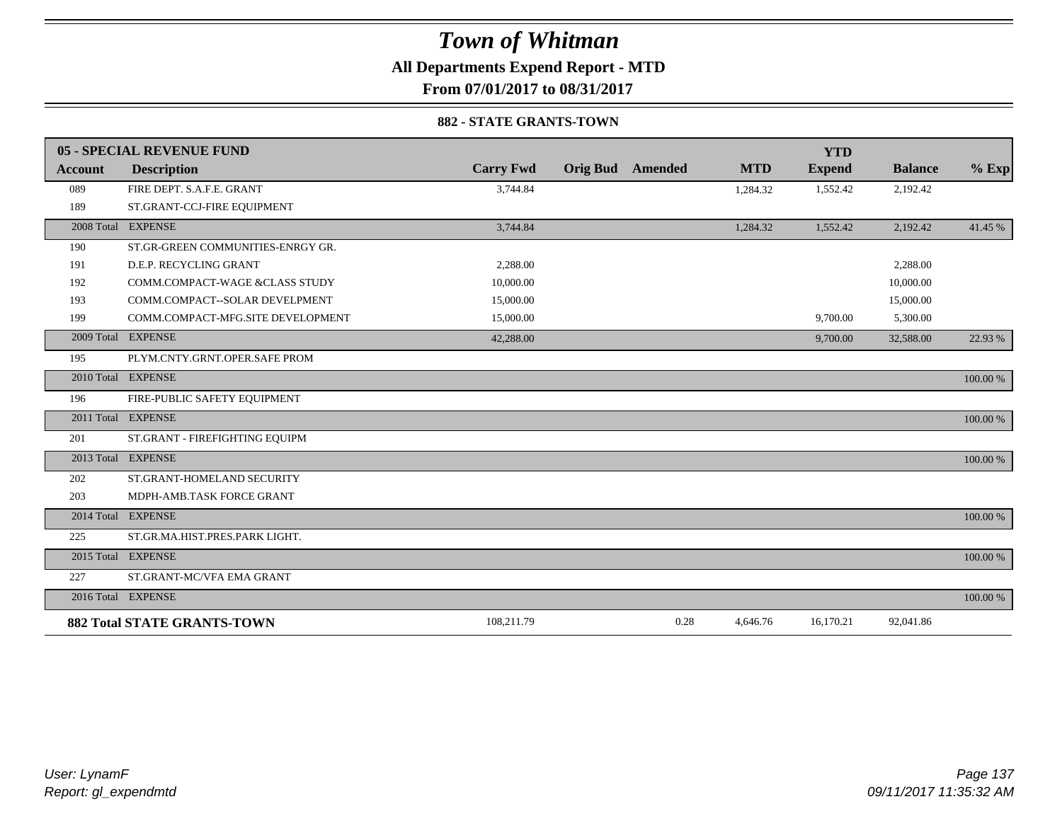# Town of Whitman

**All Departments Expend Report - MTD**

**From 07/01/2017 to 08/31/2017**

**882 - STATE GRANTS-TOWN**

| 05 - SPECIAL REVENUE FUND | | | | | | YTD | | |
|---|---|---|---|---|---|---|---|---|
| **Account** | **Description** | **Carry Fwd** | **Orig Bud** | **Amended** | **MTD** | **Expend** | **Balance** | **% Exp** |
| 089 | FIRE DEPT. S.A.F.E. GRANT | 3,744.84 | | | 1,284.32 | 1,552.42 | 2,192.42 | |
| 189 | ST.GRANT-CCJ-FIRE EQUIPMENT | | | | | | | |
| 2008 Total | EXPENSE | 3,744.84 | | | 1,284.32 | 1,552.42 | 2,192.42 | 41.45 % |
| 190 | ST.GR-GREEN COMMUNITIES-ENRGY GR. | | | | | | | |
| 191 | D.E.P. RECYCLING GRANT | 2,288.00 | | | | | 2,288.00 | |
| 192 | COMM.COMPACT-WAGE &CLASS STUDY | 10,000.00 | | | | | 10,000.00 | |
| 193 | COMM.COMPACT--SOLAR DEVELPMENT | 15,000.00 | | | | | 15,000.00 | |
| 199 | COMM.COMPACT-MFG.SITE DEVELOPMENT | 15,000.00 | | | | 9,700.00 | 5,300.00 | |
| 2009 Total | EXPENSE | 42,288.00 | | | | 9,700.00 | 32,588.00 | 22.93 % |
| 195 | PLYM.CNTY.GRNT.OPER.SAFE PROM | | | | | | | |
| 2010 Total | EXPENSE | | | | | | | 100.00 % |
| 196 | FIRE-PUBLIC SAFETY EQUIPMENT | | | | | | | |
| 2011 Total | EXPENSE | | | | | | | 100.00 % |
| 201 | ST.GRANT - FIREFIGHTING EQUIPM | | | | | | | |
| 2013 Total | EXPENSE | | | | | | | 100.00 % |
| 202 | ST.GRANT-HOMELAND SECURITY | | | | | | | |
| 203 | MDPH-AMB.TASK FORCE GRANT | | | | | | | |
| 2014 Total | EXPENSE | | | | | | | 100.00 % |
| 225 | ST.GR.MA.HIST.PRES.PARK LIGHT. | | | | | | | |
| 2015 Total | EXPENSE | | | | | | | 100.00 % |
| 227 | ST.GRANT-MC/VFA EMA GRANT | | | | | | | |
| 2016 Total | EXPENSE | | | | | | | 100.00 % |
| **882 Total STATE GRANTS-TOWN** | | 108,211.79 | | 0.28 | 4,646.76 | 16,170.21 | 92,041.86 | |

*User: LynamF*
*Report: gl_expendmtd*

*09/11/2017 11:35:32 AM*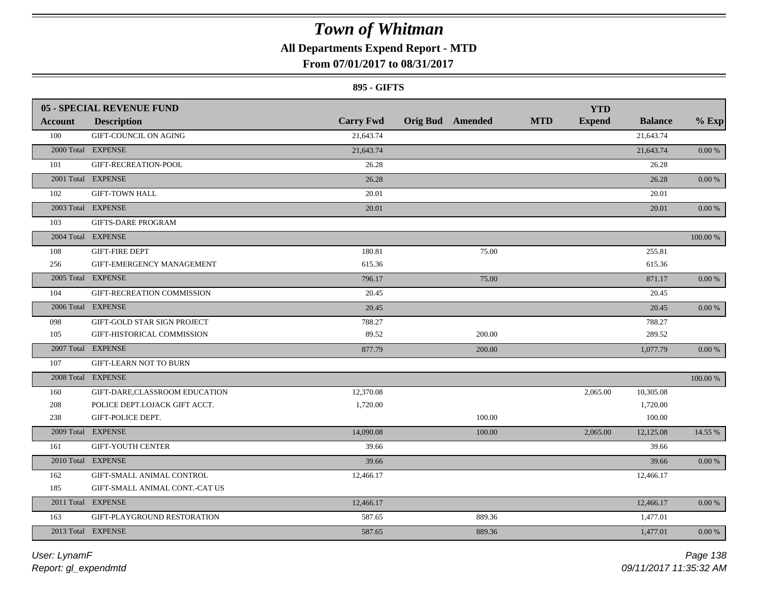# Town of Whitman

**All Departments Expend Report - MTD**

**From 07/01/2017 to 08/31/2017**

**895 - GIFTS**

| 05 - SPECIAL REVENUE FUND | | | | | | | | |
|---|---|---|---|---|---|---|---|---|
| **Account** | **Description** | **Carry Fwd** | **Orig Bud** | **Amended** | **MTD** | **YTD Expend** | **Balance** | **% Exp** |
| 100 | GIFT-COUNCIL ON AGING | 21,643.74 | | | | | 21,643.74 | |
| 2000 Total | EXPENSE | 21,643.74 | | | | | 21,643.74 | 0.00 % |
| 101 | GIFT-RECREATION-POOL | 26.28 | | | | | 26.28 | |
| 2001 Total | EXPENSE | 26.28 | | | | | 26.28 | 0.00 % |
| 102 | GIFT-TOWN HALL | 20.01 | | | | | 20.01 | |
| 2003 Total | EXPENSE | 20.01 | | | | | 20.01 | 0.00 % |
| 103 | GIFTS-DARE PROGRAM | | | | | | | |
| 2004 Total | EXPENSE | | | | | | | 100.00 % |
| 108 | GIFT-FIRE DEPT | 180.81 | | 75.00 | | | 255.81 | |
| 256 | GIFT-EMERGENCY MANAGEMENT | 615.36 | | | | | 615.36 | |
| 2005 Total | EXPENSE | 796.17 | | 75.00 | | | 871.17 | 0.00 % |
| 104 | GIFT-RECREATION COMMISSION | 20.45 | | | | | 20.45 | |
| 2006 Total | EXPENSE | 20.45 | | | | | 20.45 | 0.00 % |
| 098 | GIFT-GOLD STAR SIGN PROJECT | 788.27 | | | | | 788.27 | |
| 105 | GIFT-HISTORICAL COMMISSION | 89.52 | | 200.00 | | | 289.52 | |
| 2007 Total | EXPENSE | 877.79 | | 200.00 | | | 1,077.79 | 0.00 % |
| 107 | GIFT-LEARN NOT TO BURN | | | | | | | |
| 2008 Total | EXPENSE | | | | | | | 100.00 % |
| 160 | GIFT-DARE,CLASSROOM EDUCATION | 12,370.08 | | | | 2,065.00 | 10,305.08 | |
| 208 | POLICE DEPT.LOJACK GIFT ACCT. | 1,720.00 | | | | | 1,720.00 | |
| 238 | GIFT-POLICE DEPT. | | | 100.00 | | | 100.00 | |
| 2009 Total | EXPENSE | 14,090.08 | | 100.00 | | 2,065.00 | 12,125.08 | 14.55 % |
| 161 | GIFT-YOUTH CENTER | 39.66 | | | | | 39.66 | |
| 2010 Total | EXPENSE | 39.66 | | | | | 39.66 | 0.00 % |
| 162 | GIFT-SMALL ANIMAL CONTROL | 12,466.17 | | | | | 12,466.17 | |
| 185 | GIFT-SMALL ANIMAL CONT.-CAT US | | | | | | | |
| 2011 Total | EXPENSE | 12,466.17 | | | | | 12,466.17 | 0.00 % |
| 163 | GIFT-PLAYGROUND RESTORATION | 587.65 | | 889.36 | | | 1,477.01 | |
| 2013 Total | EXPENSE | 587.65 | | 889.36 | | | 1,477.01 | 0.00 % |

*User: LynamF*
*Report: gl_expendmtd*

*09/11/2017 11:35:32 AM*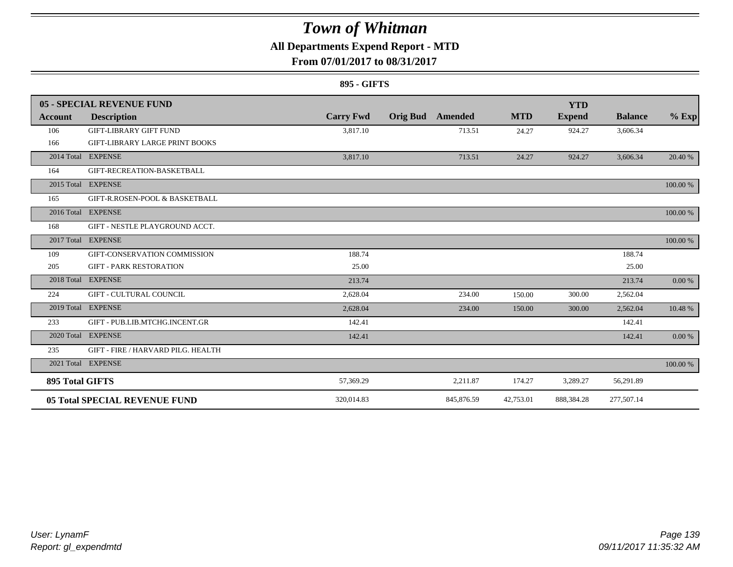# Town of Whitman

## All Departments Expend Report - MTD

### From 07/01/2017 to 08/31/2017

**895 - GIFTS**

| **05 - SPECIAL REVENUE FUND** | | | | | | | | |
|---|---|---|---|---|---|---|---|---|
| **Account** | **Description** | **Carry Fwd** | **Orig Bud** | **Amended** | **MTD** | **YTD Expend** | **Balance** | **% Exp** |
| 106 | GIFT-LIBRARY GIFT FUND | 3,817.10 | | 713.51 | 24.27 | 924.27 | 3,606.34 | |
| 166 | GIFT-LIBRARY LARGE PRINT BOOKS | | | | | | | |
| 2014 Total | EXPENSE | 3,817.10 | | 713.51 | 24.27 | 924.27 | 3,606.34 | 20.40 % |
| 164 | GIFT-RECREATION-BASKETBALL | | | | | | | |
| 2015 Total | EXPENSE | | | | | | | 100.00 % |
| 165 | GIFT-R.ROSEN-POOL & BASKETBALL | | | | | | | |
| 2016 Total | EXPENSE | | | | | | | 100.00 % |
| 168 | GIFT - NESTLE PLAYGROUND ACCT. | | | | | | | |
| 2017 Total | EXPENSE | | | | | | | 100.00 % |
| 109 | GIFT-CONSERVATION COMMISSION | 188.74 | | | | | 188.74 | |
| 205 | GIFT - PARK RESTORATION | 25.00 | | | | | 25.00 | |
| 2018 Total | EXPENSE | 213.74 | | | | | 213.74 | 0.00 % |
| 224 | GIFT - CULTURAL COUNCIL | 2,628.04 | | 234.00 | 150.00 | 300.00 | 2,562.04 | |
| 2019 Total | EXPENSE | 2,628.04 | | 234.00 | 150.00 | 300.00 | 2,562.04 | 10.48 % |
| 233 | GIFT - PUB.LIB.MTCHG.INCENT.GR | 142.41 | | | | | 142.41 | |
| 2020 Total | EXPENSE | 142.41 | | | | | 142.41 | 0.00 % |
| 235 | GIFT - FIRE / HARVARD PILG. HEALTH | | | | | | | |
| 2021 Total | EXPENSE | | | | | | | 100.00 % |
| **895 Total GIFTS** | | 57,369.29 | | 2,211.87 | 174.27 | 3,289.27 | 56,291.89 | |
| **05 Total SPECIAL REVENUE FUND** | | 320,014.83 | | 845,876.59 | 42,753.01 | 888,384.28 | 277,507.14 | |

*User: LynamF*
*Report: gl_expendmtd*

*09/11/2017 11:35:32 AM*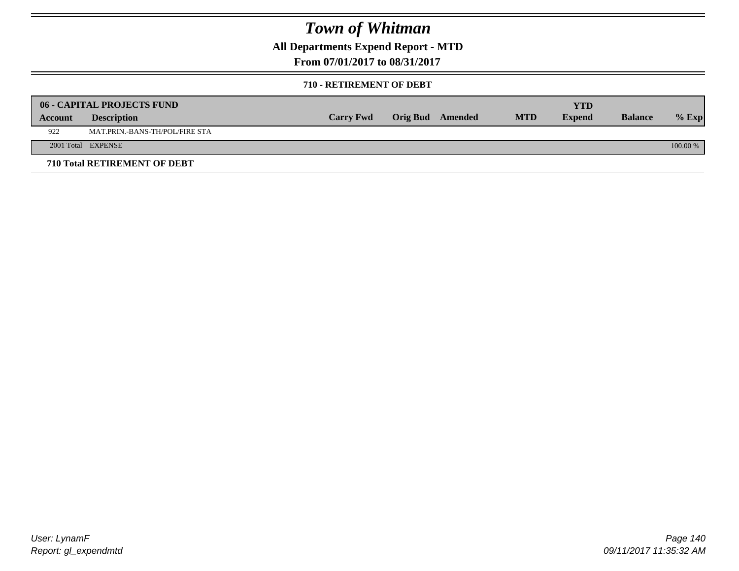# Town of Whitman

## All Departments Expend Report - MTD

## From 07/01/2017 to 08/31/2017

### 710 - RETIREMENT OF DEBT

| 06 - CAPITAL PROJECTS FUND | | | | | | YTD | | |
|---|---|---|---|---|---|---|---|---|
| **Account** | **Description** | **Carry Fwd** | **Orig Bud** | **Amended** | **MTD** | **Expend** | **Balance** | **% Exp** |
| 922 | MAT.PRIN.-BANS-TH/POL/FIRE STA | | | | | | | |
| 2001 Total | EXPENSE | | | | | | | 100.00 % |

**710 Total RETIREMENT OF DEBT**

User: LynamF
Report: gl_expendmtd

09/11/2017 11:35:32 AM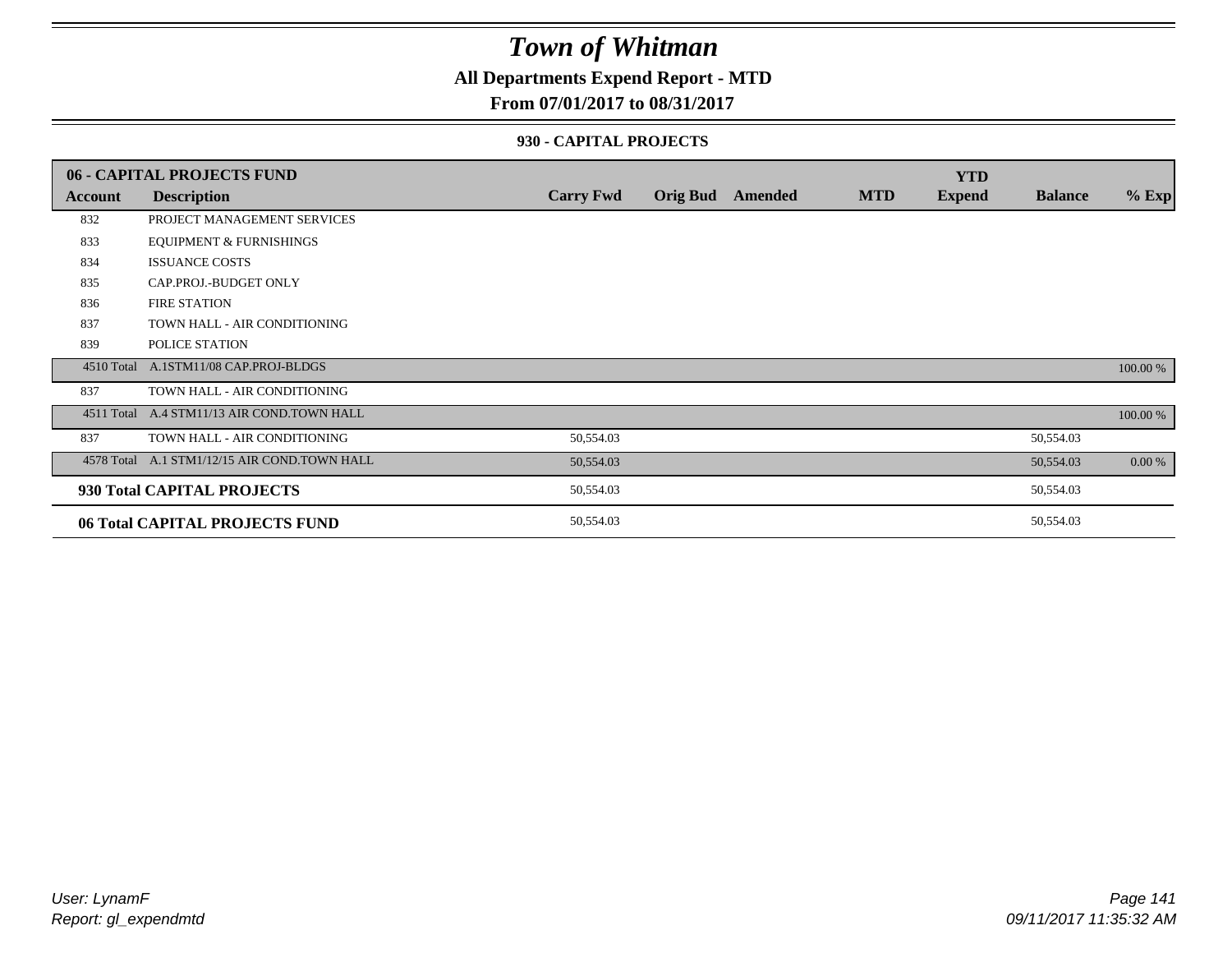# Town of Whitman

**All Departments Expend Report - MTD**

**From 07/01/2017 to 08/31/2017**

**930 - CAPITAL PROJECTS**

| 06 - CAPITAL PROJECTS FUND | | | | | | YTD | | |
|---|---|---|---|---|---|---|---|---|
| **Account** | **Description** | **Carry Fwd** | **Orig Bud** | **Amended** | **MTD** | **Expend** | **Balance** | **% Exp** |
| 832 | PROJECT MANAGEMENT SERVICES | | | | | | | |
| 833 | EQUIPMENT & FURNISHINGS | | | | | | | |
| 834 | ISSUANCE COSTS | | | | | | | |
| 835 | CAP.PROJ.-BUDGET ONLY | | | | | | | |
| 836 | FIRE STATION | | | | | | | |
| 837 | TOWN HALL - AIR CONDITIONING | | | | | | | |
| 839 | POLICE STATION | | | | | | | |
| 4510 Total | A.1STM11/08 CAP.PROJ-BLDGS | | | | | | | 100.00 % |
| 837 | TOWN HALL - AIR CONDITIONING | | | | | | | |
| 4511 Total | A.4 STM11/13 AIR COND.TOWN HALL | | | | | | | 100.00 % |
| 837 | TOWN HALL - AIR CONDITIONING | 50,554.03 | | | | | 50,554.03 | |
| 4578 Total | A.1 STM1/12/15 AIR COND.TOWN HALL | 50,554.03 | | | | | 50,554.03 | 0.00 % |
| **930 Total CAPITAL PROJECTS** | | 50,554.03 | | | | | 50,554.03 | |
| **06 Total CAPITAL PROJECTS FUND** | | 50,554.03 | | | | | 50,554.03 | |

*User: LynamF*
*Report: gl_expendmtd*

*09/11/2017 11:35:32 AM*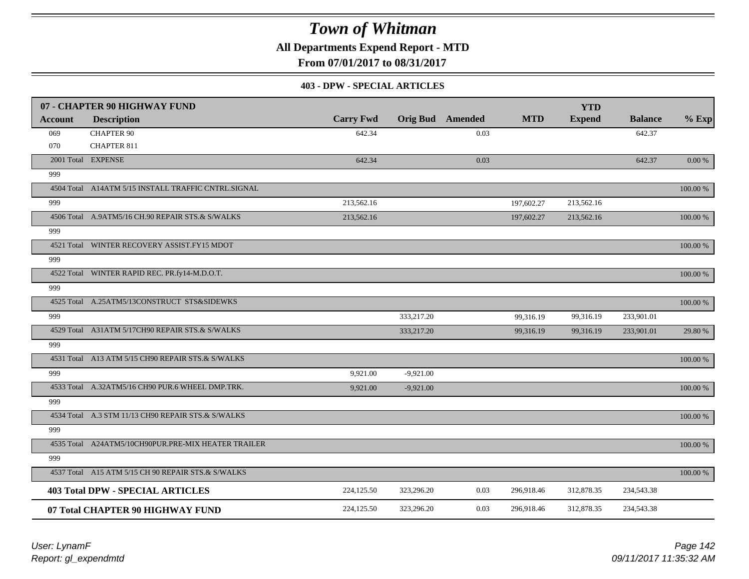# Town of Whitman

**All Departments Expend Report - MTD**

**From 07/01/2017 to 08/31/2017**

**403 - DPW - SPECIAL ARTICLES**

| 07 - CHAPTER 90 HIGHWAY FUND<br>Account | Description | Carry Fwd | Orig Bud | Amended | MTD | YTD Expend | Balance | % Exp |
|---|---|---|---|---|---|---|---|---|
| 069 | CHAPTER 90 | 642.34 | | 0.03 | | | 642.37 | |
| 070 | CHAPTER 811 | | | | | | | |
| 2001 Total | EXPENSE | 642.34 | | 0.03 | | | 642.37 | 0.00 % |
| 999 | | | | | | | | |
| 4504 Total | A14ATM 5/15 INSTALL TRAFFIC CNTRL.SIGNAL | | | | | | | 100.00 % |
| 999 | | 213,562.16 | | | 197,602.27 | 213,562.16 | | |
| 4506 Total | A.9ATM5/16 CH.90 REPAIR STS.& S/WALKS | 213,562.16 | | | 197,602.27 | 213,562.16 | | 100.00 % |
| 999 | | | | | | | | |
| 4521 Total | WINTER RECOVERY ASSIST.FY15 MDOT | | | | | | | 100.00 % |
| 999 | | | | | | | | |
| 4522 Total | WINTER RAPID REC. PR.fy14-M.D.O.T. | | | | | | | 100.00 % |
| 999 | | | | | | | | |
| 4525 Total | A.25ATM5/13CONSTRUCT STS&SIDEWKS | | | | | | | 100.00 % |
| 999 | | | 333,217.20 | | 99,316.19 | 99,316.19 | 233,901.01 | |
| 4529 Total | A31ATM 5/17CH90 REPAIR STS.& S/WALKS | | 333,217.20 | | 99,316.19 | 99,316.19 | 233,901.01 | 29.80 % |
| 999 | | | | | | | | |
| 4531 Total | A13 ATM 5/15 CH90 REPAIR STS.& S/WALKS | | | | | | | 100.00 % |
| 999 | | 9,921.00 | -9,921.00 | | | | | |
| 4533 Total | A.32ATM5/16 CH90 PUR.6 WHEEL DMP.TRK. | 9,921.00 | -9,921.00 | | | | | 100.00 % |
| 999 | | | | | | | | |
| 4534 Total | A.3 STM 11/13 CH90 REPAIR STS.& S/WALKS | | | | | | | 100.00 % |
| 999 | | | | | | | | |
| 4535 Total | A24ATM5/10CH90PUR.PRE-MIX HEATER TRAILER | | | | | | | 100.00 % |
| 999 | | | | | | | | |
| 4537 Total | A15 ATM 5/15 CH 90 REPAIR STS.& S/WALKS | | | | | | | 100.00 % |
| **403 Total DPW - SPECIAL ARTICLES** | | 224,125.50 | 323,296.20 | 0.03 | 296,918.46 | 312,878.35 | 234,543.38 | |
| **07 Total CHAPTER 90 HIGHWAY FUND** | | 224,125.50 | 323,296.20 | 0.03 | 296,918.46 | 312,878.35 | 234,543.38 | |

*User: LynamF*
*Report: gl_expendmtd*
*09/11/2017 11:35:32 AM*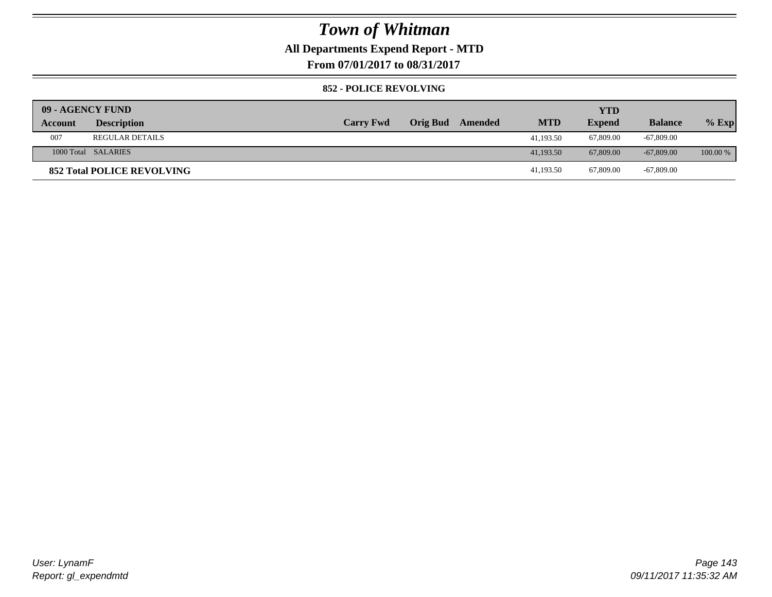# Town of Whitman

**All Departments Expend Report - MTD**

**From 07/01/2017 to 08/31/2017**

**852 - POLICE REVOLVING**

| 09 - AGENCY FUND | | | | | | YTD | | |
|---|---|---|---|---|---|---|---|---|
| **Account** | **Description** | **Carry Fwd** | **Orig Bud** | **Amended** | **MTD** | **Expend** | **Balance** | **% Exp** |
| 007 | REGULAR DETAILS | | | | 41,193.50 | 67,809.00 | -67,809.00 | |
| 1000 Total | SALARIES | | | | 41,193.50 | 67,809.00 | -67,809.00 | 100.00 % |
| **852 Total POLICE REVOLVING** | | | | | 41,193.50 | 67,809.00 | -67,809.00 | |

*User: LynamF*
*Report: gl_expendmtd*

*09/11/2017 11:35:32 AM*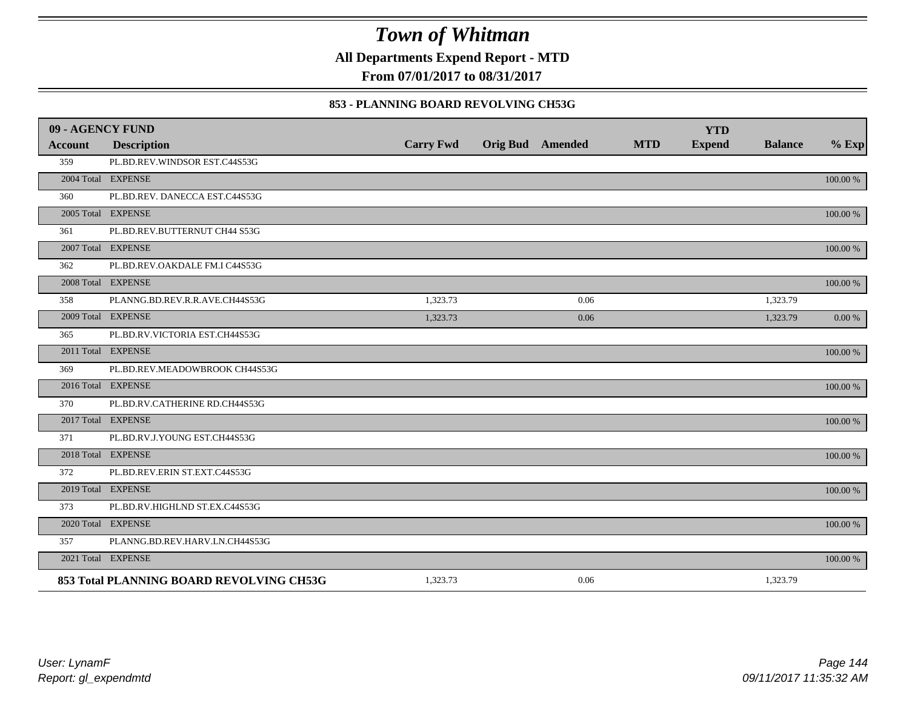# Town of Whitman

**All Departments Expend Report - MTD**

**From 07/01/2017 to 08/31/2017**

**853 - PLANNING BOARD REVOLVING CH53G**

| 09 - AGENCY FUND | | | | | | YTD | | |
|---|---|---|---|---|---|---|---|---|
| **Account** | **Description** | **Carry Fwd** | **Orig Bud** | **Amended** | **MTD** | **Expend** | **Balance** | **% Exp** |
| 359 | PL.BD.REV.WINDSOR EST.C44S53G | | | | | | | |
| 2004 Total | EXPENSE | | | | | | | 100.00 % |
| 360 | PL.BD.REV. DANECCA EST.C44S53G | | | | | | | |
| 2005 Total | EXPENSE | | | | | | | 100.00 % |
| 361 | PL.BD.REV.BUTTERNUT CH44 S53G | | | | | | | |
| 2007 Total | EXPENSE | | | | | | | 100.00 % |
| 362 | PL.BD.REV.OAKDALE FM.I C44S53G | | | | | | | |
| 2008 Total | EXPENSE | | | | | | | 100.00 % |
| 358 | PLANNG.BD.REV.R.R.AVE.CH44S53G | 1,323.73 | | 0.06 | | | 1,323.79 | |
| 2009 Total | EXPENSE | 1,323.73 | | 0.06 | | | 1,323.79 | 0.00 % |
| 365 | PL.BD.RV.VICTORIA EST.CH44S53G | | | | | | | |
| 2011 Total | EXPENSE | | | | | | | 100.00 % |
| 369 | PL.BD.REV.MEADOWBROOK CH44S53G | | | | | | | |
| 2016 Total | EXPENSE | | | | | | | 100.00 % |
| 370 | PL.BD.RV.CATHERINE RD.CH44S53G | | | | | | | |
| 2017 Total | EXPENSE | | | | | | | 100.00 % |
| 371 | PL.BD.RV.J.YOUNG EST.CH44S53G | | | | | | | |
| 2018 Total | EXPENSE | | | | | | | 100.00 % |
| 372 | PL.BD.REV.ERIN ST.EXT.C44S53G | | | | | | | |
| 2019 Total | EXPENSE | | | | | | | 100.00 % |
| 373 | PL.BD.RV.HIGHLND ST.EX.C44S53G | | | | | | | |
| 2020 Total | EXPENSE | | | | | | | 100.00 % |
| 357 | PLANNG.BD.REV.HARV.LN.CH44S53G | | | | | | | |
| 2021 Total | EXPENSE | | | | | | | 100.00 % |
| **853 Total** | **PLANNING BOARD REVOLVING CH53G** | 1,323.73 | | 0.06 | | | 1,323.79 | |

*User: LynamF*
*Report: gl_expendmtd*

*09/11/2017 11:35:32 AM*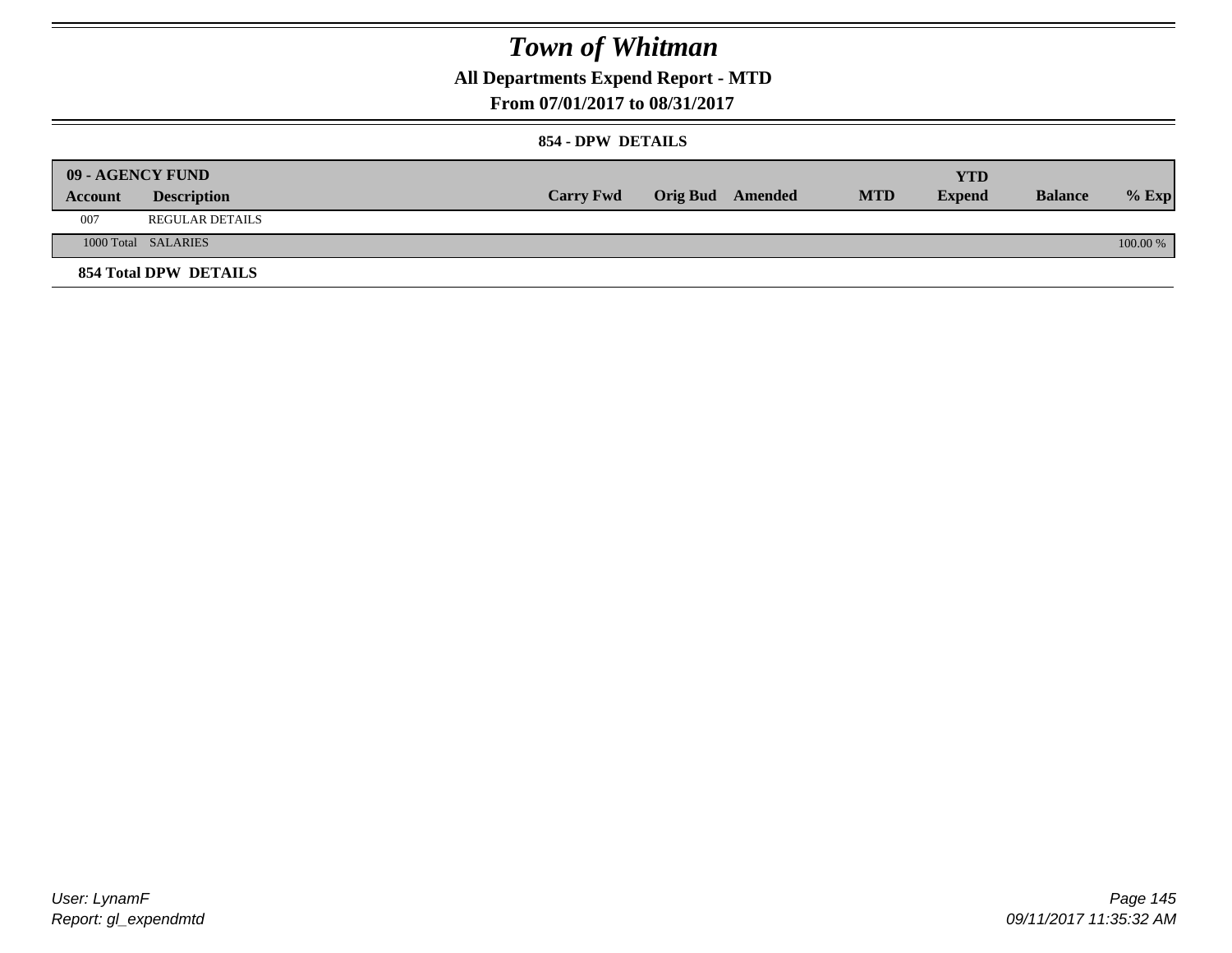# *Town of Whitman*

**All Departments Expend Report - MTD**

**From 07/01/2017 to 08/31/2017**

**854 - DPW DETAILS**

| **09 - AGENCY FUND** | | | | | | | | |
|---|---|---|---|---|---|---|---|---|
| **Account** | **Description** | **Carry Fwd** | **Orig Bud** | **Amended** | **MTD** | **YTD Expend** | **Balance** | **% Exp** |
| 007 | REGULAR DETAILS | | | | | | | |
| 1000 Total | SALARIES | | | | | | | 100.00 % |
| **854 Total DPW DETAILS** | | | | | | | | |

*User: LynamF*

*Report: gl_expendmtd*

*09/11/2017 11:35:32 AM*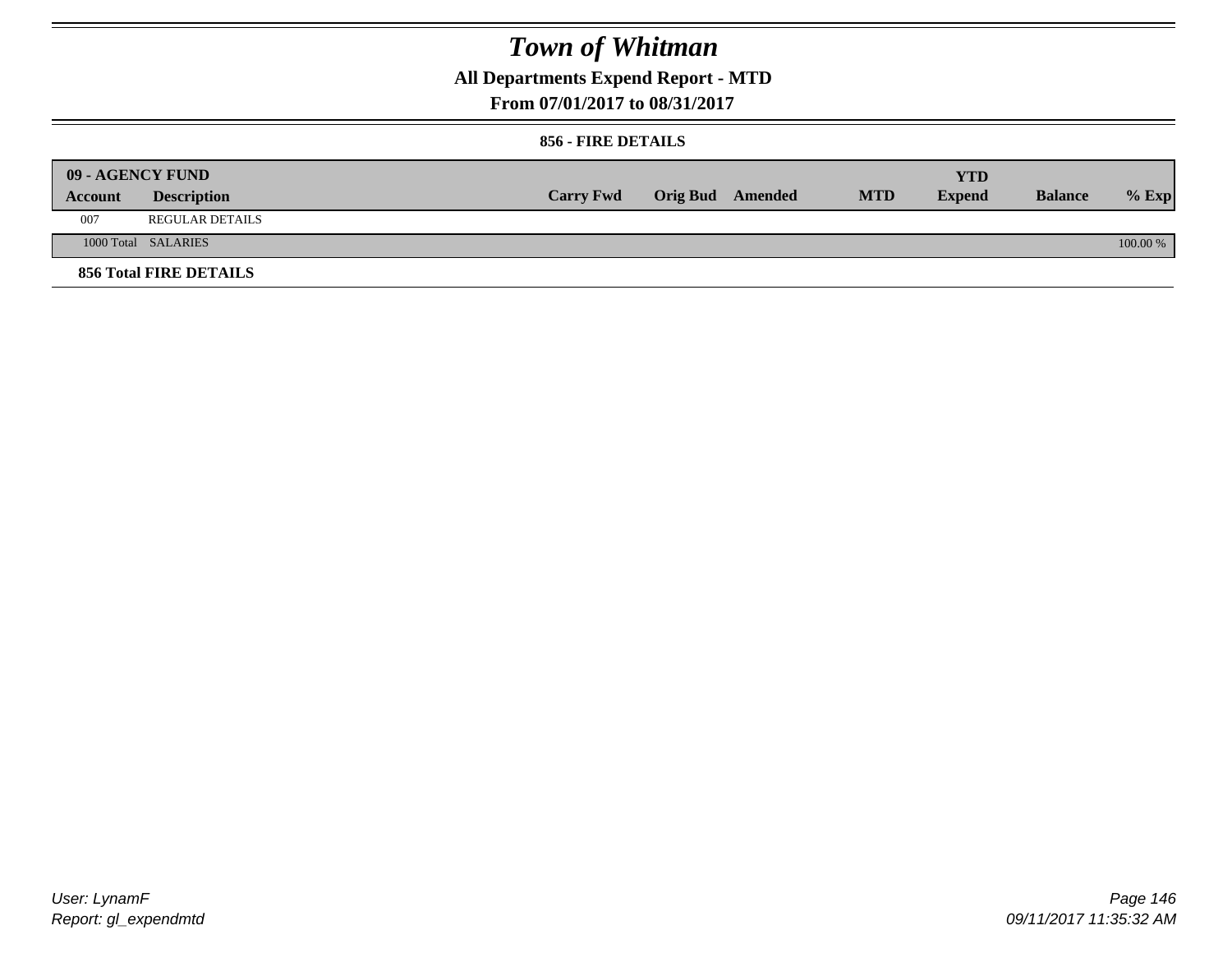# *Town of Whitman*

**All Departments Expend Report - MTD**

**From 07/01/2017 to 08/31/2017**

**856 - FIRE DETAILS**

| **09 - AGENCY FUND** | | | | | | | | |
|---|---|---|---|---|---|---|---|---|
| **Account** | **Description** | **Carry Fwd** | **Orig Bud** | **Amended** | **MTD** | **YTD Expend** | **Balance** | **% Exp** |
| 007 | REGULAR DETAILS | | | | | | | |
| 1000 Total | SALARIES | | | | | | | 100.00 % |
| **856 Total FIRE DETAILS** | | | | | | | | |

*User: LynamF*
*Report: gl_expendmtd*

*09/11/2017 11:35:32 AM*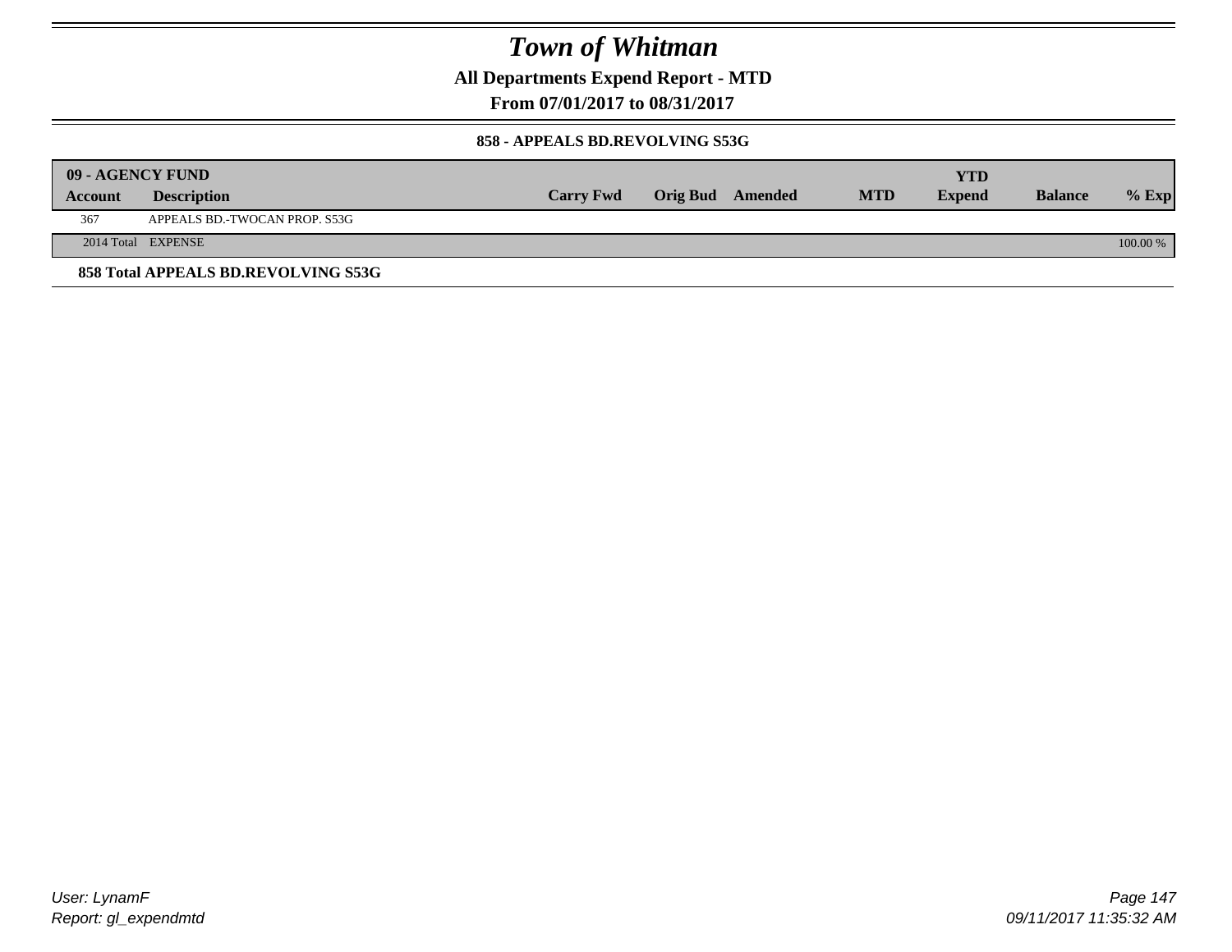# Town of Whitman

**All Departments Expend Report - MTD**

**From 07/01/2017 to 08/31/2017**

**858 - APPEALS BD.REVOLVING S53G**

| **09 - AGENCY FUND** | | | | | | | | |
|---|---|---|---|---|---|---|---|---|
| **Account** | **Description** | **Carry Fwd** | **Orig Bud** | **Amended** | **MTD** | **YTD Expend** | **Balance** | **% Exp** |
| 367 | APPEALS BD.-TWOCAN PROP. S53G | | | | | | | |
| 2014 Total | EXPENSE | | | | | | | 100.00 % |

**858 Total APPEALS BD.REVOLVING S53G**

*User: LynamF*
*Report: gl_expendmtd*

*09/11/2017 11:35:32 AM*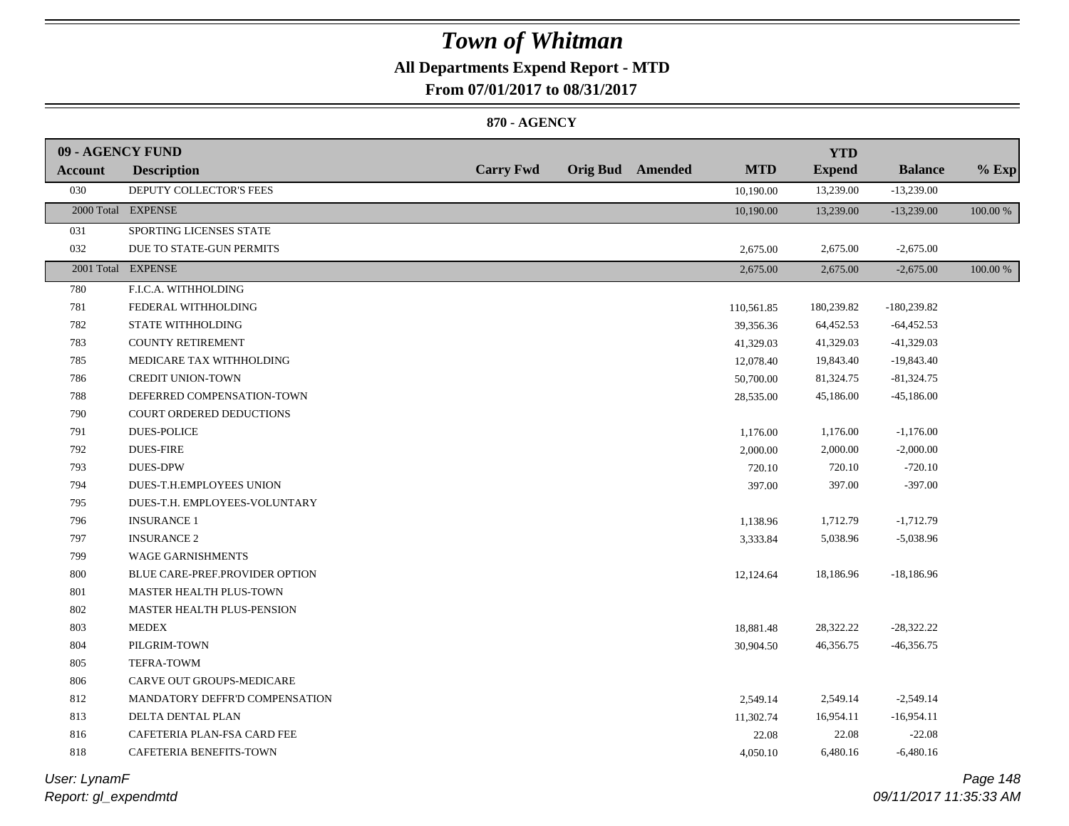# Town of Whitman

**All Departments Expend Report - MTD**

**From 07/01/2017 to 08/31/2017**

**870 - AGENCY**

| 09 - AGENCY FUND | | | | | | YTD | | |
|---|---|---|---|---|---|---|---|---|
| **Account** | **Description** | **Carry Fwd** | **Orig Bud** | **Amended** | **MTD** | **Expend** | **Balance** | **% Exp** |
| 030 | DEPUTY COLLECTOR'S FEES | | | | 10,190.00 | 13,239.00 | -13,239.00 | |
| 2000 Total | EXPENSE | | | | 10,190.00 | 13,239.00 | -13,239.00 | 100.00 % |
| 031 | SPORTING LICENSES STATE | | | | | | | |
| 032 | DUE TO STATE-GUN PERMITS | | | | 2,675.00 | 2,675.00 | -2,675.00 | |
| 2001 Total | EXPENSE | | | | 2,675.00 | 2,675.00 | -2,675.00 | 100.00 % |
| 780 | F.I.C.A. WITHHOLDING | | | | | | | |
| 781 | FEDERAL WITHHOLDING | | | | 110,561.85 | 180,239.82 | -180,239.82 | |
| 782 | STATE WITHHOLDING | | | | 39,356.36 | 64,452.53 | -64,452.53 | |
| 783 | COUNTY RETIREMENT | | | | 41,329.03 | 41,329.03 | -41,329.03 | |
| 785 | MEDICARE TAX WITHHOLDING | | | | 12,078.40 | 19,843.40 | -19,843.40 | |
| 786 | CREDIT UNION-TOWN | | | | 50,700.00 | 81,324.75 | -81,324.75 | |
| 788 | DEFERRED COMPENSATION-TOWN | | | | 28,535.00 | 45,186.00 | -45,186.00 | |
| 790 | COURT ORDERED DEDUCTIONS | | | | | | | |
| 791 | DUES-POLICE | | | | 1,176.00 | 1,176.00 | -1,176.00 | |
| 792 | DUES-FIRE | | | | 2,000.00 | 2,000.00 | -2,000.00 | |
| 793 | DUES-DPW | | | | 720.10 | 720.10 | -720.10 | |
| 794 | DUES-T.H.EMPLOYEES UNION | | | | 397.00 | 397.00 | -397.00 | |
| 795 | DUES-T.H. EMPLOYEES-VOLUNTARY | | | | | | | |
| 796 | INSURANCE 1 | | | | 1,138.96 | 1,712.79 | -1,712.79 | |
| 797 | INSURANCE 2 | | | | 3,333.84 | 5,038.96 | -5,038.96 | |
| 799 | WAGE GARNISHMENTS | | | | | | | |
| 800 | BLUE CARE-PREF.PROVIDER OPTION | | | | 12,124.64 | 18,186.96 | -18,186.96 | |
| 801 | MASTER HEALTH PLUS-TOWN | | | | | | | |
| 802 | MASTER HEALTH PLUS-PENSION | | | | | | | |
| 803 | MEDEX | | | | 18,881.48 | 28,322.22 | -28,322.22 | |
| 804 | PILGRIM-TOWN | | | | 30,904.50 | 46,356.75 | -46,356.75 | |
| 805 | TEFRA-TOWM | | | | | | | |
| 806 | CARVE OUT GROUPS-MEDICARE | | | | | | | |
| 812 | MANDATORY DEFFR'D COMPENSATION | | | | 2,549.14 | 2,549.14 | -2,549.14 | |
| 813 | DELTA DENTAL PLAN | | | | 11,302.74 | 16,954.11 | -16,954.11 | |
| 816 | CAFETERIA PLAN-FSA CARD FEE | | | | 22.08 | 22.08 | -22.08 | |
| 818 | CAFETERIA BENEFITS-TOWN | | | | 4,050.10 | 6,480.16 | -6,480.16 | |

*User: LynamF*

*Report: gl_expendmtd*

*09/11/2017 11:35:33 AM*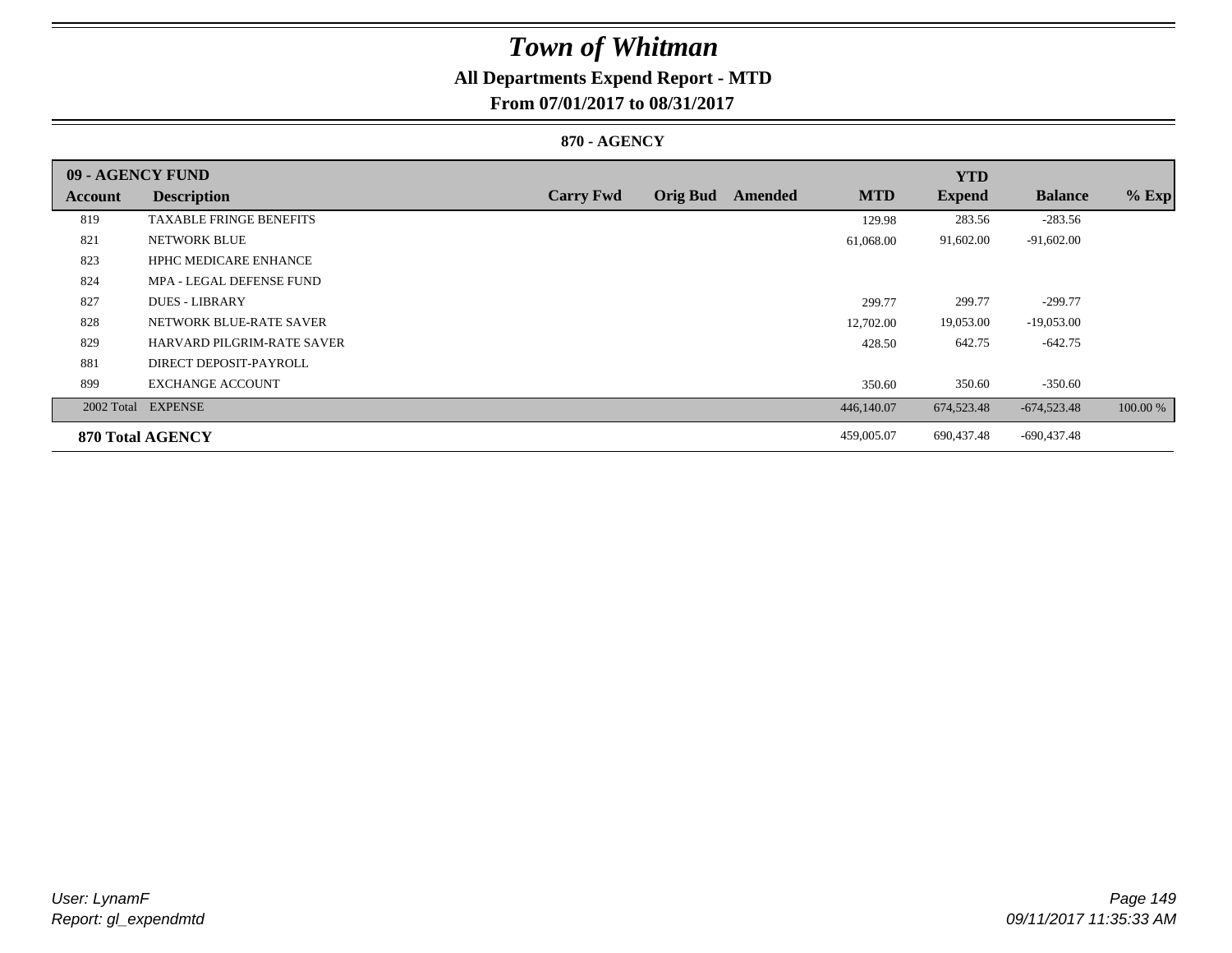# *Town of Whitman*

## All Departments Expend Report - MTD

### From 07/01/2017 to 08/31/2017

#### 870 - AGENCY

| 09 - AGENCY FUND | | | | | | YTD | | |
|---|---|---|---|---|---|---|---|---|
| **Account** | **Description** | **Carry Fwd** | **Orig Bud** | **Amended** | **MTD** | **Expend** | **Balance** | **% Exp** |
| 819 | TAXABLE FRINGE BENEFITS | | | | 129.98 | 283.56 | -283.56 | |
| 821 | NETWORK BLUE | | | | 61,068.00 | 91,602.00 | -91,602.00 | |
| 823 | HPHC MEDICARE ENHANCE | | | | | | | |
| 824 | MPA - LEGAL DEFENSE FUND | | | | | | | |
| 827 | DUES - LIBRARY | | | | 299.77 | 299.77 | -299.77 | |
| 828 | NETWORK BLUE-RATE SAVER | | | | 12,702.00 | 19,053.00 | -19,053.00 | |
| 829 | HARVARD PILGRIM-RATE SAVER | | | | 428.50 | 642.75 | -642.75 | |
| 881 | DIRECT DEPOSIT-PAYROLL | | | | | | | |
| 899 | EXCHANGE ACCOUNT | | | | 350.60 | 350.60 | -350.60 | |
| 2002 Total | EXPENSE | | | | 446,140.07 | 674,523.48 | -674,523.48 | 100.00 % |
| **870 Total AGENCY** | | | | | 459,005.07 | 690,437.48 | -690,437.48 | |

*User: LynamF*
*Report: gl_expendmtd*

*09/11/2017 11:35:33 AM*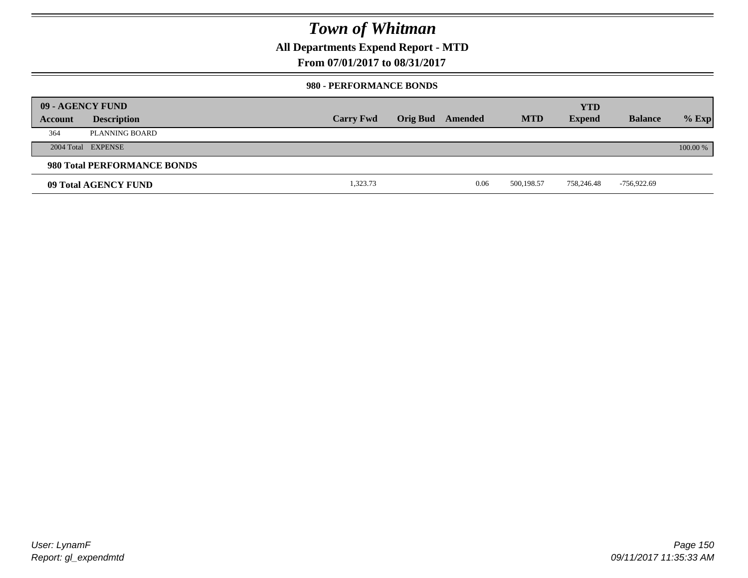# Town of Whitman

**All Departments Expend Report - MTD**

**From 07/01/2017 to 08/31/2017**

**980 - PERFORMANCE BONDS**

| 09 - AGENCY FUND | | | | | | | | |
|---|---|---|---|---|---|---|---|---|
| **Account** | **Description** | **Carry Fwd** | **Orig Bud** | **Amended** | **MTD** | **YTD Expend** | **Balance** | **% Exp** |
| 364 | PLANNING BOARD | | | | | | | |
| 2004 Total | EXPENSE | | | | | | | 100.00 % |
| **980 Total PERFORMANCE BONDS** | | | | | | | | |
| **09 Total AGENCY FUND** | | 1,323.73 | | 0.06 | 500,198.57 | 758,246.48 | -756,922.69 | |

User: LynamF

Report: gl_expendmtd

09/11/2017 11:35:33 AM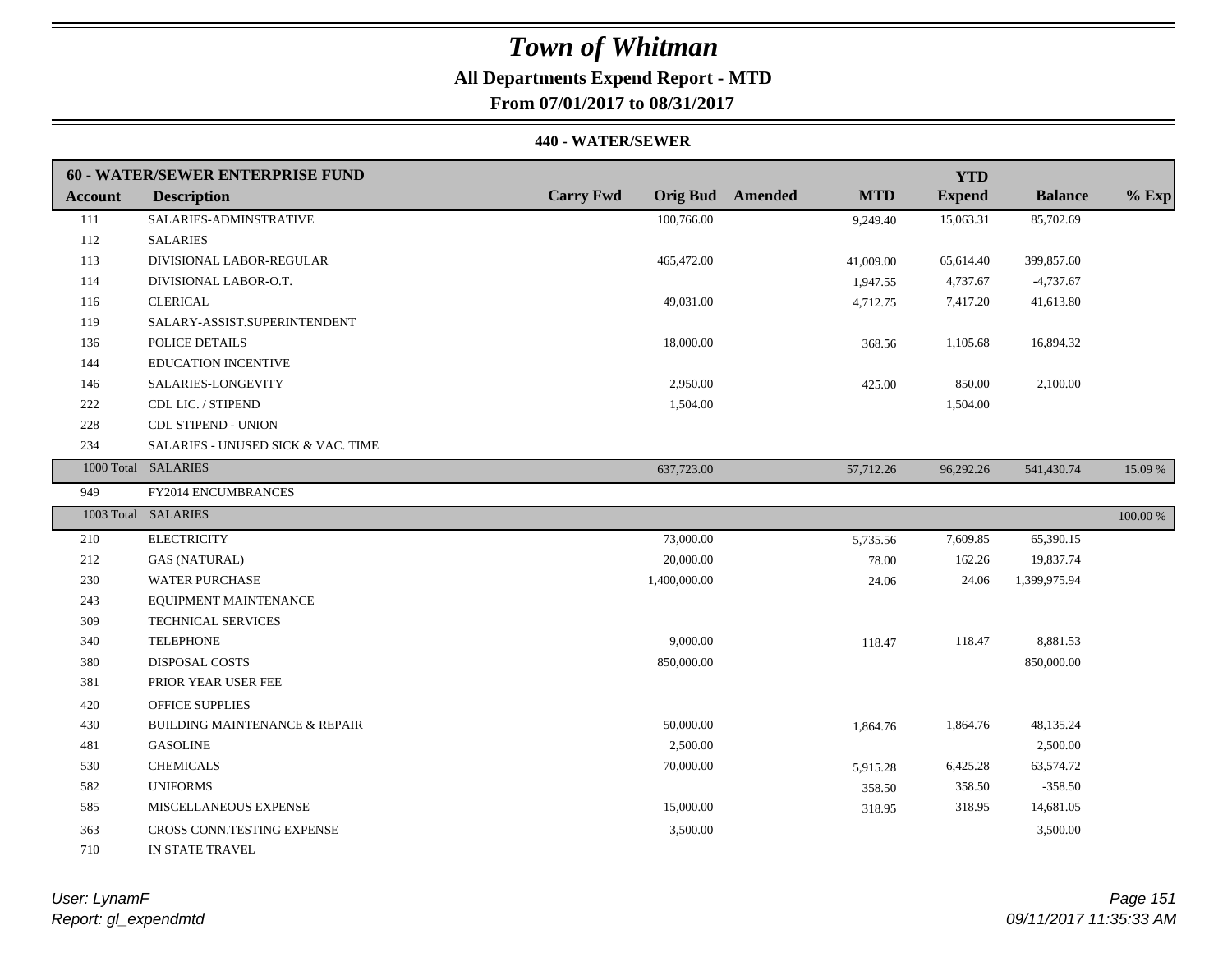# Town of Whitman

**All Departments Expend Report - MTD**

**From 07/01/2017 to 08/31/2017**

**440 - WATER/SEWER**

| 60 - WATER/SEWER ENTERPRISE FUND | | | | | | YTD | | |
|---|---|---|---|---|---|---|---|---|
| **Account** | **Description** | **Carry Fwd** | **Orig Bud** | **Amended** | **MTD** | **Expend** | **Balance** | **% Exp** |
| 111 | SALARIES-ADMINSTRATIVE | | 100,766.00 | | 9,249.40 | 15,063.31 | 85,702.69 | |
| 112 | SALARIES | | | | | | | |
| 113 | DIVISIONAL LABOR-REGULAR | | 465,472.00 | | 41,009.00 | 65,614.40 | 399,857.60 | |
| 114 | DIVISIONAL LABOR-O.T. | | | | 1,947.55 | 4,737.67 | -4,737.67 | |
| 116 | CLERICAL | | 49,031.00 | | 4,712.75 | 7,417.20 | 41,613.80 | |
| 119 | SALARY-ASSIST.SUPERINTENDENT | | | | | | | |
| 136 | POLICE DETAILS | | 18,000.00 | | 368.56 | 1,105.68 | 16,894.32 | |
| 144 | EDUCATION INCENTIVE | | | | | | | |
| 146 | SALARIES-LONGEVITY | | 2,950.00 | | 425.00 | 850.00 | 2,100.00 | |
| 222 | CDL LIC. / STIPEND | | 1,504.00 | | | 1,504.00 | | |
| 228 | CDL STIPEND - UNION | | | | | | | |
| 234 | SALARIES - UNUSED SICK & VAC. TIME | | | | | | | |
| 1000 Total | SALARIES | | 637,723.00 | | 57,712.26 | 96,292.26 | 541,430.74 | 15.09 % |
| 949 | FY2014 ENCUMBRANCES | | | | | | | |
| 1003 Total | SALARIES | | | | | | | 100.00 % |
| 210 | ELECTRICITY | | 73,000.00 | | 5,735.56 | 7,609.85 | 65,390.15 | |
| 212 | GAS (NATURAL) | | 20,000.00 | | 78.00 | 162.26 | 19,837.74 | |
| 230 | WATER PURCHASE | | 1,400,000.00 | | 24.06 | 24.06 | 1,399,975.94 | |
| 243 | EQUIPMENT MAINTENANCE | | | | | | | |
| 309 | TECHNICAL SERVICES | | | | | | | |
| 340 | TELEPHONE | | 9,000.00 | | 118.47 | 118.47 | 8,881.53 | |
| 380 | DISPOSAL COSTS | | 850,000.00 | | | | 850,000.00 | |
| 381 | PRIOR YEAR USER FEE | | | | | | | |
| 420 | OFFICE SUPPLIES | | | | | | | |
| 430 | BUILDING MAINTENANCE & REPAIR | | 50,000.00 | | 1,864.76 | 1,864.76 | 48,135.24 | |
| 481 | GASOLINE | | 2,500.00 | | | | 2,500.00 | |
| 530 | CHEMICALS | | 70,000.00 | | 5,915.28 | 6,425.28 | 63,574.72 | |
| 582 | UNIFORMS | | | | 358.50 | 358.50 | -358.50 | |
| 585 | MISCELLANEOUS EXPENSE | | 15,000.00 | | 318.95 | 318.95 | 14,681.05 | |
| 363 | CROSS CONN.TESTING EXPENSE | | 3,500.00 | | | | 3,500.00 | |
| 710 | IN STATE TRAVEL | | | | | | | |

*User: LynamF*
*Report: gl_expendmtd*

*09/11/2017 11:35:33 AM*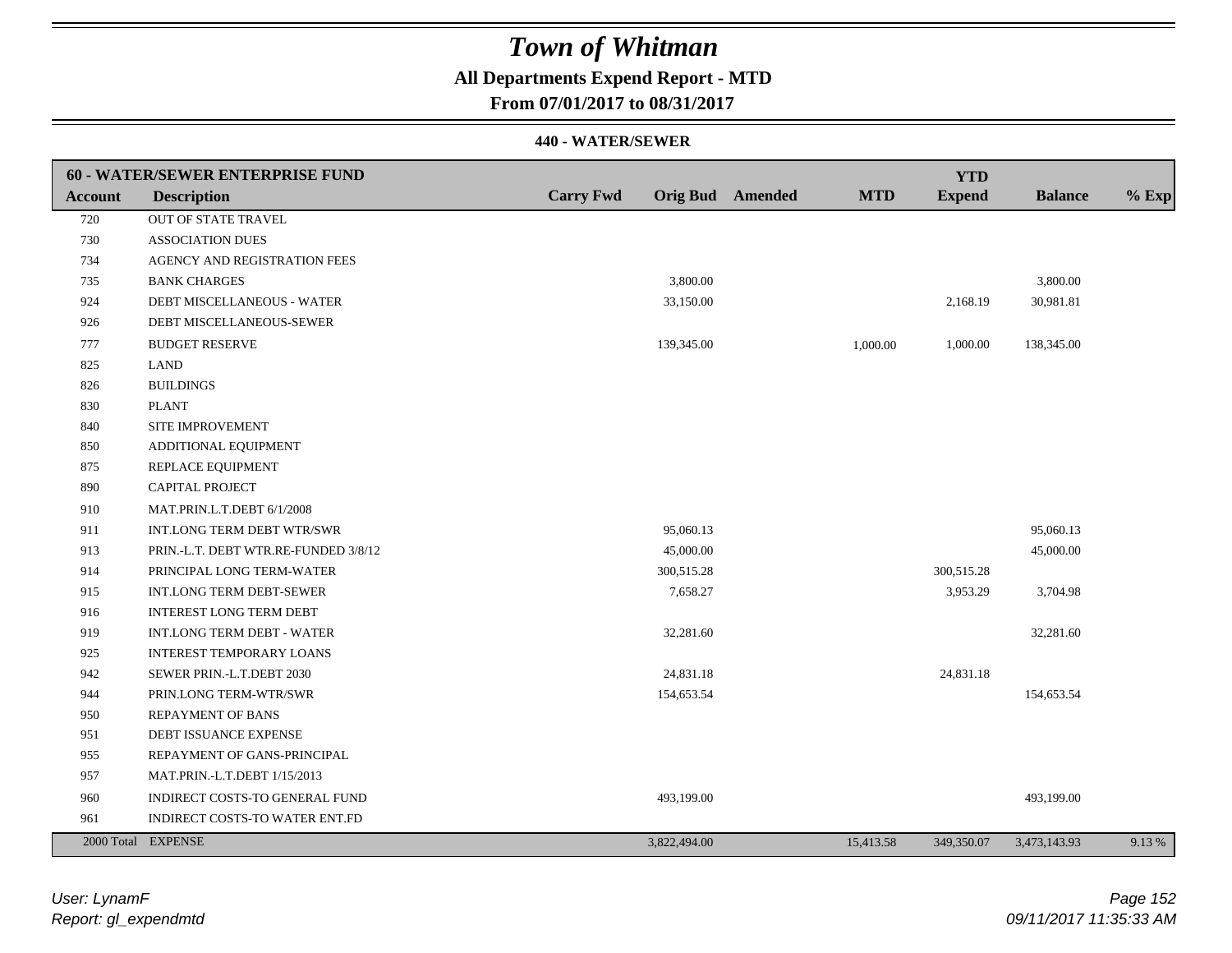# Town of Whitman

**All Departments Expend Report - MTD**

**From 07/01/2017 to 08/31/2017**

**440 - WATER/SEWER**

| **60 - WATER/SEWER ENTERPRISE FUND** | | | | | | | | |
|---|---|---|---|---|---|---|---|---|
| **Account** | **Description** | **Carry Fwd** | **Orig Bud** | **Amended** | **MTD** | **YTD Expend** | **Balance** | **% Exp** |
| 720 | OUT OF STATE TRAVEL | | | | | | | |
| 730 | ASSOCIATION DUES | | | | | | | |
| 734 | AGENCY AND REGISTRATION FEES | | | | | | | |
| 735 | BANK CHARGES | | 3,800.00 | | | | 3,800.00 | |
| 924 | DEBT MISCELLANEOUS - WATER | | 33,150.00 | | | 2,168.19 | 30,981.81 | |
| 926 | DEBT MISCELLANEOUS-SEWER | | | | | | | |
| 777 | BUDGET RESERVE | | 139,345.00 | | 1,000.00 | 1,000.00 | 138,345.00 | |
| 825 | LAND | | | | | | | |
| 826 | BUILDINGS | | | | | | | |
| 830 | PLANT | | | | | | | |
| 840 | SITE IMPROVEMENT | | | | | | | |
| 850 | ADDITIONAL EQUIPMENT | | | | | | | |
| 875 | REPLACE EQUIPMENT | | | | | | | |
| 890 | CAPITAL PROJECT | | | | | | | |
| 910 | MAT.PRIN.L.T.DEBT 6/1/2008 | | | | | | | |
| 911 | INT.LONG TERM DEBT WTR/SWR | | 95,060.13 | | | | 95,060.13 | |
| 913 | PRIN.-L.T. DEBT WTR.RE-FUNDED 3/8/12 | | 45,000.00 | | | | 45,000.00 | |
| 914 | PRINCIPAL LONG TERM-WATER | | 300,515.28 | | | 300,515.28 | | |
| 915 | INT.LONG TERM DEBT-SEWER | | 7,658.27 | | | 3,953.29 | 3,704.98 | |
| 916 | INTEREST LONG TERM DEBT | | | | | | | |
| 919 | INT.LONG TERM DEBT - WATER | | 32,281.60 | | | | 32,281.60 | |
| 925 | INTEREST TEMPORARY LOANS | | | | | | | |
| 942 | SEWER PRIN.-L.T.DEBT 2030 | | 24,831.18 | | | 24,831.18 | | |
| 944 | PRIN.LONG TERM-WTR/SWR | | 154,653.54 | | | | 154,653.54 | |
| 950 | REPAYMENT OF BANS | | | | | | | |
| 951 | DEBT ISSUANCE EXPENSE | | | | | | | |
| 955 | REPAYMENT OF GANS-PRINCIPAL | | | | | | | |
| 957 | MAT.PRIN.-L.T.DEBT 1/15/2013 | | | | | | | |
| 960 | INDIRECT COSTS-TO GENERAL FUND | | 493,199.00 | | | | 493,199.00 | |
| 961 | INDIRECT COSTS-TO WATER ENT.FD | | | | | | | |
| 2000 Total | EXPENSE | | 3,822,494.00 | | 15,413.58 | 349,350.07 | 3,473,143.93 | 9.13 % |

*User: LynamF*
*Report: gl_expendmtd*

*09/11/2017 11:35:33 AM*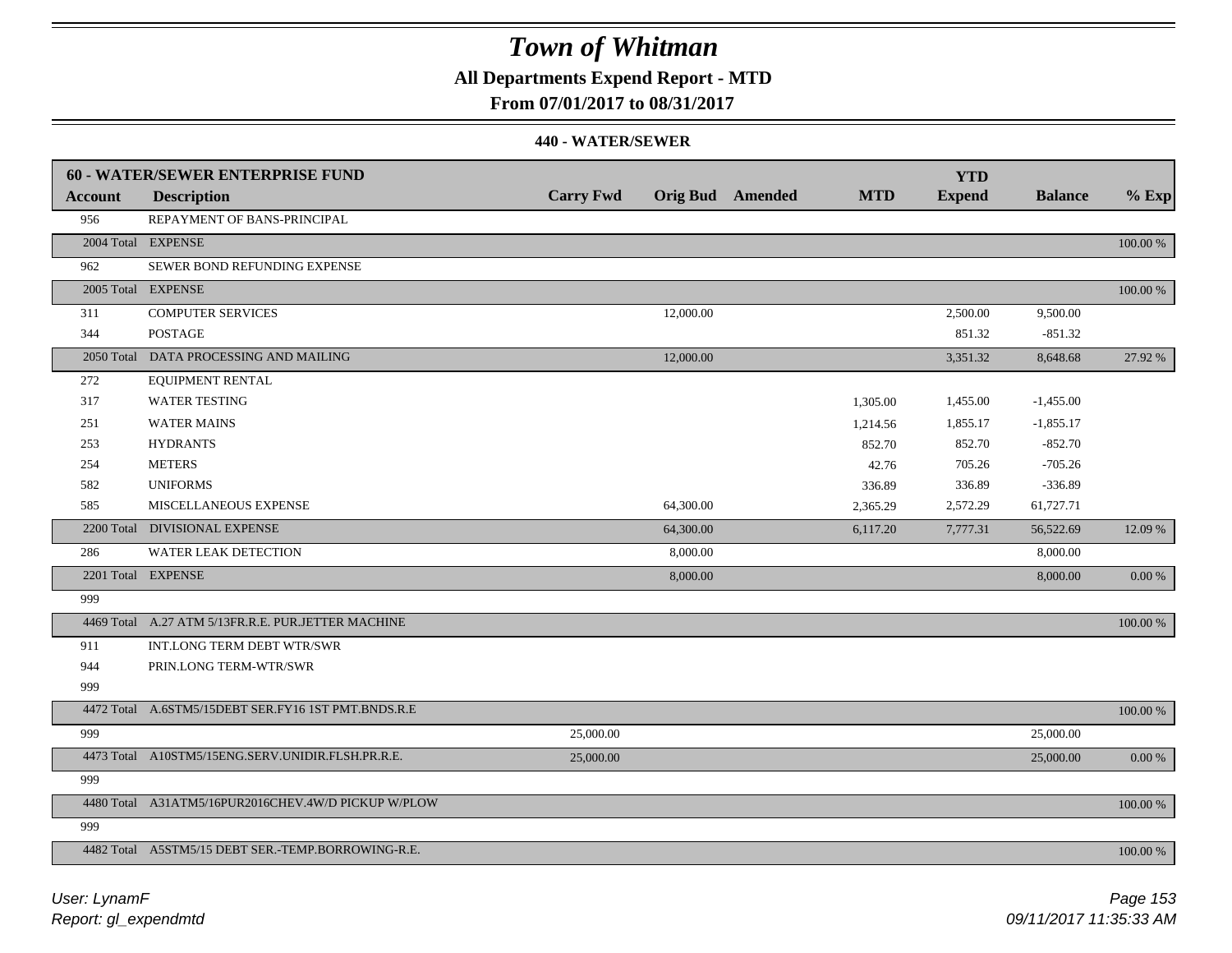# Town of Whitman

**All Departments Expend Report - MTD**

**From 07/01/2017 to 08/31/2017**

**440 - WATER/SEWER**

| 60 - WATER/SEWER ENTERPRISE FUND | | | | | | YTD | | |
|---|---|---|---|---|---|---|---|---|
| **Account** | **Description** | **Carry Fwd** | **Orig Bud** | **Amended** | **MTD** | **Expend** | **Balance** | **% Exp** |
| 956 | REPAYMENT OF BANS-PRINCIPAL | | | | | | | |
| 2004 Total | EXPENSE | | | | | | | 100.00 % |
| 962 | SEWER BOND REFUNDING EXPENSE | | | | | | | |
| 2005 Total | EXPENSE | | | | | | | 100.00 % |
| 311 | COMPUTER SERVICES | | 12,000.00 | | | 2,500.00 | 9,500.00 | |
| 344 | POSTAGE | | | | | 851.32 | -851.32 | |
| 2050 Total | DATA PROCESSING AND MAILING | | 12,000.00 | | | 3,351.32 | 8,648.68 | 27.92 % |
| 272 | EQUIPMENT RENTAL | | | | | | | |
| 317 | WATER TESTING | | | | 1,305.00 | 1,455.00 | -1,455.00 | |
| 251 | WATER MAINS | | | | 1,214.56 | 1,855.17 | -1,855.17 | |
| 253 | HYDRANTS | | | | 852.70 | 852.70 | -852.70 | |
| 254 | METERS | | | | 42.76 | 705.26 | -705.26 | |
| 582 | UNIFORMS | | | | 336.89 | 336.89 | -336.89 | |
| 585 | MISCELLANEOUS EXPENSE | | 64,300.00 | | 2,365.29 | 2,572.29 | 61,727.71 | |
| 2200 Total | DIVISIONAL EXPENSE | | 64,300.00 | | 6,117.20 | 7,777.31 | 56,522.69 | 12.09 % |
| 286 | WATER LEAK DETECTION | | 8,000.00 | | | | 8,000.00 | |
| 2201 Total | EXPENSE | | 8,000.00 | | | | 8,000.00 | 0.00 % |
| 999 | | | | | | | | |
| 4469 Total | A.27 ATM 5/13FR.R.E. PUR.JETTER MACHINE | | | | | | | 100.00 % |
| 911 | INT.LONG TERM DEBT WTR/SWR | | | | | | | |
| 944 | PRIN.LONG TERM-WTR/SWR | | | | | | | |
| 999 | | | | | | | | |
| 4472 Total | A.6STM5/15DEBT SER.FY16 1ST PMT.BNDS.R.E | | | | | | | 100.00 % |
| 999 | | 25,000.00 | | | | | 25,000.00 | |
| 4473 Total | A10STM5/15ENG.SERV.UNIDIR.FLSH.PR.R.E. | 25,000.00 | | | | | 25,000.00 | 0.00 % |
| 999 | | | | | | | | |
| 4480 Total | A31ATM5/16PUR2016CHEV.4W/D PICKUP W/PLOW | | | | | | | 100.00 % |
| 999 | | | | | | | | |
| 4482 Total | A5STM5/15 DEBT SER.-TEMP.BORROWING-R.E. | | | | | | | 100.00 % |

*User: LynamF*
*Report: gl_expendmtd*

*09/11/2017 11:35:33 AM*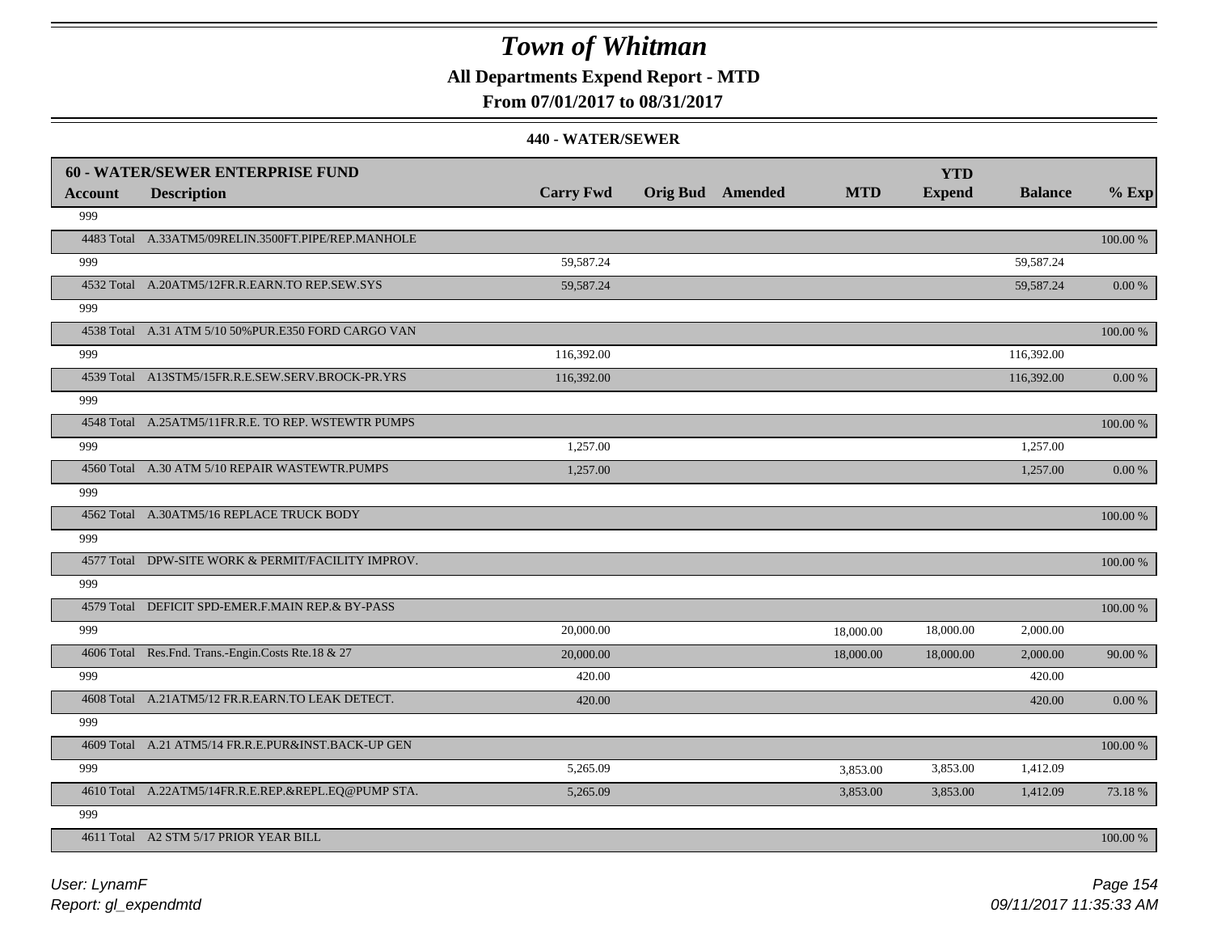# Town of Whitman

**All Departments Expend Report - MTD**

**From 07/01/2017 to 08/31/2017**

**440 - WATER/SEWER**

| 60 - WATER/SEWER ENTERPRISE FUND | | | | | | YTD | | |
|---|---|---|---|---|---|---|---|---|
| **Account** | **Description** | **Carry Fwd** | **Orig Bud** | **Amended** | **MTD** | **Expend** | **Balance** | **% Exp** |
| 999 | | | | | | | | |
| 4483 Total | A.33ATM5/09RELIN.3500FT.PIPE/REP.MANHOLE | | | | | | | 100.00 % |
| 999 | | 59,587.24 | | | | | 59,587.24 | |
| 4532 Total | A.20ATM5/12FR.R.EARN.TO REP.SEW.SYS | 59,587.24 | | | | | 59,587.24 | 0.00 % |
| 999 | | | | | | | | |
| 4538 Total | A.31 ATM 5/10 50%PUR.E350 FORD CARGO VAN | | | | | | | 100.00 % |
| 999 | | 116,392.00 | | | | | 116,392.00 | |
| 4539 Total | A13STM5/15FR.R.E.SEW.SERV.BROCK-PR.YRS | 116,392.00 | | | | | 116,392.00 | 0.00 % |
| 999 | | | | | | | | |
| 4548 Total | A.25ATM5/11FR.R.E. TO REP. WSTEWTR PUMPS | | | | | | | 100.00 % |
| 999 | | 1,257.00 | | | | | 1,257.00 | |
| 4560 Total | A.30 ATM 5/10 REPAIR WASTEWTR.PUMPS | 1,257.00 | | | | | 1,257.00 | 0.00 % |
| 999 | | | | | | | | |
| 4562 Total | A.30ATM5/16 REPLACE TRUCK BODY | | | | | | | 100.00 % |
| 999 | | | | | | | | |
| 4577 Total | DPW-SITE WORK & PERMIT/FACILITY IMPROV. | | | | | | | 100.00 % |
| 999 | | | | | | | | |
| 4579 Total | DEFICIT SPD-EMER.F.MAIN REP.& BY-PASS | | | | | | | 100.00 % |
| 999 | | 20,000.00 | | | 18,000.00 | 18,000.00 | 2,000.00 | |
| 4606 Total | Res.Fnd. Trans.-Engin.Costs Rte.18 & 27 | 20,000.00 | | | 18,000.00 | 18,000.00 | 2,000.00 | 90.00 % |
| 999 | | 420.00 | | | | | 420.00 | |
| 4608 Total | A.21ATM5/12 FR.R.EARN.TO LEAK DETECT. | 420.00 | | | | | 420.00 | 0.00 % |
| 999 | | | | | | | | |
| 4609 Total | A.21 ATM5/14 FR.R.E.PUR&INST.BACK-UP GEN | | | | | | | 100.00 % |
| 999 | | 5,265.09 | | | 3,853.00 | 3,853.00 | 1,412.09 | |
| 4610 Total | A.22ATM5/14FR.R.E.REP.&REPL.EQ@PUMP STA. | 5,265.09 | | | 3,853.00 | 3,853.00 | 1,412.09 | 73.18 % |
| 999 | | | | | | | | |
| 4611 Total | A2 STM 5/17 PRIOR YEAR BILL | | | | | | | 100.00 % |

*User: LynamF*

*Report: gl_expendmtd*

*09/11/2017 11:35:33 AM*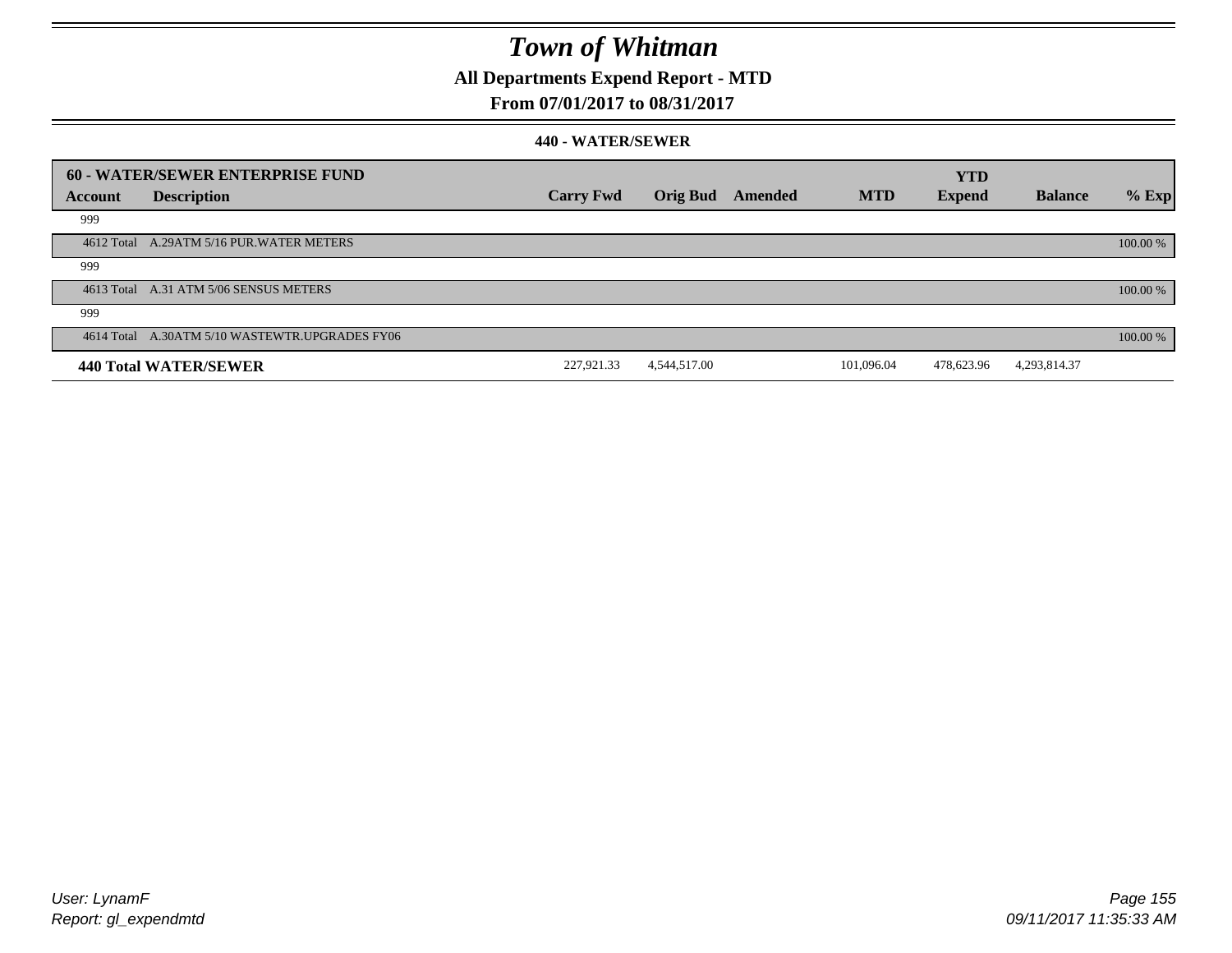# Town of Whitman

## All Departments Expend Report - MTD

### From 07/01/2017 to 08/31/2017

#### 440 - WATER/SEWER

| 60 - WATER/SEWER ENTERPRISE FUND | | | | | | YTD | | |
|---|---|---|---|---|---|---|---|---|
| Account | Description | Carry Fwd | Orig Bud | Amended | MTD | Expend | Balance | % Exp |
| 999 | | | | | | | | |
| 4612 Total | A.29ATM 5/16 PUR.WATER METERS | | | | | | | 100.00 % |
| 999 | | | | | | | | |
| 4613 Total | A.31 ATM 5/06 SENSUS METERS | | | | | | | 100.00 % |
| 999 | | | | | | | | |
| 4614 Total | A.30ATM 5/10 WASTEWTR.UPGRADES FY06 | | | | | | | 100.00 % |
| **440 Total WATER/SEWER** | | 227,921.33 | 4,544,517.00 | | 101,096.04 | 478,623.96 | 4,293,814.37 | |

*User: LynamF*
*Report: gl_expendmtd*

*09/11/2017 11:35:33 AM*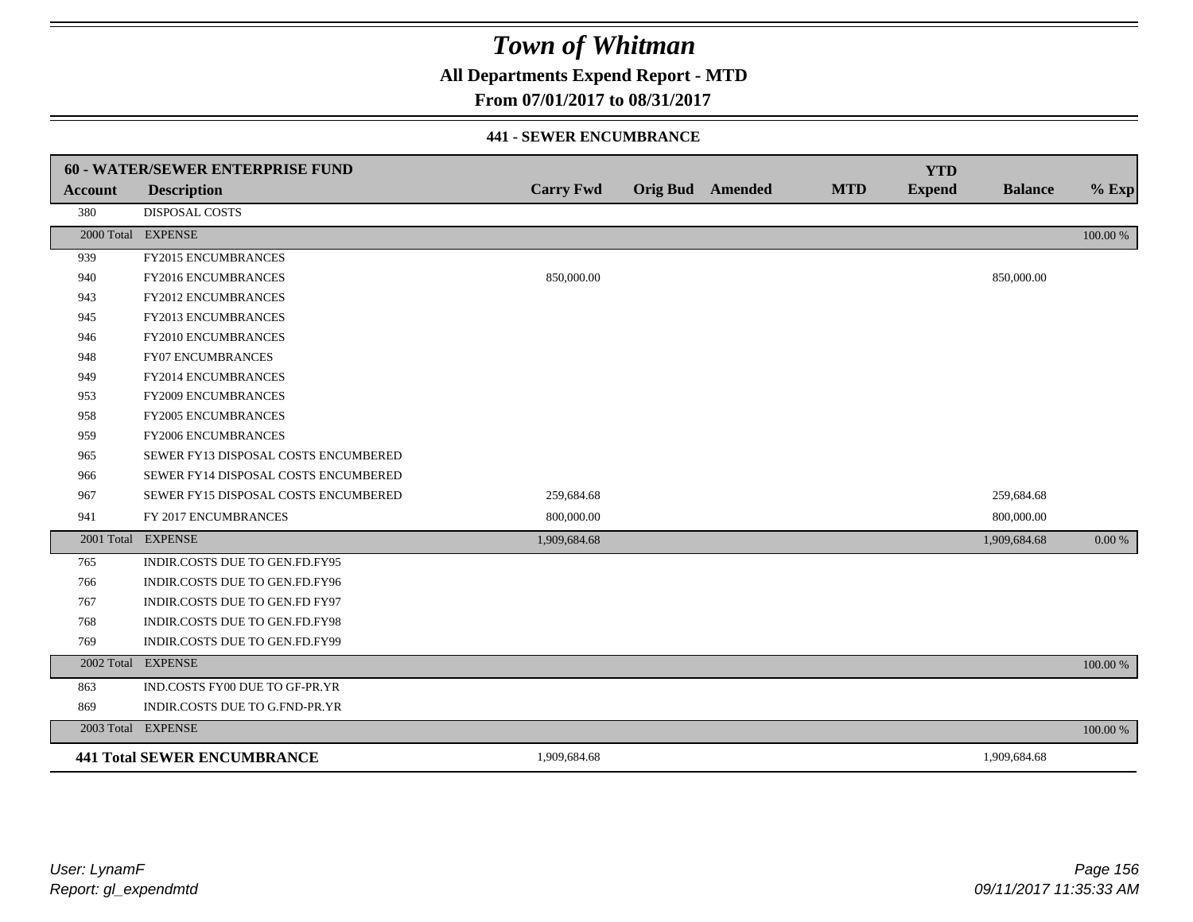# Town of Whitman

**All Departments Expend Report - MTD**

**From 07/01/2017 to 08/31/2017**

**441 - SEWER ENCUMBRANCE**

| **60 - WATER/SEWER ENTERPRISE FUND** | | | | | | | | |
|---|---|---|---|---|---|---|---|---|
| **Account** | **Description** | **Carry Fwd** | **Orig Bud** | **Amended** | **MTD** | **YTD Expend** | **Balance** | **% Exp** |
| 380 | DISPOSAL COSTS | | | | | | | |
| 2000 Total | EXPENSE | | | | | | | 100.00 % |
| 939 | FY2015 ENCUMBRANCES | | | | | | | |
| 940 | FY2016 ENCUMBRANCES | 850,000.00 | | | | | 850,000.00 | |
| 943 | FY2012 ENCUMBRANCES | | | | | | | |
| 945 | FY2013 ENCUMBRANCES | | | | | | | |
| 946 | FY2010 ENCUMBRANCES | | | | | | | |
| 948 | FY07 ENCUMBRANCES | | | | | | | |
| 949 | FY2014 ENCUMBRANCES | | | | | | | |
| 953 | FY2009 ENCUMBRANCES | | | | | | | |
| 958 | FY2005 ENCUMBRANCES | | | | | | | |
| 959 | FY2006 ENCUMBRANCES | | | | | | | |
| 965 | SEWER FY13 DISPOSAL COSTS ENCUMBERED | | | | | | | |
| 966 | SEWER FY14 DISPOSAL COSTS ENCUMBERED | | | | | | | |
| 967 | SEWER FY15 DISPOSAL COSTS ENCUMBERED | 259,684.68 | | | | | 259,684.68 | |
| 941 | FY 2017 ENCUMBRANCES | 800,000.00 | | | | | 800,000.00 | |
| 2001 Total | EXPENSE | 1,909,684.68 | | | | | 1,909,684.68 | 0.00 % |
| 765 | INDIR.COSTS DUE TO GEN.FD.FY95 | | | | | | | |
| 766 | INDIR.COSTS DUE TO GEN.FD.FY96 | | | | | | | |
| 767 | INDIR.COSTS DUE TO GEN.FD FY97 | | | | | | | |
| 768 | INDIR.COSTS DUE TO GEN.FD.FY98 | | | | | | | |
| 769 | INDIR.COSTS DUE TO GEN.FD.FY99 | | | | | | | |
| 2002 Total | EXPENSE | | | | | | | 100.00 % |
| 863 | IND.COSTS FY00 DUE TO GF-PR.YR | | | | | | | |
| 869 | INDIR.COSTS DUE TO G.FND-PR.YR | | | | | | | |
| 2003 Total | EXPENSE | | | | | | | 100.00 % |
| **441 Total SEWER ENCUMBRANCE** | | 1,909,684.68 | | | | | 1,909,684.68 | |

*User: LynamF*
*Report: gl_expendmtd*

*09/11/2017 11:35:33 AM*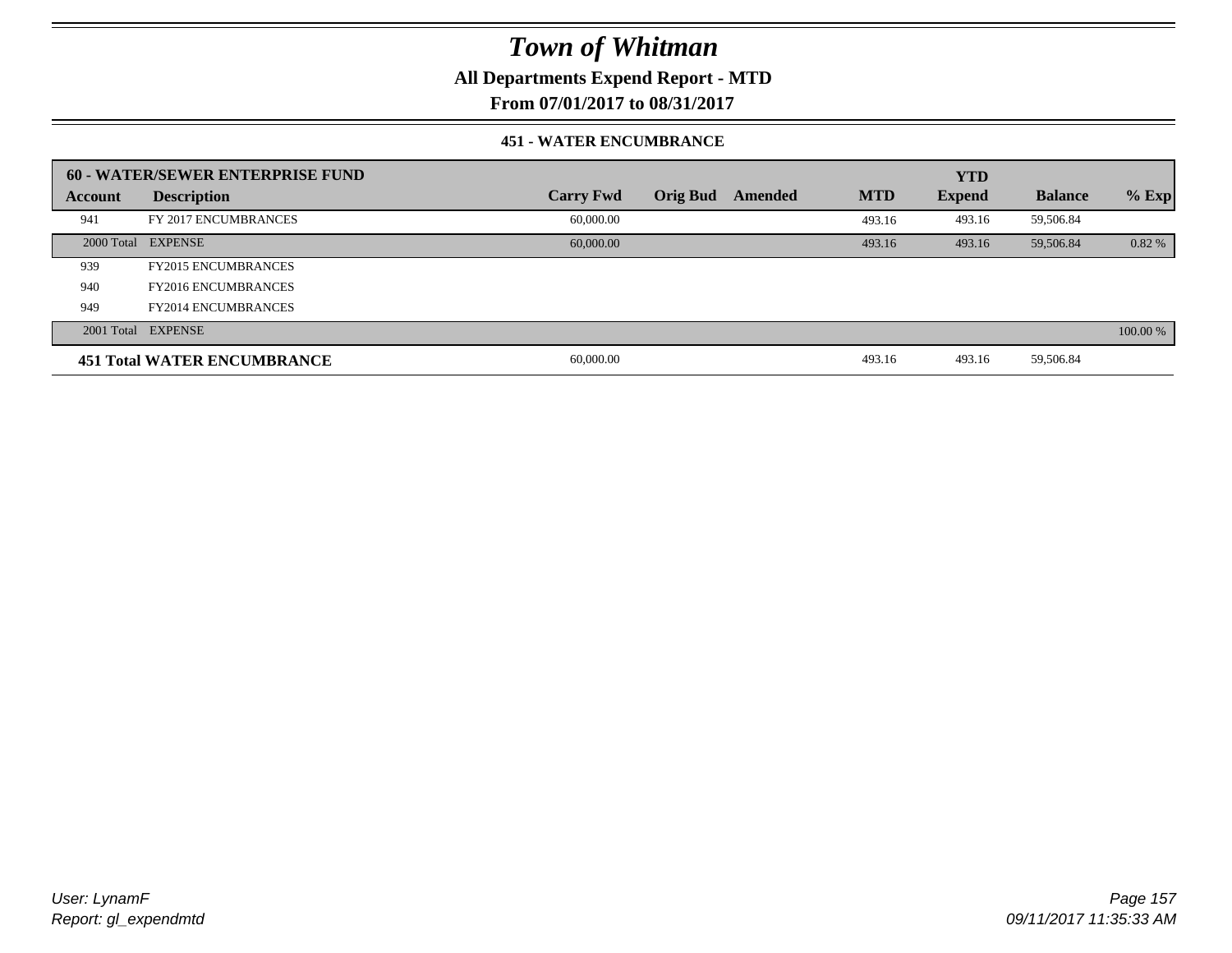# Town of Whitman

## All Departments Expend Report - MTD

## From 07/01/2017 to 08/31/2017

### 451 - WATER ENCUMBRANCE

| 60 - WATER/SEWER ENTERPRISE FUND | | | | | | YTD | | |
|---|---|---|---|---|---|---|---|---|
| **Account** | **Description** | **Carry Fwd** | **Orig Bud** | **Amended** | **MTD** | **Expend** | **Balance** | **% Exp** |
| 941 | FY 2017 ENCUMBRANCES | 60,000.00 | | | 493.16 | 493.16 | 59,506.84 | |
| 2000 Total | EXPENSE | 60,000.00 | | | 493.16 | 493.16 | 59,506.84 | 0.82 % |
| 939 | FY2015 ENCUMBRANCES | | | | | | | |
| 940 | FY2016 ENCUMBRANCES | | | | | | | |
| 949 | FY2014 ENCUMBRANCES | | | | | | | |
| 2001 Total | EXPENSE | | | | | | | 100.00 % |
| **451 Total WATER ENCUMBRANCE** | | 60,000.00 | | | 493.16 | 493.16 | 59,506.84 | |

*User: LynamF*
*Report: gl_expendmtd*

*09/11/2017 11:35:33 AM*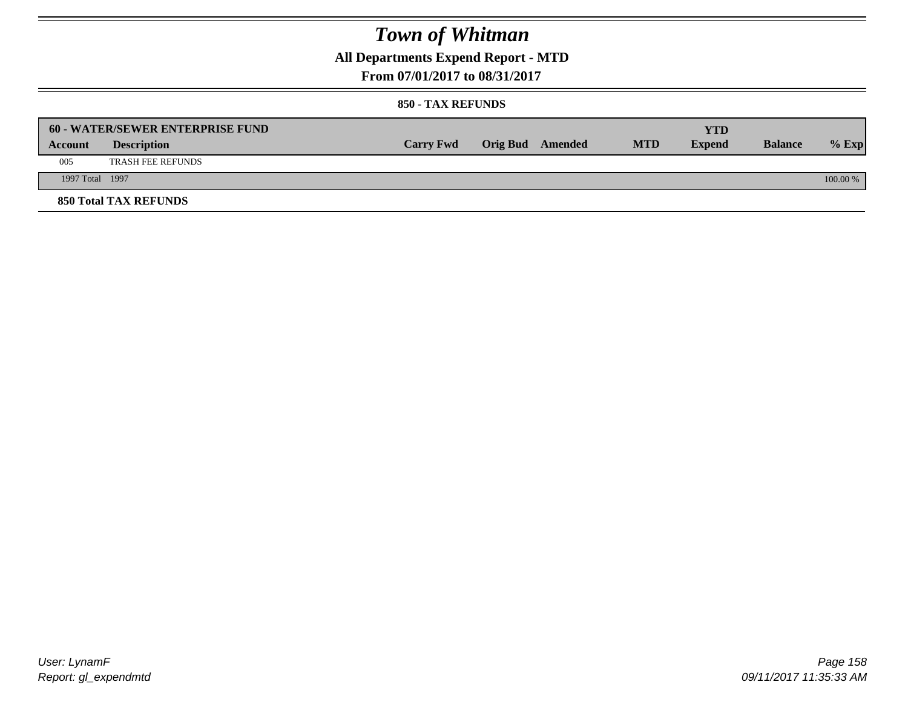# Town of Whitman

## All Departments Expend Report - MTD

### From 07/01/2017 to 08/31/2017

#### 850 - TAX REFUNDS

| 60 - WATER/SEWER ENTERPRISE FUND | | | | | | YTD | | |
|---|---|---|---|---|---|---|---|---|
| **Account** | **Description** | **Carry Fwd** | **Orig Bud** | **Amended** | **MTD** | **Expend** | **Balance** | **% Exp** |
| 005 | TRASH FEE REFUNDS | | | | | | | |
| 1997 Total | 1997 | | | | | | | 100.00 % |

**850 Total TAX REFUNDS**

*User: LynamF*
*Report: gl_expendmtd*

*09/11/2017 11:35:33 AM*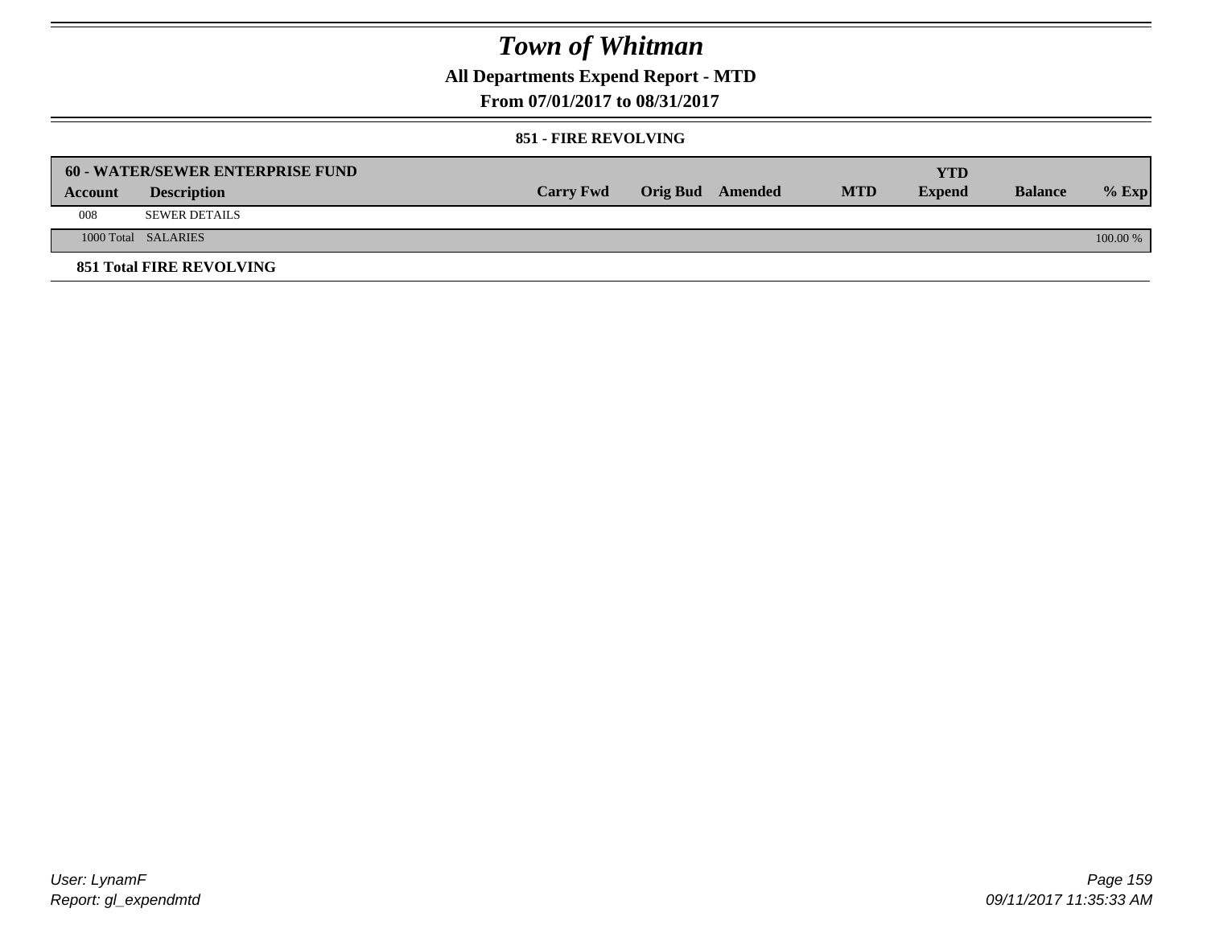# Town of Whitman

## All Departments Expend Report - MTD

## From 07/01/2017 to 08/31/2017

### 851 - FIRE REVOLVING

| 60 - WATER/SEWER ENTERPRISE FUND | | | | | | YTD | | |
|---|---|---|---|---|---|---|---|---|
| Account | Description | Carry Fwd | Orig Bud | Amended | MTD | Expend | Balance | % Exp |
| 008 | SEWER DETAILS | | | | | | | |
| 1000 Total | SALARIES | | | | | | | 100.00 % |

**851 Total FIRE REVOLVING**

User: LynamF
Report: gl_expendmtd

09/11/2017 11:35:33 AM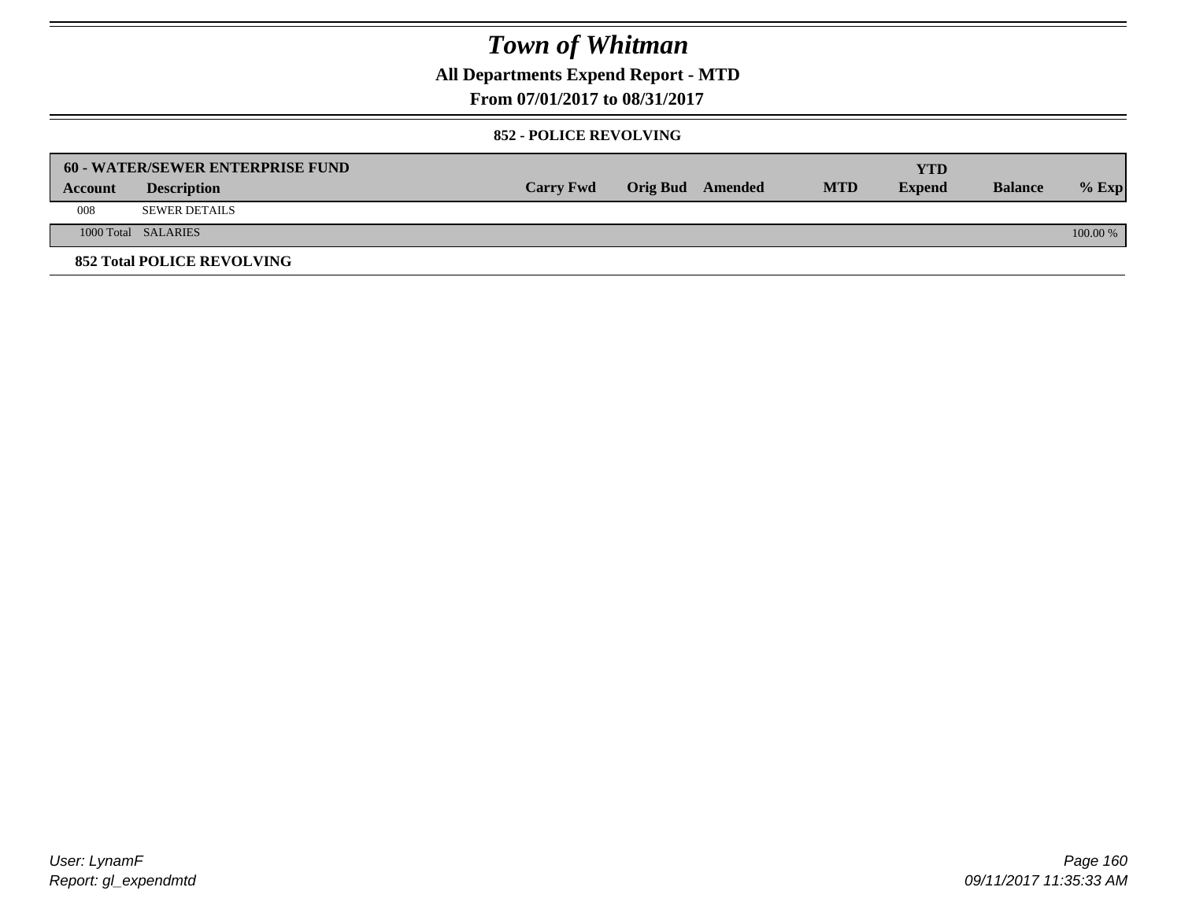# *Town of Whitman*

**All Departments Expend Report - MTD**

**From 07/01/2017 to 08/31/2017**

**852 - POLICE REVOLVING**

| 60 - WATER/SEWER ENTERPRISE FUND | | | | | | | | |
|---|---|---|---|---|---|---|---|---|
| **Account** | **Description** | **Carry Fwd** | **Orig Bud** | **Amended** | **MTD** | **YTD Expend** | **Balance** | **% Exp** |
| 008 | SEWER DETAILS | | | | | | | |
| 1000 Total | SALARIES | | | | | | | 100.00 % |

**852 Total POLICE REVOLVING**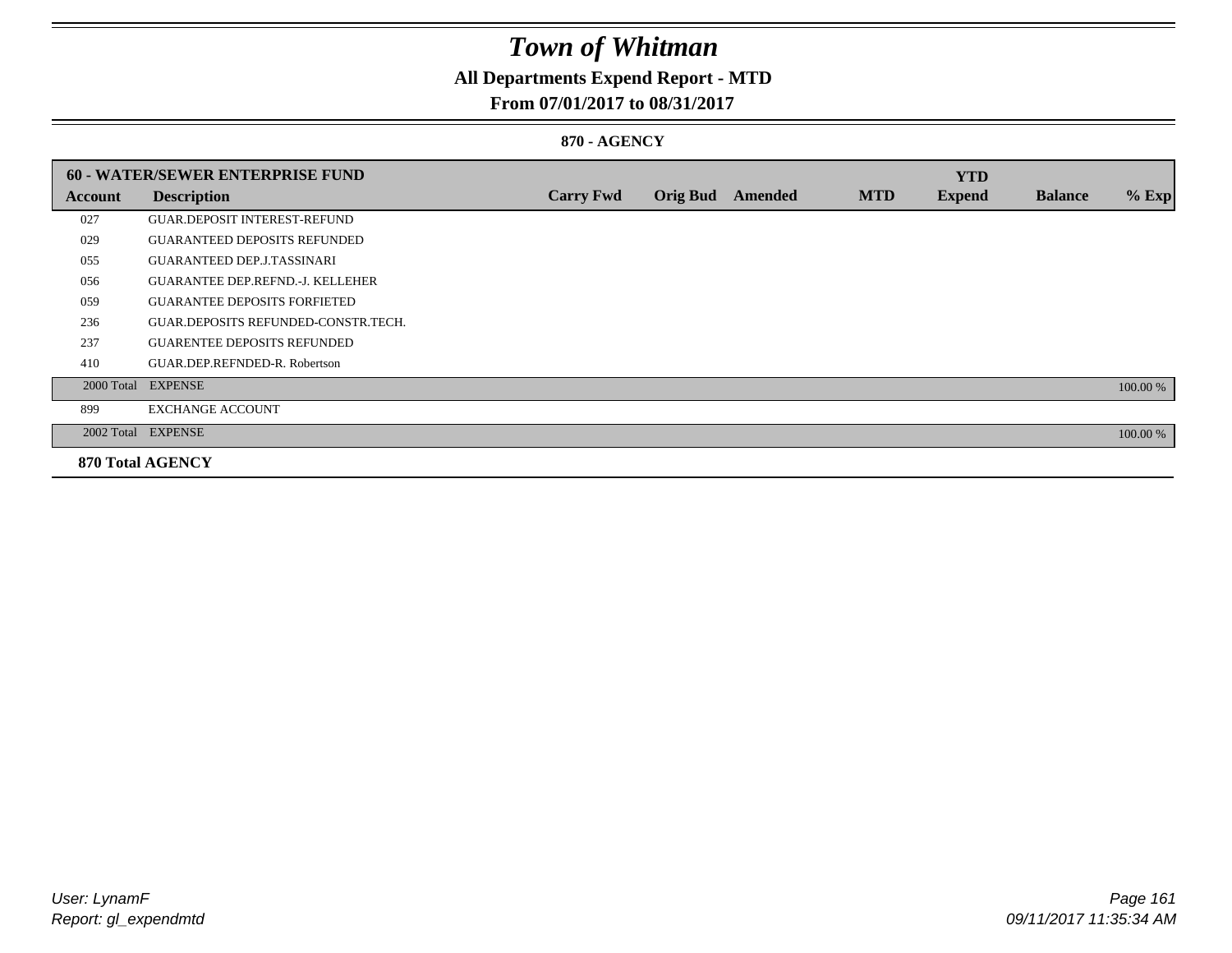# Town of Whitman

## All Departments Expend Report - MTD

### From 07/01/2017 to 08/31/2017

### 870 - AGENCY

| 60 - WATER/SEWER ENTERPRISE FUND | | | | | | YTD | | |
|---|---|---|---|---|---|---|---|---|
| **Account** | **Description** | **Carry Fwd** | **Orig Bud** | **Amended** | **MTD** | **Expend** | **Balance** | **% Exp** |
| 027 | GUAR.DEPOSIT INTEREST-REFUND | | | | | | | |
| 029 | GUARANTEED DEPOSITS REFUNDED | | | | | | | |
| 055 | GUARANTEED DEP.J.TASSINARI | | | | | | | |
| 056 | GUARANTEE DEP.REFND.-J. KELLEHER | | | | | | | |
| 059 | GUARANTEE DEPOSITS FORFIETED | | | | | | | |
| 236 | GUAR.DEPOSITS REFUNDED-CONSTR.TECH. | | | | | | | |
| 237 | GUARENTEE DEPOSITS REFUNDED | | | | | | | |
| 410 | GUAR.DEP.REFNDED-R. Robertson | | | | | | | |
| 2000 Total | EXPENSE | | | | | | | 100.00 % |
| 899 | EXCHANGE ACCOUNT | | | | | | | |
| 2002 Total | EXPENSE | | | | | | | 100.00 % |
| **870 Total AGENCY** | | | | | | | | |

User: LynamF
Report: gl_expendmtd

09/11/2017 11:35:34 AM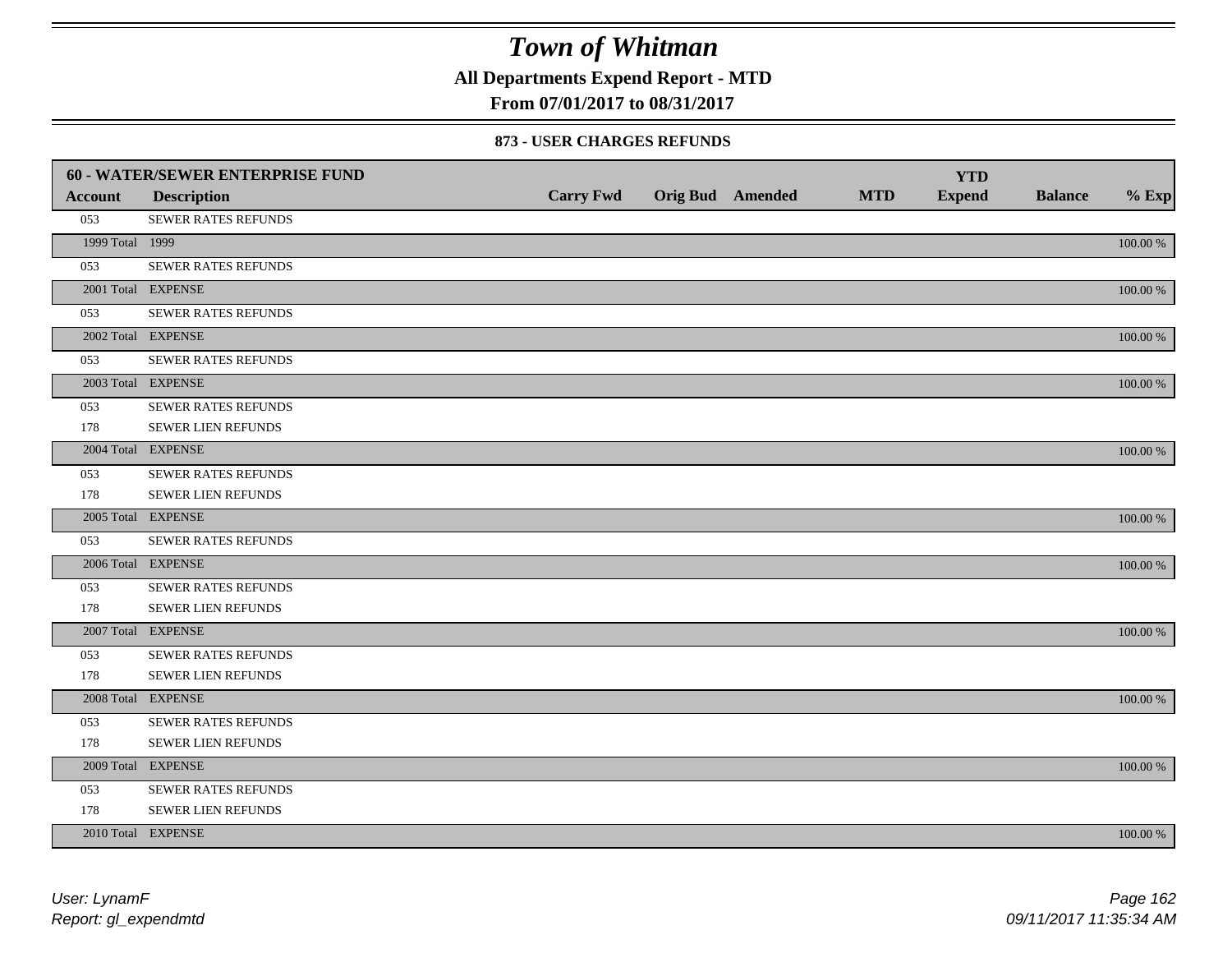# Town of Whitman

**All Departments Expend Report - MTD**

**From 07/01/2017 to 08/31/2017**

### 873 - USER CHARGES REFUNDS

| 60 - WATER/SEWER ENTERPRISE FUND | | | | | | YTD | | |
|---|---|---|---|---|---|---|---|---|
| **Account** | **Description** | **Carry Fwd** | **Orig Bud** | **Amended** | **MTD** | **Expend** | **Balance** | **% Exp** |
| 053 | SEWER RATES REFUNDS | | | | | | | |
| 1999 Total | 1999 | | | | | | | 100.00 % |
| 053 | SEWER RATES REFUNDS | | | | | | | |
| 2001 Total | EXPENSE | | | | | | | 100.00 % |
| 053 | SEWER RATES REFUNDS | | | | | | | |
| 2002 Total | EXPENSE | | | | | | | 100.00 % |
| 053 | SEWER RATES REFUNDS | | | | | | | |
| 2003 Total | EXPENSE | | | | | | | 100.00 % |
| 053 | SEWER RATES REFUNDS | | | | | | | |
| 178 | SEWER LIEN REFUNDS | | | | | | | |
| 2004 Total | EXPENSE | | | | | | | 100.00 % |
| 053 | SEWER RATES REFUNDS | | | | | | | |
| 178 | SEWER LIEN REFUNDS | | | | | | | |
| 2005 Total | EXPENSE | | | | | | | 100.00 % |
| 053 | SEWER RATES REFUNDS | | | | | | | |
| 2006 Total | EXPENSE | | | | | | | 100.00 % |
| 053 | SEWER RATES REFUNDS | | | | | | | |
| 178 | SEWER LIEN REFUNDS | | | | | | | |
| 2007 Total | EXPENSE | | | | | | | 100.00 % |
| 053 | SEWER RATES REFUNDS | | | | | | | |
| 178 | SEWER LIEN REFUNDS | | | | | | | |
| 2008 Total | EXPENSE | | | | | | | 100.00 % |
| 053 | SEWER RATES REFUNDS | | | | | | | |
| 178 | SEWER LIEN REFUNDS | | | | | | | |
| 2009 Total | EXPENSE | | | | | | | 100.00 % |
| 053 | SEWER RATES REFUNDS | | | | | | | |
| 178 | SEWER LIEN REFUNDS | | | | | | | |
| 2010 Total | EXPENSE | | | | | | | 100.00 % |

*User: LynamF*
*Report: gl_expendmtd*

*09/11/2017 11:35:34 AM*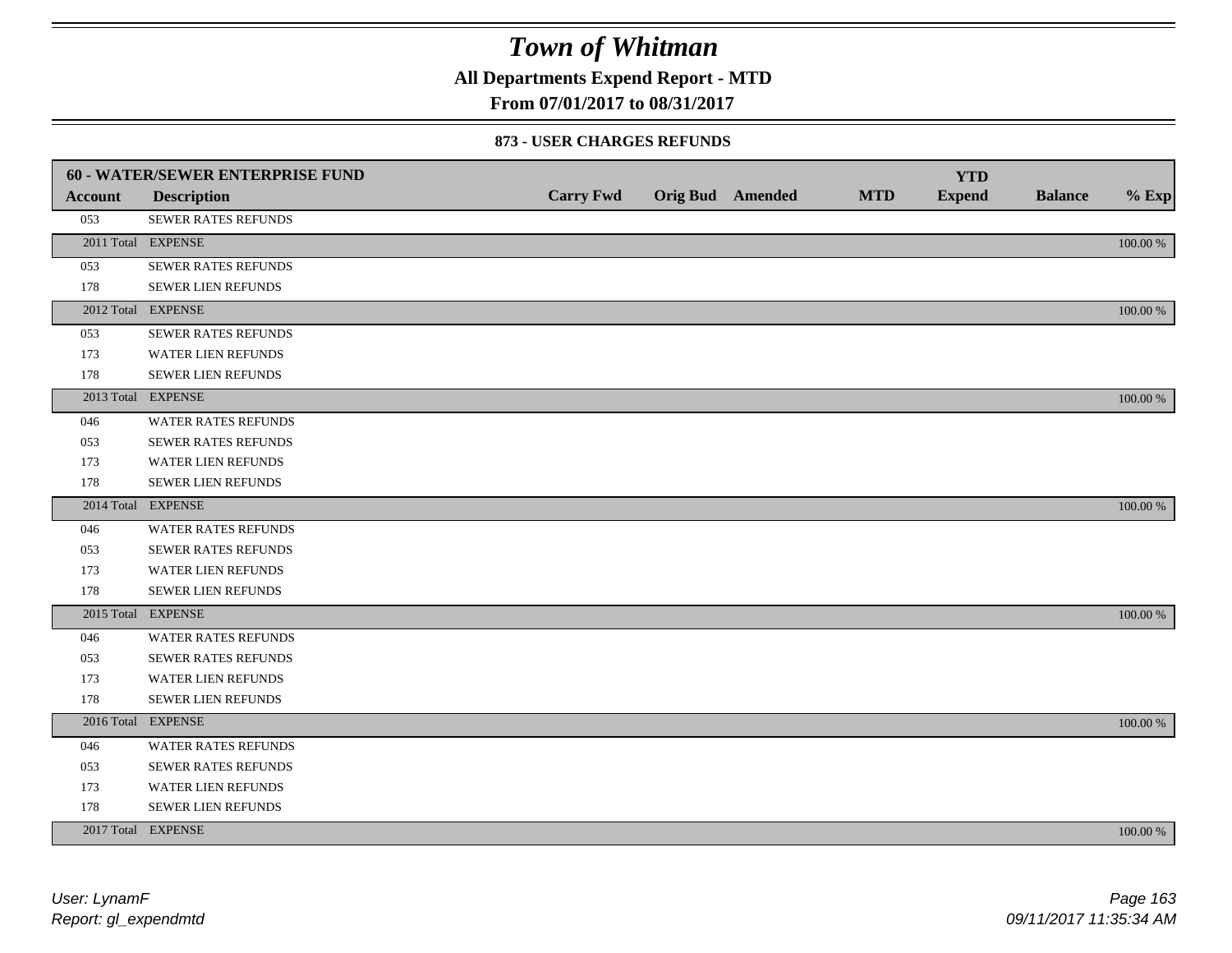# *Town of Whitman*

**All Departments Expend Report - MTD**

**From 07/01/2017 to 08/31/2017**

**873 - USER CHARGES REFUNDS**

| **60 - WATER/SEWER ENTERPRISE FUND** | | | | | | | | |
|---|---|---|---|---|---|---|---|---|
| **Account** | **Description** | **Carry Fwd** | **Orig Bud** | **Amended** | **MTD** | **YTD Expend** | **Balance** | **% Exp** |
| 053 | SEWER RATES REFUNDS | | | | | | | |
| 2011 Total | EXPENSE | | | | | | | 100.00 % |
| 053 | SEWER RATES REFUNDS | | | | | | | |
| 178 | SEWER LIEN REFUNDS | | | | | | | |
| 2012 Total | EXPENSE | | | | | | | 100.00 % |
| 053 | SEWER RATES REFUNDS | | | | | | | |
| 173 | WATER LIEN REFUNDS | | | | | | | |
| 178 | SEWER LIEN REFUNDS | | | | | | | |
| 2013 Total | EXPENSE | | | | | | | 100.00 % |
| 046 | WATER RATES REFUNDS | | | | | | | |
| 053 | SEWER RATES REFUNDS | | | | | | | |
| 173 | WATER LIEN REFUNDS | | | | | | | |
| 178 | SEWER LIEN REFUNDS | | | | | | | |
| 2014 Total | EXPENSE | | | | | | | 100.00 % |
| 046 | WATER RATES REFUNDS | | | | | | | |
| 053 | SEWER RATES REFUNDS | | | | | | | |
| 173 | WATER LIEN REFUNDS | | | | | | | |
| 178 | SEWER LIEN REFUNDS | | | | | | | |
| 2015 Total | EXPENSE | | | | | | | 100.00 % |
| 046 | WATER RATES REFUNDS | | | | | | | |
| 053 | SEWER RATES REFUNDS | | | | | | | |
| 173 | WATER LIEN REFUNDS | | | | | | | |
| 178 | SEWER LIEN REFUNDS | | | | | | | |
| 2016 Total | EXPENSE | | | | | | | 100.00 % |
| 046 | WATER RATES REFUNDS | | | | | | | |
| 053 | SEWER RATES REFUNDS | | | | | | | |
| 173 | WATER LIEN REFUNDS | | | | | | | |
| 178 | SEWER LIEN REFUNDS | | | | | | | |
| 2017 Total | EXPENSE | | | | | | | 100.00 % |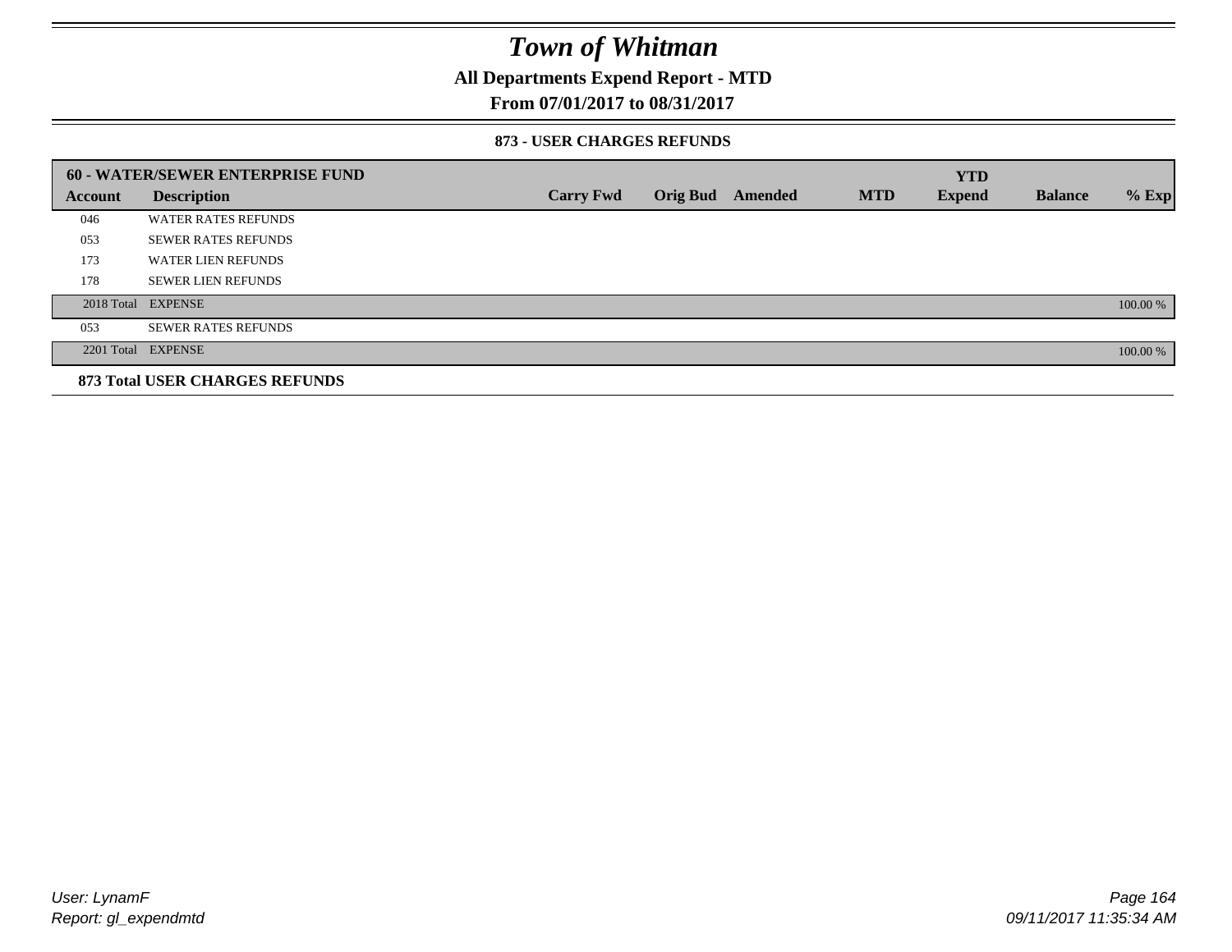# Town of Whitman

**All Departments Expend Report - MTD**

**From 07/01/2017 to 08/31/2017**

**873 - USER CHARGES REFUNDS**

| 60 - WATER/SEWER ENTERPRISE FUND | | | | | | YTD | | |
|---|---|---|---|---|---|---|---|---|
| **Account** | **Description** | **Carry Fwd** | **Orig Bud** | **Amended** | **MTD** | **Expend** | **Balance** | **% Exp** |
| 046 | WATER RATES REFUNDS | | | | | | | |
| 053 | SEWER RATES REFUNDS | | | | | | | |
| 173 | WATER LIEN REFUNDS | | | | | | | |
| 178 | SEWER LIEN REFUNDS | | | | | | | |
| 2018 Total | EXPENSE | | | | | | | 100.00 % |
| 053 | SEWER RATES REFUNDS | | | | | | | |
| 2201 Total | EXPENSE | | | | | | | 100.00 % |
| **873 Total USER CHARGES REFUNDS** | | | | | | | | |

*User: LynamF*
*Report: gl_expendmtd*

*09/11/2017 11:35:34 AM*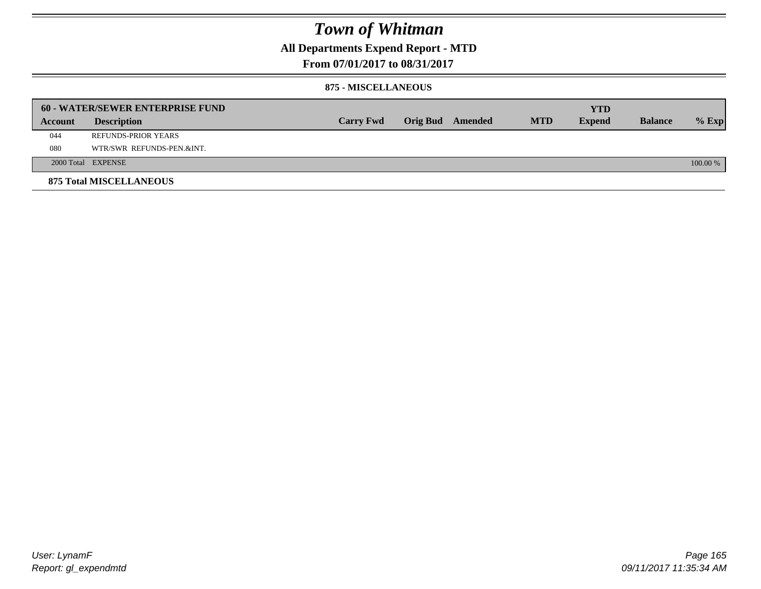# Town of Whitman

## All Departments Expend Report - MTD

### From 07/01/2017 to 08/31/2017

#### 875 - MISCELLANEOUS

| 60 - WATER/SEWER ENTERPRISE FUND | | | | | | YTD | | |
|---|---|---|---|---|---|---|---|---|
| **Account** | **Description** | **Carry Fwd** | **Orig Bud** | **Amended** | **MTD** | **Expend** | **Balance** | **% Exp** |
| 044 | REFUNDS-PRIOR YEARS | | | | | | | |
| 080 | WTR/SWR REFUNDS-PEN.&INT. | | | | | | | |
| 2000 Total | EXPENSE | | | | | | | 100.00 % |

**875 Total MISCELLANEOUS**

User: LynamF
Report: gl_expendmtd

09/11/2017 11:35:34 AM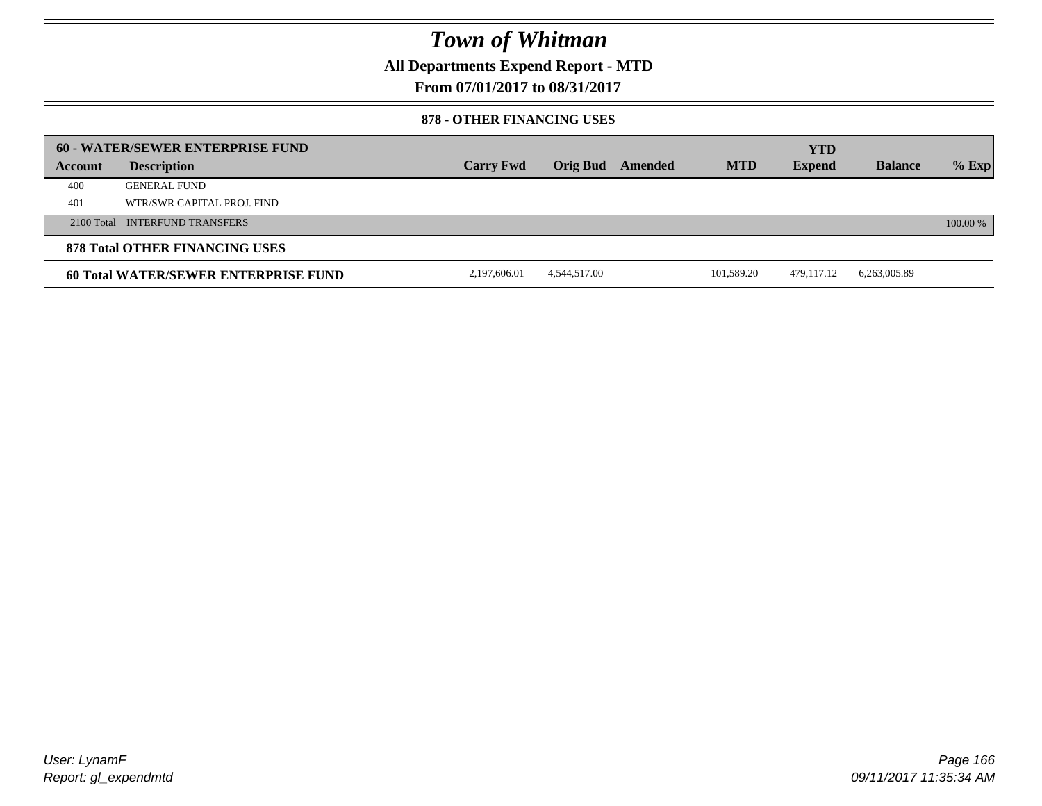# Town of Whitman

**All Departments Expend Report - MTD**

**From 07/01/2017 to 08/31/2017**

**878 - OTHER FINANCING USES**

| 60 - WATER/SEWER ENTERPRISE FUND | | | | | | | | |
|---|---|---|---|---|---|---|---|---|
| **Account** | **Description** | **Carry Fwd** | **Orig Bud** | **Amended** | **MTD** | **YTD Expend** | **Balance** | **% Exp** |
| 400 | GENERAL FUND | | | | | | | |
| 401 | WTR/SWR CAPITAL PROJ. FIND | | | | | | | |
| 2100 Total | INTERFUND TRANSFERS | | | | | | | 100.00 % |
| **878 Total OTHER FINANCING USES** | | | | | | | | |
| **60 Total WATER/SEWER ENTERPRISE FUND** | | 2,197,606.01 | 4,544,517.00 | | 101,589.20 | 479,117.12 | 6,263,005.89 | |

User: LynamF
Report: gl_expendmtd

09/11/2017 11:35:34 AM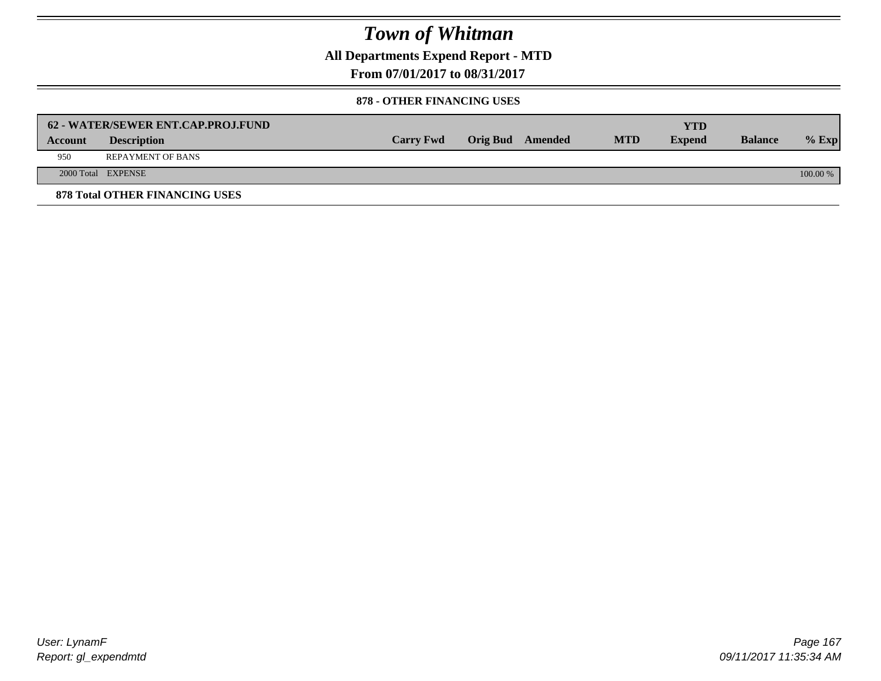# Town of Whitman

## All Departments Expend Report - MTD

## From 07/01/2017 to 08/31/2017

### 878 - OTHER FINANCING USES

| 62 - WATER/SEWER ENT.CAP.PROJ.FUND | | | | | | YTD | | |
|---|---|---|---|---|---|---|---|---|
| **Account** | **Description** | **Carry Fwd** | **Orig Bud** | **Amended** | **MTD** | **Expend** | **Balance** | **% Exp** |
| 950 | REPAYMENT OF BANS | | | | | | | |
| 2000 Total | EXPENSE | | | | | | | 100.00 % |

**878 Total OTHER FINANCING USES**

User: LynamF
Report: gl_expendmtd

09/11/2017 11:35:34 AM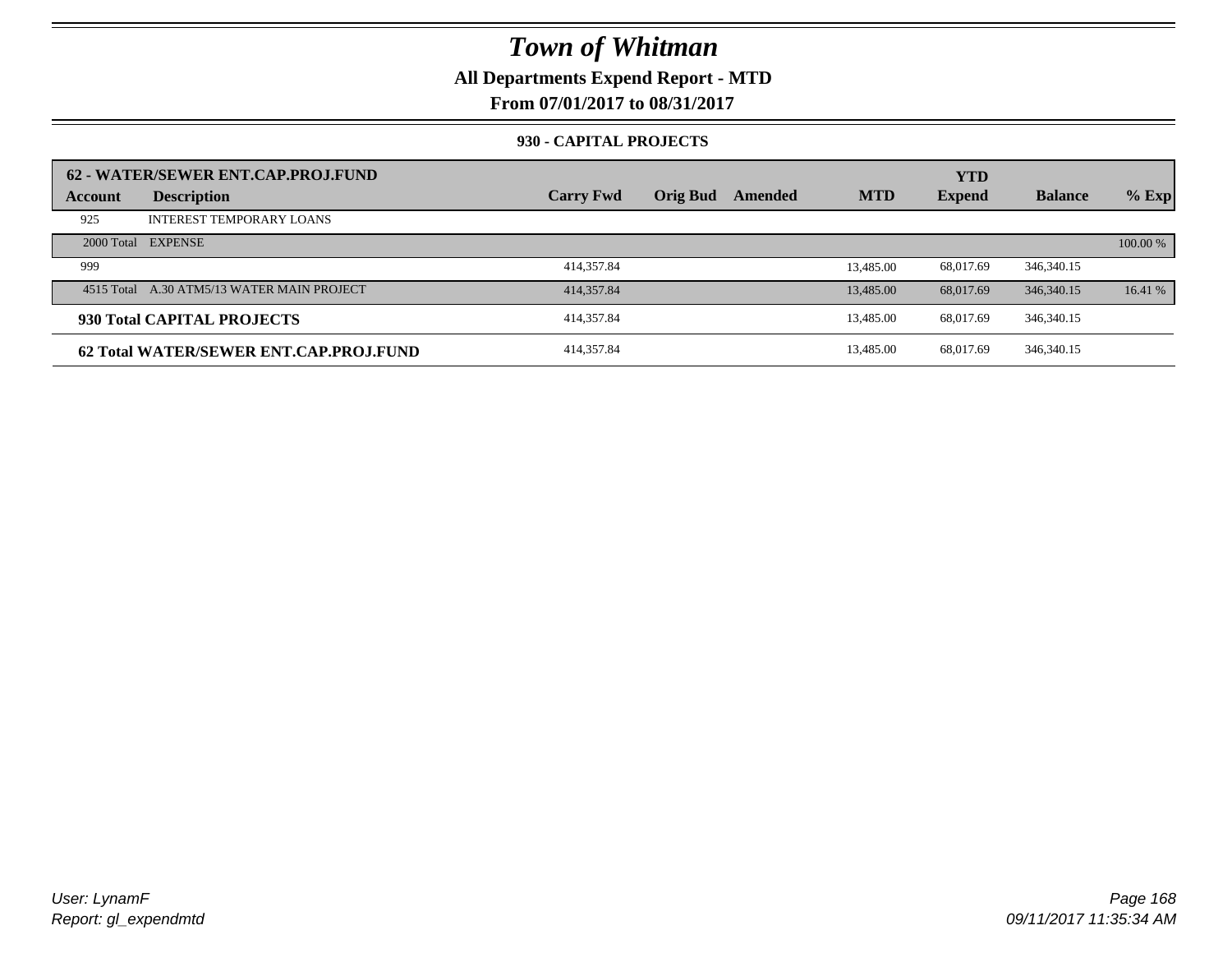# Town of Whitman

**All Departments Expend Report - MTD**

**From 07/01/2017 to 08/31/2017**

**930 - CAPITAL PROJECTS**

| **62 - WATER/SEWER ENT.CAP.PROJ.FUND** | | | | | | **YTD** | | |
|---|---|---|---|---|---|---|---|---|
| **Account** | **Description** | **Carry Fwd** | **Orig Bud** | **Amended** | **MTD** | **Expend** | **Balance** | **% Exp** |
| 925 | INTEREST TEMPORARY LOANS | | | | | | | |
| 2000 Total | EXPENSE | | | | | | | 100.00 % |
| 999 | | 414,357.84 | | | 13,485.00 | 68,017.69 | 346,340.15 | |
| 4515 Total | A.30 ATM5/13 WATER MAIN PROJECT | 414,357.84 | | | 13,485.00 | 68,017.69 | 346,340.15 | 16.41 % |
| **930 Total CAPITAL PROJECTS** | | 414,357.84 | | | 13,485.00 | 68,017.69 | 346,340.15 | |
| **62 Total WATER/SEWER ENT.CAP.PROJ.FUND** | | 414,357.84 | | | 13,485.00 | 68,017.69 | 346,340.15 | |

*User: LynamF*
*Report: gl_expendmtd*

*09/11/2017 11:35:34 AM*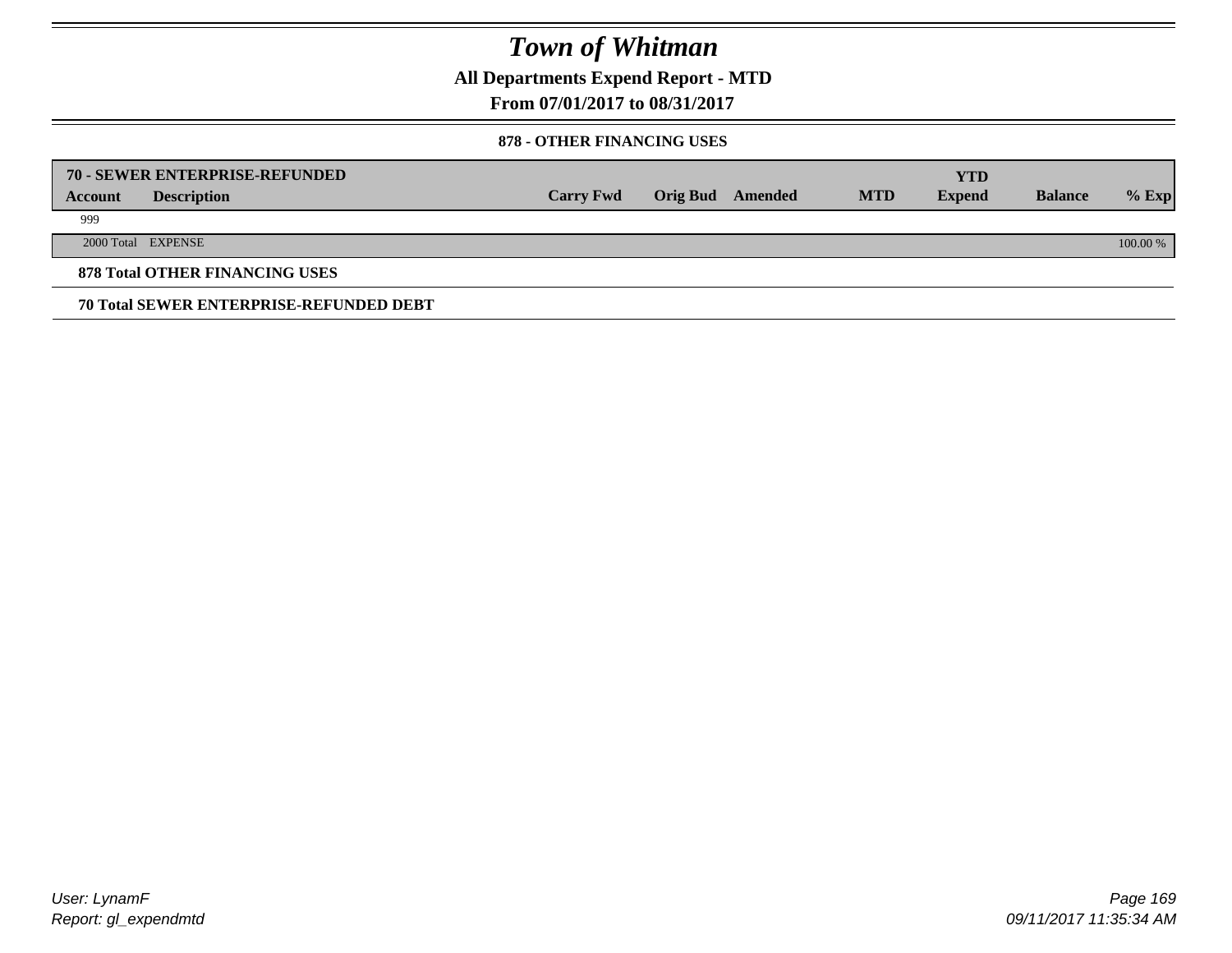# Town of Whitman

**All Departments Expend Report - MTD**

**From 07/01/2017 to 08/31/2017**

**878 - OTHER FINANCING USES**

| **70 - SEWER ENTERPRISE-REFUNDED** | | | | | | | | |
|---|---|---|---|---|---|---|---|---|
| **Account** | **Description** | **Carry Fwd** | **Orig Bud** | **Amended** | **MTD** | **YTD Expend** | **Balance** | **% Exp** |
| 999 | | | | | | | | |
| 2000 Total | EXPENSE | | | | | | | 100.00 % |

**878 Total OTHER FINANCING USES**

**70 Total SEWER ENTERPRISE-REFUNDED DEBT**

*User: LynamF*

*Report: gl_expendmtd*

*09/11/2017 11:35:34 AM*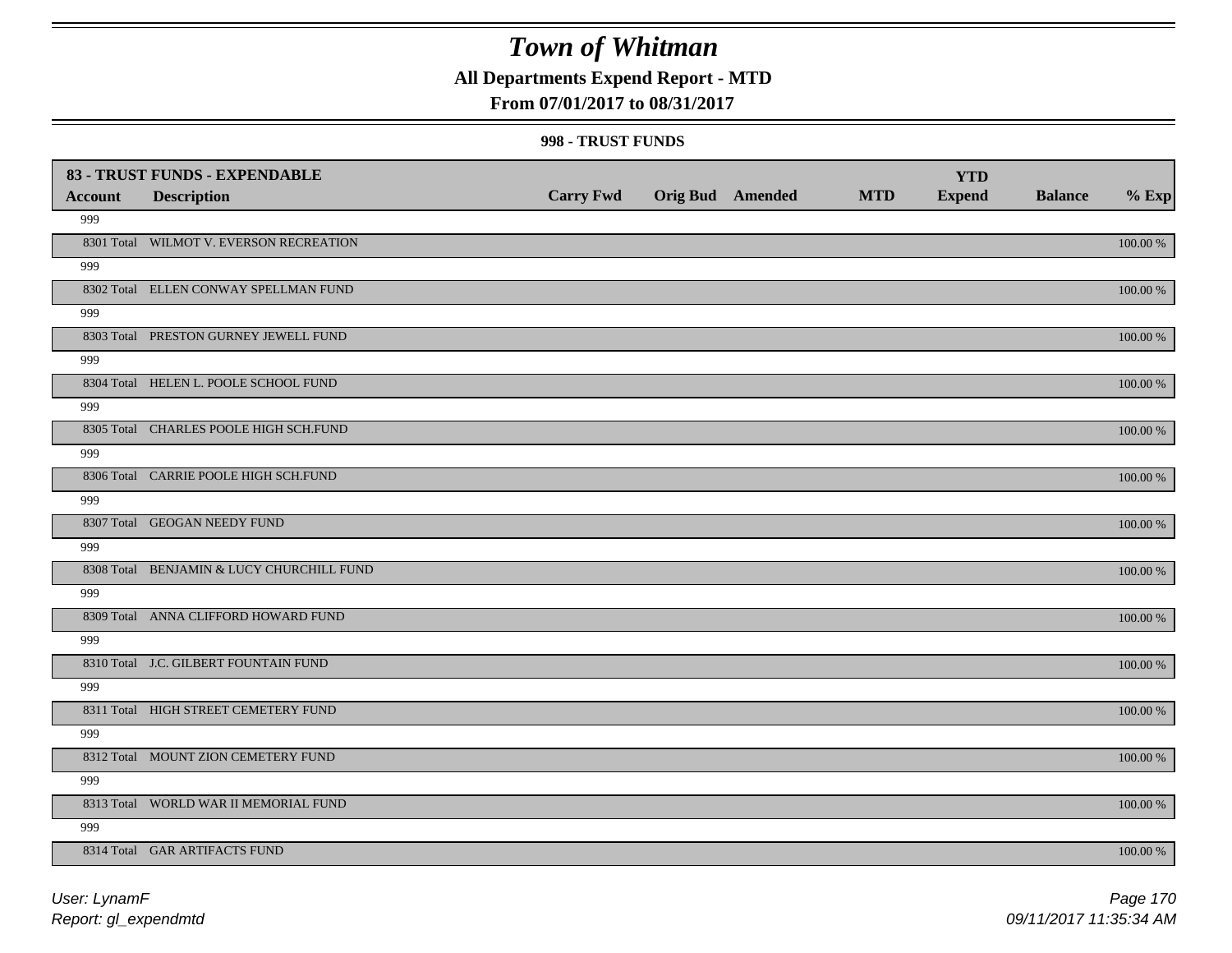# Town of Whitman

**All Departments Expend Report - MTD**

**From 07/01/2017 to 08/31/2017**

**998 - TRUST FUNDS**

| 83 - TRUST FUNDS - EXPENDABLE | | | | | | YTD | | |
|---|---|---|---|---|---|---|---|---|
| Account | Description | Carry Fwd | Orig Bud | Amended | MTD | Expend | Balance | % Exp |
| 999 | | | | | | | | |
| 8301 Total | WILMOT V. EVERSON RECREATION | | | | | | | 100.00 % |
| 999 | | | | | | | | |
| 8302 Total | ELLEN CONWAY SPELLMAN FUND | | | | | | | 100.00 % |
| 999 | | | | | | | | |
| 8303 Total | PRESTON GURNEY JEWELL FUND | | | | | | | 100.00 % |
| 999 | | | | | | | | |
| 8304 Total | HELEN L. POOLE SCHOOL FUND | | | | | | | 100.00 % |
| 999 | | | | | | | | |
| 8305 Total | CHARLES POOLE HIGH SCH.FUND | | | | | | | 100.00 % |
| 999 | | | | | | | | |
| 8306 Total | CARRIE POOLE HIGH SCH.FUND | | | | | | | 100.00 % |
| 999 | | | | | | | | |
| 8307 Total | GEOGAN NEEDY FUND | | | | | | | 100.00 % |
| 999 | | | | | | | | |
| 8308 Total | BENJAMIN & LUCY CHURCHILL FUND | | | | | | | 100.00 % |
| 999 | | | | | | | | |
| 8309 Total | ANNA CLIFFORD HOWARD FUND | | | | | | | 100.00 % |
| 999 | | | | | | | | |
| 8310 Total | J.C. GILBERT FOUNTAIN FUND | | | | | | | 100.00 % |
| 999 | | | | | | | | |
| 8311 Total | HIGH STREET CEMETERY FUND | | | | | | | 100.00 % |
| 999 | | | | | | | | |
| 8312 Total | MOUNT ZION CEMETERY FUND | | | | | | | 100.00 % |
| 999 | | | | | | | | |
| 8313 Total | WORLD WAR II MEMORIAL FUND | | | | | | | 100.00 % |
| 999 | | | | | | | | |
| 8314 Total | GAR ARTIFACTS FUND | | | | | | | 100.00 % |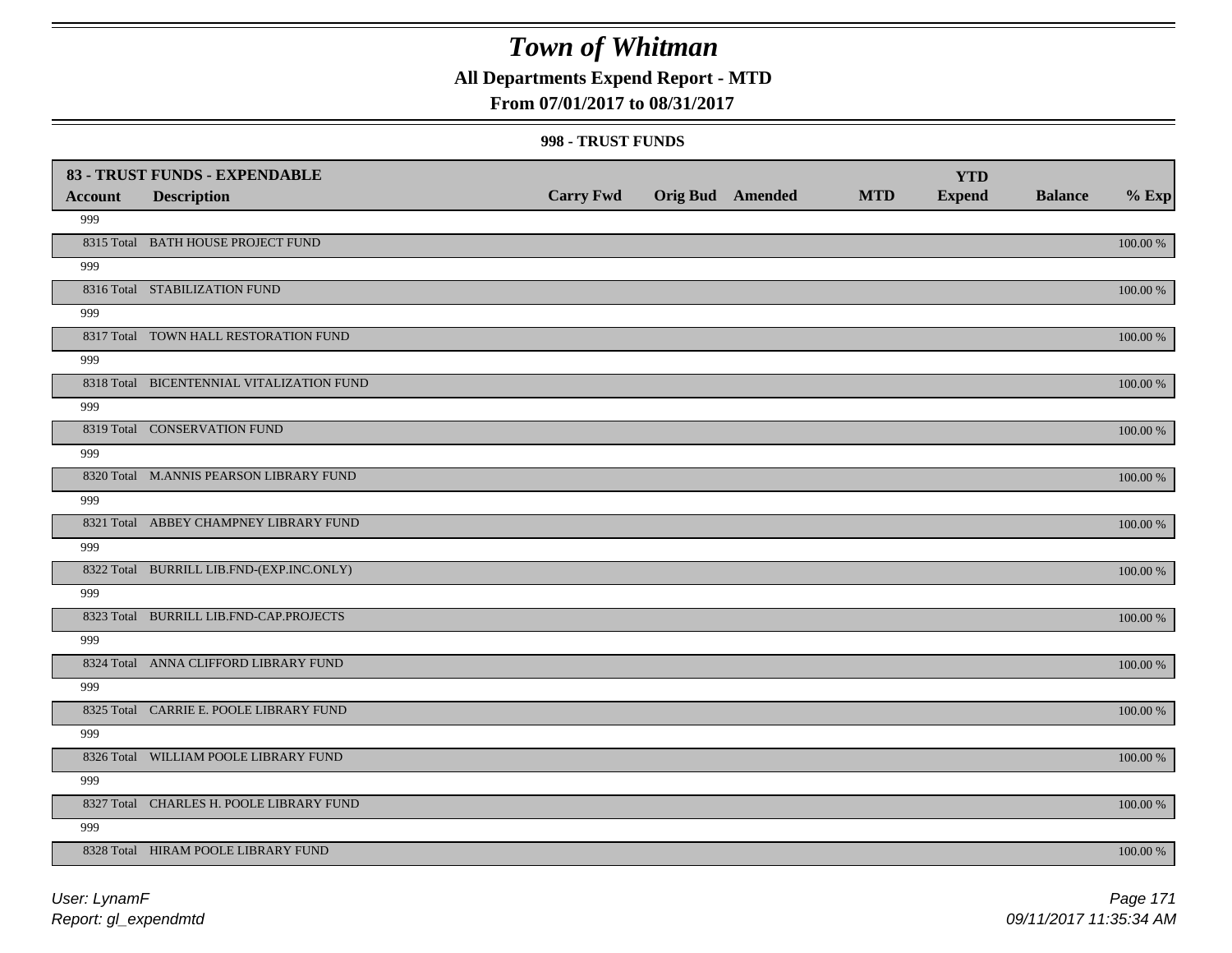# Town of Whitman

**All Departments Expend Report - MTD**

**From 07/01/2017 to 08/31/2017**

**998 - TRUST FUNDS**

| **83 - TRUST FUNDS - EXPENDABLE** | | | | | | | | |
|---|---|---|---|---|---|---|---|---|
| **Account** | **Description** | **Carry Fwd** | **Orig Bud** | **Amended** | **MTD** | **YTD Expend** | **Balance** | **% Exp** |
| 999 | | | | | | | | |
| 8315 Total | BATH HOUSE PROJECT FUND | | | | | | | 100.00 % |
| 999 | | | | | | | | |
| 8316 Total | STABILIZATION FUND | | | | | | | 100.00 % |
| 999 | | | | | | | | |
| 8317 Total | TOWN HALL RESTORATION FUND | | | | | | | 100.00 % |
| 999 | | | | | | | | |
| 8318 Total | BICENTENNIAL VITALIZATION FUND | | | | | | | 100.00 % |
| 999 | | | | | | | | |
| 8319 Total | CONSERVATION FUND | | | | | | | 100.00 % |
| 999 | | | | | | | | |
| 8320 Total | M.ANNIS PEARSON LIBRARY FUND | | | | | | | 100.00 % |
| 999 | | | | | | | | |
| 8321 Total | ABBEY CHAMPNEY LIBRARY FUND | | | | | | | 100.00 % |
| 999 | | | | | | | | |
| 8322 Total | BURRILL LIB.FND-(EXP.INC.ONLY) | | | | | | | 100.00 % |
| 999 | | | | | | | | |
| 8323 Total | BURRILL LIB.FND-CAP.PROJECTS | | | | | | | 100.00 % |
| 999 | | | | | | | | |
| 8324 Total | ANNA CLIFFORD LIBRARY FUND | | | | | | | 100.00 % |
| 999 | | | | | | | | |
| 8325 Total | CARRIE E. POOLE LIBRARY FUND | | | | | | | 100.00 % |
| 999 | | | | | | | | |
| 8326 Total | WILLIAM POOLE LIBRARY FUND | | | | | | | 100.00 % |
| 999 | | | | | | | | |
| 8327 Total | CHARLES H. POOLE LIBRARY FUND | | | | | | | 100.00 % |
| 999 | | | | | | | | |
| 8328 Total | HIRAM POOLE LIBRARY FUND | | | | | | | 100.00 % |

*User: LynamF*

*Report: gl_expendmtd*

*09/11/2017 11:35:34 AM*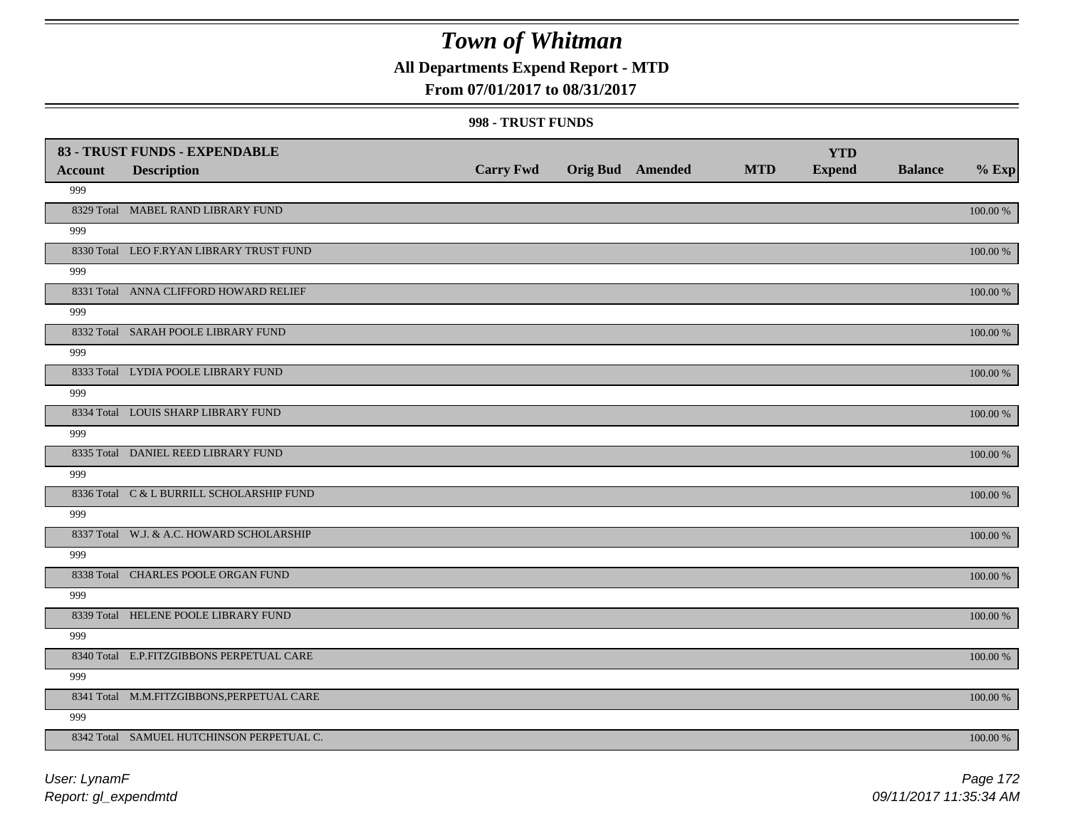# Town of Whitman

**All Departments Expend Report - MTD**

**From 07/01/2017 to 08/31/2017**

**998 - TRUST FUNDS**

| 83 - TRUST FUNDS - EXPENDABLE | | | | | | | | |
|---|---|---|---|---|---|---|---|---|
| **Account** | **Description** | **Carry Fwd** | **Orig Bud** | **Amended** | **MTD** | **YTD Expend** | **Balance** | **% Exp** |
| 999 | | | | | | | | |
| 8329 Total | MABEL RAND LIBRARY FUND | | | | | | | 100.00 % |
| 999 | | | | | | | | |
| 8330 Total | LEO F.RYAN LIBRARY TRUST FUND | | | | | | | 100.00 % |
| 999 | | | | | | | | |
| 8331 Total | ANNA CLIFFORD HOWARD RELIEF | | | | | | | 100.00 % |
| 999 | | | | | | | | |
| 8332 Total | SARAH POOLE LIBRARY FUND | | | | | | | 100.00 % |
| 999 | | | | | | | | |
| 8333 Total | LYDIA POOLE LIBRARY FUND | | | | | | | 100.00 % |
| 999 | | | | | | | | |
| 8334 Total | LOUIS SHARP LIBRARY FUND | | | | | | | 100.00 % |
| 999 | | | | | | | | |
| 8335 Total | DANIEL REED LIBRARY FUND | | | | | | | 100.00 % |
| 999 | | | | | | | | |
| 8336 Total | C & L BURRILL SCHOLARSHIP FUND | | | | | | | 100.00 % |
| 999 | | | | | | | | |
| 8337 Total | W.J. & A.C. HOWARD SCHOLARSHIP | | | | | | | 100.00 % |
| 999 | | | | | | | | |
| 8338 Total | CHARLES POOLE ORGAN FUND | | | | | | | 100.00 % |
| 999 | | | | | | | | |
| 8339 Total | HELENE POOLE LIBRARY FUND | | | | | | | 100.00 % |
| 999 | | | | | | | | |
| 8340 Total | E.P.FITZGIBBONS PERPETUAL CARE | | | | | | | 100.00 % |
| 999 | | | | | | | | |
| 8341 Total | M.M.FITZGIBBONS,PERPETUAL CARE | | | | | | | 100.00 % |
| 999 | | | | | | | | |
| 8342 Total | SAMUEL HUTCHINSON PERPETUAL C. | | | | | | | 100.00 % |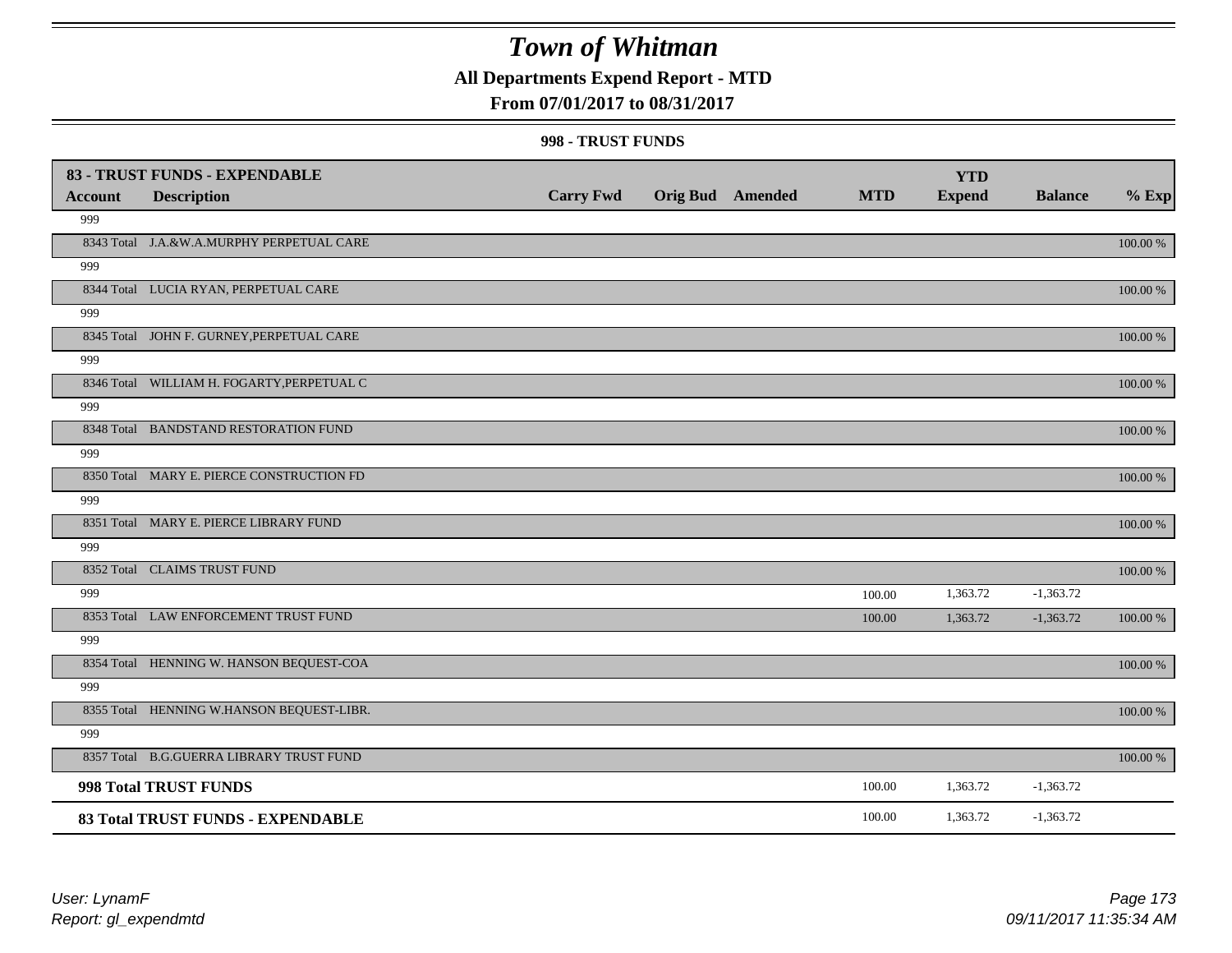# Town of Whitman

## All Departments Expend Report - MTD

### From 07/01/2017 to 08/31/2017

#### 998 - TRUST FUNDS

| 83 - TRUST FUNDS - EXPENDABLE | | | | | | YTD | | |
|---|---|---|---|---|---|---|---|---|
| **Account** | **Description** | **Carry Fwd** | **Orig Bud** | **Amended** | **MTD** | **Expend** | **Balance** | **% Exp** |
| 999 | | | | | | | | |
| 8343 Total | J.A.&W.A.MURPHY PERPETUAL CARE | | | | | | | 100.00 % |
| 999 | | | | | | | | |
| 8344 Total | LUCIA RYAN, PERPETUAL CARE | | | | | | | 100.00 % |
| 999 | | | | | | | | |
| 8345 Total | JOHN F. GURNEY,PERPETUAL CARE | | | | | | | 100.00 % |
| 999 | | | | | | | | |
| 8346 Total | WILLIAM H. FOGARTY,PERPETUAL C | | | | | | | 100.00 % |
| 999 | | | | | | | | |
| 8348 Total | BANDSTAND RESTORATION FUND | | | | | | | 100.00 % |
| 999 | | | | | | | | |
| 8350 Total | MARY E. PIERCE CONSTRUCTION FD | | | | | | | 100.00 % |
| 999 | | | | | | | | |
| 8351 Total | MARY E. PIERCE LIBRARY FUND | | | | | | | 100.00 % |
| 999 | | | | | | | | |
| 8352 Total | CLAIMS TRUST FUND | | | | | | | 100.00 % |
| 999 | | | | | 100.00 | 1,363.72 | -1,363.72 | |
| 8353 Total | LAW ENFORCEMENT TRUST FUND | | | | 100.00 | 1,363.72 | -1,363.72 | 100.00 % |
| 999 | | | | | | | | |
| 8354 Total | HENNING W. HANSON BEQUEST-COA | | | | | | | 100.00 % |
| 999 | | | | | | | | |
| 8355 Total | HENNING W.HANSON BEQUEST-LIBR. | | | | | | | 100.00 % |
| 999 | | | | | | | | |
| 8357 Total | B.G.GUERRA LIBRARY TRUST FUND | | | | | | | 100.00 % |
| **998 Total TRUST FUNDS** | | | | | 100.00 | 1,363.72 | -1,363.72 | |
| **83 Total TRUST FUNDS - EXPENDABLE** | | | | | 100.00 | 1,363.72 | -1,363.72 | |

User: LynamF

Report: gl_expendmtd

09/11/2017 11:35:34 AM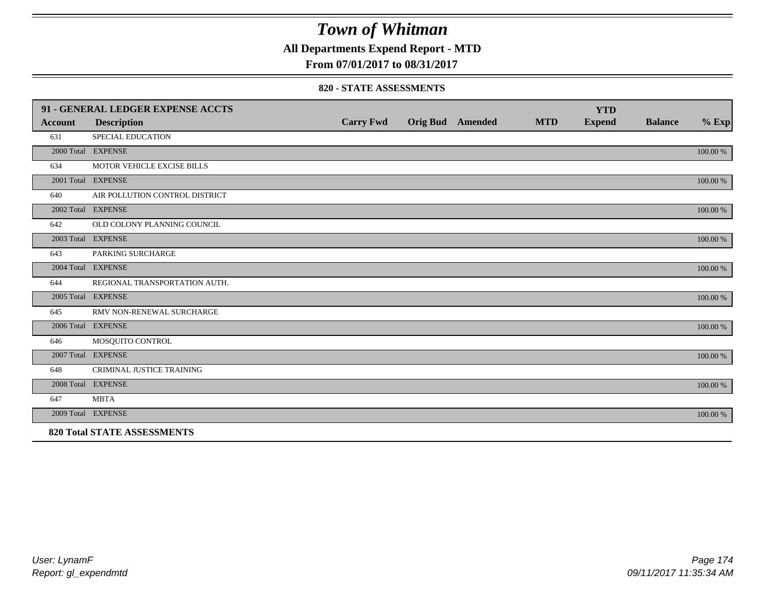# Town of Whitman

## All Departments Expend Report - MTD

### From 07/01/2017 to 08/31/2017

#### 820 - STATE ASSESSMENTS

| 91 - GENERAL LEDGER EXPENSE ACCTS | | | | | | YTD | | |
|---|---|---|---|---|---|---|---|---|
| **Account** | **Description** | **Carry Fwd** | **Orig Bud** | **Amended** | **MTD** | **Expend** | **Balance** | **% Exp** |
| 631 | SPECIAL EDUCATION | | | | | | | |
| 2000 Total | EXPENSE | | | | | | | 100.00 % |
| 634 | MOTOR VEHICLE EXCISE BILLS | | | | | | | |
| 2001 Total | EXPENSE | | | | | | | 100.00 % |
| 640 | AIR POLLUTION CONTROL DISTRICT | | | | | | | |
| 2002 Total | EXPENSE | | | | | | | 100.00 % |
| 642 | OLD COLONY PLANNING COUNCIL | | | | | | | |
| 2003 Total | EXPENSE | | | | | | | 100.00 % |
| 643 | PARKING SURCHARGE | | | | | | | |
| 2004 Total | EXPENSE | | | | | | | 100.00 % |
| 644 | REGIONAL TRANSPORTATION AUTH. | | | | | | | |
| 2005 Total | EXPENSE | | | | | | | 100.00 % |
| 645 | RMV NON-RENEWAL SURCHARGE | | | | | | | |
| 2006 Total | EXPENSE | | | | | | | 100.00 % |
| 646 | MOSQUITO CONTROL | | | | | | | |
| 2007 Total | EXPENSE | | | | | | | 100.00 % |
| 648 | CRIMINAL JUSTICE TRAINING | | | | | | | |
| 2008 Total | EXPENSE | | | | | | | 100.00 % |
| 647 | MBTA | | | | | | | |
| 2009 Total | EXPENSE | | | | | | | 100.00 % |
| **820 Total STATE ASSESSMENTS** | | | | | | | | |

*User: LynamF*
*Report: gl_expendmtd*

*09/11/2017 11:35:34 AM*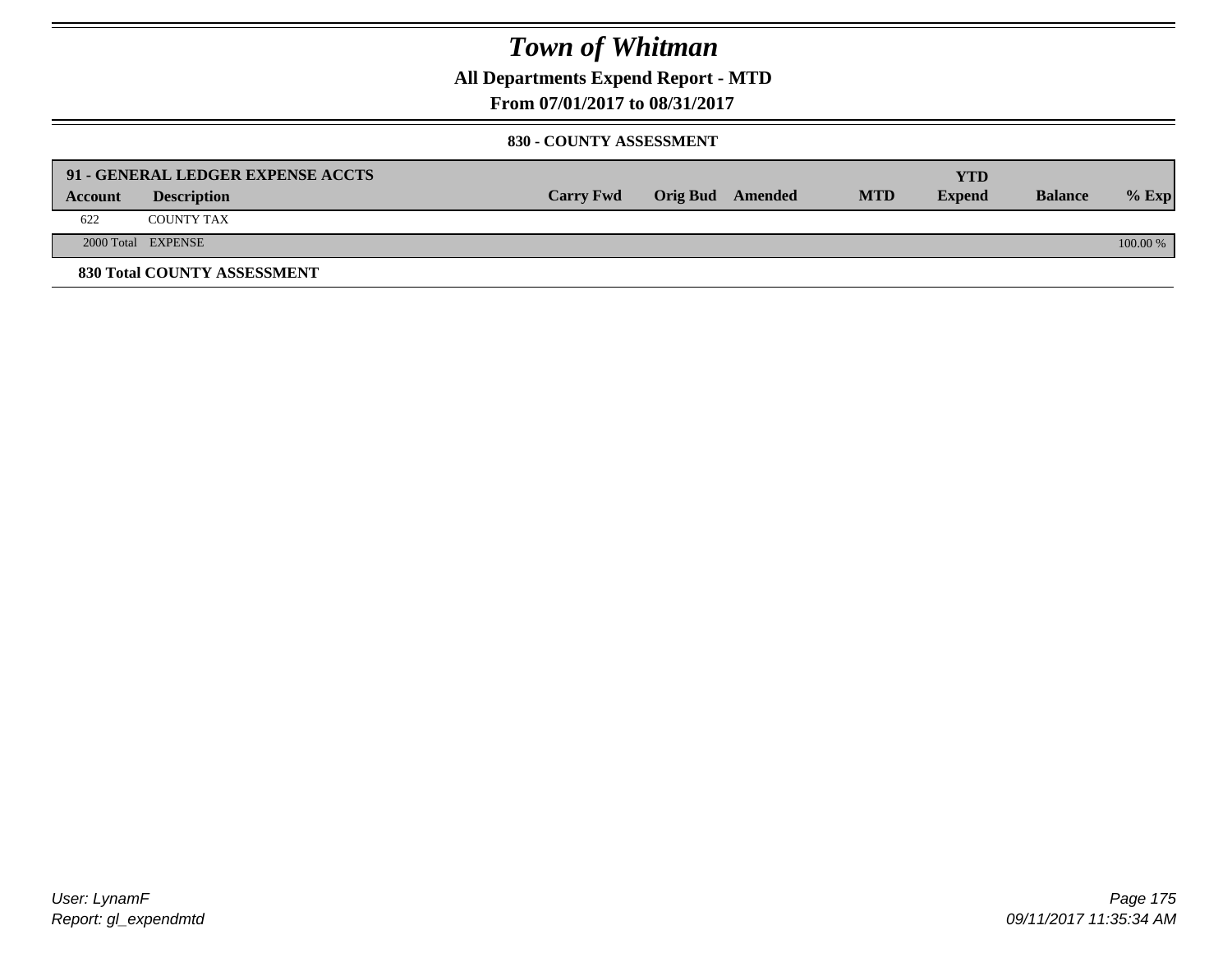# Town of Whitman

## All Departments Expend Report - MTD

## From 07/01/2017 to 08/31/2017

### 830 - COUNTY ASSESSMENT

| 91 - GENERAL LEDGER EXPENSE ACCTS | | | | | | YTD | | |
|---|---|---|---|---|---|---|---|---|
| **Account** | **Description** | **Carry Fwd** | **Orig Bud** | **Amended** | **MTD** | **Expend** | **Balance** | **% Exp** |
| 622 | COUNTY TAX | | | | | | | |
| 2000 Total | EXPENSE | | | | | | | 100.00 % |

**830 Total COUNTY ASSESSMENT**

User: LynamF
Report: gl_expendmtd

09/11/2017 11:35:34 AM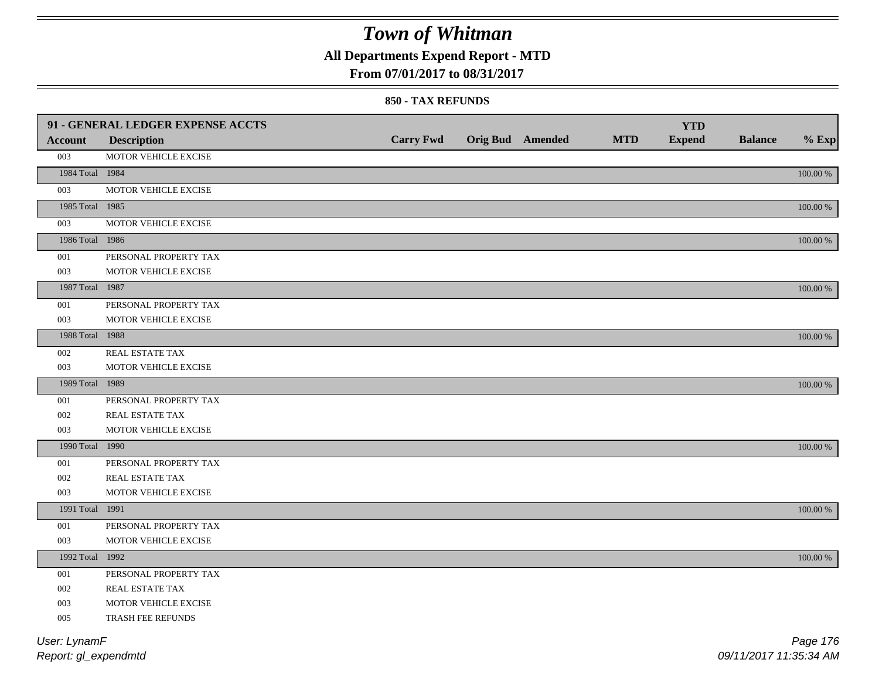# Town of Whitman

## All Departments Expend Report - MTD

### From 07/01/2017 to 08/31/2017

#### 850 - TAX REFUNDS

| 91 - GENERAL LEDGER EXPENSE ACCTS | | | | | | | | |
|---|---|---|---|---|---|---|---|---|
| **Account** | **Description** | **Carry Fwd** | **Orig Bud** | **Amended** | **MTD** | **YTD Expend** | **Balance** | **% Exp** |
| 003 | MOTOR VEHICLE EXCISE | | | | | | | |
| 1984 Total | 1984 | | | | | | | 100.00 % |
| 003 | MOTOR VEHICLE EXCISE | | | | | | | |
| 1985 Total | 1985 | | | | | | | 100.00 % |
| 003 | MOTOR VEHICLE EXCISE | | | | | | | |
| 1986 Total | 1986 | | | | | | | 100.00 % |
| 001 | PERSONAL PROPERTY TAX | | | | | | | |
| 003 | MOTOR VEHICLE EXCISE | | | | | | | |
| 1987 Total | 1987 | | | | | | | 100.00 % |
| 001 | PERSONAL PROPERTY TAX | | | | | | | |
| 003 | MOTOR VEHICLE EXCISE | | | | | | | |
| 1988 Total | 1988 | | | | | | | 100.00 % |
| 002 | REAL ESTATE TAX | | | | | | | |
| 003 | MOTOR VEHICLE EXCISE | | | | | | | |
| 1989 Total | 1989 | | | | | | | 100.00 % |
| 001 | PERSONAL PROPERTY TAX | | | | | | | |
| 002 | REAL ESTATE TAX | | | | | | | |
| 003 | MOTOR VEHICLE EXCISE | | | | | | | |
| 1990 Total | 1990 | | | | | | | 100.00 % |
| 001 | PERSONAL PROPERTY TAX | | | | | | | |
| 002 | REAL ESTATE TAX | | | | | | | |
| 003 | MOTOR VEHICLE EXCISE | | | | | | | |
| 1991 Total | 1991 | | | | | | | 100.00 % |
| 001 | PERSONAL PROPERTY TAX | | | | | | | |
| 003 | MOTOR VEHICLE EXCISE | | | | | | | |
| 1992 Total | 1992 | | | | | | | 100.00 % |
| 001 | PERSONAL PROPERTY TAX | | | | | | | |
| 002 | REAL ESTATE TAX | | | | | | | |
| 003 | MOTOR VEHICLE EXCISE | | | | | | | |
| 005 | TRASH FEE REFUNDS | | | | | | | |

User: LynamF
Report: gl_expendmtd

09/11/2017 11:35:34 AM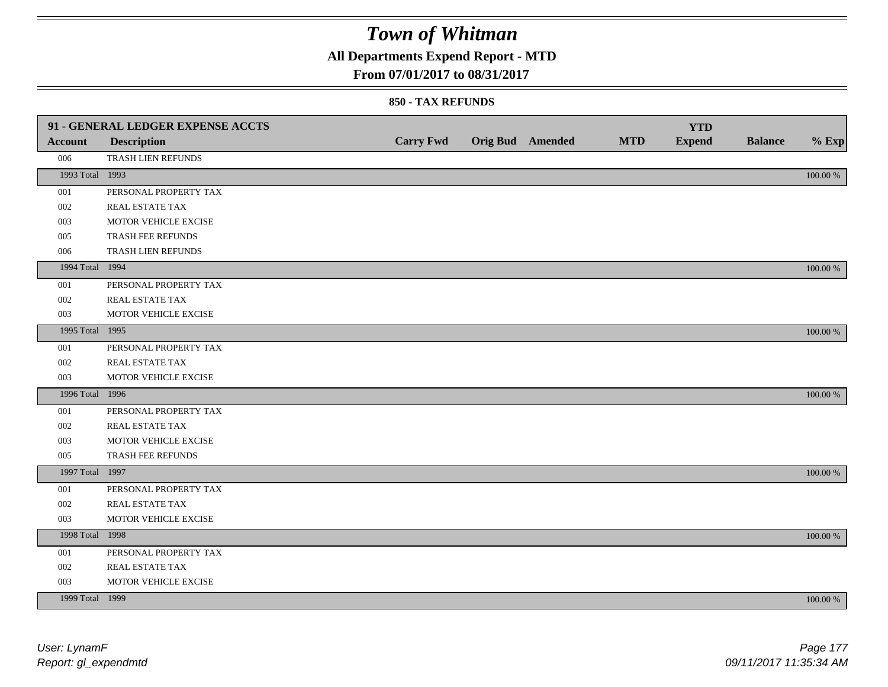# Town of Whitman

## All Departments Expend Report - MTD

### From 07/01/2017 to 08/31/2017

#### 850 - TAX REFUNDS

| 91 - GENERAL LEDGER EXPENSE ACCTS | | | | | | YTD | | |
|---|---|---|---|---|---|---|---|---|
| **Account** | **Description** | **Carry Fwd** | **Orig Bud** | **Amended** | **MTD** | **Expend** | **Balance** | **% Exp** |
| 006 | TRASH LIEN REFUNDS | | | | | | | |
| 1993 Total | 1993 | | | | | | | 100.00 % |
| 001 | PERSONAL PROPERTY TAX | | | | | | | |
| 002 | REAL ESTATE TAX | | | | | | | |
| 003 | MOTOR VEHICLE EXCISE | | | | | | | |
| 005 | TRASH FEE REFUNDS | | | | | | | |
| 006 | TRASH LIEN REFUNDS | | | | | | | |
| 1994 Total | 1994 | | | | | | | 100.00 % |
| 001 | PERSONAL PROPERTY TAX | | | | | | | |
| 002 | REAL ESTATE TAX | | | | | | | |
| 003 | MOTOR VEHICLE EXCISE | | | | | | | |
| 1995 Total | 1995 | | | | | | | 100.00 % |
| 001 | PERSONAL PROPERTY TAX | | | | | | | |
| 002 | REAL ESTATE TAX | | | | | | | |
| 003 | MOTOR VEHICLE EXCISE | | | | | | | |
| 1996 Total | 1996 | | | | | | | 100.00 % |
| 001 | PERSONAL PROPERTY TAX | | | | | | | |
| 002 | REAL ESTATE TAX | | | | | | | |
| 003 | MOTOR VEHICLE EXCISE | | | | | | | |
| 005 | TRASH FEE REFUNDS | | | | | | | |
| 1997 Total | 1997 | | | | | | | 100.00 % |
| 001 | PERSONAL PROPERTY TAX | | | | | | | |
| 002 | REAL ESTATE TAX | | | | | | | |
| 003 | MOTOR VEHICLE EXCISE | | | | | | | |
| 1998 Total | 1998 | | | | | | | 100.00 % |
| 001 | PERSONAL PROPERTY TAX | | | | | | | |
| 002 | REAL ESTATE TAX | | | | | | | |
| 003 | MOTOR VEHICLE EXCISE | | | | | | | |
| 1999 Total | 1999 | | | | | | | 100.00 % |

*User: LynamF*
*Report: gl_expendmtd*

*09/11/2017 11:35:34 AM*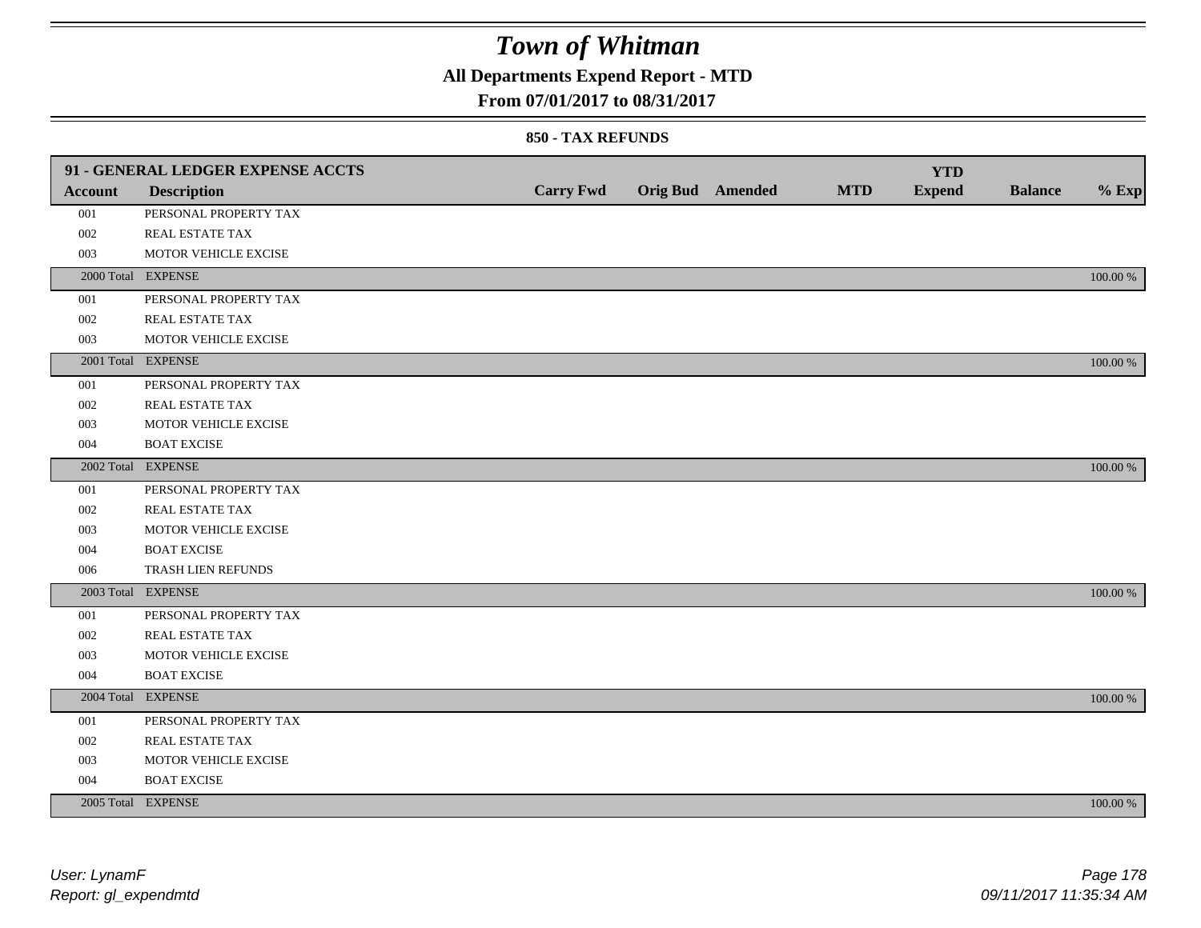# Town of Whitman

**All Departments Expend Report - MTD**

**From 07/01/2017 to 08/31/2017**

**850 - TAX REFUNDS**

| 91 - GENERAL LEDGER EXPENSE ACCTS | | | | | | | | |
|---|---|---|---|---|---|---|---|---|
| **Account** | **Description** | **Carry Fwd** | **Orig Bud** | **Amended** | **MTD** | **YTD Expend** | **Balance** | **% Exp** |
| 001 | PERSONAL PROPERTY TAX | | | | | | | |
| 002 | REAL ESTATE TAX | | | | | | | |
| 003 | MOTOR VEHICLE EXCISE | | | | | | | |
| 2000 Total | EXPENSE | | | | | | | 100.00 % |
| 001 | PERSONAL PROPERTY TAX | | | | | | | |
| 002 | REAL ESTATE TAX | | | | | | | |
| 003 | MOTOR VEHICLE EXCISE | | | | | | | |
| 2001 Total | EXPENSE | | | | | | | 100.00 % |
| 001 | PERSONAL PROPERTY TAX | | | | | | | |
| 002 | REAL ESTATE TAX | | | | | | | |
| 003 | MOTOR VEHICLE EXCISE | | | | | | | |
| 004 | BOAT EXCISE | | | | | | | |
| 2002 Total | EXPENSE | | | | | | | 100.00 % |
| 001 | PERSONAL PROPERTY TAX | | | | | | | |
| 002 | REAL ESTATE TAX | | | | | | | |
| 003 | MOTOR VEHICLE EXCISE | | | | | | | |
| 004 | BOAT EXCISE | | | | | | | |
| 006 | TRASH LIEN REFUNDS | | | | | | | |
| 2003 Total | EXPENSE | | | | | | | 100.00 % |
| 001 | PERSONAL PROPERTY TAX | | | | | | | |
| 002 | REAL ESTATE TAX | | | | | | | |
| 003 | MOTOR VEHICLE EXCISE | | | | | | | |
| 004 | BOAT EXCISE | | | | | | | |
| 2004 Total | EXPENSE | | | | | | | 100.00 % |
| 001 | PERSONAL PROPERTY TAX | | | | | | | |
| 002 | REAL ESTATE TAX | | | | | | | |
| 003 | MOTOR VEHICLE EXCISE | | | | | | | |
| 004 | BOAT EXCISE | | | | | | | |
| 2005 Total | EXPENSE | | | | | | | 100.00 % |

*User: LynamF*
*Report: gl_expendmtd*

*09/11/2017 11:35:34 AM*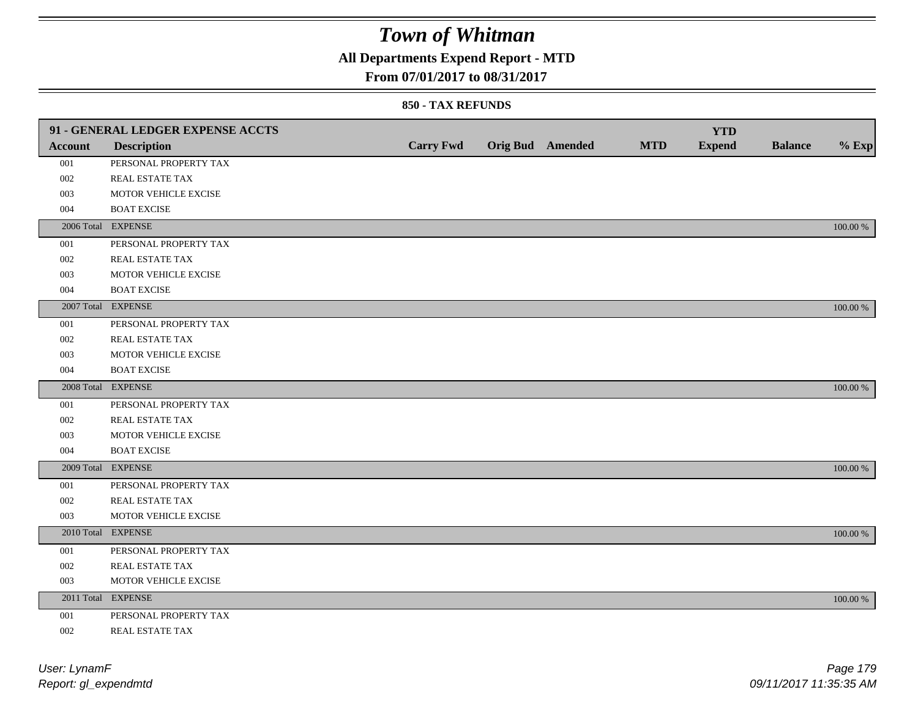# Town of Whitman

## All Departments Expend Report - MTD

### From 07/01/2017 to 08/31/2017

#### 850 - TAX REFUNDS

| 91 - GENERAL LEDGER EXPENSE ACCTS | | | | | | YTD | | |
|---|---|---|---|---|---|---|---|---|
| **Account** | **Description** | **Carry Fwd** | **Orig Bud** | **Amended** | **MTD** | **Expend** | **Balance** | **% Exp** |
| 001 | PERSONAL PROPERTY TAX | | | | | | | |
| 002 | REAL ESTATE TAX | | | | | | | |
| 003 | MOTOR VEHICLE EXCISE | | | | | | | |
| 004 | BOAT EXCISE | | | | | | | |
| 2006 Total | EXPENSE | | | | | | | 100.00 % |
| 001 | PERSONAL PROPERTY TAX | | | | | | | |
| 002 | REAL ESTATE TAX | | | | | | | |
| 003 | MOTOR VEHICLE EXCISE | | | | | | | |
| 004 | BOAT EXCISE | | | | | | | |
| 2007 Total | EXPENSE | | | | | | | 100.00 % |
| 001 | PERSONAL PROPERTY TAX | | | | | | | |
| 002 | REAL ESTATE TAX | | | | | | | |
| 003 | MOTOR VEHICLE EXCISE | | | | | | | |
| 004 | BOAT EXCISE | | | | | | | |
| 2008 Total | EXPENSE | | | | | | | 100.00 % |
| 001 | PERSONAL PROPERTY TAX | | | | | | | |
| 002 | REAL ESTATE TAX | | | | | | | |
| 003 | MOTOR VEHICLE EXCISE | | | | | | | |
| 004 | BOAT EXCISE | | | | | | | |
| 2009 Total | EXPENSE | | | | | | | 100.00 % |
| 001 | PERSONAL PROPERTY TAX | | | | | | | |
| 002 | REAL ESTATE TAX | | | | | | | |
| 003 | MOTOR VEHICLE EXCISE | | | | | | | |
| 2010 Total | EXPENSE | | | | | | | 100.00 % |
| 001 | PERSONAL PROPERTY TAX | | | | | | | |
| 002 | REAL ESTATE TAX | | | | | | | |
| 003 | MOTOR VEHICLE EXCISE | | | | | | | |
| 2011 Total | EXPENSE | | | | | | | 100.00 % |
| 001 | PERSONAL PROPERTY TAX | | | | | | | |
| 002 | REAL ESTATE TAX | | | | | | | |

User: LynamF
Report: gl_expendmtd

09/11/2017 11:35:35 AM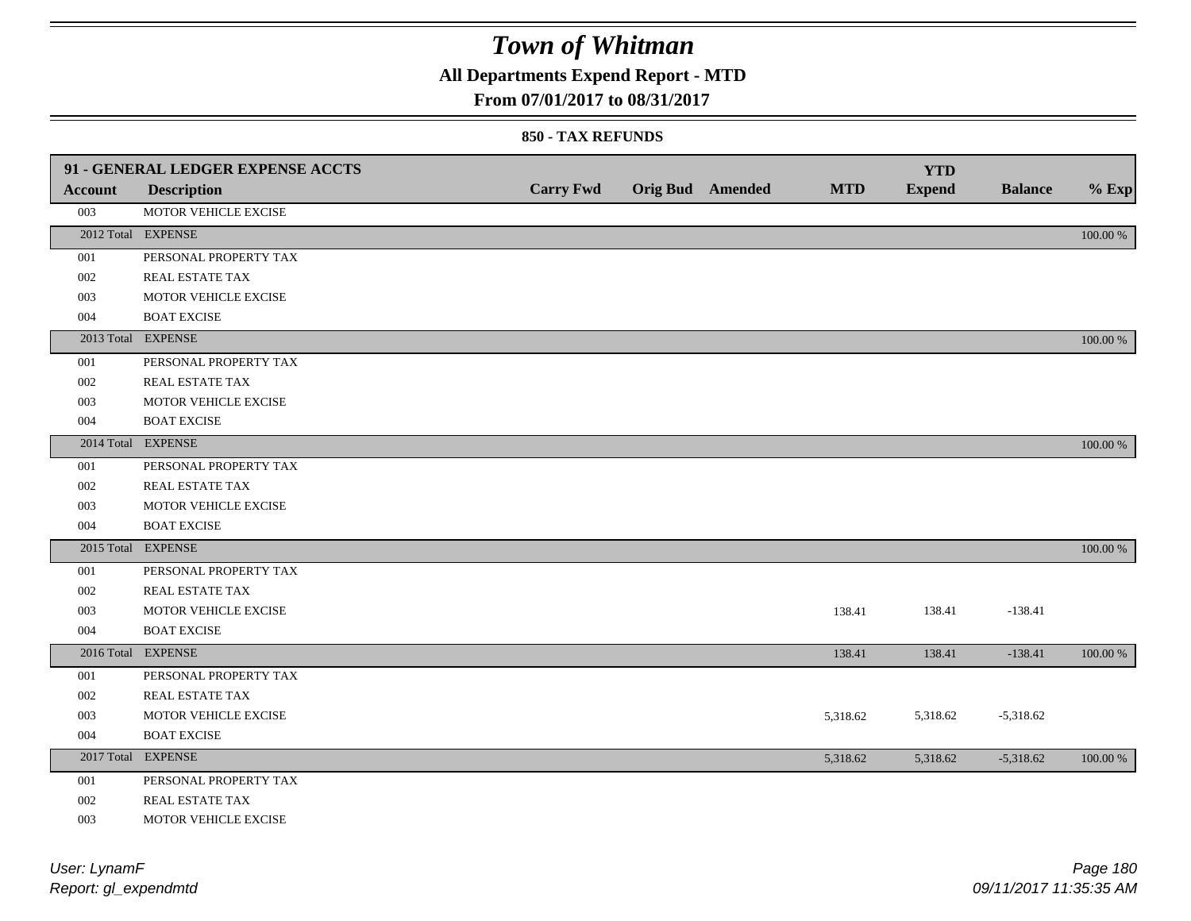# Town of Whitman

## All Departments Expend Report - MTD

### From 07/01/2017 to 08/31/2017

#### 850 - TAX REFUNDS

| Account | Description | Carry Fwd | Orig Bud | Amended | MTD | YTD Expend | Balance | % Exp |
|---|---|---|---|---|---|---|---|---|
| **91 - GENERAL LEDGER EXPENSE ACCTS** | | | | | | | | |
| 003 | MOTOR VEHICLE EXCISE | | | | | | | |
| 2012 Total | EXPENSE | | | | | | | 100.00 % |
| 001 | PERSONAL PROPERTY TAX | | | | | | | |
| 002 | REAL ESTATE TAX | | | | | | | |
| 003 | MOTOR VEHICLE EXCISE | | | | | | | |
| 004 | BOAT EXCISE | | | | | | | |
| 2013 Total | EXPENSE | | | | | | | 100.00 % |
| 001 | PERSONAL PROPERTY TAX | | | | | | | |
| 002 | REAL ESTATE TAX | | | | | | | |
| 003 | MOTOR VEHICLE EXCISE | | | | | | | |
| 004 | BOAT EXCISE | | | | | | | |
| 2014 Total | EXPENSE | | | | | | | 100.00 % |
| 001 | PERSONAL PROPERTY TAX | | | | | | | |
| 002 | REAL ESTATE TAX | | | | | | | |
| 003 | MOTOR VEHICLE EXCISE | | | | | | | |
| 004 | BOAT EXCISE | | | | | | | |
| 2015 Total | EXPENSE | | | | | | | 100.00 % |
| 001 | PERSONAL PROPERTY TAX | | | | | | | |
| 002 | REAL ESTATE TAX | | | | | | | |
| 003 | MOTOR VEHICLE EXCISE | | | | 138.41 | 138.41 | -138.41 | |
| 004 | BOAT EXCISE | | | | | | | |
| 2016 Total | EXPENSE | | | | 138.41 | 138.41 | -138.41 | 100.00 % |
| 001 | PERSONAL PROPERTY TAX | | | | | | | |
| 002 | REAL ESTATE TAX | | | | | | | |
| 003 | MOTOR VEHICLE EXCISE | | | | 5,318.62 | 5,318.62 | -5,318.62 | |
| 004 | BOAT EXCISE | | | | | | | |
| 2017 Total | EXPENSE | | | | 5,318.62 | 5,318.62 | -5,318.62 | 100.00 % |
| 001 | PERSONAL PROPERTY TAX | | | | | | | |
| 002 | REAL ESTATE TAX | | | | | | | |
| 003 | MOTOR VEHICLE EXCISE | | | | | | | |

User: LynamF
Report: gl_expendmtd

09/11/2017 11:35:35 AM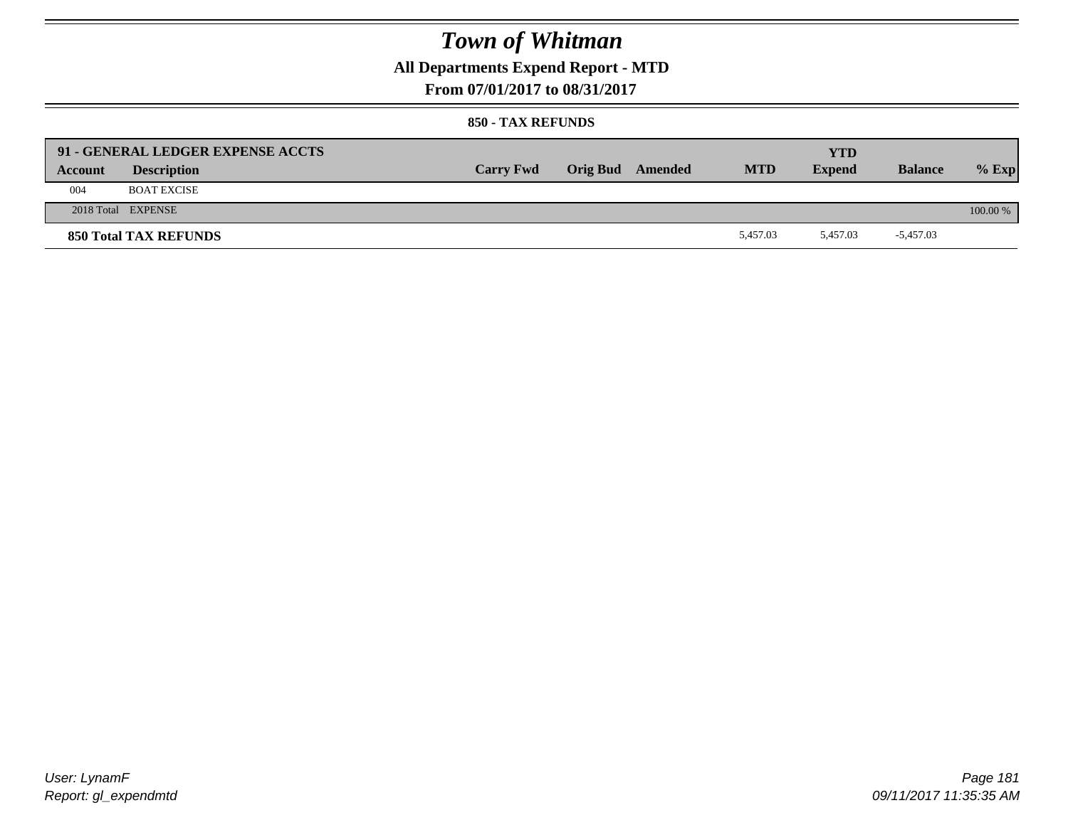# Town of Whitman

## All Departments Expend Report - MTD

### From 07/01/2017 to 08/31/2017

#### 850 - TAX REFUNDS

| 91 - GENERAL LEDGER EXPENSE ACCTS | | | | | | YTD | | |
|---|---|---|---|---|---|---|---|---|
| **Account** | **Description** | **Carry Fwd** | **Orig Bud** | **Amended** | **MTD** | **Expend** | **Balance** | **% Exp** |
| 004 | BOAT EXCISE | | | | | | | |
| 2018 Total | EXPENSE | | | | | | | 100.00 % |
| **850 Total TAX REFUNDS** | | | | | 5,457.03 | 5,457.03 | -5,457.03 | |

User: LynamF
Report: gl_expendmtd

09/11/2017 11:35:35 AM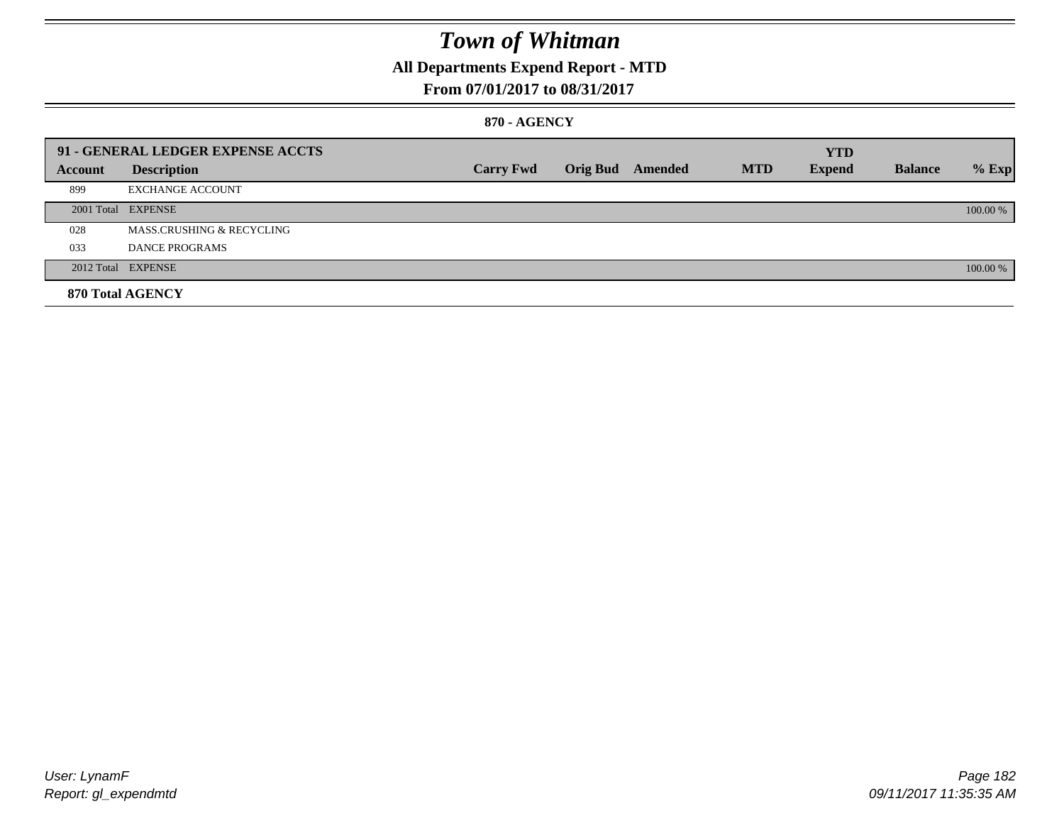# Town of Whitman

## All Departments Expend Report - MTD

### From 07/01/2017 to 08/31/2017

#### 870 - AGENCY

| 91 - GENERAL LEDGER EXPENSE ACCTS | | | | | | YTD | | |
|---|---|---|---|---|---|---|---|---|
| **Account** | **Description** | **Carry Fwd** | **Orig Bud** | **Amended** | **MTD** | **Expend** | **Balance** | **% Exp** |
| 899 | EXCHANGE ACCOUNT | | | | | | | |
| 2001 Total | EXPENSE | | | | | | | 100.00 % |
| 028 | MASS.CRUSHING & RECYCLING | | | | | | | |
| 033 | DANCE PROGRAMS | | | | | | | |
| 2012 Total | EXPENSE | | | | | | | 100.00 % |
| **870 Total AGENCY** | | | | | | | | |

User: LynamF
Report: gl_expendmtd

09/11/2017 11:35:35 AM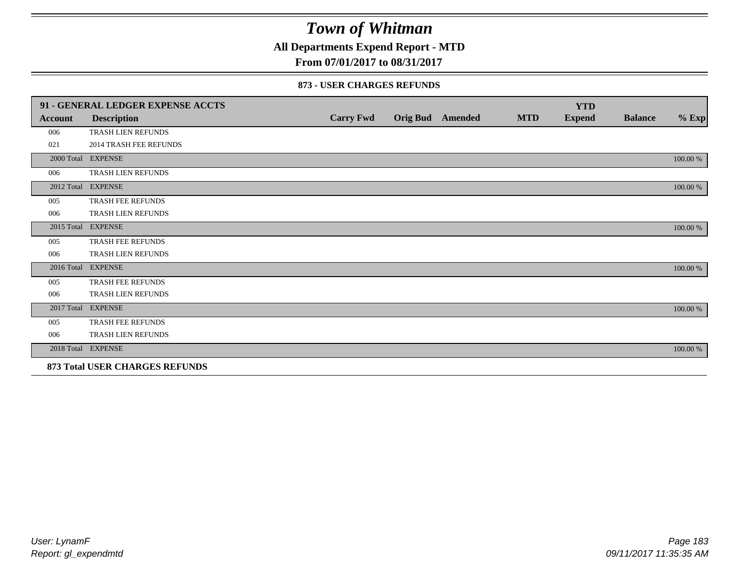# Town of Whitman

**All Departments Expend Report - MTD**

**From 07/01/2017 to 08/31/2017**

**873 - USER CHARGES REFUNDS**

| Account | Description | Carry Fwd | Orig Bud | Amended | MTD | YTD Expend | Balance | % Exp |
|---|---|---|---|---|---|---|---|---|
| **91 - GENERAL LEDGER EXPENSE ACCTS** | | | | | | | | |
| 006 | TRASH LIEN REFUNDS | | | | | | | |
| 021 | 2014 TRASH FEE REFUNDS | | | | | | | |
| 2000 Total | EXPENSE | | | | | | | 100.00 % |
| 006 | TRASH LIEN REFUNDS | | | | | | | |
| 2012 Total | EXPENSE | | | | | | | 100.00 % |
| 005 | TRASH FEE REFUNDS | | | | | | | |
| 006 | TRASH LIEN REFUNDS | | | | | | | |
| 2015 Total | EXPENSE | | | | | | | 100.00 % |
| 005 | TRASH FEE REFUNDS | | | | | | | |
| 006 | TRASH LIEN REFUNDS | | | | | | | |
| 2016 Total | EXPENSE | | | | | | | 100.00 % |
| 005 | TRASH FEE REFUNDS | | | | | | | |
| 006 | TRASH LIEN REFUNDS | | | | | | | |
| 2017 Total | EXPENSE | | | | | | | 100.00 % |
| 005 | TRASH FEE REFUNDS | | | | | | | |
| 006 | TRASH LIEN REFUNDS | | | | | | | |
| 2018 Total | EXPENSE | | | | | | | 100.00 % |
| **873 Total USER CHARGES REFUNDS** | | | | | | | | |

User: LynamF
Report: gl_expendmtd

09/11/2017 11:35:35 AM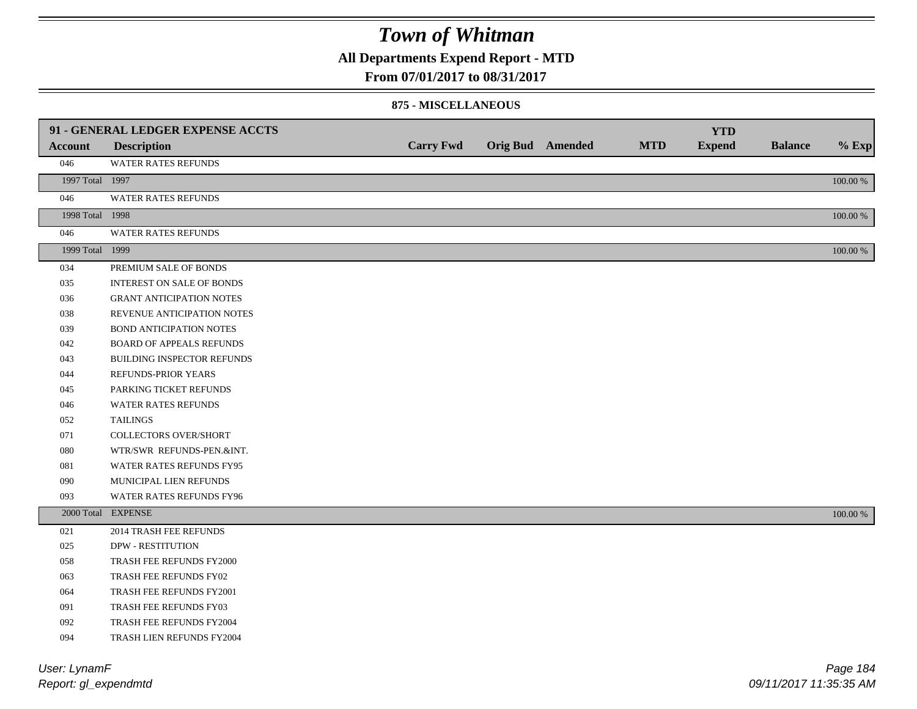# Town of Whitman

## All Departments Expend Report - MTD

### From 07/01/2017 to 08/31/2017

#### 875 - MISCELLANEOUS

| Account | Description | Carry Fwd | Orig Bud | Amended | MTD | YTD Expend | Balance | % Exp |
|---|---|---|---|---|---|---|---|---|
| **91 - GENERAL LEDGER EXPENSE ACCTS** | | | | | | | | |
| 046 | WATER RATES REFUNDS | | | | | | | |
| 1997 Total | 1997 | | | | | | | 100.00 % |
| 046 | WATER RATES REFUNDS | | | | | | | |
| 1998 Total | 1998 | | | | | | | 100.00 % |
| 046 | WATER RATES REFUNDS | | | | | | | |
| 1999 Total | 1999 | | | | | | | 100.00 % |
| 034 | PREMIUM SALE OF BONDS | | | | | | | |
| 035 | INTEREST ON SALE OF BONDS | | | | | | | |
| 036 | GRANT ANTICIPATION NOTES | | | | | | | |
| 038 | REVENUE ANTICIPATION NOTES | | | | | | | |
| 039 | BOND ANTICIPATION NOTES | | | | | | | |
| 042 | BOARD OF APPEALS REFUNDS | | | | | | | |
| 043 | BUILDING INSPECTOR REFUNDS | | | | | | | |
| 044 | REFUNDS-PRIOR YEARS | | | | | | | |
| 045 | PARKING TICKET REFUNDS | | | | | | | |
| 046 | WATER RATES REFUNDS | | | | | | | |
| 052 | TAILINGS | | | | | | | |
| 071 | COLLECTORS OVER/SHORT | | | | | | | |
| 080 | WTR/SWR REFUNDS-PEN.&INT. | | | | | | | |
| 081 | WATER RATES REFUNDS FY95 | | | | | | | |
| 090 | MUNICIPAL LIEN REFUNDS | | | | | | | |
| 093 | WATER RATES REFUNDS FY96 | | | | | | | |
| 2000 Total | EXPENSE | | | | | | | 100.00 % |
| 021 | 2014 TRASH FEE REFUNDS | | | | | | | |
| 025 | DPW - RESTITUTION | | | | | | | |
| 058 | TRASH FEE REFUNDS FY2000 | | | | | | | |
| 063 | TRASH FEE REFUNDS FY02 | | | | | | | |
| 064 | TRASH FEE REFUNDS FY2001 | | | | | | | |
| 091 | TRASH FEE REFUNDS FY03 | | | | | | | |
| 092 | TRASH FEE REFUNDS FY2004 | | | | | | | |
| 094 | TRASH LIEN REFUNDS FY2004 | | | | | | | |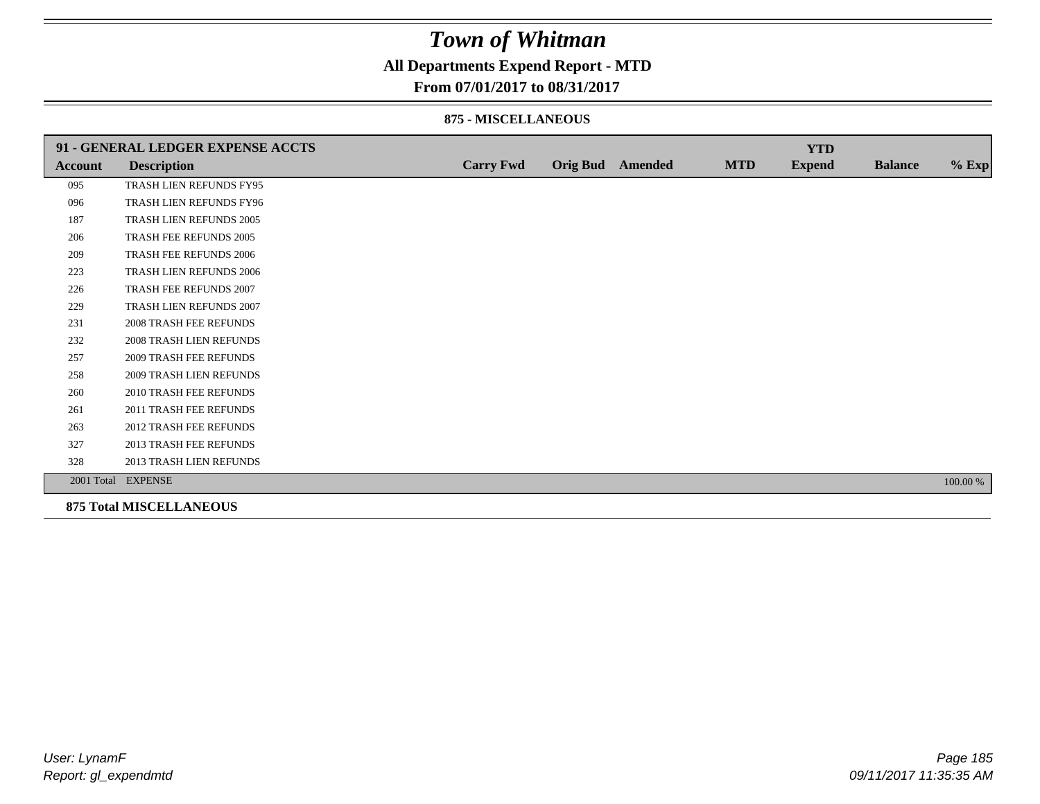# Town of Whitman

## All Departments Expend Report - MTD

### From 07/01/2017 to 08/31/2017

#### 875 - MISCELLANEOUS

| 91 - GENERAL LEDGER EXPENSE ACCTS | | | | | | YTD | | |
|---|---|---|---|---|---|---|---|---|
| **Account** | **Description** | **Carry Fwd** | **Orig Bud** | **Amended** | **MTD** | **Expend** | **Balance** | **% Exp** |
| 095 | TRASH LIEN REFUNDS FY95 | | | | | | | |
| 096 | TRASH LIEN REFUNDS FY96 | | | | | | | |
| 187 | TRASH LIEN REFUNDS 2005 | | | | | | | |
| 206 | TRASH FEE REFUNDS 2005 | | | | | | | |
| 209 | TRASH FEE REFUNDS 2006 | | | | | | | |
| 223 | TRASH LIEN REFUNDS 2006 | | | | | | | |
| 226 | TRASH FEE REFUNDS 2007 | | | | | | | |
| 229 | TRASH LIEN REFUNDS 2007 | | | | | | | |
| 231 | 2008 TRASH FEE REFUNDS | | | | | | | |
| 232 | 2008 TRASH LIEN REFUNDS | | | | | | | |
| 257 | 2009 TRASH FEE REFUNDS | | | | | | | |
| 258 | 2009 TRASH LIEN REFUNDS | | | | | | | |
| 260 | 2010 TRASH FEE REFUNDS | | | | | | | |
| 261 | 2011 TRASH FEE REFUNDS | | | | | | | |
| 263 | 2012 TRASH FEE REFUNDS | | | | | | | |
| 327 | 2013 TRASH FEE REFUNDS | | | | | | | |
| 328 | 2013 TRASH LIEN REFUNDS | | | | | | | |
| 2001 Total | EXPENSE | | | | | | | 100.00 % |

**875 Total MISCELLANEOUS**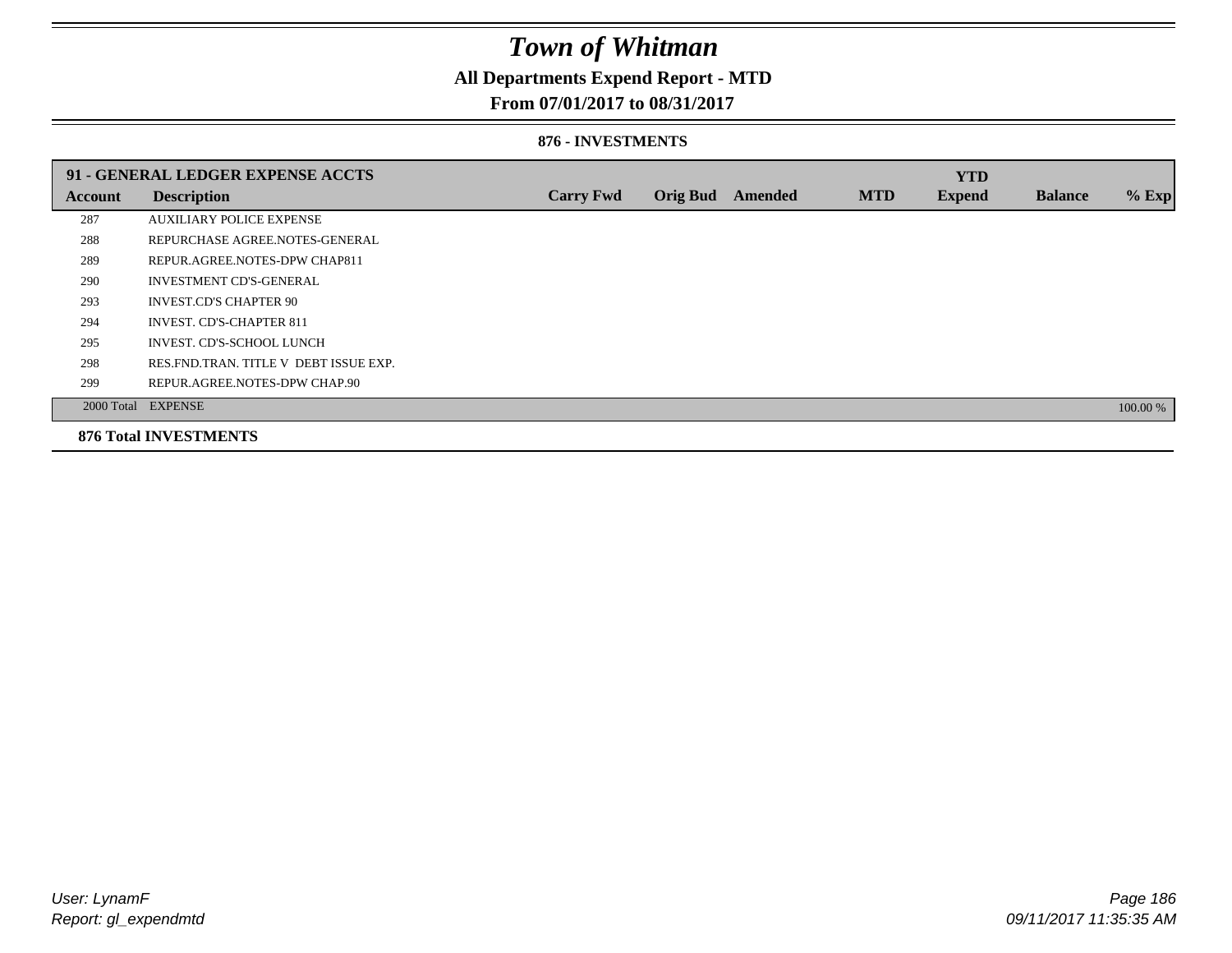# *Town of Whitman*

**All Departments Expend Report - MTD**

**From 07/01/2017 to 08/31/2017**

**876 - INVESTMENTS**

| 91 - GENERAL LEDGER EXPENSE ACCTS | | | | | | YTD | | |
|---|---|---|---|---|---|---|---|---|
| **Account** | **Description** | **Carry Fwd** | **Orig Bud** | **Amended** | **MTD** | **Expend** | **Balance** | **% Exp** |
| 287 | AUXILIARY POLICE EXPENSE | | | | | | | |
| 288 | REPURCHASE AGREE.NOTES-GENERAL | | | | | | | |
| 289 | REPUR.AGREE.NOTES-DPW CHAP811 | | | | | | | |
| 290 | INVESTMENT CD'S-GENERAL | | | | | | | |
| 293 | INVEST.CD'S CHAPTER 90 | | | | | | | |
| 294 | INVEST. CD'S-CHAPTER 811 | | | | | | | |
| 295 | INVEST. CD'S-SCHOOL LUNCH | | | | | | | |
| 298 | RES.FND.TRAN. TITLE V DEBT ISSUE EXP. | | | | | | | |
| 299 | REPUR.AGREE.NOTES-DPW CHAP.90 | | | | | | | |
| 2000 Total | EXPENSE | | | | | | | 100.00 % |

**876 Total INVESTMENTS**

*User: LynamF*
*Report: gl_expendmtd*

*09/11/2017 11:35:35 AM*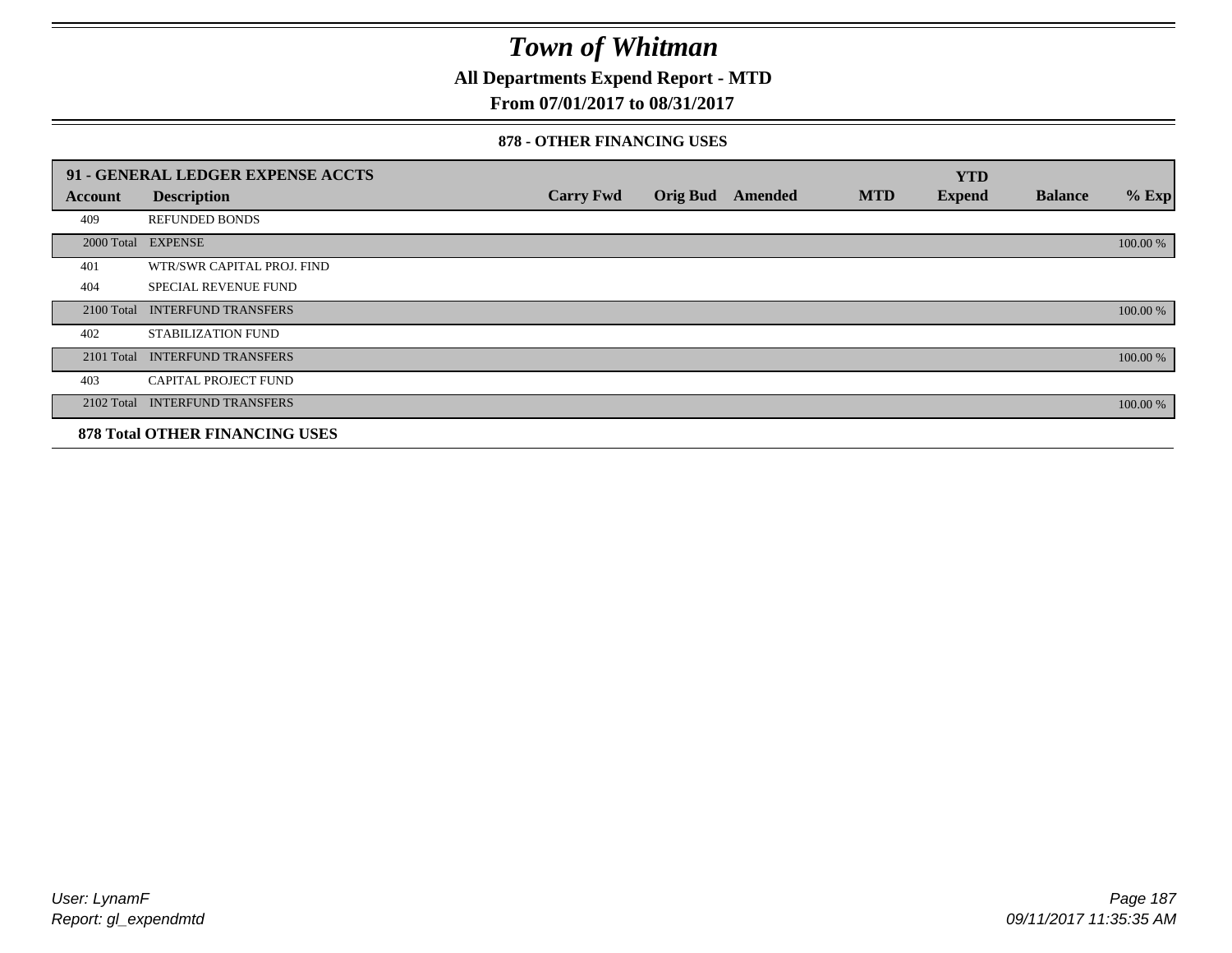# Town of Whitman

**All Departments Expend Report - MTD**

**From 07/01/2017 to 08/31/2017**

**878 - OTHER FINANCING USES**

| 91 - GENERAL LEDGER EXPENSE ACCTS | | | | | | YTD | | |
|---|---|---|---|---|---|---|---|---|
| **Account** | **Description** | **Carry Fwd** | **Orig Bud** | **Amended** | **MTD** | **Expend** | **Balance** | **% Exp** |
| 409 | REFUNDED BONDS | | | | | | | |
| 2000 Total | EXPENSE | | | | | | | 100.00 % |
| 401 | WTR/SWR CAPITAL PROJ. FIND | | | | | | | |
| 404 | SPECIAL REVENUE FUND | | | | | | | |
| 2100 Total | INTERFUND TRANSFERS | | | | | | | 100.00 % |
| 402 | STABILIZATION FUND | | | | | | | |
| 2101 Total | INTERFUND TRANSFERS | | | | | | | 100.00 % |
| 403 | CAPITAL PROJECT FUND | | | | | | | |
| 2102 Total | INTERFUND TRANSFERS | | | | | | | 100.00 % |
| **878 Total OTHER FINANCING USES** | | | | | | | | |

*User: LynamF*

*Report: gl_expendmtd*

*09/11/2017 11:35:35 AM*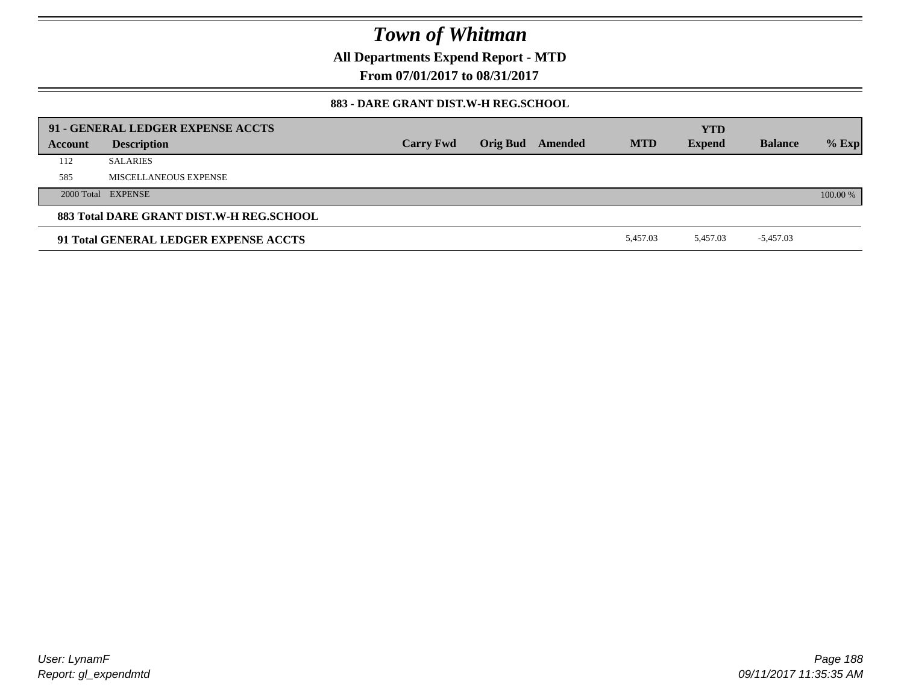# Town of Whitman

**All Departments Expend Report - MTD**

**From 07/01/2017 to 08/31/2017**

### 883 - DARE GRANT DIST.W-H REG.SCHOOL

| Account | Description | Carry Fwd | Orig Bud | Amended | MTD | YTD Expend | Balance | % Exp |
|---|---|---|---|---|---|---|---|---|
| **91 - GENERAL LEDGER EXPENSE ACCTS** | | | | | | | | |
| 112 | SALARIES | | | | | | | |
| 585 | MISCELLANEOUS EXPENSE | | | | | | | |
| 2000 Total | EXPENSE | | | | | | | 100.00 % |
| **883 Total DARE GRANT DIST.W-H REG.SCHOOL** | | | | | | | | |
| **91 Total GENERAL LEDGER EXPENSE ACCTS** | | | | | 5,457.03 | 5,457.03 | -5,457.03 | |

User: LynamF
Report: gl_expendmtd

09/11/2017 11:35:35 AM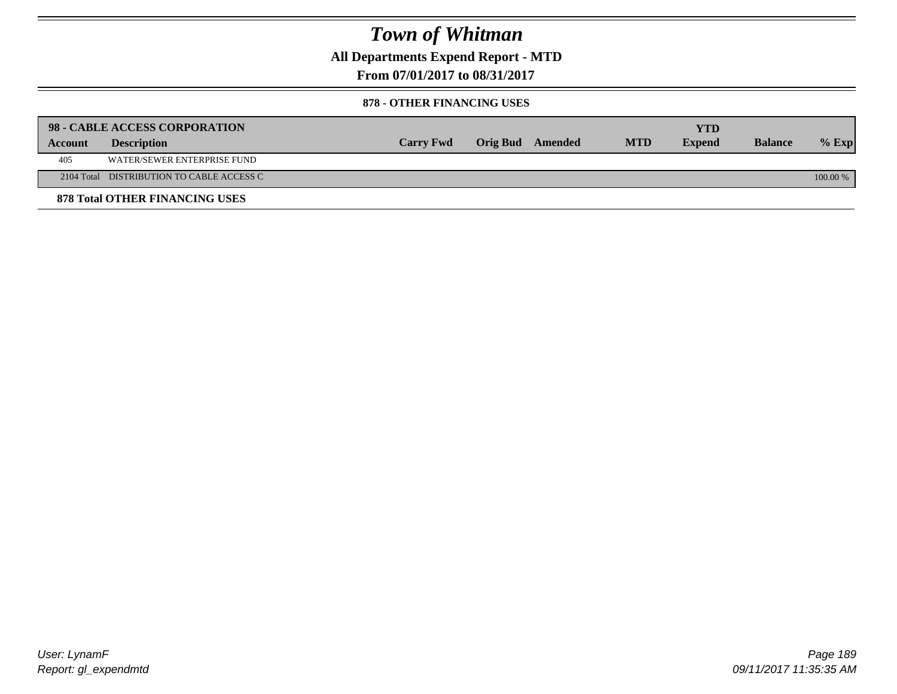# Town of Whitman

## All Departments Expend Report - MTD

## From 07/01/2017 to 08/31/2017

### 878 - OTHER FINANCING USES

| 98 - CABLE ACCESS CORPORATION | | | | | | YTD | | |
|---|---|---|---|---|---|---|---|---|
| **Account** | **Description** | **Carry Fwd** | **Orig Bud** | **Amended** | **MTD** | **Expend** | **Balance** | **% Exp** |
| 405 | WATER/SEWER ENTERPRISE FUND | | | | | | | |
| 2104 Total | DISTRIBUTION TO CABLE ACCESS C | | | | | | | 100.00 % |

**878 Total OTHER FINANCING USES**

*User: LynamF*
*Report: gl_expendmtd*

*09/11/2017 11:35:35 AM*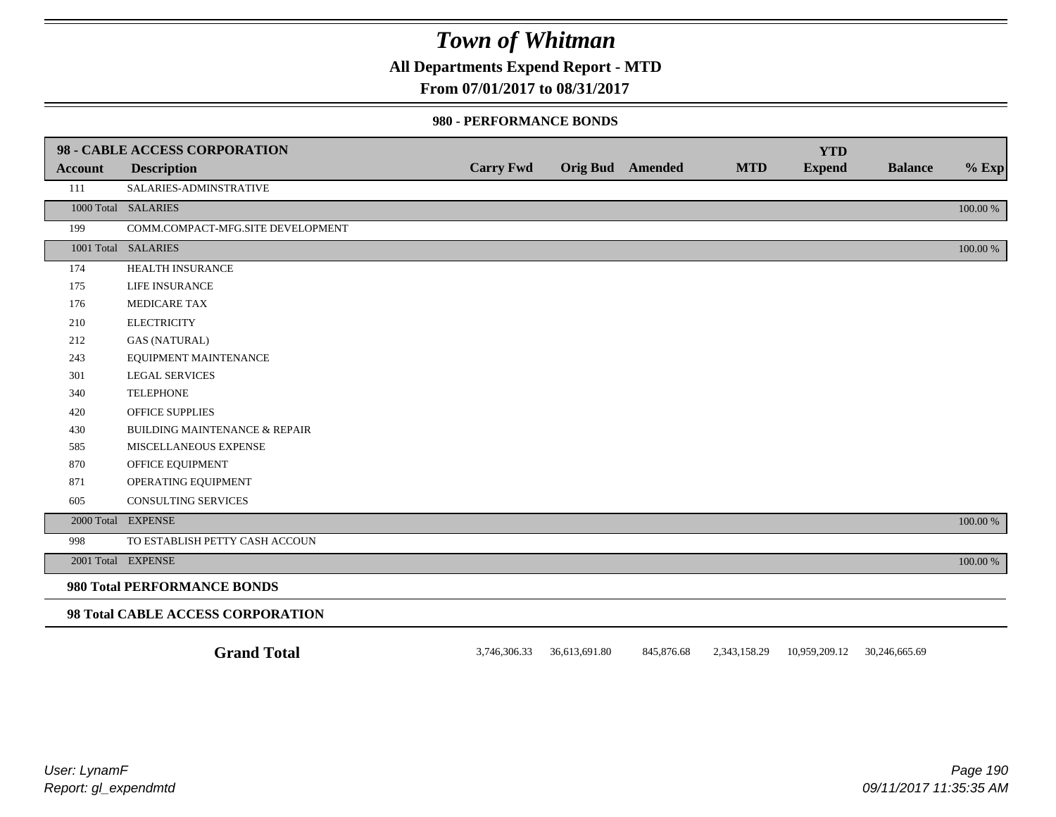# Town of Whitman

## All Departments Expend Report - MTD

### From 07/01/2017 to 08/31/2017

#### 980 - PERFORMANCE BONDS

**98 - CABLE ACCESS CORPORATION**

| Account | Description | Carry Fwd | Orig Bud | Amended | MTD | YTD Expend | Balance | % Exp |
|---|---|---|---|---|---|---|---|---|
| 111 | SALARIES-ADMINSTRATIVE | | | | | | | |
| 1000 Total | SALARIES | | | | | | | 100.00 % |
| 199 | COMM.COMPACT-MFG.SITE DEVELOPMENT | | | | | | | |
| 1001 Total | SALARIES | | | | | | | 100.00 % |
| 174 | HEALTH INSURANCE | | | | | | | |
| 175 | LIFE INSURANCE | | | | | | | |
| 176 | MEDICARE TAX | | | | | | | |
| 210 | ELECTRICITY | | | | | | | |
| 212 | GAS (NATURAL) | | | | | | | |
| 243 | EQUIPMENT MAINTENANCE | | | | | | | |
| 301 | LEGAL SERVICES | | | | | | | |
| 340 | TELEPHONE | | | | | | | |
| 420 | OFFICE SUPPLIES | | | | | | | |
| 430 | BUILDING MAINTENANCE & REPAIR | | | | | | | |
| 585 | MISCELLANEOUS EXPENSE | | | | | | | |
| 870 | OFFICE EQUIPMENT | | | | | | | |
| 871 | OPERATING EQUIPMENT | | | | | | | |
| 605 | CONSULTING SERVICES | | | | | | | |
| 2000 Total | EXPENSE | | | | | | | 100.00 % |
| 998 | TO ESTABLISH PETTY CASH ACCOUN | | | | | | | |
| 2001 Total | EXPENSE | | | | | | | 100.00 % |
| | **980 Total PERFORMANCE BONDS** | | | | | | | |
| | **98 Total CABLE ACCESS CORPORATION** | | | | | | | |
| | **Grand Total** | 3,746,306.33 | 36,613,691.80 | 845,876.68 | 2,343,158.29 | 10,959,209.12 | 30,246,665.69 | |

User: LynamF
Report: gl_expendmtd

09/11/2017 11:35:35 AM